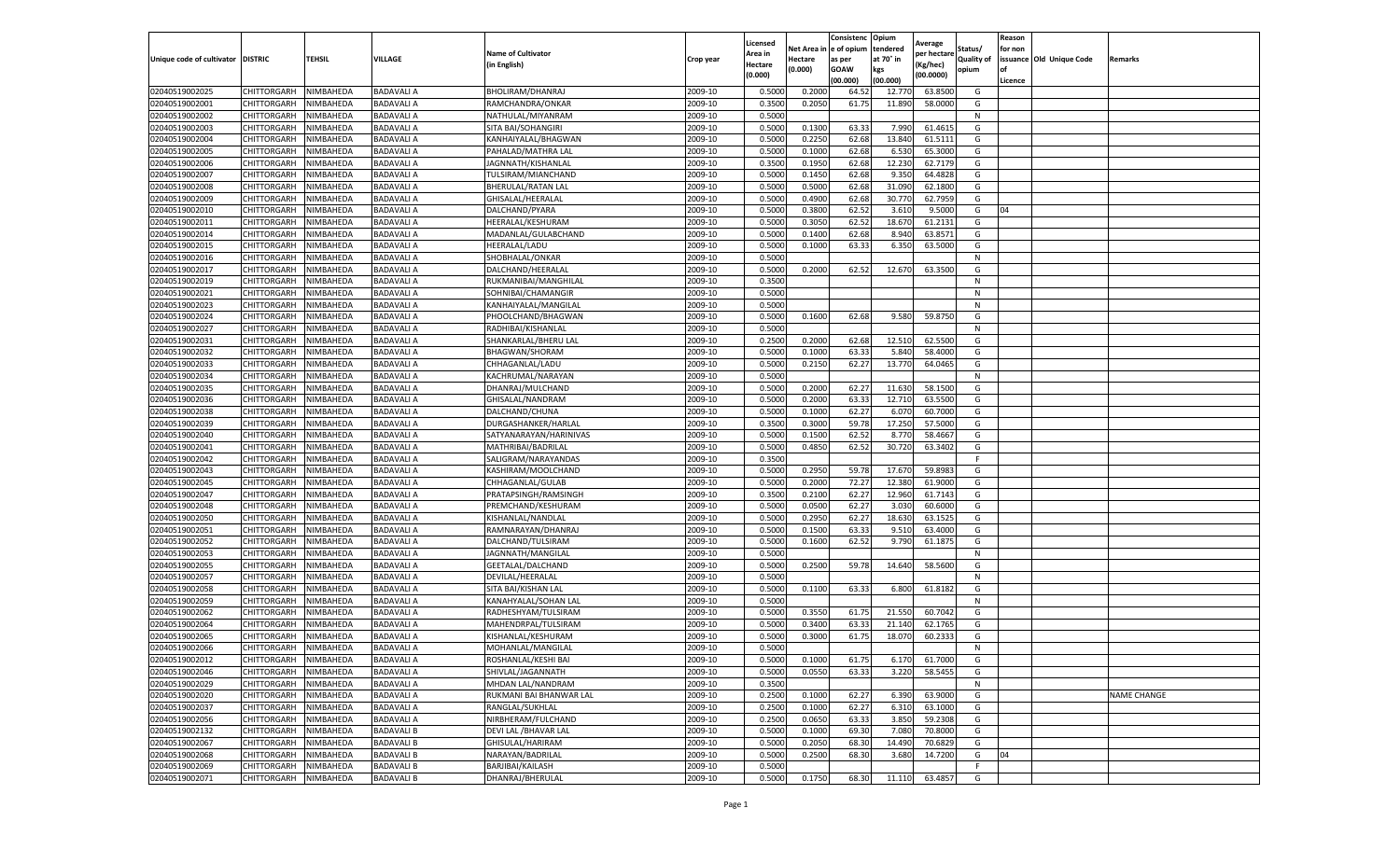| Unique code of cultivator | DISTRIC | TEHSIL | VILLAGE | Name of Cultivator (in English) | Crop year | Licensed Area in Hectare (0.000) | Net Area in Hectare (0.000) | Consistence of opium as per GOAW (00.000) | Opium tendered at 70° in kgs (00.000) | Average per hectare (Kg/hec) (00.0000) | Status/ Quality of opium | Reason for non issuance of Licence | Old Unique Code | Remarks |
|---|---|---|---|---|---|---|---|---|---|---|---|---|---|---|
| 02040519002025 | CHITTORGARH | NIMBAHEDA | BADAVALI A | BHOLIRAM/DHANRAJ | 2009-10 | 0.5000 | 0.2000 | 64.52 | 12.770 | 63.8500 | G | | | |
| 02040519002001 | CHITTORGARH | NIMBAHEDA | BADAVALI A | RAMCHANDRA/ONKAR | 2009-10 | 0.3500 | 0.2050 | 61.75 | 11.890 | 58.0000 | G | | | |
| 02040519002002 | CHITTORGARH | NIMBAHEDA | BADAVALI A | NATHULAL/MIYANRAM | 2009-10 | 0.5000 | | | | | N | | | |
| 02040519002003 | CHITTORGARH | NIMBAHEDA | BADAVALI A | SITA BAI/SOHANGIRI | 2009-10 | 0.5000 | 0.1300 | 63.33 | 7.990 | 61.4615 | G | | | |
| 02040519002004 | CHITTORGARH | NIMBAHEDA | BADAVALI A | KANHAIYALAL/BHAGWAN | 2009-10 | 0.5000 | 0.2250 | 62.68 | 13.840 | 61.5111 | G | | | |
| 02040519002005 | CHITTORGARH | NIMBAHEDA | BADAVALI A | PAHALAD/MATHRA LAL | 2009-10 | 0.5000 | 0.1000 | 62.68 | 6.530 | 65.3000 | G | | | |
| 02040519002006 | CHITTORGARH | NIMBAHEDA | BADAVALI A | JAGNNATH/KISHANLAL | 2009-10 | 0.3500 | 0.1950 | 62.68 | 12.230 | 62.7179 | G | | | |
| 02040519002007 | CHITTORGARH | NIMBAHEDA | BADAVALI A | TULSIRAM/MIANCHAND | 2009-10 | 0.5000 | 0.1450 | 62.68 | 9.350 | 64.4828 | G | | | |
| 02040519002008 | CHITTORGARH | NIMBAHEDA | BADAVALI A | BHERULAL/RATAN LAL | 2009-10 | 0.5000 | 0.5000 | 62.68 | 31.090 | 62.1800 | G | | | |
| 02040519002009 | CHITTORGARH | NIMBAHEDA | BADAVALI A | GHISALAL/HEERALAL | 2009-10 | 0.5000 | 0.4900 | 62.68 | 30.770 | 62.7959 | G | | | |
| 02040519002010 | CHITTORGARH | NIMBAHEDA | BADAVALI A | DALCHAND/PYARA | 2009-10 | 0.5000 | 0.3800 | 62.52 | 3.610 | 9.5000 | G | 04 | | |
| 02040519002011 | CHITTORGARH | NIMBAHEDA | BADAVALI A | HEERALAL/KESHURAM | 2009-10 | 0.5000 | 0.3050 | 62.52 | 18.670 | 61.2131 | G | | | |
| 02040519002014 | CHITTORGARH | NIMBAHEDA | BADAVALI A | MADANLAL/GULABCHAND | 2009-10 | 0.5000 | 0.1400 | 62.68 | 8.940 | 63.8571 | G | | | |
| 02040519002015 | CHITTORGARH | NIMBAHEDA | BADAVALI A | HEERALAL/LADU | 2009-10 | 0.5000 | 0.1000 | 63.33 | 6.350 | 63.5000 | G | | | |
| 02040519002016 | CHITTORGARH | NIMBAHEDA | BADAVALI A | SHOBHALAL/ONKAR | 2009-10 | 0.5000 | | | | | N | | | |
| 02040519002017 | CHITTORGARH | NIMBAHEDA | BADAVALI A | DALCHAND/HEERALAL | 2009-10 | 0.5000 | 0.2000 | 62.52 | 12.670 | 63.3500 | G | | | |
| 02040519002019 | CHITTORGARH | NIMBAHEDA | BADAVALI A | RUKMANIBAI/MANGHILAL | 2009-10 | 0.3500 | | | | | N | | | |
| 02040519002021 | CHITTORGARH | NIMBAHEDA | BADAVALI A | SOHNIBAI/CHAMANGIR | 2009-10 | 0.5000 | | | | | N | | | |
| 02040519002023 | CHITTORGARH | NIMBAHEDA | BADAVALI A | KANHAIYALAL/MANGILAL | 2009-10 | 0.5000 | | | | | N | | | |
| 02040519002024 | CHITTORGARH | NIMBAHEDA | BADAVALI A | PHOOLCHAND/BHAGWAN | 2009-10 | 0.5000 | 0.1600 | 62.68 | 9.580 | 59.8750 | G | | | |
| 02040519002027 | CHITTORGARH | NIMBAHEDA | BADAVALI A | RADHIBAI/KISHANLAL | 2009-10 | 0.5000 | | | | | N | | | |
| 02040519002031 | CHITTORGARH | NIMBAHEDA | BADAVALI A | SHANKARLAL/BHERU LAL | 2009-10 | 0.2500 | 0.2000 | 62.68 | 12.510 | 62.5500 | G | | | |
| 02040519002032 | CHITTORGARH | NIMBAHEDA | BADAVALI A | BHAGWAN/SHORAM | 2009-10 | 0.5000 | 0.1000 | 63.33 | 5.840 | 58.4000 | G | | | |
| 02040519002033 | CHITTORGARH | NIMBAHEDA | BADAVALI A | CHHAGANLAL/LADU | 2009-10 | 0.5000 | 0.2150 | 62.27 | 13.770 | 64.0465 | G | | | |
| 02040519002034 | CHITTORGARH | NIMBAHEDA | BADAVALI A | KACHRUMAL/NARAYAN | 2009-10 | 0.5000 | | | | | N | | | |
| 02040519002035 | CHITTORGARH | NIMBAHEDA | BADAVALI A | DHANRAJ/MULCHAND | 2009-10 | 0.5000 | 0.2000 | 62.27 | 11.630 | 58.1500 | G | | | |
| 02040519002036 | CHITTORGARH | NIMBAHEDA | BADAVALI A | GHISALAL/NANDRAM | 2009-10 | 0.5000 | 0.2000 | 63.33 | 12.710 | 63.5500 | G | | | |
| 02040519002038 | CHITTORGARH | NIMBAHEDA | BADAVALI A | DALCHAND/CHUNA | 2009-10 | 0.5000 | 0.1000 | 62.27 | 6.070 | 60.7000 | G | | | |
| 02040519002039 | CHITTORGARH | NIMBAHEDA | BADAVALI A | DURGASHANKER/HARLAL | 2009-10 | 0.3500 | 0.3000 | 59.78 | 17.250 | 57.5000 | G | | | |
| 02040519002040 | CHITTORGARH | NIMBAHEDA | BADAVALI A | SATYANARAYAN/HARINIVAS | 2009-10 | 0.5000 | 0.1500 | 62.52 | 8.770 | 58.4667 | G | | | |
| 02040519002041 | CHITTORGARH | NIMBAHEDA | BADAVALI A | MATHRIBAI/BADRILAL | 2009-10 | 0.5000 | 0.4850 | 62.52 | 30.720 | 63.3402 | G | | | |
| 02040519002042 | CHITTORGARH | NIMBAHEDA | BADAVALI A | SALIGRAM/NARAYANDAS | 2009-10 | 0.3500 | | | | | F | | | |
| 02040519002043 | CHITTORGARH | NIMBAHEDA | BADAVALI A | KASHIRAM/MOOLCHAND | 2009-10 | 0.5000 | 0.2950 | 59.78 | 17.670 | 59.8983 | G | | | |
| 02040519002045 | CHITTORGARH | NIMBAHEDA | BADAVALI A | CHHAGANLAL/GULAB | 2009-10 | 0.5000 | 0.2000 | 72.27 | 12.380 | 61.9000 | G | | | |
| 02040519002047 | CHITTORGARH | NIMBAHEDA | BADAVALI A | PRATAPSINGH/RAMSINGH | 2009-10 | 0.3500 | 0.2100 | 62.27 | 12.960 | 61.7143 | G | | | |
| 02040519002048 | CHITTORGARH | NIMBAHEDA | BADAVALI A | PREMCHAND/KESHURAM | 2009-10 | 0.5000 | 0.0500 | 62.27 | 3.030 | 60.6000 | G | | | |
| 02040519002050 | CHITTORGARH | NIMBAHEDA | BADAVALI A | KISHANLAL/NANDLAL | 2009-10 | 0.5000 | 0.2950 | 62.27 | 18.630 | 63.1525 | G | | | |
| 02040519002051 | CHITTORGARH | NIMBAHEDA | BADAVALI A | RAMNARAYAN/DHANRAJ | 2009-10 | 0.5000 | 0.1500 | 63.33 | 9.510 | 63.4000 | G | | | |
| 02040519002052 | CHITTORGARH | NIMBAHEDA | BADAVALI A | DALCHAND/TULSIRAM | 2009-10 | 0.5000 | 0.1600 | 62.52 | 9.790 | 61.1875 | G | | | |
| 02040519002053 | CHITTORGARH | NIMBAHEDA | BADAVALI A | JAGNNATH/MANGILAL | 2009-10 | 0.5000 | | | | | N | | | |
| 02040519002055 | CHITTORGARH | NIMBAHEDA | BADAVALI A | GEETALAL/DALCHAND | 2009-10 | 0.5000 | 0.2500 | 59.78 | 14.640 | 58.5600 | G | | | |
| 02040519002057 | CHITTORGARH | NIMBAHEDA | BADAVALI A | DEVILAL/HEERALAL | 2009-10 | 0.5000 | | | | | N | | | |
| 02040519002058 | CHITTORGARH | NIMBAHEDA | BADAVALI A | SITA BAI/KISHAN LAL | 2009-10 | 0.5000 | 0.1100 | 63.33 | 6.800 | 61.8182 | G | | | |
| 02040519002059 | CHITTORGARH | NIMBAHEDA | BADAVALI A | KANAHYALAL/SOHAN LAL | 2009-10 | 0.5000 | | | | | N | | | |
| 02040519002062 | CHITTORGARH | NIMBAHEDA | BADAVALI A | RADHESHYAM/TULSIRAM | 2009-10 | 0.5000 | 0.3550 | 61.75 | 21.550 | 60.7042 | G | | | |
| 02040519002064 | CHITTORGARH | NIMBAHEDA | BADAVALI A | MAHENDRPAL/TULSIRAM | 2009-10 | 0.5000 | 0.3400 | 63.33 | 21.140 | 62.1765 | G | | | |
| 02040519002065 | CHITTORGARH | NIMBAHEDA | BADAVALI A | KISHANLAL/KESHURAM | 2009-10 | 0.5000 | 0.3000 | 61.75 | 18.070 | 60.2333 | G | | | |
| 02040519002066 | CHITTORGARH | NIMBAHEDA | BADAVALI A | MOHANLAL/MANGILAL | 2009-10 | 0.5000 | | | | | N | | | |
| 02040519002012 | CHITTORGARH | NIMBAHEDA | BADAVALI A | ROSHANLAL/KESHI BAI | 2009-10 | 0.5000 | 0.1000 | 61.75 | 6.170 | 61.7000 | G | | | |
| 02040519002046 | CHITTORGARH | NIMBAHEDA | BADAVALI A | SHIVLAL/JAGANNATH | 2009-10 | 0.5000 | 0.0550 | 63.33 | 3.220 | 58.5455 | G | | | |
| 02040519002029 | CHITTORGARH | NIMBAHEDA | BADAVALI A | MHDAN LAL/NANDRAM | 2009-10 | 0.3500 | | | | | N | | | |
| 02040519002020 | CHITTORGARH | NIMBAHEDA | BADAVALI A | RUKMANI BAI BHANWAR LAL | 2009-10 | 0.2500 | 0.1000 | 62.27 | 6.390 | 63.9000 | G | | | NAME CHANGE |
| 02040519002037 | CHITTORGARH | NIMBAHEDA | BADAVALI A | RANGLAL/SUKHLAL | 2009-10 | 0.2500 | 0.1000 | 62.27 | 6.310 | 63.1000 | G | | | |
| 02040519002056 | CHITTORGARH | NIMBAHEDA | BADAVALI A | NIRBHERAM/FULCHAND | 2009-10 | 0.2500 | 0.0650 | 63.33 | 3.850 | 59.2308 | G | | | |
| 02040519002132 | CHITTORGARH | NIMBAHEDA | BADAVALI B | DEVI LAL /BHAVAR LAL | 2009-10 | 0.5000 | 0.1000 | 69.30 | 7.080 | 70.8000 | G | | | |
| 02040519002067 | CHITTORGARH | NIMBAHEDA | BADAVALI B | GHISULAL/HARIRAM | 2009-10 | 0.5000 | 0.2050 | 68.30 | 14.490 | 70.6829 | G | | | |
| 02040519002068 | CHITTORGARH | NIMBAHEDA | BADAVALI B | NARAYAN/BADRILAL | 2009-10 | 0.5000 | 0.2500 | 68.30 | 3.680 | 14.7200 | G | 04 | | |
| 02040519002069 | CHITTORGARH | NIMBAHEDA | BADAVALI B | BARJIBAI/KAILASH | 2009-10 | 0.5000 | | | | | F | | | |
| 02040519002071 | CHITTORGARH | NIMBAHEDA | BADAVALI B | DHANRAJ/BHERULAL | 2009-10 | 0.5000 | 0.1750 | 68.30 | 11.110 | 63.4857 | G | | | |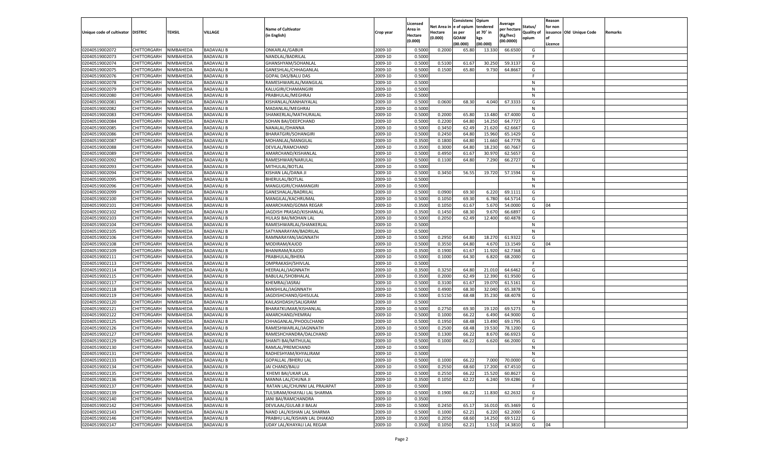| Unique code of cultivator | DISTRIC | TEHSIL | VILLAGE | Name of Cultivator (in English) | Crop year | Licensed Area in Hectare (0.000) | Net Area in Hectare (0.000) | Consistenc e of opium as per GOAW (00.000) | Opium tendered at 70° in kgs (00.000) | Average per hectare (Kg/hec) (00.0000) | Status/ Quality of opium | Reason for non issuance of Licence | Old Unique Code | Remarks |
|---|---|---|---|---|---|---|---|---|---|---|---|---|---|---|
| 02040519002072 | CHITTORGARH | NIMBAHEDA | BADAVALI B | ONKARLAL/GABUR | 2009-10 | 0.5000 | 0.2000 | 65.80 | 13.330 | 66.6500 | G | | | |
| 02040519002073 | CHITTORGARH | NIMBAHEDA | BADAVALI B | NANDLAL/BADRILAL | 2009-10 | 0.5000 | | | | | F | | | |
| 02040519002074 | CHITTORGARH | NIMBAHEDA | BADAVALI B | GHANSHYAM/SOHANLAL | 2009-10 | 0.5000 | 0.5100 | 61.67 | 30.250 | 59.3137 | G | | | |
| 02040519002075 | CHITTORGARH | NIMBAHEDA | BADAVALI B | GANESHLAL/CHHAGANLAL | 2009-10 | 0.5000 | 0.1500 | 65.80 | 9.730 | 64.8667 | G | | | |
| 02040519002076 | CHITTORGARH | NIMBAHEDA | BADAVALI B | GOPAL DAS/BALU DAS | 2009-10 | 0.5000 | | | | | F | | | |
| 02040519002078 | CHITTORGARH | NIMBAHEDA | BADAVALI B | RAMESHWARLAL/MANGILAL | 2009-10 | 0.5000 | | | | | N | | | |
| 02040519002079 | CHITTORGARH | NIMBAHEDA | BADAVALI B | KALUGIRI/CHAMANGIRI | 2009-10 | 0.5000 | | | | | N | | | |
| 02040519002080 | CHITTORGARH | NIMBAHEDA | BADAVALI B | PRABHULAL/MEGHRAJ | 2009-10 | 0.5000 | | | | | N | | | |
| 02040519002081 | CHITTORGARH | NIMBAHEDA | BADAVALI B | KISHANLAL/KANHAIYALAL | 2009-10 | 0.5000 | 0.0600 | 68.30 | 4.040 | 67.3333 | G | | | |
| 02040519002082 | CHITTORGARH | NIMBAHEDA | BADAVALI B | MADANLAL/MEGHRAJ | 2009-10 | 0.5000 | | | | | N | | | |
| 02040519002083 | CHITTORGARH | NIMBAHEDA | BADAVALI B | SHANKERLAL/MATHURALAL | 2009-10 | 0.5000 | 0.2000 | 65.80 | 13.480 | 67.4000 | G | | | |
| 02040519002084 | CHITTORGARH | NIMBAHEDA | BADAVALI B | SOHAN BAI/DEEPCHAND | 2009-10 | 0.5000 | 0.2200 | 64.80 | 14.250 | 64.7727 | G | | | |
| 02040519002085 | CHITTORGARH | NIMBAHEDA | BADAVALI B | NANALAL/DHANNA | 2009-10 | 0.5000 | 0.3450 | 62.49 | 21.620 | 62.6667 | G | | | |
| 02040519002086 | CHITTORGARH | NIMBAHEDA | BADAVALI B | BHARATGIRI/SOHANGIRI | 2009-10 | 0.5000 | 0.2450 | 64.80 | 15.960 | 65.1429 | G | | | |
| 02040519002087 | CHITTORGARH | NIMBAHEDA | BADAVALI B | MOHANLAL/MANGILAL | 2009-10 | 0.3500 | 0.1800 | 64.80 | 11.660 | 64.7778 | G | | | |
| 02040519002088 | CHITTORGARH | NIMBAHEDA | BADAVALI B | DEVILAL/RAMCHAND | 2009-10 | 0.3500 | 0.3000 | 64.80 | 18.230 | 60.7667 | G | | | |
| 02040519002089 | CHITTORGARH | NIMBAHEDA | BADAVALI B | AMARCHAND/KISHANLAL | 2009-10 | 0.5000 | 0.4950 | 61.67 | 30.970 | 62.5657 | G | | | |
| 02040519002092 | CHITTORGARH | NIMBAHEDA | BADAVALI B | RAMESHWAR/NARULAL | 2009-10 | 0.5000 | 0.1100 | 64.80 | 7.290 | 66.2727 | G | | | |
| 02040519002093 | CHITTORGARH | NIMBAHEDA | BADAVALI B | MITHULAL/BOTLAL | 2009-10 | 0.5000 | | | | | N | | | |
| 02040519002094 | CHITTORGARH | NIMBAHEDA | BADAVALI B | KISHAN LAL/DANA JI | 2009-10 | 0.5000 | 0.3450 | 56.55 | 19.720 | 57.1594 | G | | | |
| 02040519002095 | CHITTORGARH | NIMBAHEDA | BADAVALI B | BHERULAL/BOTLAL | 2009-10 | 0.5000 | | | | | N | | | |
| 02040519002096 | CHITTORGARH | NIMBAHEDA | BADAVALI B | MANGUGIRI/CHAMANGIRI | 2009-10 | 0.5000 | | | | | N | | | |
| 02040519002099 | CHITTORGARH | NIMBAHEDA | BADAVALI B | GANESHALAL/BADRILAL | 2009-10 | 0.5000 | 0.0900 | 69.30 | 6.220 | 69.1111 | G | | | |
| 02040519002100 | CHITTORGARH | NIMBAHEDA | BADAVALI B | MANGILAL/KACHRUMAL | 2009-10 | 0.5000 | 0.1050 | 69.30 | 6.780 | 64.5714 | G | | | |
| 02040519002101 | CHITTORGARH | NIMBAHEDA | BADAVALI B | AMARCHAND/GOMA REGAR | 2009-10 | 0.3500 | 0.1050 | 61.67 | 5.670 | 54.0000 | G | 04 | | |
| 02040519002102 | CHITTORGARH | NIMBAHEDA | BADAVALI B | JAGDISH PRASAD/KISHANLAL | 2009-10 | 0.3500 | 0.1450 | 68.30 | 9.670 | 66.6897 | G | | | |
| 02040519002103 | CHITTORGARH | NIMBAHEDA | BADAVALI B | HULASI BAI/MOHAN LAL | 2009-10 | 0.5000 | 0.2050 | 62.49 | 12.400 | 60.4878 | G | | | |
| 02040519002104 | CHITTORGARH | NIMBAHEDA | BADAVALI B | RAMESHWARLAL/SHANKERLAL | 2009-10 | 0.5000 | | | | | N | | | |
| 02040519002105 | CHITTORGARH | NIMBAHEDA | BADAVALI B | SATYANARAYAN/BADRILAL | 2009-10 | 0.5000 | | | | | N | | | |
| 02040519002106 | CHITTORGARH | NIMBAHEDA | BADAVALI B | RAMNARAYAN/JAGNNATH | 2009-10 | 0.5000 | 0.2950 | 64.80 | 18.270 | 61.9322 | G | | | |
| 02040519002108 | CHITTORGARH | NIMBAHEDA | BADAVALI B | MODIRAM/KAJOD | 2009-10 | 0.5000 | 0.3550 | 64.80 | 4.670 | 13.1549 | G | 04 | | |
| 02040519002109 | CHITTORGARH | NIMBAHEDA | BADAVALI B | BHANIRAM/KAJOD | 2009-10 | 0.3500 | 0.1900 | 61.67 | 11.920 | 62.7368 | G | | | |
| 02040519002111 | CHITTORGARH | NIMBAHEDA | BADAVALI B | PRABHULAL/BHERA | 2009-10 | 0.5000 | 0.1000 | 64.30 | 6.820 | 68.2000 | G | | | |
| 02040519002113 | CHITTORGARH | NIMBAHEDA | BADAVALI B | OMPRAKASH/SHIVLAL | 2009-10 | 0.5000 | | | | | F | | | |
| 02040519002114 | CHITTORGARH | NIMBAHEDA | BADAVALI B | HEERALAL/JAGNNATH | 2009-10 | 0.3500 | 0.3250 | 64.80 | 21.010 | 64.6462 | G | | | |
| 02040519002115 | CHITTORGARH | NIMBAHEDA | BADAVALI B | BABULAL/SHOBHALAL | 2009-10 | 0.3500 | 0.2000 | 62.49 | 12.390 | 61.9500 | G | | | |
| 02040519002117 | CHITTORGARH | NIMBAHEDA | BADAVALI B | KHEMRAJ/JASRAJ | 2009-10 | 0.5000 | 0.3100 | 61.67 | 19.070 | 61.5161 | G | | | |
| 02040519002118 | CHITTORGARH | NIMBAHEDA | BADAVALI B | BANSHILAL/JAGNNATH | 2009-10 | 0.5000 | 0.4900 | 68.30 | 32.040 | 65.3878 | G | | | |
| 02040519002119 | CHITTORGARH | NIMBAHEDA | BADAVALI B | JAGDISHCHAND/GHISULAL | 2009-10 | 0.5000 | 0.5150 | 68.48 | 35.230 | 68.4078 | G | | | |
| 02040519002120 | CHITTORGARH | NIMBAHEDA | BADAVALI B | KAILASHDASH/SALIGRAM | 2009-10 | 0.5000 | | | | | N | | | |
| 02040519002121 | CHITTORGARH | NIMBAHEDA | BADAVALI B | BHARATKUMAR/KISHANLAL | 2009-10 | 0.5000 | 0.2750 | 69.30 | 19.120 | 69.5273 | G | | | |
| 02040519002122 | CHITTORGARH | NIMBAHEDA | BADAVALI B | AMARCHAND/HEMRAJ | 2009-10 | 0.5000 | 0.1000 | 66.22 | 6.490 | 64.9000 | G | | | |
| 02040519002125 | CHITTORGARH | NIMBAHEDA | BADAVALI B | CHHAGANLAL/PHOOLCHAND | 2009-10 | 0.5000 | 0.1950 | 68.48 | 13.490 | 69.1795 | G | | | |
| 02040519002126 | CHITTORGARH | NIMBAHEDA | BADAVALI B | RAMESHWARLAL/JAGNNATH | 2009-10 | 0.5000 | 0.2500 | 68.48 | 19.530 | 78.1200 | G | | | |
| 02040519002127 | CHITTORGARH | NIMBAHEDA | BADAVALI B | RAMESHCHANDRA/DALCHAND | 2009-10 | 0.5000 | 0.1300 | 66.22 | 8.670 | 66.6923 | G | | | |
| 02040519002129 | CHITTORGARH | NIMBAHEDA | BADAVALI B | SHANTI BAI/MITHULAL | 2009-10 | 0.5000 | 0.1000 | 66.22 | 6.620 | 66.2000 | G | | | |
| 02040519002130 | CHITTORGARH | NIMBAHEDA | BADAVALI B | RAMLAL/PREMCHAND | 2009-10 | 0.5000 | | | | | N | | | |
| 02040519002131 | CHITTORGARH | NIMBAHEDA | BADAVALI B | RADHESHYAM/KHYALIRAM | 2009-10 | 0.5000 | | | | | N | | | |
| 02040519002133 | CHITTORGARH | NIMBAHEDA | BADAVALI B | GOPALLAL /BHERU LAL | 2009-10 | 0.5000 | 0.1000 | 66.22 | 7.000 | 70.0000 | G | | | |
| 02040519002134 | CHITTORGARH | NIMBAHEDA | BADAVALI B | JAI CHAND/BALU | 2009-10 | 0.5000 | 0.2550 | 68.60 | 17.200 | 67.4510 | G | | | |
| 02040519002135 | CHITTORGARH | NIMBAHEDA | BADAVALI B | KHEMI BAI/UKAR LAL | 2009-10 | 0.5000 | 0.2550 | 66.22 | 15.520 | 60.8627 | G | | | |
| 02040519002136 | CHITTORGARH | NIMBAHEDA | BADAVALI B | MANNA LAL/CHUNA JI | 2009-10 | 0.3500 | 0.1050 | 62.22 | 6.240 | 59.4286 | G | | | |
| 02040519002137 | CHITTORGARH | NIMBAHEDA | BADAVALI B | RATAN LAL/CHUNNI LAL PRAJAPAT | 2009-10 | 0.5000 | | | | | F | | | |
| 02040519002139 | CHITTORGARH | NIMBAHEDA | BADAVALI B | TULSIRAM/KHAYALI LAL SHARMA | 2009-10 | 0.5000 | 0.1900 | 66.22 | 11.830 | 62.2632 | G | | | |
| 02040519002140 | CHITTORGARH | NIMBAHEDA | BADAVALI B | JANI BAI/RAMCHANDRA | 2009-10 | 0.3500 | | | | | F | | | |
| 02040519002142 | CHITTORGARH | NIMBAHEDA | BADAVALI B | DEVILAAL/GULAB JI BALAI | 2009-10 | 0.5000 | 0.2450 | 65.17 | 16.010 | 65.3469 | G | | | |
| 02040519002143 | CHITTORGARH | NIMBAHEDA | BADAVALI B | NAND LAL/KISHAN LAL SHARMA | 2009-10 | 0.5000 | 0.1000 | 62.21 | 6.220 | 62.2000 | G | | | |
| 02040519002146 | CHITTORGARH | NIMBAHEDA | BADAVALI B | PRABHU LAL/KISHAN LAL DHAKAD | 2009-10 | 0.3500 | 0.2050 | 68.60 | 14.250 | 69.5122 | G | | | |
| 02040519002147 | CHITTORGARH | NIMBAHEDA | BADAVALI B | UDAY LAL/KHAYALI LAL REGAR | 2009-10 | 0.3500 | 0.1050 | 62.21 | 1.510 | 14.3810 | G | 04 | | |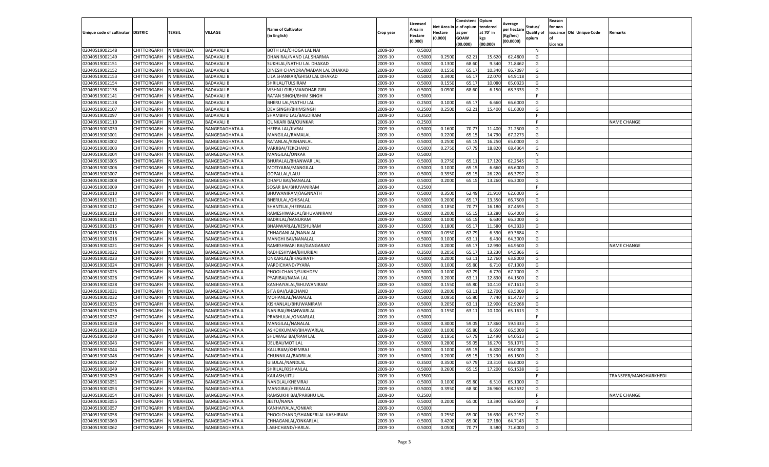| Unique code of cultivator | DISTRIC | TEHSIL | VILLAGE | Name of Cultivator (in English) | Crop year | Licensed Area in Hectare (0.000) | Net Area in Hectare (0.000) | Consistence of opium as per GOAW (00.000) | Opium tendered at 70° in kgs (00.000) | Average per hectare (Kg/hec) (00.0000) | Status/ Quality of opium | Reason for non issuance of Licence | Old Unique Code | Remarks |
|---|---|---|---|---|---|---|---|---|---|---|---|---|---|---|
| 02040519002148 | CHITTORGARH | NIMBAHEDA | BADAVALI B | BOTH LAL/CHOGA LAL NAI | 2009-10 | 0.5000 | | | | | N | | | |
| 02040519002149 | CHITTORGARH | NIMBAHEDA | BADAVALI B | DHAN RAJ/NAND LAL SHARMA | 2009-10 | 0.5000 | 0.2500 | 62.21 | 15.620 | 62.4800 | G | | | |
| 02040519002151 | CHITTORGARH | NIMBAHEDA | BADAVALI B | SUKHLAL/NATHU LAL DHAKAD | 2009-10 | 0.5000 | 0.1300 | 68.60 | 9.340 | 71.8462 | G | | | |
| 02040519002152 | CHITTORGARH | NIMBAHEDA | BADAVALI B | DINESH CHANDRA/MADAN LAL DHAKAD | 2009-10 | 0.5000 | 0.1550 | 65.17 | 10.340 | 66.7097 | G | | | |
| 02040519002153 | CHITTORGARH | NIMBAHEDA | BADAVALI B | LILA SHANKAR/GHISU LAL DHAKAD | 2009-10 | 0.5000 | 0.3400 | 65.17 | 22.070 | 64.9118 | G | | | |
| 02040519002154 | CHITTORGARH | NIMBAHEDA | BADAVALI B | SHRILAL/TULSIRAM | 2009-10 | 0.5000 | 0.1550 | 65.17 | 10.080 | 65.0323 | G | | | |
| 02040519002138 | CHITTORGARH | NIMBAHEDA | BADAVALI B | VISHNU GIRI/MANOHAR GIRI | 2009-10 | 0.5000 | 0.0900 | 68.60 | 6.150 | 68.3333 | G | | | |
| 02040519002141 | CHITTORGARH | NIMBAHEDA | BADAVALI B | RATAN SINGH/BHIM SINGH | 2009-10 | 0.5000 | | | | | F | | | |
| 02040519002128 | CHITTORGARH | NIMBAHEDA | BADAVALI B | BHERU LAL/NATHU LAL | 2009-10 | 0.2500 | 0.1000 | 65.17 | 6.660 | 66.6000 | G | | | |
| 02040519002107 | CHITTORGARH | NIMBAHEDA | BADAVALI B | DEVISINGH/BHIMSINGH | 2009-10 | 0.2500 | 0.2500 | 62.21 | 15.400 | 61.6000 | G | | | |
| 02040519002097 | CHITTORGARH | NIMBAHEDA | BADAVALI B | SHAMBHU LAL/BAGDIRAM | 2009-10 | 0.2500 | | | | | F | | | |
| 02040519002110 | CHITTORGARH | NIMBAHEDA | BADAVALI B | OUNKARI BAI/OUNKAR | 2009-10 | 0.2500 | | | | | F | | | NAME CHANGE |
| 02040519003030 | CHITTORGARH | NIMBAHEDA | BANGEDAGHATA A | HEERA LAL/JIVRAJ | 2009-10 | 0.5000 | 0.1600 | 70.77 | 11.400 | 71.2500 | G | | | |
| 02040519003001 | CHITTORGARH | NIMBAHEDA | BANGEDAGHATA A | MANGILAL/RAMALAL | 2009-10 | 0.5000 | 0.2200 | 65.15 | 14.790 | 67.2273 | G | | | |
| 02040519003002 | CHITTORGARH | NIMBAHEDA | BANGEDAGHATA A | RATANLAL/KISHANLAL | 2009-10 | 0.5000 | 0.2500 | 65.15 | 16.250 | 65.0000 | G | | | |
| 02040519003003 | CHITTORGARH | NIMBAHEDA | BANGEDAGHATA A | VARJIBAI/TEKCHAND | 2009-10 | 0.5000 | 0.2750 | 67.79 | 18.820 | 68.4364 | G | | | |
| 02040519003004 | CHITTORGARH | NIMBAHEDA | BANGEDAGHATA A | MANGILAL/ONKAR | 2009-10 | 0.5000 | | | | | N | | | |
| 02040519003005 | CHITTORGARH | NIMBAHEDA | BANGEDAGHATA A | BHURALAL/BHANWAR LAL | 2009-10 | 0.5000 | 0.2750 | 65.11 | 17.120 | 62.2545 | G | | | |
| 02040519003006 | CHITTORGARH | NIMBAHEDA | BANGEDAGHATA A | MOTIYABAI/MANGILAL | 2009-10 | 0.5000 | 0.1000 | 65.15 | 6.660 | 66.6000 | G | | | |
| 02040519003007 | CHITTORGARH | NIMBAHEDA | BANGEDAGHATA A | GOPALLAL/LALU | 2009-10 | 0.5000 | 0.3950 | 65.15 | 26.220 | 66.3797 | G | | | |
| 02040519003008 | CHITTORGARH | NIMBAHEDA | BANGEDAGHATA A | DHAPU BAI/NANALAL | 2009-10 | 0.5000 | 0.2000 | 65.15 | 13.260 | 66.3000 | G | | | |
| 02040519003009 | CHITTORGARH | NIMBAHEDA | BANGEDAGHATA A | SOSAR BAI/BHUVANIRAM | 2009-10 | 0.2500 | | | | | F | | | |
| 02040519003010 | CHITTORGARH | NIMBAHEDA | BANGEDAGHATA A | BHUWANIRAM/JAGNNATH | 2009-10 | 0.5000 | 0.3500 | 62.49 | 21.910 | 62.6000 | G | | | |
| 02040519003011 | CHITTORGARH | NIMBAHEDA | BANGEDAGHATA A | BHERULAL/GHISALAL | 2009-10 | 0.5000 | 0.2000 | 65.17 | 13.350 | 66.7500 | G | | | |
| 02040519003012 | CHITTORGARH | NIMBAHEDA | BANGEDAGHATA A | SHANTILAL/HEERALAL | 2009-10 | 0.5000 | 0.1850 | 70.77 | 16.180 | 87.4595 | G | | | |
| 02040519003013 | CHITTORGARH | NIMBAHEDA | BANGEDAGHATA A | RAMESHWARLAL/BHUVANIRAM | 2009-10 | 0.5000 | 0.2000 | 65.15 | 13.280 | 66.4000 | G | | | |
| 02040519003014 | CHITTORGARH | NIMBAHEDA | BANGEDAGHATA A | BADRILAL/NANURAM | 2009-10 | 0.5000 | 0.1000 | 65.15 | 6.630 | 66.3000 | G | | | |
| 02040519003015 | CHITTORGARH | NIMBAHEDA | BANGEDAGHATA A | BHANWARLAL/KESHURAM | 2009-10 | 0.3500 | 0.1800 | 65.17 | 11.580 | 64.3333 | G | | | |
| 02040519003016 | CHITTORGARH | NIMBAHEDA | BANGEDAGHATA A | CHHAGANLAL/NANALAL | 2009-10 | 0.5000 | 0.0950 | 67.79 | 6.590 | 69.3684 | G | | | |
| 02040519003018 | CHITTORGARH | NIMBAHEDA | BANGEDAGHATA A | MANGHI BAI/NANALAL | 2009-10 | 0.5000 | 0.1000 | 63.11 | 6.430 | 64.3000 | G | | | |
| 02040519003021 | CHITTORGARH | NIMBAHEDA | BANGEDAGHATA A | RAMESHWARI BAI/GANGARAM | 2009-10 | 0.2500 | 0.2000 | 65.17 | 12.990 | 64.9500 | G | | | NAME CHANGE |
| 02040519003022 | CHITTORGARH | NIMBAHEDA | BANGEDAGHATA A | RADHESHYAM/BHURIBAI | 2009-10 | 0.3500 | 0.2050 | 65.17 | 13.230 | 64.5366 | G | | | |
| 02040519003023 | CHITTORGARH | NIMBAHEDA | BANGEDAGHATA A | ONKARLAL/BHAGIRATH | 2009-10 | 0.5000 | 0.2000 | 63.11 | 12.760 | 63.8000 | G | | | |
| 02040519003024 | CHITTORGARH | NIMBAHEDA | BANGEDAGHATA A | VARDICHAND/PYARA | 2009-10 | 0.5000 | 0.1000 | 65.80 | 6.710 | 67.1000 | G | | | |
| 02040519003025 | CHITTORGARH | NIMBAHEDA | BANGEDAGHATA A | PHOOLCHAND/SUKHDEV | 2009-10 | 0.5000 | 0.1000 | 67.79 | 6.770 | 67.7000 | G | | | |
| 02040519003026 | CHITTORGARH | NIMBAHEDA | BANGEDAGHATA A | PYARIBAI/NANA LAL | 2009-10 | 0.5000 | 0.2000 | 63.11 | 12.830 | 64.1500 | G | | | |
| 02040519003028 | CHITTORGARH | NIMBAHEDA | BANGEDAGHATA A | KANHAIYALAL/BHUWANIRAM | 2009-10 | 0.5000 | 0.1550 | 65.80 | 10.410 | 67.1613 | G | | | |
| 02040519003031 | CHITTORGARH | NIMBAHEDA | BANGEDAGHATA A | SITA BAI/LABCHAND | 2009-10 | 0.5000 | 0.2000 | 63.11 | 12.700 | 63.5000 | G | | | |
| 02040519003032 | CHITTORGARH | NIMBAHEDA | BANGEDAGHATA A | MOHANLAL/NANALAL | 2009-10 | 0.5000 | 0.0950 | 65.80 | 7.740 | 81.4737 | G | | | |
| 02040519003035 | CHITTORGARH | NIMBAHEDA | BANGEDAGHATA A | KISHANLAL/BHUWANIRAM | 2009-10 | 0.5000 | 0.2050 | 63.11 | 12.900 | 62.9268 | G | | | |
| 02040519003036 | CHITTORGARH | NIMBAHEDA | BANGEDAGHATA A | NANIBAI/BHANWARLAL | 2009-10 | 0.5000 | 0.1550 | 63.11 | 10.100 | 65.1613 | G | | | |
| 02040519003037 | CHITTORGARH | NIMBAHEDA | BANGEDAGHATA A | PRABHULAL/ONKARLAL | 2009-10 | 0.5000 | | | | | F | | | |
| 02040519003038 | CHITTORGARH | NIMBAHEDA | BANGEDAGHATA A | MANGILAL/NANALAL | 2009-10 | 0.5000 | 0.3000 | 59.05 | 17.860 | 59.5333 | G | | | |
| 02040519003039 | CHITTORGARH | NIMBAHEDA | BANGEDAGHATA A | ASHOKKUMAR/BHAWARLAL | 2009-10 | 0.5000 | 0.1000 | 65.80 | 6.650 | 66.5000 | G | | | |
| 02040519003040 | CHITTORGARH | NIMBAHEDA | BANGEDAGHATA A | SHUWAGI BAI/RAM LAL | 2009-10 | 0.5000 | 0.1950 | 67.79 | 12.490 | 64.0513 | G | | | |
| 02040519003043 | CHITTORGARH | NIMBAHEDA | BANGEDAGHATA A | DEUBAI/MOTILAL | 2009-10 | 0.5000 | 0.2800 | 59.05 | 16.270 | 58.1071 | G | | | |
| 02040519003044 | CHITTORGARH | NIMBAHEDA | BANGEDAGHATA A | KALURAM/KHEMRAJ | 2009-10 | 0.5000 | 0.1000 | 65.15 | 6.800 | 68.0000 | G | | | |
| 02040519003046 | CHITTORGARH | NIMBAHEDA | BANGEDAGHATA A | CHUNNILAL/BADRILAL | 2009-10 | 0.5000 | 0.2000 | 65.15 | 13.230 | 66.1500 | G | | | |
| 02040519003047 | CHITTORGARH | NIMBAHEDA | BANGEDAGHATA A | GISULAL/NANDLAL | 2009-10 | 0.3500 | 0.3500 | 67.79 | 23.310 | 66.6000 | G | | | |
| 02040519003049 | CHITTORGARH | NIMBAHEDA | BANGEDAGHATA A | SHRILAL/KISHANLAL | 2009-10 | 0.5000 | 0.2600 | 65.15 | 17.200 | 66.1538 | G | | | |
| 02040519003050 | CHITTORGARH | NIMBAHEDA | BANGEDAGHATA A | KAILASH/JITU | 2009-10 | 0.3500 | | | | | F | | | TRANSFER/MANOHARKHEDI |
| 02040519003051 | CHITTORGARH | NIMBAHEDA | BANGEDAGHATA A | NANDLAL/KHEMRAJ | 2009-10 | 0.5000 | 0.1000 | 65.80 | 6.510 | 65.1000 | G | | | |
| 02040519003053 | CHITTORGARH | NIMBAHEDA | BANGEDAGHATA A | MANGIBAI/HEERALAL | 2009-10 | 0.5000 | 0.3950 | 68.30 | 26.960 | 68.2532 | G | | | |
| 02040519003054 | CHITTORGARH | NIMBAHEDA | BANGEDAGHATA A | RAMSUKHI BAI/PARBHU LAL | 2009-10 | 0.2500 | | | | | F | | | NAME CHANGE |
| 02040519003055 | CHITTORGARH | NIMBAHEDA | BANGEDAGHATA A | JEETU/NANA | 2009-10 | 0.5000 | 0.2000 | 65.00 | 13.390 | 66.9500 | G | | | |
| 02040519003057 | CHITTORGARH | NIMBAHEDA | BANGEDAGHATA A | KANHAIYALAL/ONKAR | 2009-10 | 0.5000 | | | | | F | | | |
| 02040519003058 | CHITTORGARH | NIMBAHEDA | BANGEDAGHATA A | PHOOLCHAND/SHANKERLAL-KASHIRAM | 2009-10 | 0.5000 | 0.2550 | 65.00 | 16.630 | 65.2157 | G | | | |
| 02040519003060 | CHITTORGARH | NIMBAHEDA | BANGEDAGHATA A | CHHAGANLAL/ONKARLAL | 2009-10 | 0.5000 | 0.4200 | 65.00 | 27.180 | 64.7143 | G | | | |
| 02040519003062 | CHITTORGARH | NIMBAHEDA | BANGEDAGHATA A | LABHCHAND/HARLAL | 2009-10 | 0.5000 | 0.0500 | 70.77 | 3.580 | 71.6000 | G | | | |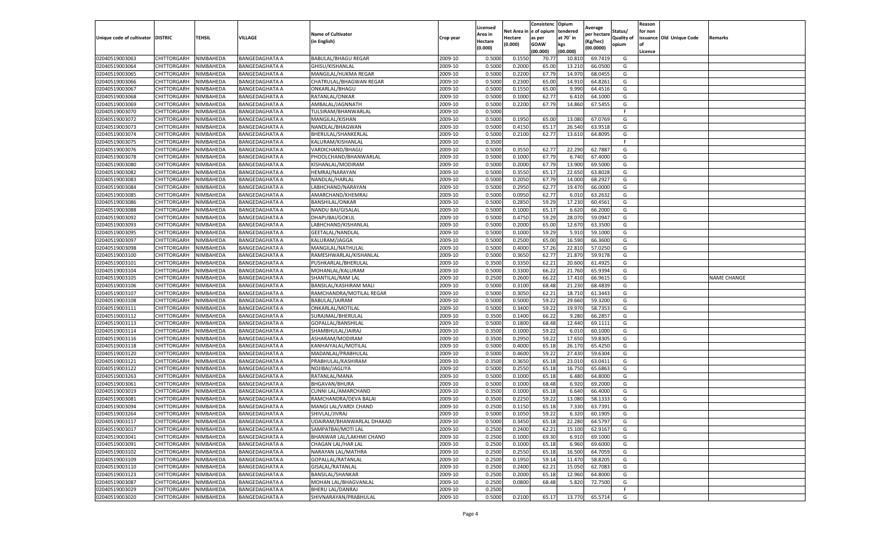| Unique code of cultivator | DISTRIC | TEHSIL | VILLAGE | Name of Cultivator (in English) | Crop year | Licensed Area in Hectare (0.000) | Net Area in Hectare (0.000) | Consistence of opium as per GOAW (00.000) | Opium tendered at 70° in kgs (00.000) | Average per hectare (Kg/hec) (00.0000) | Status/ Quality of opium | Reason for non issuance of Licence | Old Unique Code | Remarks |
|---|---|---|---|---|---|---|---|---|---|---|---|---|---|---|
| 02040519003063 | CHITTORGARH | NIMBAHEDA | BANGEDAGHATA A | BABULAL/BHAGU REGAR | 2009-10 | 0.5000 | 0.1550 | 70.77 | 10.810 | 69.7419 | G | | | |
| 02040519003064 | CHITTORGARH | NIMBAHEDA | BANGEDAGHATA A | GHISU/KISHANLAL | 2009-10 | 0.5000 | 0.2000 | 65.00 | 13.210 | 66.0500 | G | | | |
| 02040519003065 | CHITTORGARH | NIMBAHEDA | BANGEDAGHATA A | MANGILAL/HUKMA REGAR | 2009-10 | 0.5000 | 0.2200 | 67.79 | 14.970 | 68.0455 | G | | | |
| 02040519003066 | CHITTORGARH | NIMBAHEDA | BANGEDAGHATA A | CHATRULAL/BHAGWAN REGAR | 2009-10 | 0.5000 | 0.2300 | 65.00 | 14.910 | 64.8261 | G | | | |
| 02040519003067 | CHITTORGARH | NIMBAHEDA | BANGEDAGHATA A | ONKARLAL/BHAGU | 2009-10 | 0.5000 | 0.1550 | 65.00 | 9.990 | 64.4516 | G | | | |
| 02040519003068 | CHITTORGARH | NIMBAHEDA | BANGEDAGHATA A | RATANLAL/ONKAR | 2009-10 | 0.5000 | 0.1000 | 62.77 | 6.410 | 64.1000 | G | | | |
| 02040519003069 | CHITTORGARH | NIMBAHEDA | BANGEDAGHATA A | AMBALAL/JAGNNATH | 2009-10 | 0.5000 | 0.2200 | 67.79 | 14.860 | 67.5455 | G | | | |
| 02040519003070 | CHITTORGARH | NIMBAHEDA | BANGEDAGHATA A | TULSIRAM/BHANWARLAL | 2009-10 | 0.5000 | | | | | F | | | |
| 02040519003072 | CHITTORGARH | NIMBAHEDA | BANGEDAGHATA A | MANGILAL/KISHAN | 2009-10 | 0.5000 | 0.1950 | 65.00 | 13.080 | 67.0769 | G | | | |
| 02040519003073 | CHITTORGARH | NIMBAHEDA | BANGEDAGHATA A | NANDLAL/BHAGWAN | 2009-10 | 0.5000 | 0.4150 | 65.17 | 26.540 | 63.9518 | G | | | |
| 02040519003074 | CHITTORGARH | NIMBAHEDA | BANGEDAGHATA A | BHERULAL/SHANKERLAL | 2009-10 | 0.5000 | 0.2100 | 62.77 | 13.610 | 64.8095 | G | | | |
| 02040519003075 | CHITTORGARH | NIMBAHEDA | BANGEDAGHATA A | KALURAM/KISHANLAL | 2009-10 | 0.3500 | | | | | F | | | |
| 02040519003076 | CHITTORGARH | NIMBAHEDA | BANGEDAGHATA A | VARDICHAND/BHAGU | 2009-10 | 0.5000 | 0.3550 | 62.77 | 22.290 | 62.7887 | G | | | |
| 02040519003078 | CHITTORGARH | NIMBAHEDA | BANGEDAGHATA A | PHOOLCHAND/BHANWARLAL | 2009-10 | 0.5000 | 0.1000 | 67.79 | 6.740 | 67.4000 | G | | | |
| 02040519003080 | CHITTORGARH | NIMBAHEDA | BANGEDAGHATA A | KISHANLAL/MODIRAM | 2009-10 | 0.5000 | 0.2000 | 67.79 | 13.900 | 69.5000 | G | | | |
| 02040519003082 | CHITTORGARH | NIMBAHEDA | BANGEDAGHATA A | HEMRAJ/NARAYAN | 2009-10 | 0.5000 | 0.3550 | 65.17 | 22.650 | 63.8028 | G | | | |
| 02040519003083 | CHITTORGARH | NIMBAHEDA | BANGEDAGHATA A | NANDLAL/HARLAL | 2009-10 | 0.5000 | 0.2050 | 67.79 | 14.000 | 68.2927 | G | | | |
| 02040519003084 | CHITTORGARH | NIMBAHEDA | BANGEDAGHATA A | LABHCHAND/NARAYAN | 2009-10 | 0.5000 | 0.2950 | 62.77 | 19.470 | 66.0000 | G | | | |
| 02040519003085 | CHITTORGARH | NIMBAHEDA | BANGEDAGHATA A | AMARCHAND/KHEMRAJ | 2009-10 | 0.5000 | 0.0950 | 62.77 | 6.010 | 63.2632 | G | | | |
| 02040519003086 | CHITTORGARH | NIMBAHEDA | BANGEDAGHATA A | BANSHILAL/ONKAR | 2009-10 | 0.5000 | 0.2850 | 59.29 | 17.230 | 60.4561 | G | | | |
| 02040519003088 | CHITTORGARH | NIMBAHEDA | BANGEDAGHATA A | NANDU BAI/GISALAL | 2009-10 | 0.5000 | 0.1000 | 65.17 | 6.620 | 66.2000 | G | | | |
| 02040519003092 | CHITTORGARH | NIMBAHEDA | BANGEDAGHATA A | DHAPUBAI/GOKUL | 2009-10 | 0.5000 | 0.4750 | 59.29 | 28.070 | 59.0947 | G | | | |
| 02040519003093 | CHITTORGARH | NIMBAHEDA | BANGEDAGHATA A | LABHCHAND/KISHANLAL | 2009-10 | 0.5000 | 0.2000 | 65.00 | 12.670 | 63.3500 | G | | | |
| 02040519003095 | CHITTORGARH | NIMBAHEDA | BANGEDAGHATA A | GEETALAL/NANDLAL | 2009-10 | 0.5000 | 0.1000 | 59.29 | 5.910 | 59.1000 | G | | | |
| 02040519003097 | CHITTORGARH | NIMBAHEDA | BANGEDAGHATA A | KALURAM/JAGGA | 2009-10 | 0.5000 | 0.2500 | 65.00 | 16.590 | 66.3600 | G | | | |
| 02040519003098 | CHITTORGARH | NIMBAHEDA | BANGEDAGHATA A | MANGILAL/NATHULAL | 2009-10 | 0.5000 | 0.4000 | 57.26 | 22.810 | 57.0250 | G | | | |
| 02040519003100 | CHITTORGARH | NIMBAHEDA | BANGEDAGHATA A | RAMESHWARLAL/KISHANLAL | 2009-10 | 0.5000 | 0.3650 | 62.77 | 21.870 | 59.9178 | G | | | |
| 02040519003101 | CHITTORGARH | NIMBAHEDA | BANGEDAGHATA A | PUSHKARLAL/BHERULAL | 2009-10 | 0.3500 | 0.3350 | 62.21 | 20.600 | 61.4925 | G | | | |
| 02040519003104 | CHITTORGARH | NIMBAHEDA | BANGEDAGHATA A | MOHANLAL/KALURAM | 2009-10 | 0.5000 | 0.3300 | 66.22 | 21.760 | 65.9394 | G | | | |
| 02040519003105 | CHITTORGARH | NIMBAHEDA | BANGEDAGHATA A | SHANTILAL/RAM LAL | 2009-10 | 0.2500 | 0.2600 | 66.22 | 17.410 | 66.9615 | G | | | NAME CHANGE |
| 02040519003106 | CHITTORGARH | NIMBAHEDA | BANGEDAGHATA A | BANSILAL/KASHIRAM MALI | 2009-10 | 0.5000 | 0.3100 | 68.48 | 21.230 | 68.4839 | G | | | |
| 02040519003107 | CHITTORGARH | NIMBAHEDA | BANGEDAGHATA A | RAMCHANDRA/MOTILAL REGAR | 2009-10 | 0.5000 | 0.3050 | 62.21 | 18.710 | 61.3443 | G | | | |
| 02040519003108 | CHITTORGARH | NIMBAHEDA | BANGEDAGHATA A | BABULAL/JAIRAM | 2009-10 | 0.5000 | 0.5000 | 59.22 | 29.660 | 59.3200 | G | | | |
| 02040519003111 | CHITTORGARH | NIMBAHEDA | BANGEDAGHATA A | ONKARLAL/MOTILAL | 2009-10 | 0.5000 | 0.3400 | 59.22 | 19.970 | 58.7353 | G | | | |
| 02040519003112 | CHITTORGARH | NIMBAHEDA | BANGEDAGHATA A | SURAJMAL/BHERULAL | 2009-10 | 0.3500 | 0.1400 | 66.22 | 9.280 | 66.2857 | G | | | |
| 02040519003113 | CHITTORGARH | NIMBAHEDA | BANGEDAGHATA A | GOPALLAL/BANSHILAL | 2009-10 | 0.5000 | 0.1800 | 68.48 | 12.440 | 69.1111 | G | | | |
| 02040519003114 | CHITTORGARH | NIMBAHEDA | BANGEDAGHATA A | SHAMBHULAL/JAIRAJ | 2009-10 | 0.3500 | 0.1000 | 59.22 | 6.010 | 60.1000 | G | | | |
| 02040519003116 | CHITTORGARH | NIMBAHEDA | BANGEDAGHATA A | ASHARAM/MODIRAM | 2009-10 | 0.3500 | 0.2950 | 59.22 | 17.650 | 59.8305 | G | | | |
| 02040519003118 | CHITTORGARH | NIMBAHEDA | BANGEDAGHATA A | KANHAIYALAL/MOTILAL | 2009-10 | 0.5000 | 0.4000 | 65.18 | 26.170 | 65.4250 | G | | | |
| 02040519003120 | CHITTORGARH | NIMBAHEDA | BANGEDAGHATA A | MADANLAL/PRABHULAL | 2009-10 | 0.5000 | 0.4600 | 59.22 | 27.430 | 59.6304 | G | | | |
| 02040519003121 | CHITTORGARH | NIMBAHEDA | BANGEDAGHATA A | PRABHULAL/KASHIRAM | 2009-10 | 0.3500 | 0.3650 | 65.18 | 23.010 | 63.0411 | G | | | |
| 02040519003122 | CHITTORGARH | NIMBAHEDA | BANGEDAGHATA A | NOJIBAI/JAGLIYA | 2009-10 | 0.5000 | 0.2550 | 65.18 | 16.750 | 65.6863 | G | | | |
| 02040519003263 | CHITTORGARH | NIMBAHEDA | BANGEDAGHATA A | RATANLAL/MANA | 2009-10 | 0.5000 | 0.1000 | 65.18 | 6.480 | 64.8000 | G | | | |
| 02040519003061 | CHITTORGARH | NIMBAHEDA | BANGEDAGHATA A | BHGAVAN/BHURA | 2009-10 | 0.5000 | 0.1000 | 68.48 | 6.920 | 69.2000 | G | | | |
| 02040519003019 | CHITTORGARH | NIMBAHEDA | BANGEDAGHATA A | CUNNI LAL/AMARCHAND | 2009-10 | 0.3500 | 0.1000 | 65.18 | 6.640 | 66.4000 | G | | | |
| 02040519003081 | CHITTORGARH | NIMBAHEDA | BANGEDAGHATA A | RAMCHANDRA/DEVA BALAI | 2009-10 | 0.3500 | 0.2250 | 59.22 | 13.080 | 58.1333 | G | | | |
| 02040519003094 | CHITTORGARH | NIMBAHEDA | BANGEDAGHATA A | MANGI LAL/VARDI CHAND | 2009-10 | 0.2500 | 0.1150 | 65.18 | 7.330 | 63.7391 | G | | | |
| 02040519003264 | CHITTORGARH | NIMBAHEDA | BANGEDAGHATA A | SHIVLAL/JIVRAJ | 2009-10 | 0.5000 | 0.1050 | 59.22 | 6.320 | 60.1905 | G | | | |
| 02040519003117 | CHITTORGARH | NIMBAHEDA | BANGEDAGHATA A | UDAIRAM/BHANWARLAL DHAKAD | 2009-10 | 0.5000 | 0.3450 | 65.18 | 22.280 | 64.5797 | G | | | |
| 02040519003017 | CHITTORGARH | NIMBAHEDA | BANGEDAGHATA A | SAMPATBAI/MOTI LAL | 2009-10 | 0.2500 | 0.2400 | 62.21 | 15.100 | 62.9167 | G | | | |
| 02040519003041 | CHITTORGARH | NIMBAHEDA | BANGEDAGHATA A | BHANWAR LAL/LAKHMI CHAND | 2009-10 | 0.2500 | 0.1000 | 69.30 | 6.910 | 69.1000 | G | | | |
| 02040519003091 | CHITTORGARH | NIMBAHEDA | BANGEDAGHATA A | CHAGAN LAL/HAR LAL | 2009-10 | 0.2500 | 0.1000 | 65.18 | 6.960 | 69.6000 | G | | | |
| 02040519003102 | CHITTORGARH | NIMBAHEDA | BANGEDAGHATA A | NARAYAN LAL/MATHRA | 2009-10 | 0.2500 | 0.2550 | 65.18 | 16.500 | 64.7059 | G | | | |
| 02040519003109 | CHITTORGARH | NIMBAHEDA | BANGEDAGHATA A | GOPALLAL/RATANLAL | 2009-10 | 0.2500 | 0.1950 | 59.14 | 11.470 | 58.8205 | G | | | |
| 02040519003110 | CHITTORGARH | NIMBAHEDA | BANGEDAGHATA A | GISALAL/RATANLAL | 2009-10 | 0.2500 | 0.2400 | 62.21 | 15.050 | 62.7083 | G | | | |
| 02040519003123 | CHITTORGARH | NIMBAHEDA | BANGEDAGHATA A | BANSILAL/SHANKAR | 2009-10 | 0.2500 | 0.2000 | 65.18 | 12.960 | 64.8000 | G | | | |
| 02040519003087 | CHITTORGARH | NIMBAHEDA | BANGEDAGHATA A | MOHAN LAL/BHAGVANLAL | 2009-10 | 0.2500 | 0.0800 | 68.48 | 5.820 | 72.7500 | G | | | |
| 02040519003029 | CHITTORGARH | NIMBAHEDA | BANGEDAGHATA A | BHERU LAL/DANRAJ | 2009-10 | 0.2500 | | | | | F | | | |
| 02040519003020 | CHITTORGARH | NIMBAHEDA | BANGEDAGHATA A | SHIVNARAYAN/PRABHULAL | 2009-10 | 0.5000 | 0.2100 | 65.17 | 13.770 | 65.5714 | G | | | |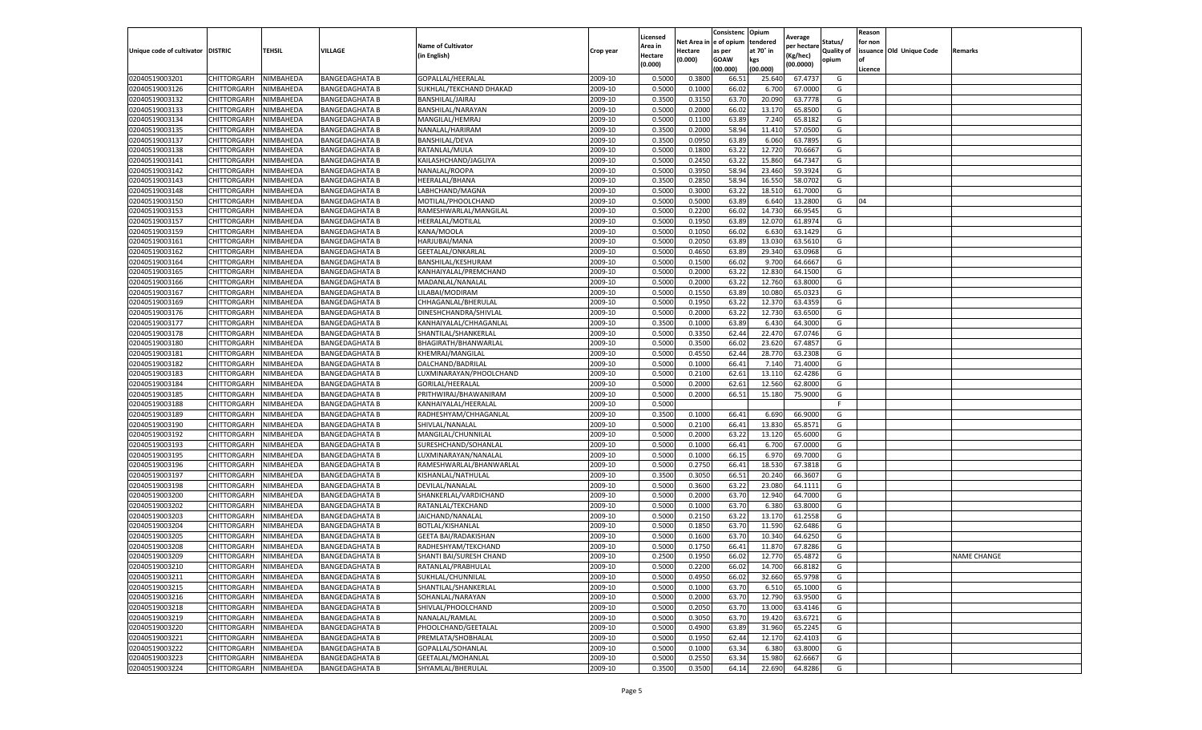| Unique code of cultivator | DISTRIC | TEHSIL | VILLAGE | Name of Cultivator (in English) | Crop year | Licensed Area in Hectare (0.000) | Net Area in Hectare (0.000) | Consistence of opium as per GOAW (00.000) | Opium tendered at 70° in kgs (00.000) | Average per hectare (Kg/hec) (00.0000) | Status/ Quality of opium | Reason for non issuance of Licence | Old Unique Code | Remarks |
|---|---|---|---|---|---|---|---|---|---|---|---|---|---|---|
| 02040519003201 | CHITTORGARH | NIMBAHEDA | BANGEDAGHATA B | GOPALLAL/HEERALAL | 2009-10 | 0.5000 | 0.3800 | 66.51 | 25.640 | 67.4737 | G | | | |
| 02040519003126 | CHITTORGARH | NIMBAHEDA | BANGEDAGHATA B | SUKHLAL/TEKCHAND DHAKAD | 2009-10 | 0.5000 | 0.1000 | 66.02 | 6.700 | 67.0000 | G | | | |
| 02040519003132 | CHITTORGARH | NIMBAHEDA | BANGEDAGHATA B | BANSHILAL/JAIRAJ | 2009-10 | 0.3500 | 0.3150 | 63.70 | 20.090 | 63.7778 | G | | | |
| 02040519003133 | CHITTORGARH | NIMBAHEDA | BANGEDAGHATA B | BANSHILAL/NARAYAN | 2009-10 | 0.5000 | 0.2000 | 66.02 | 13.170 | 65.8500 | G | | | |
| 02040519003134 | CHITTORGARH | NIMBAHEDA | BANGEDAGHATA B | MANGILAL/HEMRAJ | 2009-10 | 0.5000 | 0.1100 | 63.89 | 7.240 | 65.8182 | G | | | |
| 02040519003135 | CHITTORGARH | NIMBAHEDA | BANGEDAGHATA B | NANALAL/HARIRAM | 2009-10 | 0.3500 | 0.2000 | 58.94 | 11.410 | 57.0500 | G | | | |
| 02040519003137 | CHITTORGARH | NIMBAHEDA | BANGEDAGHATA B | BANSHILAL/DEVA | 2009-10 | 0.3500 | 0.0950 | 63.89 | 6.060 | 63.7895 | G | | | |
| 02040519003138 | CHITTORGARH | NIMBAHEDA | BANGEDAGHATA B | RATANLAL/MULA | 2009-10 | 0.5000 | 0.1800 | 63.22 | 12.720 | 70.6667 | G | | | |
| 02040519003141 | CHITTORGARH | NIMBAHEDA | BANGEDAGHATA B | KAILASHCHAND/JAGLIYA | 2009-10 | 0.5000 | 0.2450 | 63.22 | 15.860 | 64.7347 | G | | | |
| 02040519003142 | CHITTORGARH | NIMBAHEDA | BANGEDAGHATA B | NANALAL/ROOPA | 2009-10 | 0.5000 | 0.3950 | 58.94 | 23.460 | 59.3924 | G | | | |
| 02040519003143 | CHITTORGARH | NIMBAHEDA | BANGEDAGHATA B | HEERALAL/BHANA | 2009-10 | 0.3500 | 0.2850 | 58.94 | 16.550 | 58.0702 | G | | | |
| 02040519003148 | CHITTORGARH | NIMBAHEDA | BANGEDAGHATA B | LABHCHAND/MAGNA | 2009-10 | 0.5000 | 0.3000 | 63.22 | 18.510 | 61.7000 | G | | | |
| 02040519003150 | CHITTORGARH | NIMBAHEDA | BANGEDAGHATA B | MOTILAL/PHOOLCHAND | 2009-10 | 0.5000 | 0.5000 | 63.89 | 6.640 | 13.2800 | G | 04 | | |
| 02040519003153 | CHITTORGARH | NIMBAHEDA | BANGEDAGHATA B | RAMESHWARLAL/MANGILAL | 2009-10 | 0.5000 | 0.2200 | 66.02 | 14.730 | 66.9545 | G | | | |
| 02040519003157 | CHITTORGARH | NIMBAHEDA | BANGEDAGHATA B | HEERALAL/MOTILAL | 2009-10 | 0.5000 | 0.1950 | 63.89 | 12.070 | 61.8974 | G | | | |
| 02040519003159 | CHITTORGARH | NIMBAHEDA | BANGEDAGHATA B | KANA/MOOLA | 2009-10 | 0.5000 | 0.1050 | 66.02 | 6.630 | 63.1429 | G | | | |
| 02040519003161 | CHITTORGARH | NIMBAHEDA | BANGEDAGHATA B | HARJUBAI/MANA | 2009-10 | 0.5000 | 0.2050 | 63.89 | 13.030 | 63.5610 | G | | | |
| 02040519003162 | CHITTORGARH | NIMBAHEDA | BANGEDAGHATA B | GEETALAL/ONKARLAL | 2009-10 | 0.5000 | 0.4650 | 63.89 | 29.340 | 63.0968 | G | | | |
| 02040519003164 | CHITTORGARH | NIMBAHEDA | BANGEDAGHATA B | BANSHILAL/KESHURAM | 2009-10 | 0.5000 | 0.1500 | 66.02 | 9.700 | 64.6667 | G | | | |
| 02040519003165 | CHITTORGARH | NIMBAHEDA | BANGEDAGHATA B | KANHAIYALAL/PREMCHAND | 2009-10 | 0.5000 | 0.2000 | 63.22 | 12.830 | 64.1500 | G | | | |
| 02040519003166 | CHITTORGARH | NIMBAHEDA | BANGEDAGHATA B | MADANLAL/NANALAL | 2009-10 | 0.5000 | 0.2000 | 63.22 | 12.760 | 63.8000 | G | | | |
| 02040519003167 | CHITTORGARH | NIMBAHEDA | BANGEDAGHATA B | LILABAI/MODIRAM | 2009-10 | 0.5000 | 0.1550 | 63.89 | 10.080 | 65.0323 | G | | | |
| 02040519003169 | CHITTORGARH | NIMBAHEDA | BANGEDAGHATA B | CHHAGANLAL/BHERULAL | 2009-10 | 0.5000 | 0.1950 | 63.22 | 12.370 | 63.4359 | G | | | |
| 02040519003176 | CHITTORGARH | NIMBAHEDA | BANGEDAGHATA B | DINESHCHANDRA/SHIVLAL | 2009-10 | 0.5000 | 0.2000 | 63.22 | 12.730 | 63.6500 | G | | | |
| 02040519003177 | CHITTORGARH | NIMBAHEDA | BANGEDAGHATA B | KANHAIYALAL/CHHAGANLAL | 2009-10 | 0.3500 | 0.1000 | 63.89 | 6.430 | 64.3000 | G | | | |
| 02040519003178 | CHITTORGARH | NIMBAHEDA | BANGEDAGHATA B | SHANTILAL/SHANKERLAL | 2009-10 | 0.5000 | 0.3350 | 62.44 | 22.470 | 67.0746 | G | | | |
| 02040519003180 | CHITTORGARH | NIMBAHEDA | BANGEDAGHATA B | BHAGIRATH/BHANWARLAL | 2009-10 | 0.5000 | 0.3500 | 66.02 | 23.620 | 67.4857 | G | | | |
| 02040519003181 | CHITTORGARH | NIMBAHEDA | BANGEDAGHATA B | KHEMRAJ/MANGILAL | 2009-10 | 0.5000 | 0.4550 | 62.44 | 28.770 | 63.2308 | G | | | |
| 02040519003182 | CHITTORGARH | NIMBAHEDA | BANGEDAGHATA B | DALCHAND/BADRILAL | 2009-10 | 0.5000 | 0.1000 | 66.41 | 7.140 | 71.4000 | G | | | |
| 02040519003183 | CHITTORGARH | NIMBAHEDA | BANGEDAGHATA B | LUXMINARAYAN/PHOOLCHAND | 2009-10 | 0.5000 | 0.2100 | 62.61 | 13.110 | 62.4286 | G | | | |
| 02040519003184 | CHITTORGARH | NIMBAHEDA | BANGEDAGHATA B | GORILAL/HEERALAL | 2009-10 | 0.5000 | 0.2000 | 62.61 | 12.560 | 62.8000 | G | | | |
| 02040519003185 | CHITTORGARH | NIMBAHEDA | BANGEDAGHATA B | PRITHWIRAJ/BHAWANIRAM | 2009-10 | 0.5000 | 0.2000 | 66.51 | 15.180 | 75.9000 | G | | | |
| 02040519003188 | CHITTORGARH | NIMBAHEDA | BANGEDAGHATA B | KANHAIYALAL/HEERALAL | 2009-10 | 0.5000 | | | | | F | | | |
| 02040519003189 | CHITTORGARH | NIMBAHEDA | BANGEDAGHATA B | RADHESHYAM/CHHAGANLAL | 2009-10 | 0.3500 | 0.1000 | 66.41 | 6.690 | 66.9000 | G | | | |
| 02040519003190 | CHITTORGARH | NIMBAHEDA | BANGEDAGHATA B | SHIVLAL/NANALAL | 2009-10 | 0.5000 | 0.2100 | 66.41 | 13.830 | 65.8571 | G | | | |
| 02040519003192 | CHITTORGARH | NIMBAHEDA | BANGEDAGHATA B | MANGILAL/CHUNNILAL | 2009-10 | 0.5000 | 0.2000 | 63.22 | 13.120 | 65.6000 | G | | | |
| 02040519003193 | CHITTORGARH | NIMBAHEDA | BANGEDAGHATA B | SURESHCHAND/SOHANLAL | 2009-10 | 0.5000 | 0.1000 | 66.41 | 6.700 | 67.0000 | G | | | |
| 02040519003195 | CHITTORGARH | NIMBAHEDA | BANGEDAGHATA B | LUXMINARAYAN/NANALAL | 2009-10 | 0.5000 | 0.1000 | 66.15 | 6.970 | 69.7000 | G | | | |
| 02040519003196 | CHITTORGARH | NIMBAHEDA | BANGEDAGHATA B | RAMESHWARLAL/BHANWARLAL | 2009-10 | 0.5000 | 0.2750 | 66.41 | 18.530 | 67.3818 | G | | | |
| 02040519003197 | CHITTORGARH | NIMBAHEDA | BANGEDAGHATA B | KISHANLAL/NATHULAL | 2009-10 | 0.3500 | 0.3050 | 66.51 | 20.240 | 66.3607 | G | | | |
| 02040519003198 | CHITTORGARH | NIMBAHEDA | BANGEDAGHATA B | DEVILAL/NANALAL | 2009-10 | 0.5000 | 0.3600 | 63.22 | 23.080 | 64.1111 | G | | | |
| 02040519003200 | CHITTORGARH | NIMBAHEDA | BANGEDAGHATA B | SHANKERLAL/VARDICHAND | 2009-10 | 0.5000 | 0.2000 | 63.70 | 12.940 | 64.7000 | G | | | |
| 02040519003202 | CHITTORGARH | NIMBAHEDA | BANGEDAGHATA B | RATANLAL/TEKCHAND | 2009-10 | 0.5000 | 0.1000 | 63.70 | 6.380 | 63.8000 | G | | | |
| 02040519003203 | CHITTORGARH | NIMBAHEDA | BANGEDAGHATA B | JAICHAND/NANALAL | 2009-10 | 0.5000 | 0.2150 | 63.22 | 13.170 | 61.2558 | G | | | |
| 02040519003204 | CHITTORGARH | NIMBAHEDA | BANGEDAGHATA B | BOTLAL/KISHANLAL | 2009-10 | 0.5000 | 0.1850 | 63.70 | 11.590 | 62.6486 | G | | | |
| 02040519003205 | CHITTORGARH | NIMBAHEDA | BANGEDAGHATA B | GEETA BAI/RADAKISHAN | 2009-10 | 0.5000 | 0.1600 | 63.70 | 10.340 | 64.6250 | G | | | |
| 02040519003208 | CHITTORGARH | NIMBAHEDA | BANGEDAGHATA B | RADHESHYAM/TEKCHAND | 2009-10 | 0.5000 | 0.1750 | 66.41 | 11.870 | 67.8286 | G | | | |
| 02040519003209 | CHITTORGARH | NIMBAHEDA | BANGEDAGHATA B | SHANTI BAI/SURESH CHAND | 2009-10 | 0.2500 | 0.1950 | 66.02 | 12.770 | 65.4872 | G | | | NAME CHANGE |
| 02040519003210 | CHITTORGARH | NIMBAHEDA | BANGEDAGHATA B | RATANLAL/PRABHULAL | 2009-10 | 0.5000 | 0.2200 | 66.02 | 14.700 | 66.8182 | G | | | |
| 02040519003211 | CHITTORGARH | NIMBAHEDA | BANGEDAGHATA B | SUKHLAL/CHUNNILAL | 2009-10 | 0.5000 | 0.4950 | 66.02 | 32.660 | 65.9798 | G | | | |
| 02040519003215 | CHITTORGARH | NIMBAHEDA | BANGEDAGHATA B | SHANTILAL/SHANKERLAL | 2009-10 | 0.5000 | 0.1000 | 63.70 | 6.510 | 65.1000 | G | | | |
| 02040519003216 | CHITTORGARH | NIMBAHEDA | BANGEDAGHATA B | SOHANLAL/NARAYAN | 2009-10 | 0.5000 | 0.2000 | 63.70 | 12.790 | 63.9500 | G | | | |
| 02040519003218 | CHITTORGARH | NIMBAHEDA | BANGEDAGHATA B | SHIVLAL/PHOOLCHAND | 2009-10 | 0.5000 | 0.2050 | 63.70 | 13.000 | 63.4146 | G | | | |
| 02040519003219 | CHITTORGARH | NIMBAHEDA | BANGEDAGHATA B | NANALAL/RAMLAL | 2009-10 | 0.5000 | 0.3050 | 63.70 | 19.420 | 63.6721 | G | | | |
| 02040519003220 | CHITTORGARH | NIMBAHEDA | BANGEDAGHATA B | PHOOLCHAND/GEETALAL | 2009-10 | 0.5000 | 0.4900 | 63.89 | 31.960 | 65.2245 | G | | | |
| 02040519003221 | CHITTORGARH | NIMBAHEDA | BANGEDAGHATA B | PREMLATA/SHOBHALAL | 2009-10 | 0.5000 | 0.1950 | 62.44 | 12.170 | 62.4103 | G | | | |
| 02040519003222 | CHITTORGARH | NIMBAHEDA | BANGEDAGHATA B | GOPALLAL/SOHANLAL | 2009-10 | 0.5000 | 0.1000 | 63.34 | 6.380 | 63.8000 | G | | | |
| 02040519003223 | CHITTORGARH | NIMBAHEDA | BANGEDAGHATA B | GEETALAL/MOHANLAL | 2009-10 | 0.5000 | 0.2550 | 63.34 | 15.980 | 62.6667 | G | | | |
| 02040519003224 | CHITTORGARH | NIMBAHEDA | BANGEDAGHATA B | SHYAMLAL/BHERULAL | 2009-10 | 0.3500 | 0.3500 | 64.14 | 22.690 | 64.8286 | G | | | |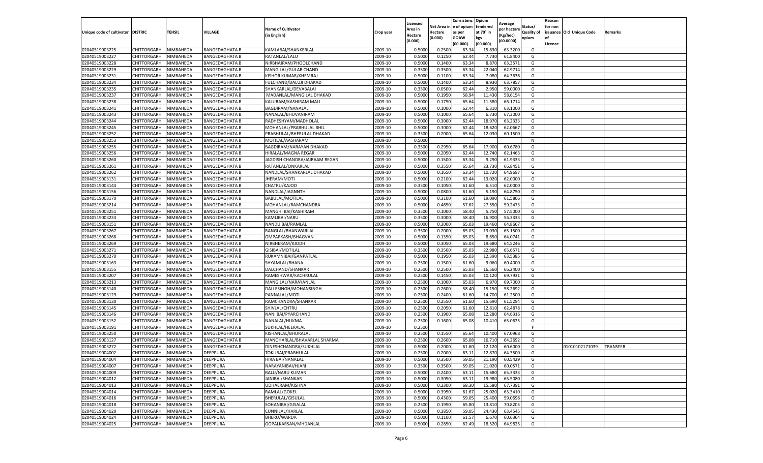| Unique code of cultivator | DISTRIC | TEHSIL | VILLAGE | Name of Cultivator (in English) | Crop year | Licensed Area in Hectare (0.000) | Net Area in Hectare (0.000) | Consistenc e of opium as per GOAW (00.000) | Opium tendered at 70° in kgs (00.000) | Average per hectare (Kg/hec) (00.0000) | Status/ Quality of opium | Reason for non issuance of Licence | Old Unique Code | Remarks |
|---|---|---|---|---|---|---|---|---|---|---|---|---|---|---|
| 02040519003225 | CHITTORGARH | NIMBAHEDA | BANGEDAGHATA B | KAMLABAI/SHANKERLAL | 2009-10 | 0.5000 | 0.2500 | 63.34 | 15.830 | 63.3200 | G | | | |
| 02040519003227 | CHITTORGARH | NIMBAHEDA | BANGEDAGHATA B | RATANLAL/LALU | 2009-10 | 0.5000 | 0.1250 | 62.44 | 7.730 | 61.8400 | G | | | |
| 02040519003228 | CHITTORGARH | NIMBAHEDA | BANGEDAGHATA B | NIRBHAIRAM/PHOOLCHAND | 2009-10 | 0.5000 | 0.1400 | 63.34 | 8.870 | 63.3571 | G | | | |
| 02040519003229 | CHITTORGARH | NIMBAHEDA | BANGEDAGHATA B | MANGILAL/GULAB CHAND | 2009-10 | 0.3500 | 0.3500 | 63.34 | 22.040 | 62.9714 | G | | | |
| 02040519003231 | CHITTORGARH | NIMBAHEDA | BANGEDAGHATA B | KISHOR KUMAR/KHEMRAJ | 2009-10 | 0.5000 | 0.1100 | 63.34 | 7.080 | 64.3636 | G | | | |
| 02040519003234 | CHITTORGARH | NIMBAHEDA | BANGEDAGHATA B | FULCHAND/DALUJI DHAKAD | 2009-10 | 0.5000 | 0.1400 | 63.34 | 8.930 | 63.7857 | G | | | |
| 02040519003235 | CHITTORGARH | NIMBAHEDA | BANGEDAGHATA B | SHANKARLAL/DEVABALAI | 2009-10 | 0.3500 | 0.0500 | 62.44 | 2.950 | 59.0000 | G | | | |
| 02040519003237 | CHITTORGARH | NIMBAHEDA | BANGEDAGHATA B | MADANLAL/MANGILAL DHAKAD | 2009-10 | 0.5000 | 0.1950 | 58.94 | 11.430 | 58.6154 | G | | | |
| 02040519003238 | CHITTORGARH | NIMBAHEDA | BANGEDAGHATA B | KALURAM/KASHIRAM MALI | 2009-10 | 0.5000 | 0.1750 | 65.64 | 11.580 | 66.1714 | G | | | |
| 02040519003241 | CHITTORGARH | NIMBAHEDA | BANGEDAGHATA B | BAGDIRAM/NANALAL | 2009-10 | 0.5000 | 0.1000 | 62.44 | 6.310 | 63.1000 | G | | | |
| 02040519003243 | CHITTORGARH | NIMBAHEDA | BANGEDAGHATA B | NANALAL/BHUVANIRAM | 2009-10 | 0.5000 | 0.1000 | 65.64 | 6.730 | 67.3000 | G | | | |
| 02040519003244 | CHITTORGARH | NIMBAHEDA | BANGEDAGHATA B | RADHESHYAM/MADHOLAL | 2009-10 | 0.5000 | 0.3000 | 62.44 | 18.970 | 63.2333 | G | | | |
| 02040519003245 | CHITTORGARH | NIMBAHEDA | BANGEDAGHATA B | MOHANLAL/PRABHULAL BHIL | 2009-10 | 0.5000 | 0.3000 | 62.44 | 18.620 | 62.0667 | G | | | |
| 02040519003252 | CHITTORGARH | NIMBAHEDA | BANGEDAGHATA B | PRABHULAL/BHERULAL DHAKAD | 2009-10 | 0.3500 | 0.2000 | 65.64 | 12.030 | 60.1500 | G | | | |
| 02040519003253 | CHITTORGARH | NIMBAHEDA | BANGEDAGHATA B | MOTILAL/AASHARAM | 2009-10 | 0.5000 | | | | | N | | | |
| 02040519003255 | CHITTORGARH | NIMBAHEDA | BANGEDAGHATA B | BAGDIRAM/NARAYAN DHAKAD | 2009-10 | 0.3500 | 0.2950 | 65.64 | 17.900 | 60.6780 | G | | | |
| 02040519003256 | CHITTORGARH | NIMBAHEDA | BANGEDAGHATA B | HIRALAL/MAGNA REGAR | 2009-10 | 0.5000 | 0.2050 | 62.44 | 12.740 | 62.1463 | G | | | |
| 02040519003260 | CHITTORGARH | NIMBAHEDA | BANGEDAGHATA B | JAGDISH CHANDRA/JAIRAAM REGAR | 2009-10 | 0.5000 | 0.1500 | 63.34 | 9.290 | 61.9333 | G | | | |
| 02040519003261 | CHITTORGARH | NIMBAHEDA | BANGEDAGHATA B | RATANLAL/ONKARLAL | 2009-10 | 0.5000 | 0.3550 | 65.64 | 23.730 | 66.8451 | G | | | |
| 02040519003262 | CHITTORGARH | NIMBAHEDA | BANGEDAGHATA B | NANDLAL/SHANKARLAL DHAKAD | 2009-10 | 0.5000 | 0.1650 | 63.34 | 10.720 | 64.9697 | G | | | |
| 02040519003131 | CHITTORGARH | NIMBAHEDA | BANGEDAGHATA B | JHERAM/MOTI | 2009-10 | 0.5000 | 0.2100 | 62.44 | 13.020 | 62.0000 | G | | | |
| 02040519003144 | CHITTORGARH | NIMBAHEDA | BANGEDAGHATA B | CHATRU/KAJOD | 2009-10 | 0.3500 | 0.1050 | 61.60 | 6.510 | 62.0000 | G | | | |
| 02040519003156 | CHITTORGARH | NIMBAHEDA | BANGEDAGHATA B | NANDLAL/JAGNNTH | 2009-10 | 0.5000 | 0.0800 | 61.60 | 5.190 | 64.8750 | G | | | |
| 02040519003170 | CHITTORGARH | NIMBAHEDA | BANGEDAGHATA B | BABULAL/MOTILAL | 2009-10 | 0.5000 | 0.3100 | 61.60 | 19.090 | 61.5806 | G | | | |
| 02040519003214 | CHITTORGARH | NIMBAHEDA | BANGEDAGHATA B | MOHANLAL/RAMCHANDRA | 2009-10 | 0.5000 | 0.4650 | 57.62 | 27.550 | 59.2473 | G | | | |
| 02040519003251 | CHITTORGARH | NIMBAHEDA | BANGEDAGHATA B | MANGHI BAI/KASHIRAM | 2009-10 | 0.3500 | 0.1000 | 58.40 | 5.750 | 57.5000 | G | | | |
| 02040519003233 | CHITTORGARH | NIMBAHEDA | BANGEDAGHATA B | KAMLIBAI/NARU | 2009-10 | 0.3500 | 0.3000 | 58.40 | 16.900 | 56.3333 | G | | | |
| 02040519003151 | CHITTORGARH | NIMBAHEDA | BANGEDAGHATA B | NANDU BAI/RAMLAL | 2009-10 | 0.5000 | 0.3000 | 65.03 | 19.460 | 64.8667 | G | | | |
| 02040519003267 | CHITTORGARH | NIMBAHEDA | BANGEDAGHATA B | RANGLAL/BHANWARLAL | 2009-10 | 0.3500 | 0.2000 | 65.03 | 13.030 | 65.1500 | G | | | |
| 02040519003268 | CHITTORGARH | NIMBAHEDA | BANGEDAGHATA B | OMPARKASH/BHAGVAN | 2009-10 | 0.5000 | 0.1350 | 65.03 | 8.650 | 64.0741 | G | | | |
| 02040519003269 | CHITTORGARH | NIMBAHEDA | BANGEDAGHATA B | NIRBHERAM/KJODH | 2009-10 | 0.5000 | 0.3050 | 65.03 | 19.680 | 64.5246 | G | | | |
| 02040519003271 | CHITTORGARH | NIMBAHEDA | BANGEDAGHATA B | GISIBAI/MOTILAL | 2009-10 | 0.3500 | 0.3500 | 65.03 | 22.980 | 65.6571 | G | | | |
| 02040519003270 | CHITTORGARH | NIMBAHEDA | BANGEDAGHATA B | RUKAMNIBAI/GANPATLAL | 2009-10 | 0.5000 | 0.1950 | 65.03 | 12.390 | 63.5385 | G | | | |
| 02040519003163 | CHITTORGARH | NIMBAHEDA | BANGEDAGHATA B | SHYAMLAL/BHANA | 2009-10 | 0.2500 | 0.1500 | 61.60 | 9.060 | 60.4000 | G | | | |
| 02040519003155 | CHITTORGARH | NIMBAHEDA | BANGEDAGHATA B | DALCHAND/SHANKAR | 2009-10 | 0.2500 | 0.2500 | 65.03 | 16.560 | 66.2400 | G | | | |
| 02040519003207 | CHITTORGARH | NIMBAHEDA | BANGEDAGHATA B | RAMESHWAR/KACHRULAL | 2009-10 | 0.2500 | 0.1450 | 65.03 | 10.120 | 69.7931 | G | | | |
| 02040519003213 | CHITTORGARH | NIMBAHEDA | BANGEDAGHATA B | MANGILAL/NARAYANLAL | 2009-10 | 0.2500 | 0.1000 | 65.03 | 6.970 | 69.7000 | G | | | |
| 02040519003140 | CHITTORGARH | NIMBAHEDA | BANGEDAGHATA B | DALLESINGH/MOHANSINGH | 2009-10 | 0.2500 | 0.2600 | 58.40 | 15.150 | 58.2692 | G | | | |
| 02040519003129 | CHITTORGARH | NIMBAHEDA | BANGEDAGHATA B | PANNALAL/MOTI | 2009-10 | 0.2500 | 0.2400 | 61.60 | 14.700 | 61.2500 | G | | | |
| 02040519003130 | CHITTORGARH | NIMBAHEDA | BANGEDAGHATA B | RAMCHANDRA/SHANKAR | 2009-10 | 0.2500 | 0.2550 | 61.60 | 15.690 | 61.5294 | G | | | |
| 02040519003145 | CHITTORGARH | NIMBAHEDA | BANGEDAGHATA B | SHIVLAL/CHTRU | 2009-10 | 0.2500 | 0.2050 | 61.60 | 12.810 | 62.4878 | G | | | |
| 02040519003146 | CHITTORGARH | NIMBAHEDA | BANGEDAGHATA B | NANI BAI/PYARCHAND | 2009-10 | 0.2500 | 0.1900 | 65.08 | 12.280 | 64.6316 | G | | | |
| 02040519003152 | CHITTORGARH | NIMBAHEDA | BANGEDAGHATA B | NANALAL/HUKMA | 2009-10 | 0.2500 | 0.1600 | 65.08 | 10.410 | 65.0625 | G | | | |
| 02040519003191 | CHITTORGARH | NIMBAHEDA | BANGEDAGHATA B | SUKHLAL/HEERALAL | 2009-10 | 0.2500 | | | | | F | | | |
| 02040519003250 | CHITTORGARH | NIMBAHEDA | BANGEDAGHATA B | KISHANLAL/BHURALAL | 2009-10 | 0.2500 | 0.1550 | 65.64 | 10.400 | 67.0968 | G | | | |
| 02040519003127 | CHITTORGARH | NIMBAHEDA | BANGEDAGHATA B | MANOHARLAL/BHAVARLAL SHARMA | 2009-10 | 0.2500 | 0.2600 | 65.08 | 16.710 | 64.2692 | G | | | |
| 02040519003272 | CHITTORGARH | NIMBAHEDA | BANGEDAGHATA B | DINESHCHANDRA/SUKHLAL | 2009-10 | 0.5000 | 0.2000 | 61.60 | 12.120 | 60.6000 | G | | 01010102171039 | TRANSFER |
| 02040519004002 | CHITTORGARH | NIMBAHEDA | DEEPPURA | TOKUBAI/PRABHULAL | 2009-10 | 0.2500 | 0.2000 | 63.11 | 12.870 | 64.3500 | G | | | |
| 02040519004004 | CHITTORGARH | NIMBAHEDA | DEEPPURA | HIRA BAI/NANALAL | 2009-10 | 0.5000 | 0.3500 | 59.05 | 21.190 | 60.5429 | G | | | |
| 02040519004007 | CHITTORGARH | NIMBAHEDA | DEEPPURA | NARAYANIBAI/HJARI | 2009-10 | 0.3500 | 0.3500 | 59.05 | 21.020 | 60.0571 | G | | | |
| 02040519004009 | CHITTORGARH | NIMBAHEDA | DEEPPURA | BALU/NARU KUMAR | 2009-10 | 0.5000 | 0.2400 | 63.11 | 15.680 | 65.3333 | G | | | |
| 02040519004012 | CHITTORGARH | NIMBAHEDA | DEEPPURA | JANIBAI/SHANKAR | 2009-10 | 0.5000 | 0.3050 | 63.11 | 19.980 | 65.5080 | G | | | |
| 02040519004013 | CHITTORGARH | NIMBAHEDA | DEEPPURA | UDHAERAM/KISHNA | 2009-10 | 0.5000 | 0.2300 | 68.30 | 15.580 | 67.7391 | G | | | |
| 02040519004014 | CHITTORGARH | NIMBAHEDA | DEEPPURA | RAMLAL/GOKEL | 2009-10 | 0.5000 | 0.3950 | 61.67 | 25.020 | 63.3410 | G | | | |
| 02040519004016 | CHITTORGARH | NIMBAHEDA | DEEPPURA | BHERULAL/GISULAL | 2009-10 | 0.5000 | 0.4300 | 59.05 | 25.400 | 59.0698 | G | | | |
| 02040519004018 | CHITTORGARH | NIMBAHEDA | DEEPPURA | SOHANIBAI/GISALAL | 2009-10 | 0.2500 | 0.1950 | 65.80 | 13.810 | 70.8205 | G | | | |
| 02040519004020 | CHITTORGARH | NIMBAHEDA | DEEPPURA | CUNNILAL/HARLAL | 2009-10 | 0.5000 | 0.3850 | 59.05 | 24.430 | 63.4545 | G | | | |
| 02040519004024 | CHITTORGARH | NIMBAHEDA | DEEPPURA | BHERU/WARDA | 2009-10 | 0.5000 | 0.1100 | 61.57 | 6.670 | 60.6364 | G | | | |
| 02040519004025 | CHITTORGARH | NIMBAHEDA | DEEPPURA | GOPALKARSAN/MHDANLAL | 2009-10 | 0.5000 | 0.2850 | 62.49 | 18.520 | 64.9825 | G | | | |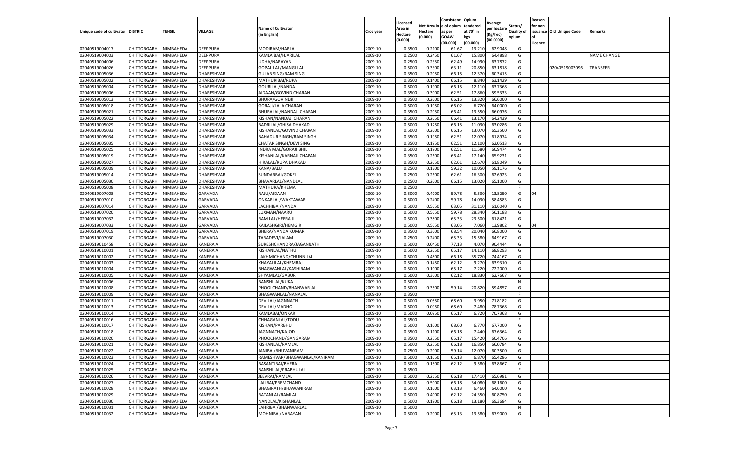| Unique code of cultivator | DISTRIC | TEHSIL | VILLAGE | Name of Cultivator (in English) | Crop year | Licensed Area in Hectare (0.000) | Net Area in Hectare (0.000) | Consistence of opium as per GOAW (00.000) | Opium tendered at 70° in kgs (00.000) | Average per hectare (Kg/hec) (00.0000) | Status/ Quality of opium | Reason for non issuance of Licence | Old Unique Code | Remarks |
|---|---|---|---|---|---|---|---|---|---|---|---|---|---|---|
| 02040519004017 | CHITTORGARH | NIMBAHEDA | DEEPPURA | MODIRAM/HARLAL | 2009-10 | 0.3500 | 0.2100 | 61.67 | 13.210 | 62.9048 | G | | | |
| 02040519004003 | CHITTORGARH | NIMBAHEDA | DEEPPURA | KAMLA BAI/HJARILAL | 2009-10 | 0.2500 | 0.2450 | 61.67 | 15.800 | 64.4898 | G | | | NAME CHANGE |
| 02040519004006 | CHITTORGARH | NIMBAHEDA | DEEPPURA | UDHA/NARAYAN | 2009-10 | 0.2500 | 0.2350 | 62.49 | 14.990 | 63.7872 | G | | | |
| 02040519004026 | CHITTORGARH | NIMBAHEDA | DEEPPURA | GOPAL LAL/MANGI LAL | 2009-10 | 0.5000 | 0.3300 | 63.11 | 20.850 | 63.1818 | G | | 02040519003096 | TRANSFER |
| 02040519005036 | CHITTORGARH | NIMBAHEDA | DHARESHVAR | GULAB SING/RAM SING | 2009-10 | 0.3500 | 0.2050 | 66.15 | 12.370 | 60.3415 | G | | | |
| 02040519005002 | CHITTORGARH | NIMBAHEDA | DHARESHVAR | MATHURIBAI/RUPA | 2009-10 | 0.3500 | 0.1400 | 66.15 | 8.840 | 63.1429 | G | | | |
| 02040519005004 | CHITTORGARH | NIMBAHEDA | DHARESHVAR | GOURILAL/NANDA | 2009-10 | 0.5000 | 0.1900 | 66.15 | 12.110 | 63.7368 | G | | | |
| 02040519005006 | CHITTORGARH | NIMBAHEDA | DHARESHVAR | AIDAAN/GOVIND CHARAN | 2009-10 | 0.3500 | 0.3000 | 62.51 | 17.860 | 59.5333 | G | | | |
| 02040519005013 | CHITTORGARH | NIMBAHEDA | DHARESHVAR | BHURA/GOVINDJI | 2009-10 | 0.3500 | 0.2000 | 66.15 | 13.320 | 66.6000 | G | | | |
| 02040519005018 | CHITTORGARH | NIMBAHEDA | DHARESHVAR | GORAJI/LALA CHARAN | 2009-10 | 0.5000 | 0.1050 | 66.02 | 6.720 | 64.0000 | G | | | |
| 02040519005021 | CHITTORGARH | NIMBAHEDA | DHARESHVAR | BHURALAL/NANDAJI CHARAN | 2009-10 | 0.3500 | 0.2050 | 66.41 | 13.550 | 66.0976 | G | | | |
| 02040519005022 | CHITTORGARH | NIMBAHEDA | DHARESHVAR | KISHAN/NANDAJI CHARAN | 2009-10 | 0.5000 | 0.2050 | 66.41 | 13.170 | 64.2439 | G | | | |
| 02040519005029 | CHITTORGARH | NIMBAHEDA | DHARESHVAR | BADRILAL/GHISA DHAKAD | 2009-10 | 0.5000 | 0.1750 | 66.15 | 11.030 | 63.0286 | G | | | |
| 02040519005033 | CHITTORGARH | NIMBAHEDA | DHARESHVAR | KISHANLAL/GOVIND CHARAN | 2009-10 | 0.5000 | 0.2000 | 66.15 | 13.070 | 65.3500 | G | | | |
| 02040519005034 | CHITTORGARH | NIMBAHEDA | DHARESHVAR | BAHADUR SINGH/RAM SINGH | 2009-10 | 0.3500 | 0.1950 | 62.51 | 12.070 | 61.8974 | G | | | |
| 02040519005035 | CHITTORGARH | NIMBAHEDA | DHARESHVAR | CHATAR SINGH/DEVI SING | 2009-10 | 0.3500 | 0.1950 | 62.51 | 12.100 | 62.0513 | G | | | |
| 02040519005025 | CHITTORGARH | NIMBAHEDA | DHARESHVAR | INDRA MAL/GORAJI BHIL | 2009-10 | 0.5000 | 0.1900 | 62.51 | 11.580 | 60.9474 | G | | | |
| 02040519005019 | CHITTORGARH | NIMBAHEDA | DHARESHVAR | KISHANLAL/KARNAJI CHARAN | 2009-10 | 0.3500 | 0.2600 | 66.41 | 17.140 | 65.9231 | G | | | |
| 02040519005027 | CHITTORGARH | NIMBAHEDA | DHARESHVAR | HIRALAL/RUPA DHAKAD | 2009-10 | 0.3500 | 0.2050 | 62.61 | 12.670 | 61.8049 | G | | | |
| 02040519005009 | CHITTORGARH | NIMBAHEDA | DHARESHVAR | KANA/BALU | 2009-10 | 0.2500 | 0.1700 | 59.32 | 10.050 | 59.1176 | G | | | |
| 02040519005014 | CHITTORGARH | NIMBAHEDA | DHARESHVAR | SUNDARBAI/GOKEL | 2009-10 | 0.2500 | 0.2600 | 62.61 | 16.300 | 62.6923 | G | | | |
| 02040519005030 | CHITTORGARH | NIMBAHEDA | DHARESHVAR | BHAVARLAL/NANDLAL | 2009-10 | 0.2500 | 0.2000 | 66.15 | 13.020 | 65.1000 | G | | | |
| 02040519005008 | CHITTORGARH | NIMBAHEDA | DHARESHVAR | MATHURA/KHEMA | 2009-10 | 0.2500 | | | | | F | | | |
| 02040519007008 | CHITTORGARH | NIMBAHEDA | GARVADA | RAJU/AIDAAN | 2009-10 | 0.5000 | 0.4000 | 59.78 | 5.530 | 13.8250 | G | 04 | | |
| 02040519007010 | CHITTORGARH | NIMBAHEDA | GARVADA | ONKARLAL/WAKTAWAR | 2009-10 | 0.5000 | 0.2400 | 59.78 | 14.030 | 58.4583 | G | | | |
| 02040519007014 | CHITTORGARH | NIMBAHEDA | GARVADA | LACHHIBAI/NANDA | 2009-10 | 0.5000 | 0.5050 | 63.05 | 31.110 | 61.6040 | G | | | |
| 02040519007020 | CHITTORGARH | NIMBAHEDA | GARVADA | LUXMAN/NAARU | 2009-10 | 0.5000 | 0.5050 | 59.78 | 28.340 | 56.1188 | G | | | |
| 02040519007032 | CHITTORGARH | NIMBAHEDA | GARVADA | RAM LAL/HEERA JI | 2009-10 | 0.5000 | 0.3800 | 65.33 | 23.500 | 61.8421 | G | | | |
| 02040519007033 | CHITTORGARH | NIMBAHEDA | GARVADA | KAILASHGIRI/HEMGIR | 2009-10 | 0.5000 | 0.5050 | 63.05 | 7.060 | 13.9802 | G | 04 | | |
| 02040519007019 | CHITTORGARH | NIMBAHEDA | GARVADA | BHERA/NANDA KUMAR | 2009-10 | 0.3500 | 0.3000 | 68.54 | 20.040 | 66.8000 | G | | | |
| 02040519007030 | CHITTORGARH | NIMBAHEDA | GARVADA | TARADEVI/JALAM | 2009-10 | 0.2500 | 0.2400 | 65.33 | 15.580 | 64.9167 | G | | | |
| 02040519010458 | CHITTORGARH | NIMBAHEDA | KANERA A | SURESHCHANDRA/JAGANNATH | 2009-10 | 0.5000 | 0.0450 | 77.13 | 4.070 | 90.4444 | G | | | |
| 02040519010001 | CHITTORGARH | NIMBAHEDA | KANERA A | KISHANLAL/NATHU | 2009-10 | 0.5000 | 0.2050 | 65.17 | 14.110 | 68.8293 | G | | | |
| 02040519010002 | CHITTORGARH | NIMBAHEDA | KANERA A | LAKHMICHAND/CHUNNILAL | 2009-10 | 0.5000 | 0.4800 | 66.18 | 35.720 | 74.4167 | G | | | |
| 02040519010003 | CHITTORGARH | NIMBAHEDA | KANERA A | KHAYALILAL/KHEMRAJ | 2009-10 | 0.5000 | 0.1450 | 62.12 | 9.270 | 63.9310 | G | | | |
| 02040519010004 | CHITTORGARH | NIMBAHEDA | KANERA A | BHAGWANLAL/KASHIRAM | 2009-10 | 0.5000 | 0.1000 | 65.17 | 7.220 | 72.2000 | G | | | |
| 02040519010005 | CHITTORGARH | NIMBAHEDA | KANERA A | SHYAMLAL/GABUR | 2009-10 | 0.5000 | 0.3000 | 62.12 | 18.830 | 62.7667 | G | | | |
| 02040519010006 | CHITTORGARH | NIMBAHEDA | KANERA A | BANSHILAL/KUKA | 2009-10 | 0.5000 | | | | | N | | | |
| 02040519010008 | CHITTORGARH | NIMBAHEDA | KANERA A | PHOOLCHAND/BHANWARLAL | 2009-10 | 0.5000 | 0.3500 | 59.14 | 20.820 | 59.4857 | G | | | |
| 02040519010009 | CHITTORGARH | NIMBAHEDA | KANERA A | BHAGWANLAL/NANALAL | 2009-10 | 0.3500 | | | | | F | | | |
| 02040519010011 | CHITTORGARH | NIMBAHEDA | KANERA A | DEVILAL/JAGNNATH | 2009-10 | 0.5000 | 0.0550 | 68.60 | 3.950 | 71.8182 | G | | | |
| 02040519010013 | CHITTORGARH | NIMBAHEDA | KANERA A | DEVILAL/MADHO | 2009-10 | 0.5000 | 0.0950 | 68.60 | 7.480 | 78.7368 | G | | | |
| 02040519010014 | CHITTORGARH | NIMBAHEDA | KANERA A | KAMLABAI/ONKAR | 2009-10 | 0.5000 | 0.0950 | 65.17 | 6.720 | 70.7368 | G | | | |
| 02040519010016 | CHITTORGARH | NIMBAHEDA | KANERA A | CHHAGANLAL/TODU | 2009-10 | 0.3500 | | | | | F | | | |
| 02040519010017 | CHITTORGARH | NIMBAHEDA | KANERA A | KISHAN/PARBHU | 2009-10 | 0.5000 | 0.1000 | 68.60 | 6.770 | 67.7000 | G | | | |
| 02040519010018 | CHITTORGARH | NIMBAHEDA | KANERA A | JAGNNATH/KAJOD | 2009-10 | 0.3500 | 0.1100 | 66.18 | 7.440 | 67.6364 | G | | | |
| 02040519010020 | CHITTORGARH | NIMBAHEDA | KANERA A | PHOOCHAND/GANGARAM | 2009-10 | 0.3500 | 0.2550 | 65.17 | 15.420 | 60.4706 | G | | | |
| 02040519010021 | CHITTORGARH | NIMBAHEDA | KANERA A | KISHANLAL/RAMLAL | 2009-10 | 0.5000 | 0.2550 | 66.18 | 16.850 | 66.0784 | G | | | |
| 02040519010022 | CHITTORGARH | NIMBAHEDA | KANERA A | JANIBAI/BHUVANIRAM | 2009-10 | 0.2500 | 0.2000 | 59.14 | 12.070 | 60.3500 | G | | | |
| 02040519010023 | CHITTORGARH | NIMBAHEDA | KANERA A | RAMESHVAR/BHAGWANLAL/KANIRAM | 2009-10 | 0.5000 | 0.1050 | 65.13 | 6.870 | 65.4286 | G | | | |
| 02040519010024 | CHITTORGARH | NIMBAHEDA | KANERA A | BASANTIBAI/BHERA | 2009-10 | 0.5000 | 0.1500 | 62.12 | 9.580 | 63.8667 | G | | | |
| 02040519010025 | CHITTORGARH | NIMBAHEDA | KANERA A | BANSHILAL/PRABHULAL | 2009-10 | 0.3500 | | | | | F | | | |
| 02040519010026 | CHITTORGARH | NIMBAHEDA | KANERA A | JEEVRAJ/RAMLAL | 2009-10 | 0.5000 | 0.2650 | 66.18 | 17.410 | 65.6981 | G | | | |
| 02040519010027 | CHITTORGARH | NIMBAHEDA | KANERA A | LALIBAI/PREMCHAND | 2009-10 | 0.5000 | 0.5000 | 66.18 | 34.080 | 68.1600 | G | | | |
| 02040519010028 | CHITTORGARH | NIMBAHEDA | KANERA A | BHAGIRATH/BHAWANIRAM | 2009-10 | 0.5000 | 0.1000 | 63.13 | 6.460 | 64.6000 | G | | | |
| 02040519010029 | CHITTORGARH | NIMBAHEDA | KANERA A | RATANLAL/RAMLAL | 2009-10 | 0.5000 | 0.4000 | 62.12 | 24.350 | 60.8750 | G | | | |
| 02040519010030 | CHITTORGARH | NIMBAHEDA | KANERA A | NANDLAL/KISHANLAL | 2009-10 | 0.5000 | 0.1900 | 66.18 | 13.180 | 69.3684 | G | | | |
| 02040519010031 | CHITTORGARH | NIMBAHEDA | KANERA A | LAHRIBAI/BHANWARLAL | 2009-10 | 0.5000 | | | | | N | | | |
| 02040519010032 | CHITTORGARH | NIMBAHEDA | KANERA A | MOHNIBAI/NARAYAN | 2009-10 | 0.5000 | 0.2000 | 65.13 | 13.580 | 67.9000 | G | | | |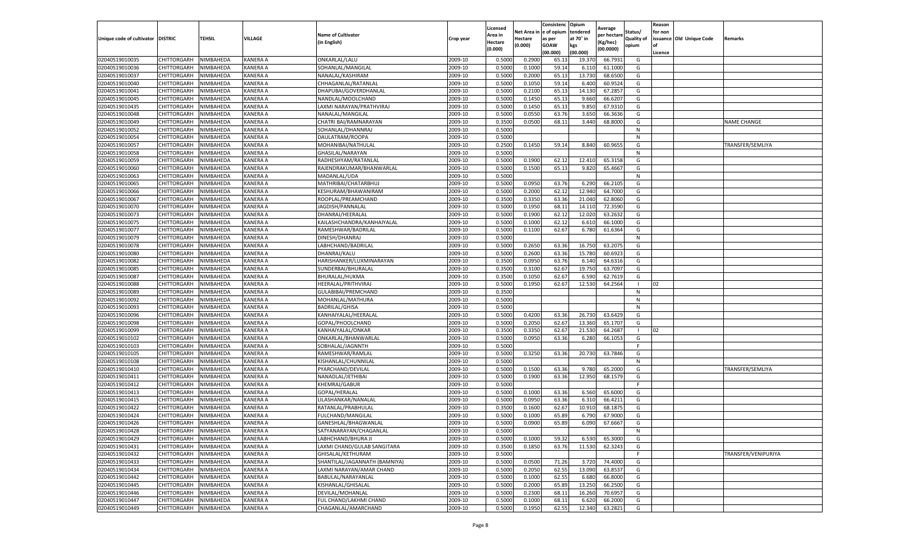| Unique code of cultivator | DISTRIC | TEHSIL | VILLAGE | Name of Cultivator (in English) | Crop year | Licensed Area in Hectare (0.000) | Net Area in Hectare (0.000) | Consistence of opium as per GOAW (00.000) | Opium tendered at 70° in kgs (00.000) | Average per hectare (Kg/hec) (00.0000) | Status/ Quality of opium | Reason for non issuance of Licence | Old Unique Code | Remarks |
|---|---|---|---|---|---|---|---|---|---|---|---|---|---|---|
| 02040519010035 | CHITTORGARH | NIMBAHEDA | KANERA A | ONKARLAL/LALU | 2009-10 | 0.5000 | 0.2900 | 65.13 | 19.370 | 66.7931 | G | | | |
| 02040519010036 | CHITTORGARH | NIMBAHEDA | KANERA A | SOHANLAL/MANGILAL | 2009-10 | 0.5000 | 0.1000 | 59.14 | 6.110 | 61.1000 | G | | | |
| 02040519010037 | CHITTORGARH | NIMBAHEDA | KANERA A | NANALAL/KASHIRAM | 2009-10 | 0.5000 | 0.2000 | 65.13 | 13.730 | 68.6500 | G | | | |
| 02040519010040 | CHITTORGARH | NIMBAHEDA | KANERA A | CHHAGANLAL/RATANLAL | 2009-10 | 0.5000 | 0.1050 | 59.14 | 6.400 | 60.9524 | G | | | |
| 02040519010041 | CHITTORGARH | NIMBAHEDA | KANERA A | DHAPUBAI/GOVERDHANLAL | 2009-10 | 0.5000 | 0.2100 | 65.13 | 14.130 | 67.2857 | G | | | |
| 02040519010045 | CHITTORGARH | NIMBAHEDA | KANERA A | NANDLAL/MOOLCHAND | 2009-10 | 0.5000 | 0.1450 | 65.13 | 9.660 | 66.6207 | G | | | |
| 02040519010435 | CHITTORGARH | NIMBAHEDA | KANERA A | LAXMI NARAYAN/PRATHVIRAJ | 2009-10 | 0.5000 | 0.1450 | 65.13 | 9.850 | 67.9310 | G | | | |
| 02040519010048 | CHITTORGARH | NIMBAHEDA | KANERA A | NANALAL/MANGILAL | 2009-10 | 0.5000 | 0.0550 | 63.76 | 3.650 | 66.3636 | G | | | |
| 02040519010049 | CHITTORGARH | NIMBAHEDA | KANERA A | CHATRI BAI/RAMNARAYAN | 2009-10 | 0.3500 | 0.0500 | 68.11 | 3.440 | 68.8000 | G | | | NAME CHANGE |
| 02040519010052 | CHITTORGARH | NIMBAHEDA | KANERA A | SOHANLAL/DHANNRAJ | 2009-10 | 0.5000 | | | | | N | | | |
| 02040519010054 | CHITTORGARH | NIMBAHEDA | KANERA A | DAULATRAM/ROOPA | 2009-10 | 0.5000 | | | | | N | | | |
| 02040519010057 | CHITTORGARH | NIMBAHEDA | KANERA A | MOHANIBAI/NATHULAL | 2009-10 | 0.2500 | 0.1450 | 59.14 | 8.840 | 60.9655 | G | | | TRANSFER/SEMLIYA |
| 02040519010058 | CHITTORGARH | NIMBAHEDA | KANERA A | GHASILAL/NARAYAN | 2009-10 | 0.5000 | | | | | N | | | |
| 02040519010059 | CHITTORGARH | NIMBAHEDA | KANERA A | RADHESHYAM/RATANLAL | 2009-10 | 0.5000 | 0.1900 | 62.12 | 12.410 | 65.3158 | G | | | |
| 02040519010060 | CHITTORGARH | NIMBAHEDA | KANERA A | RAJENDRAKUMAR/BHANWARLAL | 2009-10 | 0.5000 | 0.1500 | 65.13 | 9.820 | 65.4667 | G | | | |
| 02040519010063 | CHITTORGARH | NIMBAHEDA | KANERA A | MADANLAL/UDA | 2009-10 | 0.5000 | | | | | N | | | |
| 02040519010065 | CHITTORGARH | NIMBAHEDA | KANERA A | MATHRIBAI/CHATARBHUJ | 2009-10 | 0.5000 | 0.0950 | 63.76 | 6.290 | 66.2105 | G | | | |
| 02040519010066 | CHITTORGARH | NIMBAHEDA | KANERA A | KESHURAM/BHAWANIRAM | 2009-10 | 0.5000 | 0.2000 | 62.12 | 12.940 | 64.7000 | G | | | |
| 02040519010067 | CHITTORGARH | NIMBAHEDA | KANERA A | ROOPLAL/PREAMCHAND | 2009-10 | 0.3500 | 0.3350 | 63.36 | 21.040 | 62.8060 | G | | | |
| 02040519010070 | CHITTORGARH | NIMBAHEDA | KANERA A | JAGDISH/PANNALAL | 2009-10 | 0.5000 | 0.1950 | 68.11 | 14.110 | 72.3590 | G | | | |
| 02040519010073 | CHITTORGARH | NIMBAHEDA | KANERA A | DHANRAJ/HEERALAL | 2009-10 | 0.5000 | 0.1900 | 62.12 | 12.020 | 63.2632 | G | | | |
| 02040519010075 | CHITTORGARH | NIMBAHEDA | KANERA A | KAILASHCHANDRA/KANHAIYALAL | 2009-10 | 0.5000 | 0.1000 | 62.12 | 6.610 | 66.1000 | G | | | |
| 02040519010077 | CHITTORGARH | NIMBAHEDA | KANERA A | RAMESHWAR/BADRILAL | 2009-10 | 0.5000 | 0.1100 | 62.67 | 6.780 | 61.6364 | G | | | |
| 02040519010079 | CHITTORGARH | NIMBAHEDA | KANERA A | DINESH/DHANRAJ | 2009-10 | 0.5000 | | | | | N | | | |
| 02040519010078 | CHITTORGARH | NIMBAHEDA | KANERA A | LABHCHAND/BADRILAL | 2009-10 | 0.5000 | 0.2650 | 63.36 | 16.750 | 63.2075 | G | | | |
| 02040519010080 | CHITTORGARH | NIMBAHEDA | KANERA A | DHANRAJ/KALU | 2009-10 | 0.5000 | 0.2600 | 63.36 | 15.780 | 60.6923 | G | | | |
| 02040519010082 | CHITTORGARH | NIMBAHEDA | KANERA A | HARISHANKER/LUXMINARAYAN | 2009-10 | 0.3500 | 0.0950 | 63.76 | 6.140 | 64.6316 | G | | | |
| 02040519010085 | CHITTORGARH | NIMBAHEDA | KANERA A | SUNDERBAI/BHURALAL | 2009-10 | 0.3500 | 0.3100 | 62.67 | 19.750 | 63.7097 | G | | | |
| 02040519010087 | CHITTORGARH | NIMBAHEDA | KANERA A | BHURALAL/HUKMA | 2009-10 | 0.3500 | 0.1050 | 62.67 | 6.590 | 62.7619 | G | | | |
| 02040519010088 | CHITTORGARH | NIMBAHEDA | KANERA A | HEERALAL/PRITHVIRAJ | 2009-10 | 0.5000 | 0.1950 | 62.67 | 12.530 | 64.2564 | I | 02 | | |
| 02040519010089 | CHITTORGARH | NIMBAHEDA | KANERA A | GULABIBAI/PREMCHAND | 2009-10 | 0.3500 | | | | | N | | | |
| 02040519010092 | CHITTORGARH | NIMBAHEDA | KANERA A | MOHANLAL/MATHURA | 2009-10 | 0.5000 | | | | | N | | | |
| 02040519010093 | CHITTORGARH | NIMBAHEDA | KANERA A | BADRILAL/GHISA | 2009-10 | 0.5000 | | | | | N | | | |
| 02040519010096 | CHITTORGARH | NIMBAHEDA | KANERA A | KANHAIYALAL/HEERALAL | 2009-10 | 0.5000 | 0.4200 | 63.36 | 26.730 | 63.6429 | G | | | |
| 02040519010098 | CHITTORGARH | NIMBAHEDA | KANERA A | GOPAL/PHOOLCHAND | 2009-10 | 0.5000 | 0.2050 | 62.67 | 13.360 | 65.1707 | G | | | |
| 02040519010099 | CHITTORGARH | NIMBAHEDA | KANERA A | KANHAIYALAL/ONKAR | 2009-10 | 0.3500 | 0.3350 | 62.67 | 21.530 | 64.2687 | I | 02 | | |
| 02040519010102 | CHITTORGARH | NIMBAHEDA | KANERA A | ONKARLAL/BHANWARLAL | 2009-10 | 0.5000 | 0.0950 | 63.36 | 6.280 | 66.1053 | G | | | |
| 02040519010103 | CHITTORGARH | NIMBAHEDA | KANERA A | SOBHALAL/JAGNNTH | 2009-10 | 0.5000 | | | | | F | | | |
| 02040519010105 | CHITTORGARH | NIMBAHEDA | KANERA A | RAMESHWAR/RAMLAL | 2009-10 | 0.5000 | 0.3250 | 63.36 | 20.730 | 63.7846 | G | | | |
| 02040519010108 | CHITTORGARH | NIMBAHEDA | KANERA A | KISHANLAL/CHUNNILAL | 2009-10 | 0.5000 | | | | | N | | | |
| 02040519010410 | CHITTORGARH | NIMBAHEDA | KANERA A | PYARCHAND/DEVILAL | 2009-10 | 0.5000 | 0.1500 | 63.36 | 9.780 | 65.2000 | G | | | TRANSFER/SEMLIYA |
| 02040519010411 | CHITTORGARH | NIMBAHEDA | KANERA A | NANADLAL/JETHIBAI | 2009-10 | 0.5000 | 0.1900 | 63.36 | 12.950 | 68.1579 | G | | | |
| 02040519010412 | CHITTORGARH | NIMBAHEDA | KANERA A | KHEMRAJ/GABUR | 2009-10 | 0.5000 | | | | | F | | | |
| 02040519010413 | CHITTORGARH | NIMBAHEDA | KANERA A | GOPAL/HERALAL | 2009-10 | 0.5000 | 0.1000 | 63.36 | 6.560 | 65.6000 | G | | | |
| 02040519010415 | CHITTORGARH | NIMBAHEDA | KANERA A | LILASHANKAR/NANALAL | 2009-10 | 0.5000 | 0.0950 | 63.36 | 6.310 | 66.4211 | G | | | |
| 02040519010422 | CHITTORGARH | NIMBAHEDA | KANERA A | RATANLAL/PRABHULAL | 2009-10 | 0.3500 | 0.1600 | 62.67 | 10.910 | 68.1875 | G | | | |
| 02040519010424 | CHITTORGARH | NIMBAHEDA | KANERA A | FULCHAND/MANGILAL | 2009-10 | 0.5000 | 0.1000 | 65.89 | 6.790 | 67.9000 | G | | | |
| 02040519010426 | CHITTORGARH | NIMBAHEDA | KANERA A | GANESHLAL/BHAGWANLAL | 2009-10 | 0.5000 | 0.0900 | 65.89 | 6.090 | 67.6667 | G | | | |
| 02040519010428 | CHITTORGARH | NIMBAHEDA | KANERA A | SATYANARAYAN/CHAGANLAL | 2009-10 | 0.5000 | | | | | N | | | |
| 02040519010429 | CHITTORGARH | NIMBAHEDA | KANERA A | LABHCHAND/BHURA JI | 2009-10 | 0.5000 | 0.1000 | 59.32 | 6.530 | 65.3000 | G | | | |
| 02040519010431 | CHITTORGARH | NIMBAHEDA | KANERA A | LAXMI CHAND/GULAB SANGITARA | 2009-10 | 0.3500 | 0.1850 | 63.76 | 11.530 | 62.3243 | G | | | |
| 02040519010432 | CHITTORGARH | NIMBAHEDA | KANERA A | GHISALAL/KETHURAM | 2009-10 | 0.5000 | | | | | F | | | TRANSFER/VENIPURIYA |
| 02040519010433 | CHITTORGARH | NIMBAHEDA | KANERA A | SHANTILAL/JAGANNATH (BAMNIYA) | 2009-10 | 0.5000 | 0.0500 | 71.26 | 3.720 | 74.4000 | G | | | |
| 02040519010434 | CHITTORGARH | NIMBAHEDA | KANERA A | LAXMI NARAYAN/AMAR CHAND | 2009-10 | 0.5000 | 0.2050 | 62.55 | 13.090 | 63.8537 | G | | | |
| 02040519010442 | CHITTORGARH | NIMBAHEDA | KANERA A | BABULAL/NARAYANLAL | 2009-10 | 0.5000 | 0.1000 | 62.55 | 6.680 | 66.8000 | G | | | |
| 02040519010445 | CHITTORGARH | NIMBAHEDA | KANERA A | KISHANLAL/GHISALAL | 2009-10 | 0.5000 | 0.2000 | 65.89 | 13.250 | 66.2500 | G | | | |
| 02040519010446 | CHITTORGARH | NIMBAHEDA | KANERA A | DEVILAL/MOHANLAL | 2009-10 | 0.5000 | 0.2300 | 68.11 | 16.260 | 70.6957 | G | | | |
| 02040519010447 | CHITTORGARH | NIMBAHEDA | KANERA A | FUL CHAND/LAKHMI CHAND | 2009-10 | 0.5000 | 0.1000 | 68.11 | 6.620 | 66.2000 | G | | | |
| 02040519010449 | CHITTORGARH | NIMBAHEDA | KANERA A | CHAGANLAL/AMARCHAND | 2009-10 | 0.5000 | 0.1950 | 62.55 | 12.340 | 63.2821 | G | | | |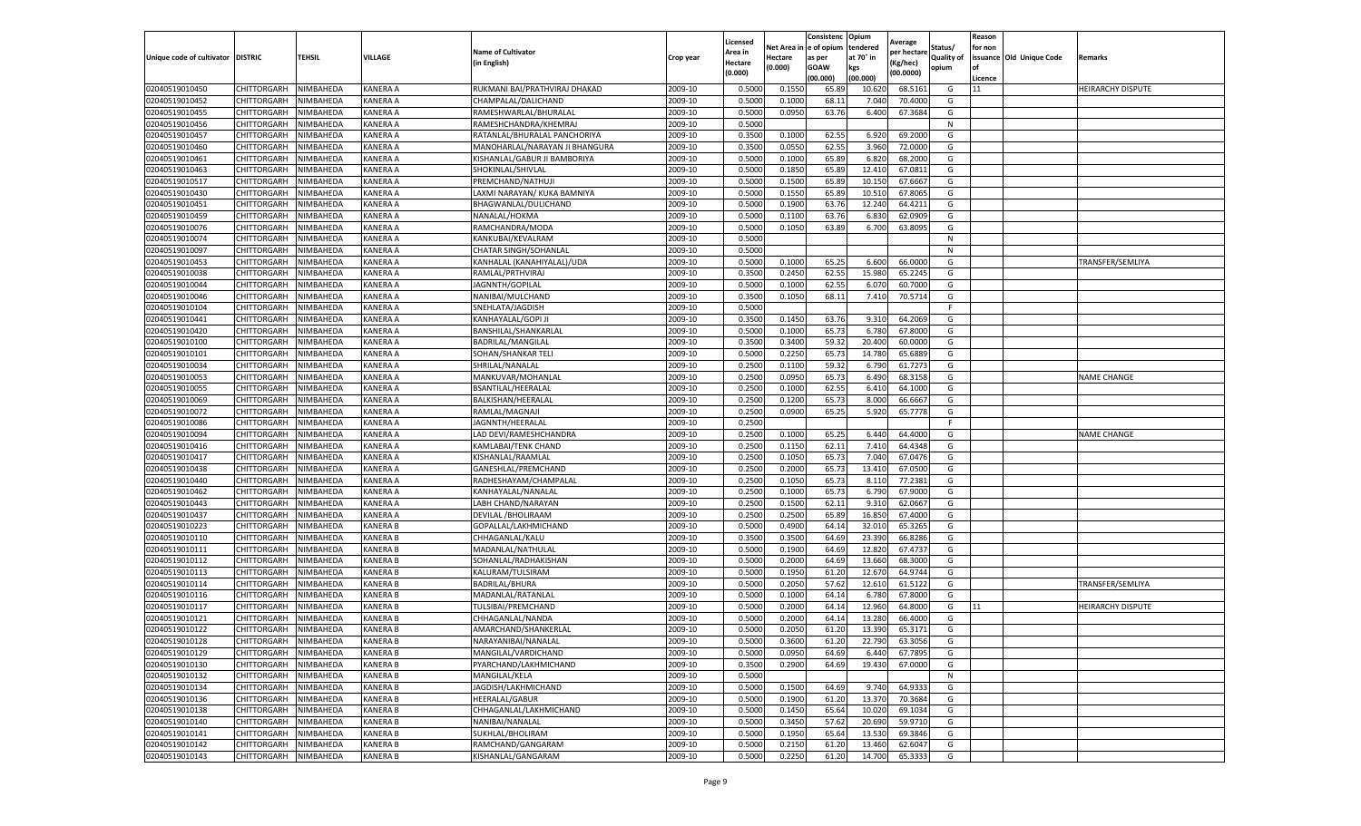| Unique code of cultivator | DISTRIC | TEHSIL | VILLAGE | Name of Cultivator (in English) | Crop year | Licensed Area in Hectare (0.000) | Net Area in Hectare (0.000) | Consistenc e of opium as per GOAW (00.000) | Opium tendered at 70° in kgs (00.000) | Average per hectare (Kg/hec) (00.0000) | Status/ Quality of opium | Reason for non issuance of Licence | Old Unique Code | Remarks |
|---|---|---|---|---|---|---|---|---|---|---|---|---|---|---|
| 02040519010450 | CHITTORGARH | NIMBAHEDA | KANERA A | RUKMANI BAI/PRATHVIRAJ DHAKAD | 2009-10 | 0.5000 | 0.1550 | 65.89 | 10.620 | 68.5161 | G | 11 | | HEIRARCHY DISPUTE |
| 02040519010452 | CHITTORGARH | NIMBAHEDA | KANERA A | CHAMPALAL/DALICHAND | 2009-10 | 0.5000 | 0.1000 | 68.11 | 7.040 | 70.4000 | G | | | |
| 02040519010455 | CHITTORGARH | NIMBAHEDA | KANERA A | RAMESHWARLAL/BHURALAL | 2009-10 | 0.5000 | 0.0950 | 63.76 | 6.400 | 67.3684 | G | | | |
| 02040519010456 | CHITTORGARH | NIMBAHEDA | KANERA A | RAMESHCHANDRA/KHEMRAJ | 2009-10 | 0.5000 | | | | | N | | | |
| 02040519010457 | CHITTORGARH | NIMBAHEDA | KANERA A | RATANLAL/BHURALAL PANCHORIYA | 2009-10 | 0.3500 | 0.1000 | 62.55 | 6.920 | 69.2000 | G | | | |
| 02040519010460 | CHITTORGARH | NIMBAHEDA | KANERA A | MANOHARLAL/NARAYAN JI BHANGURA | 2009-10 | 0.3500 | 0.0550 | 62.55 | 3.960 | 72.0000 | G | | | |
| 02040519010461 | CHITTORGARH | NIMBAHEDA | KANERA A | KISHANLAL/GABUR JI BAMBORIYA | 2009-10 | 0.5000 | 0.1000 | 65.89 | 6.820 | 68.2000 | G | | | |
| 02040519010463 | CHITTORGARH | NIMBAHEDA | KANERA A | SHOKINLAL/SHIVLAL | 2009-10 | 0.5000 | 0.1850 | 65.89 | 12.410 | 67.0811 | G | | | |
| 02040519010517 | CHITTORGARH | NIMBAHEDA | KANERA A | PREMCHAND/NATHUJI | 2009-10 | 0.5000 | 0.1500 | 65.89 | 10.150 | 67.6667 | G | | | |
| 02040519010430 | CHITTORGARH | NIMBAHEDA | KANERA A | LAXMI NARAYAN/ KUKA BAMNIYA | 2009-10 | 0.5000 | 0.1550 | 65.89 | 10.510 | 67.8065 | G | | | |
| 02040519010451 | CHITTORGARH | NIMBAHEDA | KANERA A | BHAGWANLAL/DULICHAND | 2009-10 | 0.5000 | 0.1900 | 63.76 | 12.240 | 64.4211 | G | | | |
| 02040519010459 | CHITTORGARH | NIMBAHEDA | KANERA A | NANALAL/HOKMA | 2009-10 | 0.5000 | 0.1100 | 63.76 | 6.830 | 62.0909 | G | | | |
| 02040519010076 | CHITTORGARH | NIMBAHEDA | KANERA A | RAMCHANDRA/MODA | 2009-10 | 0.5000 | 0.1050 | 63.89 | 6.700 | 63.8095 | G | | | |
| 02040519010074 | CHITTORGARH | NIMBAHEDA | KANERA A | KANKUBAI/KEVALRAM | 2009-10 | 0.5000 | | | | | N | | | |
| 02040519010097 | CHITTORGARH | NIMBAHEDA | KANERA A | CHATAR SINGH/SOHANLAL | 2009-10 | 0.5000 | | | | | N | | | |
| 02040519010453 | CHITTORGARH | NIMBAHEDA | KANERA A | KANHALAL (KANAHIYALAL)/UDA | 2009-10 | 0.5000 | 0.1000 | 65.25 | 6.600 | 66.0000 | G | | | TRANSFER/SEMLIYA |
| 02040519010038 | CHITTORGARH | NIMBAHEDA | KANERA A | RAMLAL/PRTHVIRAJ | 2009-10 | 0.3500 | 0.2450 | 62.55 | 15.980 | 65.2245 | G | | | |
| 02040519010044 | CHITTORGARH | NIMBAHEDA | KANERA A | JAGNNTH/GOPILAL | 2009-10 | 0.5000 | 0.1000 | 62.55 | 6.070 | 60.7000 | G | | | |
| 02040519010046 | CHITTORGARH | NIMBAHEDA | KANERA A | NANIBAI/MULCHAND | 2009-10 | 0.3500 | 0.1050 | 68.11 | 7.410 | 70.5714 | G | | | |
| 02040519010104 | CHITTORGARH | NIMBAHEDA | KANERA A | SNEHLATA/JAGDISH | 2009-10 | 0.5000 | | | | | F | | | |
| 02040519010441 | CHITTORGARH | NIMBAHEDA | KANERA A | KANHAYALAL/GOPI JI | 2009-10 | 0.3500 | 0.1450 | 63.76 | 9.310 | 64.2069 | G | | | |
| 02040519010420 | CHITTORGARH | NIMBAHEDA | KANERA A | BANSHILAL/SHANKARLAL | 2009-10 | 0.5000 | 0.1000 | 65.73 | 6.780 | 67.8000 | G | | | |
| 02040519010100 | CHITTORGARH | NIMBAHEDA | KANERA A | BADRILAL/MANGILAL | 2009-10 | 0.3500 | 0.3400 | 59.32 | 20.400 | 60.0000 | G | | | |
| 02040519010101 | CHITTORGARH | NIMBAHEDA | KANERA A | SOHAN/SHANKAR TELI | 2009-10 | 0.5000 | 0.2250 | 65.73 | 14.780 | 65.6889 | G | | | |
| 02040519010034 | CHITTORGARH | NIMBAHEDA | KANERA A | SHRILAL/NANALAL | 2009-10 | 0.2500 | 0.1100 | 59.32 | 6.790 | 61.7273 | G | | | |
| 02040519010053 | CHITTORGARH | NIMBAHEDA | KANERA A | MANKUVAR/MOHANLAL | 2009-10 | 0.2500 | 0.0950 | 65.73 | 6.490 | 68.3158 | G | | | NAME CHANGE |
| 02040519010055 | CHITTORGARH | NIMBAHEDA | KANERA A | BSANTILAL/HEERALAL | 2009-10 | 0.2500 | 0.1000 | 62.55 | 6.410 | 64.1000 | G | | | |
| 02040519010069 | CHITTORGARH | NIMBAHEDA | KANERA A | BALKISHAN/HEERALAL | 2009-10 | 0.2500 | 0.1200 | 65.73 | 8.000 | 66.6667 | G | | | |
| 02040519010072 | CHITTORGARH | NIMBAHEDA | KANERA A | RAMLAL/MAGNAJI | 2009-10 | 0.2500 | 0.0900 | 65.25 | 5.920 | 65.7778 | G | | | |
| 02040519010086 | CHITTORGARH | NIMBAHEDA | KANERA A | JAGNNTH/HEERALAL | 2009-10 | 0.2500 | | | | | F | | | |
| 02040519010094 | CHITTORGARH | NIMBAHEDA | KANERA A | LAD DEVI/RAMESHCHANDRA | 2009-10 | 0.2500 | 0.1000 | 65.25 | 6.440 | 64.4000 | G | | | NAME CHANGE |
| 02040519010416 | CHITTORGARH | NIMBAHEDA | KANERA A | KAMLABAI/TENK CHAND | 2009-10 | 0.2500 | 0.1150 | 62.11 | 7.410 | 64.4348 | G | | | |
| 02040519010417 | CHITTORGARH | NIMBAHEDA | KANERA A | KISHANLAL/RAAMLAL | 2009-10 | 0.2500 | 0.1050 | 65.73 | 7.040 | 67.0476 | G | | | |
| 02040519010438 | CHITTORGARH | NIMBAHEDA | KANERA A | GANESHLAL/PREMCHAND | 2009-10 | 0.2500 | 0.2000 | 65.73 | 13.410 | 67.0500 | G | | | |
| 02040519010440 | CHITTORGARH | NIMBAHEDA | KANERA A | RADHESHAYAM/CHAMPALAL | 2009-10 | 0.2500 | 0.1050 | 65.73 | 8.110 | 77.2381 | G | | | |
| 02040519010462 | CHITTORGARH | NIMBAHEDA | KANERA A | KANHAYALAL/NANALAL | 2009-10 | 0.2500 | 0.1000 | 65.73 | 6.790 | 67.9000 | G | | | |
| 02040519010443 | CHITTORGARH | NIMBAHEDA | KANERA A | LABH CHAND/NARAYAN | 2009-10 | 0.2500 | 0.1500 | 62.11 | 9.310 | 62.0667 | G | | | |
| 02040519010437 | CHITTORGARH | NIMBAHEDA | KANERA A | DEVILAL /BHOLIRAAM | 2009-10 | 0.2500 | 0.2500 | 65.89 | 16.850 | 67.4000 | G | | | |
| 02040519010223 | CHITTORGARH | NIMBAHEDA | KANERA B | GOPALLAL/LAKHMICHAND | 2009-10 | 0.5000 | 0.4900 | 64.14 | 32.010 | 65.3265 | G | | | |
| 02040519010110 | CHITTORGARH | NIMBAHEDA | KANERA B | CHHAGANLAL/KALU | 2009-10 | 0.3500 | 0.3500 | 64.69 | 23.390 | 66.8286 | G | | | |
| 02040519010111 | CHITTORGARH | NIMBAHEDA | KANERA B | MADANLAL/NATHULAL | 2009-10 | 0.5000 | 0.1900 | 64.69 | 12.820 | 67.4737 | G | | | |
| 02040519010112 | CHITTORGARH | NIMBAHEDA | KANERA B | SOHANLAL/RADHAKISHAN | 2009-10 | 0.5000 | 0.2000 | 64.69 | 13.660 | 68.3000 | G | | | |
| 02040519010113 | CHITTORGARH | NIMBAHEDA | KANERA B | KALURAM/TULSIRAM | 2009-10 | 0.5000 | 0.1950 | 61.20 | 12.670 | 64.9744 | G | | | |
| 02040519010114 | CHITTORGARH | NIMBAHEDA | KANERA B | BADRILAL/BHURA | 2009-10 | 0.5000 | 0.2050 | 57.62 | 12.610 | 61.5122 | G | | | TRANSFER/SEMLIYA |
| 02040519010116 | CHITTORGARH | NIMBAHEDA | KANERA B | MADANLAL/RATANLAL | 2009-10 | 0.5000 | 0.1000 | 64.14 | 6.780 | 67.8000 | G | | | |
| 02040519010117 | CHITTORGARH | NIMBAHEDA | KANERA B | TULSIBAI/PREMCHAND | 2009-10 | 0.5000 | 0.2000 | 64.14 | 12.960 | 64.8000 | G | 11 | | HEIRARCHY DISPUTE |
| 02040519010121 | CHITTORGARH | NIMBAHEDA | KANERA B | CHHAGANLAL/NANDA | 2009-10 | 0.5000 | 0.2000 | 64.14 | 13.280 | 66.4000 | G | | | |
| 02040519010122 | CHITTORGARH | NIMBAHEDA | KANERA B | AMARCHAND/SHANKERLAL | 2009-10 | 0.5000 | 0.2050 | 61.20 | 13.390 | 65.3171 | G | | | |
| 02040519010128 | CHITTORGARH | NIMBAHEDA | KANERA B | NARAYANIBAI/NANALAL | 2009-10 | 0.5000 | 0.3600 | 61.20 | 22.790 | 63.3056 | G | | | |
| 02040519010129 | CHITTORGARH | NIMBAHEDA | KANERA B | MANGILAL/VARDICHAND | 2009-10 | 0.5000 | 0.0950 | 64.69 | 6.440 | 67.7895 | G | | | |
| 02040519010130 | CHITTORGARH | NIMBAHEDA | KANERA B | PYARCHAND/LAKHMICHAND | 2009-10 | 0.3500 | 0.2900 | 64.69 | 19.430 | 67.0000 | G | | | |
| 02040519010132 | CHITTORGARH | NIMBAHEDA | KANERA B | MANGILAL/KELA | 2009-10 | 0.5000 | | | | | N | | | |
| 02040519010134 | CHITTORGARH | NIMBAHEDA | KANERA B | JAGDISH/LAKHMICHAND | 2009-10 | 0.5000 | 0.1500 | 64.69 | 9.740 | 64.9333 | G | | | |
| 02040519010136 | CHITTORGARH | NIMBAHEDA | KANERA B | HEERALAL/GABUR | 2009-10 | 0.5000 | 0.1900 | 61.20 | 13.370 | 70.3684 | G | | | |
| 02040519010138 | CHITTORGARH | NIMBAHEDA | KANERA B | CHHAGANLAL/LAKHMICHAND | 2009-10 | 0.5000 | 0.1450 | 65.64 | 10.020 | 69.1034 | G | | | |
| 02040519010140 | CHITTORGARH | NIMBAHEDA | KANERA B | NANIBAI/NANALAL | 2009-10 | 0.5000 | 0.3450 | 57.62 | 20.690 | 59.9710 | G | | | |
| 02040519010141 | CHITTORGARH | NIMBAHEDA | KANERA B | SUKHLAL/BHOLIRAM | 2009-10 | 0.5000 | 0.1950 | 65.64 | 13.530 | 69.3846 | G | | | |
| 02040519010142 | CHITTORGARH | NIMBAHEDA | KANERA B | RAMCHAND/GANGARAM | 2009-10 | 0.5000 | 0.2150 | 61.20 | 13.460 | 62.6047 | G | | | |
| 02040519010143 | CHITTORGARH | NIMBAHEDA | KANERA B | KISHANLAL/GANGARAM | 2009-10 | 0.5000 | 0.2250 | 61.20 | 14.700 | 65.3333 | G | | | |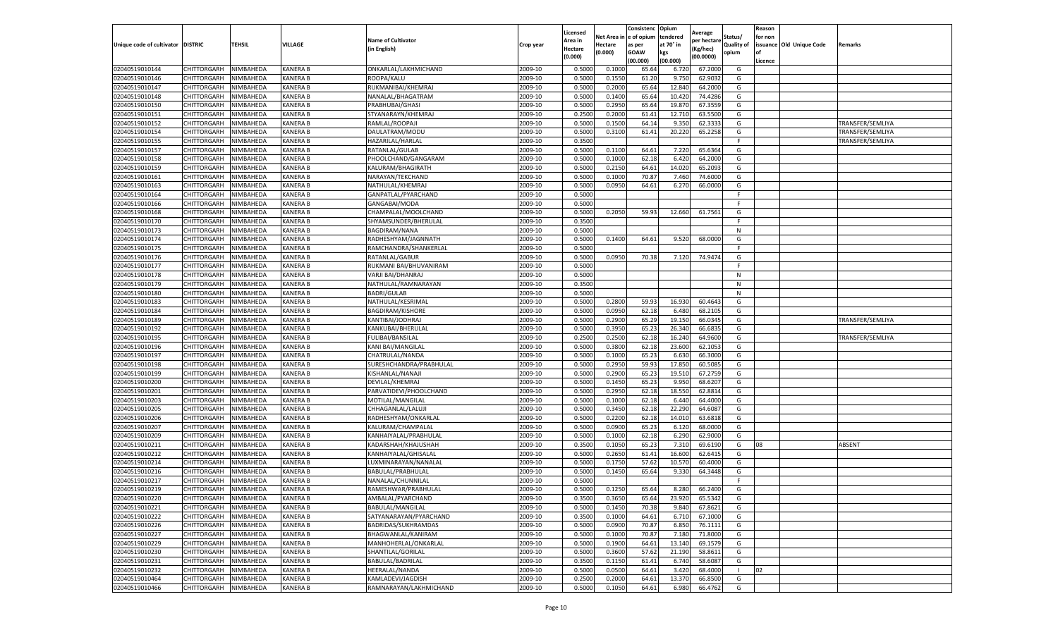| Unique code of cultivator | DISTRIC | TEHSIL | VILLAGE | Name of Cultivator (in English) | Crop year | Licensed Area in Hectare (0.000) | Net Area in Hectare (0.000) | Consistenc e of opium as per GOAW (00.000) | Opium tendered at 70° in kgs (00.000) | Average per hectare (Kg/hec) (00.0000) | Status/ Quality of opium | Reason for non issuance of Licence | Old Unique Code | Remarks |
|---|---|---|---|---|---|---|---|---|---|---|---|---|---|---|
| 02040519010144 | CHITTORGARH | NIMBAHEDA | KANERA B | ONKARLAL/LAKHMICHAND | 2009-10 | 0.5000 | 0.1000 | 65.64 | 6.720 | 67.2000 | G | | | |
| 02040519010146 | CHITTORGARH | NIMBAHEDA | KANERA B | ROOPA/KALU | 2009-10 | 0.5000 | 0.1550 | 61.20 | 9.750 | 62.9032 | G | | | |
| 02040519010147 | CHITTORGARH | NIMBAHEDA | KANERA B | RUKMANIBAI/KHEMRAJ | 2009-10 | 0.5000 | 0.2000 | 65.64 | 12.840 | 64.2000 | G | | | |
| 02040519010148 | CHITTORGARH | NIMBAHEDA | KANERA B | NANALAL/BHAGATRAM | 2009-10 | 0.5000 | 0.1400 | 65.64 | 10.420 | 74.4286 | G | | | |
| 02040519010150 | CHITTORGARH | NIMBAHEDA | KANERA B | PRABHUBAI/GHASI | 2009-10 | 0.5000 | 0.2950 | 65.64 | 19.870 | 67.3559 | G | | | |
| 02040519010151 | CHITTORGARH | NIMBAHEDA | KANERA B | STYANARAYN/KHEMRAJ | 2009-10 | 0.2500 | 0.2000 | 61.41 | 12.710 | 63.5500 | G | | | |
| 02040519010152 | CHITTORGARH | NIMBAHEDA | KANERA B | RAMLAL/ROOPAJI | 2009-10 | 0.5000 | 0.1500 | 64.14 | 9.350 | 62.3333 | G | | | TRANSFER/SEMLIYA |
| 02040519010154 | CHITTORGARH | NIMBAHEDA | KANERA B | DAULATRAM/MODU | 2009-10 | 0.5000 | 0.3100 | 61.41 | 20.220 | 65.2258 | G | | | TRANSFER/SEMLIYA |
| 02040519010155 | CHITTORGARH | NIMBAHEDA | KANERA B | HAZARILAL/HARLAL | 2009-10 | 0.3500 | | | | | F | | | TRANSFER/SEMLIYA |
| 02040519010157 | CHITTORGARH | NIMBAHEDA | KANERA B | RATANLAL/GULAB | 2009-10 | 0.5000 | 0.1100 | 64.61 | 7.220 | 65.6364 | G | | | |
| 02040519010158 | CHITTORGARH | NIMBAHEDA | KANERA B | PHOOLCHAND/GANGARAM | 2009-10 | 0.5000 | 0.1000 | 62.18 | 6.420 | 64.2000 | G | | | |
| 02040519010159 | CHITTORGARH | NIMBAHEDA | KANERA B | KALURAM/BHAGIRATH | 2009-10 | 0.5000 | 0.2150 | 64.61 | 14.020 | 65.2093 | G | | | |
| 02040519010161 | CHITTORGARH | NIMBAHEDA | KANERA B | NARAYAN/TEKCHAND | 2009-10 | 0.5000 | 0.1000 | 70.87 | 7.460 | 74.6000 | G | | | |
| 02040519010163 | CHITTORGARH | NIMBAHEDA | KANERA B | NATHULAL/KHEMRAJ | 2009-10 | 0.5000 | 0.0950 | 64.61 | 6.270 | 66.0000 | G | | | |
| 02040519010164 | CHITTORGARH | NIMBAHEDA | KANERA B | GANPATLAL/PYARCHAND | 2009-10 | 0.5000 | | | | | F | | | |
| 02040519010166 | CHITTORGARH | NIMBAHEDA | KANERA B | GANGABAI/MODA | 2009-10 | 0.5000 | | | | | F | | | |
| 02040519010168 | CHITTORGARH | NIMBAHEDA | KANERA B | CHAMPALAL/MOOLCHAND | 2009-10 | 0.5000 | 0.2050 | 59.93 | 12.660 | 61.7561 | G | | | |
| 02040519010170 | CHITTORGARH | NIMBAHEDA | KANERA B | SHYAMSUNDER/BHERULAL | 2009-10 | 0.3500 | | | | | F | | | |
| 02040519010173 | CHITTORGARH | NIMBAHEDA | KANERA B | BAGDIRAM/NANA | 2009-10 | 0.5000 | | | | | N | | | |
| 02040519010174 | CHITTORGARH | NIMBAHEDA | KANERA B | RADHESHYAM/JAGNNATH | 2009-10 | 0.5000 | 0.1400 | 64.61 | 9.520 | 68.0000 | G | | | |
| 02040519010175 | CHITTORGARH | NIMBAHEDA | KANERA B | RAMCHANDRA/SHANKERLAL | 2009-10 | 0.5000 | | | | | F | | | |
| 02040519010176 | CHITTORGARH | NIMBAHEDA | KANERA B | RATANLAL/GABUR | 2009-10 | 0.5000 | 0.0950 | 70.38 | 7.120 | 74.9474 | G | | | |
| 02040519010177 | CHITTORGARH | NIMBAHEDA | KANERA B | RUKMANI BAI/BHUVANIRAM | 2009-10 | 0.5000 | | | | | F | | | |
| 02040519010178 | CHITTORGARH | NIMBAHEDA | KANERA B | VARJI BAI/DHANRAJ | 2009-10 | 0.5000 | | | | | N | | | |
| 02040519010179 | CHITTORGARH | NIMBAHEDA | KANERA B | NATHULAL/RAMNARAYAN | 2009-10 | 0.3500 | | | | | N | | | |
| 02040519010180 | CHITTORGARH | NIMBAHEDA | KANERA B | BADRI/GULAB | 2009-10 | 0.5000 | | | | | N | | | |
| 02040519010183 | CHITTORGARH | NIMBAHEDA | KANERA B | NATHULAL/KESRIMAL | 2009-10 | 0.5000 | 0.2800 | 59.93 | 16.930 | 60.4643 | G | | | |
| 02040519010184 | CHITTORGARH | NIMBAHEDA | KANERA B | BAGDIRAM/KISHORE | 2009-10 | 0.5000 | 0.0950 | 62.18 | 6.480 | 68.2105 | G | | | |
| 02040519010189 | CHITTORGARH | NIMBAHEDA | KANERA B | KANTIBAI/JODHRAJ | 2009-10 | 0.5000 | 0.2900 | 65.29 | 19.150 | 66.0345 | G | | | TRANSFER/SEMLIYA |
| 02040519010192 | CHITTORGARH | NIMBAHEDA | KANERA B | KANKUBAI/BHERULAL | 2009-10 | 0.5000 | 0.3950 | 65.23 | 26.340 | 66.6835 | G | | | |
| 02040519010195 | CHITTORGARH | NIMBAHEDA | KANERA B | FULIBAI/BANSILAL | 2009-10 | 0.2500 | 0.2500 | 62.18 | 16.240 | 64.9600 | G | | | TRANSFER/SEMLIYA |
| 02040519010196 | CHITTORGARH | NIMBAHEDA | KANERA B | KANI BAI/MANGILAL | 2009-10 | 0.5000 | 0.3800 | 62.18 | 23.600 | 62.1053 | G | | | |
| 02040519010197 | CHITTORGARH | NIMBAHEDA | KANERA B | CHATRULAL/NANDA | 2009-10 | 0.5000 | 0.1000 | 65.23 | 6.630 | 66.3000 | G | | | |
| 02040519010198 | CHITTORGARH | NIMBAHEDA | KANERA B | SURESHCHANDRA/PRABHULAL | 2009-10 | 0.5000 | 0.2950 | 59.93 | 17.850 | 60.5085 | G | | | |
| 02040519010199 | CHITTORGARH | NIMBAHEDA | KANERA B | KISHANLAL/NANAJI | 2009-10 | 0.5000 | 0.2900 | 65.23 | 19.510 | 67.2759 | G | | | |
| 02040519010200 | CHITTORGARH | NIMBAHEDA | KANERA B | DEVILAL/KHEMRAJ | 2009-10 | 0.5000 | 0.1450 | 65.23 | 9.950 | 68.6207 | G | | | |
| 02040519010201 | CHITTORGARH | NIMBAHEDA | KANERA B | PARVATIDEVI/PHOOLCHAND | 2009-10 | 0.5000 | 0.2950 | 62.18 | 18.550 | 62.8814 | G | | | |
| 02040519010203 | CHITTORGARH | NIMBAHEDA | KANERA B | MOTILAL/MANGILAL | 2009-10 | 0.5000 | 0.1000 | 62.18 | 6.440 | 64.4000 | G | | | |
| 02040519010205 | CHITTORGARH | NIMBAHEDA | KANERA B | CHHAGANLAL/LALUJI | 2009-10 | 0.5000 | 0.3450 | 62.18 | 22.290 | 64.6087 | G | | | |
| 02040519010206 | CHITTORGARH | NIMBAHEDA | KANERA B | RADHESHYAM/ONKARLAL | 2009-10 | 0.5000 | 0.2200 | 62.18 | 14.010 | 63.6818 | G | | | |
| 02040519010207 | CHITTORGARH | NIMBAHEDA | KANERA B | KALURAM/CHAMPALAL | 2009-10 | 0.5000 | 0.0900 | 65.23 | 6.120 | 68.0000 | G | | | |
| 02040519010209 | CHITTORGARH | NIMBAHEDA | KANERA B | KANHAIYALAL/PRABHULAL | 2009-10 | 0.5000 | 0.1000 | 62.18 | 6.290 | 62.9000 | G | | | |
| 02040519010211 | CHITTORGARH | NIMBAHEDA | KANERA B | KADARSHAH/KHAJUSHAH | 2009-10 | 0.3500 | 0.1050 | 65.23 | 7.310 | 69.6190 | G | 08 | | ABSENT |
| 02040519010212 | CHITTORGARH | NIMBAHEDA | KANERA B | KANHAIYALAL/GHISALAL | 2009-10 | 0.5000 | 0.2650 | 61.41 | 16.600 | 62.6415 | G | | | |
| 02040519010214 | CHITTORGARH | NIMBAHEDA | KANERA B | LUXMINARAYAN/NANALAL | 2009-10 | 0.5000 | 0.1750 | 57.62 | 10.570 | 60.4000 | G | | | |
| 02040519010216 | CHITTORGARH | NIMBAHEDA | KANERA B | BABULAL/PRABHULAL | 2009-10 | 0.5000 | 0.1450 | 65.64 | 9.330 | 64.3448 | G | | | |
| 02040519010217 | CHITTORGARH | NIMBAHEDA | KANERA B | NANALAL/CHUNNILAL | 2009-10 | 0.5000 | | | | | F | | | |
| 02040519010219 | CHITTORGARH | NIMBAHEDA | KANERA B | RAMESHWAR/PRABHULAL | 2009-10 | 0.5000 | 0.1250 | 65.64 | 8.280 | 66.2400 | G | | | |
| 02040519010220 | CHITTORGARH | NIMBAHEDA | KANERA B | AMBALAL/PYARCHAND | 2009-10 | 0.3500 | 0.3650 | 65.64 | 23.920 | 65.5342 | G | | | |
| 02040519010221 | CHITTORGARH | NIMBAHEDA | KANERA B | BABULAL/MANGILAL | 2009-10 | 0.5000 | 0.1450 | 70.38 | 9.840 | 67.8621 | G | | | |
| 02040519010222 | CHITTORGARH | NIMBAHEDA | KANERA B | SATYANARAYAN/PYARCHAND | 2009-10 | 0.3500 | 0.1000 | 64.61 | 6.710 | 67.1000 | G | | | |
| 02040519010226 | CHITTORGARH | NIMBAHEDA | KANERA B | BADRIDAS/SUKHRAMDAS | 2009-10 | 0.5000 | 0.0900 | 70.87 | 6.850 | 76.1111 | G | | | |
| 02040519010227 | CHITTORGARH | NIMBAHEDA | KANERA B | BHAGWANLAL/KANIRAM | 2009-10 | 0.5000 | 0.1000 | 70.87 | 7.180 | 71.8000 | G | | | |
| 02040519010229 | CHITTORGARH | NIMBAHEDA | KANERA B | MANHOHERLAL/ONKARLAL | 2009-10 | 0.5000 | 0.1900 | 64.61 | 13.140 | 69.1579 | G | | | |
| 02040519010230 | CHITTORGARH | NIMBAHEDA | KANERA B | SHANTILAL/GORILAL | 2009-10 | 0.5000 | 0.3600 | 57.62 | 21.190 | 58.8611 | G | | | |
| 02040519010231 | CHITTORGARH | NIMBAHEDA | KANERA B | BABULAL/BADRILAL | 2009-10 | 0.3500 | 0.1150 | 61.41 | 6.740 | 58.6087 | G | | | |
| 02040519010232 | CHITTORGARH | NIMBAHEDA | KANERA B | HEERALAL/NANDA | 2009-10 | 0.5000 | 0.0500 | 64.61 | 3.420 | 68.4000 | I | 02 | | |
| 02040519010464 | CHITTORGARH | NIMBAHEDA | KANERA B | KAMLADEVI/JAGDISH | 2009-10 | 0.2500 | 0.2000 | 64.61 | 13.370 | 66.8500 | G | | | |
| 02040519010466 | CHITTORGARH | NIMBAHEDA | KANERA B | RAMNARAYAN/LAKHMICHAND | 2009-10 | 0.5000 | 0.1050 | 64.61 | 6.980 | 66.4762 | G | | | |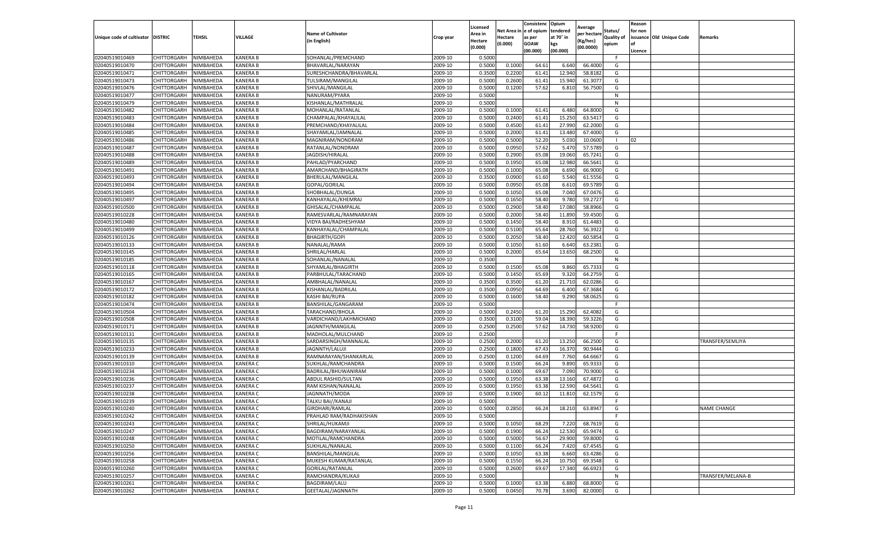| Unique code of cultivator | DISTRIC | TEHSIL | VILLAGE | Name of Cultivator (in English) | Crop year | Licensed Area in Hectare (0.000) | Net Area in Hectare (0.000) | Consistenc e of opium as per GOAW (00.000) | Opium tendered at 70° in kgs (00.000) | Average per hectare (Kg/hec) (00.0000) | Status/ Quality of opium | Reason for non issuance of Licence | Old Unique Code | Remarks |
|---|---|---|---|---|---|---|---|---|---|---|---|---|---|---|
| 02040519010469 | CHITTORGARH | NIMBAHEDA | KANERA B | SOHANLAL/PREMCHAND | 2009-10 | 0.5000 | | | | | F | | | |
| 02040519010470 | CHITTORGARH | NIMBAHEDA | KANERA B | BHAVARLAL/NARAYAN | 2009-10 | 0.5000 | 0.1000 | 64.61 | 6.640 | 66.4000 | G | | | |
| 02040519010471 | CHITTORGARH | NIMBAHEDA | KANERA B | SURESHCHANDRA/BHAVARLAL | 2009-10 | 0.3500 | 0.2200 | 61.41 | 12.940 | 58.8182 | G | | | |
| 02040519010473 | CHITTORGARH | NIMBAHEDA | KANERA B | TULSIRAM/MANGILAL | 2009-10 | 0.5000 | 0.2600 | 61.41 | 15.940 | 61.3077 | G | | | |
| 02040519010476 | CHITTORGARH | NIMBAHEDA | KANERA B | SHIVLAL/MANGILAL | 2009-10 | 0.5000 | 0.1200 | 57.62 | 6.810 | 56.7500 | G | | | |
| 02040519010477 | CHITTORGARH | NIMBAHEDA | KANERA B | NANURAM/PYARA | 2009-10 | 0.5000 | | | | | N | | | |
| 02040519010479 | CHITTORGARH | NIMBAHEDA | KANERA B | KISHANLAL/MATHRALAL | 2009-10 | 0.5000 | | | | | N | | | |
| 02040519010482 | CHITTORGARH | NIMBAHEDA | KANERA B | MOHANLAL/RATANLAL | 2009-10 | 0.5000 | 0.1000 | 61.41 | 6.480 | 64.8000 | G | | | |
| 02040519010483 | CHITTORGARH | NIMBAHEDA | KANERA B | CHAMPALAL/KHAYALILAL | 2009-10 | 0.5000 | 0.2400 | 61.41 | 15.250 | 63.5417 | G | | | |
| 02040519010484 | CHITTORGARH | NIMBAHEDA | KANERA B | PREMCHAND/KHAYALILAL | 2009-10 | 0.5000 | 0.4500 | 61.41 | 27.990 | 62.2000 | G | | | |
| 02040519010485 | CHITTORGARH | NIMBAHEDA | KANERA B | SHAYAMLAL/JAMNALAL | 2009-10 | 0.5000 | 0.2000 | 61.41 | 13.480 | 67.4000 | G | | | |
| 02040519010486 | CHITTORGARH | NIMBAHEDA | KANERA B | MAGNIRAM/NONDRAM | 2009-10 | 0.5000 | 0.5000 | 52.20 | 5.030 | 10.0600 | I | 02 | | |
| 02040519010487 | CHITTORGARH | NIMBAHEDA | KANERA B | RATANLAL/NONDRAM | 2009-10 | 0.5000 | 0.0950 | 57.62 | 5.470 | 57.5789 | G | | | |
| 02040519010488 | CHITTORGARH | NIMBAHEDA | KANERA B | JAGDISH/HIRALAL | 2009-10 | 0.5000 | 0.2900 | 65.08 | 19.060 | 65.7241 | G | | | |
| 02040519010489 | CHITTORGARH | NIMBAHEDA | KANERA B | PAHLAD/PYARCHAND | 2009-10 | 0.5000 | 0.1950 | 65.08 | 12.980 | 66.5641 | G | | | |
| 02040519010491 | CHITTORGARH | NIMBAHEDA | KANERA B | AMARCHAND/BHAGIRATH | 2009-10 | 0.5000 | 0.1000 | 65.08 | 6.690 | 66.9000 | G | | | |
| 02040519010493 | CHITTORGARH | NIMBAHEDA | KANERA B | BHERULAL/MANGILAL | 2009-10 | 0.3500 | 0.0900 | 61.60 | 5.540 | 61.5556 | G | | | |
| 02040519010494 | CHITTORGARH | NIMBAHEDA | KANERA B | GOPAL/GORILAL | 2009-10 | 0.5000 | 0.0950 | 65.08 | 6.610 | 69.5789 | G | | | |
| 02040519010495 | CHITTORGARH | NIMBAHEDA | KANERA B | SHOBHALAL/DUNGA | 2009-10 | 0.5000 | 0.1050 | 65.08 | 7.040 | 67.0476 | G | | | |
| 02040519010497 | CHITTORGARH | NIMBAHEDA | KANERA B | KANHAYALAL/KHEMRAJ | 2009-10 | 0.5000 | 0.1650 | 58.40 | 9.780 | 59.2727 | G | | | |
| 02040519010500 | CHITTORGARH | NIMBAHEDA | KANERA B | GHISALAL/CHAMPALAL | 2009-10 | 0.5000 | 0.2900 | 58.40 | 17.080 | 58.8966 | G | | | |
| 02040519010228 | CHITTORGARH | NIMBAHEDA | KANERA B | RAMESVARLAL/RAMNARAYAN | 2009-10 | 0.5000 | 0.2000 | 58.40 | 11.890 | 59.4500 | G | | | |
| 02040519010480 | CHITTORGARH | NIMBAHEDA | KANERA B | VIDYA BAI/RADHESHYAM | 2009-10 | 0.5000 | 0.1450 | 58.40 | 8.910 | 61.4483 | G | | | |
| 02040519010499 | CHITTORGARH | NIMBAHEDA | KANERA B | KANHAYALAL/CHAMPALAL | 2009-10 | 0.5000 | 0.5100 | 65.64 | 28.760 | 56.3922 | G | | | |
| 02040519010126 | CHITTORGARH | NIMBAHEDA | KANERA B | BHAGIRTH/GOPI | 2009-10 | 0.5000 | 0.2050 | 58.40 | 12.420 | 60.5854 | G | | | |
| 02040519010133 | CHITTORGARH | NIMBAHEDA | KANERA B | NANALAL/RAMA | 2009-10 | 0.5000 | 0.1050 | 61.60 | 6.640 | 63.2381 | G | | | |
| 02040519010145 | CHITTORGARH | NIMBAHEDA | KANERA B | SHRILAL/HARLAL | 2009-10 | 0.5000 | 0.2000 | 65.64 | 13.650 | 68.2500 | G | | | |
| 02040519010185 | CHITTORGARH | NIMBAHEDA | KANERA B | SOHANLAL/NANALAL | 2009-10 | 0.3500 | | | | | N | | | |
| 02040519010118 | CHITTORGARH | NIMBAHEDA | KANERA B | SHYAMLAL/BHAGIRTH | 2009-10 | 0.5000 | 0.1500 | 65.08 | 9.860 | 65.7333 | G | | | |
| 02040519010165 | CHITTORGARH | NIMBAHEDA | KANERA B | PARBHULAL/TARACHAND | 2009-10 | 0.5000 | 0.1450 | 65.69 | 9.320 | 64.2759 | G | | | |
| 02040519010167 | CHITTORGARH | NIMBAHEDA | KANERA B | AMBHALAL/NANALAL | 2009-10 | 0.3500 | 0.3500 | 61.20 | 21.710 | 62.0286 | G | | | |
| 02040519010172 | CHITTORGARH | NIMBAHEDA | KANERA B | KISHANLAL/BADRILAL | 2009-10 | 0.3500 | 0.0950 | 64.69 | 6.400 | 67.3684 | G | | | |
| 02040519010182 | CHITTORGARH | NIMBAHEDA | KANERA B | KASHI BAI/RUPA | 2009-10 | 0.5000 | 0.1600 | 58.40 | 9.290 | 58.0625 | G | | | |
| 02040519010474 | CHITTORGARH | NIMBAHEDA | KANERA B | BANSHILAL/GANGARAM | 2009-10 | 0.5000 | | | | | F | | | |
| 02040519010504 | CHITTORGARH | NIMBAHEDA | KANERA B | TARACHAND/BHOLA | 2009-10 | 0.5000 | 0.2450 | 61.20 | 15.290 | 62.4082 | G | | | |
| 02040519010508 | CHITTORGARH | NIMBAHEDA | KANERA B | VARDICHAND/LAKHMICHAND | 2009-10 | 0.3500 | 0.3100 | 59.04 | 18.390 | 59.3226 | G | | | |
| 02040519010171 | CHITTORGARH | NIMBAHEDA | KANERA B | JAGNNTH/MANGILAL | 2009-10 | 0.2500 | 0.2500 | 57.62 | 14.730 | 58.9200 | G | | | |
| 02040519010131 | CHITTORGARH | NIMBAHEDA | KANERA B | MADHOLAL/MULCHAND | 2009-10 | 0.2500 | | | | | F | | | |
| 02040519010135 | CHITTORGARH | NIMBAHEDA | KANERA B | SARDARSINGH/MANNALAL | 2009-10 | 0.2500 | 0.2000 | 61.20 | 13.250 | 66.2500 | G | | | TRANSFER/SEMLIYA |
| 02040519010233 | CHITTORGARH | NIMBAHEDA | KANERA B | JAGNNTH/LALUJI | 2009-10 | 0.2500 | 0.1800 | 67.43 | 16.370 | 90.9444 | G | | | |
| 02040519010139 | CHITTORGARH | NIMBAHEDA | KANERA B | RAMNARAYAN/SHANKARLAL | 2009-10 | 0.2500 | 0.1200 | 64.69 | 7.760 | 64.6667 | G | | | |
| 02040519010310 | CHITTORGARH | NIMBAHEDA | KANERA C | SUKHLAL/RAMCHANDRA | 2009-10 | 0.5000 | 0.1500 | 66.24 | 9.890 | 65.9333 | G | | | |
| 02040519010234 | CHITTORGARH | NIMBAHEDA | KANERA C | BADRILAL/BHUWANIRAM | 2009-10 | 0.5000 | 0.1000 | 69.67 | 7.090 | 70.9000 | G | | | |
| 02040519010236 | CHITTORGARH | NIMBAHEDA | KANERA C | ABDUL RASHID/SULTAN | 2009-10 | 0.5000 | 0.1950 | 63.38 | 13.160 | 67.4872 | G | | | |
| 02040519010237 | CHITTORGARH | NIMBAHEDA | KANERA C | RAM KISHAN/NANALAL | 2009-10 | 0.5000 | 0.1950 | 63.38 | 12.590 | 64.5641 | G | | | |
| 02040519010238 | CHITTORGARH | NIMBAHEDA | KANERA C | JAGNNATH/MODA | 2009-10 | 0.5000 | 0.1900 | 60.12 | 11.810 | 62.1579 | G | | | |
| 02040519010239 | CHITTORGARH | NIMBAHEDA | KANERA C | TALKU BAI//KANAJI | 2009-10 | 0.5000 | | | | | F | | | |
| 02040519010240 | CHITTORGARH | NIMBAHEDA | KANERA C | GIRDHARI/RAMLAL | 2009-10 | 0.5000 | 0.2850 | 66.24 | 18.210 | 63.8947 | G | | | NAME CHANGE |
| 02040519010242 | CHITTORGARH | NIMBAHEDA | KANERA C | PRAHLAD RAM/RADHAKISHAN | 2009-10 | 0.5000 | | | | | F | | | |
| 02040519010243 | CHITTORGARH | NIMBAHEDA | KANERA C | SHRILAL/HUKAMJI | 2009-10 | 0.5000 | 0.1050 | 68.29 | 7.220 | 68.7619 | G | | | |
| 02040519010247 | CHITTORGARH | NIMBAHEDA | KANERA C | BAGDIRAM/NARAYANLAL | 2009-10 | 0.5000 | 0.1900 | 66.24 | 12.530 | 65.9474 | G | | | |
| 02040519010248 | CHITTORGARH | NIMBAHEDA | KANERA C | MOTILAL/RAMCHANDRA | 2009-10 | 0.5000 | 0.5000 | 56.67 | 29.900 | 59.8000 | G | | | |
| 02040519010250 | CHITTORGARH | NIMBAHEDA | KANERA C | SUKHLAL/NANALAL | 2009-10 | 0.5000 | 0.1100 | 66.24 | 7.420 | 67.4545 | G | | | |
| 02040519010256 | CHITTORGARH | NIMBAHEDA | KANERA C | BANSHILAL/MANGILAL | 2009-10 | 0.5000 | 0.1050 | 63.38 | 6.660 | 63.4286 | G | | | |
| 02040519010258 | CHITTORGARH | NIMBAHEDA | KANERA C | MUKESH KUMAR/RATANLAL | 2009-10 | 0.5000 | 0.1550 | 66.24 | 10.750 | 69.3548 | G | | | |
| 02040519010260 | CHITTORGARH | NIMBAHEDA | KANERA C | GORILAL/RATANLAL | 2009-10 | 0.5000 | 0.2600 | 69.67 | 17.340 | 66.6923 | G | | | |
| 02040519010257 | CHITTORGARH | NIMBAHEDA | KANERA C | RAMCHANDRA/KUKAJI | 2009-10 | 0.5000 | | | | | N | | | TRANSFER/MELANA-B |
| 02040519010261 | CHITTORGARH | NIMBAHEDA | KANERA C | BAGDIRAM/LALU | 2009-10 | 0.5000 | 0.1000 | 63.38 | 6.880 | 68.8000 | G | | | |
| 02040519010262 | CHITTORGARH | NIMBAHEDA | KANERA C | GEETALAL/JAGNNATH | 2009-10 | 0.5000 | 0.0450 | 70.78 | 3.690 | 82.0000 | G | | | |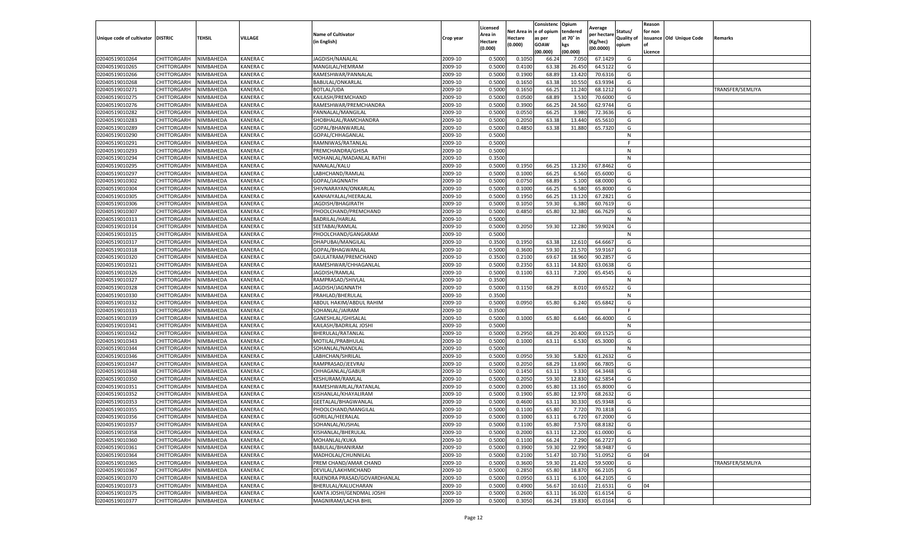| Unique code of cultivator | DISTRIC | TEHSIL | VILLAGE | Name of Cultivator (in English) | Crop year | Licensed Area in Hectare (0.000) | Net Area in Hectare (0.000) | Consistenc e of opium as per GOAW (00.000) | Opium tendered at 70° in kgs (00.000) | Average per hectare (Kg/hec) (00.0000) | Status/ Quality of opium | Reason for non issuance of Licence | Old Unique Code | Remarks |
|---|---|---|---|---|---|---|---|---|---|---|---|---|---|---|
| 02040519010264 | CHITTORGARH | NIMBAHEDA | KANERA C | JAGDISH/NANALAL | 2009-10 | 0.5000 | 0.1050 | 66.24 | 7.050 | 67.1429 | G | | | |
| 02040519010265 | CHITTORGARH | NIMBAHEDA | KANERA C | MANGILAL/HEMRAM | 2009-10 | 0.5000 | 0.4100 | 63.38 | 26.450 | 64.5122 | G | | | |
| 02040519010266 | CHITTORGARH | NIMBAHEDA | KANERA C | RAMESHWAR/PANNALAL | 2009-10 | 0.5000 | 0.1900 | 68.89 | 13.420 | 70.6316 | G | | | |
| 02040519010268 | CHITTORGARH | NIMBAHEDA | KANERA C | BABULAL/ONKARLAL | 2009-10 | 0.5000 | 0.1650 | 63.38 | 10.550 | 63.9394 | G | | | |
| 02040519010271 | CHITTORGARH | NIMBAHEDA | KANERA C | BOTLAL/UDA | 2009-10 | 0.5000 | 0.1650 | 66.25 | 11.240 | 68.1212 | G | | | TRANSFER/SEMLIYA |
| 02040519010275 | CHITTORGARH | NIMBAHEDA | KANERA C | KAILASH/PREMCHAND | 2009-10 | 0.5000 | 0.0500 | 68.89 | 3.530 | 70.6000 | G | | | |
| 02040519010276 | CHITTORGARH | NIMBAHEDA | KANERA C | RAMESHWAR/PREMCHANDRA | 2009-10 | 0.5000 | 0.3900 | 66.25 | 24.560 | 62.9744 | G | | | |
| 02040519010282 | CHITTORGARH | NIMBAHEDA | KANERA C | PANNALAL/MANGILAL | 2009-10 | 0.5000 | 0.0550 | 66.25 | 3.980 | 72.3636 | G | | | |
| 02040519010283 | CHITTORGARH | NIMBAHEDA | KANERA C | SHOBHALAL/RAMCHANDRA | 2009-10 | 0.5000 | 0.2050 | 63.38 | 13.440 | 65.5610 | G | | | |
| 02040519010289 | CHITTORGARH | NIMBAHEDA | KANERA C | GOPAL/BHANWARLAL | 2009-10 | 0.5000 | 0.4850 | 63.38 | 31.880 | 65.7320 | G | | | |
| 02040519010290 | CHITTORGARH | NIMBAHEDA | KANERA C | GOPAL/CHHAGANLAL | 2009-10 | 0.5000 | | | | | N | | | |
| 02040519010291 | CHITTORGARH | NIMBAHEDA | KANERA C | RAMNIWAS/RATANLAL | 2009-10 | 0.5000 | | | | | F | | | |
| 02040519010293 | CHITTORGARH | NIMBAHEDA | KANERA C | PREMCHANDRA/GHISA | 2009-10 | 0.5000 | | | | | N | | | |
| 02040519010294 | CHITTORGARH | NIMBAHEDA | KANERA C | MOHANLAL/MADANLAL RATHI | 2009-10 | 0.3500 | | | | | N | | | |
| 02040519010295 | CHITTORGARH | NIMBAHEDA | KANERA C | NANALAL/KALU | 2009-10 | 0.5000 | 0.1950 | 66.25 | 13.230 | 67.8462 | G | | | |
| 02040519010297 | CHITTORGARH | NIMBAHEDA | KANERA C | LABHCHAND/RAMLAL | 2009-10 | 0.5000 | 0.1000 | 66.25 | 6.560 | 65.6000 | G | | | |
| 02040519010302 | CHITTORGARH | NIMBAHEDA | KANERA C | GOPAL/JAGNNATH | 2009-10 | 0.5000 | 0.0750 | 68.89 | 5.100 | 68.0000 | G | | | |
| 02040519010304 | CHITTORGARH | NIMBAHEDA | KANERA C | SHIVNARAYAN/ONKARLAL | 2009-10 | 0.5000 | 0.1000 | 66.25 | 6.580 | 65.8000 | G | | | |
| 02040519010305 | CHITTORGARH | NIMBAHEDA | KANERA C | KANHAIYALAL/HEERALAL | 2009-10 | 0.5000 | 0.1950 | 66.25 | 13.120 | 67.2821 | G | | | |
| 02040519010306 | CHITTORGARH | NIMBAHEDA | KANERA C | JAGDISH/BHAGIRATH | 2009-10 | 0.5000 | 0.1050 | 59.30 | 6.380 | 60.7619 | G | | | |
| 02040519010307 | CHITTORGARH | NIMBAHEDA | KANERA C | PHOOLCHAND/PREMCHAND | 2009-10 | 0.5000 | 0.4850 | 65.80 | 32.380 | 66.7629 | G | | | |
| 02040519010313 | CHITTORGARH | NIMBAHEDA | KANERA C | BADRILAL/HARLAL | 2009-10 | 0.5000 | | | | | N | | | |
| 02040519010314 | CHITTORGARH | NIMBAHEDA | KANERA C | SEETABAI/RAMLAL | 2009-10 | 0.5000 | 0.2050 | 59.30 | 12.280 | 59.9024 | G | | | |
| 02040519010315 | CHITTORGARH | NIMBAHEDA | KANERA C | PHOOLCHAND/GANGARAM | 2009-10 | 0.5000 | | | | | N | | | |
| 02040519010317 | CHITTORGARH | NIMBAHEDA | KANERA C | DHAPUBAI/MANGILAL | 2009-10 | 0.3500 | 0.1950 | 63.38 | 12.610 | 64.6667 | G | | | |
| 02040519010318 | CHITTORGARH | NIMBAHEDA | KANERA C | GOPAL/BHAGWANLAL | 2009-10 | 0.5000 | 0.3600 | 59.30 | 21.570 | 59.9167 | G | | | |
| 02040519010320 | CHITTORGARH | NIMBAHEDA | KANERA C | DAULATRAM/PREMCHAND | 2009-10 | 0.3500 | 0.2100 | 69.67 | 18.960 | 90.2857 | G | | | |
| 02040519010321 | CHITTORGARH | NIMBAHEDA | KANERA C | RAMESHWAR/CHHAGANLAL | 2009-10 | 0.5000 | 0.2350 | 63.11 | 14.820 | 63.0638 | G | | | |
| 02040519010326 | CHITTORGARH | NIMBAHEDA | KANERA C | JAGDISH/RAMLAL | 2009-10 | 0.5000 | 0.1100 | 63.11 | 7.200 | 65.4545 | G | | | |
| 02040519010327 | CHITTORGARH | NIMBAHEDA | KANERA C | RAMPRASAD/SHIVLAL | 2009-10 | 0.3500 | | | | | N | | | |
| 02040519010328 | CHITTORGARH | NIMBAHEDA | KANERA C | JAGDISH/JAGNNATH | 2009-10 | 0.5000 | 0.1150 | 68.29 | 8.010 | 69.6522 | G | | | |
| 02040519010330 | CHITTORGARH | NIMBAHEDA | KANERA C | PRAHLAD/BHERULAL | 2009-10 | 0.3500 | | | | | N | | | |
| 02040519010332 | CHITTORGARH | NIMBAHEDA | KANERA C | ABDUL HAKIM/ABDUL RAHIM | 2009-10 | 0.5000 | 0.0950 | 65.80 | 6.240 | 65.6842 | G | | | |
| 02040519010333 | CHITTORGARH | NIMBAHEDA | KANERA C | SOHANLAL/JAIRAM | 2009-10 | 0.3500 | | | | | F | | | |
| 02040519010339 | CHITTORGARH | NIMBAHEDA | KANERA C | GANESHLAL/GHISALAL | 2009-10 | 0.5000 | 0.1000 | 65.80 | 6.640 | 66.4000 | G | | | |
| 02040519010341 | CHITTORGARH | NIMBAHEDA | KANERA C | KAILASH/BADRILAL JOSHI | 2009-10 | 0.5000 | | | | | N | | | |
| 02040519010342 | CHITTORGARH | NIMBAHEDA | KANERA C | BHERULAL/RATANLAL | 2009-10 | 0.5000 | 0.2950 | 68.29 | 20.400 | 69.1525 | G | | | |
| 02040519010343 | CHITTORGARH | NIMBAHEDA | KANERA C | MOTILAL/PRABHULAL | 2009-10 | 0.5000 | 0.1000 | 63.11 | 6.530 | 65.3000 | G | | | |
| 02040519010344 | CHITTORGARH | NIMBAHEDA | KANERA C | SOHANLAL/NANDLAL | 2009-10 | 0.5000 | | | | | N | | | |
| 02040519010346 | CHITTORGARH | NIMBAHEDA | KANERA C | LABHCHAN/SHRILAL | 2009-10 | 0.5000 | 0.0950 | 59.30 | 5.820 | 61.2632 | G | | | |
| 02040519010347 | CHITTORGARH | NIMBAHEDA | KANERA C | RAMPRASAD/JEEVRAJ | 2009-10 | 0.5000 | 0.2050 | 68.29 | 13.690 | 66.7805 | G | | | |
| 02040519010348 | CHITTORGARH | NIMBAHEDA | KANERA C | CHHAGANLAL/GABUR | 2009-10 | 0.5000 | 0.1450 | 63.11 | 9.330 | 64.3448 | G | | | |
| 02040519010350 | CHITTORGARH | NIMBAHEDA | KANERA C | KESHURAM/RAMLAL | 2009-10 | 0.5000 | 0.2050 | 59.30 | 12.830 | 62.5854 | G | | | |
| 02040519010351 | CHITTORGARH | NIMBAHEDA | KANERA C | RAMESHWARLAL/RATANLAL | 2009-10 | 0.5000 | 0.2000 | 65.80 | 13.160 | 65.8000 | G | | | |
| 02040519010352 | CHITTORGARH | NIMBAHEDA | KANERA C | KISHANLAL/KHAYALIRAM | 2009-10 | 0.5000 | 0.1900 | 65.80 | 12.970 | 68.2632 | G | | | |
| 02040519010353 | CHITTORGARH | NIMBAHEDA | KANERA C | GEETALAL/BHAGWANLAL | 2009-10 | 0.5000 | 0.4600 | 63.11 | 30.330 | 65.9348 | G | | | |
| 02040519010355 | CHITTORGARH | NIMBAHEDA | KANERA C | PHOOLCHAND/MANGILAL | 2009-10 | 0.5000 | 0.1100 | 65.80 | 7.720 | 70.1818 | G | | | |
| 02040519010356 | CHITTORGARH | NIMBAHEDA | KANERA C | GORILAL/HEERALAL | 2009-10 | 0.5000 | 0.1000 | 63.11 | 6.720 | 67.2000 | G | | | |
| 02040519010357 | CHITTORGARH | NIMBAHEDA | KANERA C | SOHANLAL/KUSHAL | 2009-10 | 0.5000 | 0.1100 | 65.80 | 7.570 | 68.8182 | G | | | |
| 02040519010358 | CHITTORGARH | NIMBAHEDA | KANERA C | KISHANLAL/BHERULAL | 2009-10 | 0.5000 | 0.2000 | 63.11 | 12.200 | 61.0000 | G | | | |
| 02040519010360 | CHITTORGARH | NIMBAHEDA | KANERA C | MOHANLAL/KUKA | 2009-10 | 0.5000 | 0.1100 | 66.24 | 7.290 | 66.2727 | G | | | |
| 02040519010361 | CHITTORGARH | NIMBAHEDA | KANERA C | BABULAL/BHANIRAM | 2009-10 | 0.5000 | 0.3900 | 59.30 | 22.990 | 58.9487 | G | | | |
| 02040519010364 | CHITTORGARH | NIMBAHEDA | KANERA C | MADHOLAL/CHUNNILAL | 2009-10 | 0.5000 | 0.2100 | 51.47 | 10.730 | 51.0952 | G | 04 | | |
| 02040519010365 | CHITTORGARH | NIMBAHEDA | KANERA C | PREM CHAND/AMAR CHAND | 2009-10 | 0.5000 | 0.3600 | 59.30 | 21.420 | 59.5000 | G | | | TRANSFER/SEMLIYA |
| 02040519010367 | CHITTORGARH | NIMBAHEDA | KANERA C | DEVILAL/LAKHMICHAND | 2009-10 | 0.5000 | 0.2850 | 65.80 | 18.870 | 66.2105 | G | | | |
| 02040519010370 | CHITTORGARH | NIMBAHEDA | KANERA C | RAJENDRA PRASAD/GOVARDHANLAL | 2009-10 | 0.5000 | 0.0950 | 63.11 | 6.100 | 64.2105 | G | | | |
| 02040519010373 | CHITTORGARH | NIMBAHEDA | KANERA C | BHERULAL/KALUCHARAN | 2009-10 | 0.5000 | 0.4900 | 56.67 | 10.610 | 21.6531 | G | 04 | | |
| 02040519010375 | CHITTORGARH | NIMBAHEDA | KANERA C | KANTA JOSHI/GENDMAL JOSHI | 2009-10 | 0.5000 | 0.2600 | 63.11 | 16.020 | 61.6154 | G | | | |
| 02040519010377 | CHITTORGARH | NIMBAHEDA | KANERA C | MAGNIRAM/LACHA BHIL | 2009-10 | 0.5000 | 0.3050 | 66.24 | 19.830 | 65.0164 | G | | | |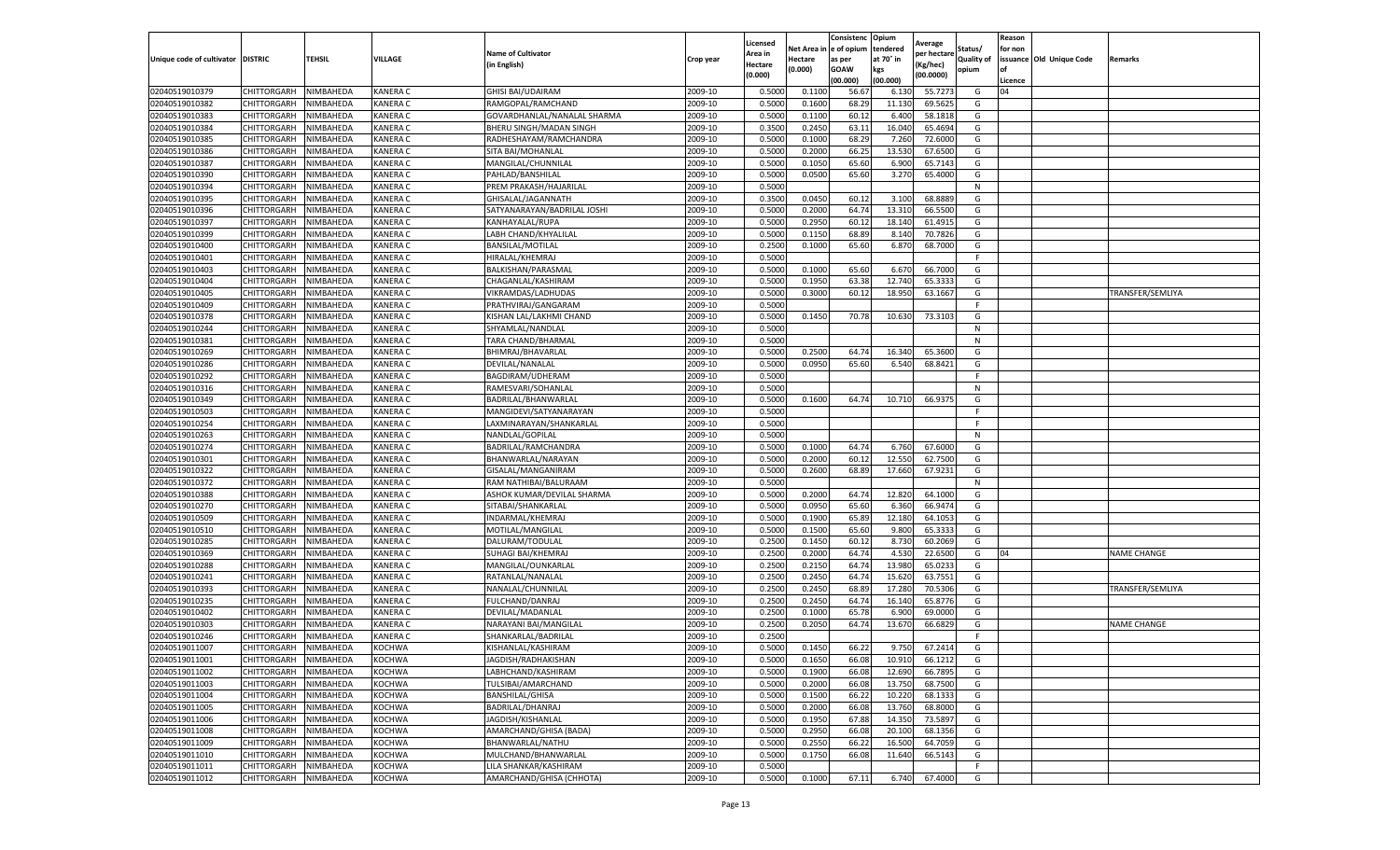| Unique code of cultivator | DISTRIC | TEHSIL | VILLAGE | Name of Cultivator (in English) | Crop year | Licensed Area in Hectare (0.000) | Net Area in Hectare (0.000) | Consistenc e of opium as per GOAW (00.000) | Opium tendered at 70° in kgs (00.000) | Average per hectare (Kg/hec) (00.0000) | Status/ Quality of opium | Reason for non issuance of Licence | Old Unique Code | Remarks |
|---|---|---|---|---|---|---|---|---|---|---|---|---|---|---|
| 02040519010379 | CHITTORGARH | NIMBAHEDA | KANERA C | GHISI BAI/UDAIRAM | 2009-10 | 0.5000 | 0.1100 | 56.67 | 6.130 | 55.7273 | G | 04 | | |
| 02040519010382 | CHITTORGARH | NIMBAHEDA | KANERA C | RAMGOPAL/RAMCHAND | 2009-10 | 0.5000 | 0.1600 | 68.29 | 11.130 | 69.5625 | G | | | |
| 02040519010383 | CHITTORGARH | NIMBAHEDA | KANERA C | GOVARDHANLAL/NANALAL SHARMA | 2009-10 | 0.5000 | 0.1100 | 60.12 | 6.400 | 58.1818 | G | | | |
| 02040519010384 | CHITTORGARH | NIMBAHEDA | KANERA C | BHERU SINGH/MADAN SINGH | 2009-10 | 0.3500 | 0.2450 | 63.11 | 16.040 | 65.4694 | G | | | |
| 02040519010385 | CHITTORGARH | NIMBAHEDA | KANERA C | RADHESHAYAM/RAMCHANDRA | 2009-10 | 0.5000 | 0.1000 | 68.29 | 7.260 | 72.6000 | G | | | |
| 02040519010386 | CHITTORGARH | NIMBAHEDA | KANERA C | SITA BAI/MOHANLAL | 2009-10 | 0.5000 | 0.2000 | 66.25 | 13.530 | 67.6500 | G | | | |
| 02040519010387 | CHITTORGARH | NIMBAHEDA | KANERA C | MANGILAL/CHUNNILAL | 2009-10 | 0.5000 | 0.1050 | 65.60 | 6.900 | 65.7143 | G | | | |
| 02040519010390 | CHITTORGARH | NIMBAHEDA | KANERA C | PAHLAD/BANSHILAL | 2009-10 | 0.5000 | 0.0500 | 65.60 | 3.270 | 65.4000 | G | | | |
| 02040519010394 | CHITTORGARH | NIMBAHEDA | KANERA C | PREM PRAKASH/HAJARILAL | 2009-10 | 0.5000 | | | | | N | | | |
| 02040519010395 | CHITTORGARH | NIMBAHEDA | KANERA C | GHISALAL/JAGANNATH | 2009-10 | 0.3500 | 0.0450 | 60.12 | 3.100 | 68.8889 | G | | | |
| 02040519010396 | CHITTORGARH | NIMBAHEDA | KANERA C | SATYANARAYAN/BADRILAL JOSHI | 2009-10 | 0.5000 | 0.2000 | 64.74 | 13.310 | 66.5500 | G | | | |
| 02040519010397 | CHITTORGARH | NIMBAHEDA | KANERA C | KANHAYALAL/RUPA | 2009-10 | 0.5000 | 0.2950 | 60.12 | 18.140 | 61.4915 | G | | | |
| 02040519010399 | CHITTORGARH | NIMBAHEDA | KANERA C | LABH CHAND/KHYALILAL | 2009-10 | 0.5000 | 0.1150 | 68.89 | 8.140 | 70.7826 | G | | | |
| 02040519010400 | CHITTORGARH | NIMBAHEDA | KANERA C | BANSILAL/MOTILAL | 2009-10 | 0.2500 | 0.1000 | 65.60 | 6.870 | 68.7000 | G | | | |
| 02040519010401 | CHITTORGARH | NIMBAHEDA | KANERA C | HIRALAL/KHEMRAJ | 2009-10 | 0.5000 | | | | | F | | | |
| 02040519010403 | CHITTORGARH | NIMBAHEDA | KANERA C | BALKISHAN/PARASMAL | 2009-10 | 0.5000 | 0.1000 | 65.60 | 6.670 | 66.7000 | G | | | |
| 02040519010404 | CHITTORGARH | NIMBAHEDA | KANERA C | CHAGANLAL/KASHIRAM | 2009-10 | 0.5000 | 0.1950 | 63.38 | 12.740 | 65.3333 | G | | | |
| 02040519010405 | CHITTORGARH | NIMBAHEDA | KANERA C | VIKRAMDAS/LADHUDAS | 2009-10 | 0.5000 | 0.3000 | 60.12 | 18.950 | 63.1667 | G | | | TRANSFER/SEMLIYA |
| 02040519010409 | CHITTORGARH | NIMBAHEDA | KANERA C | PRATHVIRAJ/GANGARAM | 2009-10 | 0.5000 | | | | | F | | | |
| 02040519010378 | CHITTORGARH | NIMBAHEDA | KANERA C | KISHAN LAL/LAKHMI CHAND | 2009-10 | 0.5000 | 0.1450 | 70.78 | 10.630 | 73.3103 | G | | | |
| 02040519010244 | CHITTORGARH | NIMBAHEDA | KANERA C | SHYAMLAL/NANDLAL | 2009-10 | 0.5000 | | | | | N | | | |
| 02040519010381 | CHITTORGARH | NIMBAHEDA | KANERA C | TARA CHAND/BHARMAL | 2009-10 | 0.5000 | | | | | N | | | |
| 02040519010269 | CHITTORGARH | NIMBAHEDA | KANERA C | BHIMRAJ/BHAVARLAL | 2009-10 | 0.5000 | 0.2500 | 64.74 | 16.340 | 65.3600 | G | | | |
| 02040519010286 | CHITTORGARH | NIMBAHEDA | KANERA C | DEVILAL/NANALAL | 2009-10 | 0.5000 | 0.0950 | 65.60 | 6.540 | 68.8421 | G | | | |
| 02040519010292 | CHITTORGARH | NIMBAHEDA | KANERA C | BAGDIRAM/UDHERAM | 2009-10 | 0.5000 | | | | | F | | | |
| 02040519010316 | CHITTORGARH | NIMBAHEDA | KANERA C | RAMESVARI/SOHANLAL | 2009-10 | 0.5000 | | | | | N | | | |
| 02040519010349 | CHITTORGARH | NIMBAHEDA | KANERA C | BADRILAL/BHANWARLAL | 2009-10 | 0.5000 | 0.1600 | 64.74 | 10.710 | 66.9375 | G | | | |
| 02040519010503 | CHITTORGARH | NIMBAHEDA | KANERA C | MANGIDEVI/SATYANARAYAN | 2009-10 | 0.5000 | | | | | F | | | |
| 02040519010254 | CHITTORGARH | NIMBAHEDA | KANERA C | LAXMINARAYAN/SHANKARLAL | 2009-10 | 0.5000 | | | | | F | | | |
| 02040519010263 | CHITTORGARH | NIMBAHEDA | KANERA C | NANDLAL/GOPILAL | 2009-10 | 0.5000 | | | | | N | | | |
| 02040519010274 | CHITTORGARH | NIMBAHEDA | KANERA C | BADRILAL/RAMCHANDRA | 2009-10 | 0.5000 | 0.1000 | 64.74 | 6.760 | 67.6000 | G | | | |
| 02040519010301 | CHITTORGARH | NIMBAHEDA | KANERA C | BHANWARLAL/NARAYAN | 2009-10 | 0.5000 | 0.2000 | 60.12 | 12.550 | 62.7500 | G | | | |
| 02040519010322 | CHITTORGARH | NIMBAHEDA | KANERA C | GISALAL/MANGANIRAM | 2009-10 | 0.5000 | 0.2600 | 68.89 | 17.660 | 67.9231 | G | | | |
| 02040519010372 | CHITTORGARH | NIMBAHEDA | KANERA C | RAM NATHIBAI/BALURAAM | 2009-10 | 0.5000 | | | | | N | | | |
| 02040519010388 | CHITTORGARH | NIMBAHEDA | KANERA C | ASHOK KUMAR/DEVILAL SHARMA | 2009-10 | 0.5000 | 0.2000 | 64.74 | 12.820 | 64.1000 | G | | | |
| 02040519010270 | CHITTORGARH | NIMBAHEDA | KANERA C | SITABAI/SHANKARLAL | 2009-10 | 0.5000 | 0.0950 | 65.60 | 6.360 | 66.9474 | G | | | |
| 02040519010509 | CHITTORGARH | NIMBAHEDA | KANERA C | INDARMAL/KHEMRAJ | 2009-10 | 0.5000 | 0.1900 | 65.89 | 12.180 | 64.1053 | G | | | |
| 02040519010510 | CHITTORGARH | NIMBAHEDA | KANERA C | MOTILAL/MANGILAL | 2009-10 | 0.5000 | 0.1500 | 65.60 | 9.800 | 65.3333 | G | | | |
| 02040519010285 | CHITTORGARH | NIMBAHEDA | KANERA C | DALURAM/TODULAL | 2009-10 | 0.2500 | 0.1450 | 60.12 | 8.730 | 60.2069 | G | | | |
| 02040519010369 | CHITTORGARH | NIMBAHEDA | KANERA C | SUHAGI BAI/KHEMRAJ | 2009-10 | 0.2500 | 0.2000 | 64.74 | 4.530 | 22.6500 | G | 04 | | NAME CHANGE |
| 02040519010288 | CHITTORGARH | NIMBAHEDA | KANERA C | MANGILAL/OUNKARLAL | 2009-10 | 0.2500 | 0.2150 | 64.74 | 13.980 | 65.0233 | G | | | |
| 02040519010241 | CHITTORGARH | NIMBAHEDA | KANERA C | RATANLAL/NANALAL | 2009-10 | 0.2500 | 0.2450 | 64.74 | 15.620 | 63.7551 | G | | | |
| 02040519010393 | CHITTORGARH | NIMBAHEDA | KANERA C | NANALAL/CHUNNILAL | 2009-10 | 0.2500 | 0.2450 | 68.89 | 17.280 | 70.5306 | G | | | TRANSFER/SEMLIYA |
| 02040519010235 | CHITTORGARH | NIMBAHEDA | KANERA C | FULCHAND/DANRAJ | 2009-10 | 0.2500 | 0.2450 | 64.74 | 16.140 | 65.8776 | G | | | |
| 02040519010402 | CHITTORGARH | NIMBAHEDA | KANERA C | DEVILAL/MADANLAL | 2009-10 | 0.2500 | 0.1000 | 65.78 | 6.900 | 69.0000 | G | | | |
| 02040519010303 | CHITTORGARH | NIMBAHEDA | KANERA C | NARAYANI BAI/MANGILAL | 2009-10 | 0.2500 | 0.2050 | 64.74 | 13.670 | 66.6829 | G | | | NAME CHANGE |
| 02040519010246 | CHITTORGARH | NIMBAHEDA | KANERA C | SHANKARLAL/BADRILAL | 2009-10 | 0.2500 | | | | | F | | | |
| 02040519011007 | CHITTORGARH | NIMBAHEDA | KOCHWA | KISHANLAL/KASHIRAM | 2009-10 | 0.5000 | 0.1450 | 66.22 | 9.750 | 67.2414 | G | | | |
| 02040519011001 | CHITTORGARH | NIMBAHEDA | KOCHWA | JAGDISH/RADHAKISHAN | 2009-10 | 0.5000 | 0.1650 | 66.08 | 10.910 | 66.1212 | G | | | |
| 02040519011002 | CHITTORGARH | NIMBAHEDA | KOCHWA | LABHCHAND/KASHIRAM | 2009-10 | 0.5000 | 0.1900 | 66.08 | 12.690 | 66.7895 | G | | | |
| 02040519011003 | CHITTORGARH | NIMBAHEDA | KOCHWA | TULSIBAI/AMARCHAND | 2009-10 | 0.5000 | 0.2000 | 66.08 | 13.750 | 68.7500 | G | | | |
| 02040519011004 | CHITTORGARH | NIMBAHEDA | KOCHWA | BANSHILAL/GHISA | 2009-10 | 0.5000 | 0.1500 | 66.22 | 10.220 | 68.1333 | G | | | |
| 02040519011005 | CHITTORGARH | NIMBAHEDA | KOCHWA | BADRILAL/DHANRAJ | 2009-10 | 0.5000 | 0.2000 | 66.08 | 13.760 | 68.8000 | G | | | |
| 02040519011006 | CHITTORGARH | NIMBAHEDA | KOCHWA | JAGDISH/KISHANLAL | 2009-10 | 0.5000 | 0.1950 | 67.88 | 14.350 | 73.5897 | G | | | |
| 02040519011008 | CHITTORGARH | NIMBAHEDA | KOCHWA | AMARCHAND/GHISA (BADA) | 2009-10 | 0.5000 | 0.2950 | 66.08 | 20.100 | 68.1356 | G | | | |
| 02040519011009 | CHITTORGARH | NIMBAHEDA | KOCHWA | BHANWARLAL/NATHU | 2009-10 | 0.5000 | 0.2550 | 66.22 | 16.500 | 64.7059 | G | | | |
| 02040519011010 | CHITTORGARH | NIMBAHEDA | KOCHWA | MULCHAND/BHANWARLAL | 2009-10 | 0.5000 | 0.1750 | 66.08 | 11.640 | 66.5143 | G | | | |
| 02040519011011 | CHITTORGARH | NIMBAHEDA | KOCHWA | LILA SHANKAR/KASHIRAM | 2009-10 | 0.5000 | | | | | F | | | |
| 02040519011012 | CHITTORGARH | NIMBAHEDA | KOCHWA | AMARCHAND/GHISA (CHHOTA) | 2009-10 | 0.5000 | 0.1000 | 67.11 | 6.740 | 67.4000 | G | | | |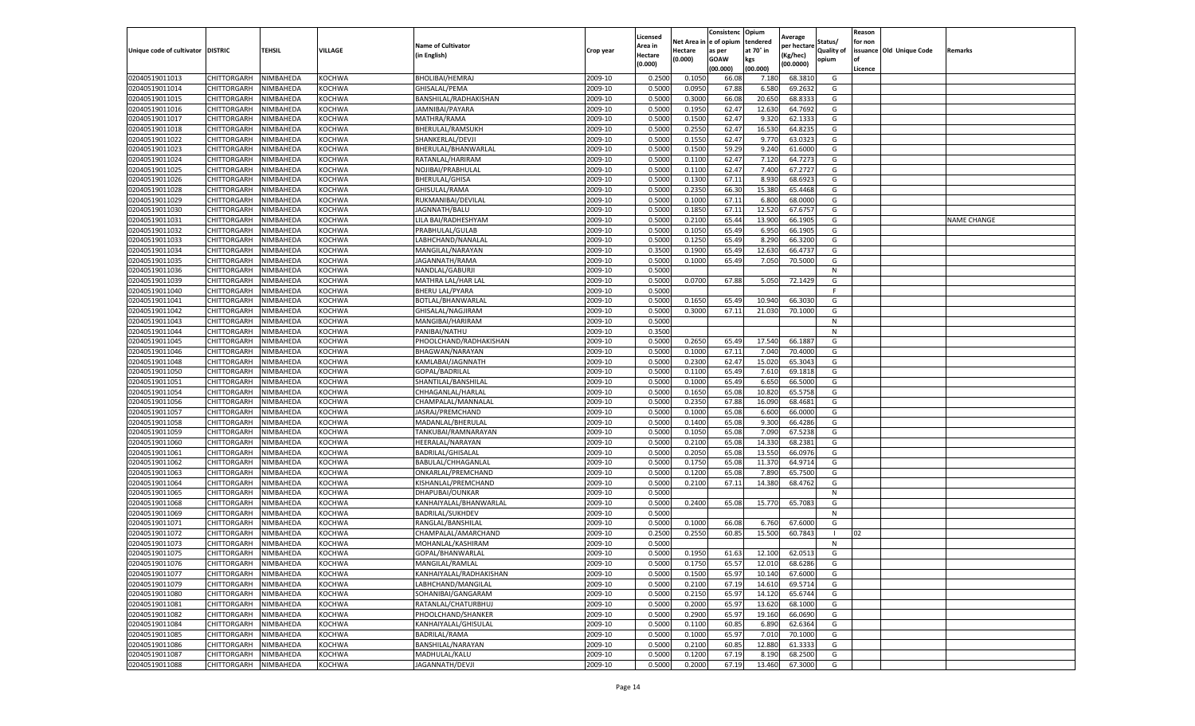| Unique code of cultivator | DISTRIC | TEHSIL | VILLAGE | Name of Cultivator (in English) | Crop year | Licensed Area in Hectare (0.000) | Net Area in Hectare (0.000) | Consistenc e of opium as per GOAW (00.000) | Opium tendered at 70° in kgs (00.000) | Average per hectare (Kg/hec) (00.0000) | Status/ Quality of opium | Reason for non issuance of Licence | Old Unique Code | Remarks |
|---|---|---|---|---|---|---|---|---|---|---|---|---|---|---|
| 02040519011013 | CHITTORGARH | NIMBAHEDA | KOCHWA | BHOLIBAI/HEMRAJ | 2009-10 | 0.2500 | 0.1050 | 66.08 | 7.180 | 68.3810 | G | | | |
| 02040519011014 | CHITTORGARH | NIMBAHEDA | KOCHWA | GHISALAL/PEMA | 2009-10 | 0.5000 | 0.0950 | 67.88 | 6.580 | 69.2632 | G | | | |
| 02040519011015 | CHITTORGARH | NIMBAHEDA | KOCHWA | BANSHILAL/RADHAKISHAN | 2009-10 | 0.5000 | 0.3000 | 66.08 | 20.650 | 68.8333 | G | | | |
| 02040519011016 | CHITTORGARH | NIMBAHEDA | KOCHWA | JAMNIBAI/PAYARA | 2009-10 | 0.5000 | 0.1950 | 62.47 | 12.630 | 64.7692 | G | | | |
| 02040519011017 | CHITTORGARH | NIMBAHEDA | KOCHWA | MATHRA/RAMA | 2009-10 | 0.5000 | 0.1500 | 62.47 | 9.320 | 62.1333 | G | | | |
| 02040519011018 | CHITTORGARH | NIMBAHEDA | KOCHWA | BHERULAL/RAMSUKH | 2009-10 | 0.5000 | 0.2550 | 62.47 | 16.530 | 64.8235 | G | | | |
| 02040519011022 | CHITTORGARH | NIMBAHEDA | KOCHWA | SHANKERLAL/DEVJI | 2009-10 | 0.5000 | 0.1550 | 62.47 | 9.770 | 63.0323 | G | | | |
| 02040519011023 | CHITTORGARH | NIMBAHEDA | KOCHWA | BHERULAL/BHANWARLAL | 2009-10 | 0.5000 | 0.1500 | 59.29 | 9.240 | 61.6000 | G | | | |
| 02040519011024 | CHITTORGARH | NIMBAHEDA | KOCHWA | RATANLAL/HARIRAM | 2009-10 | 0.5000 | 0.1100 | 62.47 | 7.120 | 64.7273 | G | | | |
| 02040519011025 | CHITTORGARH | NIMBAHEDA | KOCHWA | NOJIBAI/PRABHULAL | 2009-10 | 0.5000 | 0.1100 | 62.47 | 7.400 | 67.2727 | G | | | |
| 02040519011026 | CHITTORGARH | NIMBAHEDA | KOCHWA | BHERULAL/GHISA | 2009-10 | 0.5000 | 0.1300 | 67.11 | 8.930 | 68.6923 | G | | | |
| 02040519011028 | CHITTORGARH | NIMBAHEDA | KOCHWA | GHISULAL/RAMA | 2009-10 | 0.5000 | 0.2350 | 66.30 | 15.380 | 65.4468 | G | | | |
| 02040519011029 | CHITTORGARH | NIMBAHEDA | KOCHWA | RUKMANIBAI/DEVILAL | 2009-10 | 0.5000 | 0.1000 | 67.11 | 6.800 | 68.0000 | G | | | |
| 02040519011030 | CHITTORGARH | NIMBAHEDA | KOCHWA | JAGNNATH/BALU | 2009-10 | 0.5000 | 0.1850 | 67.11 | 12.520 | 67.6757 | G | | | |
| 02040519011031 | CHITTORGARH | NIMBAHEDA | KOCHWA | LILA BAI/RADHESHYAM | 2009-10 | 0.5000 | 0.2100 | 65.44 | 13.900 | 66.1905 | G | | | NAME CHANGE |
| 02040519011032 | CHITTORGARH | NIMBAHEDA | KOCHWA | PRABHULAL/GULAB | 2009-10 | 0.5000 | 0.1050 | 65.49 | 6.950 | 66.1905 | G | | | |
| 02040519011033 | CHITTORGARH | NIMBAHEDA | KOCHWA | LABHCHAND/NANALAL | 2009-10 | 0.5000 | 0.1250 | 65.49 | 8.290 | 66.3200 | G | | | |
| 02040519011034 | CHITTORGARH | NIMBAHEDA | KOCHWA | MANGILAL/NARAYAN | 2009-10 | 0.3500 | 0.1900 | 65.49 | 12.630 | 66.4737 | G | | | |
| 02040519011035 | CHITTORGARH | NIMBAHEDA | KOCHWA | JAGANNATH/RAMA | 2009-10 | 0.5000 | 0.1000 | 65.49 | 7.050 | 70.5000 | G | | | |
| 02040519011036 | CHITTORGARH | NIMBAHEDA | KOCHWA | NANDLAL/GABURJI | 2009-10 | 0.5000 | | | | | N | | | |
| 02040519011039 | CHITTORGARH | NIMBAHEDA | KOCHWA | MATHRA LAL/HAR LAL | 2009-10 | 0.5000 | 0.0700 | 67.88 | 5.050 | 72.1429 | G | | | |
| 02040519011040 | CHITTORGARH | NIMBAHEDA | KOCHWA | BHERU LAL/PYARA | 2009-10 | 0.5000 | | | | | F | | | |
| 02040519011041 | CHITTORGARH | NIMBAHEDA | KOCHWA | BOTLAL/BHANWARLAL | 2009-10 | 0.5000 | 0.1650 | 65.49 | 10.940 | 66.3030 | G | | | |
| 02040519011042 | CHITTORGARH | NIMBAHEDA | KOCHWA | GHISALAL/NAGJIRAM | 2009-10 | 0.5000 | 0.3000 | 67.11 | 21.030 | 70.1000 | G | | | |
| 02040519011043 | CHITTORGARH | NIMBAHEDA | KOCHWA | MANGIBAI/HARIRAM | 2009-10 | 0.5000 | | | | | N | | | |
| 02040519011044 | CHITTORGARH | NIMBAHEDA | KOCHWA | PANIBAI/NATHU | 2009-10 | 0.3500 | | | | | N | | | |
| 02040519011045 | CHITTORGARH | NIMBAHEDA | KOCHWA | PHOOLCHAND/RADHAKISHAN | 2009-10 | 0.5000 | 0.2650 | 65.49 | 17.540 | 66.1887 | G | | | |
| 02040519011046 | CHITTORGARH | NIMBAHEDA | KOCHWA | BHAGWAN/NARAYAN | 2009-10 | 0.5000 | 0.1000 | 67.11 | 7.040 | 70.4000 | G | | | |
| 02040519011048 | CHITTORGARH | NIMBAHEDA | KOCHWA | KAMLABAI/JAGNNATH | 2009-10 | 0.5000 | 0.2300 | 62.47 | 15.020 | 65.3043 | G | | | |
| 02040519011050 | CHITTORGARH | NIMBAHEDA | KOCHWA | GOPAL/BADRILAL | 2009-10 | 0.5000 | 0.1100 | 65.49 | 7.610 | 69.1818 | G | | | |
| 02040519011051 | CHITTORGARH | NIMBAHEDA | KOCHWA | SHANTILAL/BANSHILAL | 2009-10 | 0.5000 | 0.1000 | 65.49 | 6.650 | 66.5000 | G | | | |
| 02040519011054 | CHITTORGARH | NIMBAHEDA | KOCHWA | CHHAGANLAL/HARLAL | 2009-10 | 0.5000 | 0.1650 | 65.08 | 10.820 | 65.5758 | G | | | |
| 02040519011056 | CHITTORGARH | NIMBAHEDA | KOCHWA | CHAMPALAL/MANNALAL | 2009-10 | 0.5000 | 0.2350 | 67.88 | 16.090 | 68.4681 | G | | | |
| 02040519011057 | CHITTORGARH | NIMBAHEDA | KOCHWA | JASRAJ/PREMCHAND | 2009-10 | 0.5000 | 0.1000 | 65.08 | 6.600 | 66.0000 | G | | | |
| 02040519011058 | CHITTORGARH | NIMBAHEDA | KOCHWA | MADANLAL/BHERULAL | 2009-10 | 0.5000 | 0.1400 | 65.08 | 9.300 | 66.4286 | G | | | |
| 02040519011059 | CHITTORGARH | NIMBAHEDA | KOCHWA | TANKUBAI/RAMNARAYAN | 2009-10 | 0.5000 | 0.1050 | 65.08 | 7.090 | 67.5238 | G | | | |
| 02040519011060 | CHITTORGARH | NIMBAHEDA | KOCHWA | HEERALAL/NARAYAN | 2009-10 | 0.5000 | 0.2100 | 65.08 | 14.330 | 68.2381 | G | | | |
| 02040519011061 | CHITTORGARH | NIMBAHEDA | KOCHWA | BADRILAL/GHISALAL | 2009-10 | 0.5000 | 0.2050 | 65.08 | 13.550 | 66.0976 | G | | | |
| 02040519011062 | CHITTORGARH | NIMBAHEDA | KOCHWA | BABULAL/CHHAGANLAL | 2009-10 | 0.5000 | 0.1750 | 65.08 | 11.370 | 64.9714 | G | | | |
| 02040519011063 | CHITTORGARH | NIMBAHEDA | KOCHWA | ONKARLAL/PREMCHAND | 2009-10 | 0.5000 | 0.1200 | 65.08 | 7.890 | 65.7500 | G | | | |
| 02040519011064 | CHITTORGARH | NIMBAHEDA | KOCHWA | KISHANLAL/PREMCHAND | 2009-10 | 0.5000 | 0.2100 | 67.11 | 14.380 | 68.4762 | G | | | |
| 02040519011065 | CHITTORGARH | NIMBAHEDA | KOCHWA | DHAPUBAI/OUNKAR | 2009-10 | 0.5000 | | | | | N | | | |
| 02040519011068 | CHITTORGARH | NIMBAHEDA | KOCHWA | KANHAIYALAL/BHANWARLAL | 2009-10 | 0.5000 | 0.2400 | 65.08 | 15.770 | 65.7083 | G | | | |
| 02040519011069 | CHITTORGARH | NIMBAHEDA | KOCHWA | BADRILAL/SUKHDEV | 2009-10 | 0.5000 | | | | | N | | | |
| 02040519011071 | CHITTORGARH | NIMBAHEDA | KOCHWA | RANGLAL/BANSHILAL | 2009-10 | 0.5000 | 0.1000 | 66.08 | 6.760 | 67.6000 | G | | | |
| 02040519011072 | CHITTORGARH | NIMBAHEDA | KOCHWA | CHAMPALAL/AMARCHAND | 2009-10 | 0.2500 | 0.2550 | 60.85 | 15.500 | 60.7843 | I | 02 | | |
| 02040519011073 | CHITTORGARH | NIMBAHEDA | KOCHWA | MOHANLAL/KASHIRAM | 2009-10 | 0.5000 | | | | | N | | | |
| 02040519011075 | CHITTORGARH | NIMBAHEDA | KOCHWA | GOPAL/BHANWARLAL | 2009-10 | 0.5000 | 0.1950 | 61.63 | 12.100 | 62.0513 | G | | | |
| 02040519011076 | CHITTORGARH | NIMBAHEDA | KOCHWA | MANGILAL/RAMLAL | 2009-10 | 0.5000 | 0.1750 | 65.57 | 12.010 | 68.6286 | G | | | |
| 02040519011077 | CHITTORGARH | NIMBAHEDA | KOCHWA | KANHAIYALAL/RADHAKISHAN | 2009-10 | 0.5000 | 0.1500 | 65.97 | 10.140 | 67.6000 | G | | | |
| 02040519011079 | CHITTORGARH | NIMBAHEDA | KOCHWA | LABHCHAND/MANGILAL | 2009-10 | 0.5000 | 0.2100 | 67.19 | 14.610 | 69.5714 | G | | | |
| 02040519011080 | CHITTORGARH | NIMBAHEDA | KOCHWA | SOHANIBAI/GANGARAM | 2009-10 | 0.5000 | 0.2150 | 65.97 | 14.120 | 65.6744 | G | | | |
| 02040519011081 | CHITTORGARH | NIMBAHEDA | KOCHWA | RATANLAL/CHATURBHUJ | 2009-10 | 0.5000 | 0.2000 | 65.97 | 13.620 | 68.1000 | G | | | |
| 02040519011082 | CHITTORGARH | NIMBAHEDA | KOCHWA | PHOOLCHAND/SHANKER | 2009-10 | 0.5000 | 0.2900 | 65.97 | 19.160 | 66.0690 | G | | | |
| 02040519011084 | CHITTORGARH | NIMBAHEDA | KOCHWA | KANHAIYALAL/GHISULAL | 2009-10 | 0.5000 | 0.1100 | 60.85 | 6.890 | 62.6364 | G | | | |
| 02040519011085 | CHITTORGARH | NIMBAHEDA | KOCHWA | BADRILAL/RAMA | 2009-10 | 0.5000 | 0.1000 | 65.97 | 7.010 | 70.1000 | G | | | |
| 02040519011086 | CHITTORGARH | NIMBAHEDA | KOCHWA | BANSHILAL/NARAYAN | 2009-10 | 0.5000 | 0.2100 | 60.85 | 12.880 | 61.3333 | G | | | |
| 02040519011087 | CHITTORGARH | NIMBAHEDA | KOCHWA | MADHULAL/KALU | 2009-10 | 0.5000 | 0.1200 | 67.19 | 8.190 | 68.2500 | G | | | |
| 02040519011088 | CHITTORGARH | NIMBAHEDA | KOCHWA | JAGANNATH/DEVJI | 2009-10 | 0.5000 | 0.2000 | 67.19 | 13.460 | 67.3000 | G | | | |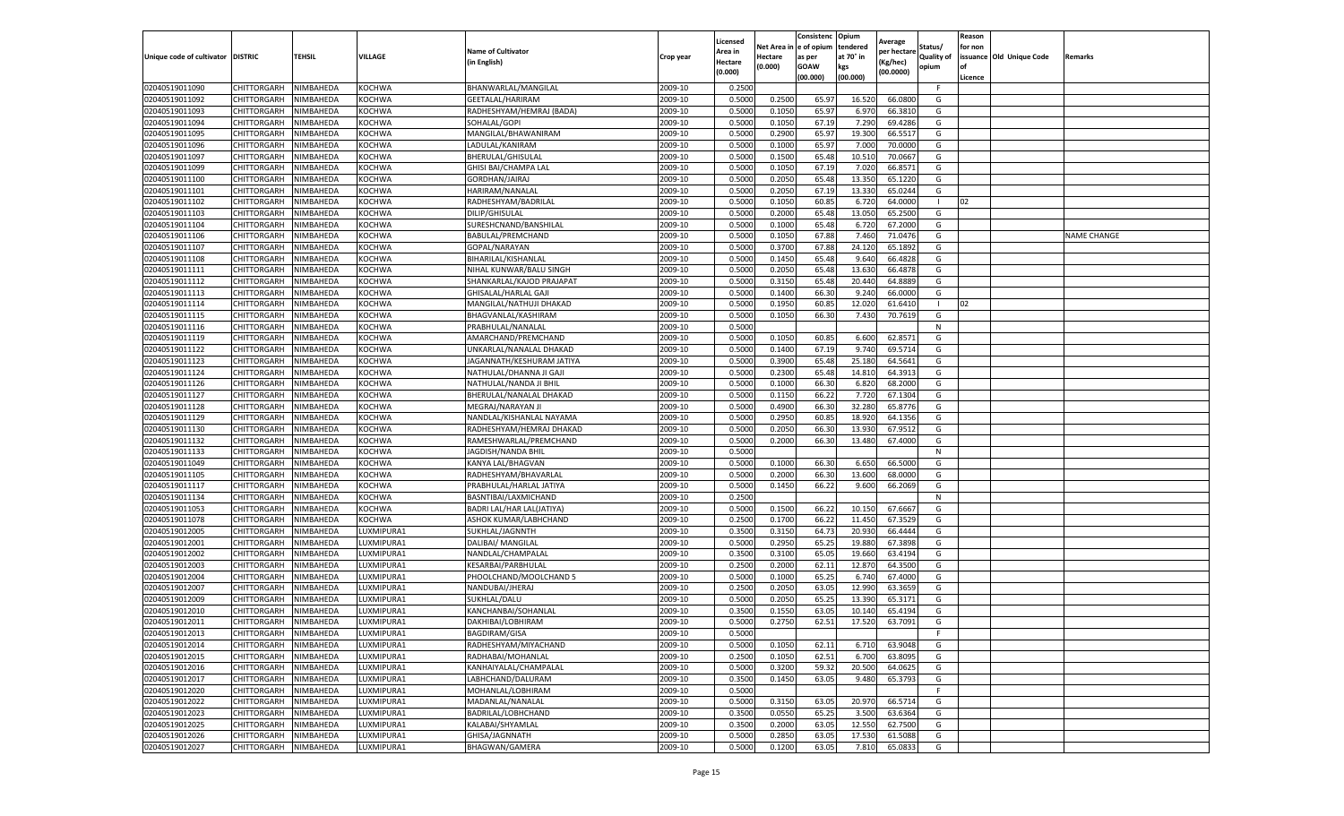| Unique code of cultivator | DISTRIC | TEHSIL | VILLAGE | Name of Cultivator (in English) | Crop year | Licensed Area in Hectare (0.000) | Net Area in Hectare (0.000) | Consistenc e of opium as per GOAW (00.000) | Opium tendered at 70˚ in kgs (00.000) | Average per hectare (Kg/hec) (00.0000) | Status/ Quality of opium | Reason for non issuance of Licence | Old Unique Code | Remarks |
|---|---|---|---|---|---|---|---|---|---|---|---|---|---|---|
| 02040519011090 | CHITTORGARH | NIMBAHEDA | KOCHWA | BHANWARLAL/MANGILAL | 2009-10 | 0.2500 | | | | | F | | | |
| 02040519011092 | CHITTORGARH | NIMBAHEDA | KOCHWA | GEETALAL/HARIRAM | 2009-10 | 0.5000 | 0.2500 | 65.97 | 16.520 | 66.0800 | G | | | |
| 02040519011093 | CHITTORGARH | NIMBAHEDA | KOCHWA | RADHESHYAM/HEMRAJ (BADA) | 2009-10 | 0.5000 | 0.1050 | 65.97 | 6.970 | 66.3810 | G | | | |
| 02040519011094 | CHITTORGARH | NIMBAHEDA | KOCHWA | SOHALAL/GOPI | 2009-10 | 0.5000 | 0.1050 | 67.19 | 7.290 | 69.4286 | G | | | |
| 02040519011095 | CHITTORGARH | NIMBAHEDA | KOCHWA | MANGILAL/BHAWANIRAM | 2009-10 | 0.5000 | 0.2900 | 65.97 | 19.300 | 66.5517 | G | | | |
| 02040519011096 | CHITTORGARH | NIMBAHEDA | KOCHWA | LADULAL/KANIRAM | 2009-10 | 0.5000 | 0.1000 | 65.97 | 7.000 | 70.0000 | G | | | |
| 02040519011097 | CHITTORGARH | NIMBAHEDA | KOCHWA | BHERULAL/GHISULAL | 2009-10 | 0.5000 | 0.1500 | 65.48 | 10.510 | 70.0667 | G | | | |
| 02040519011099 | CHITTORGARH | NIMBAHEDA | KOCHWA | GHISI BAI/CHAMPA LAL | 2009-10 | 0.5000 | 0.1050 | 67.19 | 7.020 | 66.8571 | G | | | |
| 02040519011100 | CHITTORGARH | NIMBAHEDA | KOCHWA | GORDHAN/JAIRAJ | 2009-10 | 0.5000 | 0.2050 | 65.48 | 13.350 | 65.1220 | G | | | |
| 02040519011101 | CHITTORGARH | NIMBAHEDA | KOCHWA | HARIRAM/NANALAL | 2009-10 | 0.5000 | 0.2050 | 67.19 | 13.330 | 65.0244 | G | | | |
| 02040519011102 | CHITTORGARH | NIMBAHEDA | KOCHWA | RADHESHYAM/BADRILAL | 2009-10 | 0.5000 | 0.1050 | 60.85 | 6.720 | 64.0000 | I | 02 | | |
| 02040519011103 | CHITTORGARH | NIMBAHEDA | KOCHWA | DILIP/GHISULAL | 2009-10 | 0.5000 | 0.2000 | 65.48 | 13.050 | 65.2500 | G | | | |
| 02040519011104 | CHITTORGARH | NIMBAHEDA | KOCHWA | SURESHCNAND/BANSHILAL | 2009-10 | 0.5000 | 0.1000 | 65.48 | 6.720 | 67.2000 | G | | | |
| 02040519011106 | CHITTORGARH | NIMBAHEDA | KOCHWA | BABULAL/PREMCHAND | 2009-10 | 0.5000 | 0.1050 | 67.88 | 7.460 | 71.0476 | G | | | NAME CHANGE |
| 02040519011107 | CHITTORGARH | NIMBAHEDA | KOCHWA | GOPAL/NARAYAN | 2009-10 | 0.5000 | 0.3700 | 67.88 | 24.120 | 65.1892 | G | | | |
| 02040519011108 | CHITTORGARH | NIMBAHEDA | KOCHWA | BIHARILAL/KISHANLAL | 2009-10 | 0.5000 | 0.1450 | 65.48 | 9.640 | 66.4828 | G | | | |
| 02040519011111 | CHITTORGARH | NIMBAHEDA | KOCHWA | NIHAL KUNWAR/BALU SINGH | 2009-10 | 0.5000 | 0.2050 | 65.48 | 13.630 | 66.4878 | G | | | |
| 02040519011112 | CHITTORGARH | NIMBAHEDA | KOCHWA | SHANKARLAL/KAJOD PRAJAPAT | 2009-10 | 0.5000 | 0.3150 | 65.48 | 20.440 | 64.8889 | G | | | |
| 02040519011113 | CHITTORGARH | NIMBAHEDA | KOCHWA | GHISALAL/HARLAL GAJI | 2009-10 | 0.5000 | 0.1400 | 66.30 | 9.240 | 66.0000 | G | | | |
| 02040519011114 | CHITTORGARH | NIMBAHEDA | KOCHWA | MANGILAL/NATHUJI DHAKAD | 2009-10 | 0.5000 | 0.1950 | 60.85 | 12.020 | 61.6410 | I | 02 | | |
| 02040519011115 | CHITTORGARH | NIMBAHEDA | KOCHWA | BHAGVANLAL/KASHIRAM | 2009-10 | 0.5000 | 0.1050 | 66.30 | 7.430 | 70.7619 | G | | | |
| 02040519011116 | CHITTORGARH | NIMBAHEDA | KOCHWA | PRABHULAL/NANALAL | 2009-10 | 0.5000 | | | | | N | | | |
| 02040519011119 | CHITTORGARH | NIMBAHEDA | KOCHWA | AMARCHAND/PREMCHAND | 2009-10 | 0.5000 | 0.1050 | 60.85 | 6.600 | 62.8571 | G | | | |
| 02040519011122 | CHITTORGARH | NIMBAHEDA | KOCHWA | UNKARLAL/NANALAL DHAKAD | 2009-10 | 0.5000 | 0.1400 | 67.19 | 9.740 | 69.5714 | G | | | |
| 02040519011123 | CHITTORGARH | NIMBAHEDA | KOCHWA | JAGANNATH/KESHURAM JATIYA | 2009-10 | 0.5000 | 0.3900 | 65.48 | 25.180 | 64.5641 | G | | | |
| 02040519011124 | CHITTORGARH | NIMBAHEDA | KOCHWA | NATHULAL/DHANNA JI GAJI | 2009-10 | 0.5000 | 0.2300 | 65.48 | 14.810 | 64.3913 | G | | | |
| 02040519011126 | CHITTORGARH | NIMBAHEDA | KOCHWA | NATHULAL/NANDA JI BHIL | 2009-10 | 0.5000 | 0.1000 | 66.30 | 6.820 | 68.2000 | G | | | |
| 02040519011127 | CHITTORGARH | NIMBAHEDA | KOCHWA | BHERULAL/NANALAL DHAKAD | 2009-10 | 0.5000 | 0.1150 | 66.22 | 7.720 | 67.1304 | G | | | |
| 02040519011128 | CHITTORGARH | NIMBAHEDA | KOCHWA | MEGRAJ/NARAYAN JI | 2009-10 | 0.5000 | 0.4900 | 66.30 | 32.280 | 65.8776 | G | | | |
| 02040519011129 | CHITTORGARH | NIMBAHEDA | KOCHWA | NANDLAL/KISHANLAL NAYAMA | 2009-10 | 0.5000 | 0.2950 | 60.85 | 18.920 | 64.1356 | G | | | |
| 02040519011130 | CHITTORGARH | NIMBAHEDA | KOCHWA | RADHESHYAM/HEMRAJ DHAKAD | 2009-10 | 0.5000 | 0.2050 | 66.30 | 13.930 | 67.9512 | G | | | |
| 02040519011132 | CHITTORGARH | NIMBAHEDA | KOCHWA | RAMESHWARLAL/PREMCHAND | 2009-10 | 0.5000 | 0.2000 | 66.30 | 13.480 | 67.4000 | G | | | |
| 02040519011133 | CHITTORGARH | NIMBAHEDA | KOCHWA | JAGDISH/NANDA BHIL | 2009-10 | 0.5000 | | | | | N | | | |
| 02040519011049 | CHITTORGARH | NIMBAHEDA | KOCHWA | KANYA LAL/BHAGVAN | 2009-10 | 0.5000 | 0.1000 | 66.30 | 6.650 | 66.5000 | G | | | |
| 02040519011105 | CHITTORGARH | NIMBAHEDA | KOCHWA | RADHESHYAM/BHAVARLAL | 2009-10 | 0.5000 | 0.2000 | 66.30 | 13.600 | 68.0000 | G | | | |
| 02040519011117 | CHITTORGARH | NIMBAHEDA | KOCHWA | PRABHULAL/HARLAL JATIYA | 2009-10 | 0.5000 | 0.1450 | 66.22 | 9.600 | 66.2069 | G | | | |
| 02040519011134 | CHITTORGARH | NIMBAHEDA | KOCHWA | BASNTIBAI/LAXMICHAND | 2009-10 | 0.2500 | | | | | N | | | |
| 02040519011053 | CHITTORGARH | NIMBAHEDA | KOCHWA | BADRI LAL/HAR LAL(JATIYA) | 2009-10 | 0.5000 | 0.1500 | 66.22 | 10.150 | 67.6667 | G | | | |
| 02040519011078 | CHITTORGARH | NIMBAHEDA | KOCHWA | ASHOK KUMAR/LABHCHAND | 2009-10 | 0.2500 | 0.1700 | 66.22 | 11.450 | 67.3529 | G | | | |
| 02040519012005 | CHITTORGARH | NIMBAHEDA | LUXMIPURA1 | SUKHLAL/JAGNNTH | 2009-10 | 0.3500 | 0.3150 | 64.73 | 20.930 | 66.4444 | G | | | |
| 02040519012001 | CHITTORGARH | NIMBAHEDA | LUXMIPURA1 | DALIBAI/ MANGILAL | 2009-10 | 0.5000 | 0.2950 | 65.25 | 19.880 | 67.3898 | G | | | |
| 02040519012002 | CHITTORGARH | NIMBAHEDA | LUXMIPURA1 | NANDLAL/CHAMPALAL | 2009-10 | 0.3500 | 0.3100 | 65.05 | 19.660 | 63.4194 | G | | | |
| 02040519012003 | CHITTORGARH | NIMBAHEDA | LUXMIPURA1 | KESARBAI/PARBHULAL | 2009-10 | 0.2500 | 0.2000 | 62.11 | 12.870 | 64.3500 | G | | | |
| 02040519012004 | CHITTORGARH | NIMBAHEDA | LUXMIPURA1 | PHOOLCHAND/MOOLCHAND 5 | 2009-10 | 0.5000 | 0.1000 | 65.25 | 6.740 | 67.4000 | G | | | |
| 02040519012007 | CHITTORGARH | NIMBAHEDA | LUXMIPURA1 | NANDUBAI/JHERAJ | 2009-10 | 0.2500 | 0.2050 | 63.05 | 12.990 | 63.3659 | G | | | |
| 02040519012009 | CHITTORGARH | NIMBAHEDA | LUXMIPURA1 | SUKHLAL/DALU | 2009-10 | 0.5000 | 0.2050 | 65.25 | 13.390 | 65.3171 | G | | | |
| 02040519012010 | CHITTORGARH | NIMBAHEDA | LUXMIPURA1 | KANCHANBAI/SOHANLAL | 2009-10 | 0.3500 | 0.1550 | 63.05 | 10.140 | 65.4194 | G | | | |
| 02040519012011 | CHITTORGARH | NIMBAHEDA | LUXMIPURA1 | DAKHIBAI/LOBHIRAM | 2009-10 | 0.5000 | 0.2750 | 62.51 | 17.520 | 63.7091 | G | | | |
| 02040519012013 | CHITTORGARH | NIMBAHEDA | LUXMIPURA1 | BAGDIRAM/GISA | 2009-10 | 0.5000 | | | | | F | | | |
| 02040519012014 | CHITTORGARH | NIMBAHEDA | LUXMIPURA1 | RADHESHYAM/MIYACHAND | 2009-10 | 0.5000 | 0.1050 | 62.11 | 6.710 | 63.9048 | G | | | |
| 02040519012015 | CHITTORGARH | NIMBAHEDA | LUXMIPURA1 | RADHABAI/MOHANLAL | 2009-10 | 0.2500 | 0.1050 | 62.51 | 6.700 | 63.8095 | G | | | |
| 02040519012016 | CHITTORGARH | NIMBAHEDA | LUXMIPURA1 | KANHAIYALAL/CHAMPALAL | 2009-10 | 0.5000 | 0.3200 | 59.32 | 20.500 | 64.0625 | G | | | |
| 02040519012017 | CHITTORGARH | NIMBAHEDA | LUXMIPURA1 | LABHCHAND/DALURAM | 2009-10 | 0.3500 | 0.1450 | 63.05 | 9.480 | 65.3793 | G | | | |
| 02040519012020 | CHITTORGARH | NIMBAHEDA | LUXMIPURA1 | MOHANLAL/LOBHIRAM | 2009-10 | 0.5000 | | | | | F | | | |
| 02040519012022 | CHITTORGARH | NIMBAHEDA | LUXMIPURA1 | MADANLAL/NANALAL | 2009-10 | 0.5000 | 0.3150 | 63.05 | 20.970 | 66.5714 | G | | | |
| 02040519012023 | CHITTORGARH | NIMBAHEDA | LUXMIPURA1 | BADRILAL/LOBHCHAND | 2009-10 | 0.3500 | 0.0550 | 65.25 | 3.500 | 63.6364 | G | | | |
| 02040519012025 | CHITTORGARH | NIMBAHEDA | LUXMIPURA1 | KALABAI/SHYAMLAL | 2009-10 | 0.3500 | 0.2000 | 63.05 | 12.550 | 62.7500 | G | | | |
| 02040519012026 | CHITTORGARH | NIMBAHEDA | LUXMIPURA1 | GHISA/JAGNNATH | 2009-10 | 0.5000 | 0.2850 | 63.05 | 17.530 | 61.5088 | G | | | |
| 02040519012027 | CHITTORGARH | NIMBAHEDA | LUXMIPURA1 | BHAGWAN/GAMERA | 2009-10 | 0.5000 | 0.1200 | 63.05 | 7.810 | 65.0833 | G | | | |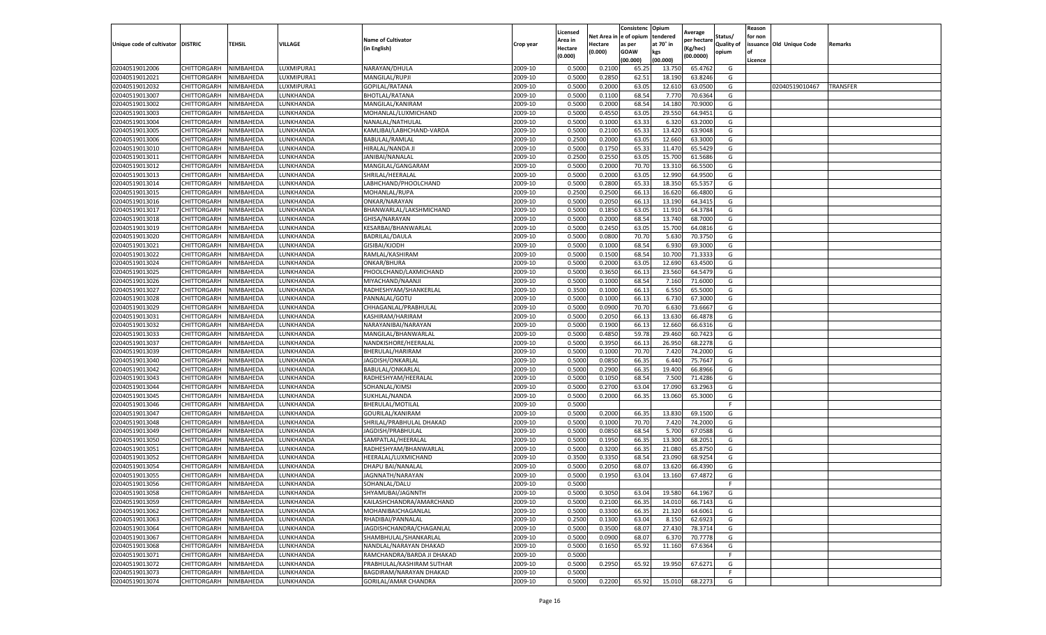| Unique code of cultivator | DISTRIC | TEHSIL | VILLAGE | Name of Cultivator (in English) | Crop year | Licensed Area in Hectare (0.000) | Net Area in Hectare (0.000) | Consistenc e of opium as per GOAW (00.000) | Opium tendered at 70˚ in kgs (00.000) | Average per hectare (Kg/hec) (00.0000) | Status/ Quality of opium | Reason for non issuance of Licence | Old Unique Code | Remarks |
|---|---|---|---|---|---|---|---|---|---|---|---|---|---|---|
| 02040519012006 | CHITTORGARH | NIMBAHEDA | LUXMIPURA1 | NARAYAN/DHULA | 2009-10 | 0.5000 | 0.2100 | 65.25 | 13.750 | 65.4762 | G | | | |
| 02040519012021 | CHITTORGARH | NIMBAHEDA | LUXMIPURA1 | MANGILAL/RUPJI | 2009-10 | 0.5000 | 0.2850 | 62.51 | 18.190 | 63.8246 | G | | | |
| 02040519012032 | CHITTORGARH | NIMBAHEDA | LUXMIPURA1 | GOPILAL/RATANA | 2009-10 | 0.5000 | 0.2000 | 63.05 | 12.610 | 63.0500 | G | | 02040519010467 | TRANSFER |
| 02040519013007 | CHITTORGARH | NIMBAHEDA | LUNKHANDA | BHOTLAL/RATANA | 2009-10 | 0.5000 | 0.1100 | 68.54 | 7.770 | 70.6364 | G | | | |
| 02040519013002 | CHITTORGARH | NIMBAHEDA | LUNKHANDA | MANGILAL/KANIRAM | 2009-10 | 0.5000 | 0.2000 | 68.54 | 14.180 | 70.9000 | G | | | |
| 02040519013003 | CHITTORGARH | NIMBAHEDA | LUNKHANDA | MOHANLAL/LUXMICHAND | 2009-10 | 0.5000 | 0.4550 | 63.05 | 29.550 | 64.9451 | G | | | |
| 02040519013004 | CHITTORGARH | NIMBAHEDA | LUNKHANDA | NANALAL/NATHULAL | 2009-10 | 0.5000 | 0.1000 | 63.33 | 6.320 | 63.2000 | G | | | |
| 02040519013005 | CHITTORGARH | NIMBAHEDA | LUNKHANDA | KAMLIBAI/LABHCHAND-VARDA | 2009-10 | 0.5000 | 0.2100 | 65.33 | 13.420 | 63.9048 | G | | | |
| 02040519013006 | CHITTORGARH | NIMBAHEDA | LUNKHANDA | BABULAL/RAMLAL | 2009-10 | 0.2500 | 0.2000 | 63.05 | 12.660 | 63.3000 | G | | | |
| 02040519013010 | CHITTORGARH | NIMBAHEDA | LUNKHANDA | HIRALAL/NANDA JI | 2009-10 | 0.5000 | 0.1750 | 65.33 | 11.470 | 65.5429 | G | | | |
| 02040519013011 | CHITTORGARH | NIMBAHEDA | LUNKHANDA | JANIBAI/NANALAL | 2009-10 | 0.2500 | 0.2550 | 63.05 | 15.700 | 61.5686 | G | | | |
| 02040519013012 | CHITTORGARH | NIMBAHEDA | LUNKHANDA | MANGILAL/GANGARAM | 2009-10 | 0.5000 | 0.2000 | 70.70 | 13.310 | 66.5500 | G | | | |
| 02040519013013 | CHITTORGARH | NIMBAHEDA | LUNKHANDA | SHRILAL/HEERALAL | 2009-10 | 0.5000 | 0.2000 | 63.05 | 12.990 | 64.9500 | G | | | |
| 02040519013014 | CHITTORGARH | NIMBAHEDA | LUNKHANDA | LABHCHAND/PHOOLCHAND | 2009-10 | 0.5000 | 0.2800 | 65.33 | 18.350 | 65.5357 | G | | | |
| 02040519013015 | CHITTORGARH | NIMBAHEDA | LUNKHANDA | MOHANLAL/RUPA | 2009-10 | 0.2500 | 0.2500 | 66.13 | 16.620 | 66.4800 | G | | | |
| 02040519013016 | CHITTORGARH | NIMBAHEDA | LUNKHANDA | ONKAR/NARAYAN | 2009-10 | 0.5000 | 0.2050 | 66.13 | 13.190 | 64.3415 | G | | | |
| 02040519013017 | CHITTORGARH | NIMBAHEDA | LUNKHANDA | BHANWARLAL/LAKSHMICHAND | 2009-10 | 0.5000 | 0.1850 | 63.05 | 11.910 | 64.3784 | G | | | |
| 02040519013018 | CHITTORGARH | NIMBAHEDA | LUNKHANDA | GHISA/NARAYAN | 2009-10 | 0.5000 | 0.2000 | 68.54 | 13.740 | 68.7000 | G | | | |
| 02040519013019 | CHITTORGARH | NIMBAHEDA | LUNKHANDA | KESARBAI/BHANWARLAL | 2009-10 | 0.5000 | 0.2450 | 63.05 | 15.700 | 64.0816 | G | | | |
| 02040519013020 | CHITTORGARH | NIMBAHEDA | LUNKHANDA | BADRILAL/DAULA | 2009-10 | 0.5000 | 0.0800 | 70.70 | 5.630 | 70.3750 | G | | | |
| 02040519013021 | CHITTORGARH | NIMBAHEDA | LUNKHANDA | GISIBAI/KJODH | 2009-10 | 0.5000 | 0.1000 | 68.54 | 6.930 | 69.3000 | G | | | |
| 02040519013022 | CHITTORGARH | NIMBAHEDA | LUNKHANDA | RAMLAL/KASHIRAM | 2009-10 | 0.5000 | 0.1500 | 68.54 | 10.700 | 71.3333 | G | | | |
| 02040519013024 | CHITTORGARH | NIMBAHEDA | LUNKHANDA | ONKAR/BHURA | 2009-10 | 0.5000 | 0.2000 | 63.05 | 12.690 | 63.4500 | G | | | |
| 02040519013025 | CHITTORGARH | NIMBAHEDA | LUNKHANDA | PHOOLCHAND/LAXMICHAND | 2009-10 | 0.5000 | 0.3650 | 66.13 | 23.560 | 64.5479 | G | | | |
| 02040519013026 | CHITTORGARH | NIMBAHEDA | LUNKHANDA | MIYACHAND/NAANJI | 2009-10 | 0.5000 | 0.1000 | 68.54 | 7.160 | 71.6000 | G | | | |
| 02040519013027 | CHITTORGARH | NIMBAHEDA | LUNKHANDA | RADHESHYAM/SHANKERLAL | 2009-10 | 0.3500 | 0.1000 | 66.13 | 6.550 | 65.5000 | G | | | |
| 02040519013028 | CHITTORGARH | NIMBAHEDA | LUNKHANDA | PANNALAL/GOTU | 2009-10 | 0.5000 | 0.1000 | 66.13 | 6.730 | 67.3000 | G | | | |
| 02040519013029 | CHITTORGARH | NIMBAHEDA | LUNKHANDA | CHHAGANLAL/PRABHULAL | 2009-10 | 0.5000 | 0.0900 | 70.70 | 6.630 | 73.6667 | G | | | |
| 02040519013031 | CHITTORGARH | NIMBAHEDA | LUNKHANDA | KASHIRAM/HARIRAM | 2009-10 | 0.5000 | 0.2050 | 66.13 | 13.630 | 66.4878 | G | | | |
| 02040519013032 | CHITTORGARH | NIMBAHEDA | LUNKHANDA | NARAYANIBAI/NARAYAN | 2009-10 | 0.5000 | 0.1900 | 66.13 | 12.660 | 66.6316 | G | | | |
| 02040519013033 | CHITTORGARH | NIMBAHEDA | LUNKHANDA | MANGILAL/BHANWARLAL | 2009-10 | 0.5000 | 0.4850 | 59.78 | 29.460 | 60.7423 | G | | | |
| 02040519013037 | CHITTORGARH | NIMBAHEDA | LUNKHANDA | NANDKISHORE/HEERALAL | 2009-10 | 0.5000 | 0.3950 | 66.13 | 26.950 | 68.2278 | G | | | |
| 02040519013039 | CHITTORGARH | NIMBAHEDA | LUNKHANDA | BHERULAL/HARIRAM | 2009-10 | 0.5000 | 0.1000 | 70.70 | 7.420 | 74.2000 | G | | | |
| 02040519013040 | CHITTORGARH | NIMBAHEDA | LUNKHANDA | JAGDISH/ONKARLAL | 2009-10 | 0.5000 | 0.0850 | 66.35 | 6.440 | 75.7647 | G | | | |
| 02040519013042 | CHITTORGARH | NIMBAHEDA | LUNKHANDA | BABULAL/ONKARLAL | 2009-10 | 0.5000 | 0.2900 | 66.35 | 19.400 | 66.8966 | G | | | |
| 02040519013043 | CHITTORGARH | NIMBAHEDA | LUNKHANDA | RADHESHYAM/HEERALAL | 2009-10 | 0.5000 | 0.1050 | 68.54 | 7.500 | 71.4286 | G | | | |
| 02040519013044 | CHITTORGARH | NIMBAHEDA | LUNKHANDA | SOHANLAL/KIMSI | 2009-10 | 0.5000 | 0.2700 | 63.04 | 17.090 | 63.2963 | G | | | |
| 02040519013045 | CHITTORGARH | NIMBAHEDA | LUNKHANDA | SUKHLAL/NANDA | 2009-10 | 0.5000 | 0.2000 | 66.35 | 13.060 | 65.3000 | G | | | |
| 02040519013046 | CHITTORGARH | NIMBAHEDA | LUNKHANDA | BHERULAL/MOTILAL | 2009-10 | 0.5000 | | | | | F | | | |
| 02040519013047 | CHITTORGARH | NIMBAHEDA | LUNKHANDA | GOURILAL/KANIRAM | 2009-10 | 0.5000 | 0.2000 | 66.35 | 13.830 | 69.1500 | G | | | |
| 02040519013048 | CHITTORGARH | NIMBAHEDA | LUNKHANDA | SHRILAL/PRABHULAL DHAKAD | 2009-10 | 0.5000 | 0.1000 | 70.70 | 7.420 | 74.2000 | G | | | |
| 02040519013049 | CHITTORGARH | NIMBAHEDA | LUNKHANDA | JAGDISH/PRABHULAL | 2009-10 | 0.5000 | 0.0850 | 68.54 | 5.700 | 67.0588 | G | | | |
| 02040519013050 | CHITTORGARH | NIMBAHEDA | LUNKHANDA | SAMPATLAL/HEERALAL | 2009-10 | 0.5000 | 0.1950 | 66.35 | 13.300 | 68.2051 | G | | | |
| 02040519013051 | CHITTORGARH | NIMBAHEDA | LUNKHANDA | RADHESHYAM/BHANWARLAL | 2009-10 | 0.5000 | 0.3200 | 66.35 | 21.080 | 65.8750 | G | | | |
| 02040519013052 | CHITTORGARH | NIMBAHEDA | LUNKHANDA | HEERALAL/LUXMICHAND | 2009-10 | 0.3500 | 0.3350 | 68.54 | 23.090 | 68.9254 | G | | | |
| 02040519013054 | CHITTORGARH | NIMBAHEDA | LUNKHANDA | DHAPU BAI/NANALAL | 2009-10 | 0.5000 | 0.2050 | 68.07 | 13.620 | 66.4390 | G | | | |
| 02040519013055 | CHITTORGARH | NIMBAHEDA | LUNKHANDA | JAGNNATH/NARAYAN | 2009-10 | 0.5000 | 0.1950 | 63.04 | 13.160 | 67.4872 | G | | | |
| 02040519013056 | CHITTORGARH | NIMBAHEDA | LUNKHANDA | SOHANLAL/DALU | 2009-10 | 0.5000 | | | | | F | | | |
| 02040519013058 | CHITTORGARH | NIMBAHEDA | LUNKHANDA | SHYAMUBAI/JAGNNTH | 2009-10 | 0.5000 | 0.3050 | 63.04 | 19.580 | 64.1967 | G | | | |
| 02040519013059 | CHITTORGARH | NIMBAHEDA | LUNKHANDA | KAILASHCHANDRA/AMARCHAND | 2009-10 | 0.5000 | 0.2100 | 66.35 | 14.010 | 66.7143 | G | | | |
| 02040519013062 | CHITTORGARH | NIMBAHEDA | LUNKHANDA | MOHANIBAICHAGANLAL | 2009-10 | 0.5000 | 0.3300 | 66.35 | 21.320 | 64.6061 | G | | | |
| 02040519013063 | CHITTORGARH | NIMBAHEDA | LUNKHANDA | RHADIBAI/PANNALAL | 2009-10 | 0.2500 | 0.1300 | 63.04 | 8.150 | 62.6923 | G | | | |
| 02040519013064 | CHITTORGARH | NIMBAHEDA | LUNKHANDA | JAGDISHCHANDRA/CHAGANLAL | 2009-10 | 0.5000 | 0.3500 | 68.07 | 27.430 | 78.3714 | G | | | |
| 02040519013067 | CHITTORGARH | NIMBAHEDA | LUNKHANDA | SHAMBHULAL/SHANKARLAL | 2009-10 | 0.5000 | 0.0900 | 68.07 | 6.370 | 70.7778 | G | | | |
| 02040519013068 | CHITTORGARH | NIMBAHEDA | LUNKHANDA | NANDLAL/NARAYAN DHAKAD | 2009-10 | 0.5000 | 0.1650 | 65.92 | 11.160 | 67.6364 | G | | | |
| 02040519013071 | CHITTORGARH | NIMBAHEDA | LUNKHANDA | RAMCHANDRA/BARDA JI DHAKAD | 2009-10 | 0.5000 | | | | | F | | | |
| 02040519013072 | CHITTORGARH | NIMBAHEDA | LUNKHANDA | PRABHULAL/KASHIRAM SUTHAR | 2009-10 | 0.5000 | 0.2950 | 65.92 | 19.950 | 67.6271 | G | | | |
| 02040519013073 | CHITTORGARH | NIMBAHEDA | LUNKHANDA | BAGDIRAM/NARAYAN DHAKAD | 2009-10 | 0.5000 | | | | | F | | | |
| 02040519013074 | CHITTORGARH | NIMBAHEDA | LUNKHANDA | GORILAL/AMAR CHANDRA | 2009-10 | 0.5000 | 0.2200 | 65.92 | 15.010 | 68.2273 | G | | | |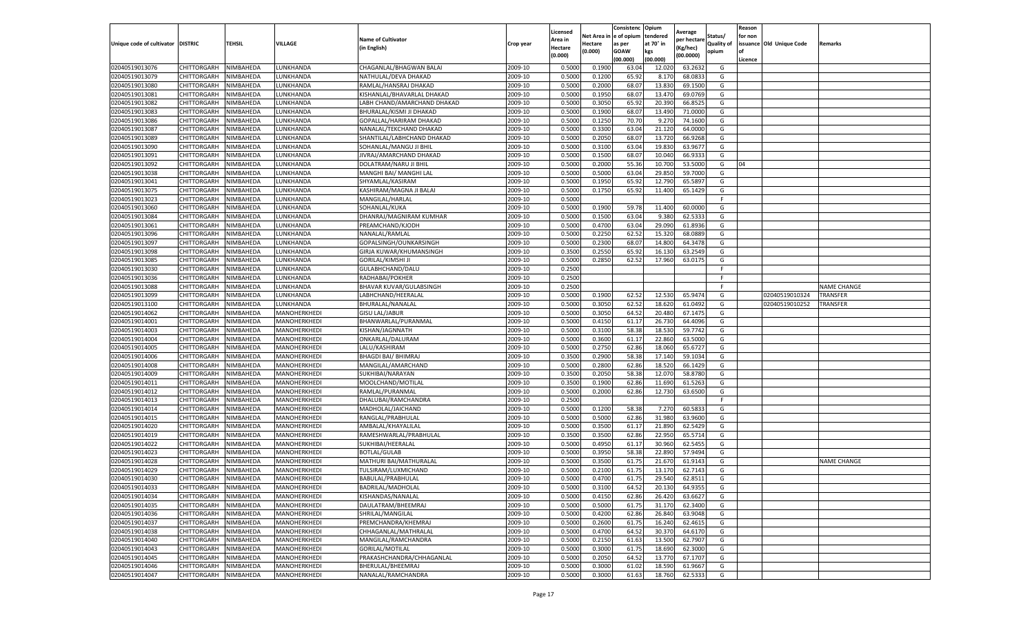| Unique code of cultivator | DISTRIC | TEHSIL | VILLAGE | Name of Cultivator (in English) | Crop year | Licensed Area in Hectare (0.000) | Net Area in Hectare (0.000) | Consistence of opium as per GOAW (00.000) | Opium tendered at 70° in kgs (00.000) | Average per hectare (Kg/hec) (00.0000) | Status/ Quality of opium | Reason for non issuance of Licence | Old Unique Code | Remarks |
|---|---|---|---|---|---|---|---|---|---|---|---|---|---|---|
| 02040519013076 | CHITTORGARH | NIMBAHEDA | LUNKHANDA | CHAGANLAL/BHAGWAN BALAI | 2009-10 | 0.5000 | 0.1900 | 63.04 | 12.020 | 63.2632 | G | | | |
| 02040519013079 | CHITTORGARH | NIMBAHEDA | LUNKHANDA | NATHULAL/DEVA DHAKAD | 2009-10 | 0.5000 | 0.1200 | 65.92 | 8.170 | 68.0833 | G | | | |
| 02040519013080 | CHITTORGARH | NIMBAHEDA | LUNKHANDA | RAMLAL/HANSRAJ DHAKAD | 2009-10 | 0.5000 | 0.2000 | 68.07 | 13.830 | 69.1500 | G | | | |
| 02040519013081 | CHITTORGARH | NIMBAHEDA | LUNKHANDA | KISHANLAL/BHAVARLAL DHAKAD | 2009-10 | 0.5000 | 0.1950 | 68.07 | 13.470 | 69.0769 | G | | | |
| 02040519013082 | CHITTORGARH | NIMBAHEDA | LUNKHANDA | LABH CHAND/AMARCHAND DHAKAD | 2009-10 | 0.5000 | 0.3050 | 65.92 | 20.390 | 66.8525 | G | | | |
| 02040519013083 | CHITTORGARH | NIMBAHEDA | LUNKHANDA | BHURALAL/KISMI JI DHAKAD | 2009-10 | 0.5000 | 0.1900 | 68.07 | 13.490 | 71.0000 | G | | | |
| 02040519013086 | CHITTORGARH | NIMBAHEDA | LUNKHANDA | GOPALLAL/HARIRAM DHAKAD | 2009-10 | 0.5000 | 0.1250 | 70.70 | 9.270 | 74.1600 | G | | | |
| 02040519013087 | CHITTORGARH | NIMBAHEDA | LUNKHANDA | NANALAL/TEKCHAND DHAKAD | 2009-10 | 0.5000 | 0.3300 | 63.04 | 21.120 | 64.0000 | G | | | |
| 02040519013089 | CHITTORGARH | NIMBAHEDA | LUNKHANDA | SHANTILAL/LABHCHAND DHAKAD | 2009-10 | 0.5000 | 0.2050 | 68.07 | 13.720 | 66.9268 | G | | | |
| 02040519013090 | CHITTORGARH | NIMBAHEDA | LUNKHANDA | SOHANLAL/MANGU JI BHIL | 2009-10 | 0.5000 | 0.3100 | 63.04 | 19.830 | 63.9677 | G | | | |
| 02040519013091 | CHITTORGARH | NIMBAHEDA | LUNKHANDA | JIVRAJ/AMARCHAND DHAKAD | 2009-10 | 0.5000 | 0.1500 | 68.07 | 10.040 | 66.9333 | G | | | |
| 02040519013092 | CHITTORGARH | NIMBAHEDA | LUNKHANDA | DOLATRAM/NARU JI BHIL | 2009-10 | 0.5000 | 0.2000 | 55.36 | 10.700 | 53.5000 | G | 04 | | |
| 02040519013038 | CHITTORGARH | NIMBAHEDA | LUNKHANDA | MANGHI BAI/ MANGHI LAL | 2009-10 | 0.5000 | 0.5000 | 63.04 | 29.850 | 59.7000 | G | | | |
| 02040519013041 | CHITTORGARH | NIMBAHEDA | LUNKHANDA | SHYAMLAL/KASIRAM | 2009-10 | 0.5000 | 0.1950 | 65.92 | 12.790 | 65.5897 | G | | | |
| 02040519013075 | CHITTORGARH | NIMBAHEDA | LUNKHANDA | KASHIRAM/MAGNA JI BALAI | 2009-10 | 0.5000 | 0.1750 | 65.92 | 11.400 | 65.1429 | G | | | |
| 02040519013023 | CHITTORGARH | NIMBAHEDA | LUNKHANDA | MANGILAL/HARLAL | 2009-10 | 0.5000 | | | | | F | | | |
| 02040519013060 | CHITTORGARH | NIMBAHEDA | LUNKHANDA | SOHANLAL/KUKA | 2009-10 | 0.5000 | 0.1900 | 59.78 | 11.400 | 60.0000 | G | | | |
| 02040519013084 | CHITTORGARH | NIMBAHEDA | LUNKHANDA | DHANRAJ/MAGNIRAM KUMHAR | 2009-10 | 0.5000 | 0.1500 | 63.04 | 9.380 | 62.5333 | G | | | |
| 02040519013061 | CHITTORGARH | NIMBAHEDA | LUNKHANDA | PREAMCHAND/KJODH | 2009-10 | 0.5000 | 0.4700 | 63.04 | 29.090 | 61.8936 | G | | | |
| 02040519013096 | CHITTORGARH | NIMBAHEDA | LUNKHANDA | NANALAL/RAMLAL | 2009-10 | 0.5000 | 0.2250 | 62.52 | 15.320 | 68.0889 | G | | | |
| 02040519013097 | CHITTORGARH | NIMBAHEDA | LUNKHANDA | GOPALSINGH/OUNKARSINGH | 2009-10 | 0.5000 | 0.2300 | 68.07 | 14.800 | 64.3478 | G | | | |
| 02040519013098 | CHITTORGARH | NIMBAHEDA | LUNKHANDA | GIRJA KUWAR/KHUMANSINGH | 2009-10 | 0.3500 | 0.2550 | 65.92 | 16.130 | 63.2549 | G | | | |
| 02040519013085 | CHITTORGARH | NIMBAHEDA | LUNKHANDA | GORILAL/KIMSHI JI | 2009-10 | 0.5000 | 0.2850 | 62.52 | 17.960 | 63.0175 | G | | | |
| 02040519013030 | CHITTORGARH | NIMBAHEDA | LUNKHANDA | GULABHCHAND/DALU | 2009-10 | 0.2500 | | | | | F | | | |
| 02040519013036 | CHITTORGARH | NIMBAHEDA | LUNKHANDA | RADHABAI/POKHER | 2009-10 | 0.2500 | | | | | F | | | |
| 02040519013088 | CHITTORGARH | NIMBAHEDA | LUNKHANDA | BHAVAR KUVAR/GULABSINGH | 2009-10 | 0.2500 | | | | | F | | | NAME CHANGE |
| 02040519013099 | CHITTORGARH | NIMBAHEDA | LUNKHANDA | LABHCHAND/HEERALAL | 2009-10 | 0.5000 | 0.1900 | 62.52 | 12.530 | 65.9474 | G | | 02040519010324 | TRANSFER |
| 02040519013100 | CHITTORGARH | NIMBAHEDA | LUNKHANDA | BHURALAL/NANALAL | 2009-10 | 0.5000 | 0.3050 | 62.52 | 18.620 | 61.0492 | G | | 02040519010252 | TRANSFER |
| 02040519014062 | CHITTORGARH | NIMBAHEDA | MANOHERKHEDI | GISU LAL/JABUR | 2009-10 | 0.5000 | 0.3050 | 64.52 | 20.480 | 67.1475 | G | | | |
| 02040519014001 | CHITTORGARH | NIMBAHEDA | MANOHERKHEDI | BHANWARLAL/PURANMAL | 2009-10 | 0.5000 | 0.4150 | 61.17 | 26.730 | 64.4096 | G | | | |
| 02040519014003 | CHITTORGARH | NIMBAHEDA | MANOHERKHEDI | KISHAN/JAGNNATH | 2009-10 | 0.5000 | 0.3100 | 58.38 | 18.530 | 59.7742 | G | | | |
| 02040519014004 | CHITTORGARH | NIMBAHEDA | MANOHERKHEDI | ONKARLAL/DALURAM | 2009-10 | 0.5000 | 0.3600 | 61.17 | 22.860 | 63.5000 | G | | | |
| 02040519014005 | CHITTORGARH | NIMBAHEDA | MANOHERKHEDI | LALU/KASHIRAM | 2009-10 | 0.5000 | 0.2750 | 62.86 | 18.060 | 65.6727 | G | | | |
| 02040519014006 | CHITTORGARH | NIMBAHEDA | MANOHERKHEDI | BHAGDI BAI/ BHIMRAJ | 2009-10 | 0.3500 | 0.2900 | 58.38 | 17.140 | 59.1034 | G | | | |
| 02040519014008 | CHITTORGARH | NIMBAHEDA | MANOHERKHEDI | MANGILAL/AMARCHAND | 2009-10 | 0.5000 | 0.2800 | 62.86 | 18.520 | 66.1429 | G | | | |
| 02040519014009 | CHITTORGARH | NIMBAHEDA | MANOHERKHEDI | SUKHIBAI/NARAYAN | 2009-10 | 0.3500 | 0.2050 | 58.38 | 12.070 | 58.8780 | G | | | |
| 02040519014011 | CHITTORGARH | NIMBAHEDA | MANOHERKHEDI | MOOLCHAND/MOTILAL | 2009-10 | 0.3500 | 0.1900 | 62.86 | 11.690 | 61.5263 | G | | | |
| 02040519014012 | CHITTORGARH | NIMBAHEDA | MANOHERKHEDI | RAMLAL/PURANMAL | 2009-10 | 0.5000 | 0.2000 | 62.86 | 12.730 | 63.6500 | G | | | |
| 02040519014013 | CHITTORGARH | NIMBAHEDA | MANOHERKHEDI | DHALUBAI/RAMCHANDRA | 2009-10 | 0.2500 | | | | | F | | | |
| 02040519014014 | CHITTORGARH | NIMBAHEDA | MANOHERKHEDI | MADHOLAL/JAICHAND | 2009-10 | 0.5000 | 0.1200 | 58.38 | 7.270 | 60.5833 | G | | | |
| 02040519014015 | CHITTORGARH | NIMBAHEDA | MANOHERKHEDI | RANGLAL/PRABHULAL | 2009-10 | 0.5000 | 0.5000 | 62.86 | 31.980 | 63.9600 | G | | | |
| 02040519014020 | CHITTORGARH | NIMBAHEDA | MANOHERKHEDI | AMBALAL/KHAYALILAL | 2009-10 | 0.5000 | 0.3500 | 61.17 | 21.890 | 62.5429 | G | | | |
| 02040519014019 | CHITTORGARH | NIMBAHEDA | MANOHERKHEDI | RAMESHWARLAL/PRABHULAL | 2009-10 | 0.3500 | 0.3500 | 62.86 | 22.950 | 65.5714 | G | | | |
| 02040519014022 | CHITTORGARH | NIMBAHEDA | MANOHERKHEDI | SUKHIBAI/HEERALAL | 2009-10 | 0.5000 | 0.4950 | 61.17 | 30.960 | 62.5455 | G | | | |
| 02040519014023 | CHITTORGARH | NIMBAHEDA | MANOHERKHEDI | BOTLAL/GULAB | 2009-10 | 0.5000 | 0.3950 | 58.38 | 22.890 | 57.9494 | G | | | |
| 02040519014028 | CHITTORGARH | NIMBAHEDA | MANOHERKHEDI | MATHURI BAI/MATHURALAL | 2009-10 | 0.5000 | 0.3500 | 61.75 | 21.670 | 61.9143 | G | | | NAME CHANGE |
| 02040519014029 | CHITTORGARH | NIMBAHEDA | MANOHERKHEDI | TULSIRAM/LUXMICHAND | 2009-10 | 0.5000 | 0.2100 | 61.75 | 13.170 | 62.7143 | G | | | |
| 02040519014030 | CHITTORGARH | NIMBAHEDA | MANOHERKHEDI | BABULAL/PRABHULAL | 2009-10 | 0.5000 | 0.4700 | 61.75 | 29.540 | 62.8511 | G | | | |
| 02040519014033 | CHITTORGARH | NIMBAHEDA | MANOHERKHEDI | BADRILAL/MADHOLAL | 2009-10 | 0.5000 | 0.3100 | 64.52 | 20.130 | 64.9355 | G | | | |
| 02040519014034 | CHITTORGARH | NIMBAHEDA | MANOHERKHEDI | KISHANDAS/NANALAL | 2009-10 | 0.5000 | 0.4150 | 62.86 | 26.420 | 63.6627 | G | | | |
| 02040519014035 | CHITTORGARH | NIMBAHEDA | MANOHERKHEDI | DAULATRAM/BHEEMRAJ | 2009-10 | 0.5000 | 0.5000 | 61.75 | 31.170 | 62.3400 | G | | | |
| 02040519014036 | CHITTORGARH | NIMBAHEDA | MANOHERKHEDI | SHRILAL/MANGILAL | 2009-10 | 0.5000 | 0.4200 | 62.86 | 26.840 | 63.9048 | G | | | |
| 02040519014037 | CHITTORGARH | NIMBAHEDA | MANOHERKHEDI | PREMCHANDRA/KHEMRAJ | 2009-10 | 0.5000 | 0.2600 | 61.75 | 16.240 | 62.4615 | G | | | |
| 02040519014038 | CHITTORGARH | NIMBAHEDA | MANOHERKHEDI | CHHAGANLAL/MATHRALAL | 2009-10 | 0.5000 | 0.4700 | 64.52 | 30.370 | 64.6170 | G | | | |
| 02040519014040 | CHITTORGARH | NIMBAHEDA | MANOHERKHEDI | MANGILAL/RAMCHANDRA | 2009-10 | 0.5000 | 0.2150 | 61.63 | 13.500 | 62.7907 | G | | | |
| 02040519014043 | CHITTORGARH | NIMBAHEDA | MANOHERKHEDI | GORILAL/MOTILAL | 2009-10 | 0.5000 | 0.3000 | 61.75 | 18.690 | 62.3000 | G | | | |
| 02040519014045 | CHITTORGARH | NIMBAHEDA | MANOHERKHEDI | PRAKASHCHANDRA/CHHAGANLAL | 2009-10 | 0.5000 | 0.2050 | 64.52 | 13.770 | 67.1707 | G | | | |
| 02040519014046 | CHITTORGARH | NIMBAHEDA | MANOHERKHEDI | BHERULAL/BHEEMRAJ | 2009-10 | 0.5000 | 0.3000 | 61.02 | 18.590 | 61.9667 | G | | | |
| 02040519014047 | CHITTORGARH | NIMBAHEDA | MANOHERKHEDI | NANALAL/RAMCHANDRA | 2009-10 | 0.5000 | 0.3000 | 61.63 | 18.760 | 62.5333 | G | | | |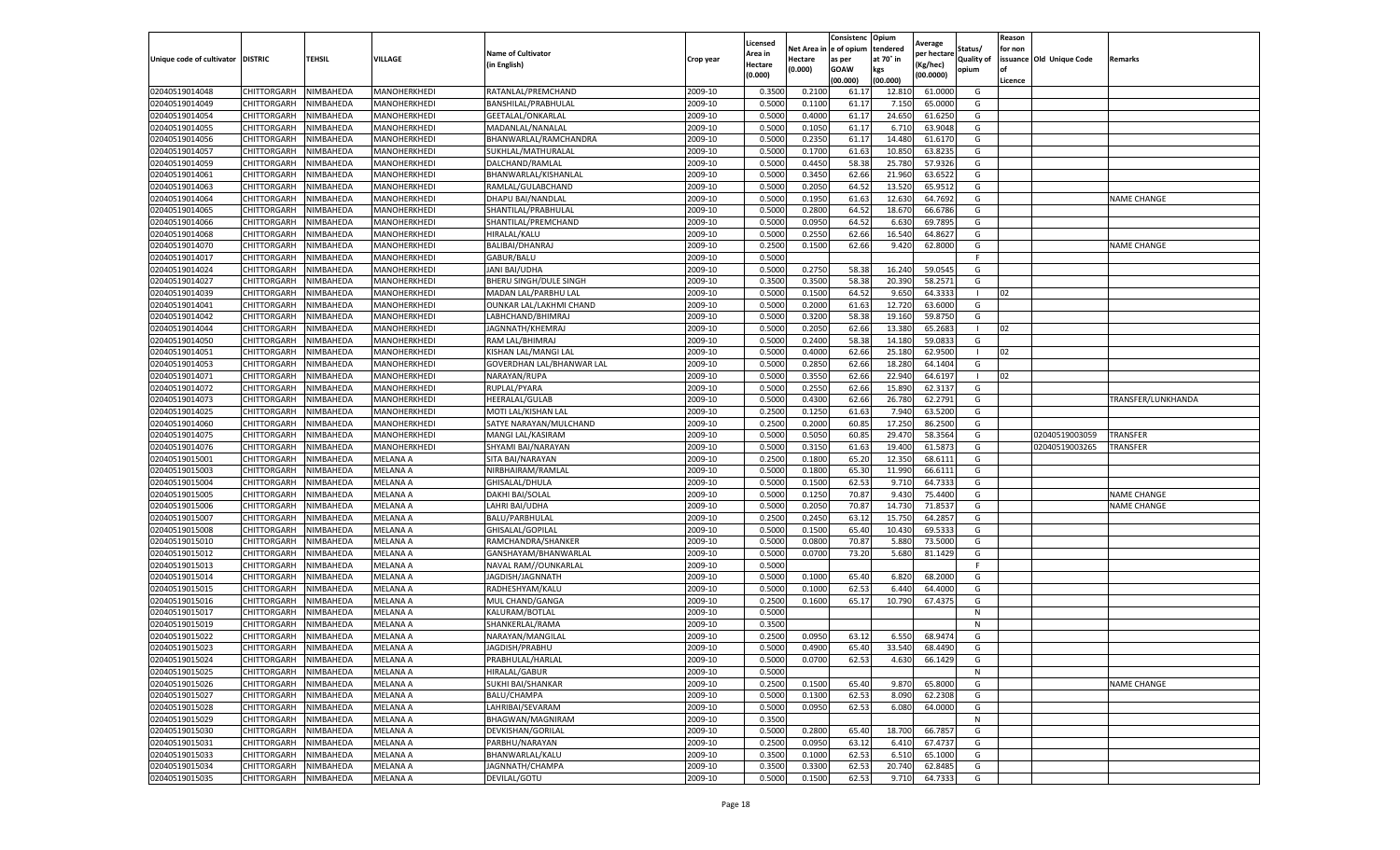| Unique code of cultivator | DISTRIC | TEHSIL | VILLAGE | Name of Cultivator (in English) | Crop year | Licensed Area in Hectare (0.000) | Net Area in Hectare (0.000) | Consistence of opium as per GOAW (00.000) | Opium tendered at 70° in kgs (00.000) | Average per hectare (Kg/hec) (00.0000) | Status/ Quality of opium | Reason for non issuance of Licence | Old Unique Code | Remarks |
|---|---|---|---|---|---|---|---|---|---|---|---|---|---|---|
| 02040519014048 | CHITTORGARH | NIMBAHEDA | MANOHERKHEDI | RATANLAL/PREMCHAND | 2009-10 | 0.3500 | 0.2100 | 61.17 | 12.810 | 61.0000 | G | | | |
| 02040519014049 | CHITTORGARH | NIMBAHEDA | MANOHERKHEDI | BANSHILAL/PRABHULAL | 2009-10 | 0.5000 | 0.1100 | 61.17 | 7.150 | 65.0000 | G | | | |
| 02040519014054 | CHITTORGARH | NIMBAHEDA | MANOHERKHEDI | GEETALAL/ONKARLAL | 2009-10 | 0.5000 | 0.4000 | 61.17 | 24.650 | 61.6250 | G | | | |
| 02040519014055 | CHITTORGARH | NIMBAHEDA | MANOHERKHEDI | MADANLAL/NANALAL | 2009-10 | 0.5000 | 0.1050 | 61.17 | 6.710 | 63.9048 | G | | | |
| 02040519014056 | CHITTORGARH | NIMBAHEDA | MANOHERKHEDI | BHANWARLAL/RAMCHANDRA | 2009-10 | 0.5000 | 0.2350 | 61.17 | 14.480 | 61.6170 | G | | | |
| 02040519014057 | CHITTORGARH | NIMBAHEDA | MANOHERKHEDI | SUKHLAL/MATHURALAL | 2009-10 | 0.5000 | 0.1700 | 61.63 | 10.850 | 63.8235 | G | | | |
| 02040519014059 | CHITTORGARH | NIMBAHEDA | MANOHERKHEDI | DALCHAND/RAMLAL | 2009-10 | 0.5000 | 0.4450 | 58.38 | 25.780 | 57.9326 | G | | | |
| 02040519014061 | CHITTORGARH | NIMBAHEDA | MANOHERKHEDI | BHANWARLAL/KISHANLAL | 2009-10 | 0.5000 | 0.3450 | 62.66 | 21.960 | 63.6522 | G | | | |
| 02040519014063 | CHITTORGARH | NIMBAHEDA | MANOHERKHEDI | RAMLAL/GULABCHAND | 2009-10 | 0.5000 | 0.2050 | 64.52 | 13.520 | 65.9512 | G | | | |
| 02040519014064 | CHITTORGARH | NIMBAHEDA | MANOHERKHEDI | DHAPU BAI/NANDLAL | 2009-10 | 0.5000 | 0.1950 | 61.63 | 12.630 | 64.7692 | G | | | NAME CHANGE |
| 02040519014065 | CHITTORGARH | NIMBAHEDA | MANOHERKHEDI | SHANTILAL/PRABHULAL | 2009-10 | 0.5000 | 0.2800 | 64.52 | 18.670 | 66.6786 | G | | | |
| 02040519014066 | CHITTORGARH | NIMBAHEDA | MANOHERKHEDI | SHANTILAL/PREMCHAND | 2009-10 | 0.5000 | 0.0950 | 64.52 | 6.630 | 69.7895 | G | | | |
| 02040519014068 | CHITTORGARH | NIMBAHEDA | MANOHERKHEDI | HIRALAL/KALU | 2009-10 | 0.5000 | 0.2550 | 62.66 | 16.540 | 64.8627 | G | | | |
| 02040519014070 | CHITTORGARH | NIMBAHEDA | MANOHERKHEDI | BALIBAI/DHANRAJ | 2009-10 | 0.2500 | 0.1500 | 62.66 | 9.420 | 62.8000 | G | | | NAME CHANGE |
| 02040519014017 | CHITTORGARH | NIMBAHEDA | MANOHERKHEDI | GABUR/BALU | 2009-10 | 0.5000 | | | | | F | | | |
| 02040519014024 | CHITTORGARH | NIMBAHEDA | MANOHERKHEDI | JANI BAI/UDHA | 2009-10 | 0.5000 | 0.2750 | 58.38 | 16.240 | 59.0545 | G | | | |
| 02040519014027 | CHITTORGARH | NIMBAHEDA | MANOHERKHEDI | BHERU SINGH/DULE SINGH | 2009-10 | 0.3500 | 0.3500 | 58.38 | 20.390 | 58.2571 | G | | | |
| 02040519014039 | CHITTORGARH | NIMBAHEDA | MANOHERKHEDI | MADAN LAL/PARBHU LAL | 2009-10 | 0.5000 | 0.1500 | 64.52 | 9.650 | 64.3333 | I | 02 | | |
| 02040519014041 | CHITTORGARH | NIMBAHEDA | MANOHERKHEDI | OUNKAR LAL/LAKHMI CHAND | 2009-10 | 0.5000 | 0.2000 | 61.63 | 12.720 | 63.6000 | G | | | |
| 02040519014042 | CHITTORGARH | NIMBAHEDA | MANOHERKHEDI | LABHCHAND/BHIMRAJ | 2009-10 | 0.5000 | 0.3200 | 58.38 | 19.160 | 59.8750 | G | | | |
| 02040519014044 | CHITTORGARH | NIMBAHEDA | MANOHERKHEDI | JAGNNATH/KHEMRAJ | 2009-10 | 0.5000 | 0.2050 | 62.66 | 13.380 | 65.2683 | I | 02 | | |
| 02040519014050 | CHITTORGARH | NIMBAHEDA | MANOHERKHEDI | RAM LAL/BHIMRAJ | 2009-10 | 0.5000 | 0.2400 | 58.38 | 14.180 | 59.0833 | G | | | |
| 02040519014051 | CHITTORGARH | NIMBAHEDA | MANOHERKHEDI | KISHAN LAL/MANGI LAL | 2009-10 | 0.5000 | 0.4000 | 62.66 | 25.180 | 62.9500 | I | 02 | | |
| 02040519014053 | CHITTORGARH | NIMBAHEDA | MANOHERKHEDI | GOVERDHAN LAL/BHANWAR LAL | 2009-10 | 0.5000 | 0.2850 | 62.66 | 18.280 | 64.1404 | G | | | |
| 02040519014071 | CHITTORGARH | NIMBAHEDA | MANOHERKHEDI | NARAYAN/RUPA | 2009-10 | 0.5000 | 0.3550 | 62.66 | 22.940 | 64.6197 | I | 02 | | |
| 02040519014072 | CHITTORGARH | NIMBAHEDA | MANOHERKHEDI | RUPLAL/PYARA | 2009-10 | 0.5000 | 0.2550 | 62.66 | 15.890 | 62.3137 | G | | | |
| 02040519014073 | CHITTORGARH | NIMBAHEDA | MANOHERKHEDI | HEERALAL/GULAB | 2009-10 | 0.5000 | 0.4300 | 62.66 | 26.780 | 62.2791 | G | | | TRANSFER/LUNKHANDA |
| 02040519014025 | CHITTORGARH | NIMBAHEDA | MANOHERKHEDI | MOTI LAL/KISHAN LAL | 2009-10 | 0.2500 | 0.1250 | 61.63 | 7.940 | 63.5200 | G | | | |
| 02040519014060 | CHITTORGARH | NIMBAHEDA | MANOHERKHEDI | SATYE NARAYAN/MULCHAND | 2009-10 | 0.2500 | 0.2000 | 60.85 | 17.250 | 86.2500 | G | | | |
| 02040519014075 | CHITTORGARH | NIMBAHEDA | MANOHERKHEDI | MANGI LAL/KASIRAM | 2009-10 | 0.5000 | 0.5050 | 60.85 | 29.470 | 58.3564 | G | | 02040519003059 | TRANSFER |
| 02040519014076 | CHITTORGARH | NIMBAHEDA | MANOHERKHEDI | SHYAMI BAI/NARAYAN | 2009-10 | 0.5000 | 0.3150 | 61.63 | 19.400 | 61.5873 | G | | 02040519003265 | TRANSFER |
| 02040519015001 | CHITTORGARH | NIMBAHEDA | MELANA A | SITA BAI/NARAYAN | 2009-10 | 0.2500 | 0.1800 | 65.20 | 12.350 | 68.6111 | G | | | |
| 02040519015003 | CHITTORGARH | NIMBAHEDA | MELANA A | NIRBHAIRAM/RAMLAL | 2009-10 | 0.5000 | 0.1800 | 65.30 | 11.990 | 66.6111 | G | | | |
| 02040519015004 | CHITTORGARH | NIMBAHEDA | MELANA A | GHISALAL/DHULA | 2009-10 | 0.5000 | 0.1500 | 62.53 | 9.710 | 64.7333 | G | | | |
| 02040519015005 | CHITTORGARH | NIMBAHEDA | MELANA A | DAKHI BAI/SOLAL | 2009-10 | 0.5000 | 0.1250 | 70.87 | 9.430 | 75.4400 | G | | | NAME CHANGE |
| 02040519015006 | CHITTORGARH | NIMBAHEDA | MELANA A | LAHRI BAI/UDHA | 2009-10 | 0.5000 | 0.2050 | 70.87 | 14.730 | 71.8537 | G | | | NAME CHANGE |
| 02040519015007 | CHITTORGARH | NIMBAHEDA | MELANA A | BALU/PARBHULAL | 2009-10 | 0.2500 | 0.2450 | 63.12 | 15.750 | 64.2857 | G | | | |
| 02040519015008 | CHITTORGARH | NIMBAHEDA | MELANA A | GHISALAL/GOPILAL | 2009-10 | 0.5000 | 0.1500 | 65.40 | 10.430 | 69.5333 | G | | | |
| 02040519015010 | CHITTORGARH | NIMBAHEDA | MELANA A | RAMCHANDRA/SHANKER | 2009-10 | 0.5000 | 0.0800 | 70.87 | 5.880 | 73.5000 | G | | | |
| 02040519015012 | CHITTORGARH | NIMBAHEDA | MELANA A | GANSHAYAM/BHANWARLAL | 2009-10 | 0.5000 | 0.0700 | 73.20 | 5.680 | 81.1429 | G | | | |
| 02040519015013 | CHITTORGARH | NIMBAHEDA | MELANA A | NAVAL RAM//OUNKARLAL | 2009-10 | 0.5000 | | | | | F | | | |
| 02040519015014 | CHITTORGARH | NIMBAHEDA | MELANA A | JAGDISH/JAGNNATH | 2009-10 | 0.5000 | 0.1000 | 65.40 | 6.820 | 68.2000 | G | | | |
| 02040519015015 | CHITTORGARH | NIMBAHEDA | MELANA A | RADHESHYAM/KALU | 2009-10 | 0.5000 | 0.1000 | 62.53 | 6.440 | 64.4000 | G | | | |
| 02040519015016 | CHITTORGARH | NIMBAHEDA | MELANA A | MUL CHAND/GANGA | 2009-10 | 0.2500 | 0.1600 | 65.17 | 10.790 | 67.4375 | G | | | |
| 02040519015017 | CHITTORGARH | NIMBAHEDA | MELANA A | KALURAM/BOTLAL | 2009-10 | 0.5000 | | | | | N | | | |
| 02040519015019 | CHITTORGARH | NIMBAHEDA | MELANA A | SHANKERLAL/RAMA | 2009-10 | 0.3500 | | | | | N | | | |
| 02040519015022 | CHITTORGARH | NIMBAHEDA | MELANA A | NARAYAN/MANGILAL | 2009-10 | 0.2500 | 0.0950 | 63.12 | 6.550 | 68.9474 | G | | | |
| 02040519015023 | CHITTORGARH | NIMBAHEDA | MELANA A | JAGDISH/PRABHU | 2009-10 | 0.5000 | 0.4900 | 65.40 | 33.540 | 68.4490 | G | | | |
| 02040519015024 | CHITTORGARH | NIMBAHEDA | MELANA A | PRABHULAL/HARLAL | 2009-10 | 0.5000 | 0.0700 | 62.53 | 4.630 | 66.1429 | G | | | |
| 02040519015025 | CHITTORGARH | NIMBAHEDA | MELANA A | HIRALAL/GABUR | 2009-10 | 0.5000 | | | | | N | | | |
| 02040519015026 | CHITTORGARH | NIMBAHEDA | MELANA A | SUKHI BAI/SHANKAR | 2009-10 | 0.2500 | 0.1500 | 65.40 | 9.870 | 65.8000 | G | | | NAME CHANGE |
| 02040519015027 | CHITTORGARH | NIMBAHEDA | MELANA A | BALU/CHAMPA | 2009-10 | 0.5000 | 0.1300 | 62.53 | 8.090 | 62.2308 | G | | | |
| 02040519015028 | CHITTORGARH | NIMBAHEDA | MELANA A | LAHRIBAI/SEVARAM | 2009-10 | 0.5000 | 0.0950 | 62.53 | 6.080 | 64.0000 | G | | | |
| 02040519015029 | CHITTORGARH | NIMBAHEDA | MELANA A | BHAGWAN/MAGNIRAM | 2009-10 | 0.3500 | | | | | N | | | |
| 02040519015030 | CHITTORGARH | NIMBAHEDA | MELANA A | DEVKISHAN/GORILAL | 2009-10 | 0.5000 | 0.2800 | 65.40 | 18.700 | 66.7857 | G | | | |
| 02040519015031 | CHITTORGARH | NIMBAHEDA | MELANA A | PARBHU/NARAYAN | 2009-10 | 0.2500 | 0.0950 | 63.12 | 6.410 | 67.4737 | G | | | |
| 02040519015033 | CHITTORGARH | NIMBAHEDA | MELANA A | BHANWARLAL/KALU | 2009-10 | 0.3500 | 0.1000 | 62.53 | 6.510 | 65.1000 | G | | | |
| 02040519015034 | CHITTORGARH | NIMBAHEDA | MELANA A | JAGNNATH/CHAMPA | 2009-10 | 0.3500 | 0.3300 | 62.53 | 20.740 | 62.8485 | G | | | |
| 02040519015035 | CHITTORGARH | NIMBAHEDA | MELANA A | DEVILAL/GOTU | 2009-10 | 0.5000 | 0.1500 | 62.53 | 9.710 | 64.7333 | G | | | |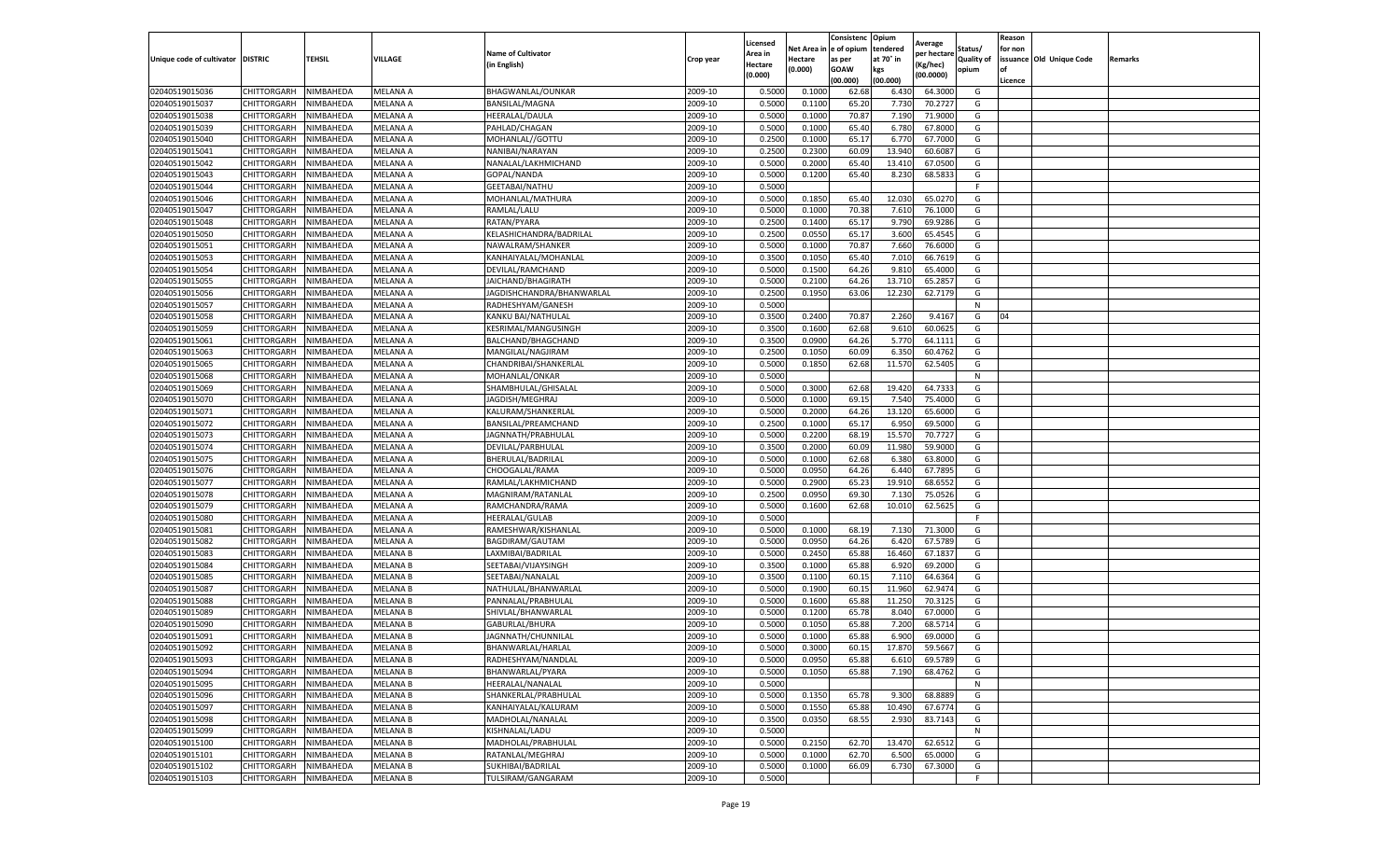| Unique code of cultivator | DISTRIC | TEHSIL | VILLAGE | Name of Cultivator (in English) | Crop year | Licensed Area in Hectare (0.000) | Net Area in Hectare (0.000) | Consistenc e of opium as per GOAW (00.000) | Opium tendered at 70° in kgs (00.000) | Average per hectare (Kg/hec) (00.0000) | Status/ Quality of opium | Reason for non issuance of Licence | Old Unique Code | Remarks |
|---|---|---|---|---|---|---|---|---|---|---|---|---|---|---|
| 02040519015036 | CHITTORGARH | NIMBAHEDA | MELANA A | BHAGWANLAL/OUNKAR | 2009-10 | 0.5000 | 0.1000 | 62.68 | 6.430 | 64.3000 | G | | | |
| 02040519015037 | CHITTORGARH | NIMBAHEDA | MELANA A | BANSILAL/MAGNA | 2009-10 | 0.5000 | 0.1100 | 65.20 | 7.730 | 70.2727 | G | | | |
| 02040519015038 | CHITTORGARH | NIMBAHEDA | MELANA A | HEERALAL/DAULA | 2009-10 | 0.5000 | 0.1000 | 70.87 | 7.190 | 71.9000 | G | | | |
| 02040519015039 | CHITTORGARH | NIMBAHEDA | MELANA A | PAHLAD/CHAGAN | 2009-10 | 0.5000 | 0.1000 | 65.40 | 6.780 | 67.8000 | G | | | |
| 02040519015040 | CHITTORGARH | NIMBAHEDA | MELANA A | MOHANLAL//GOTTU | 2009-10 | 0.2500 | 0.1000 | 65.17 | 6.770 | 67.7000 | G | | | |
| 02040519015041 | CHITTORGARH | NIMBAHEDA | MELANA A | NANIBAI/NARAYAN | 2009-10 | 0.2500 | 0.2300 | 60.09 | 13.940 | 60.6087 | G | | | |
| 02040519015042 | CHITTORGARH | NIMBAHEDA | MELANA A | NANALAL/LAKHMICHAND | 2009-10 | 0.5000 | 0.2000 | 65.40 | 13.410 | 67.0500 | G | | | |
| 02040519015043 | CHITTORGARH | NIMBAHEDA | MELANA A | GOPAL/NANDA | 2009-10 | 0.5000 | 0.1200 | 65.40 | 8.230 | 68.5833 | G | | | |
| 02040519015044 | CHITTORGARH | NIMBAHEDA | MELANA A | GEETABAI/NATHU | 2009-10 | 0.5000 | | | | | F | | | |
| 02040519015046 | CHITTORGARH | NIMBAHEDA | MELANA A | MOHANLAL/MATHURA | 2009-10 | 0.5000 | 0.1850 | 65.40 | 12.030 | 65.0270 | G | | | |
| 02040519015047 | CHITTORGARH | NIMBAHEDA | MELANA A | RAMLAL/LALU | 2009-10 | 0.5000 | 0.1000 | 70.38 | 7.610 | 76.1000 | G | | | |
| 02040519015048 | CHITTORGARH | NIMBAHEDA | MELANA A | RATAN/PYARA | 2009-10 | 0.2500 | 0.1400 | 65.17 | 9.790 | 69.9286 | G | | | |
| 02040519015050 | CHITTORGARH | NIMBAHEDA | MELANA A | KELASHICHANDRA/BADRILAL | 2009-10 | 0.2500 | 0.0550 | 65.17 | 3.600 | 65.4545 | G | | | |
| 02040519015051 | CHITTORGARH | NIMBAHEDA | MELANA A | NAWALRAM/SHANKER | 2009-10 | 0.5000 | 0.1000 | 70.87 | 7.660 | 76.6000 | G | | | |
| 02040519015053 | CHITTORGARH | NIMBAHEDA | MELANA A | KANHAIYALAL/MOHANLAL | 2009-10 | 0.3500 | 0.1050 | 65.40 | 7.010 | 66.7619 | G | | | |
| 02040519015054 | CHITTORGARH | NIMBAHEDA | MELANA A | DEVILAL/RAMCHAND | 2009-10 | 0.5000 | 0.1500 | 64.26 | 9.810 | 65.4000 | G | | | |
| 02040519015055 | CHITTORGARH | NIMBAHEDA | MELANA A | JAICHAND/BHAGIRATH | 2009-10 | 0.5000 | 0.2100 | 64.26 | 13.710 | 65.2857 | G | | | |
| 02040519015056 | CHITTORGARH | NIMBAHEDA | MELANA A | JAGDISHCHANDRA/BHANWARLAL | 2009-10 | 0.2500 | 0.1950 | 63.06 | 12.230 | 62.7179 | G | | | |
| 02040519015057 | CHITTORGARH | NIMBAHEDA | MELANA A | RADHESHYAM/GANESH | 2009-10 | 0.5000 | | | | | N | | | |
| 02040519015058 | CHITTORGARH | NIMBAHEDA | MELANA A | KANKU BAI/NATHULAL | 2009-10 | 0.3500 | 0.2400 | 70.87 | 2.260 | 9.4167 | G | 04 | | |
| 02040519015059 | CHITTORGARH | NIMBAHEDA | MELANA A | KESRIMAL/MANGUSINGH | 2009-10 | 0.3500 | 0.1600 | 62.68 | 9.610 | 60.0625 | G | | | |
| 02040519015061 | CHITTORGARH | NIMBAHEDA | MELANA A | BALCHAND/BHAGCHAND | 2009-10 | 0.3500 | 0.0900 | 64.26 | 5.770 | 64.1111 | G | | | |
| 02040519015063 | CHITTORGARH | NIMBAHEDA | MELANA A | MANGILAL/NAGIRAM | 2009-10 | 0.2500 | 0.1050 | 60.09 | 6.350 | 60.4762 | G | | | |
| 02040519015065 | CHITTORGARH | NIMBAHEDA | MELANA A | CHANDRIBAI/SHANKERLAL | 2009-10 | 0.5000 | 0.1850 | 62.68 | 11.570 | 62.5405 | G | | | |
| 02040519015068 | CHITTORGARH | NIMBAHEDA | MELANA A | MOHANLAL/ONKAR | 2009-10 | 0.5000 | | | | | N | | | |
| 02040519015069 | CHITTORGARH | NIMBAHEDA | MELANA A | SHAMBHULAL/GHISALAL | 2009-10 | 0.5000 | 0.3000 | 62.68 | 19.420 | 64.7333 | G | | | |
| 02040519015070 | CHITTORGARH | NIMBAHEDA | MELANA A | JAGDISH/MEGHRAJ | 2009-10 | 0.5000 | 0.1000 | 69.15 | 7.540 | 75.4000 | G | | | |
| 02040519015071 | CHITTORGARH | NIMBAHEDA | MELANA A | KALURAM/SHANKERLAL | 2009-10 | 0.5000 | 0.2000 | 64.26 | 13.120 | 65.6000 | G | | | |
| 02040519015072 | CHITTORGARH | NIMBAHEDA | MELANA A | BANSILAL/PREAMCHAND | 2009-10 | 0.2500 | 0.1000 | 65.17 | 6.950 | 69.5000 | G | | | |
| 02040519015073 | CHITTORGARH | NIMBAHEDA | MELANA A | JAGNNATH/PRABHULAL | 2009-10 | 0.5000 | 0.2200 | 68.19 | 15.570 | 70.7727 | G | | | |
| 02040519015074 | CHITTORGARH | NIMBAHEDA | MELANA A | DEVILAL/PARBHULAL | 2009-10 | 0.3500 | 0.2000 | 60.09 | 11.980 | 59.9000 | G | | | |
| 02040519015075 | CHITTORGARH | NIMBAHEDA | MELANA A | BHERULAL/BADRILAL | 2009-10 | 0.5000 | 0.1000 | 62.68 | 6.380 | 63.8000 | G | | | |
| 02040519015076 | CHITTORGARH | NIMBAHEDA | MELANA A | CHOOGALAL/RAMA | 2009-10 | 0.5000 | 0.0950 | 64.26 | 6.440 | 67.7895 | G | | | |
| 02040519015077 | CHITTORGARH | NIMBAHEDA | MELANA A | RAMLAL/LAKHMICHAND | 2009-10 | 0.5000 | 0.2900 | 65.23 | 19.910 | 68.6552 | G | | | |
| 02040519015078 | CHITTORGARH | NIMBAHEDA | MELANA A | MAGNIRAM/RATANLAL | 2009-10 | 0.2500 | 0.0950 | 69.30 | 7.130 | 75.0526 | G | | | |
| 02040519015079 | CHITTORGARH | NIMBAHEDA | MELANA A | RAMCHANDRA/RAMA | 2009-10 | 0.5000 | 0.1600 | 62.68 | 10.010 | 62.5625 | G | | | |
| 02040519015080 | CHITTORGARH | NIMBAHEDA | MELANA A | HEERALAL/GULAB | 2009-10 | 0.5000 | | | | | F | | | |
| 02040519015081 | CHITTORGARH | NIMBAHEDA | MELANA A | RAMESHWAR/KISHANLAL | 2009-10 | 0.5000 | 0.1000 | 68.19 | 7.130 | 71.3000 | G | | | |
| 02040519015082 | CHITTORGARH | NIMBAHEDA | MELANA A | BAGDIRAM/GAUTAM | 2009-10 | 0.5000 | 0.0950 | 64.26 | 6.420 | 67.5789 | G | | | |
| 02040519015083 | CHITTORGARH | NIMBAHEDA | MELANA B | LAXMIBAI/BADRILAL | 2009-10 | 0.5000 | 0.2450 | 65.88 | 16.460 | 67.1837 | G | | | |
| 02040519015084 | CHITTORGARH | NIMBAHEDA | MELANA B | SEETABAI/VIJAYSINGH | 2009-10 | 0.3500 | 0.1000 | 65.88 | 6.920 | 69.2000 | G | | | |
| 02040519015085 | CHITTORGARH | NIMBAHEDA | MELANA B | SEETABAI/NANALAL | 2009-10 | 0.3500 | 0.1100 | 60.15 | 7.110 | 64.6364 | G | | | |
| 02040519015087 | CHITTORGARH | NIMBAHEDA | MELANA B | NATHULAL/BHANWARLAL | 2009-10 | 0.5000 | 0.1900 | 60.15 | 11.960 | 62.9474 | G | | | |
| 02040519015088 | CHITTORGARH | NIMBAHEDA | MELANA B | PANNALAL/PRABHULAL | 2009-10 | 0.5000 | 0.1600 | 65.88 | 11.250 | 70.3125 | G | | | |
| 02040519015089 | CHITTORGARH | NIMBAHEDA | MELANA B | SHIVLAL/BHANWARLAL | 2009-10 | 0.5000 | 0.1200 | 65.78 | 8.040 | 67.0000 | G | | | |
| 02040519015090 | CHITTORGARH | NIMBAHEDA | MELANA B | GABURLAL/BHURA | 2009-10 | 0.5000 | 0.1050 | 65.88 | 7.200 | 68.5714 | G | | | |
| 02040519015091 | CHITTORGARH | NIMBAHEDA | MELANA B | JAGNNATH/CHUNNILAL | 2009-10 | 0.5000 | 0.1000 | 65.88 | 6.900 | 69.0000 | G | | | |
| 02040519015092 | CHITTORGARH | NIMBAHEDA | MELANA B | BHANWARLAL/HARLAL | 2009-10 | 0.5000 | 0.3000 | 60.15 | 17.870 | 59.5667 | G | | | |
| 02040519015093 | CHITTORGARH | NIMBAHEDA | MELANA B | RADHESHYAM/NANDLAL | 2009-10 | 0.5000 | 0.0950 | 65.88 | 6.610 | 69.5789 | G | | | |
| 02040519015094 | CHITTORGARH | NIMBAHEDA | MELANA B | BHANWARLAL/PYARA | 2009-10 | 0.5000 | 0.1050 | 65.88 | 7.190 | 68.4762 | G | | | |
| 02040519015095 | CHITTORGARH | NIMBAHEDA | MELANA B | HEERALAL/NANALAL | 2009-10 | 0.5000 | | | | | N | | | |
| 02040519015096 | CHITTORGARH | NIMBAHEDA | MELANA B | SHANKERLAL/PRABHULAL | 2009-10 | 0.5000 | 0.1350 | 65.78 | 9.300 | 68.8889 | G | | | |
| 02040519015097 | CHITTORGARH | NIMBAHEDA | MELANA B | KANHAIYALAL/KALURAM | 2009-10 | 0.5000 | 0.1550 | 65.88 | 10.490 | 67.6774 | G | | | |
| 02040519015098 | CHITTORGARH | NIMBAHEDA | MELANA B | MADHOLAL/NANALAL | 2009-10 | 0.3500 | 0.0350 | 68.55 | 2.930 | 83.7143 | G | | | |
| 02040519015099 | CHITTORGARH | NIMBAHEDA | MELANA B | KISHNALAL/LADU | 2009-10 | 0.5000 | | | | | N | | | |
| 02040519015100 | CHITTORGARH | NIMBAHEDA | MELANA B | MADHOLAL/PRABHULAL | 2009-10 | 0.5000 | 0.2150 | 62.70 | 13.470 | 62.6512 | G | | | |
| 02040519015101 | CHITTORGARH | NIMBAHEDA | MELANA B | RATANLAL/MEGHRAJ | 2009-10 | 0.5000 | 0.1000 | 62.70 | 6.500 | 65.0000 | G | | | |
| 02040519015102 | CHITTORGARH | NIMBAHEDA | MELANA B | SUKHIBAI/BADRILAL | 2009-10 | 0.5000 | 0.1000 | 66.09 | 6.730 | 67.3000 | G | | | |
| 02040519015103 | CHITTORGARH | NIMBAHEDA | MELANA B | TULSIRAM/GANGARAM | 2009-10 | 0.5000 | | | | | F | | | |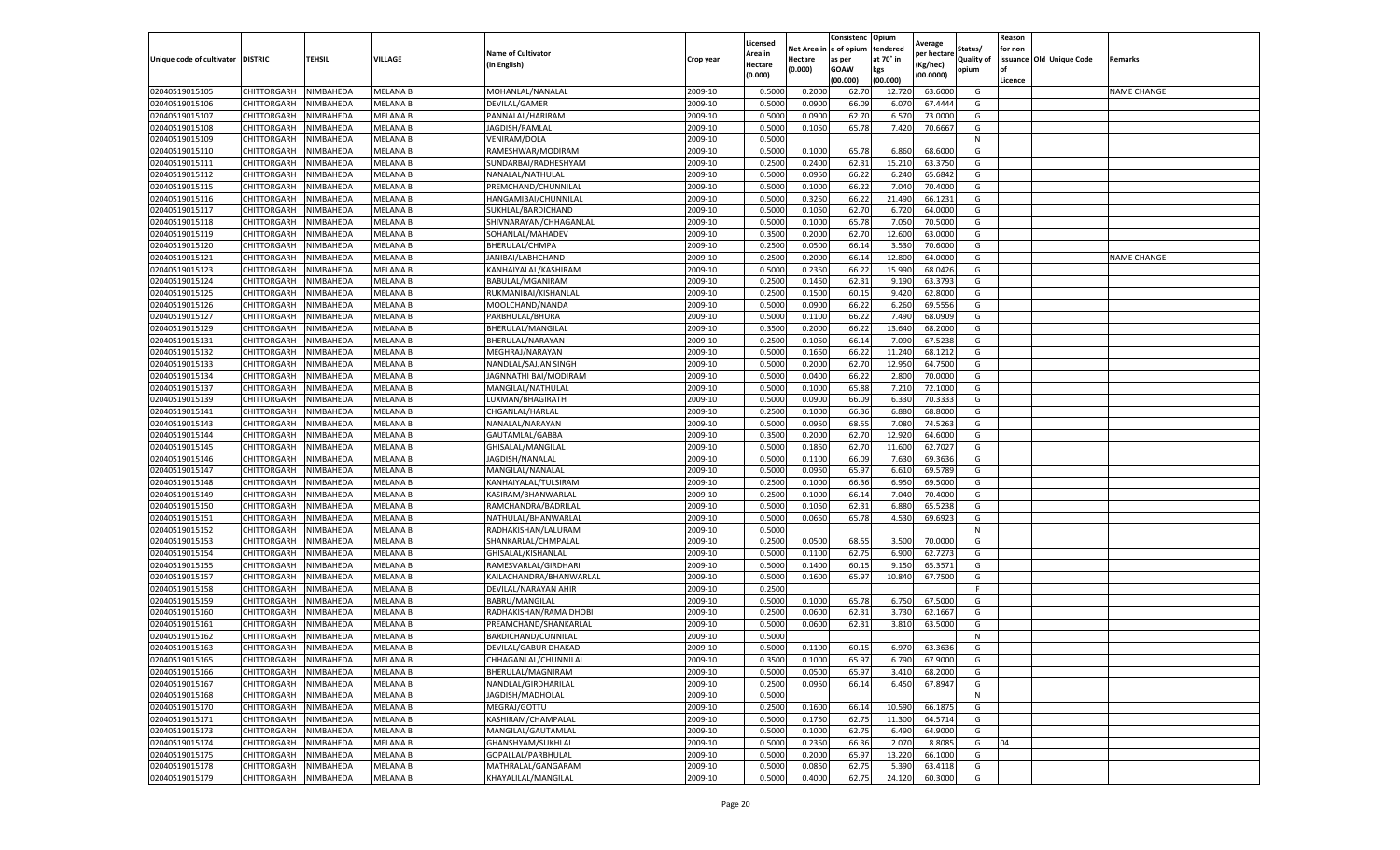| Unique code of cultivator | DISTRIC | TEHSIL | VILLAGE | Name of Cultivator (in English) | Crop year | Licensed Area in Hectare (0.000) | Net Area in Hectare (0.000) | Consistenc e of opium as per GOAW (00.000) | Opium tendered at 70° in kgs (00.000) | Average per hectare (Kg/hec) (00.0000) | Status/ Quality of opium | Reason for non issuance of Licence | Old Unique Code | Remarks |
|---|---|---|---|---|---|---|---|---|---|---|---|---|---|---|
| 02040519015105 | CHITTORGARH | NIMBAHEDA | MELANA B | MOHANLAL/NANALAL | 2009-10 | 0.5000 | 0.2000 | 62.70 | 12.720 | 63.6000 | G | | | NAME CHANGE |
| 02040519015106 | CHITTORGARH | NIMBAHEDA | MELANA B | DEVILAL/GAMER | 2009-10 | 0.5000 | 0.0900 | 66.09 | 6.070 | 67.4444 | G | | | |
| 02040519015107 | CHITTORGARH | NIMBAHEDA | MELANA B | PANNALAL/HARIRAM | 2009-10 | 0.5000 | 0.0900 | 62.70 | 6.570 | 73.0000 | G | | | |
| 02040519015108 | CHITTORGARH | NIMBAHEDA | MELANA B | JAGDISH/RAMLAL | 2009-10 | 0.5000 | 0.1050 | 65.78 | 7.420 | 70.6667 | G | | | |
| 02040519015109 | CHITTORGARH | NIMBAHEDA | MELANA B | VENIRAM/DOLA | 2009-10 | 0.5000 | | | | | N | | | |
| 02040519015110 | CHITTORGARH | NIMBAHEDA | MELANA B | RAMESHWAR/MODIRAM | 2009-10 | 0.5000 | 0.1000 | 65.78 | 6.860 | 68.6000 | G | | | |
| 02040519015111 | CHITTORGARH | NIMBAHEDA | MELANA B | SUNDARBAI/RADHESHYAM | 2009-10 | 0.2500 | 0.2400 | 62.31 | 15.210 | 63.3750 | G | | | |
| 02040519015112 | CHITTORGARH | NIMBAHEDA | MELANA B | NANALAL/NATHULAL | 2009-10 | 0.5000 | 0.0950 | 66.22 | 6.240 | 65.6842 | G | | | |
| 02040519015115 | CHITTORGARH | NIMBAHEDA | MELANA B | PREMCHAND/CHUNNILAL | 2009-10 | 0.5000 | 0.1000 | 66.22 | 7.040 | 70.4000 | G | | | |
| 02040519015116 | CHITTORGARH | NIMBAHEDA | MELANA B | HANGAMIBAI/CHUNNILAL | 2009-10 | 0.5000 | 0.3250 | 66.22 | 21.490 | 66.1231 | G | | | |
| 02040519015117 | CHITTORGARH | NIMBAHEDA | MELANA B | SUKHLAL/BARDICHAND | 2009-10 | 0.5000 | 0.1050 | 62.70 | 6.720 | 64.0000 | G | | | |
| 02040519015118 | CHITTORGARH | NIMBAHEDA | MELANA B | SHIVNARAYAN/CHHAGANLAL | 2009-10 | 0.5000 | 0.1000 | 65.78 | 7.050 | 70.5000 | G | | | |
| 02040519015119 | CHITTORGARH | NIMBAHEDA | MELANA B | SOHANLAL/MAHADEV | 2009-10 | 0.3500 | 0.2000 | 62.70 | 12.600 | 63.0000 | G | | | |
| 02040519015120 | CHITTORGARH | NIMBAHEDA | MELANA B | BHERULAL/CHMPA | 2009-10 | 0.2500 | 0.0500 | 66.14 | 3.530 | 70.6000 | G | | | |
| 02040519015121 | CHITTORGARH | NIMBAHEDA | MELANA B | JANIBAI/LABHCHAND | 2009-10 | 0.2500 | 0.2000 | 66.14 | 12.800 | 64.0000 | G | | | NAME CHANGE |
| 02040519015123 | CHITTORGARH | NIMBAHEDA | MELANA B | KANHAIYALAL/KASHIRAM | 2009-10 | 0.5000 | 0.2350 | 66.22 | 15.990 | 68.0426 | G | | | |
| 02040519015124 | CHITTORGARH | NIMBAHEDA | MELANA B | BABULAL/MGANIRAM | 2009-10 | 0.2500 | 0.1450 | 62.31 | 9.190 | 63.3793 | G | | | |
| 02040519015125 | CHITTORGARH | NIMBAHEDA | MELANA B | RUKMANIBAI/KISHANLAL | 2009-10 | 0.2500 | 0.1500 | 60.15 | 9.420 | 62.8000 | G | | | |
| 02040519015126 | CHITTORGARH | NIMBAHEDA | MELANA B | MOOLCHAND/NANDA | 2009-10 | 0.5000 | 0.0900 | 66.22 | 6.260 | 69.5556 | G | | | |
| 02040519015127 | CHITTORGARH | NIMBAHEDA | MELANA B | PARBHULAL/BHURA | 2009-10 | 0.5000 | 0.1100 | 66.22 | 7.490 | 68.0909 | G | | | |
| 02040519015129 | CHITTORGARH | NIMBAHEDA | MELANA B | BHERULAL/MANGILAL | 2009-10 | 0.3500 | 0.2000 | 66.22 | 13.640 | 68.2000 | G | | | |
| 02040519015131 | CHITTORGARH | NIMBAHEDA | MELANA B | BHERULAL/NARAYAN | 2009-10 | 0.2500 | 0.1050 | 66.14 | 7.090 | 67.5238 | G | | | |
| 02040519015132 | CHITTORGARH | NIMBAHEDA | MELANA B | MEGHRAJ/NARAYAN | 2009-10 | 0.5000 | 0.1650 | 66.22 | 11.240 | 68.1212 | G | | | |
| 02040519015133 | CHITTORGARH | NIMBAHEDA | MELANA B | NANDLAL/SAJJAN SINGH | 2009-10 | 0.5000 | 0.2000 | 62.70 | 12.950 | 64.7500 | G | | | |
| 02040519015134 | CHITTORGARH | NIMBAHEDA | MELANA B | JAGNNATHI BAI/MODIRAM | 2009-10 | 0.5000 | 0.0400 | 66.22 | 2.800 | 70.0000 | G | | | |
| 02040519015137 | CHITTORGARH | NIMBAHEDA | MELANA B | MANGILAL/NATHULAL | 2009-10 | 0.5000 | 0.1000 | 65.88 | 7.210 | 72.1000 | G | | | |
| 02040519015139 | CHITTORGARH | NIMBAHEDA | MELANA B | LUXMAN/BHAGIRATH | 2009-10 | 0.5000 | 0.0900 | 66.09 | 6.330 | 70.3333 | G | | | |
| 02040519015141 | CHITTORGARH | NIMBAHEDA | MELANA B | CHGANLAL/HARLAL | 2009-10 | 0.2500 | 0.1000 | 66.36 | 6.880 | 68.8000 | G | | | |
| 02040519015143 | CHITTORGARH | NIMBAHEDA | MELANA B | NANALAL/NARAYAN | 2009-10 | 0.5000 | 0.0950 | 68.55 | 7.080 | 74.5263 | G | | | |
| 02040519015144 | CHITTORGARH | NIMBAHEDA | MELANA B | GAUTAMLAL/GABBA | 2009-10 | 0.3500 | 0.2000 | 62.70 | 12.920 | 64.6000 | G | | | |
| 02040519015145 | CHITTORGARH | NIMBAHEDA | MELANA B | GHISALAL/MANGILAL | 2009-10 | 0.5000 | 0.1850 | 62.70 | 11.600 | 62.7027 | G | | | |
| 02040519015146 | CHITTORGARH | NIMBAHEDA | MELANA B | JAGDISH/NANALAL | 2009-10 | 0.5000 | 0.1100 | 66.09 | 7.630 | 69.3636 | G | | | |
| 02040519015147 | CHITTORGARH | NIMBAHEDA | MELANA B | MANGILAL/NANALAL | 2009-10 | 0.5000 | 0.0950 | 65.97 | 6.610 | 69.5789 | G | | | |
| 02040519015148 | CHITTORGARH | NIMBAHEDA | MELANA B | KANHAIYALAL/TULSIRAM | 2009-10 | 0.2500 | 0.1000 | 66.36 | 6.950 | 69.5000 | G | | | |
| 02040519015149 | CHITTORGARH | NIMBAHEDA | MELANA B | KASIRAM/BHANWARLAL | 2009-10 | 0.2500 | 0.1000 | 66.14 | 7.040 | 70.4000 | G | | | |
| 02040519015150 | CHITTORGARH | NIMBAHEDA | MELANA B | RAMCHANDRA/BADRILAL | 2009-10 | 0.5000 | 0.1050 | 62.31 | 6.880 | 65.5238 | G | | | |
| 02040519015151 | CHITTORGARH | NIMBAHEDA | MELANA B | NATHULAL/BHANWARLAL | 2009-10 | 0.5000 | 0.0650 | 65.78 | 4.530 | 69.6923 | G | | | |
| 02040519015152 | CHITTORGARH | NIMBAHEDA | MELANA B | RADHAKISHAN/LALURAM | 2009-10 | 0.5000 | | | | | N | | | |
| 02040519015153 | CHITTORGARH | NIMBAHEDA | MELANA B | SHANKARLAL/CHMPALAL | 2009-10 | 0.2500 | 0.0500 | 68.55 | 3.500 | 70.0000 | G | | | |
| 02040519015154 | CHITTORGARH | NIMBAHEDA | MELANA B | GHISALAL/KISHANLAL | 2009-10 | 0.5000 | 0.1100 | 62.75 | 6.900 | 62.7273 | G | | | |
| 02040519015155 | CHITTORGARH | NIMBAHEDA | MELANA B | RAMESVARLAL/GIRDHARI | 2009-10 | 0.5000 | 0.1400 | 60.15 | 9.150 | 65.3571 | G | | | |
| 02040519015157 | CHITTORGARH | NIMBAHEDA | MELANA B | KAILACHANDRA/BHANWARLAL | 2009-10 | 0.5000 | 0.1600 | 65.97 | 10.840 | 67.7500 | G | | | |
| 02040519015158 | CHITTORGARH | NIMBAHEDA | MELANA B | DEVILAL/NARAYAN AHIR | 2009-10 | 0.2500 | | | | | F | | | |
| 02040519015159 | CHITTORGARH | NIMBAHEDA | MELANA B | BABRU/MANGILAL | 2009-10 | 0.5000 | 0.1000 | 65.78 | 6.750 | 67.5000 | G | | | |
| 02040519015160 | CHITTORGARH | NIMBAHEDA | MELANA B | RADHAKISHAN/RAMA DHOBI | 2009-10 | 0.2500 | 0.0600 | 62.31 | 3.730 | 62.1667 | G | | | |
| 02040519015161 | CHITTORGARH | NIMBAHEDA | MELANA B | PREAMCHAND/SHANKARLAL | 2009-10 | 0.5000 | 0.0600 | 62.31 | 3.810 | 63.5000 | G | | | |
| 02040519015162 | CHITTORGARH | NIMBAHEDA | MELANA B | BARDICHAND/CUNNILAL | 2009-10 | 0.5000 | | | | | N | | | |
| 02040519015163 | CHITTORGARH | NIMBAHEDA | MELANA B | DEVILAL/GABUR DHAKAD | 2009-10 | 0.5000 | 0.1100 | 60.15 | 6.970 | 63.3636 | G | | | |
| 02040519015165 | CHITTORGARH | NIMBAHEDA | MELANA B | CHHAGANLAL/CHUNNILAL | 2009-10 | 0.3500 | 0.1000 | 65.97 | 6.790 | 67.9000 | G | | | |
| 02040519015166 | CHITTORGARH | NIMBAHEDA | MELANA B | BHERULAL/MAGNIRAM | 2009-10 | 0.5000 | 0.0500 | 65.97 | 3.410 | 68.2000 | G | | | |
| 02040519015167 | CHITTORGARH | NIMBAHEDA | MELANA B | NANDLAL/GIRDHARILAL | 2009-10 | 0.2500 | 0.0950 | 66.14 | 6.450 | 67.8947 | G | | | |
| 02040519015168 | CHITTORGARH | NIMBAHEDA | MELANA B | JAGDISH/MADHOLAL | 2009-10 | 0.5000 | | | | | N | | | |
| 02040519015170 | CHITTORGARH | NIMBAHEDA | MELANA B | MEGRAJ/GOTTU | 2009-10 | 0.2500 | 0.1600 | 66.14 | 10.590 | 66.1875 | G | | | |
| 02040519015171 | CHITTORGARH | NIMBAHEDA | MELANA B | KASHIRAM/CHAMPALAL | 2009-10 | 0.5000 | 0.1750 | 62.75 | 11.300 | 64.5714 | G | | | |
| 02040519015173 | CHITTORGARH | NIMBAHEDA | MELANA B | MANGILAL/GAUTAMLAL | 2009-10 | 0.5000 | 0.1000 | 62.75 | 6.490 | 64.9000 | G | | | |
| 02040519015174 | CHITTORGARH | NIMBAHEDA | MELANA B | GHANSHYAM/SUKHLAL | 2009-10 | 0.5000 | 0.2350 | 66.36 | 2.070 | 8.8085 | G | 04 | | |
| 02040519015175 | CHITTORGARH | NIMBAHEDA | MELANA B | GOPALLAL/PARBHULAL | 2009-10 | 0.5000 | 0.2000 | 65.97 | 13.220 | 66.1000 | G | | | |
| 02040519015178 | CHITTORGARH | NIMBAHEDA | MELANA B | MATHRALAL/GANGARAM | 2009-10 | 0.5000 | 0.0850 | 62.75 | 5.390 | 63.4118 | G | | | |
| 02040519015179 | CHITTORGARH | NIMBAHEDA | MELANA B | KHAYALILAL/MANGILAL | 2009-10 | 0.5000 | 0.4000 | 62.75 | 24.120 | 60.3000 | G | | | |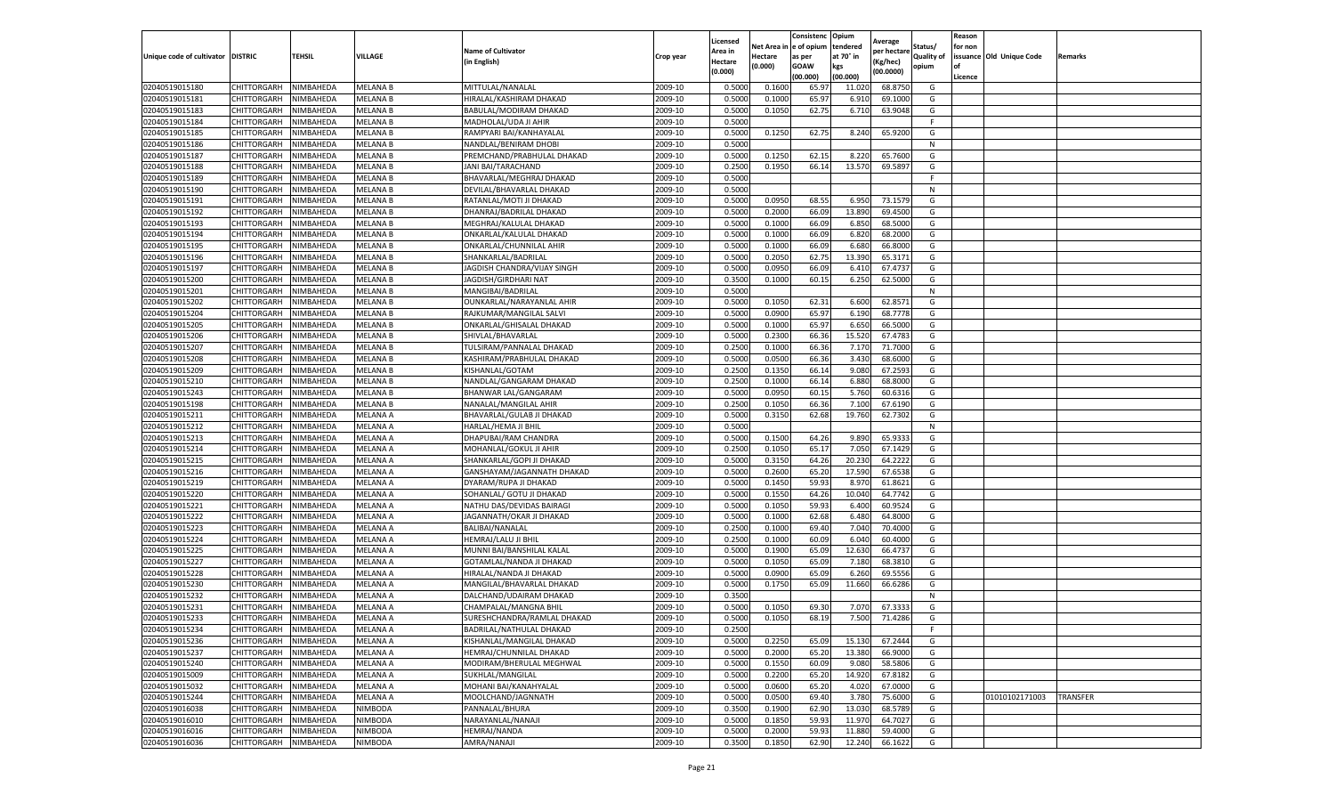| Unique code of cultivator | DISTRIC | TEHSIL | VILLAGE | Name of Cultivator (in English) | Crop year | Licensed Area in Hectare (0.000) | Net Area in Hectare (0.000) | Consistenc e of opium as per GOAW (00.000) | Opium tendered at 70° in kgs (00.000) | Average per hectare (Kg/hec) (00.0000) | Status/ Quality of opium | Reason for non issuance of Licence | Old Unique Code | Remarks |
|---|---|---|---|---|---|---|---|---|---|---|---|---|---|---|
| 02040519015180 | CHITTORGARH | NIMBAHEDA | MELANA B | MITTULAL/NANALAL | 2009-10 | 0.5000 | 0.1600 | 65.97 | 11.020 | 68.8750 | G | | | |
| 02040519015181 | CHITTORGARH | NIMBAHEDA | MELANA B | HIRALAL/KASHIRAM DHAKAD | 2009-10 | 0.5000 | 0.1000 | 65.97 | 6.910 | 69.1000 | G | | | |
| 02040519015183 | CHITTORGARH | NIMBAHEDA | MELANA B | BABULAL/MODIRAM DHAKAD | 2009-10 | 0.5000 | 0.1050 | 62.75 | 6.710 | 63.9048 | G | | | |
| 02040519015184 | CHITTORGARH | NIMBAHEDA | MELANA B | MADHOLAL/UDA JI AHIR | 2009-10 | 0.5000 | | | | | F | | | |
| 02040519015185 | CHITTORGARH | NIMBAHEDA | MELANA B | RAMPYARI BAI/KANHAYALAL | 2009-10 | 0.5000 | 0.1250 | 62.75 | 8.240 | 65.9200 | G | | | |
| 02040519015186 | CHITTORGARH | NIMBAHEDA | MELANA B | NANDLAL/BENIRAM DHOBI | 2009-10 | 0.5000 | | | | | N | | | |
| 02040519015187 | CHITTORGARH | NIMBAHEDA | MELANA B | PREMCHAND/PRABHULAL DHAKAD | 2009-10 | 0.5000 | 0.1250 | 62.15 | 8.220 | 65.7600 | G | | | |
| 02040519015188 | CHITTORGARH | NIMBAHEDA | MELANA B | JANI BAI/TARACHAND | 2009-10 | 0.2500 | 0.1950 | 66.14 | 13.570 | 69.5897 | G | | | |
| 02040519015189 | CHITTORGARH | NIMBAHEDA | MELANA B | BHAVARLAL/MEGHRAJ DHAKAD | 2009-10 | 0.5000 | | | | | F | | | |
| 02040519015190 | CHITTORGARH | NIMBAHEDA | MELANA B | DEVILAL/BHAVARLAL DHAKAD | 2009-10 | 0.5000 | | | | | N | | | |
| 02040519015191 | CHITTORGARH | NIMBAHEDA | MELANA B | RATANLAL/MOTI JI DHAKAD | 2009-10 | 0.5000 | 0.0950 | 68.55 | 6.950 | 73.1579 | G | | | |
| 02040519015192 | CHITTORGARH | NIMBAHEDA | MELANA B | DHANRAJ/BADRILAL DHAKAD | 2009-10 | 0.5000 | 0.2000 | 66.09 | 13.890 | 69.4500 | G | | | |
| 02040519015193 | CHITTORGARH | NIMBAHEDA | MELANA B | MEGHRAJ/KALULAL DHAKAD | 2009-10 | 0.5000 | 0.1000 | 66.09 | 6.850 | 68.5000 | G | | | |
| 02040519015194 | CHITTORGARH | NIMBAHEDA | MELANA B | ONKARLAL/KALULAL DHAKAD | 2009-10 | 0.5000 | 0.1000 | 66.09 | 6.820 | 68.2000 | G | | | |
| 02040519015195 | CHITTORGARH | NIMBAHEDA | MELANA B | ONKARLAL/CHUNNILAL AHIR | 2009-10 | 0.5000 | 0.1000 | 66.09 | 6.680 | 66.8000 | G | | | |
| 02040519015196 | CHITTORGARH | NIMBAHEDA | MELANA B | SHANKARLAL/BADRILAL | 2009-10 | 0.5000 | 0.2050 | 62.75 | 13.390 | 65.3171 | G | | | |
| 02040519015197 | CHITTORGARH | NIMBAHEDA | MELANA B | JAGDISH CHANDRA/VIJAY SINGH | 2009-10 | 0.5000 | 0.0950 | 66.09 | 6.410 | 67.4737 | G | | | |
| 02040519015200 | CHITTORGARH | NIMBAHEDA | MELANA B | JAGDISH/GIRDHARI NAT | 2009-10 | 0.3500 | 0.1000 | 60.15 | 6.250 | 62.5000 | G | | | |
| 02040519015201 | CHITTORGARH | NIMBAHEDA | MELANA B | MANGIBAI/BADRILAL | 2009-10 | 0.5000 | | | | | N | | | |
| 02040519015202 | CHITTORGARH | NIMBAHEDA | MELANA B | OUNKARLAL/NARAYANLAL AHIR | 2009-10 | 0.5000 | 0.1050 | 62.31 | 6.600 | 62.8571 | G | | | |
| 02040519015204 | CHITTORGARH | NIMBAHEDA | MELANA B | RAJKUMAR/MANGILAL SALVI | 2009-10 | 0.5000 | 0.0900 | 65.97 | 6.190 | 68.7778 | G | | | |
| 02040519015205 | CHITTORGARH | NIMBAHEDA | MELANA B | ONKARLAL/GHISALAL DHAKAD | 2009-10 | 0.5000 | 0.1000 | 65.97 | 6.650 | 66.5000 | G | | | |
| 02040519015206 | CHITTORGARH | NIMBAHEDA | MELANA B | SHIVLAL/BHAVARLAL | 2009-10 | 0.5000 | 0.2300 | 66.36 | 15.520 | 67.4783 | G | | | |
| 02040519015207 | CHITTORGARH | NIMBAHEDA | MELANA B | TULSIRAM/PANNALAL DHAKAD | 2009-10 | 0.2500 | 0.1000 | 66.36 | 7.170 | 71.7000 | G | | | |
| 02040519015208 | CHITTORGARH | NIMBAHEDA | MELANA B | KASHIRAM/PRABHULAL DHAKAD | 2009-10 | 0.5000 | 0.0500 | 66.36 | 3.430 | 68.6000 | G | | | |
| 02040519015209 | CHITTORGARH | NIMBAHEDA | MELANA B | KISHANLAL/GOTAM | 2009-10 | 0.2500 | 0.1350 | 66.14 | 9.080 | 67.2593 | G | | | |
| 02040519015210 | CHITTORGARH | NIMBAHEDA | MELANA B | NANDLAL/GANGARAM DHAKAD | 2009-10 | 0.2500 | 0.1000 | 66.14 | 6.880 | 68.8000 | G | | | |
| 02040519015243 | CHITTORGARH | NIMBAHEDA | MELANA B | BHANWAR LAL/GANGARAM | 2009-10 | 0.5000 | 0.0950 | 60.15 | 5.760 | 60.6316 | G | | | |
| 02040519015198 | CHITTORGARH | NIMBAHEDA | MELANA B | NANALAL/MANGILAL AHIR | 2009-10 | 0.2500 | 0.1050 | 66.36 | 7.100 | 67.6190 | G | | | |
| 02040519015211 | CHITTORGARH | NIMBAHEDA | MELANA A | BHAVARLAL/GULAB JI DHAKAD | 2009-10 | 0.5000 | 0.3150 | 62.68 | 19.760 | 62.7302 | G | | | |
| 02040519015212 | CHITTORGARH | NIMBAHEDA | MELANA A | HARLAL/HEMA JI BHIL | 2009-10 | 0.5000 | | | | | N | | | |
| 02040519015213 | CHITTORGARH | NIMBAHEDA | MELANA A | DHAPUBAI/RAM CHANDRA | 2009-10 | 0.5000 | 0.1500 | 64.26 | 9.890 | 65.9333 | G | | | |
| 02040519015214 | CHITTORGARH | NIMBAHEDA | MELANA A | MOHANLAL/GOKUL JI AHIR | 2009-10 | 0.2500 | 0.1050 | 65.17 | 7.050 | 67.1429 | G | | | |
| 02040519015215 | CHITTORGARH | NIMBAHEDA | MELANA A | SHANKARLAL/GOPI JI DHAKAD | 2009-10 | 0.5000 | 0.3150 | 64.26 | 20.230 | 64.2222 | G | | | |
| 02040519015216 | CHITTORGARH | NIMBAHEDA | MELANA A | GANSHAYAM/JAGANNATH DHAKAD | 2009-10 | 0.5000 | 0.2600 | 65.20 | 17.590 | 67.6538 | G | | | |
| 02040519015219 | CHITTORGARH | NIMBAHEDA | MELANA A | DYARAM/RUPA JI DHAKAD | 2009-10 | 0.5000 | 0.1450 | 59.93 | 8.970 | 61.8621 | G | | | |
| 02040519015220 | CHITTORGARH | NIMBAHEDA | MELANA A | SOHANLAL/ GOTU JI DHAKAD | 2009-10 | 0.5000 | 0.1550 | 64.26 | 10.040 | 64.7742 | G | | | |
| 02040519015221 | CHITTORGARH | NIMBAHEDA | MELANA A | NATHU DAS/DEVIDAS BAIRAGI | 2009-10 | 0.5000 | 0.1050 | 59.93 | 6.400 | 60.9524 | G | | | |
| 02040519015222 | CHITTORGARH | NIMBAHEDA | MELANA A | JAGANNATH/OKAR JI DHAKAD | 2009-10 | 0.5000 | 0.1000 | 62.68 | 6.480 | 64.8000 | G | | | |
| 02040519015223 | CHITTORGARH | NIMBAHEDA | MELANA A | BALIBAI/NANALAL | 2009-10 | 0.2500 | 0.1000 | 69.40 | 7.040 | 70.4000 | G | | | |
| 02040519015224 | CHITTORGARH | NIMBAHEDA | MELANA A | HEMRAJ/LALU JI BHIL | 2009-10 | 0.2500 | 0.1000 | 60.09 | 6.040 | 60.4000 | G | | | |
| 02040519015225 | CHITTORGARH | NIMBAHEDA | MELANA A | MUNNI BAI/BANSHILAL KALAL | 2009-10 | 0.5000 | 0.1900 | 65.09 | 12.630 | 66.4737 | G | | | |
| 02040519015227 | CHITTORGARH | NIMBAHEDA | MELANA A | GOTAMLAL/NANDA JI DHAKAD | 2009-10 | 0.5000 | 0.1050 | 65.09 | 7.180 | 68.3810 | G | | | |
| 02040519015228 | CHITTORGARH | NIMBAHEDA | MELANA A | HIRALAL/NANDA JI DHAKAD | 2009-10 | 0.5000 | 0.0900 | 65.09 | 6.260 | 69.5556 | G | | | |
| 02040519015230 | CHITTORGARH | NIMBAHEDA | MELANA A | MANGILAL/BHAVARLAL DHAKAD | 2009-10 | 0.5000 | 0.1750 | 65.09 | 11.660 | 66.6286 | G | | | |
| 02040519015232 | CHITTORGARH | NIMBAHEDA | MELANA A | DALCHAND/UDAIRAM DHAKAD | 2009-10 | 0.3500 | | | | | N | | | |
| 02040519015231 | CHITTORGARH | NIMBAHEDA | MELANA A | CHAMPALAL/MANGNA BHIL | 2009-10 | 0.5000 | 0.1050 | 69.30 | 7.070 | 67.3333 | G | | | |
| 02040519015233 | CHITTORGARH | NIMBAHEDA | MELANA A | SURESHCHANDRA/RAMLAL DHAKAD | 2009-10 | 0.5000 | 0.1050 | 68.19 | 7.500 | 71.4286 | G | | | |
| 02040519015234 | CHITTORGARH | NIMBAHEDA | MELANA A | BADRILAL/NATHULAL DHAKAD | 2009-10 | 0.2500 | | | | | F | | | |
| 02040519015236 | CHITTORGARH | NIMBAHEDA | MELANA A | KISHANLAL/MANGILAL DHAKAD | 2009-10 | 0.5000 | 0.2250 | 65.09 | 15.130 | 67.2444 | G | | | |
| 02040519015237 | CHITTORGARH | NIMBAHEDA | MELANA A | HEMRAJ/CHUNNILAL DHAKAD | 2009-10 | 0.5000 | 0.2000 | 65.20 | 13.380 | 66.9000 | G | | | |
| 02040519015240 | CHITTORGARH | NIMBAHEDA | MELANA A | MODIRAM/BHERULAL MEGHWAL | 2009-10 | 0.5000 | 0.1550 | 60.09 | 9.080 | 58.5806 | G | | | |
| 02040519015009 | CHITTORGARH | NIMBAHEDA | MELANA A | SUKHLAL/MANGILAL | 2009-10 | 0.5000 | 0.2200 | 65.20 | 14.920 | 67.8182 | G | | | |
| 02040519015032 | CHITTORGARH | NIMBAHEDA | MELANA A | MOHANI BAI/KANAHYALAL | 2009-10 | 0.5000 | 0.0600 | 65.20 | 4.020 | 67.0000 | G | | | |
| 02040519015244 | CHITTORGARH | NIMBAHEDA | MELANA A | MOOLCHAND/JAGNNATH | 2009-10 | 0.5000 | 0.0500 | 69.40 | 3.780 | 75.6000 | G | | 01010102171003 | TRANSFER |
| 02040519016038 | CHITTORGARH | NIMBAHEDA | NIMBODA | PANNALAL/BHURA | 2009-10 | 0.3500 | 0.1900 | 62.90 | 13.030 | 68.5789 | G | | | |
| 02040519016010 | CHITTORGARH | NIMBAHEDA | NIMBODA | NARAYANLAL/NANAJI | 2009-10 | 0.5000 | 0.1850 | 59.93 | 11.970 | 64.7027 | G | | | |
| 02040519016016 | CHITTORGARH | NIMBAHEDA | NIMBODA | HEMRAJ/NANDA | 2009-10 | 0.5000 | 0.2000 | 59.93 | 11.880 | 59.4000 | G | | | |
| 02040519016036 | CHITTORGARH | NIMBAHEDA | NIMBODA | AMRA/NANAJI | 2009-10 | 0.3500 | 0.1850 | 62.90 | 12.240 | 66.1622 | G | | | |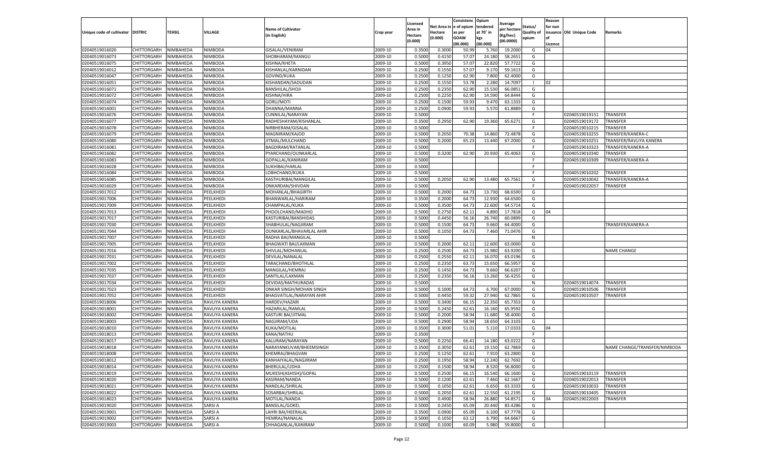| Unique code of cultivator | DISTRIC | TEHSIL | VILLAGE | Name of Cultivator (in English) | Crop year | Licensed Area in Hectare (0.000) | Net Area in Hectare (0.000) | Consistence of opium as per GOAW (00.000) | Opium tendered at 70° in kgs (00.000) | Average per hectare (Kg/hec) (00.0000) | Status/ Quality of opium | Reason for non issuance of Licence | Old Unique Code | Remarks |
|---|---|---|---|---|---|---|---|---|---|---|---|---|---|---|
| 02040519016020 | CHITTORGARH | NIMBAHEDA | NIMBODA | GISALAL/VENIRAM | 2009-10 | 0.3500 | 0.3000 | 50.99 | 5.760 | 19.2000 | G | 04 | | |
| 02040519016073 | CHITTORGARH | NIMBAHEDA | NIMBODA | SHOBHARAM/MANGU | 2009-10 | 0.5000 | 0.4150 | 57.07 | 24.180 | 58.2651 | G | | | |
| 02040519016075 | CHITTORGARH | NIMBAHEDA | NIMBODA | KISHNA/KHETA | 2009-10 | 0.5000 | 0.3950 | 57.07 | 22.820 | 57.7722 | G | | | |
| 02040519016012 | CHITTORGARH | NIMBAHEDA | NIMBODA | KISHANLAL/KARNIDAN | 2009-10 | 0.2500 | 0.1550 | 57.07 | 9.170 | 59.1613 | G | | | |
| 02040519016047 | CHITTORGARH | NIMBAHEDA | NIMBODA | GOVIND/KUKA | 2009-10 | 0.2500 | 0.1250 | 62.90 | 7.800 | 62.4000 | G | | | |
| 02040519016051 | CHITTORGARH | NIMBAHEDA | NIMBODA | KISHANDAN/SADUDAN | 2009-10 | 0.2500 | 0.1550 | 53.78 | 2.280 | 14.7097 | I | 02 | | |
| 02040519016071 | CHITTORGARH | NIMBAHEDA | NIMBODA | BANSHILAL/SHOJI | 2009-10 | 0.2500 | 0.2350 | 62.90 | 15.530 | 66.0851 | G | | | |
| 02040519016072 | CHITTORGARH | NIMBAHEDA | NIMBODA | KISHNA/HIRA | 2009-10 | 0.2500 | 0.2250 | 62.90 | 14.590 | 64.8444 | G | | | |
| 02040519016074 | CHITTORGARH | NIMBAHEDA | NIMBODA | GORU/MOTI | 2009-10 | 0.2500 | 0.1500 | 59.93 | 9.470 | 63.1333 | G | | | |
| 02040519016001 | CHITTORGARH | NIMBAHEDA | NIMBODA | DHANNA/MANNA | 2009-10 | 0.2500 | 0.0900 | 59.93 | 5.570 | 61.8889 | G | | | |
| 02040519016076 | CHITTORGARH | NIMBAHEDA | NIMBODA | CUNNILAL/NARAYAN | 2009-10 | 0.5000 | | | | | F | | 02040519019151 | TRANSFER |
| 02040519016077 | CHITTORGARH | NIMBAHEDA | NIMBODA | RADHESHAYAM/KISHANLAL | 2009-10 | 0.3500 | 0.2950 | 62.90 | 19.360 | 65.6271 | G | | 02040519019172 | TRANSFER |
| 02040519016078 | CHITTORGARH | NIMBAHEDA | NIMBODA | NIRBHERAM/GISALAL | 2009-10 | 0.5000 | | | | | F | | 02040519010215 | TRANSFER |
| 02040519016079 | CHITTORGARH | NIMBAHEDA | NIMBODA | MAGNIRAM/KAJOD | 2009-10 | 0.5000 | 0.2050 | 70.38 | 14.860 | 72.4878 | G | | 02040519010255 | TRANSFER/KANERA-C |
| 02040519016080 | CHITTORGARH | NIMBAHEDA | NIMBODA | JITMAL/MULCHAND | 2009-10 | 0.5000 | 0.2000 | 65.23 | 13.440 | 67.2000 | G | | 02040519010251 | TRANSFER/RAVLIYA KANERA |
| 02040519016081 | CHITTORGARH | NIMBAHEDA | NIMBODA | BAGDIRAM/RATANLAL | 2009-10 | 0.5000 | | | | | F | | 02040519010323 | TRANSFER/KANERA-A |
| 02040519016082 | CHITTORGARH | NIMBAHEDA | NIMBODA | PYARCHAND/OUNKARLAL | 2009-10 | 0.5000 | 0.3200 | 62.90 | 20.930 | 65.4063 | G | | 02040519010340 | TRANSFER |
| 02040519016083 | CHITTORGARH | NIMBAHEDA | NIMBODA | GOPALLAL/KANIRAM | 2009-10 | 0.5000 | | | | | F | | 02040519010309 | TRANSFER/KANERA-A |
| 02040519016028 | CHITTORGARH | NIMBAHEDA | NIMBODA | SUKHIBAI/HARLAL | 2009-10 | 0.5000 | | | | | F | | | |
| 02040519016084 | CHITTORGARH | NIMBAHEDA | NIMBODA | LOBHCHAND/KUKA | 2009-10 | 0.5000 | | | | | F | | 02040519010202 | TRANSFER |
| 02040519016085 | CHITTORGARH | NIMBAHEDA | NIMBODA | KASTHURIBAI/MANGILAL | 2009-10 | 0.5000 | 0.2050 | 62.90 | 13.480 | 65.7561 | G | | 02040519010042 | TRANSFER/KANERA-A |
| 02040519016029 | CHITTORGARH | NIMBAHEDA | NIMBODA | ONKARDAN/SHIVDAN | 2009-10 | 0.5000 | | | | | F | | 02040519022057 | TRANSFER |
| 02040519017012 | CHITTORGARH | NIMBAHEDA | PEELKHEDI | MOHANLAL/BHAGIRTH | 2009-10 | 0.5000 | 0.2000 | 64.73 | 13.730 | 68.6500 | G | | | |
| 02040519017006 | CHITTORGARH | NIMBAHEDA | PEELKHEDI | BHANWARLAL/HARIRAM | 2009-10 | 0.3500 | 0.2000 | 64.73 | 12.930 | 64.6500 | G | | | |
| 02040519017009 | CHITTORGARH | NIMBAHEDA | PEELKHEDI | CHAMPALAL/KUKA | 2009-10 | 0.5000 | 0.3500 | 64.73 | 22.600 | 64.5714 | G | | | |
| 02040519017013 | CHITTORGARH | NIMBAHEDA | PEELKHEDI | PHOOLCHAND/MADHO | 2009-10 | 0.5000 | 0.2750 | 62.11 | 4.890 | 17.7818 | G | 04 | | |
| 02040519017017 | CHITTORGARH | NIMBAHEDA | PEELKHEDI | KASTURIBAI/BANSHIDAS | 2009-10 | 0.5000 | 0.4450 | 56.16 | 26.740 | 60.0899 | G | | | |
| 02040519017030 | CHITTORGARH | NIMBAHEDA | PEELKHEDI | SHABHULAL/NAGJIRAM | 2009-10 | 0.5000 | 0.1500 | 64.73 | 9.660 | 64.4000 | G | | | TRANSFER/KANERA-A |
| 02040519017044 | CHITTORGARH | NIMBAHEDA | PEELKHEDI | OUNKARLAL/BHAVARLAL AHIR | 2009-10 | 0.5000 | 0.1050 | 64.73 | 7.460 | 71.0476 | G | | | |
| 02040519017007 | CHITTORGARH | NIMBAHEDA | PEELKHEDI | RADHA BAI/MANGILAL | 2009-10 | 0.5000 | | | | | N | | | |
| 02040519017005 | CHITTORGARH | NIMBAHEDA | PEELKHEDI | BHAGWATI BAI/LAXMAN | 2009-10 | 0.5000 | 0.2000 | 62.11 | 12.600 | 63.0000 | G | | | |
| 02040519017016 | CHITTORGARH | NIMBAHEDA | PEELKHEDI | SHIVLAL/MOHANLAL | 2009-10 | 0.2500 | 0.2500 | 64.73 | 15.980 | 63.9200 | G | | | NAME CHANGE |
| 02040519017031 | CHITTORGARH | NIMBAHEDA | PEELKHEDI | DEVILAL/NANALAL | 2009-10 | 0.2500 | 0.2550 | 62.11 | 16.070 | 63.0196 | G | | | |
| 02040519017002 | CHITTORGARH | NIMBAHEDA | PEELKHEDI | TARACHAND/BHOTHLAL | 2009-10 | 0.2500 | 0.2350 | 63.73 | 15.650 | 66.5957 | G | | | |
| 02040519017035 | CHITTORGARH | NIMBAHEDA | PEELKHEDI | MANGILAL/HEMRAJ | 2009-10 | 0.2500 | 0.1450 | 64.73 | 9.660 | 66.6207 | G | | | |
| 02040519017037 | CHITTORGARH | NIMBAHEDA | PEELKHEDI | SANTILAL/LAXMAN | 2009-10 | 0.2500 | 0.2350 | 56.16 | 13.260 | 56.4255 | G | | | |
| 02040519017034 | CHITTORGARH | NIMBAHEDA | PEELKHEDI | DEVIDAS/MATHURADAS | 2009-10 | 0.5000 | | | | | N | | 02040519014074 | TRANSFER |
| 02040519017023 | CHITTORGARH | NIMBAHEDA | PEELKHEDI | ONKAR SINGH/MOHAN SINGH | 2009-10 | 0.5000 | 0.1000 | 64.73 | 6.700 | 67.0000 | G | | 02040519010506 | TRANSFER |
| 02040519017052 | CHITTORGARH | NIMBAHEDA | PEELKHEDI | BHAGVATILAL/NARAYAN AHIR | 2009-10 | 0.5000 | 0.4450 | 59.32 | 27.940 | 62.7865 | G | | 02040519010507 | TRANSFER |
| 02040519018006 | CHITTORGARH | NIMBAHEDA | RAVLIYA KANERA | HARDEV/HAZARI | 2009-10 | 0.5000 | 0.3400 | 66.15 | 22.350 | 65.7353 | G | | | |
| 02040519018001 | CHITTORGARH | NIMBAHEDA | RAVLIYA KANERA | HAZARILAL/RAMLAL | 2009-10 | 0.5000 | 0.2450 | 62.61 | 16.160 | 65.9592 | G | | | |
| 02040519018002 | CHITTORGARH | NIMBAHEDA | RAVLIYA KANERA | KASTURI BAI/JITMAL | 2009-10 | 0.5000 | 0.2000 | 58.94 | 11.680 | 58.4000 | G | | | |
| 02040519018003 | CHITTORGARH | NIMBAHEDA | RAVLIYA KANERA | NAGJIRAM/UDA | 2009-10 | 0.5000 | 0.2900 | 58.94 | 18.650 | 64.3103 | G | | | |
| 02040519018010 | CHITTORGARH | NIMBAHEDA | RAVLIYA KANERA | KUKA/MOTILAL | 2009-10 | 0.3500 | 0.3000 | 51.01 | 5.110 | 17.0333 | G | 04 | | |
| 02040519018013 | CHITTORGARH | NIMBAHEDA | RAVLIYA KANERA | KANA/NATHU | 2009-10 | 0.3500 | | | | | F | | | |
| 02040519018017 | CHITTORGARH | NIMBAHEDA | RAVLIYA KANERA | KALURAM/NARAYAN | 2009-10 | 0.5000 | 0.2250 | 66.41 | 14.180 | 63.0222 | G | | | |
| 02040519018018 | CHITTORGARH | NIMBAHEDA | RAVLIYA KANERA | NARAYANKUVAR/BHEEMSINGH | 2009-10 | 0.3500 | 0.3050 | 62.61 | 19.150 | 62.7869 | G | | | NAME CHANGE/TRANSFER/NIMBODA |
| 02040519018008 | CHITTORGARH | NIMBAHEDA | RAVLIYA KANERA | KHEMRAJ/BHAGVAN | 2009-10 | 0.2500 | 0.1250 | 62.61 | 7.910 | 63.2800 | G | | | |
| 02040519018012 | CHITTORGARH | NIMBAHEDA | RAVLIYA KANERA | KANHAIYALAL/NAGJIRAM | 2009-10 | 0.2500 | 0.1950 | 58.94 | 12.240 | 62.7692 | G | | | |
| 02040519018014 | CHITTORGARH | NIMBAHEDA | RAVLIYA KANERA | BHERULAL/UDHA | 2009-10 | 0.2500 | 0.1500 | 58.94 | 8.520 | 56.8000 | G | | | |
| 02040519018019 | CHITTORGARH | NIMBAHEDA | RAVLIYA KANERA | MUKESH(ASHISH)/GOPAL | 2009-10 | 0.5000 | 0.2500 | 66.15 | 16.540 | 66.1600 | G | | 02040519010119 | TRANSFER |
| 02040519018020 | CHITTORGARH | NIMBAHEDA | RAVLIYA KANERA | KASIRAM/NANDA | 2009-10 | 0.5000 | 0.1200 | 62.61 | 7.460 | 62.1667 | G | | 02040519022013 | TRANSFER |
| 02040519018021 | CHITTORGARH | NIMBAHEDA | RAVLIYA KANERA | NANDLAL/SHRILAL | 2009-10 | 0.5000 | 0.1050 | 62.61 | 6.650 | 63.3333 | G | | 02040519010033 | TRANSFER |
| 02040519018022 | CHITTORGARH | NIMBAHEDA | RAVLIYA KANERA | SOSARBAI/SHRILAL | 2009-10 | 0.5000 | 0.2050 | 62.61 | 12.550 | 61.2195 | G | | 02040519010405 | TRANSFER |
| 02040519018023 | CHITTORGARH | NIMBAHEDA | RAVLIYA KANERA | MOTILAL/NANDA | 2009-10 | 0.5000 | 0.4900 | 58.94 | 26.880 | 54.8571 | G | 04 | 02040519022003 | TRANSFER |
| 02040519019020 | CHITTORGARH | NIMBAHEDA | SARSI A | BANSILAL/GOKEL | 2009-10 | 0.5000 | 0.2450 | 65.09 | 20.440 | 83.4286 | G | | | |
| 02040519019001 | CHITTORGARH | NIMBAHEDA | SARSI A | LAHRI BAI/HEERALAL | 2009-10 | 0.3500 | 0.0900 | 65.09 | 6.100 | 67.7778 | G | | | |
| 02040519019002 | CHITTORGARH | NIMBAHEDA | SARSI A | HEMRAJ/NANALAL | 2009-10 | 0.5000 | 0.1050 | 63.12 | 6.790 | 64.6667 | G | | | |
| 02040519019003 | CHITTORGARH | NIMBAHEDA | SARSI A | CHHAGANLAL/KANIRAM | 2009-10 | 0.5000 | 0.1000 | 60.09 | 5.980 | 59.8000 | G | | | |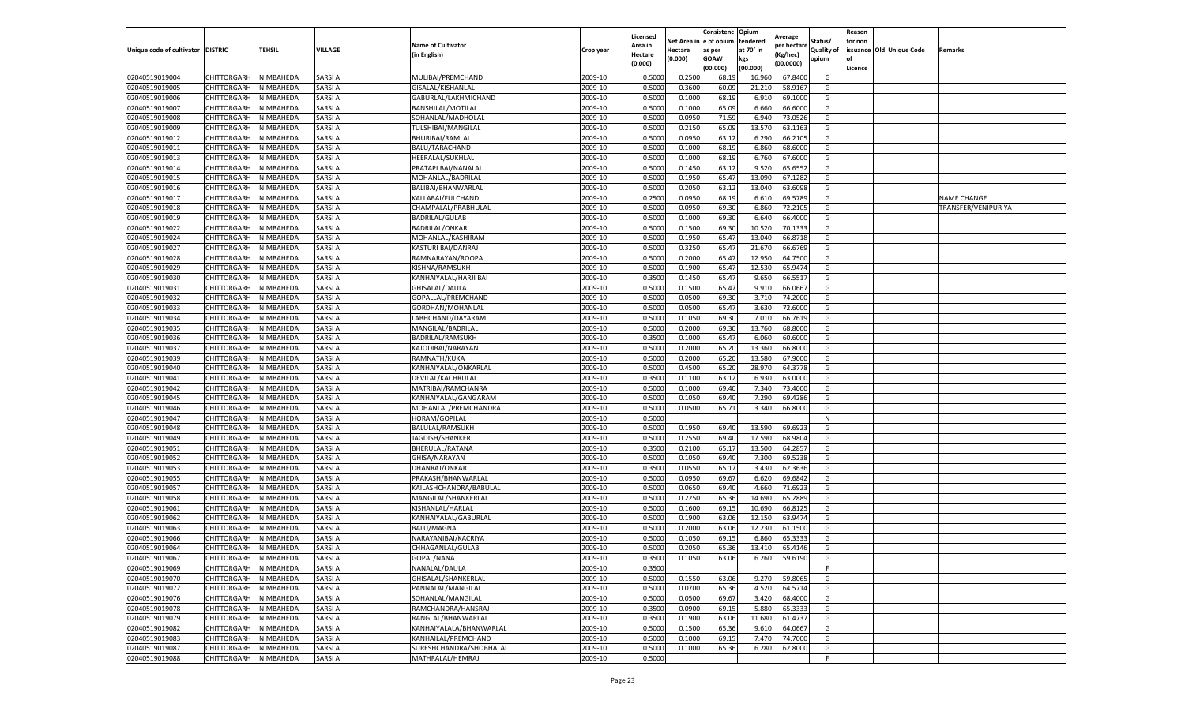| Unique code of cultivator | DISTRIC | TEHSIL | VILLAGE | Name of Cultivator (in English) | Crop year | Licensed Area in Hectare (0.000) | Net Area in Hectare (0.000) | Consistenc e of opium as per GOAW (00.000) | Opium tendered at 70° in kgs (00.000) | Average per hectare (Kg/hec) (00.0000) | Status/ Quality of opium | Reason for non issuance of Licence | Old Unique Code | Remarks |
|---|---|---|---|---|---|---|---|---|---|---|---|---|---|---|
| 02040519019004 | CHITTORGARH | NIMBAHEDA | SARSI A | MULIBAI/PREMCHAND | 2009-10 | 0.5000 | 0.2500 | 68.19 | 16.960 | 67.8400 | G | | | |
| 02040519019005 | CHITTORGARH | NIMBAHEDA | SARSI A | GISALAL/KISHANLAL | 2009-10 | 0.5000 | 0.3600 | 60.09 | 21.210 | 58.9167 | G | | | |
| 02040519019006 | CHITTORGARH | NIMBAHEDA | SARSI A | GABURLAL/LAKHMICHAND | 2009-10 | 0.5000 | 0.1000 | 68.19 | 6.910 | 69.1000 | G | | | |
| 02040519019007 | CHITTORGARH | NIMBAHEDA | SARSI A | BANSHILAL/MOTILAL | 2009-10 | 0.5000 | 0.1000 | 65.09 | 6.660 | 66.6000 | G | | | |
| 02040519019008 | CHITTORGARH | NIMBAHEDA | SARSI A | SOHANLAL/MADHOLAL | 2009-10 | 0.5000 | 0.0950 | 71.59 | 6.940 | 73.0526 | G | | | |
| 02040519019009 | CHITTORGARH | NIMBAHEDA | SARSI A | TULSHIBAI/MANGILAL | 2009-10 | 0.5000 | 0.2150 | 65.09 | 13.570 | 63.1163 | G | | | |
| 02040519019012 | CHITTORGARH | NIMBAHEDA | SARSI A | BHURIBAI/RAMLAL | 2009-10 | 0.5000 | 0.0950 | 63.12 | 6.290 | 66.2105 | G | | | |
| 02040519019011 | CHITTORGARH | NIMBAHEDA | SARSI A | BALU/TARACHAND | 2009-10 | 0.5000 | 0.1000 | 68.19 | 6.860 | 68.6000 | G | | | |
| 02040519019013 | CHITTORGARH | NIMBAHEDA | SARSI A | HEERALAL/SUKHLAL | 2009-10 | 0.5000 | 0.1000 | 68.19 | 6.760 | 67.6000 | G | | | |
| 02040519019014 | CHITTORGARH | NIMBAHEDA | SARSI A | PRATAPI BAI/NANALAL | 2009-10 | 0.5000 | 0.1450 | 63.12 | 9.520 | 65.6552 | G | | | |
| 02040519019015 | CHITTORGARH | NIMBAHEDA | SARSI A | MOHANLAL/BADRILAL | 2009-10 | 0.5000 | 0.1950 | 65.47 | 13.090 | 67.1282 | G | | | |
| 02040519019016 | CHITTORGARH | NIMBAHEDA | SARSI A | BALIBAI/BHANWARLAL | 2009-10 | 0.5000 | 0.2050 | 63.12 | 13.040 | 63.6098 | G | | | |
| 02040519019017 | CHITTORGARH | NIMBAHEDA | SARSI A | KALLABAI/FULCHAND | 2009-10 | 0.2500 | 0.0950 | 68.19 | 6.610 | 69.5789 | G | | | NAME CHANGE |
| 02040519019018 | CHITTORGARH | NIMBAHEDA | SARSI A | CHAMPALAL/PRABHULAL | 2009-10 | 0.5000 | 0.0950 | 69.30 | 6.860 | 72.2105 | G | | | TRANSFER/VENIPURIYA |
| 02040519019019 | CHITTORGARH | NIMBAHEDA | SARSI A | BADRILAL/GULAB | 2009-10 | 0.5000 | 0.1000 | 69.30 | 6.640 | 66.4000 | G | | | |
| 02040519019022 | CHITTORGARH | NIMBAHEDA | SARSI A | BADRILAL/ONKAR | 2009-10 | 0.5000 | 0.1500 | 69.30 | 10.520 | 70.1333 | G | | | |
| 02040519019024 | CHITTORGARH | NIMBAHEDA | SARSI A | MOHANLAL/KASHIRAM | 2009-10 | 0.5000 | 0.1950 | 65.47 | 13.040 | 66.8718 | G | | | |
| 02040519019027 | CHITTORGARH | NIMBAHEDA | SARSI A | KASTURI BAI/DANRAJ | 2009-10 | 0.5000 | 0.3250 | 65.47 | 21.670 | 66.6769 | G | | | |
| 02040519019028 | CHITTORGARH | NIMBAHEDA | SARSI A | RAMNARAYAN/ROOPA | 2009-10 | 0.5000 | 0.2000 | 65.47 | 12.950 | 64.7500 | G | | | |
| 02040519019029 | CHITTORGARH | NIMBAHEDA | SARSI A | KISHNA/RAMSUKH | 2009-10 | 0.5000 | 0.1900 | 65.47 | 12.530 | 65.9474 | G | | | |
| 02040519019030 | CHITTORGARH | NIMBAHEDA | SARSI A | KANHAIYALAL/HARJI BAI | 2009-10 | 0.3500 | 0.1450 | 65.47 | 9.650 | 66.5517 | G | | | |
| 02040519019031 | CHITTORGARH | NIMBAHEDA | SARSI A | GHISALAL/DAULA | 2009-10 | 0.5000 | 0.1500 | 65.47 | 9.910 | 66.0667 | G | | | |
| 02040519019032 | CHITTORGARH | NIMBAHEDA | SARSI A | GOPALLAL/PREMCHAND | 2009-10 | 0.5000 | 0.0500 | 69.30 | 3.710 | 74.2000 | G | | | |
| 02040519019033 | CHITTORGARH | NIMBAHEDA | SARSI A | GORDHAN/MOHANLAL | 2009-10 | 0.5000 | 0.0500 | 65.47 | 3.630 | 72.6000 | G | | | |
| 02040519019034 | CHITTORGARH | NIMBAHEDA | SARSI A | LABHCHAND/DAYARAM | 2009-10 | 0.5000 | 0.1050 | 69.30 | 7.010 | 66.7619 | G | | | |
| 02040519019035 | CHITTORGARH | NIMBAHEDA | SARSI A | MANGILAL/BADRILAL | 2009-10 | 0.5000 | 0.2000 | 69.30 | 13.760 | 68.8000 | G | | | |
| 02040519019036 | CHITTORGARH | NIMBAHEDA | SARSI A | BADRILAL/RAMSUKH | 2009-10 | 0.3500 | 0.1000 | 65.47 | 6.060 | 60.6000 | G | | | |
| 02040519019037 | CHITTORGARH | NIMBAHEDA | SARSI A | KAJODIBAI/NARAYAN | 2009-10 | 0.5000 | 0.2000 | 65.20 | 13.360 | 66.8000 | G | | | |
| 02040519019039 | CHITTORGARH | NIMBAHEDA | SARSI A | RAMNATH/KUKA | 2009-10 | 0.5000 | 0.2000 | 65.20 | 13.580 | 67.9000 | G | | | |
| 02040519019040 | CHITTORGARH | NIMBAHEDA | SARSI A | KANHAIYALAL/ONKARLAL | 2009-10 | 0.5000 | 0.4500 | 65.20 | 28.970 | 64.3778 | G | | | |
| 02040519019041 | CHITTORGARH | NIMBAHEDA | SARSI A | DEVILAL/KACHRULAL | 2009-10 | 0.3500 | 0.1100 | 63.12 | 6.930 | 63.0000 | G | | | |
| 02040519019042 | CHITTORGARH | NIMBAHEDA | SARSI A | MATRIBAI/RAMCHANRA | 2009-10 | 0.5000 | 0.1000 | 69.40 | 7.340 | 73.4000 | G | | | |
| 02040519019045 | CHITTORGARH | NIMBAHEDA | SARSI A | KANHAIYALAL/GANGARAM | 2009-10 | 0.5000 | 0.1050 | 69.40 | 7.290 | 69.4286 | G | | | |
| 02040519019046 | CHITTORGARH | NIMBAHEDA | SARSI A | MOHANLAL/PREMCHANDRA | 2009-10 | 0.5000 | 0.0500 | 65.71 | 3.340 | 66.8000 | G | | | |
| 02040519019047 | CHITTORGARH | NIMBAHEDA | SARSI A | HORAM/GOPILAL | 2009-10 | 0.5000 | | | | | N | | | |
| 02040519019048 | CHITTORGARH | NIMBAHEDA | SARSI A | BALULAL/RAMSUKH | 2009-10 | 0.5000 | 0.1950 | 69.40 | 13.590 | 69.6923 | G | | | |
| 02040519019049 | CHITTORGARH | NIMBAHEDA | SARSI A | JAGDISH/SHANKER | 2009-10 | 0.5000 | 0.2550 | 69.40 | 17.590 | 68.9804 | G | | | |
| 02040519019051 | CHITTORGARH | NIMBAHEDA | SARSI A | BHERULAL/RATANA | 2009-10 | 0.3500 | 0.2100 | 65.17 | 13.500 | 64.2857 | G | | | |
| 02040519019052 | CHITTORGARH | NIMBAHEDA | SARSI A | GHISA/NARAYAN | 2009-10 | 0.5000 | 0.1050 | 69.40 | 7.300 | 69.5238 | G | | | |
| 02040519019053 | CHITTORGARH | NIMBAHEDA | SARSI A | DHANRAJ/ONKAR | 2009-10 | 0.3500 | 0.0550 | 65.17 | 3.430 | 62.3636 | G | | | |
| 02040519019055 | CHITTORGARH | NIMBAHEDA | SARSI A | PRAKASH/BHANWARLAL | 2009-10 | 0.5000 | 0.0950 | 69.67 | 6.620 | 69.6842 | G | | | |
| 02040519019057 | CHITTORGARH | NIMBAHEDA | SARSI A | KAILASHCHANDRA/BABULAL | 2009-10 | 0.5000 | 0.0650 | 69.40 | 4.660 | 71.6923 | G | | | |
| 02040519019058 | CHITTORGARH | NIMBAHEDA | SARSI A | MANGILAL/SHANKERLAL | 2009-10 | 0.5000 | 0.2250 | 65.36 | 14.690 | 65.2889 | G | | | |
| 02040519019061 | CHITTORGARH | NIMBAHEDA | SARSI A | KISHANLAL/HARLAL | 2009-10 | 0.5000 | 0.1600 | 69.15 | 10.690 | 66.8125 | G | | | |
| 02040519019062 | CHITTORGARH | NIMBAHEDA | SARSI A | KANHAIYALAL/GABURLAL | 2009-10 | 0.5000 | 0.1900 | 63.06 | 12.150 | 63.9474 | G | | | |
| 02040519019063 | CHITTORGARH | NIMBAHEDA | SARSI A | BALU/MAGNA | 2009-10 | 0.5000 | 0.2000 | 63.06 | 12.230 | 61.1500 | G | | | |
| 02040519019066 | CHITTORGARH | NIMBAHEDA | SARSI A | NARAYANIBAI/KACRIYA | 2009-10 | 0.5000 | 0.1050 | 69.15 | 6.860 | 65.3333 | G | | | |
| 02040519019064 | CHITTORGARH | NIMBAHEDA | SARSI A | CHHAGANLAL/GULAB | 2009-10 | 0.5000 | 0.2050 | 65.36 | 13.410 | 65.4146 | G | | | |
| 02040519019067 | CHITTORGARH | NIMBAHEDA | SARSI A | GOPAL/NANA | 2009-10 | 0.3500 | 0.1050 | 63.06 | 6.260 | 59.6190 | G | | | |
| 02040519019069 | CHITTORGARH | NIMBAHEDA | SARSI A | NANALAL/DAULA | 2009-10 | 0.3500 | | | | | F | | | |
| 02040519019070 | CHITTORGARH | NIMBAHEDA | SARSI A | GHISALAL/SHANKERLAL | 2009-10 | 0.5000 | 0.1550 | 63.06 | 9.270 | 59.8065 | G | | | |
| 02040519019072 | CHITTORGARH | NIMBAHEDA | SARSI A | PANNALAL/MANGILAL | 2009-10 | 0.5000 | 0.0700 | 65.36 | 4.520 | 64.5714 | G | | | |
| 02040519019076 | CHITTORGARH | NIMBAHEDA | SARSI A | SOHANLAL/MANGILAL | 2009-10 | 0.5000 | 0.0500 | 69.67 | 3.420 | 68.4000 | G | | | |
| 02040519019078 | CHITTORGARH | NIMBAHEDA | SARSI A | RAMCHANDRA/HANSRAJ | 2009-10 | 0.3500 | 0.0900 | 69.15 | 5.880 | 65.3333 | G | | | |
| 02040519019079 | CHITTORGARH | NIMBAHEDA | SARSI A | RANGLAL/BHANWARLAL | 2009-10 | 0.3500 | 0.1900 | 63.06 | 11.680 | 61.4737 | G | | | |
| 02040519019082 | CHITTORGARH | NIMBAHEDA | SARSI A | KANHAIYALALA/BHANWARLAL | 2009-10 | 0.5000 | 0.1500 | 65.36 | 9.610 | 64.0667 | G | | | |
| 02040519019083 | CHITTORGARH | NIMBAHEDA | SARSI A | KANHAILAL/PREMCHAND | 2009-10 | 0.5000 | 0.1000 | 69.15 | 7.470 | 74.7000 | G | | | |
| 02040519019087 | CHITTORGARH | NIMBAHEDA | SARSI A | SURESHCHANDRA/SHOBHALAL | 2009-10 | 0.5000 | 0.1000 | 65.36 | 6.280 | 62.8000 | G | | | |
| 02040519019088 | CHITTORGARH | NIMBAHEDA | SARSI A | MATHRALAL/HEMRAJ | 2009-10 | 0.5000 | | | | | F | | | |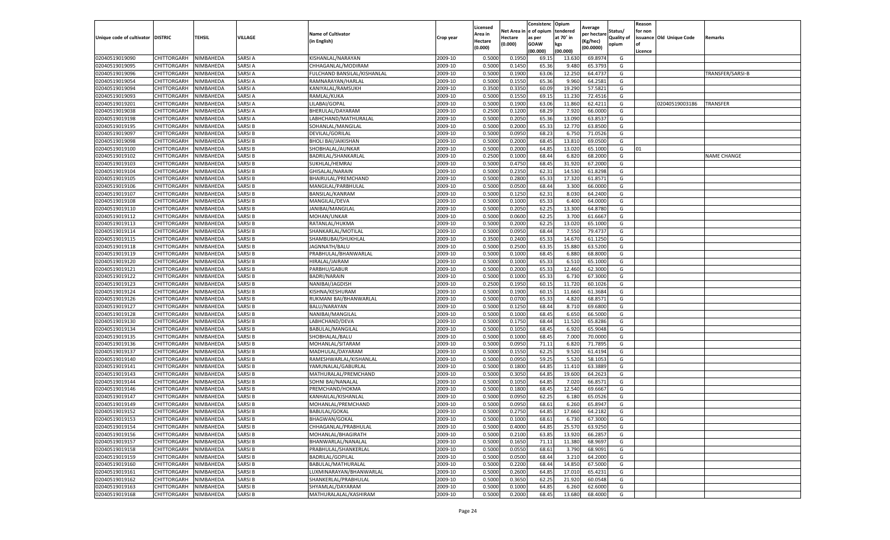| Unique code of cultivator | DISTRIC | TEHSIL | VILLAGE | Name of Cultivator (in English) | Crop year | Licensed Area in Hectare (0.000) | Net Area in Hectare (0.000) | Consistence of opium as per GOAW (00.000) | Opium tendered at 70° in kgs (00.000) | Average per hectare (Kg/hec) (00.0000) | Status/ Quality of opium | Reason for non issuance of Licence | Old Unique Code | Remarks |
|---|---|---|---|---|---|---|---|---|---|---|---|---|---|---|
| 02040519019090 | CHITTORGARH | NIMBAHEDA | SARSI A | KISHANLAL/NARAYAN | 2009-10 | 0.5000 | 0.1950 | 69.15 | 13.630 | 69.8974 | G | | | |
| 02040519019095 | CHITTORGARH | NIMBAHEDA | SARSI A | CHHAGANLAL/MODIRAM | 2009-10 | 0.5000 | 0.1450 | 65.36 | 9.480 | 65.3793 | G | | | |
| 02040519019096 | CHITTORGARH | NIMBAHEDA | SARSI A | FULCHAND BANSILAL/KISHANLAL | 2009-10 | 0.5000 | 0.1900 | 63.06 | 12.250 | 64.4737 | G | | | TRANSFER/SARSI-B |
| 02040519019054 | CHITTORGARH | NIMBAHEDA | SARSI A | RAMNARAYAN/HARLAL | 2009-10 | 0.5000 | 0.1550 | 65.36 | 9.960 | 64.2581 | G | | | |
| 02040519019094 | CHITTORGARH | NIMBAHEDA | SARSI A | KANIYALAL/RAMSUKH | 2009-10 | 0.3500 | 0.3350 | 60.09 | 19.290 | 57.5821 | G | | | |
| 02040519019093 | CHITTORGARH | NIMBAHEDA | SARSI A | RAMLAL/KUKA | 2009-10 | 0.5000 | 0.1550 | 69.15 | 11.230 | 72.4516 | G | | | |
| 02040519019201 | CHITTORGARH | NIMBAHEDA | SARSI A | LILABAI/GOPAL | 2009-10 | 0.5000 | 0.1900 | 63.06 | 11.860 | 62.4211 | G | | 02040519003186 | TRANSFER |
| 02040519019038 | CHITTORGARH | NIMBAHEDA | SARSI A | BHERULAL/DAYARAM | 2009-10 | 0.2500 | 0.1200 | 68.29 | 7.920 | 66.0000 | G | | | |
| 02040519019198 | CHITTORGARH | NIMBAHEDA | SARSI A | LABHCHAND/MATHURALAL | 2009-10 | 0.5000 | 0.2050 | 65.36 | 13.090 | 63.8537 | G | | | |
| 02040519019195 | CHITTORGARH | NIMBAHEDA | SARSI B | SOHANLAL/MANGILAL | 2009-10 | 0.5000 | 0.2000 | 65.33 | 12.770 | 63.8500 | G | | | |
| 02040519019097 | CHITTORGARH | NIMBAHEDA | SARSI B | DEVILAL/GORILAL | 2009-10 | 0.5000 | 0.0950 | 68.23 | 6.750 | 71.0526 | G | | | |
| 02040519019098 | CHITTORGARH | NIMBAHEDA | SARSI B | BHOLI BAI/JAIKISHAN | 2009-10 | 0.5000 | 0.2000 | 68.45 | 13.810 | 69.0500 | G | | | |
| 02040519019100 | CHITTORGARH | NIMBAHEDA | SARSI B | SHOBHALAL/AUNKAR | 2009-10 | 0.5000 | 0.2000 | 64.85 | 13.020 | 65.1000 | G | 01 | | |
| 02040519019102 | CHITTORGARH | NIMBAHEDA | SARSI B | BADRILAL/SHANKARLAL | 2009-10 | 0.2500 | 0.1000 | 68.44 | 6.820 | 68.2000 | G | | | NAME CHANGE |
| 02040519019103 | CHITTORGARH | NIMBAHEDA | SARSI B | SUKHLAL/HEMRAJ | 2009-10 | 0.5000 | 0.4750 | 68.45 | 31.920 | 67.2000 | G | | | |
| 02040519019104 | CHITTORGARH | NIMBAHEDA | SARSI B | GHISALAL/NARAIN | 2009-10 | 0.5000 | 0.2350 | 62.31 | 14.530 | 61.8298 | G | | | |
| 02040519019105 | CHITTORGARH | NIMBAHEDA | SARSI B | BHAIRULAL/PREMCHAND | 2009-10 | 0.5000 | 0.2800 | 65.33 | 17.320 | 61.8571 | G | | | |
| 02040519019106 | CHITTORGARH | NIMBAHEDA | SARSI B | MANGILAL/PARBHULAL | 2009-10 | 0.5000 | 0.0500 | 68.44 | 3.300 | 66.0000 | G | | | |
| 02040519019107 | CHITTORGARH | NIMBAHEDA | SARSI B | BANSILAL/KANRAM | 2009-10 | 0.5000 | 0.1250 | 62.31 | 8.030 | 64.2400 | G | | | |
| 02040519019108 | CHITTORGARH | NIMBAHEDA | SARSI B | MANGILAL/DEVA | 2009-10 | 0.5000 | 0.1000 | 65.33 | 6.400 | 64.0000 | G | | | |
| 02040519019110 | CHITTORGARH | NIMBAHEDA | SARSI B | JANIBAI/MANGILAL | 2009-10 | 0.5000 | 0.2050 | 62.25 | 13.300 | 64.8780 | G | | | |
| 02040519019112 | CHITTORGARH | NIMBAHEDA | SARSI B | MOHAN/UNKAR | 2009-10 | 0.5000 | 0.0600 | 62.25 | 3.700 | 61.6667 | G | | | |
| 02040519019113 | CHITTORGARH | NIMBAHEDA | SARSI B | RATANLAL/HUKMA | 2009-10 | 0.5000 | 0.2000 | 62.25 | 13.020 | 65.1000 | G | | | |
| 02040519019114 | CHITTORGARH | NIMBAHEDA | SARSI B | SHANKARLAL/MOTILAL | 2009-10 | 0.5000 | 0.0950 | 68.44 | 7.550 | 79.4737 | G | | | |
| 02040519019115 | CHITTORGARH | NIMBAHEDA | SARSI B | SHAMBUBAI/SHUKHLAL | 2009-10 | 0.3500 | 0.2400 | 65.33 | 14.670 | 61.1250 | G | | | |
| 02040519019118 | CHITTORGARH | NIMBAHEDA | SARSI B | JAGNNATH/BALU | 2009-10 | 0.5000 | 0.2500 | 63.35 | 15.880 | 63.5200 | G | | | |
| 02040519019119 | CHITTORGARH | NIMBAHEDA | SARSI B | PRABHULAL/BHANWARLAL | 2009-10 | 0.5000 | 0.1000 | 68.45 | 6.880 | 68.8000 | G | | | |
| 02040519019120 | CHITTORGARH | NIMBAHEDA | SARSI B | HIRALAL/JAIRAM | 2009-10 | 0.5000 | 0.1000 | 65.33 | 6.510 | 65.1000 | G | | | |
| 02040519019121 | CHITTORGARH | NIMBAHEDA | SARSI B | PARBHU/GABUR | 2009-10 | 0.5000 | 0.2000 | 65.33 | 12.460 | 62.3000 | G | | | |
| 02040519019122 | CHITTORGARH | NIMBAHEDA | SARSI B | BADRI/NARAIN | 2009-10 | 0.5000 | 0.1000 | 65.33 | 6.730 | 67.3000 | G | | | |
| 02040519019123 | CHITTORGARH | NIMBAHEDA | SARSI B | NANIBAI/JAGDISH | 2009-10 | 0.2500 | 0.1950 | 60.15 | 11.720 | 60.1026 | G | | | |
| 02040519019124 | CHITTORGARH | NIMBAHEDA | SARSI B | KISHNA/KESHURAM | 2009-10 | 0.5000 | 0.1900 | 60.15 | 11.660 | 61.3684 | G | | | |
| 02040519019126 | CHITTORGARH | NIMBAHEDA | SARSI B | RUKMANI BAI/BHANWARLAL | 2009-10 | 0.5000 | 0.0700 | 65.33 | 4.820 | 68.8571 | G | | | |
| 02040519019127 | CHITTORGARH | NIMBAHEDA | SARSI B | BALU/NARAYAN | 2009-10 | 0.5000 | 0.1250 | 68.44 | 8.710 | 69.6800 | G | | | |
| 02040519019128 | CHITTORGARH | NIMBAHEDA | SARSI B | NANIBAI/MANGILAL | 2009-10 | 0.5000 | 0.1000 | 68.45 | 6.650 | 66.5000 | G | | | |
| 02040519019130 | CHITTORGARH | NIMBAHEDA | SARSI B | LABHCHAND/DEVA | 2009-10 | 0.5000 | 0.1750 | 68.44 | 11.520 | 65.8286 | G | | | |
| 02040519019134 | CHITTORGARH | NIMBAHEDA | SARSI B | BABULAL/MANGILAL | 2009-10 | 0.5000 | 0.1050 | 68.45 | 6.920 | 65.9048 | G | | | |
| 02040519019135 | CHITTORGARH | NIMBAHEDA | SARSI B | SHOBHALAL/BALU | 2009-10 | 0.5000 | 0.1000 | 68.45 | 7.000 | 70.0000 | G | | | |
| 02040519019136 | CHITTORGARH | NIMBAHEDA | SARSI B | MOHANLAL/SITARAM | 2009-10 | 0.5000 | 0.0950 | 71.11 | 6.820 | 71.7895 | G | | | |
| 02040519019137 | CHITTORGARH | NIMBAHEDA | SARSI B | MADHULAL/DAYARAM | 2009-10 | 0.5000 | 0.1550 | 62.25 | 9.520 | 61.4194 | G | | | |
| 02040519019140 | CHITTORGARH | NIMBAHEDA | SARSI B | RAMESHWARLAL/KISHANLAL | 2009-10 | 0.5000 | 0.0950 | 59.25 | 5.520 | 58.1053 | G | | | |
| 02040519019141 | CHITTORGARH | NIMBAHEDA | SARSI B | YAMUNALAL/GABURLAL | 2009-10 | 0.5000 | 0.1800 | 64.85 | 11.410 | 63.3889 | G | | | |
| 02040519019143 | CHITTORGARH | NIMBAHEDA | SARSI B | MATHURALAL/PREMCHAND | 2009-10 | 0.5000 | 0.3050 | 64.85 | 19.600 | 64.2623 | G | | | |
| 02040519019144 | CHITTORGARH | NIMBAHEDA | SARSI B | SOHNI BAI/NANALAL | 2009-10 | 0.5000 | 0.1050 | 64.85 | 7.020 | 66.8571 | G | | | |
| 02040519019146 | CHITTORGARH | NIMBAHEDA | SARSI B | PREMCHAND/HOKMA | 2009-10 | 0.5000 | 0.1800 | 68.45 | 12.540 | 69.6667 | G | | | |
| 02040519019147 | CHITTORGARH | NIMBAHEDA | SARSI B | KANHAILAL/KISHANLAL | 2009-10 | 0.5000 | 0.0950 | 62.25 | 6.180 | 65.0526 | G | | | |
| 02040519019149 | CHITTORGARH | NIMBAHEDA | SARSI B | MOHANLAL/PREMCHAND | 2009-10 | 0.5000 | 0.0950 | 68.61 | 6.260 | 65.8947 | G | | | |
| 02040519019152 | CHITTORGARH | NIMBAHEDA | SARSI B | BABULAL/GOKAL | 2009-10 | 0.5000 | 0.2750 | 64.85 | 17.660 | 64.2182 | G | | | |
| 02040519019153 | CHITTORGARH | NIMBAHEDA | SARSI B | BHAGWAN/GOKAL | 2009-10 | 0.5000 | 0.1000 | 68.61 | 6.730 | 67.3000 | G | | | |
| 02040519019154 | CHITTORGARH | NIMBAHEDA | SARSI B | CHHAGANLAL/PRABHULAL | 2009-10 | 0.5000 | 0.4000 | 64.85 | 25.570 | 63.9250 | G | | | |
| 02040519019156 | CHITTORGARH | NIMBAHEDA | SARSI B | MOHANLAL/BHAGIRATH | 2009-10 | 0.5000 | 0.2100 | 63.85 | 13.920 | 66.2857 | G | | | |
| 02040519019157 | CHITTORGARH | NIMBAHEDA | SARSI B | BHANWARLAL/NANALAL | 2009-10 | 0.5000 | 0.1650 | 71.11 | 11.380 | 68.9697 | G | | | |
| 02040519019158 | CHITTORGARH | NIMBAHEDA | SARSI B | PRABHULAL/SHANKERLAL | 2009-10 | 0.5000 | 0.0550 | 68.61 | 3.790 | 68.9091 | G | | | |
| 02040519019159 | CHITTORGARH | NIMBAHEDA | SARSI B | BADRILAL/GOPILAL | 2009-10 | 0.5000 | 0.0500 | 68.44 | 3.210 | 64.2000 | G | | | |
| 02040519019160 | CHITTORGARH | NIMBAHEDA | SARSI B | BABULAL/MATHURALAL | 2009-10 | 0.5000 | 0.2200 | 68.44 | 14.850 | 67.5000 | G | | | |
| 02040519019161 | CHITTORGARH | NIMBAHEDA | SARSI B | LUXMINARAYAN/BHANWARLAL | 2009-10 | 0.5000 | 0.2600 | 64.85 | 17.010 | 65.4231 | G | | | |
| 02040519019162 | CHITTORGARH | NIMBAHEDA | SARSI B | SHANKERLAL/PRABHULAL | 2009-10 | 0.5000 | 0.3650 | 62.25 | 21.920 | 60.0548 | G | | | |
| 02040519019163 | CHITTORGARH | NIMBAHEDA | SARSI B | SHYAMLAL/DAYARAM | 2009-10 | 0.5000 | 0.1000 | 64.85 | 6.260 | 62.6000 | G | | | |
| 02040519019168 | CHITTORGARH | NIMBAHEDA | SARSI B | MATHURALALAL/KASHIRAM | 2009-10 | 0.5000 | 0.2000 | 68.45 | 13.680 | 68.4000 | G | | | |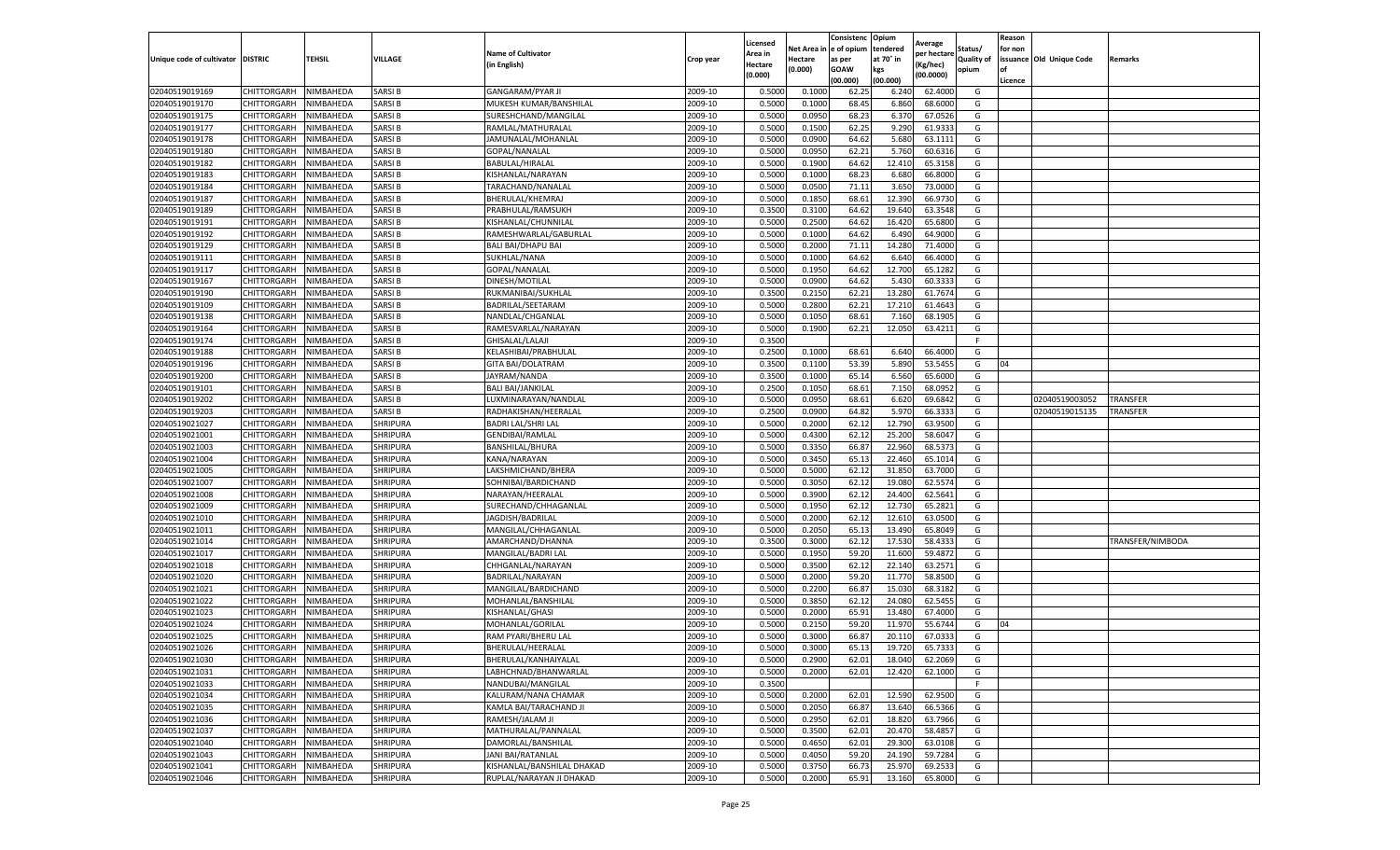| Unique code of cultivator | DISTRIC | TEHSIL | VILLAGE | Name of Cultivator (in English) | Crop year | Licensed Area in Hectare (0.000) | Net Area in Hectare (0.000) | Consistenc e of opium as per GOAW (00.000) | Opium tendered at 70° in kgs (00.000) | Average per hectare (Kg/hec) (00.0000) | Status/ Quality of opium | Reason for non issuance of Licence | Old Unique Code | Remarks |
|---|---|---|---|---|---|---|---|---|---|---|---|---|---|---|
| 02040519019169 | CHITTORGARH | NIMBAHEDA | SARSI B | GANGARAM/PYAR JI | 2009-10 | 0.5000 | 0.1000 | 62.25 | 6.240 | 62.4000 | G | | | |
| 02040519019170 | CHITTORGARH | NIMBAHEDA | SARSI B | MUKESH KUMAR/BANSHILAL | 2009-10 | 0.5000 | 0.1000 | 68.45 | 6.860 | 68.6000 | G | | | |
| 02040519019175 | CHITTORGARH | NIMBAHEDA | SARSI B | SURESHCHAND/MANGILAL | 2009-10 | 0.5000 | 0.0950 | 68.23 | 6.370 | 67.0526 | G | | | |
| 02040519019177 | CHITTORGARH | NIMBAHEDA | SARSI B | RAMLAL/MATHURALAL | 2009-10 | 0.5000 | 0.1500 | 62.25 | 9.290 | 61.9333 | G | | | |
| 02040519019178 | CHITTORGARH | NIMBAHEDA | SARSI B | JAMUNALAL/MOHANLAL | 2009-10 | 0.5000 | 0.0900 | 64.62 | 5.680 | 63.1111 | G | | | |
| 02040519019180 | CHITTORGARH | NIMBAHEDA | SARSI B | GOPAL/NANALAL | 2009-10 | 0.5000 | 0.0950 | 62.21 | 5.760 | 60.6316 | G | | | |
| 02040519019182 | CHITTORGARH | NIMBAHEDA | SARSI B | BABULAL/HIRALAL | 2009-10 | 0.5000 | 0.1900 | 64.62 | 12.410 | 65.3158 | G | | | |
| 02040519019183 | CHITTORGARH | NIMBAHEDA | SARSI B | KISHANLAL/NARAYAN | 2009-10 | 0.5000 | 0.1000 | 68.23 | 6.680 | 66.8000 | G | | | |
| 02040519019184 | CHITTORGARH | NIMBAHEDA | SARSI B | TARACHAND/NANALAL | 2009-10 | 0.5000 | 0.0500 | 71.11 | 3.650 | 73.0000 | G | | | |
| 02040519019187 | CHITTORGARH | NIMBAHEDA | SARSI B | BHERULAL/KHEMRAJ | 2009-10 | 0.5000 | 0.1850 | 68.61 | 12.390 | 66.9730 | G | | | |
| 02040519019189 | CHITTORGARH | NIMBAHEDA | SARSI B | PRABHULAL/RAMSUKH | 2009-10 | 0.3500 | 0.3100 | 64.62 | 19.640 | 63.3548 | G | | | |
| 02040519019191 | CHITTORGARH | NIMBAHEDA | SARSI B | KISHANLAL/CHUNNILAL | 2009-10 | 0.5000 | 0.2500 | 64.62 | 16.420 | 65.6800 | G | | | |
| 02040519019192 | CHITTORGARH | NIMBAHEDA | SARSI B | RAMESHWARLAL/GABURLAL | 2009-10 | 0.5000 | 0.1000 | 64.62 | 6.490 | 64.9000 | G | | | |
| 02040519019129 | CHITTORGARH | NIMBAHEDA | SARSI B | BALI BAI/DHAPU BAI | 2009-10 | 0.5000 | 0.2000 | 71.11 | 14.280 | 71.4000 | G | | | |
| 02040519019111 | CHITTORGARH | NIMBAHEDA | SARSI B | SUKHLAL/NANA | 2009-10 | 0.5000 | 0.1000 | 64.62 | 6.640 | 66.4000 | G | | | |
| 02040519019117 | CHITTORGARH | NIMBAHEDA | SARSI B | GOPAL/NANALAL | 2009-10 | 0.5000 | 0.1950 | 64.62 | 12.700 | 65.1282 | G | | | |
| 02040519019167 | CHITTORGARH | NIMBAHEDA | SARSI B | DINESH/MOTILAL | 2009-10 | 0.5000 | 0.0900 | 64.62 | 5.430 | 60.3333 | G | | | |
| 02040519019190 | CHITTORGARH | NIMBAHEDA | SARSI B | RUKMANIBAI/SUKHLAL | 2009-10 | 0.3500 | 0.2150 | 62.21 | 13.280 | 61.7674 | G | | | |
| 02040519019109 | CHITTORGARH | NIMBAHEDA | SARSI B | BADRILAL/SEETARAM | 2009-10 | 0.5000 | 0.2800 | 62.21 | 17.210 | 61.4643 | G | | | |
| 02040519019138 | CHITTORGARH | NIMBAHEDA | SARSI B | NANDLAL/CHGANLAL | 2009-10 | 0.5000 | 0.1050 | 68.61 | 7.160 | 68.1905 | G | | | |
| 02040519019164 | CHITTORGARH | NIMBAHEDA | SARSI B | RAMESVARLAL/NARAYAN | 2009-10 | 0.5000 | 0.1900 | 62.21 | 12.050 | 63.4211 | G | | | |
| 02040519019174 | CHITTORGARH | NIMBAHEDA | SARSI B | GHISALAL/LALAJI | 2009-10 | 0.3500 | | | | | F | | | |
| 02040519019188 | CHITTORGARH | NIMBAHEDA | SARSI B | KELASHIBAI/PRABHULAL | 2009-10 | 0.2500 | 0.1000 | 68.61 | 6.640 | 66.4000 | G | | | |
| 02040519019196 | CHITTORGARH | NIMBAHEDA | SARSI B | GITA BAI/DOLATRAM | 2009-10 | 0.3500 | 0.1100 | 53.39 | 5.890 | 53.5455 | G | 04 | | |
| 02040519019200 | CHITTORGARH | NIMBAHEDA | SARSI B | JAYRAM/NANDA | 2009-10 | 0.3500 | 0.1000 | 65.14 | 6.560 | 65.6000 | G | | | |
| 02040519019101 | CHITTORGARH | NIMBAHEDA | SARSI B | BALI BAI/JANKILAL | 2009-10 | 0.2500 | 0.1050 | 68.61 | 7.150 | 68.0952 | G | | | |
| 02040519019202 | CHITTORGARH | NIMBAHEDA | SARSI B | LUXMINARAYAN/NANDLAL | 2009-10 | 0.5000 | 0.0950 | 68.61 | 6.620 | 69.6842 | G | | 02040519003052 | TRANSFER |
| 02040519019203 | CHITTORGARH | NIMBAHEDA | SARSI B | RADHAKISHAN/HEERALAL | 2009-10 | 0.2500 | 0.0900 | 64.82 | 5.970 | 66.3333 | G | | 02040519015135 | TRANSFER |
| 02040519021027 | CHITTORGARH | NIMBAHEDA | SHRIPURA | BADRI LAL/SHRI LAL | 2009-10 | 0.5000 | 0.2000 | 62.12 | 12.790 | 63.9500 | G | | | |
| 02040519021001 | CHITTORGARH | NIMBAHEDA | SHRIPURA | GENDIBAI/RAMLAL | 2009-10 | 0.5000 | 0.4300 | 62.12 | 25.200 | 58.6047 | G | | | |
| 02040519021003 | CHITTORGARH | NIMBAHEDA | SHRIPURA | BANSHILAL/BHURA | 2009-10 | 0.5000 | 0.3350 | 66.87 | 22.960 | 68.5373 | G | | | |
| 02040519021004 | CHITTORGARH | NIMBAHEDA | SHRIPURA | KANA/NARAYAN | 2009-10 | 0.5000 | 0.3450 | 65.13 | 22.460 | 65.1014 | G | | | |
| 02040519021005 | CHITTORGARH | NIMBAHEDA | SHRIPURA | LAKSHMICHAND/BHERA | 2009-10 | 0.5000 | 0.5000 | 62.12 | 31.850 | 63.7000 | G | | | |
| 02040519021007 | CHITTORGARH | NIMBAHEDA | SHRIPURA | SOHNIBAI/BARDICHAND | 2009-10 | 0.5000 | 0.3050 | 62.12 | 19.080 | 62.5574 | G | | | |
| 02040519021008 | CHITTORGARH | NIMBAHEDA | SHRIPURA | NARAYAN/HEERALAL | 2009-10 | 0.5000 | 0.3900 | 62.12 | 24.400 | 62.5641 | G | | | |
| 02040519021009 | CHITTORGARH | NIMBAHEDA | SHRIPURA | SURECHAND/CHHAGANLAL | 2009-10 | 0.5000 | 0.1950 | 62.12 | 12.730 | 65.2821 | G | | | |
| 02040519021010 | CHITTORGARH | NIMBAHEDA | SHRIPURA | JAGDISH/BADRILAL | 2009-10 | 0.5000 | 0.2000 | 62.12 | 12.610 | 63.0500 | G | | | |
| 02040519021011 | CHITTORGARH | NIMBAHEDA | SHRIPURA | MANGILAL/CHHAGANLAL | 2009-10 | 0.5000 | 0.2050 | 65.13 | 13.490 | 65.8049 | G | | | |
| 02040519021014 | CHITTORGARH | NIMBAHEDA | SHRIPURA | AMARCHAND/DHANNA | 2009-10 | 0.3500 | 0.3000 | 62.12 | 17.530 | 58.4333 | G | | | TRANSFER/NIMBODA |
| 02040519021017 | CHITTORGARH | NIMBAHEDA | SHRIPURA | MANGILAL/BADRI LAL | 2009-10 | 0.5000 | 0.1950 | 59.20 | 11.600 | 59.4872 | G | | | |
| 02040519021018 | CHITTORGARH | NIMBAHEDA | SHRIPURA | CHHGANLAL/NARAYAN | 2009-10 | 0.5000 | 0.3500 | 62.12 | 22.140 | 63.2571 | G | | | |
| 02040519021020 | CHITTORGARH | NIMBAHEDA | SHRIPURA | BADRILAL/NARAYAN | 2009-10 | 0.5000 | 0.2000 | 59.20 | 11.770 | 58.8500 | G | | | |
| 02040519021021 | CHITTORGARH | NIMBAHEDA | SHRIPURA | MANGILAL/BARDICHAND | 2009-10 | 0.5000 | 0.2200 | 66.87 | 15.030 | 68.3182 | G | | | |
| 02040519021022 | CHITTORGARH | NIMBAHEDA | SHRIPURA | MOHANLAL/BANSHILAL | 2009-10 | 0.5000 | 0.3850 | 62.12 | 24.080 | 62.5455 | G | | | |
| 02040519021023 | CHITTORGARH | NIMBAHEDA | SHRIPURA | KISHANLAL/GHASI | 2009-10 | 0.5000 | 0.2000 | 65.91 | 13.480 | 67.4000 | G | | | |
| 02040519021024 | CHITTORGARH | NIMBAHEDA | SHRIPURA | MOHANLAL/GORILAL | 2009-10 | 0.5000 | 0.2150 | 59.20 | 11.970 | 55.6744 | G | 04 | | |
| 02040519021025 | CHITTORGARH | NIMBAHEDA | SHRIPURA | RAM PYARI/BHERU LAL | 2009-10 | 0.5000 | 0.3000 | 66.87 | 20.110 | 67.0333 | G | | | |
| 02040519021026 | CHITTORGARH | NIMBAHEDA | SHRIPURA | BHERULAL/HEERALAL | 2009-10 | 0.5000 | 0.3000 | 65.13 | 19.720 | 65.7333 | G | | | |
| 02040519021030 | CHITTORGARH | NIMBAHEDA | SHRIPURA | BHERULAL/KANHAIYALAL | 2009-10 | 0.5000 | 0.2900 | 62.01 | 18.040 | 62.2069 | G | | | |
| 02040519021031 | CHITTORGARH | NIMBAHEDA | SHRIPURA | LABHCHNAD/BHANWARLAL | 2009-10 | 0.5000 | 0.2000 | 62.01 | 12.420 | 62.1000 | G | | | |
| 02040519021033 | CHITTORGARH | NIMBAHEDA | SHRIPURA | NANDUBAI/MANGILAL | 2009-10 | 0.3500 | | | | | F | | | |
| 02040519021034 | CHITTORGARH | NIMBAHEDA | SHRIPURA | KALURAM/NANA CHAMAR | 2009-10 | 0.5000 | 0.2000 | 62.01 | 12.590 | 62.9500 | G | | | |
| 02040519021035 | CHITTORGARH | NIMBAHEDA | SHRIPURA | KAMLA BAI/TARACHAND JI | 2009-10 | 0.5000 | 0.2050 | 66.87 | 13.640 | 66.5366 | G | | | |
| 02040519021036 | CHITTORGARH | NIMBAHEDA | SHRIPURA | RAMESH/JALAM JI | 2009-10 | 0.5000 | 0.2950 | 62.01 | 18.820 | 63.7966 | G | | | |
| 02040519021037 | CHITTORGARH | NIMBAHEDA | SHRIPURA | MATHURALAL/PANNALAL | 2009-10 | 0.5000 | 0.3500 | 62.01 | 20.470 | 58.4857 | G | | | |
| 02040519021040 | CHITTORGARH | NIMBAHEDA | SHRIPURA | DAMORLAL/BANSHILAL | 2009-10 | 0.5000 | 0.4650 | 62.01 | 29.300 | 63.0108 | G | | | |
| 02040519021043 | CHITTORGARH | NIMBAHEDA | SHRIPURA | JANI BAI/RATANLAL | 2009-10 | 0.5000 | 0.4050 | 59.20 | 24.190 | 59.7284 | G | | | |
| 02040519021041 | CHITTORGARH | NIMBAHEDA | SHRIPURA | KISHANLAL/BANSHILAL DHAKAD | 2009-10 | 0.5000 | 0.3750 | 66.73 | 25.970 | 69.2533 | G | | | |
| 02040519021046 | CHITTORGARH | NIMBAHEDA | SHRIPURA | RUPLAL/NARAYAN JI DHAKAD | 2009-10 | 0.5000 | 0.2000 | 65.91 | 13.160 | 65.8000 | G | | | |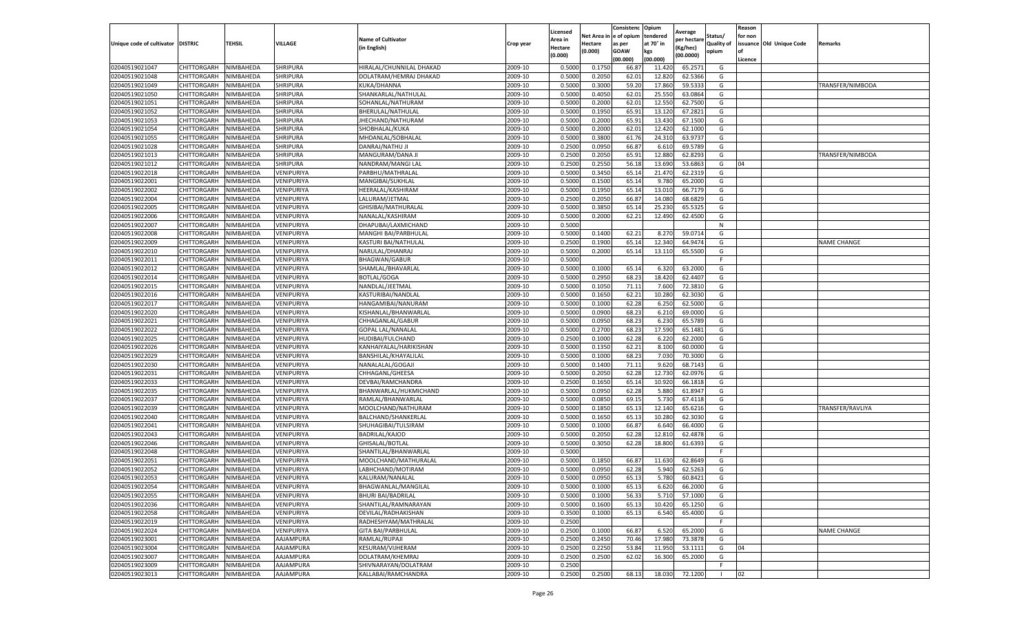| Unique code of cultivator | DISTRIC | TEHSIL | VILLAGE | Name of Cultivator (in English) | Crop year | Licensed Area in Hectare (0.000) | Net Area in Hectare (0.000) | Consistence of opium as per GOAW kgs (00.000) | Opium tendered at 70° in kgs (00.000) | Average per hectare (Kg/hec) (00.0000) | Status/ Quality of opium | Reason for non issuance of Licence | Old Unique Code | Remarks |
|---|---|---|---|---|---|---|---|---|---|---|---|---|---|---|
| 02040519021047 | CHITTORGARH | NIMBAHEDA | SHRIPURA | HIRALAL/CHUNNILAL DHAKAD | 2009-10 | 0.5000 | 0.1750 | 66.87 | 11.420 | 65.2571 | G | | | |
| 02040519021048 | CHITTORGARH | NIMBAHEDA | SHRIPURA | DOLATRAM/HEMRAJ DHAKAD | 2009-10 | 0.5000 | 0.2050 | 62.01 | 12.820 | 62.5366 | G | | | |
| 02040519021049 | CHITTORGARH | NIMBAHEDA | SHRIPURA | KUKA/DHANNA | 2009-10 | 0.5000 | 0.3000 | 59.20 | 17.860 | 59.5333 | G | | | TRANSFER/NIMBODA |
| 02040519021050 | CHITTORGARH | NIMBAHEDA | SHRIPURA | SHANKARLAL/NATHULAL | 2009-10 | 0.5000 | 0.4050 | 62.01 | 25.550 | 63.0864 | G | | | |
| 02040519021051 | CHITTORGARH | NIMBAHEDA | SHRIPURA | SOHANLAL/NATHURAM | 2009-10 | 0.5000 | 0.2000 | 62.01 | 12.550 | 62.7500 | G | | | |
| 02040519021052 | CHITTORGARH | NIMBAHEDA | SHRIPURA | BHERULAL/NATHULAL | 2009-10 | 0.5000 | 0.1950 | 65.91 | 13.120 | 67.2821 | G | | | |
| 02040519021053 | CHITTORGARH | NIMBAHEDA | SHRIPURA | JHECHAND/NATHURAM | 2009-10 | 0.5000 | 0.2000 | 65.91 | 13.430 | 67.1500 | G | | | |
| 02040519021054 | CHITTORGARH | NIMBAHEDA | SHRIPURA | SHOBHALAL/KUKA | 2009-10 | 0.5000 | 0.2000 | 62.01 | 12.420 | 62.1000 | G | | | |
| 02040519021055 | CHITTORGARH | NIMBAHEDA | SHRIPURA | MHDANLAL/SOBHALAL | 2009-10 | 0.5000 | 0.3800 | 61.76 | 24.310 | 63.9737 | G | | | |
| 02040519021028 | CHITTORGARH | NIMBAHEDA | SHRIPURA | DANRAJ/NATHU JI | 2009-10 | 0.2500 | 0.0950 | 66.87 | 6.610 | 69.5789 | G | | | |
| 02040519021013 | CHITTORGARH | NIMBAHEDA | SHRIPURA | MANGURAM/DANA JI | 2009-10 | 0.2500 | 0.2050 | 65.91 | 12.880 | 62.8293 | G | | | TRANSFER/NIMBODA |
| 02040519021012 | CHITTORGARH | NIMBAHEDA | SHRIPURA | NANDRAM/MANGI LAL | 2009-10 | 0.2500 | 0.2550 | 56.18 | 13.690 | 53.6863 | G | 04 | | |
| 02040519022018 | CHITTORGARH | NIMBAHEDA | VENIPURIYA | PARBHU/MATHRALAL | 2009-10 | 0.5000 | 0.3450 | 65.14 | 21.470 | 62.2319 | G | | | |
| 02040519022001 | CHITTORGARH | NIMBAHEDA | VENIPURIYA | MANGIBAI/SUKHLAL | 2009-10 | 0.5000 | 0.1500 | 65.14 | 9.780 | 65.2000 | G | | | |
| 02040519022002 | CHITTORGARH | NIMBAHEDA | VENIPURIYA | HEERALAL/KASHIRAM | 2009-10 | 0.5000 | 0.1950 | 65.14 | 13.010 | 66.7179 | G | | | |
| 02040519022004 | CHITTORGARH | NIMBAHEDA | VENIPURIYA | LALURAM/JETMAL | 2009-10 | 0.2500 | 0.2050 | 66.87 | 14.080 | 68.6829 | G | | | |
| 02040519022005 | CHITTORGARH | NIMBAHEDA | VENIPURIYA | GHISIBAI/MATHURALAL | 2009-10 | 0.5000 | 0.3850 | 65.14 | 25.230 | 65.5325 | G | | | |
| 02040519022006 | CHITTORGARH | NIMBAHEDA | VENIPURIYA | NANALAL/KASHIRAM | 2009-10 | 0.5000 | 0.2000 | 62.21 | 12.490 | 62.4500 | G | | | |
| 02040519022007 | CHITTORGARH | NIMBAHEDA | VENIPURIYA | DHAPUBAI/LAXMICHAND | 2009-10 | 0.5000 | | | | | N | | | |
| 02040519022008 | CHITTORGARH | NIMBAHEDA | VENIPURIYA | MANGHI BAI/PARBHULAL | 2009-10 | 0.5000 | 0.1400 | 62.21 | 8.270 | 59.0714 | G | | | |
| 02040519022009 | CHITTORGARH | NIMBAHEDA | VENIPURIYA | KASTURI BAI/NATHULAL | 2009-10 | 0.2500 | 0.1900 | 65.14 | 12.340 | 64.9474 | G | | | NAME CHANGE |
| 02040519022010 | CHITTORGARH | NIMBAHEDA | VENIPURIYA | NARULAL/DHANRAJ | 2009-10 | 0.5000 | 0.2000 | 65.14 | 13.110 | 65.5500 | G | | | |
| 02040519022011 | CHITTORGARH | NIMBAHEDA | VENIPURIYA | BHAGWAN/GABUR | 2009-10 | 0.5000 | | | | | F | | | |
| 02040519022012 | CHITTORGARH | NIMBAHEDA | VENIPURIYA | SHAMLAL/BHAVARLAL | 2009-10 | 0.5000 | 0.1000 | 65.14 | 6.320 | 63.2000 | G | | | |
| 02040519022014 | CHITTORGARH | NIMBAHEDA | VENIPURIYA | BOTLAL/GOGA | 2009-10 | 0.5000 | 0.2950 | 68.23 | 18.420 | 62.4407 | G | | | |
| 02040519022015 | CHITTORGARH | NIMBAHEDA | VENIPURIYA | NANDLAL/JEETMAL | 2009-10 | 0.5000 | 0.1050 | 71.11 | 7.600 | 72.3810 | G | | | |
| 02040519022016 | CHITTORGARH | NIMBAHEDA | VENIPURIYA | KASTURIBAI/NANDLAL | 2009-10 | 0.5000 | 0.1650 | 62.21 | 10.280 | 62.3030 | G | | | |
| 02040519022017 | CHITTORGARH | NIMBAHEDA | VENIPURIYA | HANGAMIBAI/NANURAM | 2009-10 | 0.5000 | 0.1000 | 62.28 | 6.250 | 62.5000 | G | | | |
| 02040519022020 | CHITTORGARH | NIMBAHEDA | VENIPURIYA | KISHANLAL/BHANWARLAL | 2009-10 | 0.5000 | 0.0900 | 68.23 | 6.210 | 69.0000 | G | | | |
| 02040519022021 | CHITTORGARH | NIMBAHEDA | VENIPURIYA | CHHAGANLAL/GABUR | 2009-10 | 0.5000 | 0.0950 | 68.23 | 6.230 | 65.5789 | G | | | |
| 02040519022022 | CHITTORGARH | NIMBAHEDA | VENIPURIYA | GOPAL LAL/NANALAL | 2009-10 | 0.5000 | 0.2700 | 68.23 | 17.590 | 65.1481 | G | | | |
| 02040519022025 | CHITTORGARH | NIMBAHEDA | VENIPURIYA | HUDIBAI/FULCHAND | 2009-10 | 0.2500 | 0.1000 | 62.28 | 6.220 | 62.2000 | G | | | |
| 02040519022026 | CHITTORGARH | NIMBAHEDA | VENIPURIYA | KANHAIYALAL/HARIKISHAN | 2009-10 | 0.5000 | 0.1350 | 62.21 | 8.100 | 60.0000 | G | | | |
| 02040519022029 | CHITTORGARH | NIMBAHEDA | VENIPURIYA | BANSHILAL/KHAYALILAL | 2009-10 | 0.5000 | 0.1000 | 68.23 | 7.030 | 70.3000 | G | | | |
| 02040519022030 | CHITTORGARH | NIMBAHEDA | VENIPURIYA | NANALALAL/GOGAJI | 2009-10 | 0.5000 | 0.1400 | 71.11 | 9.620 | 68.7143 | G | | | |
| 02040519022031 | CHITTORGARH | NIMBAHEDA | VENIPURIYA | CHHAGANL/GHEESA | 2009-10 | 0.5000 | 0.2050 | 62.28 | 12.730 | 62.0976 | G | | | |
| 02040519022033 | CHITTORGARH | NIMBAHEDA | VENIPURIYA | DEVBAI/RAMCHANDRA | 2009-10 | 0.2500 | 0.1650 | 65.14 | 10.920 | 66.1818 | G | | | |
| 02040519022035 | CHITTORGARH | NIMBAHEDA | VENIPURIYA | BHANWARLAL/HUKMICHAND | 2009-10 | 0.5000 | 0.0950 | 62.28 | 5.880 | 61.8947 | G | | | |
| 02040519022037 | CHITTORGARH | NIMBAHEDA | VENIPURIYA | RAMLAL/BHANWARLAL | 2009-10 | 0.5000 | 0.0850 | 69.15 | 5.730 | 67.4118 | G | | | |
| 02040519022039 | CHITTORGARH | NIMBAHEDA | VENIPURIYA | MOOLCHAND/NATHURAM | 2009-10 | 0.5000 | 0.1850 | 65.13 | 12.140 | 65.6216 | G | | | TRANSFER/RAVLIYA |
| 02040519022040 | CHITTORGARH | NIMBAHEDA | VENIPURIYA | BALCHAND/SHANKERLAL | 2009-10 | 0.5000 | 0.1650 | 65.13 | 10.280 | 62.3030 | G | | | |
| 02040519022041 | CHITTORGARH | NIMBAHEDA | VENIPURIYA | SHUHAGIBAI/TULSIRAM | 2009-10 | 0.5000 | 0.1000 | 66.87 | 6.640 | 66.4000 | G | | | |
| 02040519022043 | CHITTORGARH | NIMBAHEDA | VENIPURIYA | BADRILAL/KAJOD | 2009-10 | 0.5000 | 0.2050 | 62.28 | 12.810 | 62.4878 | G | | | |
| 02040519022046 | CHITTORGARH | NIMBAHEDA | VENIPURIYA | GHISALAL/BOTLAL | 2009-10 | 0.5000 | 0.3050 | 62.28 | 18.800 | 61.6393 | G | | | |
| 02040519022048 | CHITTORGARH | NIMBAHEDA | VENIPURIYA | SHANTILAL/BHANWARLAL | 2009-10 | 0.5000 | | | | | F | | | |
| 02040519022051 | CHITTORGARH | NIMBAHEDA | VENIPURIYA | MOOLCHAND/MATHURALAL | 2009-10 | 0.5000 | 0.1850 | 66.87 | 11.630 | 62.8649 | G | | | |
| 02040519022052 | CHITTORGARH | NIMBAHEDA | VENIPURIYA | LABHCHAND/MOTIRAM | 2009-10 | 0.5000 | 0.0950 | 62.28 | 5.940 | 62.5263 | G | | | |
| 02040519022053 | CHITTORGARH | NIMBAHEDA | VENIPURIYA | KALURAM/NANALAL | 2009-10 | 0.5000 | 0.0950 | 65.13 | 5.780 | 60.8421 | G | | | |
| 02040519022054 | CHITTORGARH | NIMBAHEDA | VENIPURIYA | BHAGWANLAL/MANGILAL | 2009-10 | 0.5000 | 0.1000 | 65.13 | 6.620 | 66.2000 | G | | | |
| 02040519022055 | CHITTORGARH | NIMBAHEDA | VENIPURIYA | BHURI BAI/BADRILAL | 2009-10 | 0.5000 | 0.1000 | 56.33 | 5.710 | 57.1000 | G | | | |
| 02040519022036 | CHITTORGARH | NIMBAHEDA | VENIPURIYA | SHANTILAL/RAMNARAYAN | 2009-10 | 0.5000 | 0.1600 | 65.13 | 10.420 | 65.1250 | G | | | |
| 02040519022058 | CHITTORGARH | NIMBAHEDA | VENIPURIYA | DEVILAL/RADHAKISHAN | 2009-10 | 0.3500 | 0.1000 | 65.13 | 6.540 | 65.4000 | G | | | |
| 02040519022019 | CHITTORGARH | NIMBAHEDA | VENIPURIYA | RADHESHYAM/MATHRALAL | 2009-10 | 0.2500 | | | | | F | | | |
| 02040519022024 | CHITTORGARH | NIMBAHEDA | VENIPURIYA | GITA BAI/PARBHULAL | 2009-10 | 0.2500 | 0.1000 | 66.87 | 6.520 | 65.2000 | G | | | NAME CHANGE |
| 02040519023001 | CHITTORGARH | NIMBAHEDA | AAJAMPURA | RAMLAL/RUPAJI | 2009-10 | 0.2500 | 0.2450 | 70.46 | 17.980 | 73.3878 | G | | | |
| 02040519023004 | CHITTORGARH | NIMBAHEDA | AAJAMPURA | KESURAM/VIJHERAM | 2009-10 | 0.2500 | 0.2250 | 53.84 | 11.950 | 53.1111 | G | 04 | | |
| 02040519023007 | CHITTORGARH | NIMBAHEDA | AAJAMPURA | DOLATRAM/KHEMRAJ | 2009-10 | 0.2500 | 0.2500 | 62.02 | 16.300 | 65.2000 | G | | | |
| 02040519023009 | CHITTORGARH | NIMBAHEDA | AAJAMPURA | SHIVNARAYAN/DOLATRAM | 2009-10 | 0.2500 | | | | | F | | | |
| 02040519023013 | CHITTORGARH | NIMBAHEDA | AAJAMPURA | KALLABAI/RAMCHANDRA | 2009-10 | 0.2500 | 0.2500 | 68.13 | 18.030 | 72.1200 | I | 02 | | |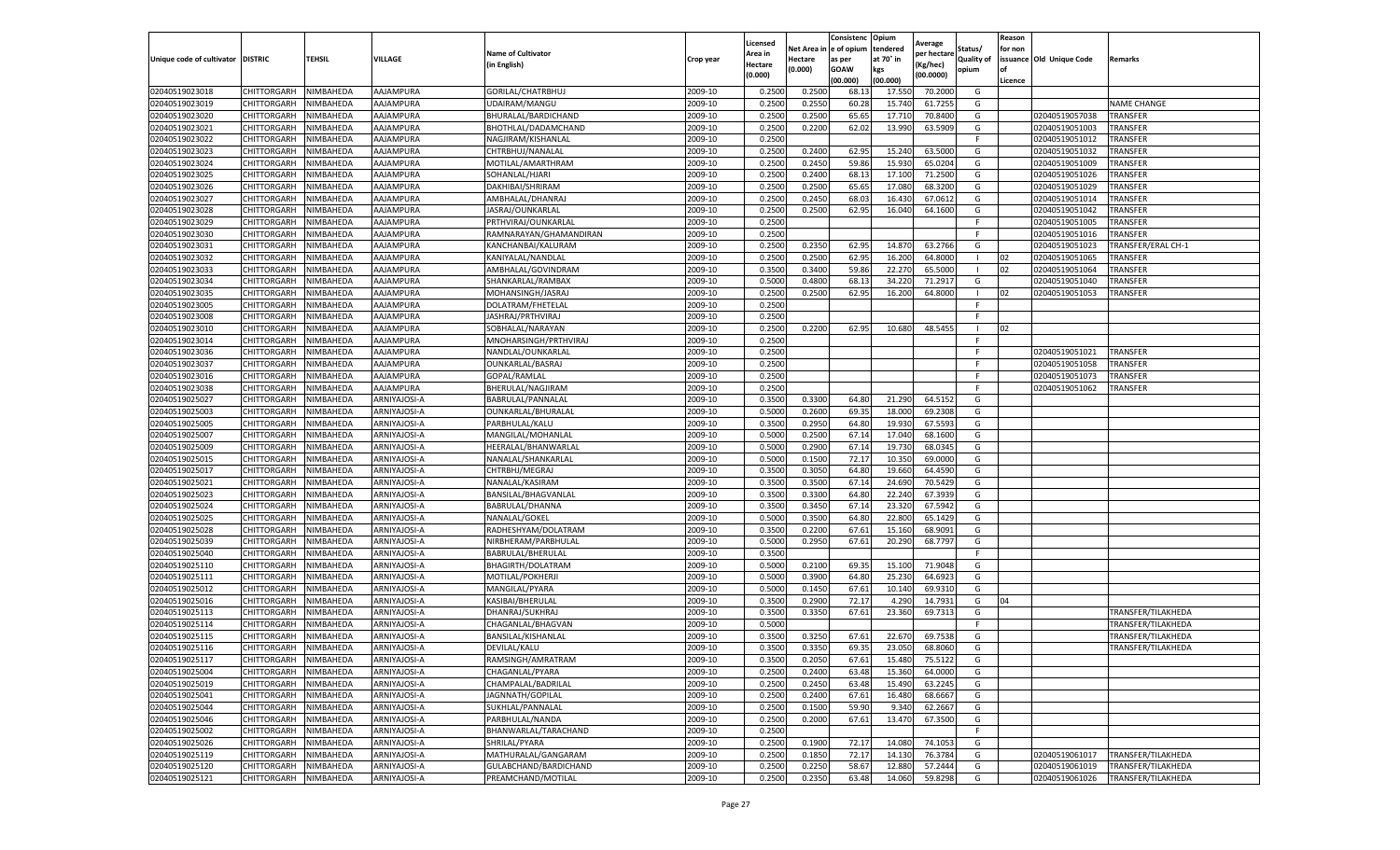| Unique code of cultivator | DISTRIC | TEHSIL | VILLAGE | Name of Cultivator (in English) | Crop year | Licensed Area in Hectare (0.000) | Net Area in Hectare (0.000) | Consistenc e of opium as per GOAW (00.000) | Opium tendered at 70° in kgs (00.000) | Average per hectare (Kg/hec) (00.0000) | Status/ Quality of opium | Reason for non issuance of Licence | Old Unique Code | Remarks |
|---|---|---|---|---|---|---|---|---|---|---|---|---|---|---|
| 02040519023018 | CHITTORGARH | NIMBAHEDA | AAJAMPURA | GORILAL/CHATRBHUJ | 2009-10 | 0.2500 | 0.2500 | 68.13 | 17.550 | 70.2000 | G | | | |
| 02040519023019 | CHITTORGARH | NIMBAHEDA | AAJAMPURA | UDAIRAM/MANGU | 2009-10 | 0.2500 | 0.2550 | 60.28 | 15.740 | 61.7255 | G | | | NAME CHANGE |
| 02040519023020 | CHITTORGARH | NIMBAHEDA | AAJAMPURA | BHURALAL/BARDICHAND | 2009-10 | 0.2500 | 0.2500 | 65.65 | 17.710 | 70.8400 | G | | 02040519057038 | TRANSFER |
| 02040519023021 | CHITTORGARH | NIMBAHEDA | AAJAMPURA | BHOTHLAL/DADAMCHAND | 2009-10 | 0.2500 | 0.2200 | 62.02 | 13.990 | 63.5909 | G | | 02040519051003 | TRANSFER |
| 02040519023022 | CHITTORGARH | NIMBAHEDA | AAJAMPURA | NAGJIRAM/KISHANLAL | 2009-10 | 0.2500 | | | | | F | | 02040519051012 | TRANSFER |
| 02040519023023 | CHITTORGARH | NIMBAHEDA | AAJAMPURA | CHTRBHUJ/NANALAL | 2009-10 | 0.2500 | 0.2400 | 62.95 | 15.240 | 63.5000 | G | | 02040519051032 | TRANSFER |
| 02040519023024 | CHITTORGARH | NIMBAHEDA | AAJAMPURA | MOTILAL/AMARTHRAM | 2009-10 | 0.2500 | 0.2450 | 59.86 | 15.930 | 65.0204 | G | | 02040519051009 | TRANSFER |
| 02040519023025 | CHITTORGARH | NIMBAHEDA | AAJAMPURA | SOHANLAL/HJARI | 2009-10 | 0.2500 | 0.2400 | 68.13 | 17.100 | 71.2500 | G | | 02040519051026 | TRANSFER |
| 02040519023026 | CHITTORGARH | NIMBAHEDA | AAJAMPURA | DAKHIBAI/SHRIRAM | 2009-10 | 0.2500 | 0.2500 | 65.65 | 17.080 | 68.3200 | G | | 02040519051029 | TRANSFER |
| 02040519023027 | CHITTORGARH | NIMBAHEDA | AAJAMPURA | AMBHALAL/DHANRAJ | 2009-10 | 0.2500 | 0.2450 | 68.03 | 16.430 | 67.0612 | G | | 02040519051014 | TRANSFER |
| 02040519023028 | CHITTORGARH | NIMBAHEDA | AAJAMPURA | JASRAJ/OUNKARLAL | 2009-10 | 0.2500 | 0.2500 | 62.95 | 16.040 | 64.1600 | G | | 02040519051042 | TRANSFER |
| 02040519023029 | CHITTORGARH | NIMBAHEDA | AAJAMPURA | PRTHVIRAJ/OUNKARLAL | 2009-10 | 0.2500 | | | | | F | | 02040519051005 | TRANSFER |
| 02040519023030 | CHITTORGARH | NIMBAHEDA | AAJAMPURA | RAMNARAYAN/GHAMANDIRAN | 2009-10 | 0.2500 | | | | | F | | 02040519051016 | TRANSFER |
| 02040519023031 | CHITTORGARH | NIMBAHEDA | AAJAMPURA | KANCHANBAI/KALURAM | 2009-10 | 0.2500 | 0.2350 | 62.95 | 14.870 | 63.2766 | G | | 02040519051023 | TRANSFER/ERAL CH-1 |
| 02040519023032 | CHITTORGARH | NIMBAHEDA | AAJAMPURA | KANIYALAL/NANDLAL | 2009-10 | 0.2500 | 0.2500 | 62.95 | 16.200 | 64.8000 | I | 02 | 02040519051065 | TRANSFER |
| 02040519023033 | CHITTORGARH | NIMBAHEDA | AAJAMPURA | AMBHALAL/GOVINDRAM | 2009-10 | 0.3500 | 0.3400 | 59.86 | 22.270 | 65.5000 | I | 02 | 02040519051064 | TRANSFER |
| 02040519023034 | CHITTORGARH | NIMBAHEDA | AAJAMPURA | SHANKARLAL/RAMBAX | 2009-10 | 0.5000 | 0.4800 | 68.13 | 34.220 | 71.2917 | G | | 02040519051040 | TRANSFER |
| 02040519023035 | CHITTORGARH | NIMBAHEDA | AAJAMPURA | MOHANSINGH/JASRAJ | 2009-10 | 0.2500 | 0.2500 | 62.95 | 16.200 | 64.8000 | I | 02 | 02040519051053 | TRANSFER |
| 02040519023005 | CHITTORGARH | NIMBAHEDA | AAJAMPURA | DOLATRAM/FHETELAL | 2009-10 | 0.2500 | | | | | F | | | |
| 02040519023008 | CHITTORGARH | NIMBAHEDA | AAJAMPURA | JASHRAJ/PRTHVIRAJ | 2009-10 | 0.2500 | | | | | F | | | |
| 02040519023010 | CHITTORGARH | NIMBAHEDA | AAJAMPURA | SOBHALAL/NARAYAN | 2009-10 | 0.2500 | 0.2200 | 62.95 | 10.680 | 48.5455 | I | 02 | | |
| 02040519023014 | CHITTORGARH | NIMBAHEDA | AAJAMPURA | MNOHARSINGH/PRTHVIRAJ | 2009-10 | 0.2500 | | | | | F | | | |
| 02040519023036 | CHITTORGARH | NIMBAHEDA | AAJAMPURA | NANDLAL/OUNKARLAL | 2009-10 | 0.2500 | | | | | F | | 02040519051021 | TRANSFER |
| 02040519023037 | CHITTORGARH | NIMBAHEDA | AAJAMPURA | OUNKARLAL/BASRAJ | 2009-10 | 0.2500 | | | | | F | | 02040519051058 | TRANSFER |
| 02040519023016 | CHITTORGARH | NIMBAHEDA | AAJAMPURA | GOPAL/RAMLAL | 2009-10 | 0.2500 | | | | | F | | 02040519051073 | TRANSFER |
| 02040519023038 | CHITTORGARH | NIMBAHEDA | AAJAMPURA | BHERULAL/NAGJIRAM | 2009-10 | 0.2500 | | | | | F | | 02040519051062 | TRANSFER |
| 02040519025027 | CHITTORGARH | NIMBAHEDA | ARNIYAJOSI-A | BABRULAL/PANNALAL | 2009-10 | 0.3500 | 0.3300 | 64.80 | 21.290 | 64.5152 | G | | | |
| 02040519025003 | CHITTORGARH | NIMBAHEDA | ARNIYAJOSI-A | OUNKARLAL/BHURALAL | 2009-10 | 0.5000 | 0.2600 | 69.35 | 18.000 | 69.2308 | G | | | |
| 02040519025005 | CHITTORGARH | NIMBAHEDA | ARNIYAJOSI-A | PARBHULAL/KALU | 2009-10 | 0.3500 | 0.2950 | 64.80 | 19.930 | 67.5593 | G | | | |
| 02040519025007 | CHITTORGARH | NIMBAHEDA | ARNIYAJOSI-A | MANGILAL/MOHANLAL | 2009-10 | 0.5000 | 0.2500 | 67.14 | 17.040 | 68.1600 | G | | | |
| 02040519025009 | CHITTORGARH | NIMBAHEDA | ARNIYAJOSI-A | HEERALAL/BHANWARLAL | 2009-10 | 0.5000 | 0.2900 | 67.14 | 19.730 | 68.0345 | G | | | |
| 02040519025015 | CHITTORGARH | NIMBAHEDA | ARNIYAJOSI-A | NANALAL/SHANKARLAL | 2009-10 | 0.5000 | 0.1500 | 72.17 | 10.350 | 69.0000 | G | | | |
| 02040519025017 | CHITTORGARH | NIMBAHEDA | ARNIYAJOSI-A | CHTRBHJ/MEGRAJ | 2009-10 | 0.3500 | 0.3050 | 64.80 | 19.660 | 64.4590 | G | | | |
| 02040519025021 | CHITTORGARH | NIMBAHEDA | ARNIYAJOSI-A | NANALAL/KASIRAM | 2009-10 | 0.3500 | 0.3500 | 67.14 | 24.690 | 70.5429 | G | | | |
| 02040519025023 | CHITTORGARH | NIMBAHEDA | ARNIYAJOSI-A | BANSILAL/BHAGVANLAL | 2009-10 | 0.3500 | 0.3300 | 64.80 | 22.240 | 67.3939 | G | | | |
| 02040519025024 | CHITTORGARH | NIMBAHEDA | ARNIYAJOSI-A | BABRULAL/DHANNA | 2009-10 | 0.3500 | 0.3450 | 67.14 | 23.320 | 67.5942 | G | | | |
| 02040519025025 | CHITTORGARH | NIMBAHEDA | ARNIYAJOSI-A | NANALAL/GOKEL | 2009-10 | 0.5000 | 0.3500 | 64.80 | 22.800 | 65.1429 | G | | | |
| 02040519025028 | CHITTORGARH | NIMBAHEDA | ARNIYAJOSI-A | RADHESHYAM/DOLATRAM | 2009-10 | 0.3500 | 0.2200 | 67.61 | 15.160 | 68.9091 | G | | | |
| 02040519025039 | CHITTORGARH | NIMBAHEDA | ARNIYAJOSI-A | NIRBHERAM/PARBHULAL | 2009-10 | 0.5000 | 0.2950 | 67.61 | 20.290 | 68.7797 | G | | | |
| 02040519025040 | CHITTORGARH | NIMBAHEDA | ARNIYAJOSI-A | BABRULAL/BHERULAL | 2009-10 | 0.3500 | | | | | F | | | |
| 02040519025110 | CHITTORGARH | NIMBAHEDA | ARNIYAJOSI-A | BHAGIRTH/DOLATRAM | 2009-10 | 0.5000 | 0.2100 | 69.35 | 15.100 | 71.9048 | G | | | |
| 02040519025111 | CHITTORGARH | NIMBAHEDA | ARNIYAJOSI-A | MOTILAL/POKHERJI | 2009-10 | 0.5000 | 0.3900 | 64.80 | 25.230 | 64.6923 | G | | | |
| 02040519025012 | CHITTORGARH | NIMBAHEDA | ARNIYAJOSI-A | MANGILAL/PYARA | 2009-10 | 0.5000 | 0.1450 | 67.61 | 10.140 | 69.9310 | G | | | |
| 02040519025016 | CHITTORGARH | NIMBAHEDA | ARNIYAJOSI-A | KASIBAI/BHERULAL | 2009-10 | 0.3500 | 0.2900 | 72.17 | 4.290 | 14.7931 | G | 04 | | |
| 02040519025113 | CHITTORGARH | NIMBAHEDA | ARNIYAJOSI-A | DHANRAJ/SUKHRAJ | 2009-10 | 0.3500 | 0.3350 | 67.61 | 23.360 | 69.7313 | G | | | TRANSFER/TILAKHEDA |
| 02040519025114 | CHITTORGARH | NIMBAHEDA | ARNIYAJOSI-A | CHAGANLAL/BHAGVAN | 2009-10 | 0.5000 | | | | | F | | | TRANSFER/TILAKHEDA |
| 02040519025115 | CHITTORGARH | NIMBAHEDA | ARNIYAJOSI-A | BANSILAL/KISHANLAL | 2009-10 | 0.3500 | 0.3250 | 67.61 | 22.670 | 69.7538 | G | | | TRANSFER/TILAKHEDA |
| 02040519025116 | CHITTORGARH | NIMBAHEDA | ARNIYAJOSI-A | DEVILAL/KALU | 2009-10 | 0.3500 | 0.3350 | 69.35 | 23.050 | 68.8060 | G | | | TRANSFER/TILAKHEDA |
| 02040519025117 | CHITTORGARH | NIMBAHEDA | ARNIYAJOSI-A | RAMSINGH/AMRATRAM | 2009-10 | 0.3500 | 0.2050 | 67.61 | 15.480 | 75.5122 | G | | | |
| 02040519025004 | CHITTORGARH | NIMBAHEDA | ARNIYAJOSI-A | CHAGANLAL/PYARA | 2009-10 | 0.2500 | 0.2400 | 63.48 | 15.360 | 64.0000 | G | | | |
| 02040519025019 | CHITTORGARH | NIMBAHEDA | ARNIYAJOSI-A | CHAMPALAL/BADRILAL | 2009-10 | 0.2500 | 0.2450 | 63.48 | 15.490 | 63.2245 | G | | | |
| 02040519025041 | CHITTORGARH | NIMBAHEDA | ARNIYAJOSI-A | JAGNNATH/GOPILAL | 2009-10 | 0.2500 | 0.2400 | 67.61 | 16.480 | 68.6667 | G | | | |
| 02040519025044 | CHITTORGARH | NIMBAHEDA | ARNIYAJOSI-A | SUKHLAL/PANNALAL | 2009-10 | 0.2500 | 0.1500 | 59.90 | 9.340 | 62.2667 | G | | | |
| 02040519025046 | CHITTORGARH | NIMBAHEDA | ARNIYAJOSI-A | PARBHULAL/NANDA | 2009-10 | 0.2500 | 0.2000 | 67.61 | 13.470 | 67.3500 | G | | | |
| 02040519025002 | CHITTORGARH | NIMBAHEDA | ARNIYAJOSI-A | BHANWARLAL/TARACHAND | 2009-10 | 0.2500 | | | | | F | | | |
| 02040519025026 | CHITTORGARH | NIMBAHEDA | ARNIYAJOSI-A | SHRILAL/PYARA | 2009-10 | 0.2500 | 0.1900 | 72.17 | 14.080 | 74.1053 | G | | | |
| 02040519025119 | CHITTORGARH | NIMBAHEDA | ARNIYAJOSI-A | MATHURALAL/GANGARAM | 2009-10 | 0.2500 | 0.1850 | 72.17 | 14.130 | 76.3784 | G | | 02040519061017 | TRANSFER/TILAKHEDA |
| 02040519025120 | CHITTORGARH | NIMBAHEDA | ARNIYAJOSI-A | GULABCHAND/BARDICHAND | 2009-10 | 0.2500 | 0.2250 | 58.67 | 12.880 | 57.2444 | G | | 02040519061019 | TRANSFER/TILAKHEDA |
| 02040519025121 | CHITTORGARH | NIMBAHEDA | ARNIYAJOSI-A | PREAMCHAND/MOTILAL | 2009-10 | 0.2500 | 0.2350 | 63.48 | 14.060 | 59.8298 | G | | 02040519061026 | TRANSFER/TILAKHEDA |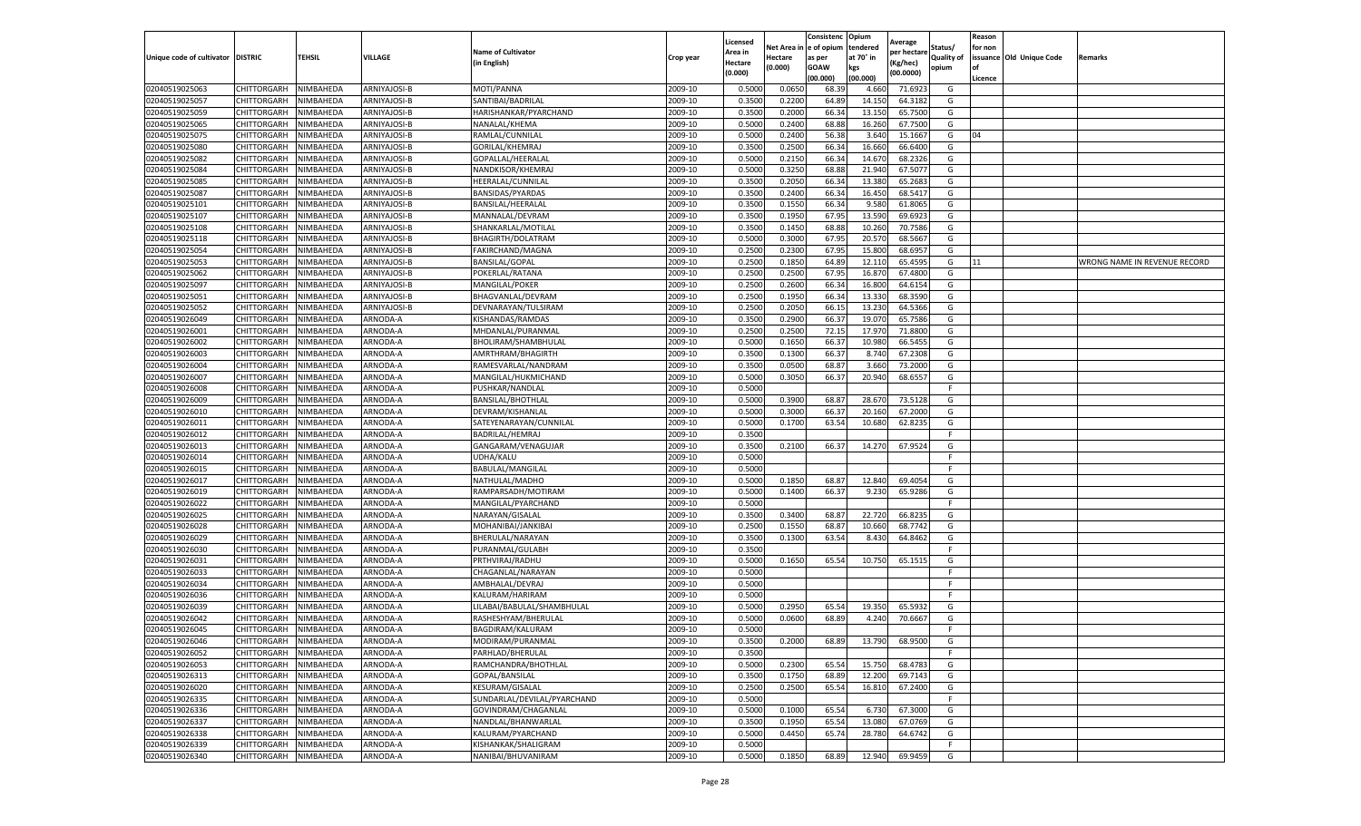| Unique code of cultivator | DISTRIC | TEHSIL | VILLAGE | Name of Cultivator (in English) | Crop year | Licensed Area in Hectare (0.000) | Net Area in Hectare (0.000) | Consistence of opium as per GOAW (00.000) | Opium tendered at 70° in kgs (00.000) | Average per hectare (Kg/hec) (00.0000) | Status/ Quality of opium | Reason for non issuance of Licence | Old Unique Code | Remarks |
|---|---|---|---|---|---|---|---|---|---|---|---|---|---|---|
| 02040519025063 | CHITTORGARH | NIMBAHEDA | ARNIYAJOSI-B | MOTI/PANNA | 2009-10 | 0.5000 | 0.0650 | 68.39 | 4.660 | 71.6923 | G | | | |
| 02040519025057 | CHITTORGARH | NIMBAHEDA | ARNIYAJOSI-B | SANTIBAI/BADRILAL | 2009-10 | 0.3500 | 0.2200 | 64.89 | 14.150 | 64.3182 | G | | | |
| 02040519025059 | CHITTORGARH | NIMBAHEDA | ARNIYAJOSI-B | HARISHANKAR/PYARCHAND | 2009-10 | 0.3500 | 0.2000 | 66.34 | 13.150 | 65.7500 | G | | | |
| 02040519025065 | CHITTORGARH | NIMBAHEDA | ARNIYAJOSI-B | NANALAL/KHEMA | 2009-10 | 0.5000 | 0.2400 | 68.88 | 16.260 | 67.7500 | G | | | |
| 02040519025075 | CHITTORGARH | NIMBAHEDA | ARNIYAJOSI-B | RAMLAL/CUNNILAL | 2009-10 | 0.5000 | 0.2400 | 56.38 | 3.640 | 15.1667 | G | 04 | | |
| 02040519025080 | CHITTORGARH | NIMBAHEDA | ARNIYAJOSI-B | GORILAL/KHEMRAJ | 2009-10 | 0.3500 | 0.2500 | 66.34 | 16.660 | 66.6400 | G | | | |
| 02040519025082 | CHITTORGARH | NIMBAHEDA | ARNIYAJOSI-B | GOPALLAL/HEERALAL | 2009-10 | 0.5000 | 0.2150 | 66.34 | 14.670 | 68.2326 | G | | | |
| 02040519025084 | CHITTORGARH | NIMBAHEDA | ARNIYAJOSI-B | NANDKISOR/KHEMRAJ | 2009-10 | 0.5000 | 0.3250 | 68.88 | 21.940 | 67.5077 | G | | | |
| 02040519025085 | CHITTORGARH | NIMBAHEDA | ARNIYAJOSI-B | HEERALAL/CUNNILAL | 2009-10 | 0.3500 | 0.2050 | 66.34 | 13.380 | 65.2683 | G | | | |
| 02040519025087 | CHITTORGARH | NIMBAHEDA | ARNIYAJOSI-B | BANSIDAS/PYARDAS | 2009-10 | 0.3500 | 0.2400 | 66.34 | 16.450 | 68.5417 | G | | | |
| 02040519025101 | CHITTORGARH | NIMBAHEDA | ARNIYAJOSI-B | BANSILAL/HEERALAL | 2009-10 | 0.3500 | 0.1550 | 66.34 | 9.580 | 61.8065 | G | | | |
| 02040519025107 | CHITTORGARH | NIMBAHEDA | ARNIYAJOSI-B | MANNALAL/DEVRAM | 2009-10 | 0.3500 | 0.1950 | 67.95 | 13.590 | 69.6923 | G | | | |
| 02040519025108 | CHITTORGARH | NIMBAHEDA | ARNIYAJOSI-B | SHANKARLAL/MOTILAL | 2009-10 | 0.3500 | 0.1450 | 68.88 | 10.260 | 70.7586 | G | | | |
| 02040519025118 | CHITTORGARH | NIMBAHEDA | ARNIYAJOSI-B | BHAGIRTH/DOLATRAM | 2009-10 | 0.5000 | 0.3000 | 67.95 | 20.570 | 68.5667 | G | | | |
| 02040519025054 | CHITTORGARH | NIMBAHEDA | ARNIYAJOSI-B | FAKIRCHAND/MAGNA | 2009-10 | 0.2500 | 0.2300 | 67.95 | 15.800 | 68.6957 | G | | | |
| 02040519025053 | CHITTORGARH | NIMBAHEDA | ARNIYAJOSI-B | BANSILAL/GOPAL | 2009-10 | 0.2500 | 0.1850 | 64.89 | 12.110 | 65.4595 | G | 11 | | WRONG NAME IN REVENUE RECORD |
| 02040519025062 | CHITTORGARH | NIMBAHEDA | ARNIYAJOSI-B | POKERLAL/RATANA | 2009-10 | 0.2500 | 0.2500 | 67.95 | 16.870 | 67.4800 | G | | | |
| 02040519025097 | CHITTORGARH | NIMBAHEDA | ARNIYAJOSI-B | MANGILAL/POKER | 2009-10 | 0.2500 | 0.2600 | 66.34 | 16.800 | 64.6154 | G | | | |
| 02040519025051 | CHITTORGARH | NIMBAHEDA | ARNIYAJOSI-B | BHAGVANLAL/DEVRAM | 2009-10 | 0.2500 | 0.1950 | 66.34 | 13.330 | 68.3590 | G | | | |
| 02040519025052 | CHITTORGARH | NIMBAHEDA | ARNIYAJOSI-B | DEVNARAYAN/TULSIRAM | 2009-10 | 0.2500 | 0.2050 | 66.15 | 13.230 | 64.5366 | G | | | |
| 02040519026049 | CHITTORGARH | NIMBAHEDA | ARNODA-A | KISHANDAS/RAMDAS | 2009-10 | 0.3500 | 0.2900 | 66.37 | 19.070 | 65.7586 | G | | | |
| 02040519026001 | CHITTORGARH | NIMBAHEDA | ARNODA-A | MHDANLAL/PURANMAL | 2009-10 | 0.2500 | 0.2500 | 72.15 | 17.970 | 71.8800 | G | | | |
| 02040519026002 | CHITTORGARH | NIMBAHEDA | ARNODA-A | BHOLIRAM/SHAMBHULAL | 2009-10 | 0.5000 | 0.1650 | 66.37 | 10.980 | 66.5455 | G | | | |
| 02040519026003 | CHITTORGARH | NIMBAHEDA | ARNODA-A | AMRTHRAM/BHAGIRTH | 2009-10 | 0.3500 | 0.1300 | 66.37 | 8.740 | 67.2308 | G | | | |
| 02040519026004 | CHITTORGARH | NIMBAHEDA | ARNODA-A | RAMESVARLAL/NANDRAM | 2009-10 | 0.3500 | 0.0500 | 68.87 | 3.660 | 73.2000 | G | | | |
| 02040519026007 | CHITTORGARH | NIMBAHEDA | ARNODA-A | MANGILAL/HUKMICHAND | 2009-10 | 0.5000 | 0.3050 | 66.37 | 20.940 | 68.6557 | G | | | |
| 02040519026008 | CHITTORGARH | NIMBAHEDA | ARNODA-A | PUSHKAR/NANDLAL | 2009-10 | 0.5000 | | | | | F | | | |
| 02040519026009 | CHITTORGARH | NIMBAHEDA | ARNODA-A | BANSILAL/BHOTHLAL | 2009-10 | 0.5000 | 0.3900 | 68.87 | 28.670 | 73.5128 | G | | | |
| 02040519026010 | CHITTORGARH | NIMBAHEDA | ARNODA-A | DEVRAM/KISHANLAL | 2009-10 | 0.5000 | 0.3000 | 66.37 | 20.160 | 67.2000 | G | | | |
| 02040519026011 | CHITTORGARH | NIMBAHEDA | ARNODA-A | SATEYENARAYAN/CUNNILAL | 2009-10 | 0.5000 | 0.1700 | 63.54 | 10.680 | 62.8235 | G | | | |
| 02040519026012 | CHITTORGARH | NIMBAHEDA | ARNODA-A | BADRILAL/HEMRAJ | 2009-10 | 0.3500 | | | | | F | | | |
| 02040519026013 | CHITTORGARH | NIMBAHEDA | ARNODA-A | GANGARAM/VENAGUJAR | 2009-10 | 0.3500 | 0.2100 | 66.37 | 14.270 | 67.9524 | G | | | |
| 02040519026014 | CHITTORGARH | NIMBAHEDA | ARNODA-A | UDHA/KALU | 2009-10 | 0.5000 | | | | | F | | | |
| 02040519026015 | CHITTORGARH | NIMBAHEDA | ARNODA-A | BABULAL/MANGILAL | 2009-10 | 0.5000 | | | | | F | | | |
| 02040519026017 | CHITTORGARH | NIMBAHEDA | ARNODA-A | NATHULAL/MADHO | 2009-10 | 0.5000 | 0.1850 | 68.87 | 12.840 | 69.4054 | G | | | |
| 02040519026019 | CHITTORGARH | NIMBAHEDA | ARNODA-A | RAMPARSADH/MOTIRAM | 2009-10 | 0.5000 | 0.1400 | 66.37 | 9.230 | 65.9286 | G | | | |
| 02040519026022 | CHITTORGARH | NIMBAHEDA | ARNODA-A | MANGILAL/PYARCHAND | 2009-10 | 0.5000 | | | | | F | | | |
| 02040519026025 | CHITTORGARH | NIMBAHEDA | ARNODA-A | NARAYAN/GISALAL | 2009-10 | 0.3500 | 0.3400 | 68.87 | 22.720 | 66.8235 | G | | | |
| 02040519026028 | CHITTORGARH | NIMBAHEDA | ARNODA-A | MOHANIBAI/JANKIBAI | 2009-10 | 0.2500 | 0.1550 | 68.87 | 10.660 | 68.7742 | G | | | |
| 02040519026029 | CHITTORGARH | NIMBAHEDA | ARNODA-A | BHERULAL/NARAYAN | 2009-10 | 0.3500 | 0.1300 | 63.54 | 8.430 | 64.8462 | G | | | |
| 02040519026030 | CHITTORGARH | NIMBAHEDA | ARNODA-A | PURANMAL/GULABH | 2009-10 | 0.3500 | | | | | F | | | |
| 02040519026031 | CHITTORGARH | NIMBAHEDA | ARNODA-A | PRTHVIRAJ/RADHU | 2009-10 | 0.5000 | 0.1650 | 65.54 | 10.750 | 65.1515 | G | | | |
| 02040519026033 | CHITTORGARH | NIMBAHEDA | ARNODA-A | CHAGANLAL/NARAYAN | 2009-10 | 0.5000 | | | | | F | | | |
| 02040519026034 | CHITTORGARH | NIMBAHEDA | ARNODA-A | AMBHALAL/DEVRAJ | 2009-10 | 0.5000 | | | | | F | | | |
| 02040519026036 | CHITTORGARH | NIMBAHEDA | ARNODA-A | KALURAM/HARIRAM | 2009-10 | 0.5000 | | | | | F | | | |
| 02040519026039 | CHITTORGARH | NIMBAHEDA | ARNODA-A | LILABAI/BABULAL/SHAMBHULAL | 2009-10 | 0.5000 | 0.2950 | 65.54 | 19.350 | 65.5932 | G | | | |
| 02040519026042 | CHITTORGARH | NIMBAHEDA | ARNODA-A | RASHESHYAM/BHERULAL | 2009-10 | 0.5000 | 0.0600 | 68.89 | 4.240 | 70.6667 | G | | | |
| 02040519026045 | CHITTORGARH | NIMBAHEDA | ARNODA-A | BAGDIRAM/KALURAM | 2009-10 | 0.5000 | | | | | F | | | |
| 02040519026046 | CHITTORGARH | NIMBAHEDA | ARNODA-A | MODIRAM/PURANMAL | 2009-10 | 0.3500 | 0.2000 | 68.89 | 13.790 | 68.9500 | G | | | |
| 02040519026052 | CHITTORGARH | NIMBAHEDA | ARNODA-A | PARHLAD/BHERULAL | 2009-10 | 0.3500 | | | | | F | | | |
| 02040519026053 | CHITTORGARH | NIMBAHEDA | ARNODA-A | RAMCHANDRA/BHOTHLAL | 2009-10 | 0.5000 | 0.2300 | 65.54 | 15.750 | 68.4783 | G | | | |
| 02040519026313 | CHITTORGARH | NIMBAHEDA | ARNODA-A | GOPAL/BANSILAL | 2009-10 | 0.3500 | 0.1750 | 68.89 | 12.200 | 69.7143 | G | | | |
| 02040519026020 | CHITTORGARH | NIMBAHEDA | ARNODA-A | KESURAM/GISALAL | 2009-10 | 0.2500 | 0.2500 | 65.54 | 16.810 | 67.2400 | G | | | |
| 02040519026335 | CHITTORGARH | NIMBAHEDA | ARNODA-A | SUNDARLAL/DEVILAL/PYARCHAND | 2009-10 | 0.5000 | | | | | F | | | |
| 02040519026336 | CHITTORGARH | NIMBAHEDA | ARNODA-A | GOVINDRAM/CHAGANLAL | 2009-10 | 0.5000 | 0.1000 | 65.54 | 6.730 | 67.3000 | G | | | |
| 02040519026337 | CHITTORGARH | NIMBAHEDA | ARNODA-A | NANDLAL/BHANWARLAL | 2009-10 | 0.3500 | 0.1950 | 65.54 | 13.080 | 67.0769 | G | | | |
| 02040519026338 | CHITTORGARH | NIMBAHEDA | ARNODA-A | KALURAM/PYARCHAND | 2009-10 | 0.5000 | 0.4450 | 65.74 | 28.780 | 64.6742 | G | | | |
| 02040519026339 | CHITTORGARH | NIMBAHEDA | ARNODA-A | KISHANKAK/SHALIGRAM | 2009-10 | 0.5000 | | | | | F | | | |
| 02040519026340 | CHITTORGARH | NIMBAHEDA | ARNODA-A | NANIBAI/BHUVANIRAM | 2009-10 | 0.5000 | 0.1850 | 68.89 | 12.940 | 69.9459 | G | | | |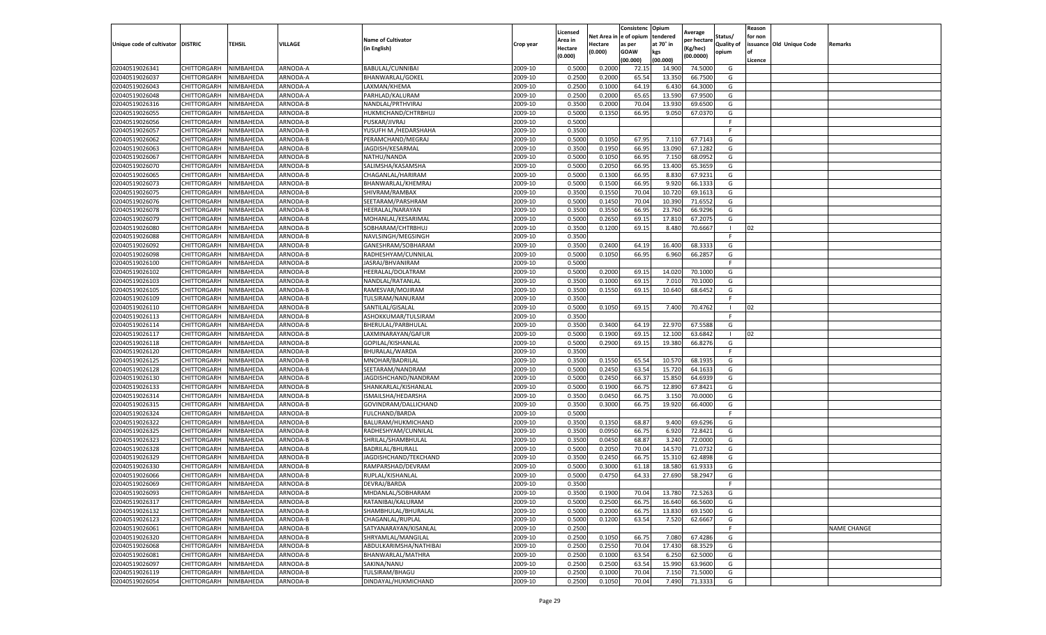| Unique code of cultivator | DISTRIC | TEHSIL | VILLAGE | Name of Cultivator (in English) | Crop year | Licensed Area in Hectare (0.000) | Net Area in Hectare (0.000) | Consistence of opium as per GOAW (00.000) | Opium tendered at 70° in kgs (00.000) | Average per hectare (Kg/hec) (00.0000) | Status/ Quality of opium | Reason for non issuance of Licence | Old Unique Code | Remarks |
|---|---|---|---|---|---|---|---|---|---|---|---|---|---|---|
| 02040519026341 | CHITTORGARH | NIMBAHEDA | ARNODA-A | BABULAL/CUNNIBAI | 2009-10 | 0.5000 | 0.2000 | 72.15 | 14.900 | 74.5000 | G | | | |
| 02040519026037 | CHITTORGARH | NIMBAHEDA | ARNODA-A | BHANWARLAL/GOKEL | 2009-10 | 0.2500 | 0.2000 | 65.54 | 13.350 | 66.7500 | G | | | |
| 02040519026043 | CHITTORGARH | NIMBAHEDA | ARNODA-A | LAXMAN/KHEMA | 2009-10 | 0.2500 | 0.1000 | 64.19 | 6.430 | 64.3000 | G | | | |
| 02040519026048 | CHITTORGARH | NIMBAHEDA | ARNODA-A | PARHLAD/KALURAM | 2009-10 | 0.2500 | 0.2000 | 65.65 | 13.590 | 67.9500 | G | | | |
| 02040519026316 | CHITTORGARH | NIMBAHEDA | ARNODA-B | NANDLAL/PRTHVIRAJ | 2009-10 | 0.3500 | 0.2000 | 70.04 | 13.930 | 69.6500 | G | | | |
| 02040519026055 | CHITTORGARH | NIMBAHEDA | ARNODA-B | HUKMICHAND/CHTRBHUJ | 2009-10 | 0.5000 | 0.1350 | 66.95 | 9.050 | 67.0370 | G | | | |
| 02040519026056 | CHITTORGARH | NIMBAHEDA | ARNODA-B | PUSKAR/JIVRAJ | 2009-10 | 0.5000 | | | | | F | | | |
| 02040519026057 | CHITTORGARH | NIMBAHEDA | ARNODA-B | YUSUFH M./HEDARSHAHA | 2009-10 | 0.3500 | | | | | F | | | |
| 02040519026062 | CHITTORGARH | NIMBAHEDA | ARNODA-B | PERAMCHAND/MEGRAJ | 2009-10 | 0.5000 | 0.1050 | 67.95 | 7.110 | 67.7143 | G | | | |
| 02040519026063 | CHITTORGARH | NIMBAHEDA | ARNODA-B | JAGDISH/KESARMAL | 2009-10 | 0.3500 | 0.1950 | 66.95 | 13.090 | 67.1282 | G | | | |
| 02040519026067 | CHITTORGARH | NIMBAHEDA | ARNODA-B | NATHU/NANDA | 2009-10 | 0.5000 | 0.1050 | 66.95 | 7.150 | 68.0952 | G | | | |
| 02040519026070 | CHITTORGARH | NIMBAHEDA | ARNODA-B | SALIMSHA/KASAMSHA | 2009-10 | 0.5000 | 0.2050 | 66.95 | 13.400 | 65.3659 | G | | | |
| 02040519026065 | CHITTORGARH | NIMBAHEDA | ARNODA-B | CHAGANLAL/HARIRAM | 2009-10 | 0.5000 | 0.1300 | 66.95 | 8.830 | 67.9231 | G | | | |
| 02040519026073 | CHITTORGARH | NIMBAHEDA | ARNODA-B | BHANWARLAL/KHEMRAJ | 2009-10 | 0.5000 | 0.1500 | 66.95 | 9.920 | 66.1333 | G | | | |
| 02040519026075 | CHITTORGARH | NIMBAHEDA | ARNODA-B | SHIVRAM/RAMBAX | 2009-10 | 0.3500 | 0.1550 | 70.04 | 10.720 | 69.1613 | G | | | |
| 02040519026076 | CHITTORGARH | NIMBAHEDA | ARNODA-B | SEETARAM/PARSHRAM | 2009-10 | 0.5000 | 0.1450 | 70.04 | 10.390 | 71.6552 | G | | | |
| 02040519026078 | CHITTORGARH | NIMBAHEDA | ARNODA-B | HEERALAL/NARAYAN | 2009-10 | 0.3500 | 0.3550 | 66.95 | 23.760 | 66.9296 | G | | | |
| 02040519026079 | CHITTORGARH | NIMBAHEDA | ARNODA-B | MOHANLAL/KESARIMAL | 2009-10 | 0.5000 | 0.2650 | 69.15 | 17.810 | 67.2075 | G | | | |
| 02040519026080 | CHITTORGARH | NIMBAHEDA | ARNODA-B | SOBHARAM/CHTRBHUJ | 2009-10 | 0.3500 | 0.1200 | 69.15 | 8.480 | 70.6667 | I | 02 | | |
| 02040519026088 | CHITTORGARH | NIMBAHEDA | ARNODA-B | NAVLSINGH/MEGSINGH | 2009-10 | 0.3500 | | | | | F | | | |
| 02040519026092 | CHITTORGARH | NIMBAHEDA | ARNODA-B | GANESHRAM/SOBHARAM | 2009-10 | 0.3500 | 0.2400 | 64.19 | 16.400 | 68.3333 | G | | | |
| 02040519026098 | CHITTORGARH | NIMBAHEDA | ARNODA-B | RADHESHYAM/CUNNILAL | 2009-10 | 0.5000 | 0.1050 | 66.95 | 6.960 | 66.2857 | G | | | |
| 02040519026100 | CHITTORGARH | NIMBAHEDA | ARNODA-B | JASRAJ/BHVANIRAM | 2009-10 | 0.5000 | | | | | F | | | |
| 02040519026102 | CHITTORGARH | NIMBAHEDA | ARNODA-B | HEERALAL/DOLATRAM | 2009-10 | 0.5000 | 0.2000 | 69.15 | 14.020 | 70.1000 | G | | | |
| 02040519026103 | CHITTORGARH | NIMBAHEDA | ARNODA-B | NANDLAL/RATANLAL | 2009-10 | 0.3500 | 0.1000 | 69.15 | 7.010 | 70.1000 | G | | | |
| 02040519026105 | CHITTORGARH | NIMBAHEDA | ARNODA-B | RAMESVAR/MOJIRAM | 2009-10 | 0.3500 | 0.1550 | 69.15 | 10.640 | 68.6452 | G | | | |
| 02040519026109 | CHITTORGARH | NIMBAHEDA | ARNODA-B | TULSIRAM/NANURAM | 2009-10 | 0.3500 | | | | | F | | | |
| 02040519026110 | CHITTORGARH | NIMBAHEDA | ARNODA-B | SANTILAL/GISALAL | 2009-10 | 0.5000 | 0.1050 | 69.15 | 7.400 | 70.4762 | I | 02 | | |
| 02040519026113 | CHITTORGARH | NIMBAHEDA | ARNODA-B | ASHOKKUMAR/TULSIRAM | 2009-10 | 0.3500 | | | | | F | | | |
| 02040519026114 | CHITTORGARH | NIMBAHEDA | ARNODA-B | BHERULAL/PARBHULAL | 2009-10 | 0.3500 | 0.3400 | 64.19 | 22.970 | 67.5588 | G | | | |
| 02040519026117 | CHITTORGARH | NIMBAHEDA | ARNODA-B | LAXMINARAYAN/GAFUR | 2009-10 | 0.5000 | 0.1900 | 69.15 | 12.100 | 63.6842 | I | 02 | | |
| 02040519026118 | CHITTORGARH | NIMBAHEDA | ARNODA-B | GOPILAL/KISHANLAL | 2009-10 | 0.5000 | 0.2900 | 69.15 | 19.380 | 66.8276 | G | | | |
| 02040519026120 | CHITTORGARH | NIMBAHEDA | ARNODA-B | BHURALAL/WARDA | 2009-10 | 0.3500 | | | | | F | | | |
| 02040519026125 | CHITTORGARH | NIMBAHEDA | ARNODA-B | MNOHAR/BADRILAL | 2009-10 | 0.3500 | 0.1550 | 65.54 | 10.570 | 68.1935 | G | | | |
| 02040519026128 | CHITTORGARH | NIMBAHEDA | ARNODA-B | SEETARAM/NANDRAM | 2009-10 | 0.5000 | 0.2450 | 63.54 | 15.720 | 64.1633 | G | | | |
| 02040519026130 | CHITTORGARH | NIMBAHEDA | ARNODA-B | JAGDISHCHAND/NANDRAM | 2009-10 | 0.5000 | 0.2450 | 66.37 | 15.850 | 64.6939 | G | | | |
| 02040519026133 | CHITTORGARH | NIMBAHEDA | ARNODA-B | SHANKARLAL/KISHANLAL | 2009-10 | 0.5000 | 0.1900 | 66.75 | 12.890 | 67.8421 | G | | | |
| 02040519026314 | CHITTORGARH | NIMBAHEDA | ARNODA-B | ISMAILSHA/HEDARSHA | 2009-10 | 0.3500 | 0.0450 | 66.75 | 3.150 | 70.0000 | G | | | |
| 02040519026315 | CHITTORGARH | NIMBAHEDA | ARNODA-B | GOVINDRAM/DALLICHAND | 2009-10 | 0.3500 | 0.3000 | 66.75 | 19.920 | 66.4000 | G | | | |
| 02040519026324 | CHITTORGARH | NIMBAHEDA | ARNODA-B | FULCHAND/BARDA | 2009-10 | 0.5000 | | | | | F | | | |
| 02040519026322 | CHITTORGARH | NIMBAHEDA | ARNODA-B | BALURAM/HUKMICHAND | 2009-10 | 0.3500 | 0.1350 | 68.87 | 9.400 | 69.6296 | G | | | |
| 02040519026325 | CHITTORGARH | NIMBAHEDA | ARNODA-B | RADHESHYAM/CUNNILAL | 2009-10 | 0.3500 | 0.0950 | 66.75 | 6.920 | 72.8421 | G | | | |
| 02040519026323 | CHITTORGARH | NIMBAHEDA | ARNODA-B | SHRILAL/SHAMBHULAL | 2009-10 | 0.3500 | 0.0450 | 68.87 | 3.240 | 72.0000 | G | | | |
| 02040519026328 | CHITTORGARH | NIMBAHEDA | ARNODA-B | BADRILAL/BHURALL | 2009-10 | 0.5000 | 0.2050 | 70.04 | 14.570 | 71.0732 | G | | | |
| 02040519026329 | CHITTORGARH | NIMBAHEDA | ARNODA-B | JAGDISHCHAND/TEKCHAND | 2009-10 | 0.3500 | 0.2450 | 66.75 | 15.310 | 62.4898 | G | | | |
| 02040519026330 | CHITTORGARH | NIMBAHEDA | ARNODA-B | RAMPARSHAD/DEVRAM | 2009-10 | 0.5000 | 0.3000 | 61.18 | 18.580 | 61.9333 | G | | | |
| 02040519026066 | CHITTORGARH | NIMBAHEDA | ARNODA-B | RUPLAL/KISHANLAL | 2009-10 | 0.5000 | 0.4750 | 64.33 | 27.690 | 58.2947 | G | | | |
| 02040519026069 | CHITTORGARH | NIMBAHEDA | ARNODA-B | DEVRAJ/BARDA | 2009-10 | 0.3500 | | | | | F | | | |
| 02040519026093 | CHITTORGARH | NIMBAHEDA | ARNODA-B | MHDANLAL/SOBHARAM | 2009-10 | 0.3500 | 0.1900 | 70.04 | 13.780 | 72.5263 | G | | | |
| 02040519026317 | CHITTORGARH | NIMBAHEDA | ARNODA-B | RATANIBAI/KALURAM | 2009-10 | 0.5000 | 0.2500 | 66.75 | 16.640 | 66.5600 | G | | | |
| 02040519026132 | CHITTORGARH | NIMBAHEDA | ARNODA-B | SHAMBHULAL/BHURALAL | 2009-10 | 0.5000 | 0.2000 | 66.75 | 13.830 | 69.1500 | G | | | |
| 02040519026123 | CHITTORGARH | NIMBAHEDA | ARNODA-B | CHAGANLAL/RUPLAL | 2009-10 | 0.5000 | 0.1200 | 63.54 | 7.520 | 62.6667 | G | | | |
| 02040519026061 | CHITTORGARH | NIMBAHEDA | ARNODA-B | SATYANARAYAN/KISANLAL | 2009-10 | 0.2500 | | | | | F | | | NAME CHANGE |
| 02040519026320 | CHITTORGARH | NIMBAHEDA | ARNODA-B | SHRYAMLAL/MANGILAL | 2009-10 | 0.2500 | 0.1050 | 66.75 | 7.080 | 67.4286 | G | | | |
| 02040519026068 | CHITTORGARH | NIMBAHEDA | ARNODA-B | ABDULKARIMSHA/NATHIBAI | 2009-10 | 0.2500 | 0.2550 | 70.04 | 17.430 | 68.3529 | G | | | |
| 02040519026081 | CHITTORGARH | NIMBAHEDA | ARNODA-B | BHANWARLAL/MATHRA | 2009-10 | 0.2500 | 0.1000 | 63.54 | 6.250 | 62.5000 | G | | | |
| 02040519026097 | CHITTORGARH | NIMBAHEDA | ARNODA-B | SAKINA/NANU | 2009-10 | 0.2500 | 0.2500 | 63.54 | 15.990 | 63.9600 | G | | | |
| 02040519026119 | CHITTORGARH | NIMBAHEDA | ARNODA-B | TULSIRAM/BHAGU | 2009-10 | 0.2500 | 0.1000 | 70.04 | 7.150 | 71.5000 | G | | | |
| 02040519026054 | CHITTORGARH | NIMBAHEDA | ARNODA-B | DINDAYAL/HUKMICHAND | 2009-10 | 0.2500 | 0.1050 | 70.04 | 7.490 | 71.3333 | G | | | |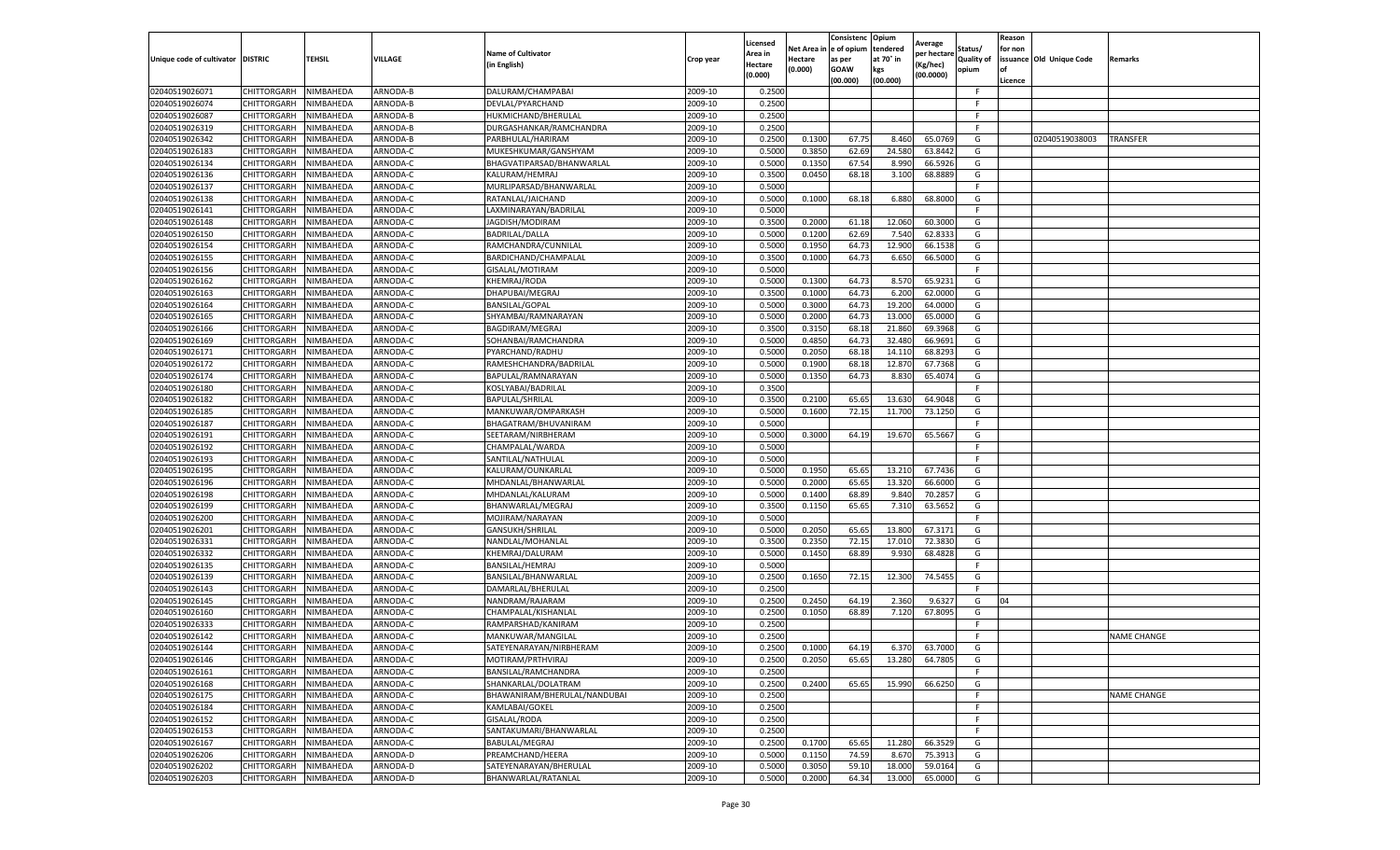| Unique code of cultivator | DISTRIC | TEHSIL | VILLAGE | Name of Cultivator (in English) | Crop year | Licensed Area in Hectare (0.000) | Net Area in Hectare (0.000) | Consistenc e of opium as per GOAW (00.000) | Opium tendered at 70° in kgs (00.000) | Average per hectare (Kg/hec) (00.0000) | Status/ Quality of opium | Reason for non issuance of Licence | Old Unique Code | Remarks |
|---|---|---|---|---|---|---|---|---|---|---|---|---|---|---|
| 02040519026071 | CHITTORGARH | NIMBAHEDA | ARNODA-B | DALURAM/CHAMPABAI | 2009-10 | 0.2500 | | | | | F | | | |
| 02040519026074 | CHITTORGARH | NIMBAHEDA | ARNODA-B | DEVLAL/PYARCHAND | 2009-10 | 0.2500 | | | | | F | | | |
| 02040519026087 | CHITTORGARH | NIMBAHEDA | ARNODA-B | HUKMICHAND/BHERULAL | 2009-10 | 0.2500 | | | | | F | | | |
| 02040519026319 | CHITTORGARH | NIMBAHEDA | ARNODA-B | DURGASHANKAR/RAMCHANDRA | 2009-10 | 0.2500 | | | | | F | | | |
| 02040519026342 | CHITTORGARH | NIMBAHEDA | ARNODA-B | PARBHULAL/HARIRAM | 2009-10 | 0.2500 | 0.1300 | 67.75 | 8.460 | 65.0769 | G | | 02040519038003 | TRANSFER |
| 02040519026183 | CHITTORGARH | NIMBAHEDA | ARNODA-C | MUKESHKUMAR/GANSHYAM | 2009-10 | 0.5000 | 0.3850 | 62.69 | 24.580 | 63.8442 | G | | | |
| 02040519026134 | CHITTORGARH | NIMBAHEDA | ARNODA-C | BHAGVATIPARSAD/BHANWARLAL | 2009-10 | 0.5000 | 0.1350 | 67.54 | 8.990 | 66.5926 | G | | | |
| 02040519026136 | CHITTORGARH | NIMBAHEDA | ARNODA-C | KALURAM/HEMRAJ | 2009-10 | 0.3500 | 0.0450 | 68.18 | 3.100 | 68.8889 | G | | | |
| 02040519026137 | CHITTORGARH | NIMBAHEDA | ARNODA-C | MURLIPARSAD/BHANWARLAL | 2009-10 | 0.5000 | | | | | F | | | |
| 02040519026138 | CHITTORGARH | NIMBAHEDA | ARNODA-C | RATANLAL/JAICHAND | 2009-10 | 0.5000 | 0.1000 | 68.18 | 6.880 | 68.8000 | G | | | |
| 02040519026141 | CHITTORGARH | NIMBAHEDA | ARNODA-C | LAXMINARAYAN/BADRILAL | 2009-10 | 0.5000 | | | | | F | | | |
| 02040519026148 | CHITTORGARH | NIMBAHEDA | ARNODA-C | JAGDISH/MODIRAM | 2009-10 | 0.3500 | 0.2000 | 61.18 | 12.060 | 60.3000 | G | | | |
| 02040519026150 | CHITTORGARH | NIMBAHEDA | ARNODA-C | BADRILAL/DALLA | 2009-10 | 0.5000 | 0.1200 | 62.69 | 7.540 | 62.8333 | G | | | |
| 02040519026154 | CHITTORGARH | NIMBAHEDA | ARNODA-C | RAMCHANDRA/CUNNILAL | 2009-10 | 0.5000 | 0.1950 | 64.73 | 12.900 | 66.1538 | G | | | |
| 02040519026155 | CHITTORGARH | NIMBAHEDA | ARNODA-C | BARDICHAND/CHAMPALAL | 2009-10 | 0.3500 | 0.1000 | 64.73 | 6.650 | 66.5000 | G | | | |
| 02040519026156 | CHITTORGARH | NIMBAHEDA | ARNODA-C | GISALAL/MOTIRAM | 2009-10 | 0.5000 | | | | | F | | | |
| 02040519026162 | CHITTORGARH | NIMBAHEDA | ARNODA-C | KHEMRAJ/RODA | 2009-10 | 0.5000 | 0.1300 | 64.73 | 8.570 | 65.9231 | G | | | |
| 02040519026163 | CHITTORGARH | NIMBAHEDA | ARNODA-C | DHAPUBAI/MEGRAJ | 2009-10 | 0.3500 | 0.1000 | 64.73 | 6.200 | 62.0000 | G | | | |
| 02040519026164 | CHITTORGARH | NIMBAHEDA | ARNODA-C | BANSILAL/GOPAL | 2009-10 | 0.5000 | 0.3000 | 64.73 | 19.200 | 64.0000 | G | | | |
| 02040519026165 | CHITTORGARH | NIMBAHEDA | ARNODA-C | SHYAMBAI/RAMNARAYAN | 2009-10 | 0.5000 | 0.2000 | 64.73 | 13.000 | 65.0000 | G | | | |
| 02040519026166 | CHITTORGARH | NIMBAHEDA | ARNODA-C | BAGDIRAM/MEGRAJ | 2009-10 | 0.3500 | 0.3150 | 68.18 | 21.860 | 69.3968 | G | | | |
| 02040519026169 | CHITTORGARH | NIMBAHEDA | ARNODA-C | SOHANBAI/RAMCHANDRA | 2009-10 | 0.5000 | 0.4850 | 64.73 | 32.480 | 66.9691 | G | | | |
| 02040519026171 | CHITTORGARH | NIMBAHEDA | ARNODA-C | PYARCHAND/RADHU | 2009-10 | 0.5000 | 0.2050 | 68.18 | 14.110 | 68.8293 | G | | | |
| 02040519026172 | CHITTORGARH | NIMBAHEDA | ARNODA-C | RAMESHCHANDRA/BADRILAL | 2009-10 | 0.5000 | 0.1900 | 68.18 | 12.870 | 67.7368 | G | | | |
| 02040519026174 | CHITTORGARH | NIMBAHEDA | ARNODA-C | BAPULAL/RAMNARAYAN | 2009-10 | 0.5000 | 0.1350 | 64.73 | 8.830 | 65.4074 | G | | | |
| 02040519026180 | CHITTORGARH | NIMBAHEDA | ARNODA-C | KOSLYABAI/BADRILAL | 2009-10 | 0.3500 | | | | | F | | | |
| 02040519026182 | CHITTORGARH | NIMBAHEDA | ARNODA-C | BAPULAL/SHRILAL | 2009-10 | 0.3500 | 0.2100 | 65.65 | 13.630 | 64.9048 | G | | | |
| 02040519026185 | CHITTORGARH | NIMBAHEDA | ARNODA-C | MANKUWAR/OMPARKASH | 2009-10 | 0.5000 | 0.1600 | 72.15 | 11.700 | 73.1250 | G | | | |
| 02040519026187 | CHITTORGARH | NIMBAHEDA | ARNODA-C | BHAGATRAM/BHUVANIRAM | 2009-10 | 0.5000 | | | | | F | | | |
| 02040519026191 | CHITTORGARH | NIMBAHEDA | ARNODA-C | SEETARAM/NIRBHERAM | 2009-10 | 0.5000 | 0.3000 | 64.19 | 19.670 | 65.5667 | G | | | |
| 02040519026192 | CHITTORGARH | NIMBAHEDA | ARNODA-C | CHAMPALAL/WARDA | 2009-10 | 0.5000 | | | | | F | | | |
| 02040519026193 | CHITTORGARH | NIMBAHEDA | ARNODA-C | SANTILAL/NATHULAL | 2009-10 | 0.5000 | | | | | F | | | |
| 02040519026195 | CHITTORGARH | NIMBAHEDA | ARNODA-C | KALURAM/OUNKARLAL | 2009-10 | 0.5000 | 0.1950 | 65.65 | 13.210 | 67.7436 | G | | | |
| 02040519026196 | CHITTORGARH | NIMBAHEDA | ARNODA-C | MHDANLAL/BHANWARLAL | 2009-10 | 0.5000 | 0.2000 | 65.65 | 13.320 | 66.6000 | G | | | |
| 02040519026198 | CHITTORGARH | NIMBAHEDA | ARNODA-C | MHDANLAL/KALURAM | 2009-10 | 0.5000 | 0.1400 | 68.89 | 9.840 | 70.2857 | G | | | |
| 02040519026199 | CHITTORGARH | NIMBAHEDA | ARNODA-C | BHANWARLAL/MEGRAJ | 2009-10 | 0.3500 | 0.1150 | 65.65 | 7.310 | 63.5652 | G | | | |
| 02040519026200 | CHITTORGARH | NIMBAHEDA | ARNODA-C | MOJIRAM/NARAYAN | 2009-10 | 0.5000 | | | | | F | | | |
| 02040519026201 | CHITTORGARH | NIMBAHEDA | ARNODA-C | GANSUKH/SHRILAL | 2009-10 | 0.5000 | 0.2050 | 65.65 | 13.800 | 67.3171 | G | | | |
| 02040519026331 | CHITTORGARH | NIMBAHEDA | ARNODA-C | NANDLAL/MOHANLAL | 2009-10 | 0.3500 | 0.2350 | 72.15 | 17.010 | 72.3830 | G | | | |
| 02040519026332 | CHITTORGARH | NIMBAHEDA | ARNODA-C | KHEMRAJ/DALURAM | 2009-10 | 0.5000 | 0.1450 | 68.89 | 9.930 | 68.4828 | G | | | |
| 02040519026135 | CHITTORGARH | NIMBAHEDA | ARNODA-C | BANSILAL/HEMRAJ | 2009-10 | 0.5000 | | | | | F | | | |
| 02040519026139 | CHITTORGARH | NIMBAHEDA | ARNODA-C | BANSILAL/BHANWARLAL | 2009-10 | 0.2500 | 0.1650 | 72.15 | 12.300 | 74.5455 | G | | | |
| 02040519026143 | CHITTORGARH | NIMBAHEDA | ARNODA-C | DAMARLAL/BHERULAL | 2009-10 | 0.2500 | | | | | F | | | |
| 02040519026145 | CHITTORGARH | NIMBAHEDA | ARNODA-C | NANDRAM/RAJARAM | 2009-10 | 0.2500 | 0.2450 | 64.19 | 2.360 | 9.6327 | G | 04 | | |
| 02040519026160 | CHITTORGARH | NIMBAHEDA | ARNODA-C | CHAMPALAL/KISHANLAL | 2009-10 | 0.2500 | 0.1050 | 68.89 | 7.120 | 67.8095 | G | | | |
| 02040519026333 | CHITTORGARH | NIMBAHEDA | ARNODA-C | RAMPARSHAD/KANIRAM | 2009-10 | 0.2500 | | | | | F | | | |
| 02040519026142 | CHITTORGARH | NIMBAHEDA | ARNODA-C | MANKUWAR/MANGILAL | 2009-10 | 0.2500 | | | | | F | | | NAME CHANGE |
| 02040519026144 | CHITTORGARH | NIMBAHEDA | ARNODA-C | SATEYENARAYAN/NIRBHERAM | 2009-10 | 0.2500 | 0.1000 | 64.19 | 6.370 | 63.7000 | G | | | |
| 02040519026146 | CHITTORGARH | NIMBAHEDA | ARNODA-C | MOTIRAM/PRTHVIRAJ | 2009-10 | 0.2500 | 0.2050 | 65.65 | 13.280 | 64.7805 | G | | | |
| 02040519026161 | CHITTORGARH | NIMBAHEDA | ARNODA-C | BANSILAL/RAMCHANDRA | 2009-10 | 0.2500 | | | | | F | | | |
| 02040519026168 | CHITTORGARH | NIMBAHEDA | ARNODA-C | SHANKARLAL/DOLATRAM | 2009-10 | 0.2500 | 0.2400 | 65.65 | 15.990 | 66.6250 | G | | | |
| 02040519026175 | CHITTORGARH | NIMBAHEDA | ARNODA-C | BHAWANIRAM/BHERULAL/NANDUBAI | 2009-10 | 0.2500 | | | | | F | | | NAME CHANGE |
| 02040519026184 | CHITTORGARH | NIMBAHEDA | ARNODA-C | KAMLABAI/GOKEL | 2009-10 | 0.2500 | | | | | F | | | |
| 02040519026152 | CHITTORGARH | NIMBAHEDA | ARNODA-C | GISALAL/RODA | 2009-10 | 0.2500 | | | | | F | | | |
| 02040519026153 | CHITTORGARH | NIMBAHEDA | ARNODA-C | SANTAKUMARI/BHANWARLAL | 2009-10 | 0.2500 | | | | | F | | | |
| 02040519026167 | CHITTORGARH | NIMBAHEDA | ARNODA-C | BABULAL/MEGRAJ | 2009-10 | 0.2500 | 0.1700 | 65.65 | 11.280 | 66.3529 | G | | | |
| 02040519026206 | CHITTORGARH | NIMBAHEDA | ARNODA-D | PREAMCHAND/HEERA | 2009-10 | 0.5000 | 0.1150 | 74.59 | 8.670 | 75.3913 | G | | | |
| 02040519026202 | CHITTORGARH | NIMBAHEDA | ARNODA-D | SATEYENARAYAN/BHERULAL | 2009-10 | 0.5000 | 0.3050 | 59.10 | 18.000 | 59.0164 | G | | | |
| 02040519026203 | CHITTORGARH | NIMBAHEDA | ARNODA-D | BHANWARLAL/RATANLAL | 2009-10 | 0.5000 | 0.2000 | 64.34 | 13.000 | 65.0000 | G | | | |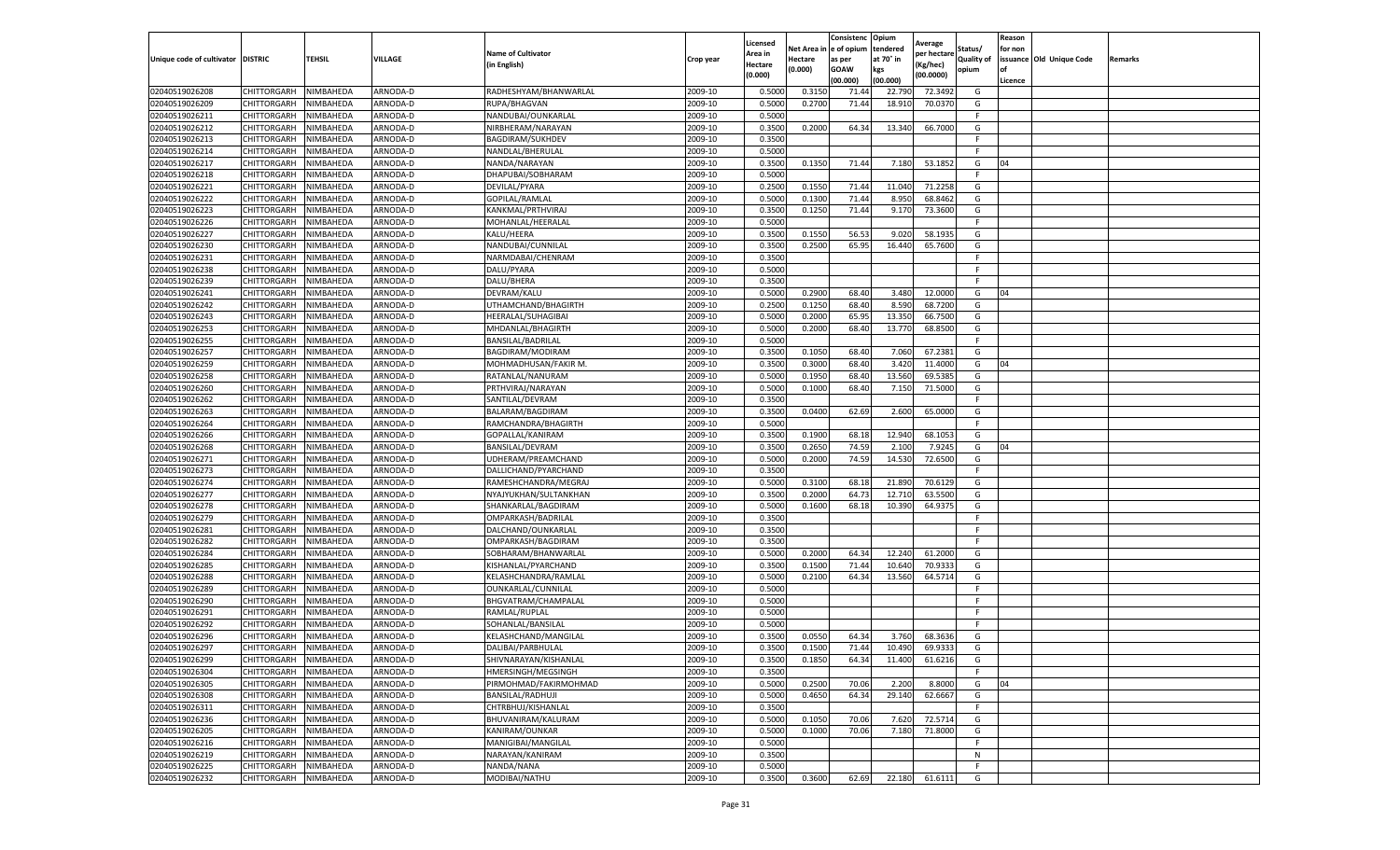| Unique code of cultivator | DISTRIC | TEHSIL | VILLAGE | Name of Cultivator (in English) | Crop year | Licensed Area in Hectare (0.000) | Net Area in Hectare (0.000) | Consistenc e of opium as per GOAW (00.000) | Opium tendered at 70° in kgs (00.000) | Average per hectare (Kg/hec) (00.0000) | Status/ Quality of opium | Reason for non issuance of Licence | Old Unique Code | Remarks |
|---|---|---|---|---|---|---|---|---|---|---|---|---|---|---|
| 02040519026208 | CHITTORGARH | NIMBAHEDA | ARNODA-D | RADHESHYAM/BHANWARLAL | 2009-10 | 0.5000 | 0.3150 | 71.44 | 22.790 | 72.3492 | G | | | |
| 02040519026209 | CHITTORGARH | NIMBAHEDA | ARNODA-D | RUPA/BHAGVAN | 2009-10 | 0.5000 | 0.2700 | 71.44 | 18.910 | 70.0370 | G | | | |
| 02040519026211 | CHITTORGARH | NIMBAHEDA | ARNODA-D | NANDUBAI/OUNKARLAL | 2009-10 | 0.5000 | | | | | F | | | |
| 02040519026212 | CHITTORGARH | NIMBAHEDA | ARNODA-D | NIRBHERAM/NARAYAN | 2009-10 | 0.3500 | 0.2000 | 64.34 | 13.340 | 66.7000 | G | | | |
| 02040519026213 | CHITTORGARH | NIMBAHEDA | ARNODA-D | BAGDIRAM/SUKHDEV | 2009-10 | 0.3500 | | | | | F | | | |
| 02040519026214 | CHITTORGARH | NIMBAHEDA | ARNODA-D | NANDLAL/BHERULAL | 2009-10 | 0.5000 | | | | | F | | | |
| 02040519026217 | CHITTORGARH | NIMBAHEDA | ARNODA-D | NANDA/NARAYAN | 2009-10 | 0.3500 | 0.1350 | 71.44 | 7.180 | 53.1852 | G | 04 | | |
| 02040519026218 | CHITTORGARH | NIMBAHEDA | ARNODA-D | DHAPUBAI/SOBHARAM | 2009-10 | 0.5000 | | | | | F | | | |
| 02040519026221 | CHITTORGARH | NIMBAHEDA | ARNODA-D | DEVILAL/PYARA | 2009-10 | 0.2500 | 0.1550 | 71.44 | 11.040 | 71.2258 | G | | | |
| 02040519026222 | CHITTORGARH | NIMBAHEDA | ARNODA-D | GOPILAL/RAMLAL | 2009-10 | 0.5000 | 0.1300 | 71.44 | 8.950 | 68.8462 | G | | | |
| 02040519026223 | CHITTORGARH | NIMBAHEDA | ARNODA-D | KANKMAL/PRTHVIRAJ | 2009-10 | 0.3500 | 0.1250 | 71.44 | 9.170 | 73.3600 | G | | | |
| 02040519026226 | CHITTORGARH | NIMBAHEDA | ARNODA-D | MOHANLAL/HEERALAL | 2009-10 | 0.5000 | | | | | F | | | |
| 02040519026227 | CHITTORGARH | NIMBAHEDA | ARNODA-D | KALU/HEERA | 2009-10 | 0.3500 | 0.1550 | 56.53 | 9.020 | 58.1935 | G | | | |
| 02040519026230 | CHITTORGARH | NIMBAHEDA | ARNODA-D | NANDUBAI/CUNNILAL | 2009-10 | 0.3500 | 0.2500 | 65.95 | 16.440 | 65.7600 | G | | | |
| 02040519026231 | CHITTORGARH | NIMBAHEDA | ARNODA-D | NARMDABAI/CHENRAM | 2009-10 | 0.3500 | | | | | F | | | |
| 02040519026238 | CHITTORGARH | NIMBAHEDA | ARNODA-D | DALU/PYARA | 2009-10 | 0.5000 | | | | | F | | | |
| 02040519026239 | CHITTORGARH | NIMBAHEDA | ARNODA-D | DALU/BHERA | 2009-10 | 0.3500 | | | | | F | | | |
| 02040519026241 | CHITTORGARH | NIMBAHEDA | ARNODA-D | DEVRAM/KALU | 2009-10 | 0.5000 | 0.2900 | 68.40 | 3.480 | 12.0000 | G | 04 | | |
| 02040519026242 | CHITTORGARH | NIMBAHEDA | ARNODA-D | UTHAMCHAND/BHAGIRTH | 2009-10 | 0.2500 | 0.1250 | 68.40 | 8.590 | 68.7200 | G | | | |
| 02040519026243 | CHITTORGARH | NIMBAHEDA | ARNODA-D | HEERALAL/SUHAGIBAI | 2009-10 | 0.5000 | 0.2000 | 65.95 | 13.350 | 66.7500 | G | | | |
| 02040519026253 | CHITTORGARH | NIMBAHEDA | ARNODA-D | MHDANLAL/BHAGIRTH | 2009-10 | 0.5000 | 0.2000 | 68.40 | 13.770 | 68.8500 | G | | | |
| 02040519026255 | CHITTORGARH | NIMBAHEDA | ARNODA-D | BANSILAL/BADRILAL | 2009-10 | 0.5000 | | | | | F | | | |
| 02040519026257 | CHITTORGARH | NIMBAHEDA | ARNODA-D | BAGDIRAM/MODIRAM | 2009-10 | 0.3500 | 0.1050 | 68.40 | 7.060 | 67.2381 | G | | | |
| 02040519026259 | CHITTORGARH | NIMBAHEDA | ARNODA-D | MOHMADHUSAN/FAKIR M. | 2009-10 | 0.3500 | 0.3000 | 68.40 | 3.420 | 11.4000 | G | 04 | | |
| 02040519026258 | CHITTORGARH | NIMBAHEDA | ARNODA-D | RATANLAL/NANURAM | 2009-10 | 0.5000 | 0.1950 | 68.40 | 13.560 | 69.5385 | G | | | |
| 02040519026260 | CHITTORGARH | NIMBAHEDA | ARNODA-D | PRTHVIRAJ/NARAYAN | 2009-10 | 0.5000 | 0.1000 | 68.40 | 7.150 | 71.5000 | G | | | |
| 02040519026262 | CHITTORGARH | NIMBAHEDA | ARNODA-D | SANTILAL/DEVRAM | 2009-10 | 0.3500 | | | | | F | | | |
| 02040519026263 | CHITTORGARH | NIMBAHEDA | ARNODA-D | BALARAM/BAGDIRAM | 2009-10 | 0.3500 | 0.0400 | 62.69 | 2.600 | 65.0000 | G | | | |
| 02040519026264 | CHITTORGARH | NIMBAHEDA | ARNODA-D | RAMCHANDRA/BHAGIRTH | 2009-10 | 0.5000 | | | | | F | | | |
| 02040519026266 | CHITTORGARH | NIMBAHEDA | ARNODA-D | GOPALLAL/KANIRAM | 2009-10 | 0.3500 | 0.1900 | 68.18 | 12.940 | 68.1053 | G | | | |
| 02040519026268 | CHITTORGARH | NIMBAHEDA | ARNODA-D | BANSILAL/DEVRAM | 2009-10 | 0.3500 | 0.2650 | 74.59 | 2.100 | 7.9245 | G | 04 | | |
| 02040519026271 | CHITTORGARH | NIMBAHEDA | ARNODA-D | UDHERAM/PREAMCHAND | 2009-10 | 0.5000 | 0.2000 | 74.59 | 14.530 | 72.6500 | G | | | |
| 02040519026273 | CHITTORGARH | NIMBAHEDA | ARNODA-D | DALLICHAND/PYARCHAND | 2009-10 | 0.3500 | | | | | F | | | |
| 02040519026274 | CHITTORGARH | NIMBAHEDA | ARNODA-D | RAMESHCHANDRA/MEGRAJ | 2009-10 | 0.5000 | 0.3100 | 68.18 | 21.890 | 70.6129 | G | | | |
| 02040519026277 | CHITTORGARH | NIMBAHEDA | ARNODA-D | NYAJYUKHAN/SULTANKHAN | 2009-10 | 0.3500 | 0.2000 | 64.73 | 12.710 | 63.5500 | G | | | |
| 02040519026278 | CHITTORGARH | NIMBAHEDA | ARNODA-D | SHANKARLAL/BAGDIRAM | 2009-10 | 0.5000 | 0.1600 | 68.18 | 10.390 | 64.9375 | G | | | |
| 02040519026279 | CHITTORGARH | NIMBAHEDA | ARNODA-D | OMPARKASH/BADRILAL | 2009-10 | 0.3500 | | | | | F | | | |
| 02040519026281 | CHITTORGARH | NIMBAHEDA | ARNODA-D | DALCHAND/OUNKARLAL | 2009-10 | 0.3500 | | | | | F | | | |
| 02040519026282 | CHITTORGARH | NIMBAHEDA | ARNODA-D | OMPARKASH/BAGDIRAM | 2009-10 | 0.3500 | | | | | F | | | |
| 02040519026284 | CHITTORGARH | NIMBAHEDA | ARNODA-D | SOBHARAM/BHANWARLAL | 2009-10 | 0.5000 | 0.2000 | 64.34 | 12.240 | 61.2000 | G | | | |
| 02040519026285 | CHITTORGARH | NIMBAHEDA | ARNODA-D | KISHANLAL/PYARCHAND | 2009-10 | 0.3500 | 0.1500 | 71.44 | 10.640 | 70.9333 | G | | | |
| 02040519026288 | CHITTORGARH | NIMBAHEDA | ARNODA-D | KELASHCHANDRA/RAMLAL | 2009-10 | 0.5000 | 0.2100 | 64.34 | 13.560 | 64.5714 | G | | | |
| 02040519026289 | CHITTORGARH | NIMBAHEDA | ARNODA-D | OUNKARLAL/CUNNILAL | 2009-10 | 0.5000 | | | | | F | | | |
| 02040519026290 | CHITTORGARH | NIMBAHEDA | ARNODA-D | BHGVATRAM/CHAMPALAL | 2009-10 | 0.5000 | | | | | F | | | |
| 02040519026291 | CHITTORGARH | NIMBAHEDA | ARNODA-D | RAMLAL/RUPLAL | 2009-10 | 0.5000 | | | | | F | | | |
| 02040519026292 | CHITTORGARH | NIMBAHEDA | ARNODA-D | SOHANLAL/BANSILAL | 2009-10 | 0.5000 | | | | | F | | | |
| 02040519026296 | CHITTORGARH | NIMBAHEDA | ARNODA-D | KELASHCHAND/MANGILAL | 2009-10 | 0.3500 | 0.0550 | 64.34 | 3.760 | 68.3636 | G | | | |
| 02040519026297 | CHITTORGARH | NIMBAHEDA | ARNODA-D | DALIBAI/PARBHULAL | 2009-10 | 0.3500 | 0.1500 | 71.44 | 10.490 | 69.9333 | G | | | |
| 02040519026299 | CHITTORGARH | NIMBAHEDA | ARNODA-D | SHIVNARAYAN/KISHANLAL | 2009-10 | 0.3500 | 0.1850 | 64.34 | 11.400 | 61.6216 | G | | | |
| 02040519026304 | CHITTORGARH | NIMBAHEDA | ARNODA-D | HMERSINGH/MEGSINGH | 2009-10 | 0.3500 | | | | | F | | | |
| 02040519026305 | CHITTORGARH | NIMBAHEDA | ARNODA-D | PIRMOHMAD/FAKIRMOHMAD | 2009-10 | 0.5000 | 0.2500 | 70.06 | 2.200 | 8.8000 | G | 04 | | |
| 02040519026308 | CHITTORGARH | NIMBAHEDA | ARNODA-D | BANSILAL/RADHUJI | 2009-10 | 0.5000 | 0.4650 | 64.34 | 29.140 | 62.6667 | G | | | |
| 02040519026311 | CHITTORGARH | NIMBAHEDA | ARNODA-D | CHTRBHUJ/KISHANLAL | 2009-10 | 0.3500 | | | | | F | | | |
| 02040519026236 | CHITTORGARH | NIMBAHEDA | ARNODA-D | BHUVANIRAM/KALURAM | 2009-10 | 0.5000 | 0.1050 | 70.06 | 7.620 | 72.5714 | G | | | |
| 02040519026205 | CHITTORGARH | NIMBAHEDA | ARNODA-D | KANIRAM/OUNKAR | 2009-10 | 0.5000 | 0.1000 | 70.06 | 7.180 | 71.8000 | G | | | |
| 02040519026216 | CHITTORGARH | NIMBAHEDA | ARNODA-D | MANIGIBAI/MANGILAL | 2009-10 | 0.5000 | | | | | F | | | |
| 02040519026219 | CHITTORGARH | NIMBAHEDA | ARNODA-D | NARAYAN/KANIRAM | 2009-10 | 0.3500 | | | | | N | | | |
| 02040519026225 | CHITTORGARH | NIMBAHEDA | ARNODA-D | NANDA/NANA | 2009-10 | 0.5000 | | | | | F | | | |
| 02040519026232 | CHITTORGARH | NIMBAHEDA | ARNODA-D | MODIBAI/NATHU | 2009-10 | 0.3500 | 0.3600 | 62.69 | 22.180 | 61.6111 | G | | | |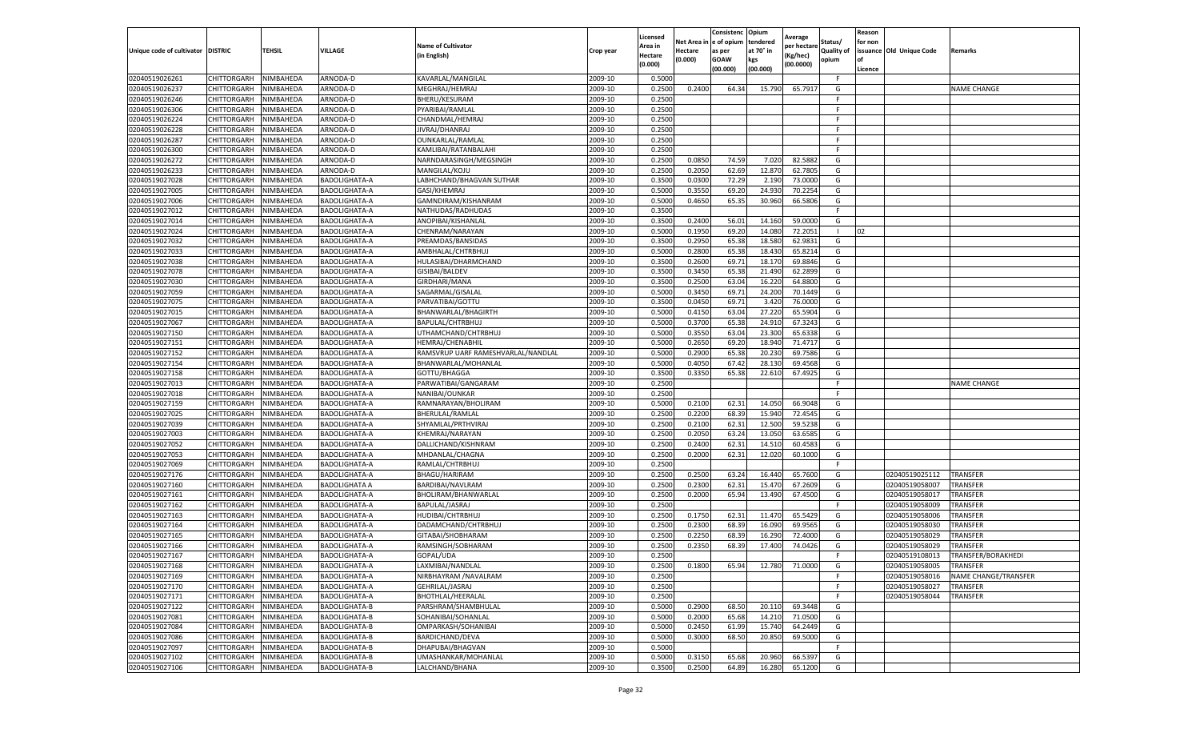| Unique code of cultivator | DISTRIC | TEHSIL | VILLAGE | Name of Cultivator (in English) | Crop year | Licensed Area in Hectare (0.000) | Net Area in Hectare (0.000) | Consistenc e of opium as per GOAW (00.000) | Opium tendered at 70° in kgs (00.000) | Average per hectare (Kg/hec) (00.0000) | Status/ Quality of opium | Reason for non issuance of Licence | Old Unique Code | Remarks |
|---|---|---|---|---|---|---|---|---|---|---|---|---|---|---|
| 02040519026261 | CHITTORGARH | NIMBAHEDA | ARNODA-D | KAVARLAL/MANGILAL | 2009-10 | 0.5000 | | | | | F | | | |
| 02040519026237 | CHITTORGARH | NIMBAHEDA | ARNODA-D | MEGHRAJ/HEMRAJ | 2009-10 | 0.2500 | 0.2400 | 64.34 | 15.790 | 65.7917 | G | | | NAME CHANGE |
| 02040519026246 | CHITTORGARH | NIMBAHEDA | ARNODA-D | BHERU/KESURAM | 2009-10 | 0.2500 | | | | | F | | | |
| 02040519026306 | CHITTORGARH | NIMBAHEDA | ARNODA-D | PYARIBAI/RAMLAL | 2009-10 | 0.2500 | | | | | F | | | |
| 02040519026224 | CHITTORGARH | NIMBAHEDA | ARNODA-D | CHANDMAL/HEMRAJ | 2009-10 | 0.2500 | | | | | F | | | |
| 02040519026228 | CHITTORGARH | NIMBAHEDA | ARNODA-D | JIVRAJ/DHANRAJ | 2009-10 | 0.2500 | | | | | F | | | |
| 02040519026287 | CHITTORGARH | NIMBAHEDA | ARNODA-D | OUNKARLAL/RAMLAL | 2009-10 | 0.2500 | | | | | F | | | |
| 02040519026300 | CHITTORGARH | NIMBAHEDA | ARNODA-D | KAMLIBAI/RATANBALAHI | 2009-10 | 0.2500 | | | | | F | | | |
| 02040519026272 | CHITTORGARH | NIMBAHEDA | ARNODA-D | NARNDARASINGH/MEGSINGH | 2009-10 | 0.2500 | 0.0850 | 74.59 | 7.020 | 82.5882 | G | | | |
| 02040519026233 | CHITTORGARH | NIMBAHEDA | ARNODA-D | MANGILAL/KOJU | 2009-10 | 0.2500 | 0.2050 | 62.69 | 12.870 | 62.7805 | G | | | |
| 02040519027028 | CHITTORGARH | NIMBAHEDA | BADOLIGHATA-A | LABHCHAND/BHAGVAN SUTHAR | 2009-10 | 0.3500 | 0.0300 | 72.29 | 2.190 | 73.0000 | G | | | |
| 02040519027005 | CHITTORGARH | NIMBAHEDA | BADOLIGHATA-A | GASI/KHEMRAJ | 2009-10 | 0.5000 | 0.3550 | 69.20 | 24.930 | 70.2254 | G | | | |
| 02040519027006 | CHITTORGARH | NIMBAHEDA | BADOLIGHATA-A | GAMNDIRAM/KISHANRAM | 2009-10 | 0.5000 | 0.4650 | 65.35 | 30.960 | 66.5806 | G | | | |
| 02040519027012 | CHITTORGARH | NIMBAHEDA | BADOLIGHATA-A | NATHUDAS/RADHUDAS | 2009-10 | 0.3500 | | | | | F | | | |
| 02040519027014 | CHITTORGARH | NIMBAHEDA | BADOLIGHATA-A | ANOPIBAI/KISHANLAL | 2009-10 | 0.3500 | 0.2400 | 56.01 | 14.160 | 59.0000 | G | | | |
| 02040519027024 | CHITTORGARH | NIMBAHEDA | BADOLIGHATA-A | CHENRAM/NARAYAN | 2009-10 | 0.5000 | 0.1950 | 69.20 | 14.080 | 72.2051 | I | 02 | | |
| 02040519027032 | CHITTORGARH | NIMBAHEDA | BADOLIGHATA-A | PREAMDAS/BANSIDAS | 2009-10 | 0.3500 | 0.2950 | 65.38 | 18.580 | 62.9831 | G | | | |
| 02040519027033 | CHITTORGARH | NIMBAHEDA | BADOLIGHATA-A | AMBHALAL/CHTRBHUJ | 2009-10 | 0.5000 | 0.2800 | 65.38 | 18.430 | 65.8214 | G | | | |
| 02040519027038 | CHITTORGARH | NIMBAHEDA | BADOLIGHATA-A | HULASIBAI/DHARMCHAND | 2009-10 | 0.3500 | 0.2600 | 69.71 | 18.170 | 69.8846 | G | | | |
| 02040519027078 | CHITTORGARH | NIMBAHEDA | BADOLIGHATA-A | GISIBAI/BALDEV | 2009-10 | 0.3500 | 0.3450 | 65.38 | 21.490 | 62.2899 | G | | | |
| 02040519027030 | CHITTORGARH | NIMBAHEDA | BADOLIGHATA-A | GIRDHARI/MANA | 2009-10 | 0.3500 | 0.2500 | 63.04 | 16.220 | 64.8800 | G | | | |
| 02040519027059 | CHITTORGARH | NIMBAHEDA | BADOLIGHATA-A | SAGARMAL/GISALAL | 2009-10 | 0.5000 | 0.3450 | 69.71 | 24.200 | 70.1449 | G | | | |
| 02040519027075 | CHITTORGARH | NIMBAHEDA | BADOLIGHATA-A | PARVATIBAI/GOTTU | 2009-10 | 0.3500 | 0.0450 | 69.71 | 3.420 | 76.0000 | G | | | |
| 02040519027015 | CHITTORGARH | NIMBAHEDA | BADOLIGHATA-A | BHANWARLAL/BHAGIRTH | 2009-10 | 0.5000 | 0.4150 | 63.04 | 27.220 | 65.5904 | G | | | |
| 02040519027067 | CHITTORGARH | NIMBAHEDA | BADOLIGHATA-A | BAPULAL/CHTRBHUJ | 2009-10 | 0.5000 | 0.3700 | 65.38 | 24.910 | 67.3243 | G | | | |
| 02040519027150 | CHITTORGARH | NIMBAHEDA | BADOLIGHATA-A | UTHAMCHAND/CHTRBHUJ | 2009-10 | 0.5000 | 0.3550 | 63.04 | 23.300 | 65.6338 | G | | | |
| 02040519027151 | CHITTORGARH | NIMBAHEDA | BADOLIGHATA-A | HEMRAJ/CHENABHIL | 2009-10 | 0.5000 | 0.2650 | 69.20 | 18.940 | 71.4717 | G | | | |
| 02040519027152 | CHITTORGARH | NIMBAHEDA | BADOLIGHATA-A | RAMSVRUP UARF RAMESHVARLAL/NANDLAL | 2009-10 | 0.5000 | 0.2900 | 65.38 | 20.230 | 69.7586 | G | | | |
| 02040519027154 | CHITTORGARH | NIMBAHEDA | BADOLIGHATA-A | BHANWARLAL/MOHANLAL | 2009-10 | 0.5000 | 0.4050 | 67.42 | 28.130 | 69.4568 | G | | | |
| 02040519027158 | CHITTORGARH | NIMBAHEDA | BADOLIGHATA-A | GOTTU/BHAGGA | 2009-10 | 0.3500 | 0.3350 | 65.38 | 22.610 | 67.4925 | G | | | |
| 02040519027013 | CHITTORGARH | NIMBAHEDA | BADOLIGHATA-A | PARWATIBAI/GANGARAM | 2009-10 | 0.2500 | | | | | F | | | NAME CHANGE |
| 02040519027018 | CHITTORGARH | NIMBAHEDA | BADOLIGHATA-A | NANIBAI/OUNKAR | 2009-10 | 0.2500 | | | | | F | | | |
| 02040519027159 | CHITTORGARH | NIMBAHEDA | BADOLIGHATA-A | RAMNARAYAN/BHOLIRAM | 2009-10 | 0.5000 | 0.2100 | 62.31 | 14.050 | 66.9048 | G | | | |
| 02040519027025 | CHITTORGARH | NIMBAHEDA | BADOLIGHATA-A | BHERULAL/RAMLAL | 2009-10 | 0.2500 | 0.2200 | 68.39 | 15.940 | 72.4545 | G | | | |
| 02040519027039 | CHITTORGARH | NIMBAHEDA | BADOLIGHATA-A | SHYAMLAL/PRTHVIRAJ | 2009-10 | 0.2500 | 0.2100 | 62.31 | 12.500 | 59.5238 | G | | | |
| 02040519027003 | CHITTORGARH | NIMBAHEDA | BADOLIGHATA-A | KHEMRAJ/NARAYAN | 2009-10 | 0.2500 | 0.2050 | 63.24 | 13.050 | 63.6585 | G | | | |
| 02040519027052 | CHITTORGARH | NIMBAHEDA | BADOLIGHATA-A | DALLICHAND/KISHNRAM | 2009-10 | 0.2500 | 0.2400 | 62.31 | 14.510 | 60.4583 | G | | | |
| 02040519027053 | CHITTORGARH | NIMBAHEDA | BADOLIGHATA-A | MHDANLAL/CHAGNA | 2009-10 | 0.2500 | 0.2000 | 62.31 | 12.020 | 60.1000 | G | | | |
| 02040519027069 | CHITTORGARH | NIMBAHEDA | BADOLIGHATA-A | RAMLAL/CHTRBHUJ | 2009-10 | 0.2500 | | | | | F | | | |
| 02040519027176 | CHITTORGARH | NIMBAHEDA | BADOLIGHATA-A | BHAGU/HARIRAM | 2009-10 | 0.2500 | 0.2500 | 63.24 | 16.440 | 65.7600 | G | | 02040519025112 | TRANSFER |
| 02040519027160 | CHITTORGARH | NIMBAHEDA | BADOLIGHATA A | BARDIBAI/NAVLRAM | 2009-10 | 0.2500 | 0.2300 | 62.31 | 15.470 | 67.2609 | G | | 02040519058007 | TRANSFER |
| 02040519027161 | CHITTORGARH | NIMBAHEDA | BADOLIGHATA-A | BHOLIRAM/BHANWARLAL | 2009-10 | 0.2500 | 0.2000 | 65.94 | 13.490 | 67.4500 | G | | 02040519058017 | TRANSFER |
| 02040519027162 | CHITTORGARH | NIMBAHEDA | BADOLIGHATA-A | BAPULAL/JASRAJ | 2009-10 | 0.2500 | | | | | F | | 02040519058009 | TRANSFER |
| 02040519027163 | CHITTORGARH | NIMBAHEDA | BADOLIGHATA-A | HUDIBAI/CHTRBHUJ | 2009-10 | 0.2500 | 0.1750 | 62.31 | 11.470 | 65.5429 | G | | 02040519058006 | TRANSFER |
| 02040519027164 | CHITTORGARH | NIMBAHEDA | BADOLIGHATA-A | DADAMCHAND/CHTRBHUJ | 2009-10 | 0.2500 | 0.2300 | 68.39 | 16.090 | 69.9565 | G | | 02040519058030 | TRANSFER |
| 02040519027165 | CHITTORGARH | NIMBAHEDA | BADOLIGHATA-A | GITABAI/SHOBHARAM | 2009-10 | 0.2500 | 0.2250 | 68.39 | 16.290 | 72.4000 | G | | 02040519058029 | TRANSFER |
| 02040519027166 | CHITTORGARH | NIMBAHEDA | BADOLIGHATA-A | RAMSINGH/SOBHARAM | 2009-10 | 0.2500 | 0.2350 | 68.39 | 17.400 | 74.0426 | G | | 02040519058029 | TRANSFER |
| 02040519027167 | CHITTORGARH | NIMBAHEDA | BADOLIGHATA-A | GOPAL/UDA | 2009-10 | 0.2500 | | | | | F | | 02040519108013 | TRANSFER/BORAKHEDI |
| 02040519027168 | CHITTORGARH | NIMBAHEDA | BADOLIGHATA-A | LAXMIBAI/NANDLAL | 2009-10 | 0.2500 | 0.1800 | 65.94 | 12.780 | 71.0000 | G | | 02040519058005 | TRANSFER |
| 02040519027169 | CHITTORGARH | NIMBAHEDA | BADOLIGHATA-A | NIRBHAYRAM /NAVALRAM | 2009-10 | 0.2500 | | | | | F | | 02040519058016 | NAME CHANGE/TRANSFER |
| 02040519027170 | CHITTORGARH | NIMBAHEDA | BADOLIGHATA-A | GEHRILAL/JASRAJ | 2009-10 | 0.2500 | | | | | F | | 02040519058027 | TRANSFER |
| 02040519027171 | CHITTORGARH | NIMBAHEDA | BADOLIGHATA-A | BHOTHLAL/HEERALAL | 2009-10 | 0.2500 | | | | | F | | 02040519058044 | TRANSFER |
| 02040519027122 | CHITTORGARH | NIMBAHEDA | BADOLIGHATA-B | PARSHRAM/SHAMBHULAL | 2009-10 | 0.5000 | 0.2900 | 68.50 | 20.110 | 69.3448 | G | | | |
| 02040519027081 | CHITTORGARH | NIMBAHEDA | BADOLIGHATA-B | SOHANIBAI/SOHANLAL | 2009-10 | 0.5000 | 0.2000 | 65.68 | 14.210 | 71.0500 | G | | | |
| 02040519027084 | CHITTORGARH | NIMBAHEDA | BADOLIGHATA-B | OMPARKASH/SOHANIBAI | 2009-10 | 0.5000 | 0.2450 | 61.99 | 15.740 | 64.2449 | G | | | |
| 02040519027086 | CHITTORGARH | NIMBAHEDA | BADOLIGHATA-B | BARDICHAND/DEVA | 2009-10 | 0.5000 | 0.3000 | 68.50 | 20.850 | 69.5000 | G | | | |
| 02040519027097 | CHITTORGARH | NIMBAHEDA | BADOLIGHATA-B | DHAPUBAI/BHAGVAN | 2009-10 | 0.5000 | | | | | F | | | |
| 02040519027102 | CHITTORGARH | NIMBAHEDA | BADOLIGHATA-B | UMASHANKAR/MOHANLAL | 2009-10 | 0.5000 | 0.3150 | 65.68 | 20.960 | 66.5397 | G | | | |
| 02040519027106 | CHITTORGARH | NIMBAHEDA | BADOLIGHATA-B | LALCHAND/BHANA | 2009-10 | 0.3500 | 0.2500 | 64.89 | 16.280 | 65.1200 | G | | | |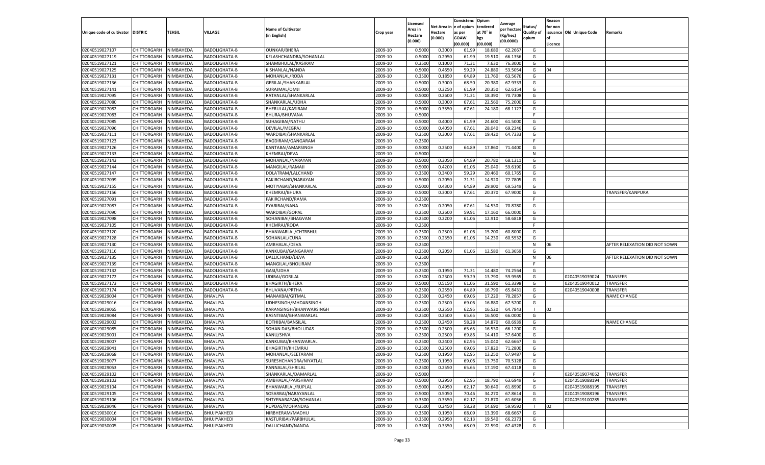| Unique code of cultivator | DISTRIC | TEHSIL | VILLAGE | Name of Cultivator (in English) | Crop year | Licensed Area in Hectare (0.000) | Net Area in Hectare (0.000) | Consistence of opium as per GOAW (00.000) | Opium tendered at 70° in kgs (00.000) | Average per hectare (Kg/hec) (00.0000) | Status/ Quality of opium | Reason for non issuance of Licence | Old Unique Code | Remarks |
|---|---|---|---|---|---|---|---|---|---|---|---|---|---|---|
| 02040519027107 | CHITTORGARH | NIMBAHEDA | BADOLIGHATA-B | OUNKAR/BHERA | 2009-10 | 0.5000 | 0.3000 | 61.99 | 18.680 | 62.2667 | G | | | |
| 02040519027119 | CHITTORGARH | NIMBAHEDA | BADOLIGHATA-B | KELASHCHANDRA/SOHANLAL | 2009-10 | 0.5000 | 0.2950 | 61.99 | 19.510 | 66.1356 | G | | | |
| 02040519027121 | CHITTORGARH | NIMBAHEDA | BADOLIGHATA-B | SHAMBHULAL/KASIRAM | 2009-10 | 0.3500 | 0.1000 | 71.31 | 7.630 | 76.3000 | G | | | |
| 02040519027125 | CHITTORGARH | NIMBAHEDA | BADOLIGHATA-B | KISHANLAL/NANDA | 2009-10 | 0.5000 | 0.4650 | 59.29 | 24.880 | 53.5054 | G | 04 | | |
| 02040519027131 | CHITTORGARH | NIMBAHEDA | BADOLIGHATA-B | MOHANLAL/RODA | 2009-10 | 0.3500 | 0.1850 | 64.89 | 11.760 | 63.5676 | G | | | |
| 02040519027136 | CHITTORGARH | NIMBAHEDA | BADOLIGHATA-B | GERILAL/SHANKARLAL | 2009-10 | 0.5000 | 0.3000 | 68.50 | 20.380 | 67.9333 | G | | | |
| 02040519027141 | CHITTORGARH | NIMBAHEDA | BADOLIGHATA-B | SURAJMAL/OMJI | 2009-10 | 0.5000 | 0.3250 | 61.99 | 20.350 | 62.6154 | G | | | |
| 02040519027095 | CHITTORGARH | NIMBAHEDA | BADOLIGHATA-B | RATANLAL/SHANKARLAL | 2009-10 | 0.5000 | 0.2600 | 71.31 | 18.390 | 70.7308 | G | | | |
| 02040519027080 | CHITTORGARH | NIMBAHEDA | BADOLIGHATA-B | SHANKARLAL/UDHA | 2009-10 | 0.5000 | 0.3000 | 67.61 | 22.560 | 75.2000 | G | | | |
| 02040519027082 | CHITTORGARH | NIMBAHEDA | BADOLIGHATA-B | BHERULAL/KASIRAM | 2009-10 | 0.5000 | 0.3550 | 67.61 | 24.180 | 68.1127 | G | | | |
| 02040519027083 | CHITTORGARH | NIMBAHEDA | BADOLIGHATA-B | BHURA/BHUVANA | 2009-10 | 0.5000 | | | | | F | | | |
| 02040519027085 | CHITTORGARH | NIMBAHEDA | BADOLIGHATA-B | SUHAGIBAI/NATHU | 2009-10 | 0.5000 | 0.4000 | 61.99 | 24.600 | 61.5000 | G | | | |
| 02040519027096 | CHITTORGARH | NIMBAHEDA | BADOLIGHATA-B | DEVILAL/MEGRAJ | 2009-10 | 0.5000 | 0.4050 | 67.61 | 28.040 | 69.2346 | G | | | |
| 02040519027111 | CHITTORGARH | NIMBAHEDA | BADOLIGHATA-B | WARDIBAI/SHANKARLAL | 2009-10 | 0.3500 | 0.3000 | 67.61 | 19.420 | 64.7333 | G | | | |
| 02040519027123 | CHITTORGARH | NIMBAHEDA | BADOLIGHATA-B | BAGDIRAM/GANGARAM | 2009-10 | 0.2500 | | | | | F | | | |
| 02040519027126 | CHITTORGARH | NIMBAHEDA | BADOLIGHATA-B | KANTABAI/AMARSINGH | 2009-10 | 0.5000 | 0.2500 | 64.89 | 17.860 | 71.4400 | G | | | |
| 02040519027133 | CHITTORGARH | NIMBAHEDA | BADOLIGHATA-B | KHEMRAJ/DEVA | 2009-10 | 0.5000 | | | | | N | | | |
| 02040519027143 | CHITTORGARH | NIMBAHEDA | BADOLIGHATA-B | MOHANLAL/NARAYAN | 2009-10 | 0.5000 | 0.3050 | 64.89 | 20.780 | 68.1311 | G | | | |
| 02040519027144 | CHITTORGARH | NIMBAHEDA | BADOLIGHATA-B | MANGILAL/RAMAJI | 2009-10 | 0.5000 | 0.4200 | 61.06 | 25.040 | 59.6190 | G | | | |
| 02040519027147 | CHITTORGARH | NIMBAHEDA | BADOLIGHATA-B | DOLATRAM/LALCHAND | 2009-10 | 0.3500 | 0.3400 | 59.29 | 20.460 | 60.1765 | G | | | |
| 02040519027099 | CHITTORGARH | NIMBAHEDA | BADOLIGHATA-B | FAKIRCHAND/NARAYAN | 2009-10 | 0.5000 | 0.2050 | 71.31 | 14.920 | 72.7805 | G | | | |
| 02040519027155 | CHITTORGARH | NIMBAHEDA | BADOLIGHATA-B | MOTIYABAI/SHANKARLAL | 2009-10 | 0.5000 | 0.4300 | 64.89 | 29.900 | 69.5349 | G | | | |
| 02040519027156 | CHITTORGARH | NIMBAHEDA | BADOLIGHATA-B | KHEMRAJ/BHURA | 2009-10 | 0.5000 | 0.3000 | 67.61 | 20.370 | 67.9000 | G | | | TRANSFER/KANPURA |
| 02040519027091 | CHITTORGARH | NIMBAHEDA | BADOLIGHATA-B | FAKIRCHAND/RAMA | 2009-10 | 0.2500 | | | | | F | | | |
| 02040519027087 | CHITTORGARH | NIMBAHEDA | BADOLIGHATA-B | PYARIBAI/NANA | 2009-10 | 0.2500 | 0.2050 | 67.61 | 14.530 | 70.8780 | G | | | |
| 02040519027090 | CHITTORGARH | NIMBAHEDA | BADOLIGHATA-B | WARDIBAI/GOPAL | 2009-10 | 0.2500 | 0.2600 | 59.91 | 17.160 | 66.0000 | G | | | |
| 02040519027098 | CHITTORGARH | NIMBAHEDA | BADOLIGHATA-B | SOHANIBAI/BHAGVAN | 2009-10 | 0.2500 | 0.2200 | 61.06 | 12.910 | 58.6818 | G | | | |
| 02040519027105 | CHITTORGARH | NIMBAHEDA | BADOLIGHATA-B | KHEMRAJ/RODA | 2009-10 | 0.2500 | | | | | F | | | |
| 02040519027120 | CHITTORGARH | NIMBAHEDA | BADOLIGHATA-B | BHANWARLAL/CHTRBHUJ | 2009-10 | 0.2500 | 0.2500 | 61.06 | 15.200 | 60.8000 | G | | | |
| 02040519027128 | CHITTORGARH | NIMBAHEDA | BADOLIGHATA-B | SOHANLAL/CUNA | 2009-10 | 0.2500 | 0.2350 | 61.06 | 14.230 | 60.5532 | G | | | |
| 02040519027130 | CHITTORGARH | NIMBAHEDA | BADOLIGHATA-B | AMBHALAL/DEVA | 2009-10 | 0.2500 | | | | | N | 06 | | AFTER RELEXATION DID NOT SOWN |
| 02040519027116 | CHITTORGARH | NIMBAHEDA | BADOLIGHATA-B | KANKUBAI/GANGARAM | 2009-10 | 0.2500 | 0.2050 | 61.06 | 12.580 | 61.3659 | G | | | |
| 02040519027135 | CHITTORGARH | NIMBAHEDA | BADOLIGHATA-B | DALLICHAND/DEVA | 2009-10 | 0.2500 | | | | | N | 06 | | AFTER RELEXATION DID NOT SOWN |
| 02040519027139 | CHITTORGARH | NIMBAHEDA | BADOLIGHATA-B | MANGILAL/BHOLIRAM | 2009-10 | 0.2500 | | | | | F | | | |
| 02040519027132 | CHITTORGARH | NIMBAHEDA | BADOLIGHATA-B | GASI/UDHA | 2009-10 | 0.2500 | 0.1950 | 71.31 | 14.480 | 74.2564 | G | | | |
| 02040519027172 | CHITTORGARH | NIMBAHEDA | BADOLIGHATA-B | UDIBAI/GORILAL | 2009-10 | 0.2500 | 0.2300 | 59.29 | 13.790 | 59.9565 | G | | 02040519039024 | TRANSFER |
| 02040519027173 | CHITTORGARH | NIMBAHEDA | BADOLIGHATA-B | BHAGIRTH/BHERA | 2009-10 | 0.5000 | 0.5150 | 61.06 | 31.590 | 61.3398 | G | | 02040519040012 | TRANSFER |
| 02040519027174 | CHITTORGARH | NIMBAHEDA | BADOLIGHATA-B | BHUVANA/PRTHA | 2009-10 | 0.2500 | 0.2550 | 64.89 | 16.790 | 65.8431 | G | | 02040519040008 | TRANSFER |
| 02040519029004 | CHITTORGARH | NIMBAHEDA | BHAVLIYA | MANAKBAI/GITMAL | 2009-10 | 0.2500 | 0.2450 | 69.06 | 17.220 | 70.2857 | G | | | NAME CHANGE |
| 02040519029016 | CHITTORGARH | NIMBAHEDA | BHAVLIYA | UDHESINGH/MHDANSINGH | 2009-10 | 0.2500 | 0.2500 | 69.06 | 16.880 | 67.5200 | G | | | |
| 02040519029065 | CHITTORGARH | NIMBAHEDA | BHAVLIYA | KARANSINGH/BHANWARSINGH | 2009-10 | 0.2500 | 0.2550 | 62.95 | 16.520 | 64.7843 | I | 02 | | |
| 02040519029084 | CHITTORGARH | NIMBAHEDA | BHAVLIYA | BASNTIBAI/BHANWARLAL | 2009-10 | 0.2500 | 0.2500 | 65.65 | 16.500 | 66.0000 | G | | | |
| 02040519029002 | CHITTORGARH | NIMBAHEDA | BHAVLIYA | BOTHIBAI/BANSILAL | 2009-10 | 0.2500 | 0.2450 | 58.28 | 14.870 | 60.6939 | G | | | NAME CHANGE |
| 02040519029085 | CHITTORGARH | NIMBAHEDA | BHAVLIYA | SOHAN DAS/BHOLUDAS | 2009-10 | 0.2500 | 0.2500 | 65.65 | 16.530 | 66.1200 | G | | | |
| 02040519029001 | CHITTORGARH | NIMBAHEDA | BHAVLIYA | KANU/SHVA | 2009-10 | 0.2500 | 0.2500 | 69.86 | 14.410 | 57.6400 | G | | | |
| 02040519029007 | CHITTORGARH | NIMBAHEDA | BHAVLIYA | KANKUBAI/BHANWARLAL | 2009-10 | 0.2500 | 0.2400 | 62.95 | 15.040 | 62.6667 | G | | | |
| 02040519029041 | CHITTORGARH | NIMBAHEDA | BHAVLIYA | BHAGIRTH/KHEMRAJ | 2009-10 | 0.2500 | 0.2500 | 69.06 | 17.820 | 71.2800 | G | | | |
| 02040519029068 | CHITTORGARH | NIMBAHEDA | BHAVLIYA | MOHANLAL/SEETARAM | 2009-10 | 0.2500 | 0.1950 | 62.95 | 13.250 | 67.9487 | G | | | |
| 02040519029077 | CHITTORGARH | NIMBAHEDA | BHAVLIYA | SURESHCHANDRA/NIYATLAL | 2009-10 | 0.2500 | 0.1950 | 69.06 | 13.750 | 70.5128 | G | | | |
| 02040519029053 | CHITTORGARH | NIMBAHEDA | BHAVLIYA | PANNALAL/SHRILAL | 2009-10 | 0.2500 | 0.2550 | 65.65 | 17.190 | 67.4118 | G | | | |
| 02040519029102 | CHITTORGARH | NIMBAHEDA | BHAVLIYA | SHANKARLAL/DAMARLAL | 2009-10 | 0.5000 | | | | | F | | 02040519074062 | TRANSFER |
| 02040519029103 | CHITTORGARH | NIMBAHEDA | BHAVLIYA | AMBHALAL/PARSHRAM | 2009-10 | 0.5000 | 0.2950 | 62.95 | 18.790 | 63.6949 | G | | 02040519088194 | TRANSFER |
| 02040519029104 | CHITTORGARH | NIMBAHEDA | BHAVLIYA | BHANWARLAL/RUPLAL | 2009-10 | 0.5000 | 0.4950 | 62.17 | 30.640 | 61.8990 | G | | 02040519088195 | TRANSFER |
| 02040519029105 | CHITTORGARH | NIMBAHEDA | BHAVLIYA | SOSARBAI/NARAYANLAL | 2009-10 | 0.5000 | 0.5050 | 70.46 | 34.270 | 67.8614 | G | | 02040519088196 | TRANSFER |
| 02040519029106 | CHITTORGARH | NIMBAHEDA | BHAVLIYA | SHTYENARAYAN/SOHANLAL | 2009-10 | 0.3500 | 0.3550 | 62.17 | 21.870 | 61.6056 | G | | 02040519100285 | TRANSFER |
| 02040519029046 | CHITTORGARH | NIMBAHEDA | BHAVLIYA | RUPDAS/MOHANDAS | 2009-10 | 0.2500 | 0.2450 | 58.28 | 14.690 | 59.9592 | I | 02 | | |
| 02040519030016 | CHITTORGARH | NIMBAHEDA | BHUJIYAKHEDI | NIRBHERAM/MADHU | 2009-10 | 0.3500 | 0.1950 | 68.09 | 13.390 | 68.6667 | G | | | |
| 02040519030004 | CHITTORGARH | NIMBAHEDA | BHUJIYAKHEDI | KASTURIBAI/PARBHULAL | 2009-10 | 0.3500 | 0.2950 | 62.13 | 19.540 | 66.2373 | G | | | |
| 02040519030005 | CHITTORGARH | NIMBAHEDA | BHUJIYAKHEDI | DALLICHAND/NANDA | 2009-10 | 0.3500 | 0.3350 | 68.09 | 22.590 | 67.4328 | G | | | |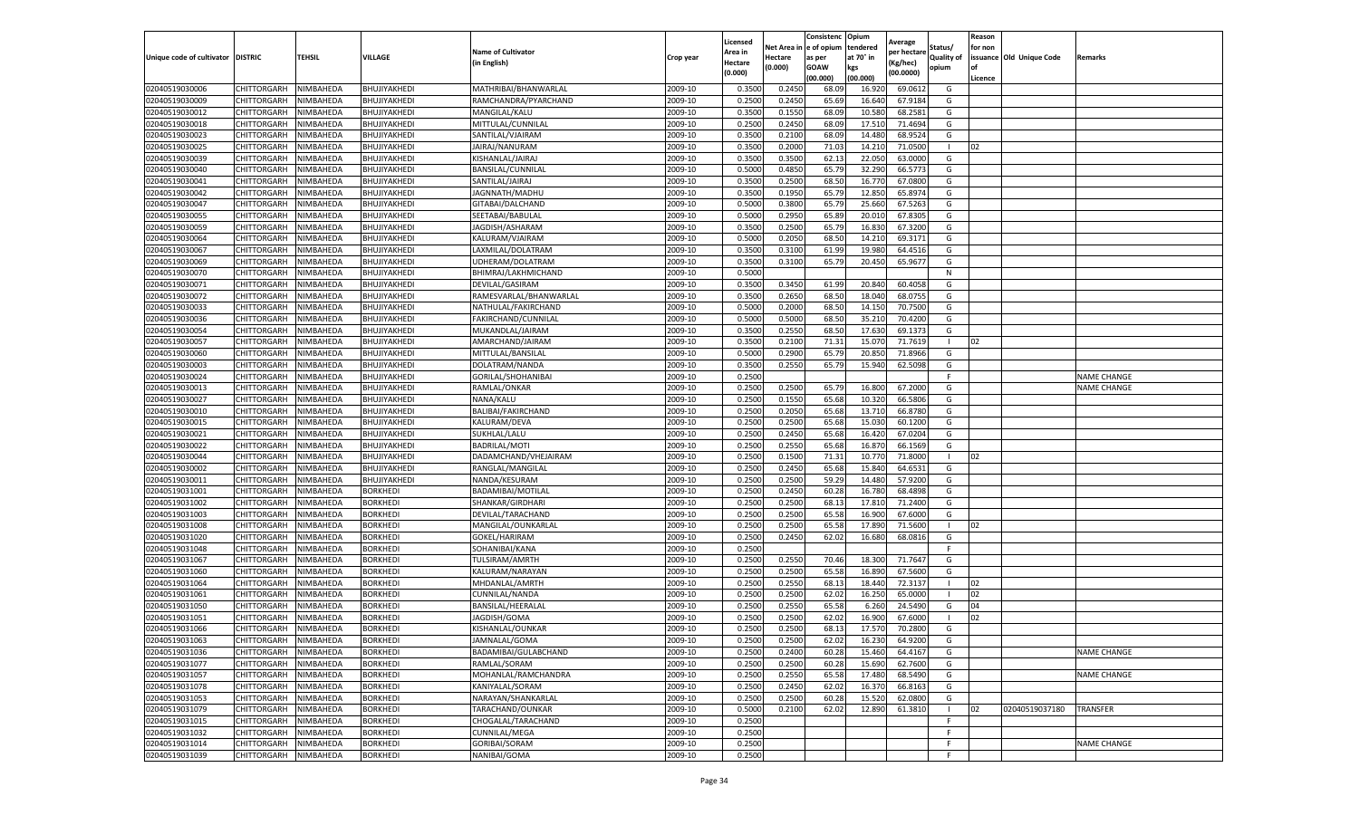| Unique code of cultivator | DISTRIC | TEHSIL | VILLAGE | Name of Cultivator (in English) | Crop year | Licensed Area in Hectare (0.000) | Net Area in Hectare (0.000) | Consistenc e of opium as per GOAW (00.000) | Opium tendered at 70° in kgs (00.000) | Average per hectare (Kg/hec) (00.0000) | Status/ Quality of opium | Reason for non issuance of Licence | Old Unique Code | Remarks |
|---|---|---|---|---|---|---|---|---|---|---|---|---|---|---|
| 02040519030006 | CHITTORGARH | NIMBAHEDA | BHUJIYAKHEDI | MATHRIBAI/BHANWARLAL | 2009-10 | 0.3500 | 0.2450 | 68.09 | 16.920 | 69.0612 | G | | | |
| 02040519030009 | CHITTORGARH | NIMBAHEDA | BHUJIYAKHEDI | RAMCHANDRA/PYARCHAND | 2009-10 | 0.2500 | 0.2450 | 65.69 | 16.640 | 67.9184 | G | | | |
| 02040519030012 | CHITTORGARH | NIMBAHEDA | BHUJIYAKHEDI | MANGILAL/KALU | 2009-10 | 0.3500 | 0.1550 | 68.09 | 10.580 | 68.2581 | G | | | |
| 02040519030018 | CHITTORGARH | NIMBAHEDA | BHUJIYAKHEDI | MITTULAL/CUNNILAL | 2009-10 | 0.2500 | 0.2450 | 68.09 | 17.510 | 71.4694 | G | | | |
| 02040519030023 | CHITTORGARH | NIMBAHEDA | BHUJIYAKHEDI | SANTILAL/VJAIRAM | 2009-10 | 0.3500 | 0.2100 | 68.09 | 14.480 | 68.9524 | G | | | |
| 02040519030025 | CHITTORGARH | NIMBAHEDA | BHUJIYAKHEDI | JAIRAJ/NANURAM | 2009-10 | 0.3500 | 0.2000 | 71.03 | 14.210 | 71.0500 | I | 02 | | |
| 02040519030039 | CHITTORGARH | NIMBAHEDA | BHUJIYAKHEDI | KISHANLAL/JAIRAJ | 2009-10 | 0.3500 | 0.3500 | 62.13 | 22.050 | 63.0000 | G | | | |
| 02040519030040 | CHITTORGARH | NIMBAHEDA | BHUJIYAKHEDI | BANSILAL/CUNNILAL | 2009-10 | 0.5000 | 0.4850 | 65.79 | 32.290 | 66.5773 | G | | | |
| 02040519030041 | CHITTORGARH | NIMBAHEDA | BHUJIYAKHEDI | SANTILAL/JAIRAJ | 2009-10 | 0.3500 | 0.2500 | 68.50 | 16.770 | 67.0800 | G | | | |
| 02040519030042 | CHITTORGARH | NIMBAHEDA | BHUJIYAKHEDI | JAGNNATH/MADHU | 2009-10 | 0.3500 | 0.1950 | 65.79 | 12.850 | 65.8974 | G | | | |
| 02040519030047 | CHITTORGARH | NIMBAHEDA | BHUJIYAKHEDI | GITABAI/DALCHAND | 2009-10 | 0.5000 | 0.3800 | 65.79 | 25.660 | 67.5263 | G | | | |
| 02040519030055 | CHITTORGARH | NIMBAHEDA | BHUJIYAKHEDI | SEETABAI/BABULAL | 2009-10 | 0.5000 | 0.2950 | 65.89 | 20.010 | 67.8305 | G | | | |
| 02040519030059 | CHITTORGARH | NIMBAHEDA | BHUJIYAKHEDI | JAGDISH/ASHARAM | 2009-10 | 0.3500 | 0.2500 | 65.79 | 16.830 | 67.3200 | G | | | |
| 02040519030064 | CHITTORGARH | NIMBAHEDA | BHUJIYAKHEDI | KALURAM/VJAIRAM | 2009-10 | 0.5000 | 0.2050 | 68.50 | 14.210 | 69.3171 | G | | | |
| 02040519030067 | CHITTORGARH | NIMBAHEDA | BHUJIYAKHEDI | LAXMILAL/DOLATRAM | 2009-10 | 0.3500 | 0.3100 | 61.99 | 19.980 | 64.4516 | G | | | |
| 02040519030069 | CHITTORGARH | NIMBAHEDA | BHUJIYAKHEDI | UDHERAM/DOLATRAM | 2009-10 | 0.3500 | 0.3100 | 65.79 | 20.450 | 65.9677 | G | | | |
| 02040519030070 | CHITTORGARH | NIMBAHEDA | BHUJIYAKHEDI | BHIMRAJ/LAKHMICHAND | 2009-10 | 0.5000 | | | | | N | | | |
| 02040519030071 | CHITTORGARH | NIMBAHEDA | BHUJIYAKHEDI | DEVILAL/GASIRAM | 2009-10 | 0.3500 | 0.3450 | 61.99 | 20.840 | 60.4058 | G | | | |
| 02040519030072 | CHITTORGARH | NIMBAHEDA | BHUJIYAKHEDI | RAMESVARLAL/BHANWARLAL | 2009-10 | 0.3500 | 0.2650 | 68.50 | 18.040 | 68.0755 | G | | | |
| 02040519030033 | CHITTORGARH | NIMBAHEDA | BHUJIYAKHEDI | NATHULAL/FAKIRCHAND | 2009-10 | 0.5000 | 0.2000 | 68.50 | 14.150 | 70.7500 | G | | | |
| 02040519030036 | CHITTORGARH | NIMBAHEDA | BHUJIYAKHEDI | FAKIRCHAND/CUNNILAL | 2009-10 | 0.5000 | 0.5000 | 68.50 | 35.210 | 70.4200 | G | | | |
| 02040519030054 | CHITTORGARH | NIMBAHEDA | BHUJIYAKHEDI | MUKANDLAL/JAIRAM | 2009-10 | 0.3500 | 0.2550 | 68.50 | 17.630 | 69.1373 | G | | | |
| 02040519030057 | CHITTORGARH | NIMBAHEDA | BHUJIYAKHEDI | AMARCHAND/JAIRAM | 2009-10 | 0.3500 | 0.2100 | 71.31 | 15.070 | 71.7619 | I | 02 | | |
| 02040519030060 | CHITTORGARH | NIMBAHEDA | BHUJIYAKHEDI | MITTULAL/BANSILAL | 2009-10 | 0.5000 | 0.2900 | 65.79 | 20.850 | 71.8966 | G | | | |
| 02040519030003 | CHITTORGARH | NIMBAHEDA | BHUJIYAKHEDI | DOLATRAM/NANDA | 2009-10 | 0.3500 | 0.2550 | 65.79 | 15.940 | 62.5098 | G | | | |
| 02040519030024 | CHITTORGARH | NIMBAHEDA | BHUJIYAKHEDI | GORILAL/SHOHANIBAI | 2009-10 | 0.2500 | | | | | F | | | NAME CHANGE |
| 02040519030013 | CHITTORGARH | NIMBAHEDA | BHUJIYAKHEDI | RAMLAL/ONKAR | 2009-10 | 0.2500 | 0.2500 | 65.79 | 16.800 | 67.2000 | G | | | NAME CHANGE |
| 02040519030027 | CHITTORGARH | NIMBAHEDA | BHUJIYAKHEDI | NANA/KALU | 2009-10 | 0.2500 | 0.1550 | 65.68 | 10.320 | 66.5806 | G | | | |
| 02040519030010 | CHITTORGARH | NIMBAHEDA | BHUJIYAKHEDI | BALIBAI/FAKIRCHAND | 2009-10 | 0.2500 | 0.2050 | 65.68 | 13.710 | 66.8780 | G | | | |
| 02040519030015 | CHITTORGARH | NIMBAHEDA | BHUJIYAKHEDI | KALURAM/DEVA | 2009-10 | 0.2500 | 0.2500 | 65.68 | 15.030 | 60.1200 | G | | | |
| 02040519030021 | CHITTORGARH | NIMBAHEDA | BHUJIYAKHEDI | SUKHLAL/LALU | 2009-10 | 0.2500 | 0.2450 | 65.68 | 16.420 | 67.0204 | G | | | |
| 02040519030022 | CHITTORGARH | NIMBAHEDA | BHUJIYAKHEDI | BADRILAL/MOTI | 2009-10 | 0.2500 | 0.2550 | 65.68 | 16.870 | 66.1569 | G | | | |
| 02040519030044 | CHITTORGARH | NIMBAHEDA | BHUJIYAKHEDI | DADAMCHAND/VHEJAIRAM | 2009-10 | 0.2500 | 0.1500 | 71.31 | 10.770 | 71.8000 | I | 02 | | |
| 02040519030002 | CHITTORGARH | NIMBAHEDA | BHUJIYAKHEDI | RANGLAL/MANGILAL | 2009-10 | 0.2500 | 0.2450 | 65.68 | 15.840 | 64.6531 | G | | | |
| 02040519030011 | CHITTORGARH | NIMBAHEDA | BHUJIYAKHEDI | NANDA/KESURAM | 2009-10 | 0.2500 | 0.2500 | 59.29 | 14.480 | 57.9200 | G | | | |
| 02040519031001 | CHITTORGARH | NIMBAHEDA | BORKHEDI | BADAMIBAI/MOTILAL | 2009-10 | 0.2500 | 0.2450 | 60.28 | 16.780 | 68.4898 | G | | | |
| 02040519031002 | CHITTORGARH | NIMBAHEDA | BORKHEDI | SHANKAR/GIRDHARI | 2009-10 | 0.2500 | 0.2500 | 68.13 | 17.810 | 71.2400 | G | | | |
| 02040519031003 | CHITTORGARH | NIMBAHEDA | BORKHEDI | DEVILAL/TARACHAND | 2009-10 | 0.2500 | 0.2500 | 65.58 | 16.900 | 67.6000 | G | | | |
| 02040519031008 | CHITTORGARH | NIMBAHEDA | BORKHEDI | MANGILAL/OUNKARLAL | 2009-10 | 0.2500 | 0.2500 | 65.58 | 17.890 | 71.5600 | I | 02 | | |
| 02040519031020 | CHITTORGARH | NIMBAHEDA | BORKHEDI | GOKEL/HARIRAM | 2009-10 | 0.2500 | 0.2450 | 62.02 | 16.680 | 68.0816 | G | | | |
| 02040519031048 | CHITTORGARH | NIMBAHEDA | BORKHEDI | SOHANIBAI/KANA | 2009-10 | 0.2500 | | | | | F | | | |
| 02040519031067 | CHITTORGARH | NIMBAHEDA | BORKHEDI | TULSIRAM/AMRTH | 2009-10 | 0.2500 | 0.2550 | 70.46 | 18.300 | 71.7647 | G | | | |
| 02040519031060 | CHITTORGARH | NIMBAHEDA | BORKHEDI | KALURAM/NARAYAN | 2009-10 | 0.2500 | 0.2500 | 65.58 | 16.890 | 67.5600 | G | | | |
| 02040519031064 | CHITTORGARH | NIMBAHEDA | BORKHEDI | MHDANLAL/AMRTH | 2009-10 | 0.2500 | 0.2550 | 68.13 | 18.440 | 72.3137 | I | 02 | | |
| 02040519031061 | CHITTORGARH | NIMBAHEDA | BORKHEDI | CUNNILAL/NANDA | 2009-10 | 0.2500 | 0.2500 | 62.02 | 16.250 | 65.0000 | I | 02 | | |
| 02040519031050 | CHITTORGARH | NIMBAHEDA | BORKHEDI | BANSILAL/HEERALAL | 2009-10 | 0.2500 | 0.2550 | 65.58 | 6.260 | 24.5490 | G | 04 | | |
| 02040519031051 | CHITTORGARH | NIMBAHEDA | BORKHEDI | JAGDISH/GOMA | 2009-10 | 0.2500 | 0.2500 | 62.02 | 16.900 | 67.6000 | I | 02 | | |
| 02040519031066 | CHITTORGARH | NIMBAHEDA | BORKHEDI | KISHANLAL/OUNKAR | 2009-10 | 0.2500 | 0.2500 | 68.13 | 17.570 | 70.2800 | G | | | |
| 02040519031063 | CHITTORGARH | NIMBAHEDA | BORKHEDI | JAMNALAL/GOMA | 2009-10 | 0.2500 | 0.2500 | 62.02 | 16.230 | 64.9200 | G | | | |
| 02040519031036 | CHITTORGARH | NIMBAHEDA | BORKHEDI | BADAMIBAI/GULABCHAND | 2009-10 | 0.2500 | 0.2400 | 60.28 | 15.460 | 64.4167 | G | | | NAME CHANGE |
| 02040519031077 | CHITTORGARH | NIMBAHEDA | BORKHEDI | RAMLAL/SORAM | 2009-10 | 0.2500 | 0.2500 | 60.28 | 15.690 | 62.7600 | G | | | |
| 02040519031057 | CHITTORGARH | NIMBAHEDA | BORKHEDI | MOHANLAL/RAMCHANDRA | 2009-10 | 0.2500 | 0.2550 | 65.58 | 17.480 | 68.5490 | G | | | NAME CHANGE |
| 02040519031078 | CHITTORGARH | NIMBAHEDA | BORKHEDI | KANIYALAL/SORAM | 2009-10 | 0.2500 | 0.2450 | 62.02 | 16.370 | 66.8163 | G | | | |
| 02040519031053 | CHITTORGARH | NIMBAHEDA | BORKHEDI | NARAYAN/SHANKARLAL | 2009-10 | 0.2500 | 0.2500 | 60.28 | 15.520 | 62.0800 | G | | | |
| 02040519031079 | CHITTORGARH | NIMBAHEDA | BORKHEDI | TARACHAND/OUNKAR | 2009-10 | 0.5000 | 0.2100 | 62.02 | 12.890 | 61.3810 | I | 02 | 02040519037180 | TRANSFER |
| 02040519031015 | CHITTORGARH | NIMBAHEDA | BORKHEDI | CHOGALAL/TARACHAND | 2009-10 | 0.2500 | | | | | F | | | |
| 02040519031032 | CHITTORGARH | NIMBAHEDA | BORKHEDI | CUNNILAL/MEGA | 2009-10 | 0.2500 | | | | | F | | | |
| 02040519031014 | CHITTORGARH | NIMBAHEDA | BORKHEDI | GORIBAI/SORAM | 2009-10 | 0.2500 | | | | | F | | | NAME CHANGE |
| 02040519031039 | CHITTORGARH | NIMBAHEDA | BORKHEDI | NANIBAI/GOMA | 2009-10 | 0.2500 | | | | | F | | | |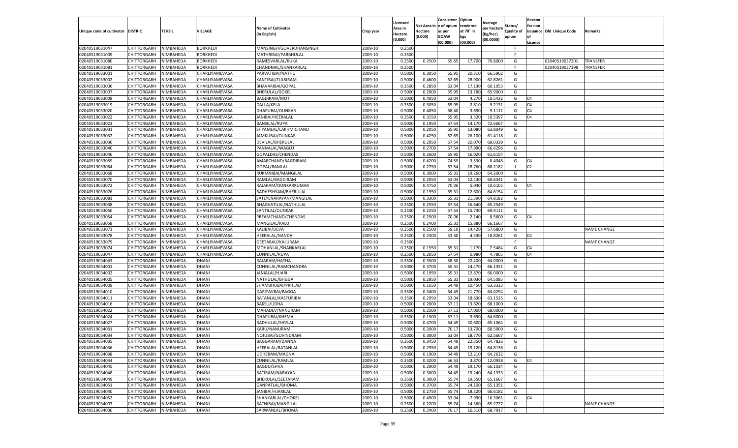| Unique code of cultivator | DISTRIC | TEHSIL | VILLAGE | Name of Cultivator (in English) | Crop year | Licensed Area in Hectare (0.000) | Net Area in Hectare (0.000) | Consistenc e of opium as per GOAW (00.000) | Opium tendered at 70° in kgs (00.000) | Average per hectare (Kg/hec) (00.0000) | Status/ Quality of opium | Reason for non issuance of Licence | Old Unique Code | Remarks |
|---|---|---|---|---|---|---|---|---|---|---|---|---|---|---|
| 02040519031047 | CHITTORGARH | NIMBAHEDA | BORKHEDI | MANSINGH/GOVERDHANSINGH | 2009-10 | 0.2500 | | | | | F | | | |
| 02040519031005 | CHITTORGARH | NIMBAHEDA | BORKHEDI | MATHRIBAI/PARBHULAL | 2009-10 | 0.2500 | | | | | F | | | |
| 02040519031080 | CHITTORGARH | NIMBAHEDA | BORKHEDI | RAMESVARLAL/KUKA | 2009-10 | 0.2500 | 0.2500 | 65.65 | 17.700 | 70.8000 | G | | 02040519037201 | TRANSFER |
| 02040519031081 | CHITTORGARH | NIMBAHEDA | BORKHEDI | CHANDMAL/SHANKARLAL | 2009-10 | 0.2500 | | | | | F | | 02040519037198 | TRANSFER |
| 02040519033001 | CHITTORGARH | NIMBAHEDA | CHARLIYAMEVASA | PARVATIBAI/NATHU | 2009-10 | 0.5000 | 0.3050 | 65.95 | 20.310 | 66.5902 | G | | | |
| 02040519033002 | CHITTORGARH | NIMBAHEDA | CHARLIYAMEVASA | KANTIBAI/TULSIRAM | 2009-10 | 0.5000 | 0.4600 | 62.69 | 28.900 | 62.8261 | G | | | |
| 02040519033006 | CHITTORGARH | NIMBAHEDA | CHARLIYAMEVASA | BHAVARIBAI/GOPAL | 2009-10 | 0.3500 | 0.2850 | 63.04 | 17.130 | 60.1053 | G | | | |
| 02040519033007 | CHITTORGARH | NIMBAHEDA | CHARLIYAMEVASA | BHERULAL/GOKEL | 2009-10 | 0.5000 | 0.2000 | 65.95 | 13.180 | 65.9000 | G | | | |
| 02040519033008 | CHITTORGARH | NIMBAHEDA | CHARLIYAMEVASA | BAGDIRAM/MOTI | 2009-10 | 0.5000 | 0.4050 | 63.04 | 4.270 | 10.5432 | G | 04 | | |
| 02040519033019 | CHITTORGARH | NIMBAHEDA | CHARLIYAMEVASA | DALLA/KELA | 2009-10 | 0.3500 | 0.3050 | 65.95 | 2.810 | 9.2131 | G | 04 | | |
| 02040519033020 | CHITTORGARH | NIMBAHEDA | CHARLIYAMEVASA | DHAPUBAI/OUNKAR | 2009-10 | 0.5000 | 0.4050 | 68.40 | 3.690 | 9.1111 | G | 04 | | |
| 02040519033022 | CHITTORGARH | NIMBAHEDA | CHARLIYAMEVASA | JANIBAI/HEERALAL | 2009-10 | 0.3500 | 0.3150 | 65.95 | 3.320 | 10.5397 | G | 04 | | |
| 02040519033023 | CHITTORGARH | NIMBAHEDA | CHARLIYAMEVASA | BANSILAL/RUPA | 2009-10 | 0.5000 | 0.1950 | 67.54 | 14.170 | 72.6667 | G | | | |
| 02040519033031 | CHITTORGARH | NIMBAHEDA | CHARLIYAMEVASA | SHYAMLAL/LAKHMICHAND | 2009-10 | 0.5000 | 0.2050 | 65.95 | 13.080 | 63.8049 | G | | | |
| 02040519033032 | CHITTORGARH | NIMBAHEDA | CHARLIYAMEVASA | JAMKUBAI/OUNKAR | 2009-10 | 0.5000 | 0.4250 | 62.69 | 26.100 | 61.4118 | G | | | |
| 02040519033036 | CHITTORGARH | NIMBAHEDA | CHARLIYAMEVASA | DEVILAL/BHERULAL | 2009-10 | 0.5000 | 0.2950 | 67.54 | 20.070 | 68.0339 | G | | | |
| 02040519033040 | CHITTORGARH | NIMBAHEDA | CHARLIYAMEVASA | PANNALAL/WAGLU | 2009-10 | 0.5000 | 0.2700 | 67.54 | 17.990 | 66.6296 | G | | | |
| 02040519033046 | CHITTORGARH | NIMBAHEDA | CHARLIYAMEVASA | GOPALDAS/CHENDAS | 2009-10 | 0.5000 | 0.2600 | 65.95 | 16.020 | 61.6154 | G | | | |
| 02040519033059 | CHITTORGARH | NIMBAHEDA | CHARLIYAMEVASA | AMARCHAND/BAGDIRAM | 2009-10 | 0.5000 | 0.4200 | 74.59 | 3.530 | 8.4048 | G | 04 | | |
| 02040519033064 | CHITTORGARH | NIMBAHEDA | CHARLIYAMEVASA | GOPAL/RAMLAL | 2009-10 | 0.5000 | 0.2750 | 67.54 | 18.760 | 68.2182 | I | 02 | | |
| 02040519033068 | CHITTORGARH | NIMBAHEDA | CHARLIYAMEVASA | RUKMNIBAI/MANGILAL | 2009-10 | 0.5000 | 0.3000 | 65.31 | 19.260 | 64.2000 | G | | | |
| 02040519033070 | CHITTORGARH | NIMBAHEDA | CHARLIYAMEVASA | RAMLAL/BAGDIRAM | 2009-10 | 0.5000 | 0.2050 | 63.04 | 12.430 | 60.6341 | G | | | |
| 02040519033072 | CHITTORGARH | NIMBAHEDA | CHARLIYAMEVASA | RAJARAM/OUNKARKUMAR | 2009-10 | 0.5000 | 0.4750 | 70.06 | 5.040 | 10.6105 | G | 04 | | |
| 02040519033076 | CHITTORGARH | NIMBAHEDA | CHARLIYAMEVASA | RADHESHYAM/BHERULAL | 2009-10 | 0.5000 | 0.1950 | 65.31 | 12.600 | 64.6154 | G | | | |
| 02040519033081 | CHITTORGARH | NIMBAHEDA | CHARLIYAMEVASA | SATEYENARAYAN/MANGILAL | 2009-10 | 0.5000 | 0.3300 | 65.31 | 21.390 | 64.8182 | G | | | |
| 02040519033038 | CHITTORGARH | NIMBAHEDA | CHARLIYAMEVASA | BHAGVATILAL/NATHULAL | 2009-10 | 0.2500 | 0.2550 | 67.54 | 16.640 | 65.2549 | G | | | |
| 02040519033050 | CHITTORGARH | NIMBAHEDA | CHARLIYAMEVASA | SANTILAL/OUNKAR | 2009-10 | 0.2500 | 0.2250 | 67.54 | 15.730 | 69.9111 | G | | | |
| 02040519033054 | CHITTORGARH | NIMBAHEDA | CHARLIYAMEVASA | PREAMCHAND/CHENDAS | 2009-10 | 0.2500 | 0.2500 | 70.06 | 2.140 | 8.5600 | G | 04 | | |
| 02040519033058 | CHITTORGARH | NIMBAHEDA | CHARLIYAMEVASA | MANGILAL/KALU | 2009-10 | 0.2500 | 0.2400 | 65.31 | 15.880 | 66.1667 | G | | | |
| 02040519033071 | CHITTORGARH | NIMBAHEDA | CHARLIYAMEVASA | KALIBAI/DEVA | 2009-10 | 0.2500 | 0.2500 | 59.10 | 14.420 | 57.6800 | G | | | NAME CHANGE |
| 02040519033078 | CHITTORGARH | NIMBAHEDA | CHARLIYAMEVASA | HEERALAL/NANDA | 2009-10 | 0.2500 | 0.2300 | 33.40 | 4.330 | 18.8261 | G | 04 | | |
| 02040519033079 | CHITTORGARH | NIMBAHEDA | CHARLIYAMEVASA | GEETABAI//KALURAM | 2009-10 | 0.2500 | | | | | F | | | NAME CHANGE |
| 02040519033074 | CHITTORGARH | NIMBAHEDA | CHARLIYAMEVASA | MOHANLAL/SHANKARLAL | 2009-10 | 0.2500 | 0.1550 | 65.31 | 1.170 | 7.5484 | G | 04 | | |
| 02040519033047 | CHITTORGARH | NIMBAHEDA | CHARLIYAMEVASA | CUNNILAL/RUPA | 2009-10 | 0.2500 | 0.2050 | 67.54 | 0.980 | 4.7805 | G | 04 | | |
| 02040519034043 | CHITTORGARH | NIMBAHEDA | DHANI | RAJARAM/HATHA | 2009-10 | 0.3500 | 0.3500 | 68.30 | 22.400 | 64.0000 | G | | | |
| 02040519034001 | CHITTORGARH | NIMBAHEDA | DHANI | CUNNILAL/RAMCHANDRA | 2009-10 | 0.5000 | 0.3700 | 65.31 | 24.470 | 66.1351 | G | | | |
| 02040519034002 | CHITTORGARH | NIMBAHEDA | DHANI | JANIALAL/HJARI | 2009-10 | 0.5000 | 0.1950 | 65.31 | 12.870 | 66.0000 | G | | | |
| 02040519034005 | CHITTORGARH | NIMBAHEDA | DHANI | NATHULAL/BHGGA | 2009-10 | 0.5000 | 0.2950 | 65.31 | 19.030 | 64.5085 | G | | | |
| 02040519034009 | CHITTORGARH | NIMBAHEDA | DHANI | SHAMBHUBAI/PRHLAD | 2009-10 | 0.5000 | 0.1650 | 64.49 | 10.450 | 63.3333 | G | | | |
| 02040519034010 | CHITTORGARH | NIMBAHEDA | DHANI | DARIYAVBAI/BAGGA | 2009-10 | 0.3500 | 0.3400 | 64.49 | 21.770 | 64.0294 | G | | | |
| 02040519034011 | CHITTORGARH | NIMBAHEDA | DHANI | RATANLAL/KASTURIBAI | 2009-10 | 0.3500 | 0.2950 | 63.04 | 18.630 | 63.1525 | G | | | |
| 02040519034016 | CHITTORGARH | NIMBAHEDA | DHANI | BAKSU/UDHA | 2009-10 | 0.5000 | 0.2000 | 67.11 | 13.620 | 68.1000 | G | | | |
| 02040519034022 | CHITTORGARH | NIMBAHEDA | DHANI | MAHADEV/NANURAM | 2009-10 | 0.5000 | 0.2500 | 67.11 | 17.000 | 68.0000 | G | | | |
| 02040519034024 | CHITTORGARH | NIMBAHEDA | DHANI | DHAPUBAI/KHEMA | 2009-10 | 0.3500 | 0.1500 | 67.11 | 9.690 | 64.6000 | G | | | |
| 02040519034027 | CHITTORGARH | NIMBAHEDA | DHANI | RADHULAL/SHVLAL | 2009-10 | 0.5000 | 0.4700 | 64.49 | 30.600 | 65.1064 | G | | | |
| 02040519034031 | CHITTORGARH | NIMBAHEDA | DHANI | KARU/NANURAM | 2009-10 | 0.5000 | 0.2000 | 70.17 | 13.700 | 68.5000 | G | | | |
| 02040519034034 | CHITTORGARH | NIMBAHEDA | DHANI | NOJUBAI/GOVINDRAM | 2009-10 | 0.5000 | 0.3000 | 63.04 | 18.770 | 62.5667 | G | | | |
| 02040519034035 | CHITTORGARH | NIMBAHEDA | DHANI | BAGGARAM/DANNA | 2009-10 | 0.3500 | 0.3450 | 64.49 | 22.350 | 64.7826 | G | | | |
| 02040519034036 | CHITTORGARH | NIMBAHEDA | DHANI | HEERALAL/RATANLAL | 2009-10 | 0.5000 | 0.2950 | 64.49 | 19.120 | 64.8136 | G | | | |
| 02040519034038 | CHITTORGARH | NIMBAHEDA | DHANI | UDHERAM/MAGNA | 2009-10 | 0.5000 | 0.1900 | 64.49 | 12.210 | 64.2632 | G | | | |
| 02040519034044 | CHITTORGARH | NIMBAHEDA | DHANI | CUNNILAL/RAMLAL | 2009-10 | 0.3500 | 0.3200 | 56.53 | 3.870 | 12.0938 | G | 04 | | |
| 02040519034045 | CHITTORGARH | NIMBAHEDA | DHANI | BAGDU/SHVA | 2009-10 | 0.5000 | 0.2900 | 64.49 | 19.170 | 66.1034 | G | | | |
| 02040519034048 | CHITTORGARH | NIMBAHEDA | DHANI | RATIRAM/NARAYAN | 2009-10 | 0.5000 | 0.3000 | 64.49 | 19.240 | 64.1333 | G | | | |
| 02040519034049 | CHITTORGARH | NIMBAHEDA | DHANI | BHERULAL/SEETARAM | 2009-10 | 0.3500 | 0.3000 | 65.74 | 19.550 | 65.1667 | G | | | |
| 02040519034051 | CHITTORGARH | NIMBAHEDA | DHANI | GANPATLAL/BHOMA | 2009-10 | 0.5000 | 0.3700 | 65.74 | 24.100 | 65.1351 | G | | | |
| 02040519034040 | CHITTORGARH | NIMBAHEDA | DHANI | JANIBAI/HJARILAL | 2009-10 | 0.5000 | 0.2750 | 65.74 | 18.320 | 66.6182 | G | | | |
| 02040519034052 | CHITTORGARH | NIMBAHEDA | DHANI | SHANKARLAL/DHOKEL | 2009-10 | 0.5000 | 0.4900 | 63.04 | 7.990 | 16.3061 | G | 04 | | |
| 02040519034003 | CHITTORGARH | NIMBAHEDA | DHANI | RATNIBAI/MANGILAL | 2009-10 | 0.2500 | 0.2200 | 65.74 | 14.360 | 65.2727 | G | | | NAME CHANGE |
| 02040519034030 | CHITTORGARH | NIMBAHEDA | DHANI | SARWANLAL/BHOMA | 2009-10 | 0.2500 | 0.2400 | 70.17 | 16.510 | 68.7917 | G | | | |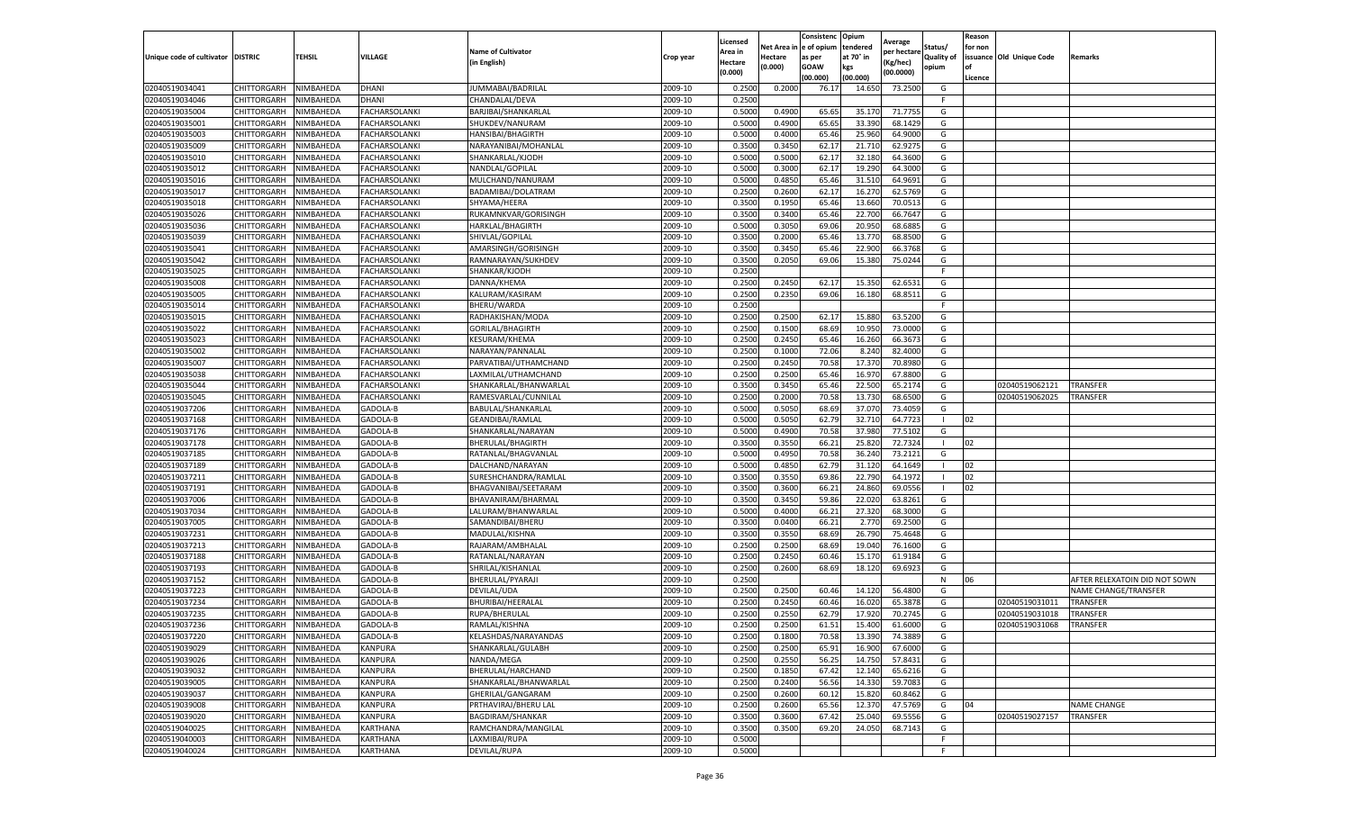| Unique code of cultivator | DISTRIC | TEHSIL | VILLAGE | Name of Cultivator (in English) | Crop year | Licensed Area in Hectare (0.000) | Net Area in Hectare (0.000) | Consistenc e of opium as per GOAW (00.000) | Opium tendered at 70° in kgs (00.000) | Average per hectare (Kg/hec) (00.0000) | Status/ Quality of opium | Reason for non issuance of Licence | Old Unique Code | Remarks |
|---|---|---|---|---|---|---|---|---|---|---|---|---|---|---|
| 02040519034041 | CHITTORGARH | NIMBAHEDA | DHANI | JUMMABAI/BADRILAL | 2009-10 | 0.2500 | 0.2000 | 76.17 | 14.650 | 73.2500 | G | | | |
| 02040519034046 | CHITTORGARH | NIMBAHEDA | DHANI | CHANDALAL/DEVA | 2009-10 | 0.2500 | | | | | F | | | |
| 02040519035004 | CHITTORGARH | NIMBAHEDA | FACHARSOLANKI | BARJIBAI/SHANKARLAL | 2009-10 | 0.5000 | 0.4900 | 65.65 | 35.170 | 71.7755 | G | | | |
| 02040519035001 | CHITTORGARH | NIMBAHEDA | FACHARSOLANKI | SHUKDEV/NANURAM | 2009-10 | 0.5000 | 0.4900 | 65.65 | 33.390 | 68.1429 | G | | | |
| 02040519035003 | CHITTORGARH | NIMBAHEDA | FACHARSOLANKI | HANSIBAI/BHAGIRTH | 2009-10 | 0.5000 | 0.4000 | 65.46 | 25.960 | 64.9000 | G | | | |
| 02040519035009 | CHITTORGARH | NIMBAHEDA | FACHARSOLANKI | NARAYANIBAI/MOHANLAL | 2009-10 | 0.3500 | 0.3450 | 62.17 | 21.710 | 62.9275 | G | | | |
| 02040519035010 | CHITTORGARH | NIMBAHEDA | FACHARSOLANKI | SHANKARLAL/KJODH | 2009-10 | 0.5000 | 0.5000 | 62.17 | 32.180 | 64.3600 | G | | | |
| 02040519035012 | CHITTORGARH | NIMBAHEDA | FACHARSOLANKI | NANDLAL/GOPILAL | 2009-10 | 0.5000 | 0.3000 | 62.17 | 19.290 | 64.3000 | G | | | |
| 02040519035016 | CHITTORGARH | NIMBAHEDA | FACHARSOLANKI | MULCHAND/NANURAM | 2009-10 | 0.5000 | 0.4850 | 65.46 | 31.510 | 64.9691 | G | | | |
| 02040519035017 | CHITTORGARH | NIMBAHEDA | FACHARSOLANKI | BADAMIBAI/DOLATRAM | 2009-10 | 0.2500 | 0.2600 | 62.17 | 16.270 | 62.5769 | G | | | |
| 02040519035018 | CHITTORGARH | NIMBAHEDA | FACHARSOLANKI | SHYAMA/HEERA | 2009-10 | 0.3500 | 0.1950 | 65.46 | 13.660 | 70.0513 | G | | | |
| 02040519035026 | CHITTORGARH | NIMBAHEDA | FACHARSOLANKI | RUKAMNKVAR/GORISINGH | 2009-10 | 0.3500 | 0.3400 | 65.46 | 22.700 | 66.7647 | G | | | |
| 02040519035036 | CHITTORGARH | NIMBAHEDA | FACHARSOLANKI | HARKLAL/BHAGIRTH | 2009-10 | 0.5000 | 0.3050 | 69.06 | 20.950 | 68.6885 | G | | | |
| 02040519035039 | CHITTORGARH | NIMBAHEDA | FACHARSOLANKI | SHIVLAL/GOPILAL | 2009-10 | 0.3500 | 0.2000 | 65.46 | 13.770 | 68.8500 | G | | | |
| 02040519035041 | CHITTORGARH | NIMBAHEDA | FACHARSOLANKI | AMARSINGH/GORISINGH | 2009-10 | 0.3500 | 0.3450 | 65.46 | 22.900 | 66.3768 | G | | | |
| 02040519035042 | CHITTORGARH | NIMBAHEDA | FACHARSOLANKI | RAMNARAYAN/SUKHDEV | 2009-10 | 0.3500 | 0.2050 | 69.06 | 15.380 | 75.0244 | G | | | |
| 02040519035025 | CHITTORGARH | NIMBAHEDA | FACHARSOLANKI | SHANKAR/KJODH | 2009-10 | 0.2500 | | | | | F | | | |
| 02040519035008 | CHITTORGARH | NIMBAHEDA | FACHARSOLANKI | DANNA/KHEMA | 2009-10 | 0.2500 | 0.2450 | 62.17 | 15.350 | 62.6531 | G | | | |
| 02040519035005 | CHITTORGARH | NIMBAHEDA | FACHARSOLANKI | KALURAM/KASIRAM | 2009-10 | 0.2500 | 0.2350 | 69.06 | 16.180 | 68.8511 | G | | | |
| 02040519035014 | CHITTORGARH | NIMBAHEDA | FACHARSOLANKI | BHERU/WARDA | 2009-10 | 0.2500 | | | | | F | | | |
| 02040519035015 | CHITTORGARH | NIMBAHEDA | FACHARSOLANKI | RADHAKISHAN/MODA | 2009-10 | 0.2500 | 0.2500 | 62.17 | 15.880 | 63.5200 | G | | | |
| 02040519035022 | CHITTORGARH | NIMBAHEDA | FACHARSOLANKI | GORILAL/BHAGIRTH | 2009-10 | 0.2500 | 0.1500 | 68.69 | 10.950 | 73.0000 | G | | | |
| 02040519035023 | CHITTORGARH | NIMBAHEDA | FACHARSOLANKI | KESURAM/KHEMA | 2009-10 | 0.2500 | 0.2450 | 65.46 | 16.260 | 66.3673 | G | | | |
| 02040519035002 | CHITTORGARH | NIMBAHEDA | FACHARSOLANKI | NARAYAN/PANNALAL | 2009-10 | 0.2500 | 0.1000 | 72.06 | 8.240 | 82.4000 | G | | | |
| 02040519035007 | CHITTORGARH | NIMBAHEDA | FACHARSOLANKI | PARVATIBAI/UTHAMCHAND | 2009-10 | 0.2500 | 0.2450 | 70.58 | 17.370 | 70.8980 | G | | | |
| 02040519035038 | CHITTORGARH | NIMBAHEDA | FACHARSOLANKI | LAXMILAL/UTHAMCHAND | 2009-10 | 0.2500 | 0.2500 | 65.46 | 16.970 | 67.8800 | G | | | |
| 02040519035044 | CHITTORGARH | NIMBAHEDA | FACHARSOLANKI | SHANKARLAL/BHANWARLAL | 2009-10 | 0.3500 | 0.3450 | 65.46 | 22.500 | 65.2174 | G | | 02040519062121 | TRANSFER |
| 02040519035045 | CHITTORGARH | NIMBAHEDA | FACHARSOLANKI | RAMESVARLAL/CUNNILAL | 2009-10 | 0.2500 | 0.2000 | 70.58 | 13.730 | 68.6500 | G | | 02040519062025 | TRANSFER |
| 02040519037206 | CHITTORGARH | NIMBAHEDA | GADOLA-B | BABULAL/SHANKARLAL | 2009-10 | 0.5000 | 0.5050 | 68.69 | 37.070 | 73.4059 | G | | | |
| 02040519037168 | CHITTORGARH | NIMBAHEDA | GADOLA-B | GEANDIBAI/RAMLAL | 2009-10 | 0.5000 | 0.5050 | 62.79 | 32.710 | 64.7723 | I | 02 | | |
| 02040519037176 | CHITTORGARH | NIMBAHEDA | GADOLA-B | SHANKARLAL/NARAYAN | 2009-10 | 0.5000 | 0.4900 | 70.58 | 37.980 | 77.5102 | G | | | |
| 02040519037178 | CHITTORGARH | NIMBAHEDA | GADOLA-B | BHERULAL/BHAGIRTH | 2009-10 | 0.3500 | 0.3550 | 66.21 | 25.820 | 72.7324 | I | 02 | | |
| 02040519037185 | CHITTORGARH | NIMBAHEDA | GADOLA-B | RATANLAL/BHAGVANLAL | 2009-10 | 0.5000 | 0.4950 | 70.58 | 36.240 | 73.2121 | G | | | |
| 02040519037189 | CHITTORGARH | NIMBAHEDA | GADOLA-B | DALCHAND/NARAYAN | 2009-10 | 0.5000 | 0.4850 | 62.79 | 31.120 | 64.1649 | I | 02 | | |
| 02040519037211 | CHITTORGARH | NIMBAHEDA | GADOLA-B | SURESHCHANDRA/RAMLAL | 2009-10 | 0.3500 | 0.3550 | 69.86 | 22.790 | 64.1972 | I | 02 | | |
| 02040519037191 | CHITTORGARH | NIMBAHEDA | GADOLA-B | BHAGVANIBAI/SEETARAM | 2009-10 | 0.3500 | 0.3600 | 66.21 | 24.860 | 69.0556 | I | 02 | | |
| 02040519037006 | CHITTORGARH | NIMBAHEDA | GADOLA-B | BHAVANIRAM/BHARMAL | 2009-10 | 0.3500 | 0.3450 | 59.86 | 22.020 | 63.8261 | G | | | |
| 02040519037034 | CHITTORGARH | NIMBAHEDA | GADOLA-B | LALURAM/BHANWARLAL | 2009-10 | 0.5000 | 0.4000 | 66.21 | 27.320 | 68.3000 | G | | | |
| 02040519037005 | CHITTORGARH | NIMBAHEDA | GADOLA-B | SAMANDIBAI/BHERU | 2009-10 | 0.3500 | 0.0400 | 66.21 | 2.770 | 69.2500 | G | | | |
| 02040519037231 | CHITTORGARH | NIMBAHEDA | GADOLA-B | MADULAL/KISHNA | 2009-10 | 0.3500 | 0.3550 | 68.69 | 26.790 | 75.4648 | G | | | |
| 02040519037213 | CHITTORGARH | NIMBAHEDA | GADOLA-B | RAJARAM/AMBHALAL | 2009-10 | 0.2500 | 0.2500 | 68.69 | 19.040 | 76.1600 | G | | | |
| 02040519037188 | CHITTORGARH | NIMBAHEDA | GADOLA-B | RATANLAL/NARAYAN | 2009-10 | 0.2500 | 0.2450 | 60.46 | 15.170 | 61.9184 | G | | | |
| 02040519037193 | CHITTORGARH | NIMBAHEDA | GADOLA-B | SHRILAL/KISHANLAL | 2009-10 | 0.2500 | 0.2600 | 68.69 | 18.120 | 69.6923 | G | | | |
| 02040519037152 | CHITTORGARH | NIMBAHEDA | GADOLA-B | BHERULAL/PYARAJI | 2009-10 | 0.2500 | | | | | N | 06 | | AFTER RELEXATOIN DID NOT SOWN |
| 02040519037223 | CHITTORGARH | NIMBAHEDA | GADOLA-B | DEVILAL/UDA | 2009-10 | 0.2500 | 0.2500 | 60.46 | 14.120 | 56.4800 | G | | | NAME CHANGE/TRANSFER |
| 02040519037234 | CHITTORGARH | NIMBAHEDA | GADOLA-B | BHURIBAI/HEERALAL | 2009-10 | 0.2500 | 0.2450 | 60.46 | 16.020 | 65.3878 | G | | 02040519031011 | TRANSFER |
| 02040519037235 | CHITTORGARH | NIMBAHEDA | GADOLA-B | RUPA/BHERULAL | 2009-10 | 0.2500 | 0.2550 | 62.79 | 17.920 | 70.2745 | G | | 02040519031018 | TRANSFER |
| 02040519037236 | CHITTORGARH | NIMBAHEDA | GADOLA-B | RAMLAL/KISHNA | 2009-10 | 0.2500 | 0.2500 | 61.51 | 15.400 | 61.6000 | G | | 02040519031068 | TRANSFER |
| 02040519037220 | CHITTORGARH | NIMBAHEDA | GADOLA-B | KELASHDAS/NARAYANDAS | 2009-10 | 0.2500 | 0.1800 | 70.58 | 13.390 | 74.3889 | G | | | |
| 02040519039029 | CHITTORGARH | NIMBAHEDA | KANPURA | SHANKARLAL/GULABH | 2009-10 | 0.2500 | 0.2500 | 65.91 | 16.900 | 67.6000 | G | | | |
| 02040519039026 | CHITTORGARH | NIMBAHEDA | KANPURA | NANDA/MEGA | 2009-10 | 0.2500 | 0.2550 | 56.25 | 14.750 | 57.8431 | G | | | |
| 02040519039032 | CHITTORGARH | NIMBAHEDA | KANPURA | BHERULAL/HARCHAND | 2009-10 | 0.2500 | 0.1850 | 67.42 | 12.140 | 65.6216 | G | | | |
| 02040519039005 | CHITTORGARH | NIMBAHEDA | KANPURA | SHANKARLAL/BHANWARLAL | 2009-10 | 0.2500 | 0.2400 | 56.56 | 14.330 | 59.7083 | G | | | |
| 02040519039037 | CHITTORGARH | NIMBAHEDA | KANPURA | GHERILAL/GANGARAM | 2009-10 | 0.2500 | 0.2600 | 60.12 | 15.820 | 60.8462 | G | | | |
| 02040519039008 | CHITTORGARH | NIMBAHEDA | KANPURA | PRTHAVIRAJ/BHERU LAL | 2009-10 | 0.2500 | 0.2600 | 65.56 | 12.370 | 47.5769 | G | 04 | | NAME CHANGE |
| 02040519039020 | CHITTORGARH | NIMBAHEDA | KANPURA | BAGDIRAM/SHANKAR | 2009-10 | 0.3500 | 0.3600 | 67.42 | 25.040 | 69.5556 | G | | 02040519027157 | TRANSFER |
| 02040519040025 | CHITTORGARH | NIMBAHEDA | KARTHANA | RAMCHANDRA/MANGILAL | 2009-10 | 0.3500 | 0.3500 | 69.20 | 24.050 | 68.7143 | G | | | |
| 02040519040003 | CHITTORGARH | NIMBAHEDA | KARTHANA | LAXMIBAI/RUPA | 2009-10 | 0.5000 | | | | | F | | | |
| 02040519040024 | CHITTORGARH | NIMBAHEDA | KARTHANA | DEVILAL/RUPA | 2009-10 | 0.5000 | | | | | F | | | |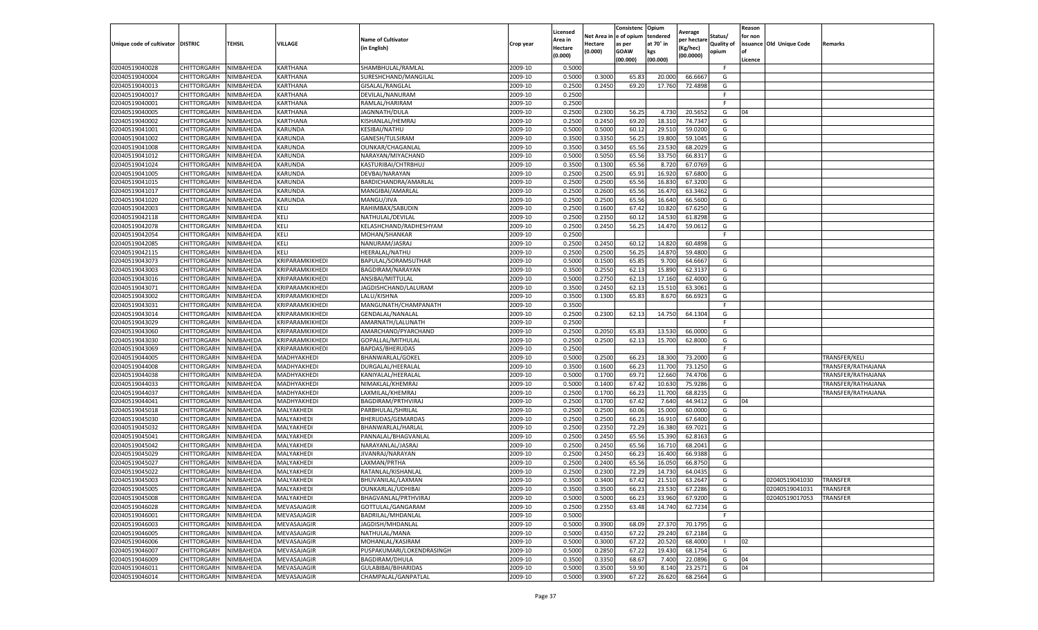| Unique code of cultivator | DISTRIC | TEHSIL | VILLAGE | Name of Cultivator (in English) | Crop year | Licensed Area in Hectare (0.000) | Net Area in Hectare (0.000) | Consistency of opium as per GOAW (00.000) | Opium tendered at 70° in kgs (00.000) | Average per hectare (Kg/hec) (00.0000) | Status/ Quality of opium | Reason for non issuance of Licence | Old Unique Code | Remarks |
|---|---|---|---|---|---|---|---|---|---|---|---|---|---|---|
| 02040519040028 | CHITTORGARH | NIMBAHEDA | KARTHANA | SHAMBHULAL/RAMLAL | 2009-10 | 0.5000 | | | | | F | | | |
| 02040519040004 | CHITTORGARH | NIMBAHEDA | KARTHANA | SURESHCHAND/MANGILAL | 2009-10 | 0.5000 | 0.3000 | 65.83 | 20.000 | 66.6667 | G | | | |
| 02040519040013 | CHITTORGARH | NIMBAHEDA | KARTHANA | GISALAL/RANGLAL | 2009-10 | 0.2500 | 0.2450 | 69.20 | 17.760 | 72.4898 | G | | | |
| 02040519040017 | CHITTORGARH | NIMBAHEDA | KARTHANA | DEVILAL/NANURAM | 2009-10 | 0.2500 | | | | | F | | | |
| 02040519040001 | CHITTORGARH | NIMBAHEDA | KARTHANA | RAMLAL/HARIRAM | 2009-10 | 0.2500 | | | | | F | | | |
| 02040519040005 | CHITTORGARH | NIMBAHEDA | KARTHANA | JAGNNATH/DULA | 2009-10 | 0.2500 | 0.2300 | 56.25 | 4.730 | 20.5652 | G | 04 | | |
| 02040519040002 | CHITTORGARH | NIMBAHEDA | KARTHANA | KISHANLAL/HEMRAJ | 2009-10 | 0.2500 | 0.2450 | 69.20 | 18.310 | 74.7347 | G | | | |
| 02040519041001 | CHITTORGARH | NIMBAHEDA | KARUNDA | KESIBAI/NATHU | 2009-10 | 0.5000 | 0.5000 | 60.12 | 29.510 | 59.0200 | G | | | |
| 02040519041002 | CHITTORGARH | NIMBAHEDA | KARUNDA | GANESH/TULSIRAM | 2009-10 | 0.3500 | 0.3350 | 56.25 | 19.800 | 59.1045 | G | | | |
| 02040519041008 | CHITTORGARH | NIMBAHEDA | KARUNDA | OUNKAR/CHAGANLAL | 2009-10 | 0.3500 | 0.3450 | 65.56 | 23.530 | 68.2029 | G | | | |
| 02040519041012 | CHITTORGARH | NIMBAHEDA | KARUNDA | NARAYAN/MIYACHAND | 2009-10 | 0.5000 | 0.5050 | 65.56 | 33.750 | 66.8317 | G | | | |
| 02040519041024 | CHITTORGARH | NIMBAHEDA | KARUNDA | KASTURIBAI/CHTRBHUJ | 2009-10 | 0.3500 | 0.1300 | 65.56 | 8.720 | 67.0769 | G | | | |
| 02040519041005 | CHITTORGARH | NIMBAHEDA | KARUNDA | DEVBAI/NARAYAN | 2009-10 | 0.2500 | 0.2500 | 65.91 | 16.920 | 67.6800 | G | | | |
| 02040519041015 | CHITTORGARH | NIMBAHEDA | KARUNDA | BARDICHANDRA/AMARLAL | 2009-10 | 0.2500 | 0.2500 | 65.56 | 16.830 | 67.3200 | G | | | |
| 02040519041017 | CHITTORGARH | NIMBAHEDA | KARUNDA | MANGIBAI/AMARLAL | 2009-10 | 0.2500 | 0.2600 | 65.56 | 16.470 | 63.3462 | G | | | |
| 02040519041020 | CHITTORGARH | NIMBAHEDA | KARUNDA | MANGU/JIVA | 2009-10 | 0.2500 | 0.2500 | 65.56 | 16.640 | 66.5600 | G | | | |
| 02040519042003 | CHITTORGARH | NIMBAHEDA | KELI | RAHIMBAX/SABUDIN | 2009-10 | 0.2500 | 0.1600 | 67.42 | 10.820 | 67.6250 | G | | | |
| 02040519042118 | CHITTORGARH | NIMBAHEDA | KELI | NATHULAL/DEVILAL | 2009-10 | 0.2500 | 0.2350 | 60.12 | 14.530 | 61.8298 | G | | | |
| 02040519042078 | CHITTORGARH | NIMBAHEDA | KELI | KELASHCHAND/RADHESHYAM | 2009-10 | 0.2500 | 0.2450 | 56.25 | 14.470 | 59.0612 | G | | | |
| 02040519042054 | CHITTORGARH | NIMBAHEDA | KELI | MOHAN/SHANKAR | 2009-10 | 0.2500 | | | | | F | | | |
| 02040519042085 | CHITTORGARH | NIMBAHEDA | KELI | NANURAM/JASRAJ | 2009-10 | 0.2500 | 0.2450 | 60.12 | 14.820 | 60.4898 | G | | | |
| 02040519042115 | CHITTORGARH | NIMBAHEDA | KELI | HEERALAL/NATHU | 2009-10 | 0.2500 | 0.2500 | 56.25 | 14.870 | 59.4800 | G | | | |
| 02040519043073 | CHITTORGARH | NIMBAHEDA | KRIPARAMKIKHEDI | BAPULAL/SORAMSUTHAR | 2009-10 | 0.5000 | 0.1500 | 65.85 | 9.700 | 64.6667 | G | | | |
| 02040519043003 | CHITTORGARH | NIMBAHEDA | KRIPARAMKIKHEDI | BAGDIRAM/NARAYAN | 2009-10 | 0.3500 | 0.2550 | 62.13 | 15.890 | 62.3137 | G | | | |
| 02040519043016 | CHITTORGARH | NIMBAHEDA | KRIPARAMKIKHEDI | ANSIBAI/MITTULAL | 2009-10 | 0.5000 | 0.2750 | 62.13 | 17.160 | 62.4000 | G | | | |
| 02040519043071 | CHITTORGARH | NIMBAHEDA | KRIPARAMKIKHEDI | JAGDISHCHAND/LALURAM | 2009-10 | 0.3500 | 0.2450 | 62.13 | 15.510 | 63.3061 | G | | | |
| 02040519043002 | CHITTORGARH | NIMBAHEDA | KRIPARAMKIKHEDI | LALU/KISHNA | 2009-10 | 0.3500 | 0.1300 | 65.83 | 8.670 | 66.6923 | G | | | |
| 02040519043031 | CHITTORGARH | NIMBAHEDA | KRIPARAMKIKHEDI | MANGUNATH/CHAMPANATH | 2009-10 | 0.3500 | | | | | F | | | |
| 02040519043014 | CHITTORGARH | NIMBAHEDA | KRIPARAMKIKHEDI | GENDALAL/NANALAL | 2009-10 | 0.2500 | 0.2300 | 62.13 | 14.750 | 64.1304 | G | | | |
| 02040519043029 | CHITTORGARH | NIMBAHEDA | KRIPARAMKIKHEDI | AMARNATH/LALUNATH | 2009-10 | 0.2500 | | | | | F | | | |
| 02040519043060 | CHITTORGARH | NIMBAHEDA | KRIPARAMKIKHEDI | AMARCHAND/PYARCHAND | 2009-10 | 0.2500 | 0.2050 | 65.83 | 13.530 | 66.0000 | G | | | |
| 02040519043030 | CHITTORGARH | NIMBAHEDA | KRIPARAMKIKHEDI | GOPALLAL/MITHULAL | 2009-10 | 0.2500 | 0.2500 | 62.13 | 15.700 | 62.8000 | G | | | |
| 02040519043069 | CHITTORGARH | NIMBAHEDA | KRIPARAMKIKHEDI | BAPDAS/BHERUDAS | 2009-10 | 0.2500 | | | | | F | | | |
| 02040519044005 | CHITTORGARH | NIMBAHEDA | MADHYAKHEDI | BHANWARLAL/GOKEL | 2009-10 | 0.5000 | 0.2500 | 66.23 | 18.300 | 73.2000 | G | | | TRANSFER/KELI |
| 02040519044008 | CHITTORGARH | NIMBAHEDA | MADHYAKHEDI | DURGALAL/HEERALAL | 2009-10 | 0.3500 | 0.1600 | 66.23 | 11.700 | 73.1250 | G | | | TRANSFER/RATHAJANA |
| 02040519044038 | CHITTORGARH | NIMBAHEDA | MADHYAKHEDI | KANIYALAL/HEERALAL | 2009-10 | 0.5000 | 0.1700 | 69.71 | 12.660 | 74.4706 | G | | | TRANSFER/RATHAJANA |
| 02040519044033 | CHITTORGARH | NIMBAHEDA | MADHYAKHEDI | NIMAKLAL/KHEMRAJ | 2009-10 | 0.5000 | 0.1400 | 67.42 | 10.630 | 75.9286 | G | | | TRANSFER/RATHAJANA |
| 02040519044037 | CHITTORGARH | NIMBAHEDA | MADHYAKHEDI | LAXMILAL/KHEMRAJ | 2009-10 | 0.2500 | 0.1700 | 66.23 | 11.700 | 68.8235 | G | | | TRANSFER/RATHAJANA |
| 02040519044041 | CHITTORGARH | NIMBAHEDA | MADHYAKHEDI | BAGDIRAM/PRTHVIRAJ | 2009-10 | 0.2500 | 0.1700 | 67.42 | 7.640 | 44.9412 | G | 04 | | |
| 02040519045018 | CHITTORGARH | NIMBAHEDA | MALYAKHEDI | PARBHULAL/SHRILAL | 2009-10 | 0.2500 | 0.2500 | 60.06 | 15.000 | 60.0000 | G | | | |
| 02040519045030 | CHITTORGARH | NIMBAHEDA | MALYAKHEDI | BHERUDAS/GEMARDAS | 2009-10 | 0.2500 | 0.2500 | 66.23 | 16.910 | 67.6400 | G | | | |
| 02040519045032 | CHITTORGARH | NIMBAHEDA | MALYAKHEDI | BHANWARLAL/HARLAL | 2009-10 | 0.2500 | 0.2350 | 72.29 | 16.380 | 69.7021 | G | | | |
| 02040519045041 | CHITTORGARH | NIMBAHEDA | MALYAKHEDI | PANNALAL/BHAGVANLAL | 2009-10 | 0.2500 | 0.2450 | 65.56 | 15.390 | 62.8163 | G | | | |
| 02040519045042 | CHITTORGARH | NIMBAHEDA | MALYAKHEDI | NARAYANLAL/JASRAJ | 2009-10 | 0.2500 | 0.2450 | 65.56 | 16.710 | 68.2041 | G | | | |
| 02040519045029 | CHITTORGARH | NIMBAHEDA | MALYAKHEDI | JIVANRAJ/NARAYAN | 2009-10 | 0.2500 | 0.2450 | 66.23 | 16.400 | 66.9388 | G | | | |
| 02040519045027 | CHITTORGARH | NIMBAHEDA | MALYAKHEDI | LAXMAN/PRTHA | 2009-10 | 0.2500 | 0.2400 | 65.56 | 16.050 | 66.8750 | G | | | |
| 02040519045022 | CHITTORGARH | NIMBAHEDA | MALYAKHEDI | RATANLAL/KISHANLAL | 2009-10 | 0.2500 | 0.2300 | 72.29 | 14.730 | 64.0435 | G | | | |
| 02040519045003 | CHITTORGARH | NIMBAHEDA | MALYAKHEDI | BHUVANILAL/LAXMAN | 2009-10 | 0.3500 | 0.3400 | 67.42 | 21.510 | 63.2647 | G | | 02040519041030 | TRANSFER |
| 02040519045005 | CHITTORGARH | NIMBAHEDA | MALYAKHEDI | OUNKARLAL/UDHIBAI | 2009-10 | 0.3500 | 0.3500 | 66.23 | 23.530 | 67.2286 | G | | 02040519041031 | TRANSFER |
| 02040519045008 | CHITTORGARH | NIMBAHEDA | MALYAKHEDI | BHAGVANLAL/PRTHVIRAJ | 2009-10 | 0.5000 | 0.5000 | 66.23 | 33.960 | 67.9200 | G | | 02040519017053 | TRANSFER |
| 02040519046028 | CHITTORGARH | NIMBAHEDA | MEVASAJAGIR | GOTTULAL/GANGARAM | 2009-10 | 0.2500 | 0.2350 | 63.48 | 14.740 | 62.7234 | G | | | |
| 02040519046001 | CHITTORGARH | NIMBAHEDA | MEVASAJAGIR | BADRILAL/MHDANLAL | 2009-10 | 0.5000 | | | | | F | | | |
| 02040519046003 | CHITTORGARH | NIMBAHEDA | MEVASAJAGIR | JAGDISH/MHDANLAL | 2009-10 | 0.5000 | 0.3900 | 68.09 | 27.370 | 70.1795 | G | | | |
| 02040519046005 | CHITTORGARH | NIMBAHEDA | MEVASAJAGIR | NATHULAL/MANA | 2009-10 | 0.5000 | 0.4350 | 67.22 | 29.240 | 67.2184 | G | | | |
| 02040519046006 | CHITTORGARH | NIMBAHEDA | MEVASAJAGIR | MOHANLAL/KASIRAM | 2009-10 | 0.5000 | 0.3000 | 67.22 | 20.520 | 68.4000 | I | 02 | | |
| 02040519046007 | CHITTORGARH | NIMBAHEDA | MEVASAJAGIR | PUSPAKUMARI/LOKENDRASINGH | 2009-10 | 0.5000 | 0.2850 | 67.22 | 19.430 | 68.1754 | G | | | |
| 02040519046009 | CHITTORGARH | NIMBAHEDA | MEVASAJAGIR | BAGDIRAM/DHULA | 2009-10 | 0.3500 | 0.3350 | 68.67 | 7.400 | 22.0896 | G | 04 | | |
| 02040519046011 | CHITTORGARH | NIMBAHEDA | MEVASAJAGIR | GULABIBAI/BIHARIDAS | 2009-10 | 0.5000 | 0.3500 | 59.90 | 8.140 | 23.2571 | G | 04 | | |
| 02040519046014 | CHITTORGARH | NIMBAHEDA | MEVASAJAGIR | CHAMPALAL/GANPATLAL | 2009-10 | 0.5000 | 0.3900 | 67.22 | 26.620 | 68.2564 | G | | | |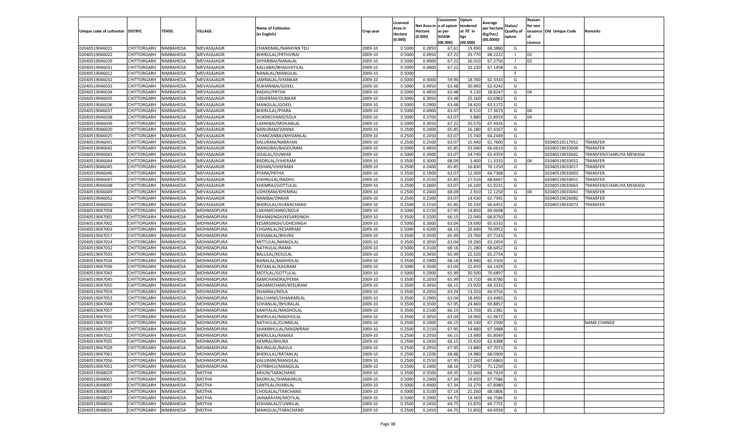| Unique code of cultivator | DISTRIC | TEHSIL | VILLAGE | Name of Cultivator (in English) | Crop year | Licensed Area in Hectare (0.000) | Net Area in Hectare (0.000) | Consistence of opium as per GOAW (00.000) | Opium tendered at 70° in kgs (00.000) | Average per hectare (Kg/hec) (00.0000) | Status/ Quality of opium | Reason for non issuance of Licence | Old Unique Code | Remarks |
|---|---|---|---|---|---|---|---|---|---|---|---|---|---|---|
| 02040519046015 | CHITTORGARH | NIMBAHEDA | MEVASAJAGIR | CHANDMAL/NARAYAN TELI | 2009-10 | 0.5000 | 0.2850 | 67.61 | 19.490 | 68.3860 | G | | | |
| 02040519046022 | CHITTORGARH | NIMBAHEDA | MEVASAJAGIR | BHERULAL/PRTHVIRAJ | 2009-10 | 0.5000 | 0.4950 | 67.22 | 33.770 | 68.2222 | I | 02 | | |
| 02040519046029 | CHITTORGARH | NIMBAHEDA | MEVASAJAGIR | SHYARIBAI/NANALAL | 2009-10 | 0.5000 | 0.4000 | 67.22 | 26.910 | 67.2750 | I | 02 | | |
| 02040519046031 | CHITTORGARH | NIMBAHEDA | MEVASAJAGIR | KALLABAI/BHAGVATILAL | 2009-10 | 0.5000 | 0.4800 | 67.22 | 32.230 | 67.1458 | G | | | |
| 02040519046012 | CHITTORGARH | NIMBAHEDA | MEVASAJAGIR | NANALAL/MANGILAL | 2009-10 | 0.5000 | | | | | F | | | |
| 02040519046032 | CHITTORGARH | NIMBAHEDA | MEVASAJAGIR | JAMNALAL/SHANKAR | 2009-10 | 0.5000 | 0.3000 | 59.90 | 18.700 | 62.3333 | G | | | |
| 02040519046033 | CHITTORGARH | NIMBAHEDA | MEVASAJAGIR | RUKMNIBAI/GOKEL | 2009-10 | 0.5000 | 0.4950 | 63.48 | 30.900 | 62.4242 | G | | | |
| 02040519046034 | CHITTORGARH | NIMBAHEDA | MEVASAJAGIR | RADHU/PRTHA | 2009-10 | 0.5000 | 0.4850 | 63.48 | 9.130 | 18.8247 | G | 04 | | |
| 02040519046035 | CHITTORGARH | NIMBAHEDA | MEVASAJAGIR | UDHERAM/OUNKAR | 2009-10 | 0.5000 | 0.3950 | 63.48 | 25.160 | 63.6962 | G | | | |
| 02040519046036 | CHITTORGARH | NIMBAHEDA | MEVASAJAGIR | MANGILAL/GOKEL | 2009-10 | 0.5000 | 0.2900 | 63.48 | 18.420 | 63.5172 | G | | | |
| 02040519046037 | CHITTORGARH | NIMBAHEDA | MEVASAJAGIR | BHERULAL/PYARA | 2009-10 | 0.5000 | 0.4900 | 63.07 | 8.510 | 17.3673 | G | 04 | | |
| 02040519046038 | CHITTORGARH | NIMBAHEDA | MEVASAJAGIR | HUKMICHAND/SOLA | 2009-10 | 0.5000 | 0.3700 | 63.07 | 5.880 | 15.8919 | G | 04 | | |
| 02040519046039 | CHITTORGARH | NIMBAHEDA | MEVASAJAGIR | LAXMIBAI/MOHANLAL | 2009-10 | 0.5000 | 0.3050 | 67.22 | 20.570 | 67.4426 | G | | | |
| 02040519046020 | CHITTORGARH | NIMBAHEDA | MEVASAJAGIR | NANURAM/DANNA | 2009-10 | 0.2500 | 0.2400 | 65.85 | 16.180 | 67.4167 | G | | | |
| 02040519046025 | CHITTORGARH | NIMBAHEDA | MEVASAJAGIR | CHANCANBAI/MHDANLAL | 2009-10 | 0.2500 | 0.2450 | 63.07 | 15.740 | 64.2449 | G | | | |
| 02040519046041 | CHITTORGARH | NIMBAHEDA | MEVASAJAGIR | KALURAM/NARAYAN | 2009-10 | 0.2500 | 0.2500 | 63.07 | 15.440 | 61.7600 | G | | 02040519117051 | TRANSFER |
| 02040519046042 | CHITTORGARH | NIMBAHEDA | MEVASAJAGIR | MANGIBAI/BAGDURAM | 2009-10 | 0.5000 | 0.4850 | 65.85 | 32.040 | 66.0619 | G | | 02040519033009 | TRANSFER |
| 02040519046043 | CHITTORGARH | NIMBAHEDA | MEVASAJAGIR | GISALAL/OUNKAR | 2009-10 | 0.5000 | 0.3900 | 63.07 | 24.740 | 63.4359 | G | | 02040519033042 | TRANSFER/CHARLIYA MEWASA |
| 02040519046044 | CHITTORGARH | NIMBAHEDA | MEVASAJAGIR | BADRILAL/VJHERAM | 2009-10 | 0.3500 | 0.3000 | 68.09 | 3.400 | 11.3333 | G | 04 | 02040519033052 | TRANSFER |
| 02040519046045 | CHITTORGARH | NIMBAHEDA | MEVASAJAGIR | KISHAN/VIJHERAM | 2009-10 | 0.2500 | 0.2400 | 65.85 | 16.830 | 70.1250 | G | | 02040519033017 | TRANSFER |
| 02040519046046 | CHITTORGARH | NIMBAHEDA | MEVASAJAGIR | PYARA/PRTHA | 2009-10 | 0.2500 | 0.1900 | 63.07 | 12.300 | 64.7368 | G | | 02040519033003 | TRANSFER |
| 02040519046047 | CHITTORGARH | NIMBAHEDA | MEVASAJAGIR | VISHNULAL/RADHU | 2009-10 | 0.2500 | 0.2550 | 65.85 | 17.510 | 68.6667 | G | | 02040519033051 | TRANSFER |
| 02040519046048 | CHITTORGARH | NIMBAHEDA | MEVASAJAGIR | KHEMRAJ/GOTTULAL | 2009-10 | 0.2500 | 0.2600 | 63.07 | 16.100 | 61.9231 | G | | 02040519033063 | TRANSFER/CHARLIYA MEWASA |
| 02040519046049 | CHITTORGARH | NIMBAHEDA | MEVASAJAGIR | UDHERAM/KHEMRAJ | 2009-10 | 0.2500 | 0.2400 | 68.09 | 2.910 | 12.1250 | G | 04 | 02040519033041 | TRANSFER |
| 02040519046052 | CHITTORGARH | NIMBAHEDA | MEVASAJAGIR | NANIBAI/ONKAR | 2009-10 | 0.2500 | 0.2300 | 63.07 | 14.430 | 62.7391 | G | | 02040519026082 | TRANSFER |
| 02040519046050 | CHITTORGARH | NIMBAHEDA | MEVASAJAGIR | BHERULAL/HUKMICHAND | 2009-10 | 0.2500 | 0.1550 | 65.85 | 10.330 | 66.6452 | G | | 02040519033073 | TRANSFER |
| 02040519047058 | CHITTORGARH | NIMBAHEDA | MOHMADPURA | LAKHMICHAND/NOLA | 2009-10 | 0.5000 | 0.2150 | 67.95 | 14.850 | 69.0698 | G | | | |
| 02040519047001 | CHITTORGARH | NIMBAHEDA | MOHMADPURA | PAVANSINGH/KESARSINGH | 2009-10 | 0.3500 | 0.3200 | 66.15 | 22.040 | 68.8750 | G | | | |
| 02040519047002 | CHITTORGARH | NIMBAHEDA | MOHMADPURA | KESARSINGH/UDHESINGH | 2009-10 | 0.5000 | 0.3000 | 63.04 | 19.690 | 65.6333 | G | | | |
| 02040519047003 | CHITTORGARH | NIMBAHEDA | MOHMADPURA | CHGANLAL/KESARRAM | 2009-10 | 0.5000 | 0.4200 | 66.15 | 29.440 | 70.0952 | G | | | |
| 02040519047017 | CHITTORGARH | NIMBAHEDA | MOHMADPURA | KISHANLAL/BHURA | 2009-10 | 0.3500 | 0.3500 | 65.99 | 23.700 | 67.7143 | G | | | |
| 02040519047024 | CHITTORGARH | NIMBAHEDA | MOHMADPURA | MITTULAL/MANGILAL | 2009-10 | 0.3500 | 0.3050 | 63.04 | 19.290 | 63.2459 | G | | | |
| 02040519047032 | CHITTORGARH | NIMBAHEDA | MOHMADPURA | NATHULAL/RAMA | 2009-10 | 0.5000 | 0.3100 | 68.16 | 21.280 | 68.6452 | G | | | |
| 02040519047033 | CHITTORGARH | NIMBAHEDA | MOHMADPURA | BALULAL/KESULAL | 2009-10 | 0.3500 | 0.3450 | 65.99 | 22.520 | 65.2754 | G | | | |
| 02040519047034 | CHITTORGARH | NIMBAHEDA | MOHMADPURA | NANALAL/MADHOLAL | 2009-10 | 0.3500 | 0.2900 | 68.16 | 18.940 | 65.3103 | G | | | |
| 02040519047036 | CHITTORGARH | NIMBAHEDA | MOHMADPURA | RATANLAL/KASIRAM | 2009-10 | 0.5000 | 0.3500 | 63.04 | 22.450 | 64.1429 | G | | | |
| 02040519047043 | CHITTORGARH | NIMBAHEDA | MOHMADPURA | MOTILAL/GOTTULAL | 2009-10 | 0.5000 | 0.2900 | 65.99 | 20.500 | 70.6897 | G | | | |
| 02040519047045 | CHITTORGARH | NIMBAHEDA | MOHMADPURA | RAMCHANDRA/PEMA | 2009-10 | 0.3500 | 0.2050 | 65.99 | 13.710 | 66.8780 | G | | | |
| 02040519047055 | CHITTORGARH | NIMBAHEDA | MOHMADPURA | DADAMCHAND/KESURAM | 2009-10 | 0.3500 | 0.3450 | 66.15 | 23.920 | 69.3333 | G | | | |
| 02040519047059 | CHITTORGARH | NIMBAHEDA | MOHMADPURA | DHANRAJ/NOLA | 2009-10 | 0.3500 | 0.2050 | 63.24 | 13.320 | 64.9756 | G | | | |
| 02040519047053 | CHITTORGARH | NIMBAHEDA | MOHMADPURA | BALCHAND/SHANKARLAL | 2009-10 | 0.3500 | 0.2900 | 63.04 | 18.400 | 63.4483 | G | | | |
| 02040519047048 | CHITTORGARH | NIMBAHEDA | MOHMADPURA | SOHANLAL/BHURALAL | 2009-10 | 0.3500 | 0.3500 | 67.95 | 24.460 | 69.8857 | G | | | |
| 02040519047057 | CHITTORGARH | NIMBAHEDA | MOHMADPURA | KANIYALAL/MADHOLAL | 2009-10 | 0.3500 | 0.2100 | 66.15 | 13.700 | 65.2381 | G | | | |
| 02040519047035 | CHITTORGARH | NIMBAHEDA | MOHMADPURA | BHERULAL/MADHOLAL | 2009-10 | 0.3500 | 0.3050 | 63.04 | 18.900 | 61.9672 | G | | | |
| 02040519047039 | CHITTORGARH | NIMBAHEDA | MOHMADPURA | NATHULAL/CUNNILAL | 2009-10 | 0.2500 | 0.2400 | 66.15 | 16.140 | 67.2500 | G | | | NAME CHANGE |
| 02040519047037 | CHITTORGARH | NIMBAHEDA | MOHMADPURA | SHAMBHULAL/MAGNIRAM | 2009-10 | 0.2500 | 0.2150 | 67.95 | 14.480 | 67.3488 | G | | | |
| 02040519047012 | CHITTORGARH | NIMBAHEDA | MOHMADPURA | BHERULAL/RAMAJI | 2009-10 | 0.2500 | 0.2050 | 66.15 | 13.490 | 65.8049 | G | | | |
| 02040519047025 | CHITTORGARH | NIMBAHEDA | MOHMADPURA | HEMRAJ/BHURA | 2009-10 | 0.2500 | 0.2450 | 66.15 | 15.420 | 62.9388 | G | | | |
| 02040519047029 | CHITTORGARH | NIMBAHEDA | MOHMADPURA | BHURALAL/NAVLA | 2009-10 | 0.2500 | 0.2050 | 67.95 | 13.880 | 67.7073 | G | | | |
| 02040519047061 | CHITTORGARH | NIMBAHEDA | MOHMADPURA | BHERULAL/RATANLAL | 2009-10 | 0.2500 | 0.2200 | 68.88 | 14.980 | 68.0909 | G | | | |
| 02040519047056 | CHITTORGARH | NIMBAHEDA | MOHMADPURA | KALURAM/MANGILAL | 2009-10 | 0.2500 | 0.2550 | 67.95 | 17.260 | 67.6863 | G | | | |
| 02040519047051 | CHITTORGARH | NIMBAHEDA | MOHMADPURA | CHTRBHUJ/MANGILAL | 2009-10 | 0.2500 | 0.2400 | 68.16 | 17.070 | 71.1250 | G | | | |
| 02040519048029 | CHITTORGARH | NIMBAHEDA | MOTHA | ARJUN/TARACHAND | 2009-10 | 0.3500 | 0.3500 | 69.35 | 22.660 | 64.7429 | G | | | |
| 02040519048001 | CHITTORGARH | NIMBAHEDA | MOTHA | BADRILAL/SHANKARLAL | 2009-10 | 0.5000 | 0.2900 | 67.34 | 19.650 | 67.7586 | G | | | |
| 02040519048007 | CHITTORGARH | NIMBAHEDA | MOTHA | SANTILAL/HJARILAL | 2009-10 | 0.5000 | 0.4900 | 67.34 | 33.270 | 67.8980 | G | | | |
| 02040519048018 | CHITTORGARH | NIMBAHEDA | MOTHA | CHOGALAL/TARCHAND | 2009-10 | 0.5000 | 0.3100 | 67.14 | 21.260 | 68.5806 | G | | | |
| 02040519048027 | CHITTORGARH | NIMBAHEDA | MOTHA | JAINARAYAN/MOTILAL | 2009-10 | 0.5000 | 0.2900 | 64.75 | 19.360 | 66.7586 | G | | | |
| 02040519048016 | CHITTORGARH | NIMBAHEDA | MOTHA | KISHANLAL/CUNNILAL | 2009-10 | 0.3500 | 0.2450 | 64.75 | 15.870 | 64.7755 | G | | | |
| 02040519048024 | CHITTORGARH | NIMBAHEDA | MOTHA | MANGILAL/TARACHAND | 2009-10 | 0.2500 | 0.2450 | 64.75 | 15.850 | 64.6939 | G | | | |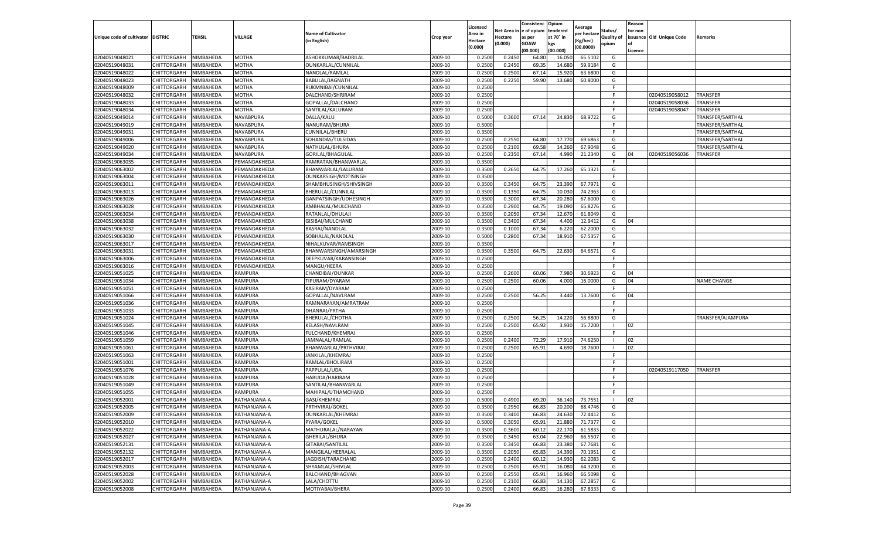| Unique code of cultivator | DISTRIC | TEHSIL | VILLAGE | Name of Cultivator (in English) | Crop year | Licensed Area in Hectare (0.000) | Net Area in Hectare (0.000) | Consistence of opium as per GOAW (00.000) | Opium tendered at 70° in kgs (00.000) | Average per hectare (Kg/hec) (00.0000) | Status/ Quality of opium | Reason for non issuance of Licence | Old Unique Code | Remarks |
|---|---|---|---|---|---|---|---|---|---|---|---|---|---|---|
| 02040519048021 | CHITTORGARH | NIMBAHEDA | MOTHA | ASHOKKUMAR/BADRILAL | 2009-10 | 0.2500 | 0.2450 | 64.80 | 16.050 | 65.5102 | G | | | |
| 02040519048031 | CHITTORGARH | NIMBAHEDA | MOTHA | OUNKARLAL/CUNNILAL | 2009-10 | 0.2500 | 0.2450 | 69.35 | 14.680 | 59.9184 | G | | | |
| 02040519048022 | CHITTORGARH | NIMBAHEDA | MOTHA | NANDLAL/RAMLAL | 2009-10 | 0.2500 | 0.2500 | 67.14 | 15.920 | 63.6800 | G | | | |
| 02040519048023 | CHITTORGARH | NIMBAHEDA | MOTHA | BABULAL/JAGNATH | 2009-10 | 0.2500 | 0.2250 | 59.90 | 13.680 | 60.8000 | G | | | |
| 02040519048009 | CHITTORGARH | NIMBAHEDA | MOTHA | RUKMNIBAI/CUNNILAL | 2009-10 | 0.2500 | | | | | F | | | |
| 02040519048032 | CHITTORGARH | NIMBAHEDA | MOTHA | DALCHAND/SHRIRAM | 2009-10 | 0.2500 | | | | | F | | 02040519058012 | TRANSFER |
| 02040519048033 | CHITTORGARH | NIMBAHEDA | MOTHA | GOPALLAL/DALCHAND | 2009-10 | 0.2500 | | | | | F | | 02040519058036 | TRANSFER |
| 02040519048034 | CHITTORGARH | NIMBAHEDA | MOTHA | SANTILAL/KALURAM | 2009-10 | 0.2500 | | | | | F | | 02040519058047 | TRANSFER |
| 02040519049014 | CHITTORGARH | NIMBAHEDA | NAVABPURA | DALLA/KALU | 2009-10 | 0.5000 | 0.3600 | 67.14 | 24.830 | 68.9722 | G | | | TRANSFER/SARTHAL |
| 02040519049019 | CHITTORGARH | NIMBAHEDA | NAVABPURA | NANURAM/BHURA | 2009-10 | 0.5000 | | | | | F | | | TRANSFER/SARTHAL |
| 02040519049031 | CHITTORGARH | NIMBAHEDA | NAVABPURA | CUNNILAL/BHERU | 2009-10 | 0.3500 | | | | | F | | | TRANSFER/SARTHAL |
| 02040519049006 | CHITTORGARH | NIMBAHEDA | NAVABPURA | SOHANDAS/TULSIDAS | 2009-10 | 0.2500 | 0.2550 | 64.80 | 17.770 | 69.6863 | G | | | TRANSFER/SARTHAL |
| 02040519049020 | CHITTORGARH | NIMBAHEDA | NAVABPURA | NATHULAL/BHURA | 2009-10 | 0.2500 | 0.2100 | 69.58 | 14.260 | 67.9048 | G | | | TRANSFER/SARTHAL |
| 02040519049034 | CHITTORGARH | NIMBAHEDA | NAVABPURA | GORILAL/BHAGULAL | 2009-10 | 0.2500 | 0.2350 | 67.14 | 4.990 | 21.2340 | G | 04 | 02040519056036 | TRANSFER |
| 02040519063035 | CHITTORGARH | NIMBAHEDA | PEMANDAKHEDA | RAMRATAN/BHANWARLAL | 2009-10 | 0.3500 | | | | | F | | | |
| 02040519063002 | CHITTORGARH | NIMBAHEDA | PEMANDAKHEDA | BHANWARLAL/LALURAM | 2009-10 | 0.3500 | 0.2650 | 64.75 | 17.260 | 65.1321 | G | | | |
| 02040519063004 | CHITTORGARH | NIMBAHEDA | PEMANDAKHEDA | OUNKARSIGH/MOTISINGH | 2009-10 | 0.3500 | | | | | F | | | |
| 02040519063011 | CHITTORGARH | NIMBAHEDA | PEMANDAKHEDA | SHAMBHUSINGH/SHIVSINGH | 2009-10 | 0.3500 | 0.3450 | 64.75 | 23.390 | 67.7971 | G | | | |
| 02040519063013 | CHITTORGARH | NIMBAHEDA | PEMANDAKHEDA | BHERULAL/CUNNILAL | 2009-10 | 0.3500 | 0.1350 | 64.75 | 10.030 | 74.2963 | G | | | |
| 02040519063026 | CHITTORGARH | NIMBAHEDA | PEMANDAKHEDA | GANPATSINGH/UDHESINGH | 2009-10 | 0.3500 | 0.3000 | 67.34 | 20.280 | 67.6000 | G | | | |
| 02040519063028 | CHITTORGARH | NIMBAHEDA | PEMANDAKHEDA | AMBHALAL/MULCHAND | 2009-10 | 0.3500 | 0.2900 | 64.75 | 19.090 | 65.8276 | G | | | |
| 02040519063034 | CHITTORGARH | NIMBAHEDA | PEMANDAKHEDA | RATANLAL/DHULAJI | 2009-10 | 0.3500 | 0.2050 | 67.34 | 12.670 | 61.8049 | G | | | |
| 02040519063038 | CHITTORGARH | NIMBAHEDA | PEMANDAKHEDA | GISIBAI/MULCHAND | 2009-10 | 0.3500 | 0.3400 | 67.34 | 4.400 | 12.9412 | G | 04 | | |
| 02040519063032 | CHITTORGARH | NIMBAHEDA | PEMANDAKHEDA | BASRAJ/NANDLAL | 2009-10 | 0.3500 | 0.1000 | 67.34 | 6.220 | 62.2000 | G | | | |
| 02040519063030 | CHITTORGARH | NIMBAHEDA | PEMANDAKHEDA | SOBHALAL/NANDLAL | 2009-10 | 0.5000 | 0.2800 | 67.34 | 18.910 | 67.5357 | G | | | |
| 02040519063017 | CHITTORGARH | NIMBAHEDA | PEMANDAKHEDA | NIHALKUVAR/RAMSINGH | 2009-10 | 0.3500 | | | | | F | | | |
| 02040519063031 | CHITTORGARH | NIMBAHEDA | PEMANDAKHEDA | BHANWARSINGH/AMARSINGH | 2009-10 | 0.3500 | 0.3500 | 64.75 | 22.630 | 64.6571 | G | | | |
| 02040519063006 | CHITTORGARH | NIMBAHEDA | PEMANDAKHEDA | DEEPKUVAR/KARANSINGH | 2009-10 | 0.2500 | | | | | F | | | |
| 02040519063016 | CHITTORGARH | NIMBAHEDA | PEMANDAKHEDA | MANGU/HEERA | 2009-10 | 0.2500 | | | | | F | | | |
| 02040519051025 | CHITTORGARH | NIMBAHEDA | RAMPURA | CHANDIBAI/OUNKAR | 2009-10 | 0.2500 | 0.2600 | 60.06 | 7.980 | 30.6923 | G | 04 | | |
| 02040519051034 | CHITTORGARH | NIMBAHEDA | RAMPURA | TIPURAM/DYARAM | 2009-10 | 0.2500 | 0.2500 | 60.06 | 4.000 | 16.0000 | G | 04 | | NAME CHANGE |
| 02040519051051 | CHITTORGARH | NIMBAHEDA | RAMPURA | KASIRAM/DYARAM | 2009-10 | 0.2500 | | | | | F | | | |
| 02040519051066 | CHITTORGARH | NIMBAHEDA | RAMPURA | GOPALLAL/NAVLRAM | 2009-10 | 0.2500 | 0.2500 | 56.25 | 3.440 | 13.7600 | G | 04 | | |
| 02040519051036 | CHITTORGARH | NIMBAHEDA | RAMPURA | RAMNARAYAN/AMRATRAM | 2009-10 | 0.2500 | | | | | F | | | |
| 02040519051033 | CHITTORGARH | NIMBAHEDA | RAMPURA | DHANRAJ/PRTHA | 2009-10 | 0.2500 | | | | | F | | | |
| 02040519051024 | CHITTORGARH | NIMBAHEDA | RAMPURA | BHERULAL/CHOTHA | 2009-10 | 0.2500 | 0.2500 | 56.25 | 14.220 | 56.8800 | G | | | TRANSFER/AJAMPURA |
| 02040519051045 | CHITTORGARH | NIMBAHEDA | RAMPURA | KELASH/NAVLRAM | 2009-10 | 0.2500 | 0.2500 | 65.92 | 3.930 | 15.7200 | I | 02 | | |
| 02040519051046 | CHITTORGARH | NIMBAHEDA | RAMPURA | FULCHAND/KHEMRAJ | 2009-10 | 0.2500 | | | | | F | | | |
| 02040519051059 | CHITTORGARH | NIMBAHEDA | RAMPURA | JAMNALAL/RAMLAL | 2009-10 | 0.2500 | 0.2400 | 72.29 | 17.910 | 74.6250 | I | 02 | | |
| 02040519051061 | CHITTORGARH | NIMBAHEDA | RAMPURA | BHANWARLAL/PRTHVIRAJ | 2009-10 | 0.2500 | 0.2500 | 65.91 | 4.690 | 18.7600 | I | 02 | | |
| 02040519051063 | CHITTORGARH | NIMBAHEDA | RAMPURA | JANKILAL/KHEMRAJ | 2009-10 | 0.2500 | | | | | F | | | |
| 02040519051001 | CHITTORGARH | NIMBAHEDA | RAMPURA | RAMLAL/BHOLIRAM | 2009-10 | 0.2500 | | | | | F | | | |
| 02040519051076 | CHITTORGARH | NIMBAHEDA | RAMPURA | PAPPULAL/UDA | 2009-10 | 0.2500 | | | | | F | | 02040519117050 | TRANSFER |
| 02040519051028 | CHITTORGARH | NIMBAHEDA | RAMPURA | HABUDA/HARIRAM | 2009-10 | 0.2500 | | | | | F | | | |
| 02040519051049 | CHITTORGARH | NIMBAHEDA | RAMPURA | SANTILAL/BHANWARLAL | 2009-10 | 0.2500 | | | | | F | | | |
| 02040519051055 | CHITTORGARH | NIMBAHEDA | RAMPURA | MAHIPAL/UTHAMCHAND | 2009-10 | 0.2500 | | | | | F | | | |
| 02040519052001 | CHITTORGARH | NIMBAHEDA | RATHANJANA-A | GASI/KHEMRAJ | 2009-10 | 0.5000 | 0.4900 | 69.20 | 36.140 | 73.7551 | I | 02 | | |
| 02040519052005 | CHITTORGARH | NIMBAHEDA | RATHANJANA-A | PRTHVIRAJ/GOKEL | 2009-10 | 0.3500 | 0.2950 | 66.83 | 20.200 | 68.4746 | G | | | |
| 02040519052009 | CHITTORGARH | NIMBAHEDA | RATHANJANA-A | OUNKARLAL/KHEMRAJ | 2009-10 | 0.3500 | 0.3400 | 66.83 | 24.630 | 72.4412 | G | | | |
| 02040519052010 | CHITTORGARH | NIMBAHEDA | RATHANJANA-A | PYARA/GOKEL | 2009-10 | 0.5000 | 0.3050 | 65.91 | 21.880 | 71.7377 | G | | | |
| 02040519052022 | CHITTORGARH | NIMBAHEDA | RATHANJANA-A | MATHURALAL/NARAYAN | 2009-10 | 0.3500 | 0.3600 | 60.12 | 22.170 | 61.5833 | G | | | |
| 02040519052027 | CHITTORGARH | NIMBAHEDA | RATHANJANA-A | GHERILAL/BHURA | 2009-10 | 0.3500 | 0.3450 | 63.04 | 22.960 | 66.5507 | G | | | |
| 02040519052131 | CHITTORGARH | NIMBAHEDA | RATHANJANA-A | GITABAI/SANTILAL | 2009-10 | 0.3500 | 0.3450 | 66.83 | 23.380 | 67.7681 | G | | | |
| 02040519052132 | CHITTORGARH | NIMBAHEDA | RATHANJANA-A | MANGILAL/HEERALAL | 2009-10 | 0.3500 | 0.2050 | 65.83 | 14.390 | 70.1951 | G | | | |
| 02040519052017 | CHITTORGARH | NIMBAHEDA | RATHANJANA-A | JAGDISH/TARACHAND | 2009-10 | 0.2500 | 0.2400 | 60.12 | 14.930 | 62.2083 | G | | | |
| 02040519052003 | CHITTORGARH | NIMBAHEDA | RATHANJANA-A | SHYAMLAL/SHIVLAL | 2009-10 | 0.2500 | 0.2500 | 65.91 | 16.080 | 64.3200 | G | | | |
| 02040519052028 | CHITTORGARH | NIMBAHEDA | RATHANJANA-A | BALCHAND/BHAGVAN | 2009-10 | 0.2500 | 0.2550 | 65.91 | 16.960 | 66.5098 | G | | | |
| 02040519052002 | CHITTORGARH | NIMBAHEDA | RATHANJANA-A | LALA/CHOTTU | 2009-10 | 0.2500 | 0.2100 | 66.83 | 14.130 | 67.2857 | G | | | |
| 02040519052008 | CHITTORGARH | NIMBAHEDA | RATHANJANA-A | MOTIYABAI/BHERA | 2009-10 | 0.2500 | 0.2400 | 66.83 | 16.280 | 67.8333 | G | | | |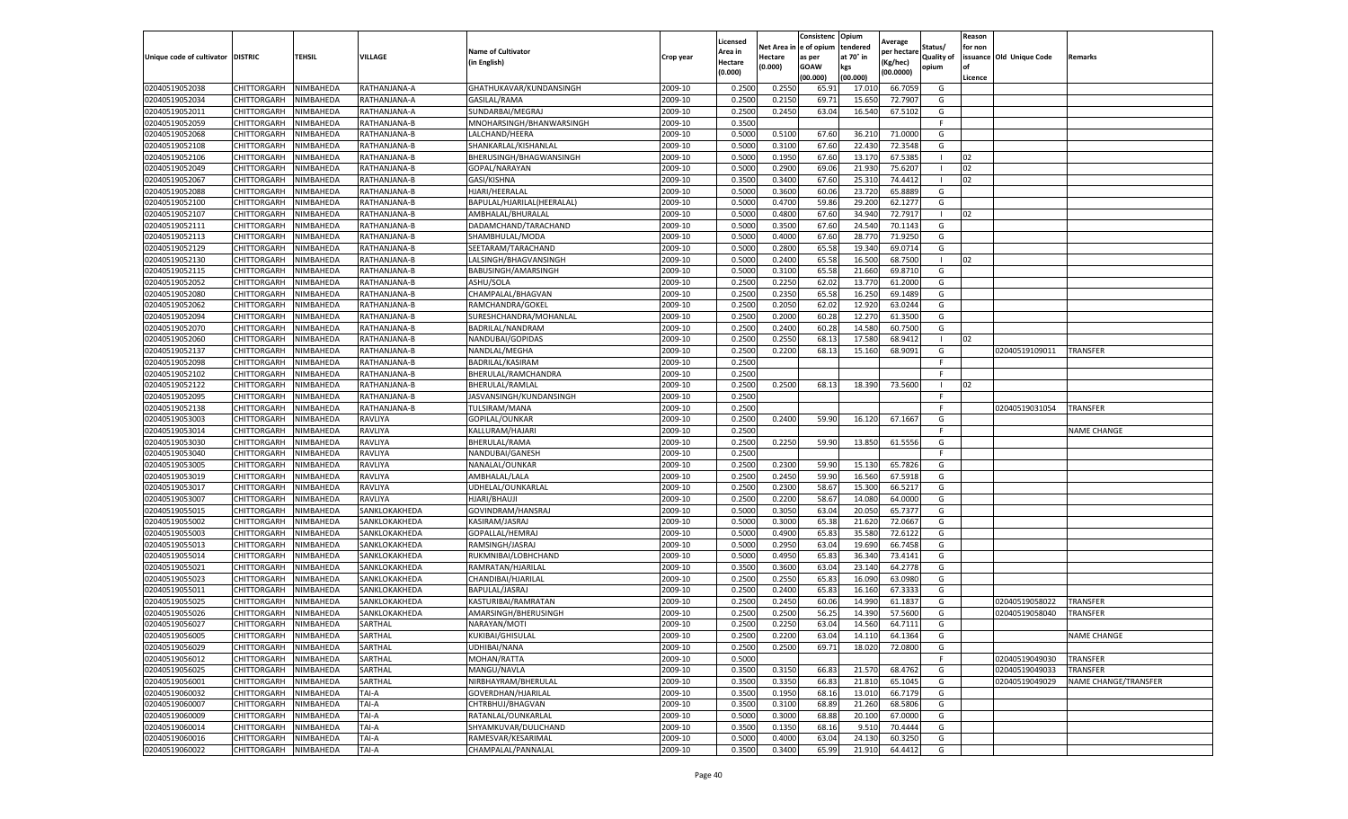| Unique code of cultivator | DISTRIC | TEHSIL | VILLAGE | Name of Cultivator (in English) | Crop year | Licensed Area in Hectare (0.000) | Net Area in Hectare (0.000) | Consistence of opium as per GOAW (00.000) | Opium tendered at 70° in kgs (00.000) | Average per hectare (Kg/hec) (00.0000) | Status/ Quality of opium | Reason for non issuance of Licence | Old Unique Code | Remarks |
|---|---|---|---|---|---|---|---|---|---|---|---|---|---|---|
| 02040519052038 | CHITTORGARH | NIMBAHEDA | RATHANJANA-A | GHATHUKAVAR/KUNDANSINGH | 2009-10 | 0.2500 | 0.2550 | 65.91 | 17.010 | 66.7059 | G | | | |
| 02040519052034 | CHITTORGARH | NIMBAHEDA | RATHANJANA-A | GASILAL/RAMA | 2009-10 | 0.2500 | 0.2150 | 69.71 | 15.650 | 72.7907 | G | | | |
| 02040519052011 | CHITTORGARH | NIMBAHEDA | RATHANJANA-A | SUNDARBAI/MEGRAJ | 2009-10 | 0.2500 | 0.2450 | 63.04 | 16.540 | 67.5102 | G | | | |
| 02040519052059 | CHITTORGARH | NIMBAHEDA | RATHANJANA-B | MNOHARSINGH/BHANWARSINGH | 2009-10 | 0.3500 | | | | | F | | | |
| 02040519052068 | CHITTORGARH | NIMBAHEDA | RATHANJANA-B | LALCHAND/HEERA | 2009-10 | 0.5000 | 0.5100 | 67.60 | 36.210 | 71.0000 | G | | | |
| 02040519052108 | CHITTORGARH | NIMBAHEDA | RATHANJANA-B | SHANKARLAL/KISHANLAL | 2009-10 | 0.5000 | 0.3100 | 67.60 | 22.430 | 72.3548 | G | | | |
| 02040519052106 | CHITTORGARH | NIMBAHEDA | RATHANJANA-B | BHERUSINGH/BHAGWANSINGH | 2009-10 | 0.5000 | 0.1950 | 67.60 | 13.170 | 67.5385 | I | 02 | | |
| 02040519052049 | CHITTORGARH | NIMBAHEDA | RATHANJANA-B | GOPAL/NARAYAN | 2009-10 | 0.5000 | 0.2900 | 69.06 | 21.930 | 75.6207 | I | 02 | | |
| 02040519052067 | CHITTORGARH | NIMBAHEDA | RATHANJANA-B | GASI/KISHNA | 2009-10 | 0.3500 | 0.3400 | 67.60 | 25.310 | 74.4412 | I | 02 | | |
| 02040519052088 | CHITTORGARH | NIMBAHEDA | RATHANJANA-B | HJARI/HEERALAL | 2009-10 | 0.5000 | 0.3600 | 60.06 | 23.720 | 65.8889 | G | | | |
| 02040519052100 | CHITTORGARH | NIMBAHEDA | RATHANJANA-B | BAPULAL/HJARILAL(HEERALAL) | 2009-10 | 0.5000 | 0.4700 | 59.86 | 29.200 | 62.1277 | G | | | |
| 02040519052107 | CHITTORGARH | NIMBAHEDA | RATHANJANA-B | AMBHALAL/BHURALAL | 2009-10 | 0.5000 | 0.4800 | 67.60 | 34.940 | 72.7917 | I | 02 | | |
| 02040519052111 | CHITTORGARH | NIMBAHEDA | RATHANJANA-B | DADAMCHAND/TARACHAND | 2009-10 | 0.5000 | 0.3500 | 67.60 | 24.540 | 70.1143 | G | | | |
| 02040519052113 | CHITTORGARH | NIMBAHEDA | RATHANJANA-B | SHAMBHULAL/MODA | 2009-10 | 0.5000 | 0.4000 | 67.60 | 28.770 | 71.9250 | G | | | |
| 02040519052129 | CHITTORGARH | NIMBAHEDA | RATHANJANA-B | SEETARAM/TARACHAND | 2009-10 | 0.5000 | 0.2800 | 65.58 | 19.340 | 69.0714 | G | | | |
| 02040519052130 | CHITTORGARH | NIMBAHEDA | RATHANJANA-B | LALSINGH/BHAGVANSINGH | 2009-10 | 0.5000 | 0.2400 | 65.58 | 16.500 | 68.7500 | I | 02 | | |
| 02040519052115 | CHITTORGARH | NIMBAHEDA | RATHANJANA-B | BABUSINGH/AMARSINGH | 2009-10 | 0.5000 | 0.3100 | 65.58 | 21.660 | 69.8710 | G | | | |
| 02040519052052 | CHITTORGARH | NIMBAHEDA | RATHANJANA-B | ASHU/SOLA | 2009-10 | 0.2500 | 0.2250 | 62.02 | 13.770 | 61.2000 | G | | | |
| 02040519052080 | CHITTORGARH | NIMBAHEDA | RATHANJANA-B | CHAMPALAL/BHAGVAN | 2009-10 | 0.2500 | 0.2350 | 65.58 | 16.250 | 69.1489 | G | | | |
| 02040519052062 | CHITTORGARH | NIMBAHEDA | RATHANJANA-B | RAMCHANDRA/GOKEL | 2009-10 | 0.2500 | 0.2050 | 62.02 | 12.920 | 63.0244 | G | | | |
| 02040519052094 | CHITTORGARH | NIMBAHEDA | RATHANJANA-B | SURESHCHANDRA/MOHANLAL | 2009-10 | 0.2500 | 0.2000 | 60.28 | 12.270 | 61.3500 | G | | | |
| 02040519052070 | CHITTORGARH | NIMBAHEDA | RATHANJANA-B | BADRILAL/NANDRAM | 2009-10 | 0.2500 | 0.2400 | 60.28 | 14.580 | 60.7500 | G | | | |
| 02040519052060 | CHITTORGARH | NIMBAHEDA | RATHANJANA-B | NANDUBAI/GOPIDAS | 2009-10 | 0.2500 | 0.2550 | 68.13 | 17.580 | 68.9412 | I | 02 | | |
| 02040519052137 | CHITTORGARH | NIMBAHEDA | RATHANJANA-B | NANDLAL/MEGHA | 2009-10 | 0.2500 | 0.2200 | 68.13 | 15.160 | 68.9091 | G | | 02040519109011 | TRANSFER |
| 02040519052098 | CHITTORGARH | NIMBAHEDA | RATHANJANA-B | BADRILAL/KASIRAM | 2009-10 | 0.2500 | | | | | F | | | |
| 02040519052102 | CHITTORGARH | NIMBAHEDA | RATHANJANA-B | BHERULAL/RAMCHANDRA | 2009-10 | 0.2500 | | | | | F | | | |
| 02040519052122 | CHITTORGARH | NIMBAHEDA | RATHANJANA-B | BHERULAL/RAMLAL | 2009-10 | 0.2500 | 0.2500 | 68.13 | 18.390 | 73.5600 | I | 02 | | |
| 02040519052095 | CHITTORGARH | NIMBAHEDA | RATHANJANA-B | JASVANSINGH/KUNDANSINGH | 2009-10 | 0.2500 | | | | | F | | | |
| 02040519052138 | CHITTORGARH | NIMBAHEDA | RATHANJANA-B | TULSIRAM/MANA | 2009-10 | 0.2500 | | | | | F | | 02040519031054 | TRANSFER |
| 02040519053003 | CHITTORGARH | NIMBAHEDA | RAVLIYA | GOPILAL/OUNKAR | 2009-10 | 0.2500 | 0.2400 | 59.90 | 16.120 | 67.1667 | G | | | |
| 02040519053014 | CHITTORGARH | NIMBAHEDA | RAVLIYA | KALLURAM/HAJARI | 2009-10 | 0.2500 | | | | | F | | | NAME CHANGE |
| 02040519053030 | CHITTORGARH | NIMBAHEDA | RAVLIYA | BHERULAL/RAMA | 2009-10 | 0.2500 | 0.2250 | 59.90 | 13.850 | 61.5556 | G | | | |
| 02040519053040 | CHITTORGARH | NIMBAHEDA | RAVLIYA | NANDUBAI/GANESH | 2009-10 | 0.2500 | | | | | F | | | |
| 02040519053005 | CHITTORGARH | NIMBAHEDA | RAVLIYA | NANALAL/OUNKAR | 2009-10 | 0.2500 | 0.2300 | 59.90 | 15.130 | 65.7826 | G | | | |
| 02040519053019 | CHITTORGARH | NIMBAHEDA | RAVLIYA | AMBHALAL/LALA | 2009-10 | 0.2500 | 0.2450 | 59.90 | 16.560 | 67.5918 | G | | | |
| 02040519053017 | CHITTORGARH | NIMBAHEDA | RAVLIYA | UDHELAL/OUNKARLAL | 2009-10 | 0.2500 | 0.2300 | 58.67 | 15.300 | 66.5217 | G | | | |
| 02040519053007 | CHITTORGARH | NIMBAHEDA | RAVLIYA | HJARI/BHAUJI | 2009-10 | 0.2500 | 0.2200 | 58.67 | 14.080 | 64.0000 | G | | | |
| 02040519055015 | CHITTORGARH | NIMBAHEDA | SANKLOKAKHEDA | GOVINDRAM/HANSRAJ | 2009-10 | 0.5000 | 0.3050 | 63.04 | 20.050 | 65.7377 | G | | | |
| 02040519055002 | CHITTORGARH | NIMBAHEDA | SANKLOKAKHEDA | KASIRAM/JASRAJ | 2009-10 | 0.5000 | 0.3000 | 65.38 | 21.620 | 72.0667 | G | | | |
| 02040519055003 | CHITTORGARH | NIMBAHEDA | SANKLOKAKHEDA | GOPALLAL/HEMRAJ | 2009-10 | 0.5000 | 0.4900 | 65.83 | 35.580 | 72.6122 | G | | | |
| 02040519055013 | CHITTORGARH | NIMBAHEDA | SANKLOKAKHEDA | RAMSINGH/JASRAJ | 2009-10 | 0.5000 | 0.2950 | 63.04 | 19.690 | 66.7458 | G | | | |
| 02040519055014 | CHITTORGARH | NIMBAHEDA | SANKLOKAKHEDA | RUKMNIBAI/LOBHCHAND | 2009-10 | 0.5000 | 0.4950 | 65.83 | 36.340 | 73.4141 | G | | | |
| 02040519055021 | CHITTORGARH | NIMBAHEDA | SANKLOKAKHEDA | RAMRATAN/HJARILAL | 2009-10 | 0.3500 | 0.3600 | 63.04 | 23.140 | 64.2778 | G | | | |
| 02040519055023 | CHITTORGARH | NIMBAHEDA | SANKLOKAKHEDA | CHANDIBAI/HJARILAL | 2009-10 | 0.2500 | 0.2550 | 65.83 | 16.090 | 63.0980 | G | | | |
| 02040519055011 | CHITTORGARH | NIMBAHEDA | SANKLOKAKHEDA | BAPULAL/JASRAJ | 2009-10 | 0.2500 | 0.2400 | 65.83 | 16.160 | 67.3333 | G | | | |
| 02040519055025 | CHITTORGARH | NIMBAHEDA | SANKLOKAKHEDA | KASTURIBAI/RAMRATAN | 2009-10 | 0.2500 | 0.2450 | 60.06 | 14.990 | 61.1837 | G | | 02040519058022 | TRANSFER |
| 02040519055026 | CHITTORGARH | NIMBAHEDA | SANKLOKAKHEDA | AMARSINGH/BHERUSINGH | 2009-10 | 0.2500 | 0.2500 | 56.25 | 14.390 | 57.5600 | G | | 02040519058040 | TRANSFER |
| 02040519056027 | CHITTORGARH | NIMBAHEDA | SARTHAL | NARAYAN/MOTI | 2009-10 | 0.2500 | 0.2250 | 63.04 | 14.560 | 64.7111 | G | | | |
| 02040519056005 | CHITTORGARH | NIMBAHEDA | SARTHAL | KUKIBAI/GHISULAL | 2009-10 | 0.2500 | 0.2200 | 63.04 | 14.110 | 64.1364 | G | | | NAME CHANGE |
| 02040519056029 | CHITTORGARH | NIMBAHEDA | SARTHAL | UDHIBAI/NANA | 2009-10 | 0.2500 | 0.2500 | 69.71 | 18.020 | 72.0800 | G | | | |
| 02040519056012 | CHITTORGARH | NIMBAHEDA | SARTHAL | MOHAN/RATTA | 2009-10 | 0.5000 | | | | | F | | 02040519049030 | TRANSFER |
| 02040519056025 | CHITTORGARH | NIMBAHEDA | SARTHAL | MANGU/NAVLA | 2009-10 | 0.3500 | 0.3150 | 66.83 | 21.570 | 68.4762 | G | | 02040519049033 | TRANSFER |
| 02040519056001 | CHITTORGARH | NIMBAHEDA | SARTHAL | NIRBHAYRAM/BHERULAL | 2009-10 | 0.3500 | 0.3350 | 66.83 | 21.810 | 65.1045 | G | | 02040519049029 | NAME CHANGE/TRANSFER |
| 02040519060032 | CHITTORGARH | NIMBAHEDA | TAI-A | GOVERDHAN/HJARILAL | 2009-10 | 0.3500 | 0.1950 | 68.16 | 13.010 | 66.7179 | G | | | |
| 02040519060007 | CHITTORGARH | NIMBAHEDA | TAI-A | CHTRBHUJ/BHAGVAN | 2009-10 | 0.3500 | 0.3100 | 68.89 | 21.260 | 68.5806 | G | | | |
| 02040519060009 | CHITTORGARH | NIMBAHEDA | TAI-A | RATANLAL/OUNKARLAL | 2009-10 | 0.5000 | 0.3000 | 68.88 | 20.100 | 67.0000 | G | | | |
| 02040519060014 | CHITTORGARH | NIMBAHEDA | TAI-A | SHYAMKUVAR/DULICHAND | 2009-10 | 0.3500 | 0.1350 | 68.16 | 9.510 | 70.4444 | G | | | |
| 02040519060016 | CHITTORGARH | NIMBAHEDA | TAI-A | RAMESVAR/KESARIMAL | 2009-10 | 0.5000 | 0.4000 | 63.04 | 24.130 | 60.3250 | G | | | |
| 02040519060022 | CHITTORGARH | NIMBAHEDA | TAI-A | CHAMPALAL/PANNALAL | 2009-10 | 0.3500 | 0.3400 | 65.99 | 21.910 | 64.4412 | G | | | |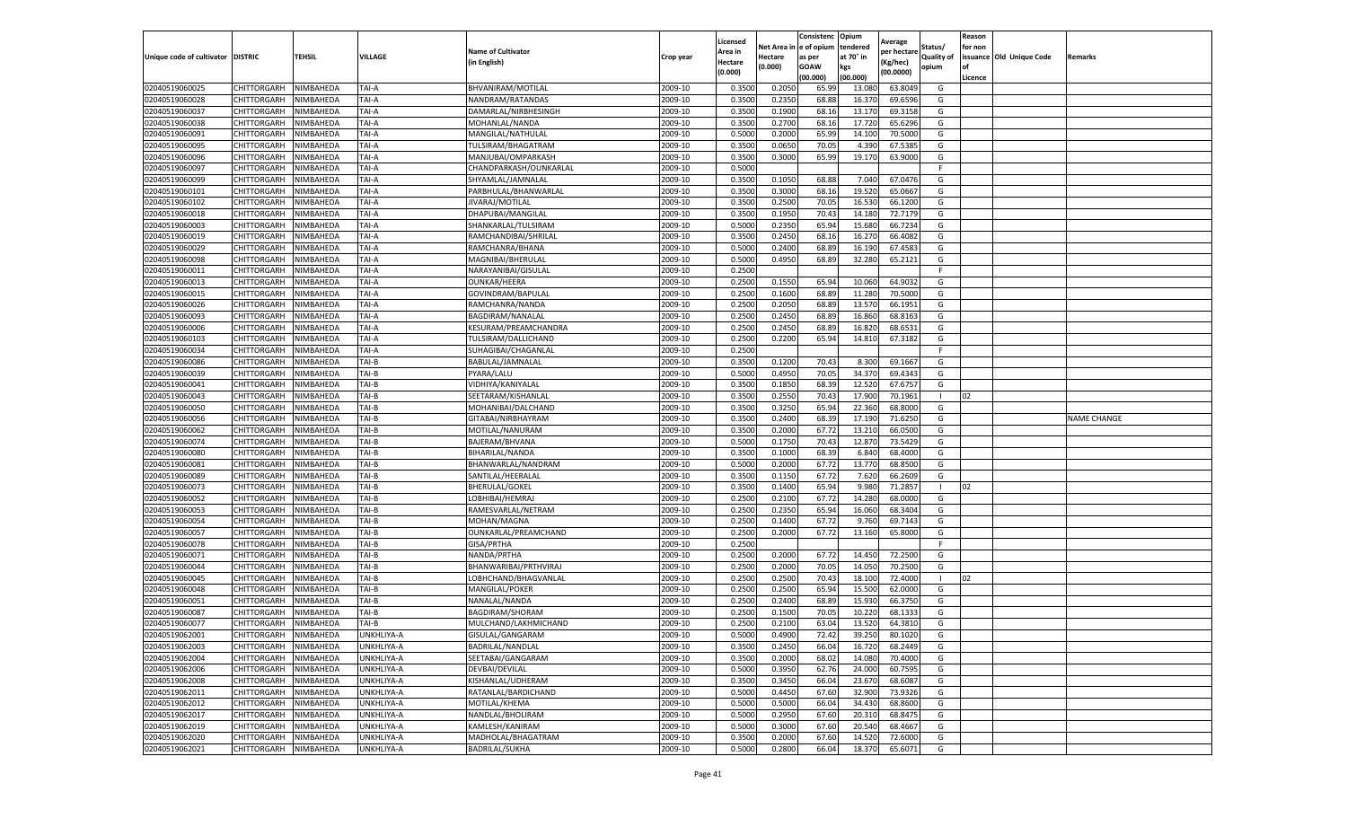| Unique code of cultivator | DISTRIC | TEHSIL | VILLAGE | Name of Cultivator (in English) | Crop year | Licensed Area in Hectare (0.000) | Net Area in Hectare (0.000) | Consistenc e of opium as per GOAW (00.000) | Opium tendered at 70° in kgs (00.000) | Average per hectare (Kg/hec) (00.0000) | Status/ Quality of opium | Reason for non issuance of Licence | Old Unique Code | Remarks |
|---|---|---|---|---|---|---|---|---|---|---|---|---|---|---|
| 02040519060025 | CHITTORGARH | NIMBAHEDA | TAI-A | BHVANIRAM/MOTILAL | 2009-10 | 0.3500 | 0.2050 | 65.99 | 13.080 | 63.8049 | G | | | |
| 02040519060028 | CHITTORGARH | NIMBAHEDA | TAI-A | NANDRAM/RATANDAS | 2009-10 | 0.3500 | 0.2350 | 68.88 | 16.370 | 69.6596 | G | | | |
| 02040519060037 | CHITTORGARH | NIMBAHEDA | TAI-A | DAMARLAL/NIRBHESINGH | 2009-10 | 0.3500 | 0.1900 | 68.16 | 13.170 | 69.3158 | G | | | |
| 02040519060038 | CHITTORGARH | NIMBAHEDA | TAI-A | MOHANLAL/NANDA | 2009-10 | 0.3500 | 0.2700 | 68.16 | 17.720 | 65.6296 | G | | | |
| 02040519060091 | CHITTORGARH | NIMBAHEDA | TAI-A | MANGILAL/NATHULAL | 2009-10 | 0.5000 | 0.2000 | 65.99 | 14.100 | 70.5000 | G | | | |
| 02040519060095 | CHITTORGARH | NIMBAHEDA | TAI-A | TULSIRAM/BHAGATRAM | 2009-10 | 0.3500 | 0.0650 | 70.05 | 4.390 | 67.5385 | G | | | |
| 02040519060096 | CHITTORGARH | NIMBAHEDA | TAI-A | MANJUBAI/OMPARKASH | 2009-10 | 0.3500 | 0.3000 | 65.99 | 19.170 | 63.9000 | G | | | |
| 02040519060097 | CHITTORGARH | NIMBAHEDA | TAI-A | CHANDPARKASH/OUNKARLAL | 2009-10 | 0.5000 | | | | | F | | | |
| 02040519060099 | CHITTORGARH | NIMBAHEDA | TAI-A | SHYAMLAL/JAMNALAL | 2009-10 | 0.3500 | 0.1050 | 68.88 | 7.040 | 67.0476 | G | | | |
| 02040519060101 | CHITTORGARH | NIMBAHEDA | TAI-A | PARBHULAL/BHANWARLAL | 2009-10 | 0.3500 | 0.3000 | 68.16 | 19.520 | 65.0667 | G | | | |
| 02040519060102 | CHITTORGARH | NIMBAHEDA | TAI-A | JIVARAJ/MOTILAL | 2009-10 | 0.3500 | 0.2500 | 70.05 | 16.530 | 66.1200 | G | | | |
| 02040519060018 | CHITTORGARH | NIMBAHEDA | TAI-A | DHAPUBAI/MANGILAL | 2009-10 | 0.3500 | 0.1950 | 70.43 | 14.180 | 72.7179 | G | | | |
| 02040519060003 | CHITTORGARH | NIMBAHEDA | TAI-A | SHANKARLAL/TULSIRAM | 2009-10 | 0.5000 | 0.2350 | 65.94 | 15.680 | 66.7234 | G | | | |
| 02040519060019 | CHITTORGARH | NIMBAHEDA | TAI-A | RAMCHANDIBAI/SHRILAL | 2009-10 | 0.3500 | 0.2450 | 68.16 | 16.270 | 66.4082 | G | | | |
| 02040519060029 | CHITTORGARH | NIMBAHEDA | TAI-A | RAMCHANRA/BHANA | 2009-10 | 0.5000 | 0.2400 | 68.89 | 16.190 | 67.4583 | G | | | |
| 02040519060098 | CHITTORGARH | NIMBAHEDA | TAI-A | MAGNIBAI/BHERULAL | 2009-10 | 0.5000 | 0.4950 | 68.89 | 32.280 | 65.2121 | G | | | |
| 02040519060011 | CHITTORGARH | NIMBAHEDA | TAI-A | NARAYANIBAI/GISULAL | 2009-10 | 0.2500 | | | | | F | | | |
| 02040519060013 | CHITTORGARH | NIMBAHEDA | TAI-A | OUNKAR/HEERA | 2009-10 | 0.2500 | 0.1550 | 65.94 | 10.060 | 64.9032 | G | | | |
| 02040519060015 | CHITTORGARH | NIMBAHEDA | TAI-A | GOVINDRAM/BAPULAL | 2009-10 | 0.2500 | 0.1600 | 68.89 | 11.280 | 70.5000 | G | | | |
| 02040519060026 | CHITTORGARH | NIMBAHEDA | TAI-A | RAMCHANRA/NANDA | 2009-10 | 0.2500 | 0.2050 | 68.89 | 13.570 | 66.1951 | G | | | |
| 02040519060093 | CHITTORGARH | NIMBAHEDA | TAI-A | BAGDIRAM/NANALAL | 2009-10 | 0.2500 | 0.2450 | 68.89 | 16.860 | 68.8163 | G | | | |
| 02040519060006 | CHITTORGARH | NIMBAHEDA | TAI-A | KESURAM/PREAMCHANDRA | 2009-10 | 0.2500 | 0.2450 | 68.89 | 16.820 | 68.6531 | G | | | |
| 02040519060103 | CHITTORGARH | NIMBAHEDA | TAI-A | TULSIRAM/DALLICHAND | 2009-10 | 0.2500 | 0.2200 | 65.94 | 14.810 | 67.3182 | G | | | |
| 02040519060034 | CHITTORGARH | NIMBAHEDA | TAI-A | SUHAGIBAI/CHAGANLAL | 2009-10 | 0.2500 | | | | | F | | | |
| 02040519060086 | CHITTORGARH | NIMBAHEDA | TAI-B | BABULAL/JAMNALAL | 2009-10 | 0.3500 | 0.1200 | 70.43 | 8.300 | 69.1667 | G | | | |
| 02040519060039 | CHITTORGARH | NIMBAHEDA | TAI-B | PYARA/LALU | 2009-10 | 0.5000 | 0.4950 | 70.05 | 34.370 | 69.4343 | G | | | |
| 02040519060041 | CHITTORGARH | NIMBAHEDA | TAI-B | VIDHIYA/KANIYALAL | 2009-10 | 0.3500 | 0.1850 | 68.39 | 12.520 | 67.6757 | G | | | |
| 02040519060043 | CHITTORGARH | NIMBAHEDA | TAI-B | SEETARAM/KISHANLAL | 2009-10 | 0.3500 | 0.2550 | 70.43 | 17.900 | 70.1961 | I | 02 | | |
| 02040519060050 | CHITTORGARH | NIMBAHEDA | TAI-B | MOHANIBAI/DALCHAND | 2009-10 | 0.3500 | 0.3250 | 65.94 | 22.360 | 68.8000 | G | | | |
| 02040519060056 | CHITTORGARH | NIMBAHEDA | TAI-B | GITABAI/NIRBHAYRAM | 2009-10 | 0.3500 | 0.2400 | 68.39 | 17.190 | 71.6250 | G | | | NAME CHANGE |
| 02040519060062 | CHITTORGARH | NIMBAHEDA | TAI-B | MOTILAL/NANURAM | 2009-10 | 0.3500 | 0.2000 | 67.72 | 13.210 | 66.0500 | G | | | |
| 02040519060074 | CHITTORGARH | NIMBAHEDA | TAI-B | BAJERAM/BHVANA | 2009-10 | 0.5000 | 0.1750 | 70.43 | 12.870 | 73.5429 | G | | | |
| 02040519060080 | CHITTORGARH | NIMBAHEDA | TAI-B | BIHARILAL/NANDA | 2009-10 | 0.3500 | 0.1000 | 68.39 | 6.840 | 68.4000 | G | | | |
| 02040519060081 | CHITTORGARH | NIMBAHEDA | TAI-B | BHANWARLAL/NANDRAM | 2009-10 | 0.5000 | 0.2000 | 67.72 | 13.770 | 68.8500 | G | | | |
| 02040519060089 | CHITTORGARH | NIMBAHEDA | TAI-B | SANTILAL/HEERALAL | 2009-10 | 0.3500 | 0.1150 | 67.72 | 7.620 | 66.2609 | G | | | |
| 02040519060073 | CHITTORGARH | NIMBAHEDA | TAI-B | BHERULAL/GOKEL | 2009-10 | 0.3500 | 0.1400 | 65.94 | 9.980 | 71.2857 | I | 02 | | |
| 02040519060052 | CHITTORGARH | NIMBAHEDA | TAI-B | LOBHIBAI/HEMRAJ | 2009-10 | 0.2500 | 0.2100 | 67.72 | 14.280 | 68.0000 | G | | | |
| 02040519060053 | CHITTORGARH | NIMBAHEDA | TAI-B | RAMESVARLAL/NETRAM | 2009-10 | 0.2500 | 0.2350 | 65.94 | 16.060 | 68.3404 | G | | | |
| 02040519060054 | CHITTORGARH | NIMBAHEDA | TAI-B | MOHAN/MAGNA | 2009-10 | 0.2500 | 0.1400 | 67.72 | 9.760 | 69.7143 | G | | | |
| 02040519060057 | CHITTORGARH | NIMBAHEDA | TAI-B | OUNKARLAL/PREAMCHAND | 2009-10 | 0.2500 | 0.2000 | 67.72 | 13.160 | 65.8000 | G | | | |
| 02040519060078 | CHITTORGARH | NIMBAHEDA | TAI-B | GISA/PRTHA | 2009-10 | 0.2500 | | | | | F | | | |
| 02040519060071 | CHITTORGARH | NIMBAHEDA | TAI-B | NANDA/PRTHA | 2009-10 | 0.2500 | 0.2000 | 67.72 | 14.450 | 72.2500 | G | | | |
| 02040519060044 | CHITTORGARH | NIMBAHEDA | TAI-B | BHANWARIBAI/PRTHVIRAJ | 2009-10 | 0.2500 | 0.2000 | 70.05 | 14.050 | 70.2500 | G | | | |
| 02040519060045 | CHITTORGARH | NIMBAHEDA | TAI-B | LOBHCHAND/BHAGVANLAL | 2009-10 | 0.2500 | 0.2500 | 70.43 | 18.100 | 72.4000 | I | 02 | | |
| 02040519060048 | CHITTORGARH | NIMBAHEDA | TAI-B | MANGILAL/POKER | 2009-10 | 0.2500 | 0.2500 | 65.94 | 15.500 | 62.0000 | G | | | |
| 02040519060051 | CHITTORGARH | NIMBAHEDA | TAI-B | NANALAL/NANDA | 2009-10 | 0.2500 | 0.2400 | 68.89 | 15.930 | 66.3750 | G | | | |
| 02040519060087 | CHITTORGARH | NIMBAHEDA | TAI-B | BAGDIRAM/SHORAM | 2009-10 | 0.2500 | 0.1500 | 70.05 | 10.220 | 68.1333 | G | | | |
| 02040519060077 | CHITTORGARH | NIMBAHEDA | TAI-B | MULCHAND/LAKHMICHAND | 2009-10 | 0.2500 | 0.2100 | 63.04 | 13.520 | 64.3810 | G | | | |
| 02040519062001 | CHITTORGARH | NIMBAHEDA | UNKHLIYA-A | GISULAL/GANGARAM | 2009-10 | 0.5000 | 0.4900 | 72.42 | 39.250 | 80.1020 | G | | | |
| 02040519062003 | CHITTORGARH | NIMBAHEDA | UNKHLIYA-A | BADRILAL/NANDLAL | 2009-10 | 0.3500 | 0.2450 | 66.04 | 16.720 | 68.2449 | G | | | |
| 02040519062004 | CHITTORGARH | NIMBAHEDA | UNKHLIYA-A | SEETABAI/GANGARAM | 2009-10 | 0.3500 | 0.2000 | 68.02 | 14.080 | 70.4000 | G | | | |
| 02040519062006 | CHITTORGARH | NIMBAHEDA | UNKHLIYA-A | DEVBAI/DEVILAL | 2009-10 | 0.5000 | 0.3950 | 62.76 | 24.000 | 60.7595 | G | | | |
| 02040519062008 | CHITTORGARH | NIMBAHEDA | UNKHLIYA-A | KISHANLAL/UDHERAM | 2009-10 | 0.3500 | 0.3450 | 66.04 | 23.670 | 68.6087 | G | | | |
| 02040519062011 | CHITTORGARH | NIMBAHEDA | UNKHLIYA-A | RATANLAL/BARDICHAND | 2009-10 | 0.5000 | 0.4450 | 67.60 | 32.900 | 73.9326 | G | | | |
| 02040519062012 | CHITTORGARH | NIMBAHEDA | UNKHLIYA-A | MOTILAL/KHEMA | 2009-10 | 0.5000 | 0.5000 | 66.04 | 34.430 | 68.8600 | G | | | |
| 02040519062017 | CHITTORGARH | NIMBAHEDA | UNKHLIYA-A | NANDLAL/BHOLIRAM | 2009-10 | 0.5000 | 0.2950 | 67.60 | 20.310 | 68.8475 | G | | | |
| 02040519062019 | CHITTORGARH | NIMBAHEDA | UNKHLIYA-A | KAMLESH/KANIRAM | 2009-10 | 0.5000 | 0.3000 | 67.60 | 20.540 | 68.4667 | G | | | |
| 02040519062020 | CHITTORGARH | NIMBAHEDA | UNKHLIYA-A | MADHOLAL/BHAGATRAM | 2009-10 | 0.3500 | 0.2000 | 67.60 | 14.520 | 72.6000 | G | | | |
| 02040519062021 | CHITTORGARH | NIMBAHEDA | UNKHLIYA-A | BADRILAL/SUKHA | 2009-10 | 0.5000 | 0.2800 | 66.04 | 18.370 | 65.6071 | G | | | |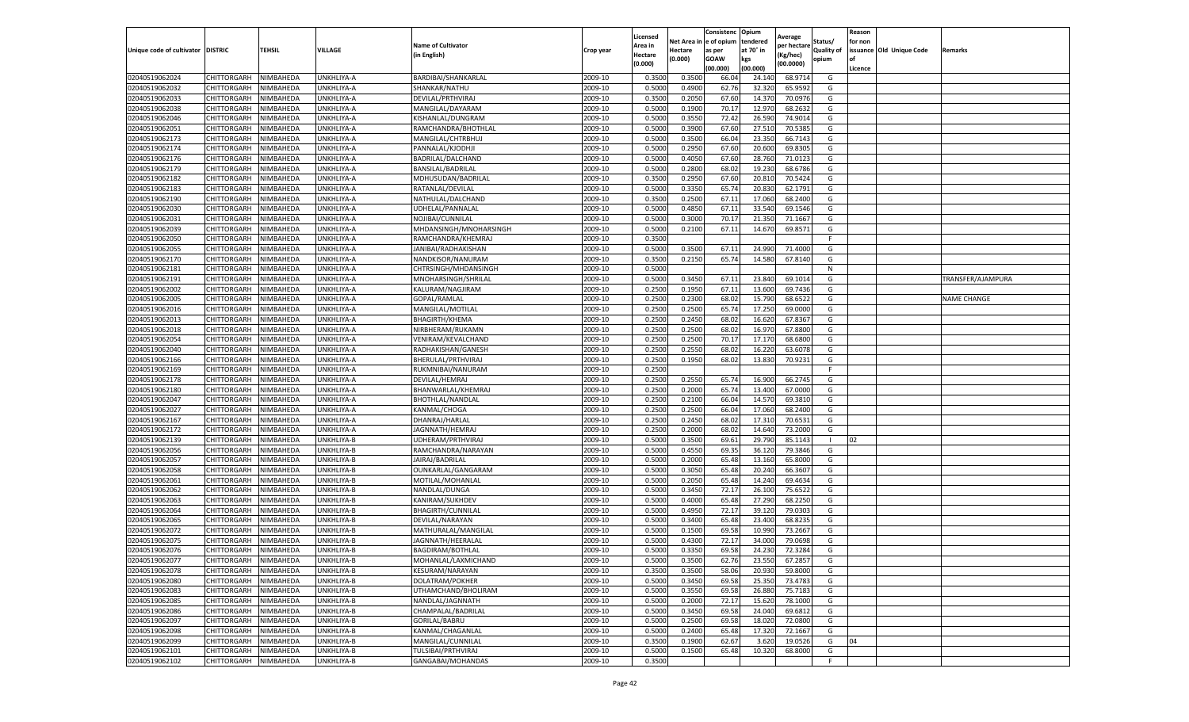| Unique code of cultivator | DISTRIC | TEHSIL | VILLAGE | Name of Cultivator (in English) | Crop year | Licensed Area in Hectare (0.000) | Net Area in Hectare (0.000) | Consistenc e of opium as per GOAW (00.000) | Opium tendered at 70° in kgs (00.000) | Average per hectare (Kg/hec) (00.0000) | Status/ Quality of opium | Reason for non issuance of Licence | Old Unique Code | Remarks |
|---|---|---|---|---|---|---|---|---|---|---|---|---|---|---|
| 02040519062024 | CHITTORGARH | NIMBAHEDA | UNKHLIYA-A | BARDIBAI/SHANKARLAL | 2009-10 | 0.3500 | 0.3500 | 66.04 | 24.140 | 68.9714 | G | | | |
| 02040519062032 | CHITTORGARH | NIMBAHEDA | UNKHLIYA-A | SHANKAR/NATHU | 2009-10 | 0.5000 | 0.4900 | 62.76 | 32.320 | 65.9592 | G | | | |
| 02040519062033 | CHITTORGARH | NIMBAHEDA | UNKHLIYA-A | DEVILAL/PRTHVIRAJ | 2009-10 | 0.3500 | 0.2050 | 67.60 | 14.370 | 70.0976 | G | | | |
| 02040519062038 | CHITTORGARH | NIMBAHEDA | UNKHLIYA-A | MANGILAL/DAYARAM | 2009-10 | 0.5000 | 0.1900 | 70.17 | 12.970 | 68.2632 | G | | | |
| 02040519062046 | CHITTORGARH | NIMBAHEDA | UNKHLIYA-A | KISHANLAL/DUNGRAM | 2009-10 | 0.5000 | 0.3550 | 72.42 | 26.590 | 74.9014 | G | | | |
| 02040519062051 | CHITTORGARH | NIMBAHEDA | UNKHLIYA-A | RAMCHANDRA/BHOTHLAL | 2009-10 | 0.5000 | 0.3900 | 67.60 | 27.510 | 70.5385 | G | | | |
| 02040519062173 | CHITTORGARH | NIMBAHEDA | UNKHLIYA-A | MANGILAL/CHTRBHUJ | 2009-10 | 0.5000 | 0.3500 | 66.04 | 23.350 | 66.7143 | G | | | |
| 02040519062174 | CHITTORGARH | NIMBAHEDA | UNKHLIYA-A | PANNALAL/KJODHJI | 2009-10 | 0.5000 | 0.2950 | 67.60 | 20.600 | 69.8305 | G | | | |
| 02040519062176 | CHITTORGARH | NIMBAHEDA | UNKHLIYA-A | BADRILAL/DALCHAND | 2009-10 | 0.5000 | 0.4050 | 67.60 | 28.760 | 71.0123 | G | | | |
| 02040519062179 | CHITTORGARH | NIMBAHEDA | UNKHLIYA-A | BANSILAL/BADRILAL | 2009-10 | 0.5000 | 0.2800 | 68.02 | 19.230 | 68.6786 | G | | | |
| 02040519062182 | CHITTORGARH | NIMBAHEDA | UNKHLIYA-A | MDHUSUDAN/BADRILAL | 2009-10 | 0.3500 | 0.2950 | 67.60 | 20.810 | 70.5424 | G | | | |
| 02040519062183 | CHITTORGARH | NIMBAHEDA | UNKHLIYA-A | RATANLAL/DEVILAL | 2009-10 | 0.5000 | 0.3350 | 65.74 | 20.830 | 62.1791 | G | | | |
| 02040519062190 | CHITTORGARH | NIMBAHEDA | UNKHLIYA-A | NATHULAL/DALCHAND | 2009-10 | 0.3500 | 0.2500 | 67.11 | 17.060 | 68.2400 | G | | | |
| 02040519062030 | CHITTORGARH | NIMBAHEDA | UNKHLIYA-A | UDHELAL/PANNALAL | 2009-10 | 0.5000 | 0.4850 | 67.11 | 33.540 | 69.1546 | G | | | |
| 02040519062031 | CHITTORGARH | NIMBAHEDA | UNKHLIYA-A | NOJIBAI/CUNNILAL | 2009-10 | 0.5000 | 0.3000 | 70.17 | 21.350 | 71.1667 | G | | | |
| 02040519062039 | CHITTORGARH | NIMBAHEDA | UNKHLIYA-A | MHDANSINGH/MNOHARSINGH | 2009-10 | 0.5000 | 0.2100 | 67.11 | 14.670 | 69.8571 | G | | | |
| 02040519062050 | CHITTORGARH | NIMBAHEDA | UNKHLIYA-A | RAMCHANDRA/KHEMRAJ | 2009-10 | 0.3500 | | | | | F | | | |
| 02040519062055 | CHITTORGARH | NIMBAHEDA | UNKHLIYA-A | JANIBAI/RADHAKISHAN | 2009-10 | 0.5000 | 0.3500 | 67.11 | 24.990 | 71.4000 | G | | | |
| 02040519062170 | CHITTORGARH | NIMBAHEDA | UNKHLIYA-A | NANDKISOR/NANURAM | 2009-10 | 0.3500 | 0.2150 | 65.74 | 14.580 | 67.8140 | G | | | |
| 02040519062181 | CHITTORGARH | NIMBAHEDA | UNKHLIYA-A | CHTRSINGH/MHDANSINGH | 2009-10 | 0.5000 | | | | | N | | | |
| 02040519062191 | CHITTORGARH | NIMBAHEDA | UNKHLIYA-A | MNOHARSINGH/SHRILAL | 2009-10 | 0.5000 | 0.3450 | 67.11 | 23.840 | 69.1014 | G | | | TRANSFER/AJAMPURA |
| 02040519062002 | CHITTORGARH | NIMBAHEDA | UNKHLIYA-A | KALURAM/NAGJIRAM | 2009-10 | 0.2500 | 0.1950 | 67.11 | 13.600 | 69.7436 | G | | | |
| 02040519062005 | CHITTORGARH | NIMBAHEDA | UNKHLIYA-A | GOPAL/RAMLAL | 2009-10 | 0.2500 | 0.2300 | 68.02 | 15.790 | 68.6522 | G | | | NAME CHANGE |
| 02040519062016 | CHITTORGARH | NIMBAHEDA | UNKHLIYA-A | MANGILAL/MOTILAL | 2009-10 | 0.2500 | 0.2500 | 65.74 | 17.250 | 69.0000 | G | | | |
| 02040519062013 | CHITTORGARH | NIMBAHEDA | UNKHLIYA-A | BHAGIRTH/KHEMA | 2009-10 | 0.2500 | 0.2450 | 68.02 | 16.620 | 67.8367 | G | | | |
| 02040519062018 | CHITTORGARH | NIMBAHEDA | UNKHLIYA-A | NIRBHERAM/RUKAMN | 2009-10 | 0.2500 | 0.2500 | 68.02 | 16.970 | 67.8800 | G | | | |
| 02040519062054 | CHITTORGARH | NIMBAHEDA | UNKHLIYA-A | VENIRAM/KEVALCHAND | 2009-10 | 0.2500 | 0.2500 | 70.17 | 17.170 | 68.6800 | G | | | |
| 02040519062040 | CHITTORGARH | NIMBAHEDA | UNKHLIYA-A | RADHAKISHAN/GANESH | 2009-10 | 0.2500 | 0.2550 | 68.02 | 16.220 | 63.6078 | G | | | |
| 02040519062166 | CHITTORGARH | NIMBAHEDA | UNKHLIYA-A | BHERULAL/PRTHVIRAJ | 2009-10 | 0.2500 | 0.1950 | 68.02 | 13.830 | 70.9231 | G | | | |
| 02040519062169 | CHITTORGARH | NIMBAHEDA | UNKHLIYA-A | RUKMNIBAI/NANURAM | 2009-10 | 0.2500 | | | | | F | | | |
| 02040519062178 | CHITTORGARH | NIMBAHEDA | UNKHLIYA-A | DEVILAL/HEMRAJ | 2009-10 | 0.2500 | 0.2550 | 65.74 | 16.900 | 66.2745 | G | | | |
| 02040519062180 | CHITTORGARH | NIMBAHEDA | UNKHLIYA-A | BHANWARLAL/KHEMRAJ | 2009-10 | 0.2500 | 0.2000 | 65.74 | 13.400 | 67.0000 | G | | | |
| 02040519062047 | CHITTORGARH | NIMBAHEDA | UNKHLIYA-A | BHOTHLAL/NANDLAL | 2009-10 | 0.2500 | 0.2100 | 66.04 | 14.570 | 69.3810 | G | | | |
| 02040519062027 | CHITTORGARH | NIMBAHEDA | UNKHLIYA-A | KANMAL/CHOGA | 2009-10 | 0.2500 | 0.2500 | 66.04 | 17.060 | 68.2400 | G | | | |
| 02040519062167 | CHITTORGARH | NIMBAHEDA | UNKHLIYA-A | DHANRAJ/HARLAL | 2009-10 | 0.2500 | 0.2450 | 68.02 | 17.310 | 70.6531 | G | | | |
| 02040519062172 | CHITTORGARH | NIMBAHEDA | UNKHLIYA-A | JAGNNATH/HEMRAJ | 2009-10 | 0.2500 | 0.2000 | 68.02 | 14.640 | 73.2000 | G | | | |
| 02040519062139 | CHITTORGARH | NIMBAHEDA | UNKHLIYA-B | UDHERAM/PRTHVIRAJ | 2009-10 | 0.5000 | 0.3500 | 69.61 | 29.790 | 85.1143 | I | 02 | | |
| 02040519062056 | CHITTORGARH | NIMBAHEDA | UNKHLIYA-B | RAMCHANDRA/NARAYAN | 2009-10 | 0.5000 | 0.4550 | 69.35 | 36.120 | 79.3846 | G | | | |
| 02040519062057 | CHITTORGARH | NIMBAHEDA | UNKHLIYA-B | JAIRAJ/BADRILAL | 2009-10 | 0.5000 | 0.2000 | 65.48 | 13.160 | 65.8000 | G | | | |
| 02040519062058 | CHITTORGARH | NIMBAHEDA | UNKHLIYA-B | OUNKARLAL/GANGARAM | 2009-10 | 0.5000 | 0.3050 | 65.48 | 20.240 | 66.3607 | G | | | |
| 02040519062061 | CHITTORGARH | NIMBAHEDA | UNKHLIYA-B | MOTILAL/MOHANLAL | 2009-10 | 0.5000 | 0.2050 | 65.48 | 14.240 | 69.4634 | G | | | |
| 02040519062062 | CHITTORGARH | NIMBAHEDA | UNKHLIYA-B | NANDLAL/DUNGA | 2009-10 | 0.5000 | 0.3450 | 72.17 | 26.100 | 75.6522 | G | | | |
| 02040519062063 | CHITTORGARH | NIMBAHEDA | UNKHLIYA-B | KANIRAM/SUKHDEV | 2009-10 | 0.5000 | 0.4000 | 65.48 | 27.290 | 68.2250 | G | | | |
| 02040519062064 | CHITTORGARH | NIMBAHEDA | UNKHLIYA-B | BHAGIRTH/CUNNILAL | 2009-10 | 0.5000 | 0.4950 | 72.17 | 39.120 | 79.0303 | G | | | |
| 02040519062065 | CHITTORGARH | NIMBAHEDA | UNKHLIYA-B | DEVILAL/NARAYAN | 2009-10 | 0.5000 | 0.3400 | 65.48 | 23.400 | 68.8235 | G | | | |
| 02040519062072 | CHITTORGARH | NIMBAHEDA | UNKHLIYA-B | MATHURALAL/MANGILAL | 2009-10 | 0.5000 | 0.1500 | 69.58 | 10.990 | 73.2667 | G | | | |
| 02040519062075 | CHITTORGARH | NIMBAHEDA | UNKHLIYA-B | JAGNNATH/HEERALAL | 2009-10 | 0.5000 | 0.4300 | 72.17 | 34.000 | 79.0698 | G | | | |
| 02040519062076 | CHITTORGARH | NIMBAHEDA | UNKHLIYA-B | BAGDIRAM/BOTHLAL | 2009-10 | 0.5000 | 0.3350 | 69.58 | 24.230 | 72.3284 | G | | | |
| 02040519062077 | CHITTORGARH | NIMBAHEDA | UNKHLIYA-B | MOHANLAL/LAXMICHAND | 2009-10 | 0.5000 | 0.3500 | 62.76 | 23.550 | 67.2857 | G | | | |
| 02040519062078 | CHITTORGARH | NIMBAHEDA | UNKHLIYA-B | KESURAM/NARAYAN | 2009-10 | 0.3500 | 0.3500 | 58.06 | 20.930 | 59.8000 | G | | | |
| 02040519062080 | CHITTORGARH | NIMBAHEDA | UNKHLIYA-B | DOLATRAM/POKHER | 2009-10 | 0.5000 | 0.3450 | 69.58 | 25.350 | 73.4783 | G | | | |
| 02040519062083 | CHITTORGARH | NIMBAHEDA | UNKHLIYA-B | UTHAMCHAND/BHOLIRAM | 2009-10 | 0.5000 | 0.3550 | 69.58 | 26.880 | 75.7183 | G | | | |
| 02040519062085 | CHITTORGARH | NIMBAHEDA | UNKHLIYA-B | NANDLAL/JAGNNATH | 2009-10 | 0.5000 | 0.2000 | 72.17 | 15.620 | 78.1000 | G | | | |
| 02040519062086 | CHITTORGARH | NIMBAHEDA | UNKHLIYA-B | CHAMPALAL/BADRILAL | 2009-10 | 0.5000 | 0.3450 | 69.58 | 24.040 | 69.6812 | G | | | |
| 02040519062097 | CHITTORGARH | NIMBAHEDA | UNKHLIYA-B | GORILAL/BABRU | 2009-10 | 0.5000 | 0.2500 | 69.58 | 18.020 | 72.0800 | G | | | |
| 02040519062098 | CHITTORGARH | NIMBAHEDA | UNKHLIYA-B | KANMAL/CHAGANLAL | 2009-10 | 0.5000 | 0.2400 | 65.48 | 17.320 | 72.1667 | G | | | |
| 02040519062099 | CHITTORGARH | NIMBAHEDA | UNKHLIYA-B | MANGILAL/CUNNILAL | 2009-10 | 0.3500 | 0.1900 | 62.67 | 3.620 | 19.0526 | G | 04 | | |
| 02040519062101 | CHITTORGARH | NIMBAHEDA | UNKHLIYA-B | TULSIBAI/PRTHVIRAJ | 2009-10 | 0.5000 | 0.1500 | 65.48 | 10.320 | 68.8000 | G | | | |
| 02040519062102 | CHITTORGARH | NIMBAHEDA | UNKHLIYA-B | GANGABAI/MOHANDAS | 2009-10 | 0.3500 | | | | | F | | | |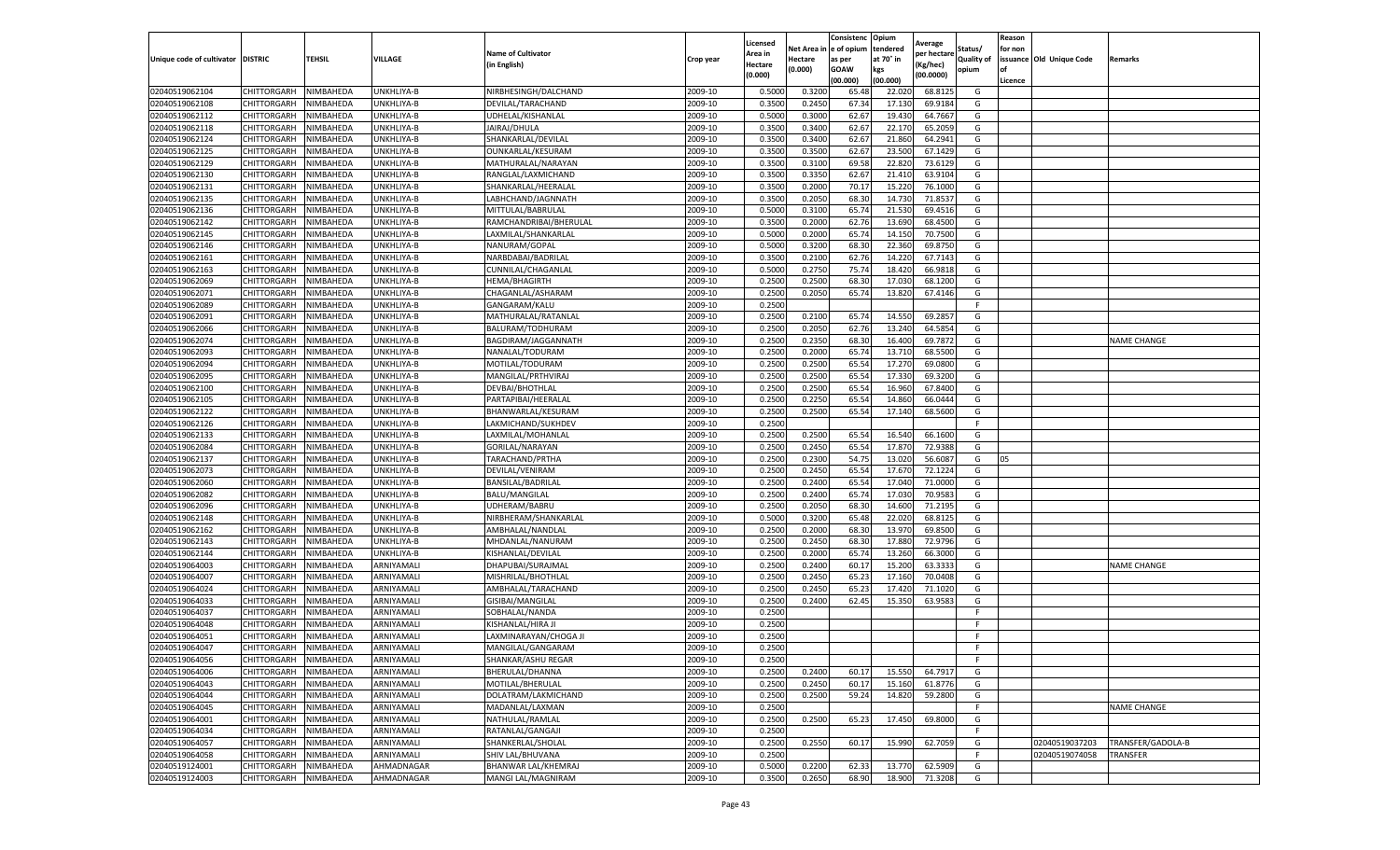| Unique code of cultivator | DISTRIC | TEHSIL | VILLAGE | Name of Cultivator (in English) | Crop year | Licensed Area in Hectare (0.000) | Net Area in Hectare (0.000) | Consistence of opium as per GOAW (00.000) | Opium tendered at 70° in kgs (00.000) | Average per hectare (Kg/hec) (00.0000) | Status/ Quality of opium | Reason for non issuance of Licence | Old Unique Code | Remarks |
|---|---|---|---|---|---|---|---|---|---|---|---|---|---|---|
| 02040519062104 | CHITTORGARH | NIMBAHEDA | UNKHLIYA-B | NIRBHESINGH/DALCHAND | 2009-10 | 0.5000 | 0.3200 | 65.48 | 22.020 | 68.8125 | G | | | |
| 02040519062108 | CHITTORGARH | NIMBAHEDA | UNKHLIYA-B | DEVILAL/TARACHAND | 2009-10 | 0.3500 | 0.2450 | 67.34 | 17.130 | 69.9184 | G | | | |
| 02040519062112 | CHITTORGARH | NIMBAHEDA | UNKHLIYA-B | UDHELAL/KISHANLAL | 2009-10 | 0.5000 | 0.3000 | 62.67 | 19.430 | 64.7667 | G | | | |
| 02040519062118 | CHITTORGARH | NIMBAHEDA | UNKHLIYA-B | JAIRAJ/DHULA | 2009-10 | 0.3500 | 0.3400 | 62.67 | 22.170 | 65.2059 | G | | | |
| 02040519062124 | CHITTORGARH | NIMBAHEDA | UNKHLIYA-B | SHANKARLAL/DEVILAL | 2009-10 | 0.3500 | 0.3400 | 62.67 | 21.860 | 64.2941 | G | | | |
| 02040519062125 | CHITTORGARH | NIMBAHEDA | UNKHLIYA-B | OUNKARLAL/KESURAM | 2009-10 | 0.3500 | 0.3500 | 62.67 | 23.500 | 67.1429 | G | | | |
| 02040519062129 | CHITTORGARH | NIMBAHEDA | UNKHLIYA-B | MATHURALAL/NARAYAN | 2009-10 | 0.3500 | 0.3100 | 69.58 | 22.820 | 73.6129 | G | | | |
| 02040519062130 | CHITTORGARH | NIMBAHEDA | UNKHLIYA-B | RANGLAL/LAXMICHAND | 2009-10 | 0.3500 | 0.3350 | 62.67 | 21.410 | 63.9104 | G | | | |
| 02040519062131 | CHITTORGARH | NIMBAHEDA | UNKHLIYA-B | SHANKARLAL/HEERALAL | 2009-10 | 0.3500 | 0.2000 | 70.17 | 15.220 | 76.1000 | G | | | |
| 02040519062135 | CHITTORGARH | NIMBAHEDA | UNKHLIYA-B | LABHCHAND/JAGNNATH | 2009-10 | 0.3500 | 0.2050 | 68.30 | 14.730 | 71.8537 | G | | | |
| 02040519062136 | CHITTORGARH | NIMBAHEDA | UNKHLIYA-B | MITTULAL/BABRULAL | 2009-10 | 0.5000 | 0.3100 | 65.74 | 21.530 | 69.4516 | G | | | |
| 02040519062142 | CHITTORGARH | NIMBAHEDA | UNKHLIYA-B | RAMCHANDRIBAI/BHERULAL | 2009-10 | 0.3500 | 0.2000 | 62.76 | 13.690 | 68.4500 | G | | | |
| 02040519062145 | CHITTORGARH | NIMBAHEDA | UNKHLIYA-B | LAXMILAL/SHANKARLAL | 2009-10 | 0.5000 | 0.2000 | 65.74 | 14.150 | 70.7500 | G | | | |
| 02040519062146 | CHITTORGARH | NIMBAHEDA | UNKHLIYA-B | NANURAM/GOPAL | 2009-10 | 0.5000 | 0.3200 | 68.30 | 22.360 | 69.8750 | G | | | |
| 02040519062161 | CHITTORGARH | NIMBAHEDA | UNKHLIYA-B | NARBDABAI/BADRILAL | 2009-10 | 0.3500 | 0.2100 | 62.76 | 14.220 | 67.7143 | G | | | |
| 02040519062163 | CHITTORGARH | NIMBAHEDA | UNKHLIYA-B | CUNNILAL/CHAGANLAL | 2009-10 | 0.5000 | 0.2750 | 75.74 | 18.420 | 66.9818 | G | | | |
| 02040519062069 | CHITTORGARH | NIMBAHEDA | UNKHLIYA-B | HEMA/BHAGIRTH | 2009-10 | 0.2500 | 0.2500 | 68.30 | 17.030 | 68.1200 | G | | | |
| 02040519062071 | CHITTORGARH | NIMBAHEDA | UNKHLIYA-B | CHAGANLAL/ASHARAM | 2009-10 | 0.2500 | 0.2050 | 65.74 | 13.820 | 67.4146 | G | | | |
| 02040519062089 | CHITTORGARH | NIMBAHEDA | UNKHLIYA-B | GANGARAM/KALU | 2009-10 | 0.2500 | | | | | F | | | |
| 02040519062091 | CHITTORGARH | NIMBAHEDA | UNKHLIYA-B | MATHURALAL/RATANLAL | 2009-10 | 0.2500 | 0.2100 | 65.74 | 14.550 | 69.2857 | G | | | |
| 02040519062066 | CHITTORGARH | NIMBAHEDA | UNKHLIYA-B | BALURAM/TODHURAM | 2009-10 | 0.2500 | 0.2050 | 62.76 | 13.240 | 64.5854 | G | | | |
| 02040519062074 | CHITTORGARH | NIMBAHEDA | UNKHLIYA-B | BAGDIRAM/JAGGANNATH | 2009-10 | 0.2500 | 0.2350 | 68.30 | 16.400 | 69.7872 | G | | | NAME CHANGE |
| 02040519062093 | CHITTORGARH | NIMBAHEDA | UNKHLIYA-B | NANALAL/TODURAM | 2009-10 | 0.2500 | 0.2000 | 65.74 | 13.710 | 68.5500 | G | | | |
| 02040519062094 | CHITTORGARH | NIMBAHEDA | UNKHLIYA-B | MOTILAL/TODURAM | 2009-10 | 0.2500 | 0.2500 | 65.54 | 17.270 | 69.0800 | G | | | |
| 02040519062095 | CHITTORGARH | NIMBAHEDA | UNKHLIYA-B | MANGILAL/PRTHVIRAJ | 2009-10 | 0.2500 | 0.2500 | 65.54 | 17.330 | 69.3200 | G | | | |
| 02040519062100 | CHITTORGARH | NIMBAHEDA | UNKHLIYA-B | DEVBAI/BHOTHLAL | 2009-10 | 0.2500 | 0.2500 | 65.54 | 16.960 | 67.8400 | G | | | |
| 02040519062105 | CHITTORGARH | NIMBAHEDA | UNKHLIYA-B | PARTAPIBAI/HEERALAL | 2009-10 | 0.2500 | 0.2250 | 65.54 | 14.860 | 66.0444 | G | | | |
| 02040519062122 | CHITTORGARH | NIMBAHEDA | UNKHLIYA-B | BHANWARLAL/KESURAM | 2009-10 | 0.2500 | 0.2500 | 65.54 | 17.140 | 68.5600 | G | | | |
| 02040519062126 | CHITTORGARH | NIMBAHEDA | UNKHLIYA-B | LAKMICHAND/SUKHDEV | 2009-10 | 0.2500 | | | | | F | | | |
| 02040519062133 | CHITTORGARH | NIMBAHEDA | UNKHLIYA-B | LAXMILAL/MOHANLAL | 2009-10 | 0.2500 | 0.2500 | 65.54 | 16.540 | 66.1600 | G | | | |
| 02040519062084 | CHITTORGARH | NIMBAHEDA | UNKHLIYA-B | GORILAL/NARAYAN | 2009-10 | 0.2500 | 0.2450 | 65.54 | 17.870 | 72.9388 | G | | | |
| 02040519062137 | CHITTORGARH | NIMBAHEDA | UNKHLIYA-B | TARACHAND/PRTHA | 2009-10 | 0.2500 | 0.2300 | 54.75 | 13.020 | 56.6087 | G | 05 | | |
| 02040519062073 | CHITTORGARH | NIMBAHEDA | UNKHLIYA-B | DEVILAL/VENIRAM | 2009-10 | 0.2500 | 0.2450 | 65.54 | 17.670 | 72.1224 | G | | | |
| 02040519062060 | CHITTORGARH | NIMBAHEDA | UNKHLIYA-B | BANSILAL/BADRILAL | 2009-10 | 0.2500 | 0.2400 | 65.54 | 17.040 | 71.0000 | G | | | |
| 02040519062082 | CHITTORGARH | NIMBAHEDA | UNKHLIYA-B | BALU/MANGILAL | 2009-10 | 0.2500 | 0.2400 | 65.74 | 17.030 | 70.9583 | G | | | |
| 02040519062096 | CHITTORGARH | NIMBAHEDA | UNKHLIYA-B | UDHERAM/BABRU | 2009-10 | 0.2500 | 0.2050 | 68.30 | 14.600 | 71.2195 | G | | | |
| 02040519062148 | CHITTORGARH | NIMBAHEDA | UNKHLIYA-B | NIRBHERAM/SHANKARLAL | 2009-10 | 0.5000 | 0.3200 | 65.48 | 22.020 | 68.8125 | G | | | |
| 02040519062162 | CHITTORGARH | NIMBAHEDA | UNKHLIYA-B | AMBHALAL/NANDLAL | 2009-10 | 0.2500 | 0.2000 | 68.30 | 13.970 | 69.8500 | G | | | |
| 02040519062143 | CHITTORGARH | NIMBAHEDA | UNKHLIYA-B | MHDANLAL/NANURAM | 2009-10 | 0.2500 | 0.2450 | 68.30 | 17.880 | 72.9796 | G | | | |
| 02040519062144 | CHITTORGARH | NIMBAHEDA | UNKHLIYA-B | KISHANLAL/DEVILAL | 2009-10 | 0.2500 | 0.2000 | 65.74 | 13.260 | 66.3000 | G | | | |
| 02040519064003 | CHITTORGARH | NIMBAHEDA | ARNIYAMALI | DHAPUBAI/SURAJMAL | 2009-10 | 0.2500 | 0.2400 | 60.17 | 15.200 | 63.3333 | G | | | NAME CHANGE |
| 02040519064007 | CHITTORGARH | NIMBAHEDA | ARNIYAMALI | MISHRILAL/BHOTHLAL | 2009-10 | 0.2500 | 0.2450 | 65.23 | 17.160 | 70.0408 | G | | | |
| 02040519064024 | CHITTORGARH | NIMBAHEDA | ARNIYAMALI | AMBHALAL/TARACHAND | 2009-10 | 0.2500 | 0.2450 | 65.23 | 17.420 | 71.1020 | G | | | |
| 02040519064033 | CHITTORGARH | NIMBAHEDA | ARNIYAMALI | GISIBAI/MANGILAL | 2009-10 | 0.2500 | 0.2400 | 62.45 | 15.350 | 63.9583 | G | | | |
| 02040519064037 | CHITTORGARH | NIMBAHEDA | ARNIYAMALI | SOBHALAL/NANDA | 2009-10 | 0.2500 | | | | | F | | | |
| 02040519064048 | CHITTORGARH | NIMBAHEDA | ARNIYAMALI | KISHANLAL/HIRA JI | 2009-10 | 0.2500 | | | | | F | | | |
| 02040519064051 | CHITTORGARH | NIMBAHEDA | ARNIYAMALI | LAXMINARAYAN/CHOGA JI | 2009-10 | 0.2500 | | | | | F | | | |
| 02040519064047 | CHITTORGARH | NIMBAHEDA | ARNIYAMALI | MANGILAL/GANGARAM | 2009-10 | 0.2500 | | | | | F | | | |
| 02040519064056 | CHITTORGARH | NIMBAHEDA | ARNIYAMALI | SHANKAR/ASHU REGAR | 2009-10 | 0.2500 | | | | | F | | | |
| 02040519064006 | CHITTORGARH | NIMBAHEDA | ARNIYAMALI | BHERULAL/DHANNA | 2009-10 | 0.2500 | 0.2400 | 60.17 | 15.550 | 64.7917 | G | | | |
| 02040519064043 | CHITTORGARH | NIMBAHEDA | ARNIYAMALI | MOTILAL/BHERULAL | 2009-10 | 0.2500 | 0.2450 | 60.17 | 15.160 | 61.8776 | G | | | |
| 02040519064044 | CHITTORGARH | NIMBAHEDA | ARNIYAMALI | DOLATRAM/LAKMICHAND | 2009-10 | 0.2500 | 0.2500 | 59.24 | 14.820 | 59.2800 | G | | | |
| 02040519064045 | CHITTORGARH | NIMBAHEDA | ARNIYAMALI | MADANLAL/LAXMAN | 2009-10 | 0.2500 | | | | | F | | | NAME CHANGE |
| 02040519064001 | CHITTORGARH | NIMBAHEDA | ARNIYAMALI | NATHULAL/RAMLAL | 2009-10 | 0.2500 | 0.2500 | 65.23 | 17.450 | 69.8000 | G | | | |
| 02040519064034 | CHITTORGARH | NIMBAHEDA | ARNIYAMALI | RATANLAL/GANGAJI | 2009-10 | 0.2500 | | | | | F | | | |
| 02040519064057 | CHITTORGARH | NIMBAHEDA | ARNIYAMALI | SHANKERLAL/SHOLAL | 2009-10 | 0.2500 | 0.2550 | 60.17 | 15.990 | 62.7059 | G | | 02040519037203 | TRANSFER/GADOLA-B |
| 02040519064058 | CHITTORGARH | NIMBAHEDA | ARNIYAMALI | SHIV LAL/BHUVANA | 2009-10 | 0.2500 | | | | | F | | 02040519074058 | TRANSFER |
| 02040519124001 | CHITTORGARH | NIMBAHEDA | AHMADNAGAR | BHANWAR LAL/KHEMRAJ | 2009-10 | 0.5000 | 0.2200 | 62.33 | 13.770 | 62.5909 | G | | | |
| 02040519124003 | CHITTORGARH | NIMBAHEDA | AHMADNAGAR | MANGI LAL/MAGNIRAM | 2009-10 | 0.3500 | 0.2650 | 68.90 | 18.900 | 71.3208 | G | | | |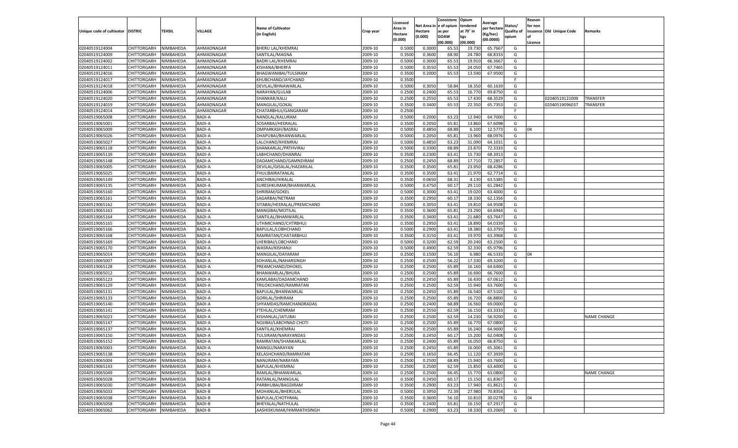| Unique code of cultivator | DISTRIC | TEHSIL | VILLAGE | Name of Cultivator (in English) | Crop year | Licensed Area in Hectare (0.000) | Net Area in Hectare (0.000) | Consistence of opium as per GOAW (00.000) | Opium tendered at 70° in kgs (00.000) | Average per hectare (Kg/hec) (00.0000) | Status/ Quality of opium | Reason for non issuance of Licence | Old Unique Code | Remarks |
|---|---|---|---|---|---|---|---|---|---|---|---|---|---|---|
| 02040519124004 | CHITTORGARH | NIMBAHEDA | AHMADNAGAR | BHERU LAL/KHEMRAJ | 2009-10 | 0.5000 | 0.3000 | 65.53 | 19.730 | 65.7667 | G | | | |
| 02040519124009 | CHITTORGARH | NIMBAHEDA | AHMADNAGAR | SANTILAL/MAGNA | 2009-10 | 0.3500 | 0.3600 | 68.90 | 24.780 | 68.8333 | G | | | |
| 02040519124002 | CHITTORGARH | NIMBAHEDA | AHMADNAGAR | BADRI LAL/KHEMRAJ | 2009-10 | 0.5000 | 0.3000 | 65.53 | 19.910 | 66.3667 | G | | | |
| 02040519124011 | CHITTORGARH | NIMBAHEDA | AHMADNAGAR | KISHANA/BHERFA | 2009-10 | 0.5000 | 0.3550 | 65.53 | 24.050 | 67.7465 | G | | | |
| 02040519124016 | CHITTORGARH | NIMBAHEDA | AHMADNAGAR | BHAGWANIBAI/TULSIRAM | 2009-10 | 0.3500 | 0.2000 | 65.53 | 13.590 | 67.9500 | G | | | |
| 02040519124017 | CHITTORGARH | NIMBAHEDA | AHMADNAGAR | KHUBCHAND/JAYCHAND | 2009-10 | 0.3500 | | | | | F | | | |
| 02040519124018 | CHITTORGARH | NIMBAHEDA | AHMADNAGAR | DEVILAL/BHNAWARLAL | 2009-10 | 0.5000 | 0.3050 | 58.84 | 18.350 | 60.1639 | G | | | |
| 02040519124006 | CHITTORGARH | NIMBAHEDA | AHMADNAGAR | NARAYAN/GULAB | 2009-10 | 0.2500 | 0.2400 | 65.53 | 16.770 | 69.8750 | G | | | |
| 02040519124020 | CHITTORGARH | NIMBAHEDA | AHMADNAGAR | SHANKAR/KALU | 2009-10 | 0.2500 | 0.2550 | 65.53 | 17.430 | 68.3529 | G | | 02040519121009 | TRANSFER |
| 02040519124019 | CHITTORGARH | NIMBAHEDA | AHMADNAGAR | MANGILAL/GOKAL | 2009-10 | 0.3500 | 0.3400 | 65.53 | 22.350 | 65.7353 | G | | 02040519096037 | TRANSFER |
| 02040519124014 | CHITTORGARH | NIMBAHEDA | AHMADNAGAR | CHATARBHUJ/GANGARAM | 2009-10 | 0.2500 | | | | | F | | | |
| 02040519065008 | CHITTORGARH | NIMBAHEDA | BADI-A | NANDLAL/KALURAM | 2009-10 | 0.5000 | 0.2000 | 63.23 | 12.940 | 64.7000 | G | | | |
| 02040519065001 | CHITTORGARH | NIMBAHEDA | BADI-A | SOSARBAI/HEERALAL | 2009-10 | 0.3500 | 0.2050 | 65.81 | 13.860 | 67.6098 | G | | | |
| 02040519065009 | CHITTORGARH | NIMBAHEDA | BADI-A | OMPARKASH/BASRAJ | 2009-10 | 0.5000 | 0.4850 | 68.89 | 6.100 | 12.5773 | G | 04 | | |
| 02040519065026 | CHITTORGARH | NIMBAHEDA | BADI-A | DHAPUBAI/BHANWARLAL | 2009-10 | 0.5000 | 0.2050 | 65.81 | 13.960 | 68.0976 | G | | | |
| 02040519065027 | CHITTORGARH | NIMBAHEDA | BADI-A | LALCHAND/KHEMRAJ | 2009-10 | 0.5000 | 0.4850 | 63.23 | 31.090 | 64.1031 | G | | | |
| 02040519065118 | CHITTORGARH | NIMBAHEDA | BADI-A | SHANKARLAL/PRTHVIRAJ | 2009-10 | 0.5000 | 0.3300 | 68.89 | 23.870 | 72.3333 | G | | | |
| 02040519065139 | CHITTORGARH | NIMBAHEDA | BADI-A | LABHCHAND/DHANRAJ | 2009-10 | 0.3500 | 0.2300 | 63.41 | 15.730 | 68.3913 | G | | | |
| 02040519065148 | CHITTORGARH | NIMBAHEDA | BADI-A | DADAMCHAND/GAMNDIRAM | 2009-10 | 0.2500 | 0.2450 | 68.89 | 17.710 | 72.2857 | G | | | |
| 02040519065005 | CHITTORGARH | NIMBAHEDA | BADI-A | DEVILAL/GISALAL/HAZARILAL | 2009-10 | 0.3500 | 0.3500 | 65.81 | 23.950 | 68.4286 | G | | | |
| 02040519065025 | CHITTORGARH | NIMBAHEDA | BADI-A | FHULIBAIRATANLAL | 2009-10 | 0.3500 | 0.3500 | 63.41 | 21.970 | 62.7714 | G | | | |
| 02040519065149 | CHITTORGARH | NIMBAHEDA | BADI-A | ANCHIBAI/HIRALAL | 2009-10 | 0.3500 | 0.0650 | 68.31 | 4.130 | 63.5385 | G | | | |
| 02040519065135 | CHITTORGARH | NIMBAHEDA | BADI-A | SURESHKUMAR/BHANWARLAL | 2009-10 | 0.5000 | 0.4750 | 60.17 | 29.110 | 61.2842 | G | | | |
| 02040519065160 | CHITTORGARH | NIMBAHEDA | BADI-A | SHRIRAM/GOKEL | 2009-10 | 0.5000 | 0.3000 | 63.41 | 19.020 | 63.4000 | G | | | |
| 02040519065161 | CHITTORGARH | NIMBAHEDA | BADI-A | SAGARBAI/NETRAM | 2009-10 | 0.3500 | 0.2950 | 60.17 | 18.330 | 62.1356 | G | | | |
| 02040519065162 | CHITTORGARH | NIMBAHEDA | BADI-A | SITABAI/HEERALAL/PREMCHAND | 2009-10 | 0.5000 | 0.3050 | 63.41 | 19.810 | 64.9508 | G | | | |
| 02040519065163 | CHITTORGARH | NIMBAHEDA | BADI-A | MANGIBAI/MOTILAL | 2009-10 | 0.3500 | 0.3600 | 65.81 | 23.290 | 64.6944 | G | | | |
| 02040519065164 | CHITTORGARH | NIMBAHEDA | BADI-A | SANTILAL/BHANWARLAL | 2009-10 | 0.3500 | 0.3400 | 63.41 | 21.680 | 63.7647 | G | | | |
| 02040519065165 | CHITTORGARH | NIMBAHEDA | BADI-A | UTHMICHAND/CHTRBHUJ | 2009-10 | 0.3500 | 0.2950 | 63.41 | 18.890 | 64.0339 | G | | | |
| 02040519065166 | CHITTORGARH | NIMBAHEDA | BADI-A | BAPULAL/LOBHCHAND | 2009-10 | 0.5000 | 0.2900 | 63.41 | 18.380 | 63.3793 | G | | | |
| 02040519065168 | CHITTORGARH | NIMBAHEDA | BADI-A | RAMRATAN/CHATARBHUJ | 2009-10 | 0.3500 | 0.3150 | 63.41 | 19.970 | 63.3968 | G | | | |
| 02040519065169 | CHITTORGARH | NIMBAHEDA | BADI-A | LHERIBAI/LOBCHAND | 2009-10 | 0.5000 | 0.3200 | 62.59 | 20.240 | 63.2500 | G | | | |
| 02040519065170 | CHITTORGARH | NIMBAHEDA | BADI-A | WASRAJ/KISHANJI | 2009-10 | 0.5000 | 0.4900 | 62.59 | 32.330 | 65.9796 | G | | | |
| 02040519065014 | CHITTORGARH | NIMBAHEDA | BADI-A | MANGILAL/DAYARAM | 2009-10 | 0.2500 | 0.1500 | 56.10 | 6.980 | 46.5333 | G | 04 | | |
| 02040519065007 | CHITTORGARH | NIMBAHEDA | BADI-A | SOHANLAL/NAHARSINGH | 2009-10 | 0.2500 | 0.2500 | 56.22 | 17.330 | 69.3200 | G | | | |
| 02040519065128 | CHITTORGARH | NIMBAHEDA | BADI-A | PREAMCHAND/DHOKEL | 2009-10 | 0.2500 | 0.2500 | 65.89 | 16.160 | 64.6400 | G | | | |
| 02040519065012 | CHITTORGARH | NIMBAHEDA | BADI-A | BHANWARLAL/BHURA | 2009-10 | 0.2500 | 0.2500 | 65.89 | 16.690 | 66.7600 | G | | | |
| 02040519065123 | CHITTORGARH | NIMBAHEDA | BADI-A | KAMLABAI/DADAMCHAND | 2009-10 | 0.2500 | 0.2450 | 65.89 | 16.430 | 67.0612 | G | | | |
| 02040519065129 | CHITTORGARH | NIMBAHEDA | BADI-A | TRILOKCHAND/RAMRATAN | 2009-10 | 0.2500 | 0.2500 | 62.59 | 15.940 | 63.7600 | G | | | |
| 02040519065131 | CHITTORGARH | NIMBAHEDA | BADI-A | BAPULAL/BHANWARLAL | 2009-10 | 0.2500 | 0.2450 | 65.89 | 16.540 | 67.5102 | G | | | |
| 02040519065133 | CHITTORGARH | NIMBAHEDA | BADI-A | GORILAL/SHRIRAM | 2009-10 | 0.2500 | 0.2500 | 65.89 | 16.720 | 66.8800 | G | | | |
| 02040519065140 | CHITTORGARH | NIMBAHEDA | BADI-A | SHYAMDAS/RAMCHANDRADAS | 2009-10 | 0.2500 | 0.2400 | 68.89 | 16.560 | 69.0000 | G | | | |
| 02040519065141 | CHITTORGARH | NIMBAHEDA | BADI-A | FTEHLAL/CHENRAM | 2009-10 | 0.2500 | 0.2550 | 62.59 | 16.150 | 63.3333 | G | | | |
| 02040519065023 | CHITTORGARH | NIMBAHEDA | BADI-A | KISHANLAL/JATUBAI | 2009-10 | 0.2500 | 0.2500 | 62.59 | 14.230 | 56.9200 | G | | | NAME CHANGE |
| 02040519065147 | CHITTORGARH | NIMBAHEDA | BADI-A | NOJIBAI/LABCHNAD CHOTI | 2009-10 | 0.2500 | 0.2500 | 65.89 | 16.770 | 67.0800 | G | | | |
| 02040519065137 | CHITTORGARH | NIMBAHEDA | BADI-A | SANTILAL/KHEMRAJ | 2009-10 | 0.2500 | 0.2500 | 65.89 | 16.240 | 64.9600 | G | | | |
| 02040519065150 | CHITTORGARH | NIMBAHEDA | BADI-A | TULSIRAM/NARAYANDAS | 2009-10 | 0.2500 | 0.2450 | 60.17 | 15.200 | 62.0408 | G | | | |
| 02040519065152 | CHITTORGARH | NIMBAHEDA | BADI-A | RAMRATAN/SHANKARLAL | 2009-10 | 0.2500 | 0.2400 | 65.89 | 16.050 | 66.8750 | G | | | |
| 02040519065003 | CHITTORGARH | NIMBAHEDA | BADI-A | MANGU/NARAYAN | 2009-10 | 0.2500 | 0.2450 | 65.89 | 16.000 | 65.3061 | G | | | |
| 02040519065138 | CHITTORGARH | NIMBAHEDA | BADI-A | KELASHCHAND/RAMRATAN | 2009-10 | 0.2500 | 0.1650 | 66.45 | 11.120 | 67.3939 | G | | | |
| 02040519065004 | CHITTORGARH | NIMBAHEDA | BADI-A | NANURAM/NARAYAN | 2009-10 | 0.2500 | 0.2500 | 68.89 | 15.940 | 63.7600 | G | | | |
| 02040519065143 | CHITTORGARH | NIMBAHEDA | BADI-A | BAPULAL/KHEMRAJ | 2009-10 | 0.2500 | 0.2500 | 62.59 | 15.850 | 63.4000 | G | | | |
| 02040519065049 | CHITTORGARH | NIMBAHEDA | BADI-B | RAMLAL/BHANWARLAL | 2009-10 | 0.2500 | 0.2500 | 66.45 | 15.770 | 63.0800 | G | | | NAME CHANGE |
| 02040519065028 | CHITTORGARH | NIMBAHEDA | BADI-B | RATANLAL/MANGILAL | 2009-10 | 0.3500 | 0.2450 | 60.17 | 15.150 | 61.8367 | G | | | |
| 02040519065030 | CHITTORGARH | NIMBAHEDA | BADI-B | PARBHUBAI/BAGDIRAM | 2009-10 | 0.3500 | 0.2900 | 63.23 | 17.940 | 61.8621 | G | | | |
| 02040519065033 | CHITTORGARH | NIMBAHEDA | BADI-B | MOHANLAL/BHERULAL | 2009-10 | 0.5000 | 0.3950 | 72.39 | 27.980 | 70.8354 | G | | | |
| 02040519065038 | CHITTORGARH | NIMBAHEDA | BADI-B | BAPULAL/CHOTHMAL | 2009-10 | 0.3500 | 0.3600 | 56.10 | 10.810 | 30.0278 | G | 04 | | |
| 02040519065058 | CHITTORGARH | NIMBAHEDA | BADI-B | BHEYALAL/NATHULAL | 2009-10 | 0.3500 | 0.2400 | 65.81 | 16.150 | 67.2917 | G | | | |
| 02040519065062 | CHITTORGARH | NIMBAHEDA | BADI-B | AASHISKUMAR/HIMMATHSINGH | 2009-10 | 0.5000 | 0.2900 | 63.23 | 18.330 | 63.2069 | G | | | |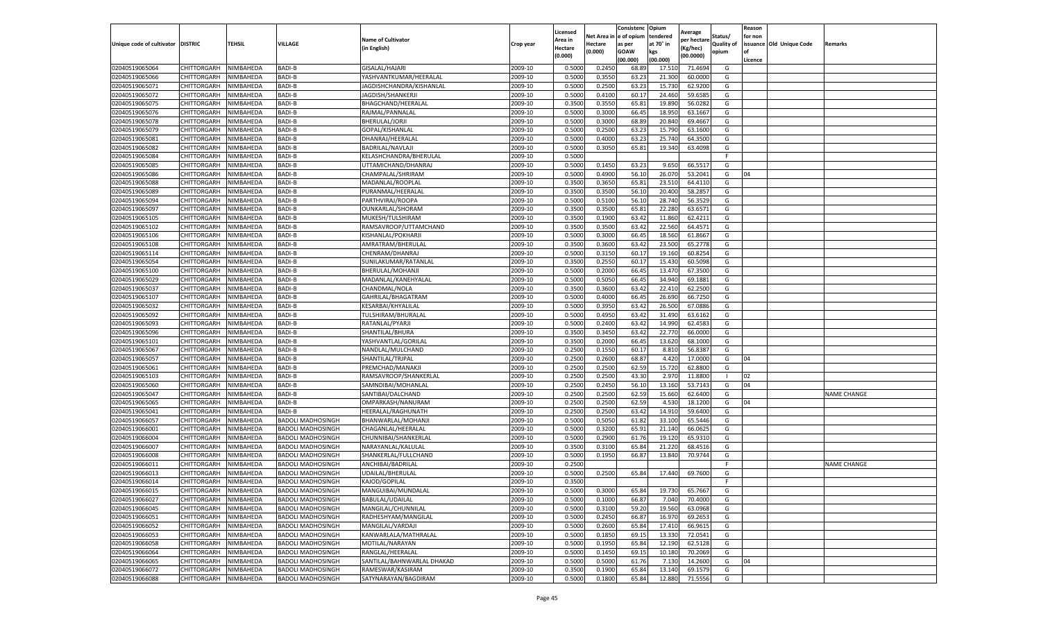| Unique code of cultivator | DISTRIC | TEHSIL | VILLAGE | Name of Cultivator (in English) | Crop year | Licensed Area in Hectare (0.000) | Net Area in Hectare (0.000) | Consistenc e of opium as per GOAW (00.000) | Opium tendered at 70˚ in kgs (00.000) | Average per hectare (Kg/hec) (00.0000) | Status/ Quality of opium | Reason for non issuance of Licence | Old Unique Code | Remarks |
|---|---|---|---|---|---|---|---|---|---|---|---|---|---|---|
| 02040519065064 | CHITTORGARH | NIMBAHEDA | BADI-B | GISALAL/HAJARI | 2009-10 | 0.5000 | 0.2450 | 68.89 | 17.510 | 71.4694 | G | | | |
| 02040519065066 | CHITTORGARH | NIMBAHEDA | BADI-B | YASHVANTKUMAR/HEERALAL | 2009-10 | 0.5000 | 0.3550 | 63.23 | 21.300 | 60.0000 | G | | | |
| 02040519065071 | CHITTORGARH | NIMBAHEDA | BADI-B | JAGDISHCHANDRA/KISHANLAL | 2009-10 | 0.5000 | 0.2500 | 63.23 | 15.730 | 62.9200 | G | | | |
| 02040519065072 | CHITTORGARH | NIMBAHEDA | BADI-B | JAGDISH/SHANKERJI | 2009-10 | 0.5000 | 0.4100 | 60.17 | 24.460 | 59.6585 | G | | | |
| 02040519065075 | CHITTORGARH | NIMBAHEDA | BADI-B | BHAGCHAND/HEERALAL | 2009-10 | 0.3500 | 0.3550 | 65.81 | 19.890 | 56.0282 | G | | | |
| 02040519065076 | CHITTORGARH | NIMBAHEDA | BADI-B | RAJMAL/PANNALAL | 2009-10 | 0.5000 | 0.3000 | 66.45 | 18.950 | 63.1667 | G | | | |
| 02040519065078 | CHITTORGARH | NIMBAHEDA | BADI-B | BHERULAL/JORJI | 2009-10 | 0.5000 | 0.3000 | 68.89 | 20.840 | 69.4667 | G | | | |
| 02040519065079 | CHITTORGARH | NIMBAHEDA | BADI-B | GOPAL/KISHANLAL | 2009-10 | 0.5000 | 0.2500 | 63.23 | 15.790 | 63.1600 | G | | | |
| 02040519065081 | CHITTORGARH | NIMBAHEDA | BADI-B | DHANRAJ/HEERALAL | 2009-10 | 0.5000 | 0.4000 | 63.23 | 25.740 | 64.3500 | G | | | |
| 02040519065082 | CHITTORGARH | NIMBAHEDA | BADI-B | BADRILAL/NAVLAJI | 2009-10 | 0.5000 | 0.3050 | 65.81 | 19.340 | 63.4098 | G | | | |
| 02040519065084 | CHITTORGARH | NIMBAHEDA | BADI-B | KELASHCHANDRA/BHERULAL | 2009-10 | 0.5000 | | | | | F | | | |
| 02040519065085 | CHITTORGARH | NIMBAHEDA | BADI-B | UTTAMICHAND/DHANRAJ | 2009-10 | 0.5000 | 0.1450 | 63.23 | 9.650 | 66.5517 | G | | | |
| 02040519065086 | CHITTORGARH | NIMBAHEDA | BADI-B | CHAMPALAL/SHRIRAM | 2009-10 | 0.5000 | 0.4900 | 56.10 | 26.070 | 53.2041 | G | 04 | | |
| 02040519065088 | CHITTORGARH | NIMBAHEDA | BADI-B | MADANLAL/ROOPLAL | 2009-10 | 0.3500 | 0.3650 | 65.81 | 23.510 | 64.4110 | G | | | |
| 02040519065089 | CHITTORGARH | NIMBAHEDA | BADI-B | PURANMAL/HEERALAL | 2009-10 | 0.3500 | 0.3500 | 56.10 | 20.400 | 58.2857 | G | | | |
| 02040519065094 | CHITTORGARH | NIMBAHEDA | BADI-B | PARTHVIRAJ/ROOPA | 2009-10 | 0.5000 | 0.5100 | 56.10 | 28.740 | 56.3529 | G | | | |
| 02040519065097 | CHITTORGARH | NIMBAHEDA | BADI-B | OUNKARLAL/SHORAM | 2009-10 | 0.3500 | 0.3500 | 65.81 | 22.280 | 63.6571 | G | | | |
| 02040519065105 | CHITTORGARH | NIMBAHEDA | BADI-B | MUKESH/TULSHIRAM | 2009-10 | 0.3500 | 0.1900 | 63.42 | 11.860 | 62.4211 | G | | | |
| 02040519065102 | CHITTORGARH | NIMBAHEDA | BADI-B | RAMSAVROOP/UTTAMCHAND | 2009-10 | 0.3500 | 0.3500 | 63.42 | 22.560 | 64.4571 | G | | | |
| 02040519065106 | CHITTORGARH | NIMBAHEDA | BADI-B | KISHANLAL/POKHARJI | 2009-10 | 0.5000 | 0.3000 | 66.45 | 18.560 | 61.8667 | G | | | |
| 02040519065108 | CHITTORGARH | NIMBAHEDA | BADI-B | AMRATRAM/BHERULAL | 2009-10 | 0.3500 | 0.3600 | 63.42 | 23.500 | 65.2778 | G | | | |
| 02040519065114 | CHITTORGARH | NIMBAHEDA | BADI-B | CHENRAM/DHANRAJ | 2009-10 | 0.5000 | 0.3150 | 60.17 | 19.160 | 60.8254 | G | | | |
| 02040519065054 | CHITTORGARH | NIMBAHEDA | BADI-B | SUNILAKUMAR/RATANLAL | 2009-10 | 0.3500 | 0.2550 | 60.17 | 15.430 | 60.5098 | G | | | |
| 02040519065100 | CHITTORGARH | NIMBAHEDA | BADI-B | BHERULAL/MOHANJI | 2009-10 | 0.5000 | 0.2000 | 66.45 | 13.470 | 67.3500 | G | | | |
| 02040519065029 | CHITTORGARH | NIMBAHEDA | BADI-B | MADANLAL/KANEHYALAL | 2009-10 | 0.5000 | 0.5050 | 66.45 | 34.940 | 69.1881 | G | | | |
| 02040519065037 | CHITTORGARH | NIMBAHEDA | BADI-B | CHANDMAL/NOLA | 2009-10 | 0.3500 | 0.3600 | 63.42 | 22.410 | 62.2500 | G | | | |
| 02040519065107 | CHITTORGARH | NIMBAHEDA | BADI-B | GAHRILAL/BHAGATRAM | 2009-10 | 0.5000 | 0.4000 | 66.45 | 26.690 | 66.7250 | G | | | |
| 02040519065032 | CHITTORGARH | NIMBAHEDA | BADI-B | KESARBAI/KHYALILAL | 2009-10 | 0.5000 | 0.3950 | 63.42 | 26.500 | 67.0886 | G | | | |
| 02040519065092 | CHITTORGARH | NIMBAHEDA | BADI-B | TULSHIRAM/BHURALAL | 2009-10 | 0.5000 | 0.4950 | 63.42 | 31.490 | 63.6162 | G | | | |
| 02040519065093 | CHITTORGARH | NIMBAHEDA | BADI-B | RATANLAL/PYARJI | 2009-10 | 0.5000 | 0.2400 | 63.42 | 14.990 | 62.4583 | G | | | |
| 02040519065096 | CHITTORGARH | NIMBAHEDA | BADI-B | SHANTILAL/BHURA | 2009-10 | 0.3500 | 0.3450 | 63.42 | 22.770 | 66.0000 | G | | | |
| 02040519065101 | CHITTORGARH | NIMBAHEDA | BADI-B | YASHVANTLAL/GORILAL | 2009-10 | 0.3500 | 0.2000 | 66.45 | 13.620 | 68.1000 | G | | | |
| 02040519065067 | CHITTORGARH | NIMBAHEDA | BADI-B | NANDLAL/MULCHAND | 2009-10 | 0.2500 | 0.1550 | 60.17 | 8.810 | 56.8387 | G | | | |
| 02040519065057 | CHITTORGARH | NIMBAHEDA | BADI-B | SHANTILAL/TRUPAL | 2009-10 | 0.2500 | 0.2600 | 68.87 | 4.420 | 17.0000 | G | 04 | | |
| 02040519065061 | CHITTORGARH | NIMBAHEDA | BADI-B | PREMCHAD/MANAKJI | 2009-10 | 0.2500 | 0.2500 | 62.59 | 15.720 | 62.8800 | G | | | |
| 02040519065103 | CHITTORGARH | NIMBAHEDA | BADI-B | RAMSAVROOP/SHANKERLAL | 2009-10 | 0.2500 | 0.2500 | 43.30 | 2.970 | 11.8800 | I | 02 | | |
| 02040519065060 | CHITTORGARH | NIMBAHEDA | BADI-B | SAMNDIBAI/MOHANLAL | 2009-10 | 0.2500 | 0.2450 | 56.10 | 13.160 | 53.7143 | G | 04 | | |
| 02040519065047 | CHITTORGARH | NIMBAHEDA | BADI-B | SANTIBAI/DALCHAND | 2009-10 | 0.2500 | 0.2500 | 62.59 | 15.660 | 62.6400 | G | | | NAME CHANGE |
| 02040519065065 | CHITTORGARH | NIMBAHEDA | BADI-B | OMPARKASH/NANURAM | 2009-10 | 0.2500 | 0.2500 | 62.59 | 4.530 | 18.1200 | G | 04 | | |
| 02040519065041 | CHITTORGARH | NIMBAHEDA | BADI-B | HEERALAL/RAGHUNATH | 2009-10 | 0.2500 | 0.2500 | 63.42 | 14.910 | 59.6400 | G | | | |
| 02040519066057 | CHITTORGARH | NIMBAHEDA | BADOLI MADHOSINGH | BHANWARLAL/MOHANJI | 2009-10 | 0.5000 | 0.5050 | 61.82 | 33.100 | 65.5446 | G | | | |
| 02040519066001 | CHITTORGARH | NIMBAHEDA | BADOLI MADHOSINGH | CHAGANLAL/HEERALAL | 2009-10 | 0.5000 | 0.3200 | 65.91 | 21.140 | 66.0625 | G | | | |
| 02040519066004 | CHITTORGARH | NIMBAHEDA | BADOLI MADHOSINGH | CHUNNIBAI/SHANKERLAL | 2009-10 | 0.5000 | 0.2900 | 61.76 | 19.120 | 65.9310 | G | | | |
| 02040519066007 | CHITTORGARH | NIMBAHEDA | BADOLI MADHOSINGH | NARAYANLAL/KALULAL | 2009-10 | 0.3500 | 0.3100 | 65.84 | 21.220 | 68.4516 | G | | | |
| 02040519066008 | CHITTORGARH | NIMBAHEDA | BADOLI MADHOSINGH | SHANKERLAL/FULLCHAND | 2009-10 | 0.5000 | 0.1950 | 66.87 | 13.840 | 70.9744 | G | | | |
| 02040519066011 | CHITTORGARH | NIMBAHEDA | BADOLI MADHOSINGH | ANCHIBAI/BADRILAL | 2009-10 | 0.2500 | | | | | F | | | NAME CHANGE |
| 02040519066013 | CHITTORGARH | NIMBAHEDA | BADOLI MADHOSINGH | UDAILAL/BHERULAL | 2009-10 | 0.5000 | 0.2500 | 65.84 | 17.440 | 69.7600 | G | | | |
| 02040519066014 | CHITTORGARH | NIMBAHEDA | BADOLI MADHOSINGH | KAJOD/GOPILAL | 2009-10 | 0.3500 | | | | | F | | | |
| 02040519066015 | CHITTORGARH | NIMBAHEDA | BADOLI MADHOSINGH | MANGUIBAI/MUNDALAL | 2009-10 | 0.5000 | 0.3000 | 65.84 | 19.730 | 65.7667 | G | | | |
| 02040519066027 | CHITTORGARH | NIMBAHEDA | BADOLI MADHOSINGH | BABULAL/UDAILAL | 2009-10 | 0.5000 | 0.1000 | 66.87 | 7.040 | 70.4000 | G | | | |
| 02040519066045 | CHITTORGARH | NIMBAHEDA | BADOLI MADHOSINGH | MANGILAL/CHUNNILAL | 2009-10 | 0.5000 | 0.3100 | 59.20 | 19.560 | 63.0968 | G | | | |
| 02040519066051 | CHITTORGARH | NIMBAHEDA | BADOLI MADHOSINGH | RADHESHYAM/MANGILAL | 2009-10 | 0.5000 | 0.2450 | 66.87 | 16.970 | 69.2653 | G | | | |
| 02040519066052 | CHITTORGARH | NIMBAHEDA | BADOLI MADHOSINGH | MANGILAL/VARDAJI | 2009-10 | 0.5000 | 0.2600 | 65.84 | 17.410 | 66.9615 | G | | | |
| 02040519066053 | CHITTORGARH | NIMBAHEDA | BADOLI MADHOSINGH | KANWARLALA/MATHRALAL | 2009-10 | 0.5000 | 0.1850 | 69.15 | 13.330 | 72.0541 | G | | | |
| 02040519066058 | CHITTORGARH | NIMBAHEDA | BADOLI MADHOSINGH | MOTILAL/NARAYAN | 2009-10 | 0.5000 | 0.1950 | 65.84 | 12.190 | 62.5128 | G | | | |
| 02040519066064 | CHITTORGARH | NIMBAHEDA | BADOLI MADHOSINGH | RANGLAL/HEERALAL | 2009-10 | 0.5000 | 0.1450 | 69.15 | 10.180 | 70.2069 | G | | | |
| 02040519066065 | CHITTORGARH | NIMBAHEDA | BADOLI MADHOSINGH | SANTILAL/BAHNWARLAL DHAKAD | 2009-10 | 0.5000 | 0.5000 | 61.76 | 7.130 | 14.2600 | G | 04 | | |
| 02040519066072 | CHITTORGARH | NIMBAHEDA | BADOLI MADHOSINGH | RAMESWAR/KASIRAM | 2009-10 | 0.3500 | 0.1900 | 65.84 | 13.140 | 69.1579 | G | | | |
| 02040519066088 | CHITTORGARH | NIMBAHEDA | BADOLI MADHOSINGH | SATYNARAYAN/BAGDIRAM | 2009-10 | 0.5000 | 0.1800 | 65.84 | 12.880 | 71.5556 | G | | | |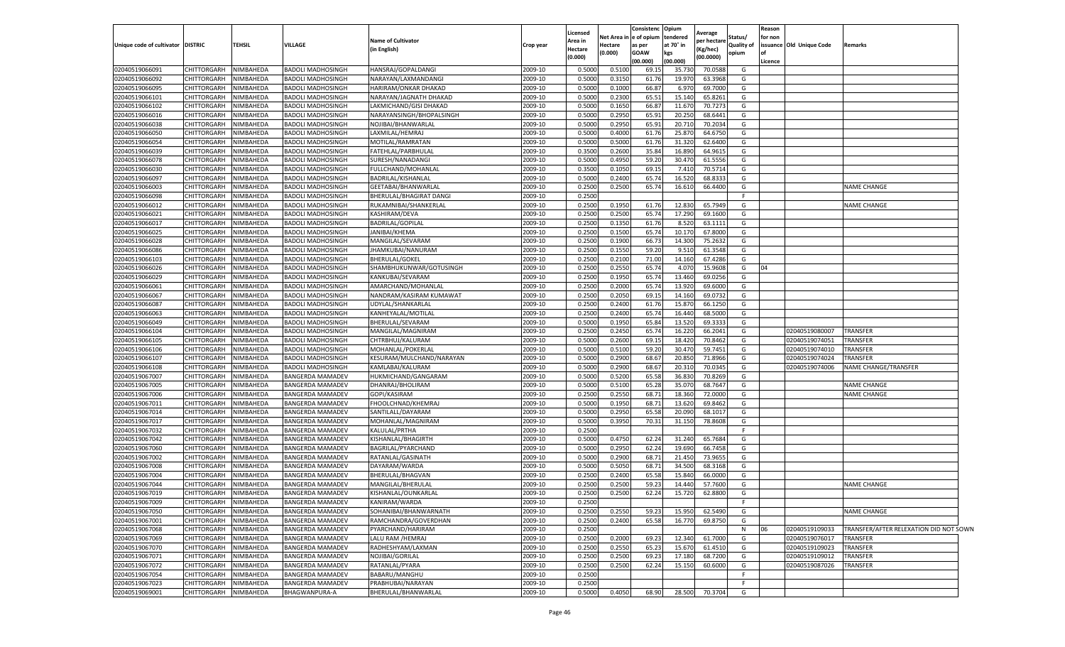| Unique code of cultivator | DISTRIC | TEHSIL | VILLAGE | Name of Cultivator (in English) | Crop year | Licensed Area in Hectare (0.000) | Net Area in Hectare (0.000) | Consistence of opium as per GOAW (00.000) | Opium tendered at 70° in kgs (00.000) | Average per hectare (Kg/hec) (00.0000) | Status/ Quality of opium | Reason for non issuance of Licence | Old Unique Code | Remarks |
|---|---|---|---|---|---|---|---|---|---|---|---|---|---|---|
| 02040519066091 | CHITTORGARH | NIMBAHEDA | BADOLI MADHOSINGH | HANSRAJ/GOPALDANGI | 2009-10 | 0.5000 | 0.5100 | 69.15 | 35.730 | 70.0588 | G | | | |
| 02040519066092 | CHITTORGARH | NIMBAHEDA | BADOLI MADHOSINGH | NARAYAN/LAXMANDANGI | 2009-10 | 0.5000 | 0.3150 | 61.76 | 19.970 | 63.3968 | G | | | |
| 02040519066095 | CHITTORGARH | NIMBAHEDA | BADOLI MADHOSINGH | HARIRAM/ONKAR DHAKAD | 2009-10 | 0.5000 | 0.1000 | 66.87 | 6.970 | 69.7000 | G | | | |
| 02040519066101 | CHITTORGARH | NIMBAHEDA | BADOLI MADHOSINGH | NARAYAN/JAGNATH DHAKAD | 2009-10 | 0.5000 | 0.2300 | 65.51 | 15.140 | 65.8261 | G | | | |
| 02040519066102 | CHITTORGARH | NIMBAHEDA | BADOLI MADHOSINGH | LAKMICHAND/GISI DHAKAD | 2009-10 | 0.5000 | 0.1650 | 66.87 | 11.670 | 70.7273 | G | | | |
| 02040519066016 | CHITTORGARH | NIMBAHEDA | BADOLI MADHOSINGH | NARAYANSINGH/BHOPALSINGH | 2009-10 | 0.5000 | 0.2950 | 65.91 | 20.250 | 68.6441 | G | | | |
| 02040519066038 | CHITTORGARH | NIMBAHEDA | BADOLI MADHOSINGH | NOJIBAI/BHANWARLAL | 2009-10 | 0.5000 | 0.2950 | 65.91 | 20.710 | 70.2034 | G | | | |
| 02040519066050 | CHITTORGARH | NIMBAHEDA | BADOLI MADHOSINGH | LAXMILAL/HEMRAJ | 2009-10 | 0.5000 | 0.4000 | 61.76 | 25.870 | 64.6750 | G | | | |
| 02040519066054 | CHITTORGARH | NIMBAHEDA | BADOLI MADHOSINGH | MOTILAL/RAMRATAN | 2009-10 | 0.5000 | 0.5000 | 61.76 | 31.320 | 62.6400 | G | | | |
| 02040519066039 | CHITTORGARH | NIMBAHEDA | BADOLI MADHOSINGH | FATEHLAL/PARBHULAL | 2009-10 | 0.3500 | 0.2600 | 35.84 | 16.890 | 64.9615 | G | | | |
| 02040519066078 | CHITTORGARH | NIMBAHEDA | BADOLI MADHOSINGH | SURESH/NANADANGI | 2009-10 | 0.5000 | 0.4950 | 59.20 | 30.470 | 61.5556 | G | | | |
| 02040519066030 | CHITTORGARH | NIMBAHEDA | BADOLI MADHOSINGH | FULLCHAND/MOHANLAL | 2009-10 | 0.3500 | 0.1050 | 69.15 | 7.410 | 70.5714 | G | | | |
| 02040519066097 | CHITTORGARH | NIMBAHEDA | BADOLI MADHOSINGH | BADRILAL/KISHANLAL | 2009-10 | 0.5000 | 0.2400 | 65.74 | 16.520 | 68.8333 | G | | | |
| 02040519066003 | CHITTORGARH | NIMBAHEDA | BADOLI MADHOSINGH | GEETABAI/BHANWARLAL | 2009-10 | 0.2500 | 0.2500 | 65.74 | 16.610 | 66.4400 | G | | | NAME CHANGE |
| 02040519066098 | CHITTORGARH | NIMBAHEDA | BADOLI MADHOSINGH | BHERULAL/BHAGIRAT DANGI | 2009-10 | 0.2500 | | | | | F | | | |
| 02040519066012 | CHITTORGARH | NIMBAHEDA | BADOLI MADHOSINGH | RUKAMNIBAI/SHANKERLAL | 2009-10 | 0.2500 | 0.1950 | 61.76 | 12.830 | 65.7949 | G | | | NAME CHANGE |
| 02040519066021 | CHITTORGARH | NIMBAHEDA | BADOLI MADHOSINGH | KASHIRAM/DEVA | 2009-10 | 0.2500 | 0.2500 | 65.74 | 17.290 | 69.1600 | G | | | |
| 02040519066017 | CHITTORGARH | NIMBAHEDA | BADOLI MADHOSINGH | BADRILAL/GOPILAL | 2009-10 | 0.2500 | 0.1350 | 61.76 | 8.520 | 63.1111 | G | | | |
| 02040519066025 | CHITTORGARH | NIMBAHEDA | BADOLI MADHOSINGH | JANIBAI/KHEMA | 2009-10 | 0.2500 | 0.1500 | 65.74 | 10.170 | 67.8000 | G | | | |
| 02040519066028 | CHITTORGARH | NIMBAHEDA | BADOLI MADHOSINGH | MANGILAL/SEVARAM | 2009-10 | 0.2500 | 0.1900 | 66.73 | 14.300 | 75.2632 | G | | | |
| 02040519066086 | CHITTORGARH | NIMBAHEDA | BADOLI MADHOSINGH | JHAMKUBAI/NANURAM | 2009-10 | 0.2500 | 0.1550 | 59.20 | 9.510 | 61.3548 | G | | | |
| 02040519066103 | CHITTORGARH | NIMBAHEDA | BADOLI MADHOSINGH | BHERULAL/GOKEL | 2009-10 | 0.2500 | 0.2100 | 71.00 | 14.160 | 67.4286 | G | | | |
| 02040519066026 | CHITTORGARH | NIMBAHEDA | BADOLI MADHOSINGH | SHAMBHUKUNWAR/GOTUSINGH | 2009-10 | 0.2500 | 0.2550 | 65.74 | 4.070 | 15.9608 | G | 04 | | |
| 02040519066029 | CHITTORGARH | NIMBAHEDA | BADOLI MADHOSINGH | KANKUBAI/SEVARAM | 2009-10 | 0.2500 | 0.1950 | 65.74 | 13.460 | 69.0256 | G | | | |
| 02040519066061 | CHITTORGARH | NIMBAHEDA | BADOLI MADHOSINGH | AMARCHAND/MOHANLAL | 2009-10 | 0.2500 | 0.2000 | 65.74 | 13.920 | 69.6000 | G | | | |
| 02040519066067 | CHITTORGARH | NIMBAHEDA | BADOLI MADHOSINGH | NANDRAM/KASIRAM KUMAWAT | 2009-10 | 0.2500 | 0.2050 | 69.15 | 14.160 | 69.0732 | G | | | |
| 02040519066087 | CHITTORGARH | NIMBAHEDA | BADOLI MADHOSINGH | UDYLAL/SHANKARLAL | 2009-10 | 0.2500 | 0.2400 | 61.76 | 15.870 | 66.1250 | G | | | |
| 02040519066063 | CHITTORGARH | NIMBAHEDA | BADOLI MADHOSINGH | KANHEYALAL/MOTILAL | 2009-10 | 0.2500 | 0.2400 | 65.74 | 16.440 | 68.5000 | G | | | |
| 02040519066049 | CHITTORGARH | NIMBAHEDA | BADOLI MADHOSINGH | BHERULAL/SEVARAM | 2009-10 | 0.5000 | 0.1950 | 65.84 | 13.520 | 69.3333 | G | | | |
| 02040519066104 | CHITTORGARH | NIMBAHEDA | BADOLI MADHOSINGH | MANGILAL/MAGNIRAM | 2009-10 | 0.2500 | 0.2450 | 65.74 | 16.220 | 66.2041 | G | | 02040519080007 | TRANSFER |
| 02040519066105 | CHITTORGARH | NIMBAHEDA | BADOLI MADHOSINGH | CHTRBHUJ/KALURAM | 2009-10 | 0.5000 | 0.2600 | 69.15 | 18.420 | 70.8462 | G | | 02040519074051 | TRANSFER |
| 02040519066106 | CHITTORGARH | NIMBAHEDA | BADOLI MADHOSINGH | MOHANLAL/POKERLAL | 2009-10 | 0.5000 | 0.5100 | 59.20 | 30.470 | 59.7451 | G | | 02040519074010 | TRANSFER |
| 02040519066107 | CHITTORGARH | NIMBAHEDA | BADOLI MADHOSINGH | KESURAM/MULCHAND/NARAYAN | 2009-10 | 0.5000 | 0.2900 | 68.67 | 20.850 | 71.8966 | G | | 02040519074024 | TRANSFER |
| 02040519066108 | CHITTORGARH | NIMBAHEDA | BADOLI MADHOSINGH | KAMLABAI/KALURAM | 2009-10 | 0.5000 | 0.2900 | 68.67 | 20.310 | 70.0345 | G | | 02040519074006 | NAME CHANGE/TRANSFER |
| 02040519067007 | CHITTORGARH | NIMBAHEDA | BANGERDA MAMADEV | HUKMICHAND/GANGARAM | 2009-10 | 0.5000 | 0.5200 | 65.58 | 36.830 | 70.8269 | G | | | |
| 02040519067005 | CHITTORGARH | NIMBAHEDA | BANGERDA MAMADEV | DHANRAJ/BHOLIRAM | 2009-10 | 0.5000 | 0.5100 | 65.28 | 35.070 | 68.7647 | G | | | NAME CHANGE |
| 02040519067006 | CHITTORGARH | NIMBAHEDA | BANGERDA MAMADEV | GOPI/KASIRAM | 2009-10 | 0.2500 | 0.2550 | 68.71 | 18.360 | 72.0000 | G | | | NAME CHANGE |
| 02040519067011 | CHITTORGARH | NIMBAHEDA | BANGERDA MAMADEV | FHOOLCHNAD/KHEMRAJ | 2009-10 | 0.5000 | 0.1950 | 68.71 | 13.620 | 69.8462 | G | | | |
| 02040519067014 | CHITTORGARH | NIMBAHEDA | BANGERDA MAMADEV | SANTILALL/DAYARAM | 2009-10 | 0.5000 | 0.2950 | 65.58 | 20.090 | 68.1017 | G | | | |
| 02040519067017 | CHITTORGARH | NIMBAHEDA | BANGERDA MAMADEV | MOHANLAL/MAGNIRAM | 2009-10 | 0.5000 | 0.3950 | 70.31 | 31.150 | 78.8608 | G | | | |
| 02040519067032 | CHITTORGARH | NIMBAHEDA | BANGERDA MAMADEV | KALULAL/PRTHA | 2009-10 | 0.2500 | | | | | F | | | |
| 02040519067042 | CHITTORGARH | NIMBAHEDA | BANGERDA MAMADEV | KISHANLAL/BHAGIRTH | 2009-10 | 0.5000 | 0.4750 | 62.24 | 31.240 | 65.7684 | G | | | |
| 02040519067060 | CHITTORGARH | NIMBAHEDA | BANGERDA MAMADEV | BAGRILAL/PYARCHAND | 2009-10 | 0.5000 | 0.2950 | 62.24 | 19.690 | 66.7458 | G | | | |
| 02040519067002 | CHITTORGARH | NIMBAHEDA | BANGERDA MAMADEV | RATANLAL/GASINATH | 2009-10 | 0.5000 | 0.2900 | 68.71 | 21.450 | 73.9655 | G | | | |
| 02040519067008 | CHITTORGARH | NIMBAHEDA | BANGERDA MAMADEV | DAYARAM/WARDA | 2009-10 | 0.5000 | 0.5050 | 68.71 | 34.500 | 68.3168 | G | | | |
| 02040519067004 | CHITTORGARH | NIMBAHEDA | BANGERDA MAMADEV | BHERULAL/BHAGVAN | 2009-10 | 0.2500 | 0.2400 | 65.58 | 15.840 | 66.0000 | G | | | |
| 02040519067044 | CHITTORGARH | NIMBAHEDA | BANGERDA MAMADEV | MANGILAL/BHERULAL | 2009-10 | 0.2500 | 0.2500 | 59.23 | 14.440 | 57.7600 | G | | | NAME CHANGE |
| 02040519067019 | CHITTORGARH | NIMBAHEDA | BANGERDA MAMADEV | KISHANLAL/OUNKARLAL | 2009-10 | 0.2500 | 0.2500 | 62.24 | 15.720 | 62.8800 | G | | | |
| 02040519067009 | CHITTORGARH | NIMBAHEDA | BANGERDA MAMADEV | KANIRAM/WARDA | 2009-10 | 0.2500 | | | | | F | | | |
| 02040519067050 | CHITTORGARH | NIMBAHEDA | BANGERDA MAMADEV | SOHANIBAI/BHANWARNATH | 2009-10 | 0.2500 | 0.2550 | 59.23 | 15.950 | 62.5490 | G | | | NAME CHANGE |
| 02040519067001 | CHITTORGARH | NIMBAHEDA | BANGERDA MAMADEV | RAMCHANDRA/GOVERDHAN | 2009-10 | 0.2500 | 0.2400 | 65.58 | 16.770 | 69.8750 | G | | | |
| 02040519067068 | CHITTORGARH | NIMBAHEDA | BANGERDA MAMADEV | PYARCHAND/HARIRAM | 2009-10 | 0.2500 | | | | | N | 06 | 02040519109033 | TRANSFER/AFTER RELEXATION DID NOT SOWN |
| 02040519067069 | CHITTORGARH | NIMBAHEDA | BANGERDA MAMADEV | LALU RAM /HEMRAJ | 2009-10 | 0.2500 | 0.2000 | 69.23 | 12.340 | 61.7000 | G | | 02040519076017 | TRANSFER |
| 02040519067070 | CHITTORGARH | NIMBAHEDA | BANGERDA MAMADEV | RADHESHYAM/LAXMAN | 2009-10 | 0.2500 | 0.2550 | 65.23 | 15.670 | 61.4510 | G | | 02040519109023 | TRANSFER |
| 02040519067071 | CHITTORGARH | NIMBAHEDA | BANGERDA MAMADEV | NOJIBAI/GORILAL | 2009-10 | 0.2500 | 0.2500 | 69.23 | 17.180 | 68.7200 | G | | 02040519109012 | TRANSFER |
| 02040519067072 | CHITTORGARH | NIMBAHEDA | BANGERDA MAMADEV | RATANLAL/PYARA | 2009-10 | 0.2500 | 0.2500 | 62.24 | 15.150 | 60.6000 | G | | 02040519087026 | TRANSFER |
| 02040519067054 | CHITTORGARH | NIMBAHEDA | BANGERDA MAMADEV | BABARU/MANGHU | 2009-10 | 0.2500 | | | | | F | | | |
| 02040519067023 | CHITTORGARH | NIMBAHEDA | BANGERDA MAMADEV | PRABHUBAI/NARAYAN | 2009-10 | 0.2500 | | | | | F | | | |
| 02040519069001 | CHITTORGARH | NIMBAHEDA | BHAGWANPURA-A | BHERULAL/BHANWARLAL | 2009-10 | 0.5000 | 0.4050 | 68.90 | 28.500 | 70.3704 | G | | | |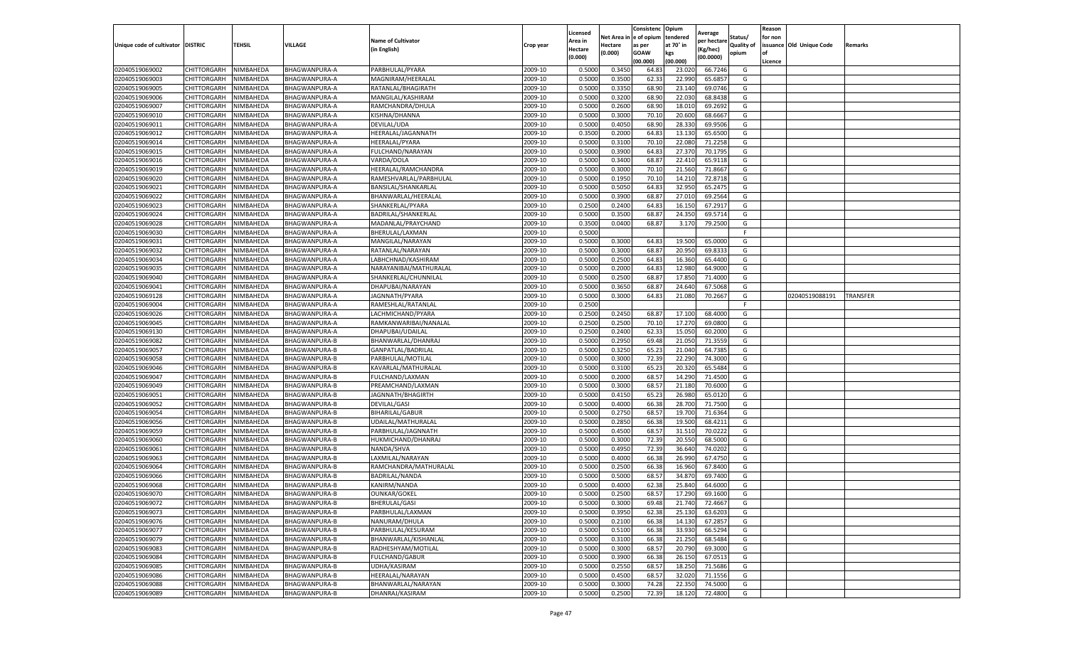| Unique code of cultivator | DISTRIC | TEHSIL | VILLAGE | Name of Cultivator (in English) | Crop year | Licensed Area in Hectare (0.000) | Net Area in Hectare (0.000) | Consistence of opium as per GOAW (00.000) | Opium tendered at 70° in kgs (00.000) | Average per hectare (Kg/hec) (00.0000) | Status/ Quality of opium | Reason for non issuance of Licence | Old Unique Code | Remarks |
|---|---|---|---|---|---|---|---|---|---|---|---|---|---|---|
| 02040519069002 | CHITTORGARH | NIMBAHEDA | BHAGWANPURA-A | PARBHULAL/PYARA | 2009-10 | 0.5000 | 0.3450 | 64.83 | 23.020 | 66.7246 | G | | | |
| 02040519069003 | CHITTORGARH | NIMBAHEDA | BHAGWANPURA-A | MAGNIRAM/HEERALAL | 2009-10 | 0.5000 | 0.3500 | 62.33 | 22.990 | 65.6857 | G | | | |
| 02040519069005 | CHITTORGARH | NIMBAHEDA | BHAGWANPURA-A | RATANLAL/BHAGIRATH | 2009-10 | 0.5000 | 0.3350 | 68.90 | 23.140 | 69.0746 | G | | | |
| 02040519069006 | CHITTORGARH | NIMBAHEDA | BHAGWANPURA-A | MANGILAL/KASHIRAM | 2009-10 | 0.5000 | 0.3200 | 68.90 | 22.030 | 68.8438 | G | | | |
| 02040519069007 | CHITTORGARH | NIMBAHEDA | BHAGWANPURA-A | RAMCHANDRA/DHULA | 2009-10 | 0.5000 | 0.2600 | 68.90 | 18.010 | 69.2692 | G | | | |
| 02040519069010 | CHITTORGARH | NIMBAHEDA | BHAGWANPURA-A | KISHNA/DHANNA | 2009-10 | 0.5000 | 0.3000 | 70.10 | 20.600 | 68.6667 | G | | | |
| 02040519069011 | CHITTORGARH | NIMBAHEDA | BHAGWANPURA-A | DEVILAL/UDA | 2009-10 | 0.5000 | 0.4050 | 68.90 | 28.330 | 69.9506 | G | | | |
| 02040519069012 | CHITTORGARH | NIMBAHEDA | BHAGWANPURA-A | HEERALAL/JAGANNATH | 2009-10 | 0.3500 | 0.2000 | 64.83 | 13.130 | 65.6500 | G | | | |
| 02040519069014 | CHITTORGARH | NIMBAHEDA | BHAGWANPURA-A | HEERALAL/PYARA | 2009-10 | 0.5000 | 0.3100 | 70.10 | 22.080 | 71.2258 | G | | | |
| 02040519069015 | CHITTORGARH | NIMBAHEDA | BHAGWANPURA-A | FULCHAND/NARAYAN | 2009-10 | 0.5000 | 0.3900 | 64.83 | 27.370 | 70.1795 | G | | | |
| 02040519069016 | CHITTORGARH | NIMBAHEDA | BHAGWANPURA-A | VARDA/DOLA | 2009-10 | 0.5000 | 0.3400 | 68.87 | 22.410 | 65.9118 | G | | | |
| 02040519069019 | CHITTORGARH | NIMBAHEDA | BHAGWANPURA-A | HEERALAL/RAMCHANDRA | 2009-10 | 0.5000 | 0.3000 | 70.10 | 21.560 | 71.8667 | G | | | |
| 02040519069020 | CHITTORGARH | NIMBAHEDA | BHAGWANPURA-A | RAMESHVARLAL/PARBHULAL | 2009-10 | 0.5000 | 0.1950 | 70.10 | 14.210 | 72.8718 | G | | | |
| 02040519069021 | CHITTORGARH | NIMBAHEDA | BHAGWANPURA-A | BANSILAL/SHANKARLAL | 2009-10 | 0.5000 | 0.5050 | 64.83 | 32.950 | 65.2475 | G | | | |
| 02040519069022 | CHITTORGARH | NIMBAHEDA | BHAGWANPURA-A | BHANWARLAL/HEERALAL | 2009-10 | 0.5000 | 0.3900 | 68.87 | 27.010 | 69.2564 | G | | | |
| 02040519069023 | CHITTORGARH | NIMBAHEDA | BHAGWANPURA-A | SHANKERLAL/PYARA | 2009-10 | 0.2500 | 0.2400 | 64.83 | 16.150 | 67.2917 | G | | | |
| 02040519069024 | CHITTORGARH | NIMBAHEDA | BHAGWANPURA-A | BADRILAL/SHANKERLAL | 2009-10 | 0.5000 | 0.3500 | 68.87 | 24.350 | 69.5714 | G | | | |
| 02040519069028 | CHITTORGARH | NIMBAHEDA | BHAGWANPURA-A | MADANLAL/PRAYCHAND | 2009-10 | 0.3500 | 0.0400 | 68.87 | 3.170 | 79.2500 | G | | | |
| 02040519069030 | CHITTORGARH | NIMBAHEDA | BHAGWANPURA-A | BHERULAL/LAXMAN | 2009-10 | 0.5000 | | | | | F | | | |
| 02040519069031 | CHITTORGARH | NIMBAHEDA | BHAGWANPURA-A | MANGILAL/NARAYAN | 2009-10 | 0.5000 | 0.3000 | 64.83 | 19.500 | 65.0000 | G | | | |
| 02040519069032 | CHITTORGARH | NIMBAHEDA | BHAGWANPURA-A | RATANLAL/NARAYAN | 2009-10 | 0.5000 | 0.3000 | 68.87 | 20.950 | 69.8333 | G | | | |
| 02040519069034 | CHITTORGARH | NIMBAHEDA | BHAGWANPURA-A | LABHCHNAD/KASHIRAM | 2009-10 | 0.5000 | 0.2500 | 64.83 | 16.360 | 65.4400 | G | | | |
| 02040519069035 | CHITTORGARH | NIMBAHEDA | BHAGWANPURA-A | NARAYANIBAI/MATHURALAL | 2009-10 | 0.5000 | 0.2000 | 64.83 | 12.980 | 64.9000 | G | | | |
| 02040519069040 | CHITTORGARH | NIMBAHEDA | BHAGWANPURA-A | SHANKERLAL/CHUNNILAL | 2009-10 | 0.5000 | 0.2500 | 68.87 | 17.850 | 71.4000 | G | | | |
| 02040519069041 | CHITTORGARH | NIMBAHEDA | BHAGWANPURA-A | DHAPUBAI/NARAYAN | 2009-10 | 0.5000 | 0.3650 | 68.87 | 24.640 | 67.5068 | G | | | |
| 02040519069128 | CHITTORGARH | NIMBAHEDA | BHAGWANPURA-A | JAGNNATH/PYARA | 2009-10 | 0.5000 | 0.3000 | 64.83 | 21.080 | 70.2667 | G | | 02040519088191 | TRANSFER |
| 02040519069004 | CHITTORGARH | NIMBAHEDA | BHAGWANPURA-A | RAMESHLAL/RATANLAL | 2009-10 | 0.2500 | | | | | F | | | |
| 02040519069026 | CHITTORGARH | NIMBAHEDA | BHAGWANPURA-A | LACHMICHAND/PYARA | 2009-10 | 0.2500 | 0.2450 | 68.87 | 17.100 | 68.4000 | G | | | |
| 02040519069045 | CHITTORGARH | NIMBAHEDA | BHAGWANPURA-A | RAMKANWARIBAI/NANALAL | 2009-10 | 0.2500 | 0.2500 | 70.10 | 17.270 | 69.0800 | G | | | |
| 02040519069130 | CHITTORGARH | NIMBAHEDA | BHAGWANPURA-A | DHAPUBAI/UDAILAL | 2009-10 | 0.2500 | 0.2400 | 62.33 | 15.050 | 60.2000 | G | | | |
| 02040519069082 | CHITTORGARH | NIMBAHEDA | BHAGWANPURA-B | BHANWARLAL/DHANRAJ | 2009-10 | 0.5000 | 0.2950 | 69.48 | 21.050 | 71.3559 | G | | | |
| 02040519069057 | CHITTORGARH | NIMBAHEDA | BHAGWANPURA-B | GANPATLAL/BADRILAL | 2009-10 | 0.5000 | 0.3250 | 65.23 | 21.040 | 64.7385 | G | | | |
| 02040519069058 | CHITTORGARH | NIMBAHEDA | BHAGWANPURA-B | PARBHULAL/MOTILAL | 2009-10 | 0.5000 | 0.3000 | 72.39 | 22.290 | 74.3000 | G | | | |
| 02040519069046 | CHITTORGARH | NIMBAHEDA | BHAGWANPURA-B | KAVARLAL/MATHURALAL | 2009-10 | 0.5000 | 0.3100 | 65.23 | 20.320 | 65.5484 | G | | | |
| 02040519069047 | CHITTORGARH | NIMBAHEDA | BHAGWANPURA-B | FULCHAND/LAXMAN | 2009-10 | 0.5000 | 0.2000 | 68.57 | 14.290 | 71.4500 | G | | | |
| 02040519069049 | CHITTORGARH | NIMBAHEDA | BHAGWANPURA-B | PREAMCHAND/LAXMAN | 2009-10 | 0.5000 | 0.3000 | 68.57 | 21.180 | 70.6000 | G | | | |
| 02040519069051 | CHITTORGARH | NIMBAHEDA | BHAGWANPURA-B | JAGNNATH/BHAGIRTH | 2009-10 | 0.5000 | 0.4150 | 65.23 | 26.980 | 65.0120 | G | | | |
| 02040519069052 | CHITTORGARH | NIMBAHEDA | BHAGWANPURA-B | DEVILAL/GASI | 2009-10 | 0.5000 | 0.4000 | 66.38 | 28.700 | 71.7500 | G | | | |
| 02040519069054 | CHITTORGARH | NIMBAHEDA | BHAGWANPURA-B | BIHARILAL/GABUR | 2009-10 | 0.5000 | 0.2750 | 68.57 | 19.700 | 71.6364 | G | | | |
| 02040519069056 | CHITTORGARH | NIMBAHEDA | BHAGWANPURA-B | UDAILAL/MATHURALAL | 2009-10 | 0.5000 | 0.2850 | 66.38 | 19.500 | 68.4211 | G | | | |
| 02040519069059 | CHITTORGARH | NIMBAHEDA | BHAGWANPURA-B | PARBHULAL/JAGNNATH | 2009-10 | 0.5000 | 0.4500 | 68.57 | 31.510 | 70.0222 | G | | | |
| 02040519069060 | CHITTORGARH | NIMBAHEDA | BHAGWANPURA-B | HUKMICHAND/DHANRAJ | 2009-10 | 0.5000 | 0.3000 | 72.39 | 20.550 | 68.5000 | G | | | |
| 02040519069061 | CHITTORGARH | NIMBAHEDA | BHAGWANPURA-B | NANDA/SHVA | 2009-10 | 0.5000 | 0.4950 | 72.39 | 36.640 | 74.0202 | G | | | |
| 02040519069063 | CHITTORGARH | NIMBAHEDA | BHAGWANPURA-B | LAXMILAL/NARAYAN | 2009-10 | 0.5000 | 0.4000 | 66.38 | 26.990 | 67.4750 | G | | | |
| 02040519069064 | CHITTORGARH | NIMBAHEDA | BHAGWANPURA-B | RAMCHANDRA/MATHURALAL | 2009-10 | 0.5000 | 0.2500 | 66.38 | 16.960 | 67.8400 | G | | | |
| 02040519069066 | CHITTORGARH | NIMBAHEDA | BHAGWANPURA-B | BADRILAL/NANDA | 2009-10 | 0.5000 | 0.5000 | 68.57 | 34.870 | 69.7400 | G | | | |
| 02040519069068 | CHITTORGARH | NIMBAHEDA | BHAGWANPURA-B | KANIRM/NANDA | 2009-10 | 0.5000 | 0.4000 | 62.38 | 25.840 | 64.6000 | G | | | |
| 02040519069070 | CHITTORGARH | NIMBAHEDA | BHAGWANPURA-B | OUNKAR/GOKEL | 2009-10 | 0.5000 | 0.2500 | 68.57 | 17.290 | 69.1600 | G | | | |
| 02040519069072 | CHITTORGARH | NIMBAHEDA | BHAGWANPURA-B | BHERULAL/GASI | 2009-10 | 0.5000 | 0.3000 | 69.48 | 21.740 | 72.4667 | G | | | |
| 02040519069073 | CHITTORGARH | NIMBAHEDA | BHAGWANPURA-B | PARBHULAL/LAXMAN | 2009-10 | 0.5000 | 0.3950 | 62.38 | 25.130 | 63.6203 | G | | | |
| 02040519069076 | CHITTORGARH | NIMBAHEDA | BHAGWANPURA-B | NANURAM/DHULA | 2009-10 | 0.5000 | 0.2100 | 66.38 | 14.130 | 67.2857 | G | | | |
| 02040519069077 | CHITTORGARH | NIMBAHEDA | BHAGWANPURA-B | PARBHULAL/KESURAM | 2009-10 | 0.5000 | 0.5100 | 66.38 | 33.930 | 66.5294 | G | | | |
| 02040519069079 | CHITTORGARH | NIMBAHEDA | BHAGWANPURA-B | BHANWARLAL/KISHANLAL | 2009-10 | 0.5000 | 0.3100 | 66.38 | 21.250 | 68.5484 | G | | | |
| 02040519069083 | CHITTORGARH | NIMBAHEDA | BHAGWANPURA-B | RADHESHYAM/MOTILAL | 2009-10 | 0.5000 | 0.3000 | 68.57 | 20.790 | 69.3000 | G | | | |
| 02040519069084 | CHITTORGARH | NIMBAHEDA | BHAGWANPURA-B | FULCHAND/GABUR | 2009-10 | 0.5000 | 0.3900 | 66.38 | 26.150 | 67.0513 | G | | | |
| 02040519069085 | CHITTORGARH | NIMBAHEDA | BHAGWANPURA-B | UDHA/KASIRAM | 2009-10 | 0.5000 | 0.2550 | 68.57 | 18.250 | 71.5686 | G | | | |
| 02040519069086 | CHITTORGARH | NIMBAHEDA | BHAGWANPURA-B | HEERALAL/NARAYAN | 2009-10 | 0.5000 | 0.4500 | 68.57 | 32.020 | 71.1556 | G | | | |
| 02040519069088 | CHITTORGARH | NIMBAHEDA | BHAGWANPURA-B | BHANWARLAL/NARAYAN | 2009-10 | 0.5000 | 0.3000 | 74.28 | 22.350 | 74.5000 | G | | | |
| 02040519069089 | CHITTORGARH | NIMBAHEDA | BHAGWANPURA-B | DHANRAJ/KASIRAM | 2009-10 | 0.5000 | 0.2500 | 72.39 | 18.120 | 72.4800 | G | | | |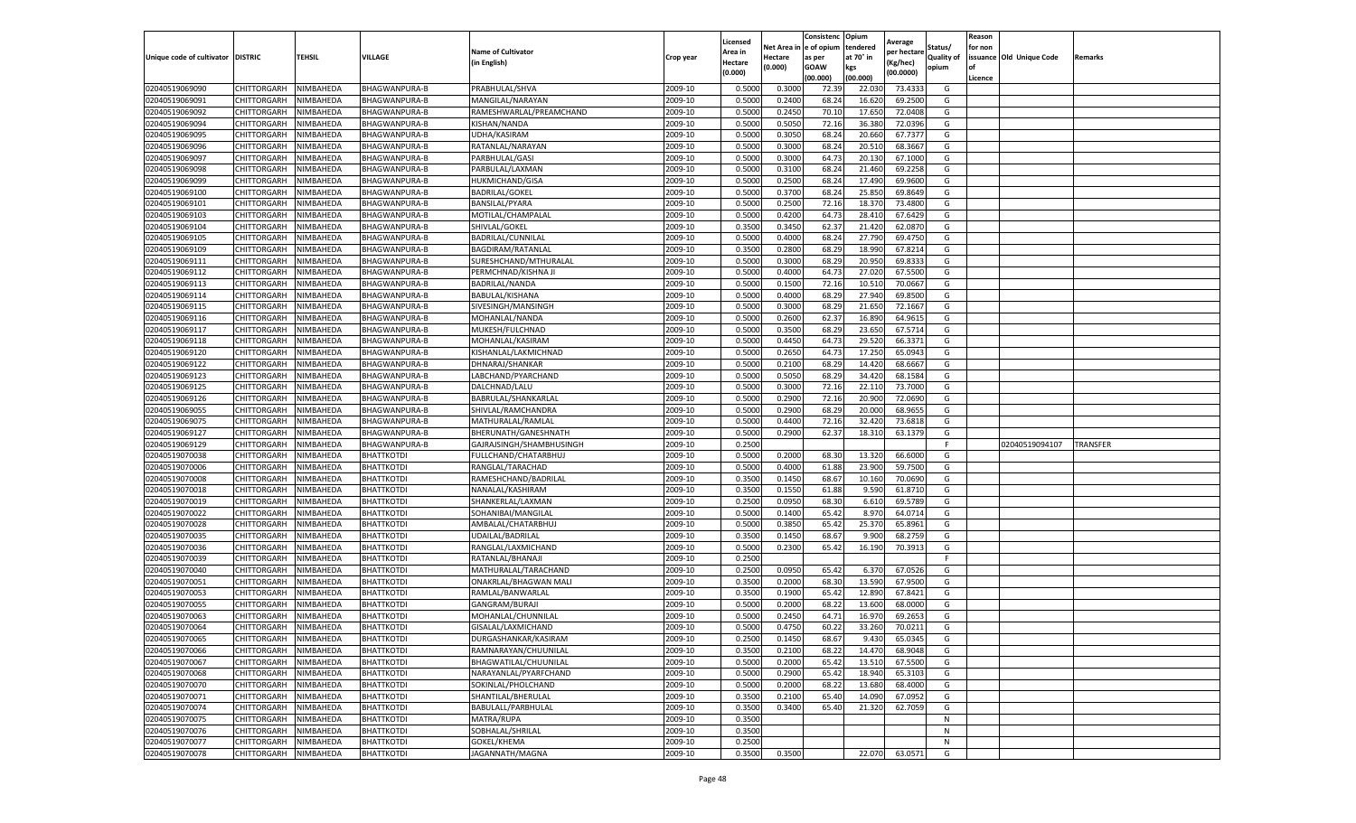| Unique code of cultivator | DISTRIC | TEHSIL | VILLAGE | Name of Cultivator (in English) | Crop year | Licensed Area in Hectare (0.000) | Net Area in Hectare (0.000) | Consistence of opium as per GOAW (00.000) | Opium tendered at 70° in kgs (00.000) | Average per hectare (Kg/hec) (00.0000) | Status/ Quality of opium | Reason for non issuance of Licence | Old Unique Code | Remarks |
|---|---|---|---|---|---|---|---|---|---|---|---|---|---|---|
| 02040519069090 | CHITTORGARH | NIMBAHEDA | BHAGWANPURA-B | PRABHULAL/SHVA | 2009-10 | 0.5000 | 0.3000 | 72.39 | 22.030 | 73.4333 | G | | | |
| 02040519069091 | CHITTORGARH | NIMBAHEDA | BHAGWANPURA-B | MANGILAL/NARAYAN | 2009-10 | 0.5000 | 0.2400 | 68.24 | 16.620 | 69.2500 | G | | | |
| 02040519069092 | CHITTORGARH | NIMBAHEDA | BHAGWANPURA-B | RAMESHWARLAL/PREAMCHAND | 2009-10 | 0.5000 | 0.2450 | 70.10 | 17.650 | 72.0408 | G | | | |
| 02040519069094 | CHITTORGARH | NIMBAHEDA | BHAGWANPURA-B | KISHAN/NANDA | 2009-10 | 0.5000 | 0.5050 | 72.16 | 36.380 | 72.0396 | G | | | |
| 02040519069095 | CHITTORGARH | NIMBAHEDA | BHAGWANPURA-B | UDHA/KASIRAM | 2009-10 | 0.5000 | 0.3050 | 68.24 | 20.660 | 67.7377 | G | | | |
| 02040519069096 | CHITTORGARH | NIMBAHEDA | BHAGWANPURA-B | RATANLAL/NARAYAN | 2009-10 | 0.5000 | 0.3000 | 68.24 | 20.510 | 68.3667 | G | | | |
| 02040519069097 | CHITTORGARH | NIMBAHEDA | BHAGWANPURA-B | PARBHULAL/GASI | 2009-10 | 0.5000 | 0.3000 | 64.73 | 20.130 | 67.1000 | G | | | |
| 02040519069098 | CHITTORGARH | NIMBAHEDA | BHAGWANPURA-B | PARBULAL/LAXMAN | 2009-10 | 0.5000 | 0.3100 | 68.24 | 21.460 | 69.2258 | G | | | |
| 02040519069099 | CHITTORGARH | NIMBAHEDA | BHAGWANPURA-B | HUKMICHAND/GISA | 2009-10 | 0.5000 | 0.2500 | 68.24 | 17.490 | 69.9600 | G | | | |
| 02040519069100 | CHITTORGARH | NIMBAHEDA | BHAGWANPURA-B | BADRILAL/GOKEL | 2009-10 | 0.5000 | 0.3700 | 68.24 | 25.850 | 69.8649 | G | | | |
| 02040519069101 | CHITTORGARH | NIMBAHEDA | BHAGWANPURA-B | BANSILAL/PYARA | 2009-10 | 0.5000 | 0.2500 | 72.16 | 18.370 | 73.4800 | G | | | |
| 02040519069103 | CHITTORGARH | NIMBAHEDA | BHAGWANPURA-B | MOTILAL/CHAMPALAL | 2009-10 | 0.5000 | 0.4200 | 64.73 | 28.410 | 67.6429 | G | | | |
| 02040519069104 | CHITTORGARH | NIMBAHEDA | BHAGWANPURA-B | SHIVLAL/GOKEL | 2009-10 | 0.3500 | 0.3450 | 62.37 | 21.420 | 62.0870 | G | | | |
| 02040519069105 | CHITTORGARH | NIMBAHEDA | BHAGWANPURA-B | BADRILAL/CUNNILAL | 2009-10 | 0.5000 | 0.4000 | 68.24 | 27.790 | 69.4750 | G | | | |
| 02040519069109 | CHITTORGARH | NIMBAHEDA | BHAGWANPURA-B | BAGDIRAM/RATANLAL | 2009-10 | 0.3500 | 0.2800 | 68.29 | 18.990 | 67.8214 | G | | | |
| 02040519069111 | CHITTORGARH | NIMBAHEDA | BHAGWANPURA-B | SURESHCHAND/MTHURALAL | 2009-10 | 0.5000 | 0.3000 | 68.29 | 20.950 | 69.8333 | G | | | |
| 02040519069112 | CHITTORGARH | NIMBAHEDA | BHAGWANPURA-B | PERMCHNAD/KISHNA JI | 2009-10 | 0.5000 | 0.4000 | 64.73 | 27.020 | 67.5500 | G | | | |
| 02040519069113 | CHITTORGARH | NIMBAHEDA | BHAGWANPURA-B | BADRILAL/NANDA | 2009-10 | 0.5000 | 0.1500 | 72.16 | 10.510 | 70.0667 | G | | | |
| 02040519069114 | CHITTORGARH | NIMBAHEDA | BHAGWANPURA-B | BABULAL/KISHANA | 2009-10 | 0.5000 | 0.4000 | 68.29 | 27.940 | 69.8500 | G | | | |
| 02040519069115 | CHITTORGARH | NIMBAHEDA | BHAGWANPURA-B | SIVESINGH/MANSINGH | 2009-10 | 0.5000 | 0.3000 | 68.29 | 21.650 | 72.1667 | G | | | |
| 02040519069116 | CHITTORGARH | NIMBAHEDA | BHAGWANPURA-B | MOHANLAL/NANDA | 2009-10 | 0.5000 | 0.2600 | 62.37 | 16.890 | 64.9615 | G | | | |
| 02040519069117 | CHITTORGARH | NIMBAHEDA | BHAGWANPURA-B | MUKESH/FULCHNAD | 2009-10 | 0.5000 | 0.3500 | 68.29 | 23.650 | 67.5714 | G | | | |
| 02040519069118 | CHITTORGARH | NIMBAHEDA | BHAGWANPURA-B | MOHANLAL/KASIRAM | 2009-10 | 0.5000 | 0.4450 | 64.73 | 29.520 | 66.3371 | G | | | |
| 02040519069120 | CHITTORGARH | NIMBAHEDA | BHAGWANPURA-B | KISHANLAL/LAKMICHNAD | 2009-10 | 0.5000 | 0.2650 | 64.73 | 17.250 | 65.0943 | G | | | |
| 02040519069122 | CHITTORGARH | NIMBAHEDA | BHAGWANPURA-B | DHNARAJ/SHANKAR | 2009-10 | 0.5000 | 0.2100 | 68.29 | 14.420 | 68.6667 | G | | | |
| 02040519069123 | CHITTORGARH | NIMBAHEDA | BHAGWANPURA-B | LABCHAND/PYARCHAND | 2009-10 | 0.5000 | 0.5050 | 68.29 | 34.420 | 68.1584 | G | | | |
| 02040519069125 | CHITTORGARH | NIMBAHEDA | BHAGWANPURA-B | DALCHNAD/LALU | 2009-10 | 0.5000 | 0.3000 | 72.16 | 22.110 | 73.7000 | G | | | |
| 02040519069126 | CHITTORGARH | NIMBAHEDA | BHAGWANPURA-B | BABRULAL/SHANKARLAL | 2009-10 | 0.5000 | 0.2900 | 72.16 | 20.900 | 72.0690 | G | | | |
| 02040519069055 | CHITTORGARH | NIMBAHEDA | BHAGWANPURA-B | SHIVLAL/RAMCHANDRA | 2009-10 | 0.5000 | 0.2900 | 68.29 | 20.000 | 68.9655 | G | | | |
| 02040519069075 | CHITTORGARH | NIMBAHEDA | BHAGWANPURA-B | MATHURALAL/RAMLAL | 2009-10 | 0.5000 | 0.4400 | 72.16 | 32.420 | 73.6818 | G | | | |
| 02040519069127 | CHITTORGARH | NIMBAHEDA | BHAGWANPURA-B | BHERUNATH/GANESHNATH | 2009-10 | 0.5000 | 0.2900 | 62.37 | 18.310 | 63.1379 | G | | | |
| 02040519069129 | CHITTORGARH | NIMBAHEDA | BHAGWANPURA-B | GAJRAJSINGH/SHAMBHUSINGH | 2009-10 | 0.2500 | | | | | F | | 02040519094107 | TRANSFER |
| 02040519070038 | CHITTORGARH | NIMBAHEDA | BHATTKOTDI | FULLCHAND/CHATARBHUJ | 2009-10 | 0.5000 | 0.2000 | 68.30 | 13.320 | 66.6000 | G | | | |
| 02040519070006 | CHITTORGARH | NIMBAHEDA | BHATTKOTDI | RANGLAL/TARACHAD | 2009-10 | 0.5000 | 0.4000 | 61.88 | 23.900 | 59.7500 | G | | | |
| 02040519070008 | CHITTORGARH | NIMBAHEDA | BHATTKOTDI | RAMESHCHAND/BADRILAL | 2009-10 | 0.3500 | 0.1450 | 68.67 | 10.160 | 70.0690 | G | | | |
| 02040519070018 | CHITTORGARH | NIMBAHEDA | BHATTKOTDI | NANALAL/KASHIRAM | 2009-10 | 0.3500 | 0.1550 | 61.88 | 9.590 | 61.8710 | G | | | |
| 02040519070019 | CHITTORGARH | NIMBAHEDA | BHATTKOTDI | SHANKERLAL/LAXMAN | 2009-10 | 0.2500 | 0.0950 | 68.30 | 6.610 | 69.5789 | G | | | |
| 02040519070022 | CHITTORGARH | NIMBAHEDA | BHATTKOTDI | SOHANIBAI/MANGILAL | 2009-10 | 0.5000 | 0.1400 | 65.42 | 8.970 | 64.0714 | G | | | |
| 02040519070028 | CHITTORGARH | NIMBAHEDA | BHATTKOTDI | AMBALAL/CHATARBHUJ | 2009-10 | 0.5000 | 0.3850 | 65.42 | 25.370 | 65.8961 | G | | | |
| 02040519070035 | CHITTORGARH | NIMBAHEDA | BHATTKOTDI | UDAILAL/BADRILAL | 2009-10 | 0.3500 | 0.1450 | 68.67 | 9.900 | 68.2759 | G | | | |
| 02040519070036 | CHITTORGARH | NIMBAHEDA | BHATTKOTDI | RANGLAL/LAXMICHAND | 2009-10 | 0.5000 | 0.2300 | 65.42 | 16.190 | 70.3913 | G | | | |
| 02040519070039 | CHITTORGARH | NIMBAHEDA | BHATTKOTDI | RATANLAL/BHANAJI | 2009-10 | 0.2500 | | | | | F | | | |
| 02040519070040 | CHITTORGARH | NIMBAHEDA | BHATTKOTDI | MATHURALAL/TARACHAND | 2009-10 | 0.2500 | 0.0950 | 65.42 | 6.370 | 67.0526 | G | | | |
| 02040519070051 | CHITTORGARH | NIMBAHEDA | BHATTKOTDI | ONAKRLAL/BHAGWAN MALI | 2009-10 | 0.3500 | 0.2000 | 68.30 | 13.590 | 67.9500 | G | | | |
| 02040519070053 | CHITTORGARH | NIMBAHEDA | BHATTKOTDI | RAMLAL/BANWARLAL | 2009-10 | 0.3500 | 0.1900 | 65.42 | 12.890 | 67.8421 | G | | | |
| 02040519070055 | CHITTORGARH | NIMBAHEDA | BHATTKOTDI | GANGRAM/BURAJI | 2009-10 | 0.5000 | 0.2000 | 68.22 | 13.600 | 68.0000 | G | | | |
| 02040519070063 | CHITTORGARH | NIMBAHEDA | BHATTKOTDI | MOHANLAL/CHUNNILAL | 2009-10 | 0.5000 | 0.2450 | 64.71 | 16.970 | 69.2653 | G | | | |
| 02040519070064 | CHITTORGARH | NIMBAHEDA | BHATTKOTDI | GISALAL/LAXMICHAND | 2009-10 | 0.5000 | 0.4750 | 60.22 | 33.260 | 70.0211 | G | | | |
| 02040519070065 | CHITTORGARH | NIMBAHEDA | BHATTKOTDI | DURGASHANKAR/KASIRAM | 2009-10 | 0.2500 | 0.1450 | 68.67 | 9.430 | 65.0345 | G | | | |
| 02040519070066 | CHITTORGARH | NIMBAHEDA | BHATTKOTDI | RAMNARAYAN/CHUUNILAL | 2009-10 | 0.3500 | 0.2100 | 68.22 | 14.470 | 68.9048 | G | | | |
| 02040519070067 | CHITTORGARH | NIMBAHEDA | BHATTKOTDI | BHAGWATILAL/CHUUNILAL | 2009-10 | 0.5000 | 0.2000 | 65.42 | 13.510 | 67.5500 | G | | | |
| 02040519070068 | CHITTORGARH | NIMBAHEDA | BHATTKOTDI | NARAYANLAL/PYARFCHAND | 2009-10 | 0.5000 | 0.2900 | 65.42 | 18.940 | 65.3103 | G | | | |
| 02040519070070 | CHITTORGARH | NIMBAHEDA | BHATTKOTDI | SOKINLAL/PHOLCHAND | 2009-10 | 0.5000 | 0.2000 | 68.22 | 13.680 | 68.4000 | G | | | |
| 02040519070071 | CHITTORGARH | NIMBAHEDA | BHATTKOTDI | SHANTILAL/BHERULAL | 2009-10 | 0.3500 | 0.2100 | 65.40 | 14.090 | 67.0952 | G | | | |
| 02040519070074 | CHITTORGARH | NIMBAHEDA | BHATTKOTDI | BABULALL/PARBHULAL | 2009-10 | 0.3500 | 0.3400 | 65.40 | 21.320 | 62.7059 | G | | | |
| 02040519070075 | CHITTORGARH | NIMBAHEDA | BHATTKOTDI | MATRA/RUPA | 2009-10 | 0.3500 | | | | | N | | | |
| 02040519070076 | CHITTORGARH | NIMBAHEDA | BHATTKOTDI | SOBHALAL/SHRILAL | 2009-10 | 0.3500 | | | | | N | | | |
| 02040519070077 | CHITTORGARH | NIMBAHEDA | BHATTKOTDI | GOKEL/KHEMA | 2009-10 | 0.2500 | | | | | N | | | |
| 02040519070078 | CHITTORGARH | NIMBAHEDA | BHATTKOTDI | JAGANNATH/MAGNA | 2009-10 | 0.3500 | 0.3500 | | 22.070 | 63.0571 | G | | | |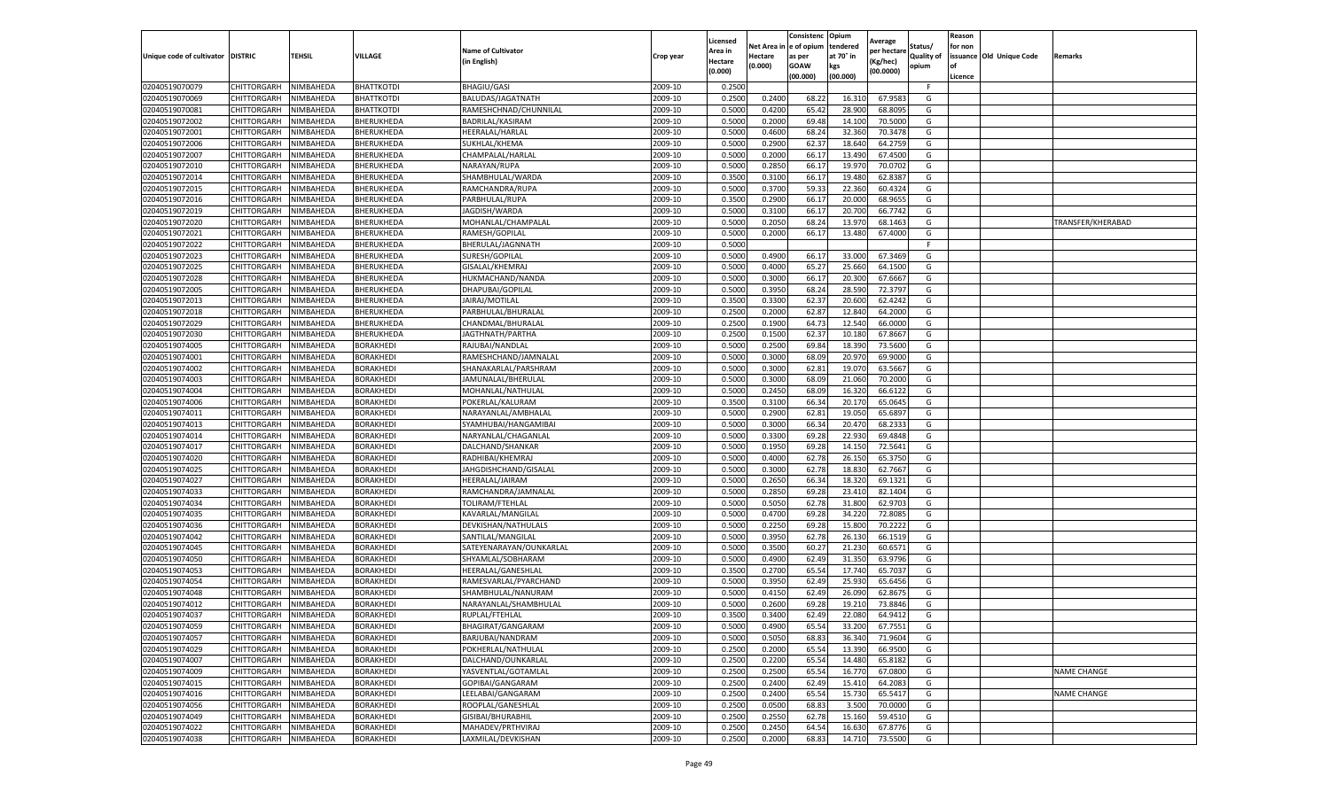| Unique code of cultivator | DISTRIC | TEHSIL | VILLAGE | Name of Cultivator (in English) | Crop year | Licensed Area in Hectare (0.000) | Net Area in Hectare (0.000) | Consistence of opium as per GOAW (00.000) | Opium tendered at 70° in kgs (00.000) | Average per hectare (Kg/hec) (00.0000) | Status/ Quality of opium | Reason for non issuance of Licence | Old Unique Code | Remarks |
|---|---|---|---|---|---|---|---|---|---|---|---|---|---|---|
| 02040519070079 | CHITTORGARH | NIMBAHEDA | BHATTKOTDI | BHAGIU/GASI | 2009-10 | 0.2500 | | | | | F | | | |
| 02040519070069 | CHITTORGARH | NIMBAHEDA | BHATTKOTDI | BALUDAS/JAGATNATH | 2009-10 | 0.2500 | 0.2400 | 68.22 | 16.310 | 67.9583 | G | | | |
| 02040519070081 | CHITTORGARH | NIMBAHEDA | BHATTKOTDI | RAMESHCHNAD/CHUNNILAL | 2009-10 | 0.5000 | 0.4200 | 65.42 | 28.900 | 68.8095 | G | | | |
| 02040519072002 | CHITTORGARH | NIMBAHEDA | BHERUKHEDA | BADRILAL/KASIRAM | 2009-10 | 0.5000 | 0.2000 | 69.48 | 14.100 | 70.5000 | G | | | |
| 02040519072001 | CHITTORGARH | NIMBAHEDA | BHERUKHEDA | HEERALAL/HARLAL | 2009-10 | 0.5000 | 0.4600 | 68.24 | 32.360 | 70.3478 | G | | | |
| 02040519072006 | CHITTORGARH | NIMBAHEDA | BHERUKHEDA | SUKHLAL/KHEMA | 2009-10 | 0.5000 | 0.2900 | 62.37 | 18.640 | 64.2759 | G | | | |
| 02040519072007 | CHITTORGARH | NIMBAHEDA | BHERUKHEDA | CHAMPALAL/HARLAL | 2009-10 | 0.5000 | 0.2000 | 66.17 | 13.490 | 67.4500 | G | | | |
| 02040519072010 | CHITTORGARH | NIMBAHEDA | BHERUKHEDA | NARAYAN/RUPA | 2009-10 | 0.5000 | 0.2850 | 66.17 | 19.970 | 70.0702 | G | | | |
| 02040519072014 | CHITTORGARH | NIMBAHEDA | BHERUKHEDA | SHAMBHULAL/WARDA | 2009-10 | 0.3500 | 0.3100 | 66.17 | 19.480 | 62.8387 | G | | | |
| 02040519072015 | CHITTORGARH | NIMBAHEDA | BHERUKHEDA | RAMCHANDRA/RUPA | 2009-10 | 0.5000 | 0.3700 | 59.33 | 22.360 | 60.4324 | G | | | |
| 02040519072016 | CHITTORGARH | NIMBAHEDA | BHERUKHEDA | PARBHULAL/RUPA | 2009-10 | 0.3500 | 0.2900 | 66.17 | 20.000 | 68.9655 | G | | | |
| 02040519072019 | CHITTORGARH | NIMBAHEDA | BHERUKHEDA | JAGDISH/WARDA | 2009-10 | 0.5000 | 0.3100 | 66.17 | 20.700 | 66.7742 | G | | | |
| 02040519072020 | CHITTORGARH | NIMBAHEDA | BHERUKHEDA | MOHANLAL/CHAMPALAL | 2009-10 | 0.5000 | 0.2050 | 68.24 | 13.970 | 68.1463 | G | | | TRANSFER/KHERABAD |
| 02040519072021 | CHITTORGARH | NIMBAHEDA | BHERUKHEDA | RAMESH/GOPILAL | 2009-10 | 0.5000 | 0.2000 | 66.17 | 13.480 | 67.4000 | G | | | |
| 02040519072022 | CHITTORGARH | NIMBAHEDA | BHERUKHEDA | BHERULAL/JAGNNATH | 2009-10 | 0.5000 | | | | | F | | | |
| 02040519072023 | CHITTORGARH | NIMBAHEDA | BHERUKHEDA | SURESH/GOPILAL | 2009-10 | 0.5000 | 0.4900 | 66.17 | 33.000 | 67.3469 | G | | | |
| 02040519072025 | CHITTORGARH | NIMBAHEDA | BHERUKHEDA | GISALAL/KHEMRAJ | 2009-10 | 0.5000 | 0.4000 | 65.27 | 25.660 | 64.1500 | G | | | |
| 02040519072028 | CHITTORGARH | NIMBAHEDA | BHERUKHEDA | HUKMACHAND/NANDA | 2009-10 | 0.5000 | 0.3000 | 66.17 | 20.300 | 67.6667 | G | | | |
| 02040519072005 | CHITTORGARH | NIMBAHEDA | BHERUKHEDA | DHAPUBAI/GOPILAL | 2009-10 | 0.5000 | 0.3950 | 68.24 | 28.590 | 72.3797 | G | | | |
| 02040519072013 | CHITTORGARH | NIMBAHEDA | BHERUKHEDA | JAIRAJ/MOTILAL | 2009-10 | 0.3500 | 0.3300 | 62.37 | 20.600 | 62.4242 | G | | | |
| 02040519072018 | CHITTORGARH | NIMBAHEDA | BHERUKHEDA | PARBHULAL/BHURALAL | 2009-10 | 0.2500 | 0.2000 | 62.87 | 12.840 | 64.2000 | G | | | |
| 02040519072029 | CHITTORGARH | NIMBAHEDA | BHERUKHEDA | CHANDMAL/BHURALAL | 2009-10 | 0.2500 | 0.1900 | 64.73 | 12.540 | 66.0000 | G | | | |
| 02040519072030 | CHITTORGARH | NIMBAHEDA | BHERUKHEDA | JAGTHNATH/PARTHA | 2009-10 | 0.2500 | 0.1500 | 62.37 | 10.180 | 67.8667 | G | | | |
| 02040519074005 | CHITTORGARH | NIMBAHEDA | BORAKHEDI | RAJUBAI/NANDLAL | 2009-10 | 0.5000 | 0.2500 | 69.84 | 18.390 | 73.5600 | G | | | |
| 02040519074001 | CHITTORGARH | NIMBAHEDA | BORAKHEDI | RAMESHCHAND/JAMNALAL | 2009-10 | 0.5000 | 0.3000 | 68.09 | 20.970 | 69.9000 | G | | | |
| 02040519074002 | CHITTORGARH | NIMBAHEDA | BORAKHEDI | SHANAKARLAL/PARSHRAM | 2009-10 | 0.5000 | 0.3000 | 62.81 | 19.070 | 63.5667 | G | | | |
| 02040519074003 | CHITTORGARH | NIMBAHEDA | BORAKHEDI | JAMUNALAL/BHERULAL | 2009-10 | 0.5000 | 0.3000 | 68.09 | 21.060 | 70.2000 | G | | | |
| 02040519074004 | CHITTORGARH | NIMBAHEDA | BORAKHEDI | MOHANLAL/NATHULAL | 2009-10 | 0.5000 | 0.2450 | 68.09 | 16.320 | 66.6122 | G | | | |
| 02040519074006 | CHITTORGARH | NIMBAHEDA | BORAKHEDI | POKERLAL/KALURAM | 2009-10 | 0.3500 | 0.3100 | 66.34 | 20.170 | 65.0645 | G | | | |
| 02040519074011 | CHITTORGARH | NIMBAHEDA | BORAKHEDI | NARAYANLAL/AMBHALAL | 2009-10 | 0.5000 | 0.2900 | 62.81 | 19.050 | 65.6897 | G | | | |
| 02040519074013 | CHITTORGARH | NIMBAHEDA | BORAKHEDI | SYAMHUBAI/HANGAMIBAI | 2009-10 | 0.5000 | 0.3000 | 66.34 | 20.470 | 68.2333 | G | | | |
| 02040519074014 | CHITTORGARH | NIMBAHEDA | BORAKHEDI | NARYANLAL/CHAGANLAL | 2009-10 | 0.5000 | 0.3300 | 69.28 | 22.930 | 69.4848 | G | | | |
| 02040519074017 | CHITTORGARH | NIMBAHEDA | BORAKHEDI | DALCHAND/SHANKAR | 2009-10 | 0.5000 | 0.1950 | 69.28 | 14.150 | 72.5641 | G | | | |
| 02040519074020 | CHITTORGARH | NIMBAHEDA | BORAKHEDI | RADHIBAI/KHEMRAJ | 2009-10 | 0.5000 | 0.4000 | 62.78 | 26.150 | 65.3750 | G | | | |
| 02040519074025 | CHITTORGARH | NIMBAHEDA | BORAKHEDI | JAHGDISHCHAND/GISALAL | 2009-10 | 0.5000 | 0.3000 | 62.78 | 18.830 | 62.7667 | G | | | |
| 02040519074027 | CHITTORGARH | NIMBAHEDA | BORAKHEDI | HEERALAL/JAIRAM | 2009-10 | 0.5000 | 0.2650 | 66.34 | 18.320 | 69.1321 | G | | | |
| 02040519074033 | CHITTORGARH | NIMBAHEDA | BORAKHEDI | RAMCHANDRA/JAMNALAL | 2009-10 | 0.5000 | 0.2850 | 69.28 | 23.410 | 82.1404 | G | | | |
| 02040519074034 | CHITTORGARH | NIMBAHEDA | BORAKHEDI | TOLIRAM/FTEHLAL | 2009-10 | 0.5000 | 0.5050 | 62.78 | 31.800 | 62.9703 | G | | | |
| 02040519074035 | CHITTORGARH | NIMBAHEDA | BORAKHEDI | KAVARLAL/MANGILAL | 2009-10 | 0.5000 | 0.4700 | 69.28 | 34.220 | 72.8085 | G | | | |
| 02040519074036 | CHITTORGARH | NIMBAHEDA | BORAKHEDI | DEVKISHAN/NATHULALS | 2009-10 | 0.5000 | 0.2250 | 69.28 | 15.800 | 70.2222 | G | | | |
| 02040519074042 | CHITTORGARH | NIMBAHEDA | BORAKHEDI | SANTILAL/MANGILAL | 2009-10 | 0.5000 | 0.3950 | 62.78 | 26.130 | 66.1519 | G | | | |
| 02040519074045 | CHITTORGARH | NIMBAHEDA | BORAKHEDI | SATEYENARAYAN/OUNKARLAL | 2009-10 | 0.5000 | 0.3500 | 60.27 | 21.230 | 60.6571 | G | | | |
| 02040519074050 | CHITTORGARH | NIMBAHEDA | BORAKHEDI | SHYAMLAL/SOBHARAM | 2009-10 | 0.5000 | 0.4900 | 62.49 | 31.350 | 63.9796 | G | | | |
| 02040519074053 | CHITTORGARH | NIMBAHEDA | BORAKHEDI | HEERALAL/GANESHLAL | 2009-10 | 0.3500 | 0.2700 | 65.54 | 17.740 | 65.7037 | G | | | |
| 02040519074054 | CHITTORGARH | NIMBAHEDA | BORAKHEDI | RAMESVARLAL/PYARCHAND | 2009-10 | 0.5000 | 0.3950 | 62.49 | 25.930 | 65.6456 | G | | | |
| 02040519074048 | CHITTORGARH | NIMBAHEDA | BORAKHEDI | SHAMBHULAL/NANURAM | 2009-10 | 0.5000 | 0.4150 | 62.49 | 26.090 | 62.8675 | G | | | |
| 02040519074012 | CHITTORGARH | NIMBAHEDA | BORAKHEDI | NARAYANLAL/SHAMBHULAL | 2009-10 | 0.5000 | 0.2600 | 69.28 | 19.210 | 73.8846 | G | | | |
| 02040519074037 | CHITTORGARH | NIMBAHEDA | BORAKHEDI | RUPLAL/FTEHLAL | 2009-10 | 0.3500 | 0.3400 | 62.49 | 22.080 | 64.9412 | G | | | |
| 02040519074059 | CHITTORGARH | NIMBAHEDA | BORAKHEDI | BHAGIRAT/GANGARAM | 2009-10 | 0.5000 | 0.4900 | 65.54 | 33.200 | 67.7551 | G | | | |
| 02040519074057 | CHITTORGARH | NIMBAHEDA | BORAKHEDI | BARJUBAI/NANDRAM | 2009-10 | 0.5000 | 0.5050 | 68.83 | 36.340 | 71.9604 | G | | | |
| 02040519074029 | CHITTORGARH | NIMBAHEDA | BORAKHEDI | POKHERLAL/NATHULAL | 2009-10 | 0.2500 | 0.2000 | 65.54 | 13.390 | 66.9500 | G | | | |
| 02040519074007 | CHITTORGARH | NIMBAHEDA | BORAKHEDI | DALCHAND/OUNKARLAL | 2009-10 | 0.2500 | 0.2200 | 65.54 | 14.480 | 65.8182 | G | | | |
| 02040519074009 | CHITTORGARH | NIMBAHEDA | BORAKHEDI | YASVENTLAL/GOTAMLAL | 2009-10 | 0.2500 | 0.2500 | 65.54 | 16.770 | 67.0800 | G | | | NAME CHANGE |
| 02040519074015 | CHITTORGARH | NIMBAHEDA | BORAKHEDI | GOPIBAI/GANGARAM | 2009-10 | 0.2500 | 0.2400 | 62.49 | 15.410 | 64.2083 | G | | | |
| 02040519074016 | CHITTORGARH | NIMBAHEDA | BORAKHEDI | LEELABAI/GANGARAM | 2009-10 | 0.2500 | 0.2400 | 65.54 | 15.730 | 65.5417 | G | | | NAME CHANGE |
| 02040519074056 | CHITTORGARH | NIMBAHEDA | BORAKHEDI | ROOPLAL/GANESHLAL | 2009-10 | 0.2500 | 0.0500 | 68.83 | 3.500 | 70.0000 | G | | | |
| 02040519074049 | CHITTORGARH | NIMBAHEDA | BORAKHEDI | GISIBAI/BHURABHIL | 2009-10 | 0.2500 | 0.2550 | 62.78 | 15.160 | 59.4510 | G | | | |
| 02040519074022 | CHITTORGARH | NIMBAHEDA | BORAKHEDI | MAHADEV/PRTHVIRAJ | 2009-10 | 0.2500 | 0.2450 | 64.54 | 16.630 | 67.8776 | G | | | |
| 02040519074038 | CHITTORGARH | NIMBAHEDA | BORAKHEDI | LAXMILAL/DEVKISHAN | 2009-10 | 0.2500 | 0.2000 | 68.83 | 14.710 | 73.5500 | G | | | |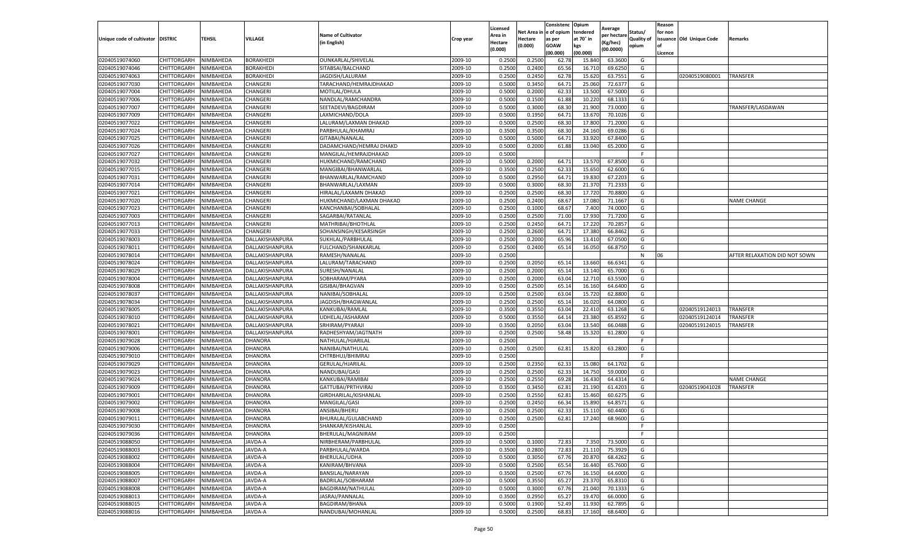| Unique code of cultivator | DISTRIC | TEHSIL | VILLAGE | Name of Cultivator (in English) | Crop year | Licensed Area in Hectare (0.000) | Net Area in Hectare (0.000) | Consistence of opium as per GOAW (00.000) | Opium tendered at 70° in kgs (00.000) | Average per hectare (Kg/hec) (00.0000) | Status/ Quality of opium | Reason for non issuance of Licence | Old Unique Code | Remarks |
|---|---|---|---|---|---|---|---|---|---|---|---|---|---|---|
| 02040519074060 | CHITTORGARH | NIMBAHEDA | BORAKHEDI | OUNKARLAL/SHIVELAL | 2009-10 | 0.2500 | 0.2500 | 62.78 | 15.840 | 63.3600 | G | | | |
| 02040519074046 | CHITTORGARH | NIMBAHEDA | BORAKHEDI | SITABSAI/BALCHAND | 2009-10 | 0.2500 | 0.2400 | 65.56 | 16.710 | 69.6250 | G | | | |
| 02040519074063 | CHITTORGARH | NIMBAHEDA | BORAKHEDI | JAGDISH/LALURAM | 2009-10 | 0.2500 | 0.2450 | 62.78 | 15.620 | 63.7551 | G | | 02040519080001 | TRANSFER |
| 02040519077030 | CHITTORGARH | NIMBAHEDA | CHANGERI | TARACHAND/HEMRAJDHAKAD | 2009-10 | 0.5000 | 0.3450 | 64.71 | 25.060 | 72.6377 | G | | | |
| 02040519077004 | CHITTORGARH | NIMBAHEDA | CHANGERI | MOTILAL/DHULA | 2009-10 | 0.5000 | 0.2000 | 62.33 | 13.500 | 67.5000 | G | | | |
| 02040519077006 | CHITTORGARH | NIMBAHEDA | CHANGERI | NANDLAL/RAMCHANDRA | 2009-10 | 0.5000 | 0.1500 | 61.88 | 10.220 | 68.1333 | G | | | |
| 02040519077007 | CHITTORGARH | NIMBAHEDA | CHANGERI | SEETADEVI/BAGDIRAM | 2009-10 | 0.5000 | 0.3000 | 68.30 | 21.900 | 73.0000 | G | | | TRANSFER/LASDAWAN |
| 02040519077009 | CHITTORGARH | NIMBAHEDA | CHANGERI | LAXMICHAND/DOLA | 2009-10 | 0.5000 | 0.1950 | 64.71 | 13.670 | 70.1026 | G | | | |
| 02040519077022 | CHITTORGARH | NIMBAHEDA | CHANGERI | LALURAM/LAXMAN DHAKAD | 2009-10 | 0.5000 | 0.2500 | 68.30 | 17.800 | 71.2000 | G | | | |
| 02040519077024 | CHITTORGARH | NIMBAHEDA | CHANGERI | PARBHULAL/KHAMRAJ | 2009-10 | 0.3500 | 0.3500 | 68.30 | 24.160 | 69.0286 | G | | | |
| 02040519077025 | CHITTORGARH | NIMBAHEDA | CHANGERI | GITABAI/NANALAL | 2009-10 | 0.5000 | 0.5000 | 64.71 | 33.920 | 67.8400 | G | | | |
| 02040519077026 | CHITTORGARH | NIMBAHEDA | CHANGERI | DADAMCHAND/HEMRAJ DHAKD | 2009-10 | 0.5000 | 0.2000 | 61.88 | 13.040 | 65.2000 | G | | | |
| 02040519077027 | CHITTORGARH | NIMBAHEDA | CHANGERI | MANGILAL/HEMRAJDHAKAD | 2009-10 | 0.5000 | | | | | F | | | |
| 02040519077032 | CHITTORGARH | NIMBAHEDA | CHANGERI | HUKMICHAND/RAMCHAND | 2009-10 | 0.5000 | 0.2000 | 64.71 | 13.570 | 67.8500 | G | | | |
| 02040519077015 | CHITTORGARH | NIMBAHEDA | CHANGERI | MANGIBAI/BHANWARLAL | 2009-10 | 0.3500 | 0.2500 | 62.33 | 15.650 | 62.6000 | G | | | |
| 02040519077031 | CHITTORGARH | NIMBAHEDA | CHANGERI | BHANWARLAL/RAMCHAND | 2009-10 | 0.5000 | 0.2950 | 64.71 | 19.830 | 67.2203 | G | | | |
| 02040519077014 | CHITTORGARH | NIMBAHEDA | CHANGERI | BHANWARLAL/LAXMAN | 2009-10 | 0.5000 | 0.3000 | 68.30 | 21.370 | 71.2333 | G | | | |
| 02040519077021 | CHITTORGARH | NIMBAHEDA | CHANGERI | HIRALAL/LAXAMN DHAKAD | 2009-10 | 0.2500 | 0.2500 | 68.30 | 17.720 | 70.8800 | G | | | |
| 02040519077020 | CHITTORGARH | NIMBAHEDA | CHANGERI | HUKMICHAND/LAXMAN DHAKAD | 2009-10 | 0.2500 | 0.2400 | 68.67 | 17.080 | 71.1667 | G | | | NAME CHANGE |
| 02040519077023 | CHITTORGARH | NIMBAHEDA | CHANGERI | KANCHANBAI/SOBHALAL | 2009-10 | 0.2500 | 0.1000 | 68.67 | 7.400 | 74.0000 | G | | | |
| 02040519077003 | CHITTORGARH | NIMBAHEDA | CHANGERI | SAGARBAI/RATANLAL | 2009-10 | 0.2500 | 0.2500 | 71.00 | 17.930 | 71.7200 | G | | | |
| 02040519077013 | CHITTORGARH | NIMBAHEDA | CHANGERI | MATHRIBAI/BHOTHLAL | 2009-10 | 0.2500 | 0.2450 | 64.71 | 17.220 | 70.2857 | G | | | |
| 02040519077033 | CHITTORGARH | NIMBAHEDA | CHANGERI | SOHANSINGH/KESARSINGH | 2009-10 | 0.2500 | 0.2600 | 64.71 | 17.380 | 66.8462 | G | | | |
| 02040519078003 | CHITTORGARH | NIMBAHEDA | DALLAKISHANPURA | SUKHLAL/PARBHULAL | 2009-10 | 0.2500 | 0.2000 | 65.96 | 13.410 | 67.0500 | G | | | |
| 02040519078011 | CHITTORGARH | NIMBAHEDA | DALLAKISHANPURA | FULCHAND/SHANKARLAL | 2009-10 | 0.2500 | 0.2400 | 65.14 | 16.050 | 66.8750 | G | | | |
| 02040519078014 | CHITTORGARH | NIMBAHEDA | DALLAKISHANPURA | RAMESH/NANALAL | 2009-10 | 0.2500 | | | | | N | 06 | | AFTER RELAXATION DID NOT SOWN |
| 02040519078024 | CHITTORGARH | NIMBAHEDA | DALLAKISHANPURA | LALURAM/TARACHAND | 2009-10 | 0.2500 | 0.2050 | 65.14 | 13.660 | 66.6341 | G | | | |
| 02040519078029 | CHITTORGARH | NIMBAHEDA | DALLAKISHANPURA | SURESH/NANALAL | 2009-10 | 0.2500 | 0.2000 | 65.14 | 13.140 | 65.7000 | G | | | |
| 02040519078004 | CHITTORGARH | NIMBAHEDA | DALLAKISHANPURA | SOBHARAM/PYARA | 2009-10 | 0.2500 | 0.2000 | 63.04 | 12.710 | 63.5500 | G | | | |
| 02040519078008 | CHITTORGARH | NIMBAHEDA | DALLAKISHANPURA | GISIBAI/BHAGVAN | 2009-10 | 0.2500 | 0.2500 | 65.14 | 16.160 | 64.6400 | G | | | |
| 02040519078037 | CHITTORGARH | NIMBAHEDA | DALLAKISHANPURA | NANIBAI/SOBHALAL | 2009-10 | 0.2500 | 0.2500 | 63.04 | 15.720 | 62.8800 | G | | | |
| 02040519078034 | CHITTORGARH | NIMBAHEDA | DALLAKISHANPURA | JAGDISH/BHAGWANLAL | 2009-10 | 0.2500 | 0.2500 | 65.14 | 16.020 | 64.0800 | G | | | |
| 02040519078005 | CHITTORGARH | NIMBAHEDA | DALLAKISHANPURA | KANKUBAI/RAMLAL | 2009-10 | 0.3500 | 0.3550 | 63.04 | 22.410 | 63.1268 | G | | 02040519124013 | TRANSFER |
| 02040519078010 | CHITTORGARH | NIMBAHEDA | DALLAKISHANPURA | UDHELAL/ASHARAM | 2009-10 | 0.5000 | 0.3550 | 64.14 | 23.380 | 65.8592 | G | | 02040519124014 | TRANSFER |
| 02040519078021 | CHITTORGARH | NIMBAHEDA | DALLAKISHANPURA | SRHIRAM/PYARAJI | 2009-10 | 0.3500 | 0.2050 | 63.04 | 13.540 | 66.0488 | G | | 02040519124015 | TRANSFER |
| 02040519078001 | CHITTORGARH | NIMBAHEDA | DALLAKISHANPURA | RADHESHYAM/JAGTNATH | 2009-10 | 0.2500 | 0.2500 | 58.48 | 15.320 | 61.2800 | G | | | |
| 02040519079028 | CHITTORGARH | NIMBAHEDA | DHANORA | NATHULAL/HJARILAL | 2009-10 | 0.2500 | | | | | F | | | |
| 02040519079006 | CHITTORGARH | NIMBAHEDA | DHANORA | NANIBAI/NATHULAL | 2009-10 | 0.2500 | 0.2500 | 62.81 | 15.820 | 63.2800 | G | | | |
| 02040519079010 | CHITTORGARH | NIMBAHEDA | DHANORA | CHTRBHUJ/BHIMRAJ | 2009-10 | 0.2500 | | | | | F | | | |
| 02040519079029 | CHITTORGARH | NIMBAHEDA | DHANORA | GERULAL/HJARILAL | 2009-10 | 0.2500 | 0.2350 | 62.33 | 15.080 | 64.1702 | G | | | |
| 02040519079023 | CHITTORGARH | NIMBAHEDA | DHANORA | NANDUBAI/GASI | 2009-10 | 0.2500 | 0.2500 | 62.33 | 14.750 | 59.0000 | G | | | |
| 02040519079024 | CHITTORGARH | NIMBAHEDA | DHANORA | KANKUBAI/RAMIBAI | 2009-10 | 0.2500 | 0.2550 | 69.28 | 16.430 | 64.4314 | G | | | NAME CHANGE |
| 02040519079009 | CHITTORGARH | NIMBAHEDA | DHANORA | GATTUBAI/PRTHVIRAJ | 2009-10 | 0.3500 | 0.3450 | 62.81 | 21.190 | 61.4203 | G | | 02040519041028 | TRANSFER |
| 02040519079001 | CHITTORGARH | NIMBAHEDA | DHANORA | GIRDHARILAL/KISHANLAL | 2009-10 | 0.2500 | 0.2550 | 62.81 | 15.460 | 60.6275 | G | | | |
| 02040519079002 | CHITTORGARH | NIMBAHEDA | DHANORA | MANGILAL/GASI | 2009-10 | 0.2500 | 0.2450 | 66.34 | 15.890 | 64.8571 | G | | | |
| 02040519079008 | CHITTORGARH | NIMBAHEDA | DHANORA | ANSIBAI/BHERU | 2009-10 | 0.2500 | 0.2500 | 62.33 | 15.110 | 60.4400 | G | | | |
| 02040519079011 | CHITTORGARH | NIMBAHEDA | DHANORA | BHURALAL/GULABCHAND | 2009-10 | 0.2500 | 0.2500 | 62.81 | 17.240 | 68.9600 | G | | | |
| 02040519079030 | CHITTORGARH | NIMBAHEDA | DHANORA | SHANKAR/KISHANLAL | 2009-10 | 0.2500 | | | | | F | | | |
| 02040519079036 | CHITTORGARH | NIMBAHEDA | DHANORA | BHERULAL/MAGNIRAM | 2009-10 | 0.2500 | | | | | F | | | |
| 02040519088050 | CHITTORGARH | NIMBAHEDA | JAVDA-A | NIRBHERAM/PARBHULAL | 2009-10 | 0.5000 | 0.1000 | 72.83 | 7.350 | 73.5000 | G | | | |
| 02040519088003 | CHITTORGARH | NIMBAHEDA | JAVDA-A | PARBHULAL/WARDA | 2009-10 | 0.3500 | 0.2800 | 72.83 | 21.110 | 75.3929 | G | | | |
| 02040519088002 | CHITTORGARH | NIMBAHEDA | JAVDA-A | BHERULAL/UDHA | 2009-10 | 0.5000 | 0.3050 | 67.76 | 20.870 | 68.4262 | G | | | |
| 02040519088004 | CHITTORGARH | NIMBAHEDA | JAVDA-A | KANIRAM/BHVANA | 2009-10 | 0.5000 | 0.2500 | 65.54 | 16.440 | 65.7600 | G | | | |
| 02040519088005 | CHITTORGARH | NIMBAHEDA | JAVDA-A | BANSILAL/NARAYAN | 2009-10 | 0.3500 | 0.2500 | 67.76 | 16.150 | 64.6000 | G | | | |
| 02040519088007 | CHITTORGARH | NIMBAHEDA | JAVDA-A | BADRILAL/SOBHARAM | 2009-10 | 0.5000 | 0.3550 | 65.27 | 23.370 | 65.8310 | G | | | |
| 02040519088008 | CHITTORGARH | NIMBAHEDA | JAVDA-A | BAGDIRAM/NATHULAL | 2009-10 | 0.5000 | 0.3000 | 67.76 | 21.040 | 70.1333 | G | | | |
| 02040519088013 | CHITTORGARH | NIMBAHEDA | JAVDA-A | JASRAJ/PANNALAL | 2009-10 | 0.3500 | 0.2950 | 65.27 | 19.470 | 66.0000 | G | | | |
| 02040519088015 | CHITTORGARH | NIMBAHEDA | JAVDA-A | BAGDIRAM/BHANA | 2009-10 | 0.5000 | 0.1900 | 52.49 | 11.930 | 62.7895 | G | | | |
| 02040519088016 | CHITTORGARH | NIMBAHEDA | JAVDA-A | NANDUBAI/MOHANLAL | 2009-10 | 0.5000 | 0.2500 | 68.83 | 17.160 | 68.6400 | G | | | |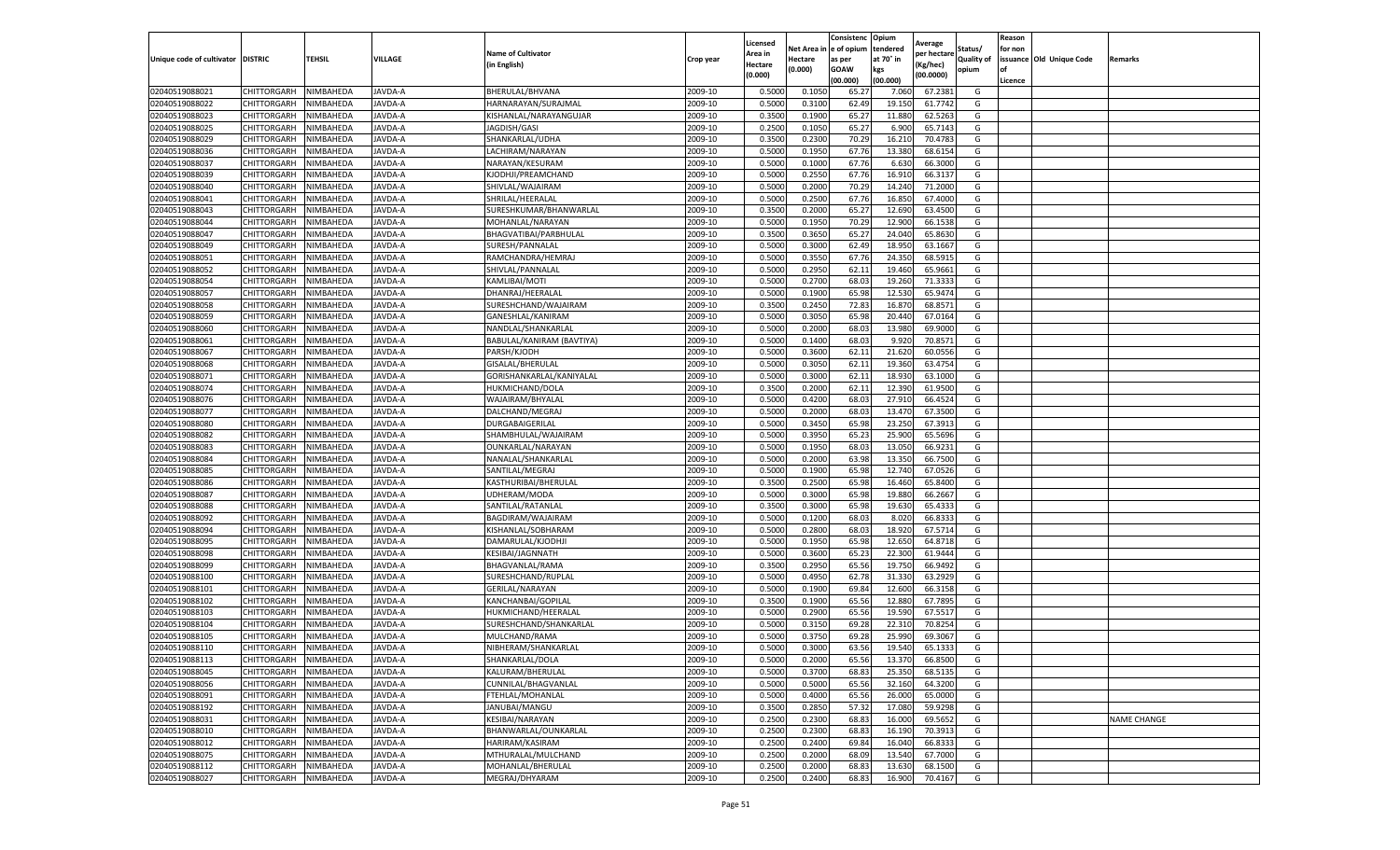| Unique code of cultivator | DISTRIC | TEHSIL | VILLAGE | Name of Cultivator (in English) | Crop year | Licensed Area in Hectare (0.000) | Net Area in Hectare (0.000) | Consistence of opium as per GOAW (00.000) | Opium tendered at 70° in kgs (00.000) | Average per hectare (Kg/hec) (00.0000) | Status/ Quality of opium | Reason for non issuance of Licence | Old Unique Code | Remarks |
|---|---|---|---|---|---|---|---|---|---|---|---|---|---|---|
| 02040519088021 | CHITTORGARH | NIMBAHEDA | JAVDA-A | BHERULAL/BHVANA | 2009-10 | 0.5000 | 0.1050 | 65.27 | 7.060 | 67.2381 | G | | | |
| 02040519088022 | CHITTORGARH | NIMBAHEDA | JAVDA-A | HARNARAYAN/SURAJMAL | 2009-10 | 0.5000 | 0.3100 | 62.49 | 19.150 | 61.7742 | G | | | |
| 02040519088023 | CHITTORGARH | NIMBAHEDA | JAVDA-A | KISHANLAL/NARAYANGUJAR | 2009-10 | 0.3500 | 0.1900 | 65.27 | 11.880 | 62.5263 | G | | | |
| 02040519088025 | CHITTORGARH | NIMBAHEDA | JAVDA-A | JAGDISH/GASI | 2009-10 | 0.2500 | 0.1050 | 65.27 | 6.900 | 65.7143 | G | | | |
| 02040519088029 | CHITTORGARH | NIMBAHEDA | JAVDA-A | SHANKARLAL/UDHA | 2009-10 | 0.3500 | 0.2300 | 70.29 | 16.210 | 70.4783 | G | | | |
| 02040519088036 | CHITTORGARH | NIMBAHEDA | JAVDA-A | LACHIRAM/NARAYAN | 2009-10 | 0.5000 | 0.1950 | 67.76 | 13.380 | 68.6154 | G | | | |
| 02040519088037 | CHITTORGARH | NIMBAHEDA | JAVDA-A | NARAYAN/KESURAM | 2009-10 | 0.5000 | 0.1000 | 67.76 | 6.630 | 66.3000 | G | | | |
| 02040519088039 | CHITTORGARH | NIMBAHEDA | JAVDA-A | KJODHJI/PREAMCHAND | 2009-10 | 0.5000 | 0.2550 | 67.76 | 16.910 | 66.3137 | G | | | |
| 02040519088040 | CHITTORGARH | NIMBAHEDA | JAVDA-A | SHIVLAL/WAJAIRAM | 2009-10 | 0.5000 | 0.2000 | 70.29 | 14.240 | 71.2000 | G | | | |
| 02040519088041 | CHITTORGARH | NIMBAHEDA | JAVDA-A | SHRILAL/HEERALAL | 2009-10 | 0.5000 | 0.2500 | 67.76 | 16.850 | 67.4000 | G | | | |
| 02040519088043 | CHITTORGARH | NIMBAHEDA | JAVDA-A | SURESHKUMAR/BHANWARLAL | 2009-10 | 0.3500 | 0.2000 | 65.27 | 12.690 | 63.4500 | G | | | |
| 02040519088044 | CHITTORGARH | NIMBAHEDA | JAVDA-A | MOHANLAL/NARAYAN | 2009-10 | 0.5000 | 0.1950 | 70.29 | 12.900 | 66.1538 | G | | | |
| 02040519088047 | CHITTORGARH | NIMBAHEDA | JAVDA-A | BHAGVATIBAI/PARBHULAL | 2009-10 | 0.3500 | 0.3650 | 65.27 | 24.040 | 65.8630 | G | | | |
| 02040519088049 | CHITTORGARH | NIMBAHEDA | JAVDA-A | SURESH/PANNALAL | 2009-10 | 0.5000 | 0.3000 | 62.49 | 18.950 | 63.1667 | G | | | |
| 02040519088051 | CHITTORGARH | NIMBAHEDA | JAVDA-A | RAMCHANDRA/HEMRAJ | 2009-10 | 0.5000 | 0.3550 | 67.76 | 24.350 | 68.5915 | G | | | |
| 02040519088052 | CHITTORGARH | NIMBAHEDA | JAVDA-A | SHIVLAL/PANNALAL | 2009-10 | 0.5000 | 0.2950 | 62.11 | 19.460 | 65.9661 | G | | | |
| 02040519088054 | CHITTORGARH | NIMBAHEDA | JAVDA-A | KAMLIBAI/MOTI | 2009-10 | 0.5000 | 0.2700 | 68.03 | 19.260 | 71.3333 | G | | | |
| 02040519088057 | CHITTORGARH | NIMBAHEDA | JAVDA-A | DHANRAJ/HEERALAL | 2009-10 | 0.5000 | 0.1900 | 65.98 | 12.530 | 65.9474 | G | | | |
| 02040519088058 | CHITTORGARH | NIMBAHEDA | JAVDA-A | SURESHCHAND/WAJAIRAM | 2009-10 | 0.3500 | 0.2450 | 72.83 | 16.870 | 68.8571 | G | | | |
| 02040519088059 | CHITTORGARH | NIMBAHEDA | JAVDA-A | GANESHLAL/KANIRAM | 2009-10 | 0.5000 | 0.3050 | 65.98 | 20.440 | 67.0164 | G | | | |
| 02040519088060 | CHITTORGARH | NIMBAHEDA | JAVDA-A | NANDLAL/SHANKARLAL | 2009-10 | 0.5000 | 0.2000 | 68.03 | 13.980 | 69.9000 | G | | | |
| 02040519088061 | CHITTORGARH | NIMBAHEDA | JAVDA-A | BABULAL/KANIRAM (BAVTIYA) | 2009-10 | 0.5000 | 0.1400 | 68.03 | 9.920 | 70.8571 | G | | | |
| 02040519088067 | CHITTORGARH | NIMBAHEDA | JAVDA-A | PARSH/KJODH | 2009-10 | 0.5000 | 0.3600 | 62.11 | 21.620 | 60.0556 | G | | | |
| 02040519088068 | CHITTORGARH | NIMBAHEDA | JAVDA-A | GISALAL/BHERULAL | 2009-10 | 0.5000 | 0.3050 | 62.11 | 19.360 | 63.4754 | G | | | |
| 02040519088071 | CHITTORGARH | NIMBAHEDA | JAVDA-A | GORISHANKARLAL/KANIYALAL | 2009-10 | 0.5000 | 0.3000 | 62.11 | 18.930 | 63.1000 | G | | | |
| 02040519088074 | CHITTORGARH | NIMBAHEDA | JAVDA-A | HUKMICHAND/DOLA | 2009-10 | 0.3500 | 0.2000 | 62.11 | 12.390 | 61.9500 | G | | | |
| 02040519088076 | CHITTORGARH | NIMBAHEDA | JAVDA-A | WAJAIRAM/BHYALAL | 2009-10 | 0.5000 | 0.4200 | 68.03 | 27.910 | 66.4524 | G | | | |
| 02040519088077 | CHITTORGARH | NIMBAHEDA | JAVDA-A | DALCHAND/MEGRAJ | 2009-10 | 0.5000 | 0.2000 | 68.03 | 13.470 | 67.3500 | G | | | |
| 02040519088080 | CHITTORGARH | NIMBAHEDA | JAVDA-A | DURGABAIGERILAL | 2009-10 | 0.5000 | 0.3450 | 65.98 | 23.250 | 67.3913 | G | | | |
| 02040519088082 | CHITTORGARH | NIMBAHEDA | JAVDA-A | SHAMBHULAL/WAJAIRAM | 2009-10 | 0.5000 | 0.3950 | 65.23 | 25.900 | 65.5696 | G | | | |
| 02040519088083 | CHITTORGARH | NIMBAHEDA | JAVDA-A | OUNKARLAL/NARAYAN | 2009-10 | 0.5000 | 0.1950 | 68.03 | 13.050 | 66.9231 | G | | | |
| 02040519088084 | CHITTORGARH | NIMBAHEDA | JAVDA-A | NANALAL/SHANKARLAL | 2009-10 | 0.5000 | 0.2000 | 63.98 | 13.350 | 66.7500 | G | | | |
| 02040519088085 | CHITTORGARH | NIMBAHEDA | JAVDA-A | SANTILAL/MEGRAJ | 2009-10 | 0.5000 | 0.1900 | 65.98 | 12.740 | 67.0526 | G | | | |
| 02040519088086 | CHITTORGARH | NIMBAHEDA | JAVDA-A | KASTHURIBAI/BHERULAL | 2009-10 | 0.3500 | 0.2500 | 65.98 | 16.460 | 65.8400 | G | | | |
| 02040519088087 | CHITTORGARH | NIMBAHEDA | JAVDA-A | UDHERAM/MODA | 2009-10 | 0.5000 | 0.3000 | 65.98 | 19.880 | 66.2667 | G | | | |
| 02040519088088 | CHITTORGARH | NIMBAHEDA | JAVDA-A | SANTILAL/RATANLAL | 2009-10 | 0.3500 | 0.3000 | 65.98 | 19.630 | 65.4333 | G | | | |
| 02040519088092 | CHITTORGARH | NIMBAHEDA | JAVDA-A | BAGDIRAM/WAJAIRAM | 2009-10 | 0.5000 | 0.1200 | 68.03 | 8.020 | 66.8333 | G | | | |
| 02040519088094 | CHITTORGARH | NIMBAHEDA | JAVDA-A | KISHANLAL/SOBHARAM | 2009-10 | 0.5000 | 0.2800 | 68.03 | 18.920 | 67.5714 | G | | | |
| 02040519088095 | CHITTORGARH | NIMBAHEDA | JAVDA-A | DAMARULAL/KJODHJI | 2009-10 | 0.5000 | 0.1950 | 65.98 | 12.650 | 64.8718 | G | | | |
| 02040519088098 | CHITTORGARH | NIMBAHEDA | JAVDA-A | KESIBAI/JAGNNATH | 2009-10 | 0.5000 | 0.3600 | 65.23 | 22.300 | 61.9444 | G | | | |
| 02040519088099 | CHITTORGARH | NIMBAHEDA | JAVDA-A | BHAGVANLAL/RAMA | 2009-10 | 0.3500 | 0.2950 | 65.56 | 19.750 | 66.9492 | G | | | |
| 02040519088100 | CHITTORGARH | NIMBAHEDA | JAVDA-A | SURESHCHAND/RUPLAL | 2009-10 | 0.5000 | 0.4950 | 62.78 | 31.330 | 63.2929 | G | | | |
| 02040519088101 | CHITTORGARH | NIMBAHEDA | JAVDA-A | GERILAL/NARAYAN | 2009-10 | 0.5000 | 0.1900 | 69.84 | 12.600 | 66.3158 | G | | | |
| 02040519088102 | CHITTORGARH | NIMBAHEDA | JAVDA-A | KANCHANBAI/GOPILAL | 2009-10 | 0.3500 | 0.1900 | 65.56 | 12.880 | 67.7895 | G | | | |
| 02040519088103 | CHITTORGARH | NIMBAHEDA | JAVDA-A | HUKMICHAND/HEERALAL | 2009-10 | 0.5000 | 0.2900 | 65.56 | 19.590 | 67.5517 | G | | | |
| 02040519088104 | CHITTORGARH | NIMBAHEDA | JAVDA-A | SURESHCHAND/SHANKARLAL | 2009-10 | 0.5000 | 0.3150 | 69.28 | 22.310 | 70.8254 | G | | | |
| 02040519088105 | CHITTORGARH | NIMBAHEDA | JAVDA-A | MULCHAND/RAMA | 2009-10 | 0.5000 | 0.3750 | 69.28 | 25.990 | 69.3067 | G | | | |
| 02040519088110 | CHITTORGARH | NIMBAHEDA | JAVDA-A | NIBHERAM/SHANKARLAL | 2009-10 | 0.5000 | 0.3000 | 63.56 | 19.540 | 65.1333 | G | | | |
| 02040519088113 | CHITTORGARH | NIMBAHEDA | JAVDA-A | SHANKARLAL/DOLA | 2009-10 | 0.5000 | 0.2000 | 65.56 | 13.370 | 66.8500 | G | | | |
| 02040519088045 | CHITTORGARH | NIMBAHEDA | JAVDA-A | KALURAM/BHERULAL | 2009-10 | 0.5000 | 0.3700 | 68.83 | 25.350 | 68.5135 | G | | | |
| 02040519088056 | CHITTORGARH | NIMBAHEDA | JAVDA-A | CUNNILAL/BHAGVANLAL | 2009-10 | 0.5000 | 0.5000 | 65.56 | 32.160 | 64.3200 | G | | | |
| 02040519088091 | CHITTORGARH | NIMBAHEDA | JAVDA-A | FTEHLAL/MOHANLAL | 2009-10 | 0.5000 | 0.4000 | 65.56 | 26.000 | 65.0000 | G | | | |
| 02040519088192 | CHITTORGARH | NIMBAHEDA | JAVDA-A | JANUBAI/MANGU | 2009-10 | 0.3500 | 0.2850 | 57.32 | 17.080 | 59.9298 | G | | | |
| 02040519088031 | CHITTORGARH | NIMBAHEDA | JAVDA-A | KESIBAI/NARAYAN | 2009-10 | 0.2500 | 0.2300 | 68.83 | 16.000 | 69.5652 | G | | | NAME CHANGE |
| 02040519088010 | CHITTORGARH | NIMBAHEDA | JAVDA-A | BHANWARLAL/OUNKARLAL | 2009-10 | 0.2500 | 0.2300 | 68.83 | 16.190 | 70.3913 | G | | | |
| 02040519088012 | CHITTORGARH | NIMBAHEDA | JAVDA-A | HARIRAM/KASIRAM | 2009-10 | 0.2500 | 0.2400 | 69.84 | 16.040 | 66.8333 | G | | | |
| 02040519088075 | CHITTORGARH | NIMBAHEDA | JAVDA-A | MTHURALAL/MULCHAND | 2009-10 | 0.2500 | 0.2000 | 68.09 | 13.540 | 67.7000 | G | | | |
| 02040519088112 | CHITTORGARH | NIMBAHEDA | JAVDA-A | MOHANLAL/BHERULAL | 2009-10 | 0.2500 | 0.2000 | 68.83 | 13.630 | 68.1500 | G | | | |
| 02040519088027 | CHITTORGARH | NIMBAHEDA | JAVDA-A | MEGRAJ/DHYARAM | 2009-10 | 0.2500 | 0.2400 | 68.83 | 16.900 | 70.4167 | G | | | |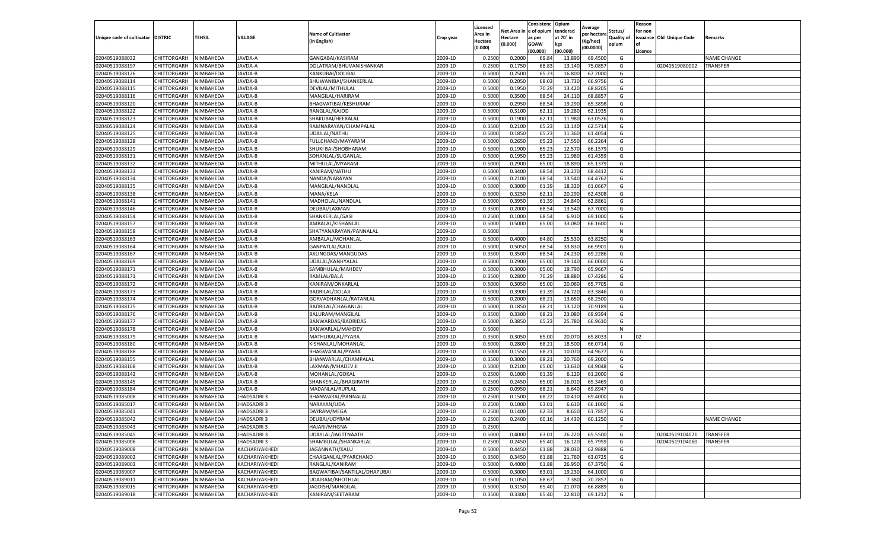| Unique code of cultivator | DISTRIC | TEHSIL | VILLAGE | Name of Cultivator (in English) | Crop year | Licensed Area in Hectare (0.000) | Net Area in Hectare (0.000) | Consistenc e of opium as per GOAW (00.000) | Opium tendered at 70° in kgs (00.000) | Average per hectare (Kg/hec) (00.0000) | Status/ Quality of opium | Reason for non issuance of Licence | Old Unique Code | Remarks |
|---|---|---|---|---|---|---|---|---|---|---|---|---|---|---|
| 02040519088032 | CHITTORGARH | NIMBAHEDA | JAVDA-A | GANGABAI/KASIRAM | 2009-10 | 0.2500 | 0.2000 | 69.84 | 13.890 | 69.4500 | G | | | NAME CHANGE |
| 02040519088197 | CHITTORGARH | NIMBAHEDA | JAVDA-A | DOLATRAM/BHUVANISHANKAR | 2009-10 | 0.2500 | 0.1750 | 68.83 | 13.140 | 75.0857 | G | | 02040519080002 | TRANSFER |
| 02040519088126 | CHITTORGARH | NIMBAHEDA | JAVDA-B | KANKUBAI/DOLIBAI | 2009-10 | 0.5000 | 0.2500 | 65.23 | 16.800 | 67.2000 | G | | | |
| 02040519088114 | CHITTORGARH | NIMBAHEDA | JAVDA-B | BHUWANIBAI/SHANKERLAL | 2009-10 | 0.5000 | 0.2050 | 68.03 | 13.730 | 66.9756 | G | | | |
| 02040519088115 | CHITTORGARH | NIMBAHEDA | JAVDA-B | DEVILAL/MITHULAL | 2009-10 | 0.5000 | 0.1950 | 70.29 | 13.420 | 68.8205 | G | | | |
| 02040519088116 | CHITTORGARH | NIMBAHEDA | JAVDA-B | MANGILAL/HARIRAM | 2009-10 | 0.5000 | 0.3500 | 68.54 | 24.110 | 68.8857 | G | | | |
| 02040519088120 | CHITTORGARH | NIMBAHEDA | JAVDA-B | BHAGVATIBAI/KESHURAM | 2009-10 | 0.5000 | 0.2950 | 68.54 | 19.290 | 65.3898 | G | | | |
| 02040519088122 | CHITTORGARH | NIMBAHEDA | JAVDA-B | RANGLAL/KAJOD | 2009-10 | 0.5000 | 0.3100 | 62.11 | 19.280 | 62.1935 | G | | | |
| 02040519088123 | CHITTORGARH | NIMBAHEDA | JAVDA-B | SHAKUBAI/HEERALAL | 2009-10 | 0.5000 | 0.1900 | 62.11 | 11.980 | 63.0526 | G | | | |
| 02040519088124 | CHITTORGARH | NIMBAHEDA | JAVDA-B | RAMNARAYAN/CHAMPALAL | 2009-10 | 0.3500 | 0.2100 | 65.23 | 13.140 | 62.5714 | G | | | |
| 02040519088125 | CHITTORGARH | NIMBAHEDA | JAVDA-B | UDAILAL/NATHU | 2009-10 | 0.5000 | 0.1850 | 65.23 | 11.360 | 61.4054 | G | | | |
| 02040519088128 | CHITTORGARH | NIMBAHEDA | JAVDA-B | FULLCHAND/MAYARAM | 2009-10 | 0.5000 | 0.2650 | 65.23 | 17.550 | 66.2264 | G | | | |
| 02040519088129 | CHITTORGARH | NIMBAHEDA | JAVDA-B | SHUKI BAI/SHOBHARAM | 2009-10 | 0.5000 | 0.1900 | 65.23 | 12.570 | 66.1579 | G | | | |
| 02040519088131 | CHITTORGARH | NIMBAHEDA | JAVDA-B | SOHANLAL/SUGANLAL | 2009-10 | 0.5000 | 0.1950 | 65.23 | 11.980 | 61.4359 | G | | | |
| 02040519088132 | CHITTORGARH | NIMBAHEDA | JAVDA-B | MITHULAL/MYARAM | 2009-10 | 0.5000 | 0.2900 | 65.00 | 18.890 | 65.1379 | G | | | |
| 02040519088133 | CHITTORGARH | NIMBAHEDA | JAVDA-B | KANIRAM/NATHU | 2009-10 | 0.5000 | 0.3400 | 68.54 | 23.270 | 68.4412 | G | | | |
| 02040519088134 | CHITTORGARH | NIMBAHEDA | JAVDA-B | NANDA/NARAYAN | 2009-10 | 0.5000 | 0.2100 | 68.54 | 13.540 | 64.4762 | G | | | |
| 02040519088135 | CHITTORGARH | NIMBAHEDA | JAVDA-B | MANGILAL/NANDLAL | 2009-10 | 0.5000 | 0.3000 | 61.39 | 18.320 | 61.0667 | G | | | |
| 02040519088138 | CHITTORGARH | NIMBAHEDA | JAVDA-B | MANA/KELA | 2009-10 | 0.5000 | 0.3250 | 62.11 | 20.290 | 62.4308 | G | | | |
| 02040519088141 | CHITTORGARH | NIMBAHEDA | JAVDA-B | MADHOLAL/NANDLAL | 2009-10 | 0.5000 | 0.3950 | 61.39 | 24.840 | 62.8861 | G | | | |
| 02040519088146 | CHITTORGARH | NIMBAHEDA | JAVDA-B | DEUBAI/LAXMAN | 2009-10 | 0.3500 | 0.2000 | 68.54 | 13.540 | 67.7000 | G | | | |
| 02040519088154 | CHITTORGARH | NIMBAHEDA | JAVDA-B | SHANKERLAL/GASI | 2009-10 | 0.2500 | 0.1000 | 68.54 | 6.910 | 69.1000 | G | | | |
| 02040519088157 | CHITTORGARH | NIMBAHEDA | JAVDA-B | AMBALAL/KISHANLAL | 2009-10 | 0.5000 | 0.5000 | 65.00 | 33.080 | 66.1600 | G | | | |
| 02040519088158 | CHITTORGARH | NIMBAHEDA | JAVDA-B | SHATYANARAYAN/PANNALAL | 2009-10 | 0.5000 | | | | | N | | | |
| 02040519088163 | CHITTORGARH | NIMBAHEDA | JAVDA-B | AMBALAL/MOHANLAL | 2009-10 | 0.5000 | 0.4000 | 64.80 | 25.530 | 63.8250 | G | | | |
| 02040519088164 | CHITTORGARH | NIMBAHEDA | JAVDA-B | GANPATLAL/KALU | 2009-10 | 0.5000 | 0.5050 | 68.54 | 33.830 | 66.9901 | G | | | |
| 02040519088167 | CHITTORGARH | NIMBAHEDA | JAVDA-B | AKLINGDAS/MANGUDAS | 2009-10 | 0.3500 | 0.3500 | 68.54 | 24.230 | 69.2286 | G | | | |
| 02040519088169 | CHITTORGARH | NIMBAHEDA | JAVDA-B | UDALAL/KANHYALAL | 2009-10 | 0.5000 | 0.2900 | 65.00 | 19.140 | 66.0000 | G | | | |
| 02040519088171 | CHITTORGARH | NIMBAHEDA | JAVDA-B | SAMBHULAL/MAHDEV | 2009-10 | 0.5000 | 0.3000 | 65.00 | 19.790 | 65.9667 | G | | | |
| 02040519088171 | CHITTORGARH | NIMBAHEDA | JAVDA-B | RAMLAL/BALA | 2009-10 | 0.3500 | 0.2800 | 70.29 | 18.880 | 67.4286 | G | | | |
| 02040519088172 | CHITTORGARH | NIMBAHEDA | JAVDA-B | KANIRAM/ONKARLAL | 2009-10 | 0.5000 | 0.3050 | 65.00 | 20.060 | 65.7705 | G | | | |
| 02040519088173 | CHITTORGARH | NIMBAHEDA | JAVDA-B | BADRILAL/DOLAJI | 2009-10 | 0.5000 | 0.3900 | 61.39 | 24.720 | 63.3846 | G | | | |
| 02040519088174 | CHITTORGARH | NIMBAHEDA | JAVDA-B | GORVADHANLAL/RATANLAL | 2009-10 | 0.5000 | 0.2000 | 68.21 | 13.650 | 68.2500 | G | | | |
| 02040519088175 | CHITTORGARH | NIMBAHEDA | JAVDA-B | BADRILAL/CHAGANLAL | 2009-10 | 0.5000 | 0.1850 | 68.21 | 13.120 | 70.9189 | G | | | |
| 02040519088176 | CHITTORGARH | NIMBAHEDA | JAVDA-B | BALURAM/MANGILAL | 2009-10 | 0.3500 | 0.3300 | 68.21 | 23.080 | 69.9394 | G | | | |
| 02040519088177 | CHITTORGARH | NIMBAHEDA | JAVDA-B | BANWARDAS/BADRIDAS | 2009-10 | 0.5000 | 0.3850 | 65.23 | 25.780 | 66.9610 | G | | | |
| 02040519088178 | CHITTORGARH | NIMBAHEDA | JAVDA-B | BANWARLAL/MAHDEV | 2009-10 | 0.5000 | | | | | N | | | |
| 02040519088179 | CHITTORGARH | NIMBAHEDA | JAVDA-B | MATHURALAL/PYARA | 2009-10 | 0.3500 | 0.3050 | 65.00 | 20.070 | 65.8033 | I | 02 | | |
| 02040519088180 | CHITTORGARH | NIMBAHEDA | JAVDA-B | KISHANLAL/MOHANLAL | 2009-10 | 0.5000 | 0.2800 | 68.21 | 18.500 | 66.0714 | G | | | |
| 02040519088188 | CHITTORGARH | NIMBAHEDA | JAVDA-B | BHAGWANLAL/PYARA | 2009-10 | 0.5000 | 0.1550 | 68.21 | 10.070 | 64.9677 | G | | | |
| 02040519088155 | CHITTORGARH | NIMBAHEDA | JAVDA-B | BHANWARLAL/CHAMPALAL | 2009-10 | 0.3500 | 0.3000 | 68.21 | 20.760 | 69.2000 | G | | | |
| 02040519088168 | CHITTORGARH | NIMBAHEDA | JAVDA-B | LAXMAN/MHADEV JI | 2009-10 | 0.5000 | 0.2100 | 65.00 | 13.630 | 64.9048 | G | | | |
| 02040519088142 | CHITTORGARH | NIMBAHEDA | JAVDA-B | MOHANLAL/GOKAL | 2009-10 | 0.2500 | 0.1000 | 61.39 | 6.120 | 61.2000 | G | | | |
| 02040519088145 | CHITTORGARH | NIMBAHEDA | JAVDA-B | SHANKERLAL/BHAGIRATH | 2009-10 | 0.2500 | 0.2450 | 65.00 | 16.010 | 65.3469 | G | | | |
| 02040519088184 | CHITTORGARH | NIMBAHEDA | JAVDA-B | MADANLAL/RUPLAL | 2009-10 | 0.2500 | 0.0950 | 68.21 | 6.640 | 69.8947 | G | | | |
| 02040519085008 | CHITTORGARH | NIMBAHEDA | JHADSADRI 3 | BHANWARAL/PANNALAL | 2009-10 | 0.2500 | 0.1500 | 68.22 | 10.410 | 69.4000 | G | | | |
| 02040519085017 | CHITTORGARH | NIMBAHEDA | JHADSADRI 3 | NARAYAN/UDA | 2009-10 | 0.2500 | 0.1000 | 63.01 | 6.610 | 66.1000 | G | | | |
| 02040519085041 | CHITTORGARH | NIMBAHEDA | JHADSADRI 3 | DAYRAM/MEGA | 2009-10 | 0.2500 | 0.1400 | 62.33 | 8.650 | 61.7857 | G | | | |
| 02040519085042 | CHITTORGARH | NIMBAHEDA | JHADSADRI 3 | DEUBAI/UDYRAM | 2009-10 | 0.2500 | 0.2400 | 60.16 | 14.430 | 60.1250 | G | | | NAME CHANGE |
| 02040519085043 | CHITTORGARH | NIMBAHEDA | JHADSADRI 3 | HAJARI/MHGNA | 2009-10 | 0.2500 | | | | | F | | | |
| 02040519085045 | CHITTORGARH | NIMBAHEDA | JHADSADRI 3 | UDAYLAL/JAGTTNAATH | 2009-10 | 0.5000 | 0.4000 | 63.01 | 26.220 | 65.5500 | G | | 02040519104071 | TRANSFER |
| 02040519085006 | CHITTORGARH | NIMBAHEDA | JHADSADRI 3 | SHAMBULAL/SHANKARLAL | 2009-10 | 0.2500 | 0.2450 | 65.40 | 16.120 | 65.7959 | G | | 02040519104060 | TRANSFER |
| 02040519089008 | CHITTORGARH | NIMBAHEDA | KACHARIYAKHEDI | JAGANNATH/KALU | 2009-10 | 0.5000 | 0.4450 | 61.88 | 28.030 | 62.9888 | G | | | |
| 02040519089002 | CHITTORGARH | NIMBAHEDA | KACHARIYAKHEDI | CHAAGANLAL/PYARCHAND | 2009-10 | 0.3500 | 0.3450 | 61.88 | 21.760 | 63.0725 | G | | | |
| 02040519089003 | CHITTORGARH | NIMBAHEDA | KACHARIYAKHEDI | RANGLAL/KANIRAM | 2009-10 | 0.5000 | 0.4000 | 61.88 | 26.950 | 67.3750 | G | | | |
| 02040519089007 | CHITTORGARH | NIMBAHEDA | KACHARIYAKHEDI | BAGWATIBAI/SANTILAL/DHAPUBAI | 2009-10 | 0.5000 | 0.3000 | 63.01 | 19.230 | 64.1000 | G | | | |
| 02040519089011 | CHITTORGARH | NIMBAHEDA | KACHARIYAKHEDI | UDAIRAM/BHOTHLAL | 2009-10 | 0.3500 | 0.1050 | 68.67 | 7.380 | 70.2857 | G | | | |
| 02040519089015 | CHITTORGARH | NIMBAHEDA | KACHARIYAKHEDI | JAGDISH/MANGILAL | 2009-10 | 0.5000 | 0.3150 | 65.40 | 21.070 | 66.8889 | G | | | |
| 02040519089018 | CHITTORGARH | NIMBAHEDA | KACHARIYAKHEDI | KANIRAM/SEETARAM | 2009-10 | 0.3500 | 0.3300 | 65.40 | 22.810 | 69.1212 | G | | | |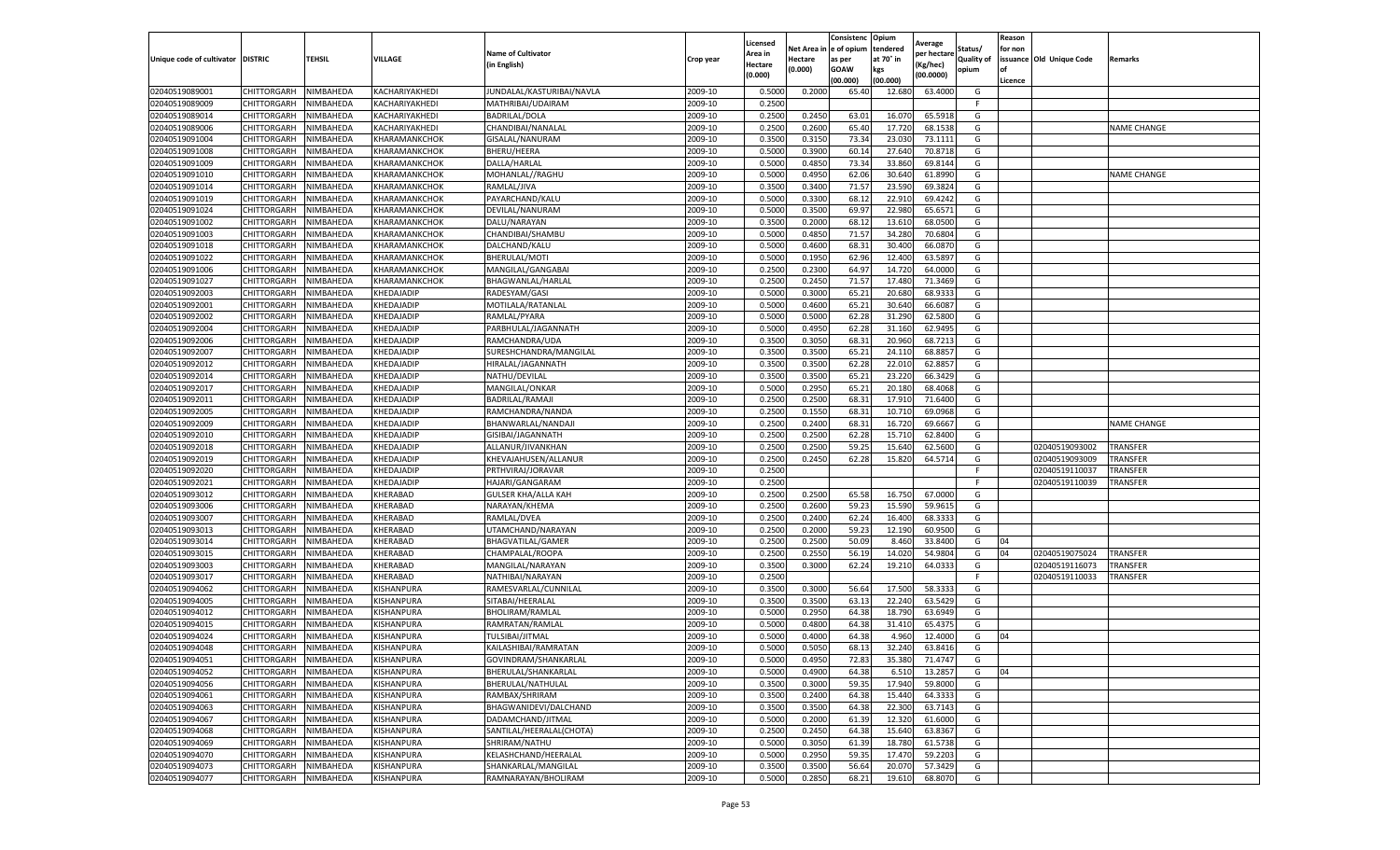| Unique code of cultivator | DISTRIC | TEHSIL | VILLAGE | Name of Cultivator (in English) | Crop year | Licensed Area in Hectare (0.000) | Net Area in Hectare (0.000) | Consistence of opium as per GOAW (00.000) | Opium tendered at 70° in kgs (00.000) | Average per hectare (Kg/hec) (00.0000) | Status/ Quality of opium | Reason for non issuance of Licence | Old Unique Code | Remarks |
|---|---|---|---|---|---|---|---|---|---|---|---|---|---|---|
| 02040519089001 | CHITTORGARH | NIMBAHEDA | KACHARIYAKHEDI | JUNDALAL/KASTURIBAI/NAVLA | 2009-10 | 0.5000 | 0.2000 | 65.40 | 12.680 | 63.4000 | G | | | |
| 02040519089009 | CHITTORGARH | NIMBAHEDA | KACHARIYAKHEDI | MATHRIBAI/UDAIRAM | 2009-10 | 0.2500 | | | | | F | | | |
| 02040519089014 | CHITTORGARH | NIMBAHEDA | KACHARIYAKHEDI | BADRILAL/DOLA | 2009-10 | 0.2500 | 0.2450 | 63.01 | 16.070 | 65.5918 | G | | | |
| 02040519089006 | CHITTORGARH | NIMBAHEDA | KACHARIYAKHEDI | CHANDIBAI/NANALAL | 2009-10 | 0.2500 | 0.2600 | 65.40 | 17.720 | 68.1538 | G | | | NAME CHANGE |
| 02040519091004 | CHITTORGARH | NIMBAHEDA | KHARAMANKCHOK | GISALAL/NANURAM | 2009-10 | 0.3500 | 0.3150 | 73.34 | 23.030 | 73.1111 | G | | | |
| 02040519091008 | CHITTORGARH | NIMBAHEDA | KHARAMANKCHOK | BHERU/HEERA | 2009-10 | 0.5000 | 0.3900 | 60.14 | 27.640 | 70.8718 | G | | | |
| 02040519091009 | CHITTORGARH | NIMBAHEDA | KHARAMANKCHOK | DALLA/HARLAL | 2009-10 | 0.5000 | 0.4850 | 73.34 | 33.860 | 69.8144 | G | | | |
| 02040519091010 | CHITTORGARH | NIMBAHEDA | KHARAMANKCHOK | MOHANLAL//RAGHU | 2009-10 | 0.5000 | 0.4950 | 62.06 | 30.640 | 61.8990 | G | | | NAME CHANGE |
| 02040519091014 | CHITTORGARH | NIMBAHEDA | KHARAMANKCHOK | RAMLAL/JIVA | 2009-10 | 0.3500 | 0.3400 | 71.57 | 23.590 | 69.3824 | G | | | |
| 02040519091019 | CHITTORGARH | NIMBAHEDA | KHARAMANKCHOK | PAYARCHAND/KALU | 2009-10 | 0.5000 | 0.3300 | 68.12 | 22.910 | 69.4242 | G | | | |
| 02040519091024 | CHITTORGARH | NIMBAHEDA | KHARAMANKCHOK | DEVILAL/NANURAM | 2009-10 | 0.5000 | 0.3500 | 69.97 | 22.980 | 65.6571 | G | | | |
| 02040519091002 | CHITTORGARH | NIMBAHEDA | KHARAMANKCHOK | DALU/NARAYAN | 2009-10 | 0.3500 | 0.2000 | 68.12 | 13.610 | 68.0500 | G | | | |
| 02040519091003 | CHITTORGARH | NIMBAHEDA | KHARAMANKCHOK | CHANDIBAI/SHAMBU | 2009-10 | 0.5000 | 0.4850 | 71.57 | 34.280 | 70.6804 | G | | | |
| 02040519091018 | CHITTORGARH | NIMBAHEDA | KHARAMANKCHOK | DALCHAND/KALU | 2009-10 | 0.5000 | 0.4600 | 68.31 | 30.400 | 66.0870 | G | | | |
| 02040519091022 | CHITTORGARH | NIMBAHEDA | KHARAMANKCHOK | BHERULAL/MOTI | 2009-10 | 0.5000 | 0.1950 | 62.96 | 12.400 | 63.5897 | G | | | |
| 02040519091006 | CHITTORGARH | NIMBAHEDA | KHARAMANKCHOK | MANGILAL/GANGABAI | 2009-10 | 0.2500 | 0.2300 | 64.97 | 14.720 | 64.0000 | G | | | |
| 02040519091027 | CHITTORGARH | NIMBAHEDA | KHARAMANKCHOK | BHAGWANLAL/HARLAL | 2009-10 | 0.2500 | 0.2450 | 71.57 | 17.480 | 71.3469 | G | | | |
| 02040519092003 | CHITTORGARH | NIMBAHEDA | KHEDAJADIP | RADESYAM/GASI | 2009-10 | 0.5000 | 0.3000 | 65.21 | 20.680 | 68.9333 | G | | | |
| 02040519092001 | CHITTORGARH | NIMBAHEDA | KHEDAJADIP | MOTILALA/RATANLAL | 2009-10 | 0.5000 | 0.4600 | 65.21 | 30.640 | 66.6087 | G | | | |
| 02040519092002 | CHITTORGARH | NIMBAHEDA | KHEDAJADIP | RAMLAL/PYARA | 2009-10 | 0.5000 | 0.5000 | 62.28 | 31.290 | 62.5800 | G | | | |
| 02040519092004 | CHITTORGARH | NIMBAHEDA | KHEDAJADIP | PARBHULAL/JAGANNATH | 2009-10 | 0.5000 | 0.4950 | 62.28 | 31.160 | 62.9495 | G | | | |
| 02040519092006 | CHITTORGARH | NIMBAHEDA | KHEDAJADIP | RAMCHANDRA/UDA | 2009-10 | 0.3500 | 0.3050 | 68.31 | 20.960 | 68.7213 | G | | | |
| 02040519092007 | CHITTORGARH | NIMBAHEDA | KHEDAJADIP | SURESHCHANDRA/MANGILAL | 2009-10 | 0.3500 | 0.3500 | 65.21 | 24.110 | 68.8857 | G | | | |
| 02040519092012 | CHITTORGARH | NIMBAHEDA | KHEDAJADIP | HIRALAL/JAGANNATH | 2009-10 | 0.3500 | 0.3500 | 62.28 | 22.010 | 62.8857 | G | | | |
| 02040519092014 | CHITTORGARH | NIMBAHEDA | KHEDAJADIP | NATHU/DEVILAL | 2009-10 | 0.3500 | 0.3500 | 65.21 | 23.220 | 66.3429 | G | | | |
| 02040519092017 | CHITTORGARH | NIMBAHEDA | KHEDAJADIP | MANGILAL/ONKAR | 2009-10 | 0.5000 | 0.2950 | 65.21 | 20.180 | 68.4068 | G | | | |
| 02040519092011 | CHITTORGARH | NIMBAHEDA | KHEDAJADIP | BADRILAL/RAMAJI | 2009-10 | 0.2500 | 0.2500 | 68.31 | 17.910 | 71.6400 | G | | | |
| 02040519092005 | CHITTORGARH | NIMBAHEDA | KHEDAJADIP | RAMCHANDRA/NANDA | 2009-10 | 0.2500 | 0.1550 | 68.31 | 10.710 | 69.0968 | G | | | |
| 02040519092009 | CHITTORGARH | NIMBAHEDA | KHEDAJADIP | BHANWARLAL/NANDAJI | 2009-10 | 0.2500 | 0.2400 | 68.31 | 16.720 | 69.6667 | G | | | NAME CHANGE |
| 02040519092010 | CHITTORGARH | NIMBAHEDA | KHEDAJADIP | GISIBAI/JAGANNATH | 2009-10 | 0.2500 | 0.2500 | 62.28 | 15.710 | 62.8400 | G | | | |
| 02040519092018 | CHITTORGARH | NIMBAHEDA | KHEDAJADIP | ALLANUR/JIVANKHAN | 2009-10 | 0.2500 | 0.2500 | 59.25 | 15.640 | 62.5600 | G | | 02040519093002 | TRANSFER |
| 02040519092019 | CHITTORGARH | NIMBAHEDA | KHEDAJADIP | KHEVAJAHUSEN/ALLANUR | 2009-10 | 0.2500 | 0.2450 | 62.28 | 15.820 | 64.5714 | G | | 02040519093009 | TRANSFER |
| 02040519092020 | CHITTORGARH | NIMBAHEDA | KHEDAJADIP | PRTHVIRAJ/JORAVAR | 2009-10 | 0.2500 | | | | | F | | 02040519110037 | TRANSFER |
| 02040519092021 | CHITTORGARH | NIMBAHEDA | KHEDAJADIP | HAJARI/GANGARAM | 2009-10 | 0.2500 | | | | | F | | 02040519110039 | TRANSFER |
| 02040519093012 | CHITTORGARH | NIMBAHEDA | KHERABAD | GULSER KHA/ALLA KAH | 2009-10 | 0.2500 | 0.2500 | 65.58 | 16.750 | 67.0000 | G | | | |
| 02040519093006 | CHITTORGARH | NIMBAHEDA | KHERABAD | NARAYAN/KHEMA | 2009-10 | 0.2500 | 0.2600 | 59.23 | 15.590 | 59.9615 | G | | | |
| 02040519093007 | CHITTORGARH | NIMBAHEDA | KHERABAD | RAMLAL/DVEA | 2009-10 | 0.2500 | 0.2400 | 62.24 | 16.400 | 68.3333 | G | | | |
| 02040519093013 | CHITTORGARH | NIMBAHEDA | KHERABAD | UTAMCHAND/NARAYAN | 2009-10 | 0.2500 | 0.2000 | 59.23 | 12.190 | 60.9500 | G | | | |
| 02040519093014 | CHITTORGARH | NIMBAHEDA | KHERABAD | BHAGVATILAL/GAMER | 2009-10 | 0.2500 | 0.2500 | 50.09 | 8.460 | 33.8400 | G | 04 | | |
| 02040519093015 | CHITTORGARH | NIMBAHEDA | KHERABAD | CHAMPALAL/ROOPA | 2009-10 | 0.2500 | 0.2550 | 56.19 | 14.020 | 54.9804 | G | 04 | 02040519075024 | TRANSFER |
| 02040519093003 | CHITTORGARH | NIMBAHEDA | KHERABAD | MANGILAL/NARAYAN | 2009-10 | 0.3500 | 0.3000 | 62.24 | 19.210 | 64.0333 | G | | 02040519116073 | TRANSFER |
| 02040519093017 | CHITTORGARH | NIMBAHEDA | KHERABAD | NATHIBAI/NARAYAN | 2009-10 | 0.2500 | | | | | F | | 02040519110033 | TRANSFER |
| 02040519094062 | CHITTORGARH | NIMBAHEDA | KISHANPURA | RAMESVARLAL/CUNNILAL | 2009-10 | 0.3500 | 0.3000 | 56.64 | 17.500 | 58.3333 | G | | | |
| 02040519094005 | CHITTORGARH | NIMBAHEDA | KISHANPURA | SITABAI/HEERALAL | 2009-10 | 0.3500 | 0.3500 | 63.13 | 22.240 | 63.5429 | G | | | |
| 02040519094012 | CHITTORGARH | NIMBAHEDA | KISHANPURA | BHOLIRAM/RAMLAL | 2009-10 | 0.5000 | 0.2950 | 64.38 | 18.790 | 63.6949 | G | | | |
| 02040519094015 | CHITTORGARH | NIMBAHEDA | KISHANPURA | RAMRATAN/RAMLAL | 2009-10 | 0.5000 | 0.4800 | 64.38 | 31.410 | 65.4375 | G | | | |
| 02040519094024 | CHITTORGARH | NIMBAHEDA | KISHANPURA | TULSIBAI/JITMAL | 2009-10 | 0.5000 | 0.4000 | 64.38 | 4.960 | 12.4000 | G | 04 | | |
| 02040519094048 | CHITTORGARH | NIMBAHEDA | KISHANPURA | KAILASHIBAI/RAMRATAN | 2009-10 | 0.5000 | 0.5050 | 68.13 | 32.240 | 63.8416 | G | | | |
| 02040519094051 | CHITTORGARH | NIMBAHEDA | KISHANPURA | GOVINDRAM/SHANKARLAL | 2009-10 | 0.5000 | 0.4950 | 72.83 | 35.380 | 71.4747 | G | | | |
| 02040519094052 | CHITTORGARH | NIMBAHEDA | KISHANPURA | BHERULAL/SHANKARLAL | 2009-10 | 0.5000 | 0.4900 | 64.38 | 6.510 | 13.2857 | G | 04 | | |
| 02040519094056 | CHITTORGARH | NIMBAHEDA | KISHANPURA | BHERULAL/NATHULAL | 2009-10 | 0.3500 | 0.3000 | 59.35 | 17.940 | 59.8000 | G | | | |
| 02040519094061 | CHITTORGARH | NIMBAHEDA | KISHANPURA | RAMBAX/SHRIRAM | 2009-10 | 0.3500 | 0.2400 | 64.38 | 15.440 | 64.3333 | G | | | |
| 02040519094063 | CHITTORGARH | NIMBAHEDA | KISHANPURA | BHAGWANIDEVI/DALCHAND | 2009-10 | 0.3500 | 0.3500 | 64.38 | 22.300 | 63.7143 | G | | | |
| 02040519094067 | CHITTORGARH | NIMBAHEDA | KISHANPURA | DADAMCHAND/JITMAL | 2009-10 | 0.5000 | 0.2000 | 61.39 | 12.320 | 61.6000 | G | | | |
| 02040519094068 | CHITTORGARH | NIMBAHEDA | KISHANPURA | SANTILAL/HEERALAL(CHOTA) | 2009-10 | 0.2500 | 0.2450 | 64.38 | 15.640 | 63.8367 | G | | | |
| 02040519094069 | CHITTORGARH | NIMBAHEDA | KISHANPURA | SHRIRAM/NATHU | 2009-10 | 0.5000 | 0.3050 | 61.39 | 18.780 | 61.5738 | G | | | |
| 02040519094070 | CHITTORGARH | NIMBAHEDA | KISHANPURA | KELASHCHAND/HEERALAL | 2009-10 | 0.5000 | 0.2950 | 59.35 | 17.470 | 59.2203 | G | | | |
| 02040519094073 | CHITTORGARH | NIMBAHEDA | KISHANPURA | SHANKARLAL/MANGILAL | 2009-10 | 0.3500 | 0.3500 | 56.64 | 20.070 | 57.3429 | G | | | |
| 02040519094077 | CHITTORGARH | NIMBAHEDA | KISHANPURA | RAMNARAYAN/BHOLIRAM | 2009-10 | 0.5000 | 0.2850 | 68.21 | 19.610 | 68.8070 | G | | | |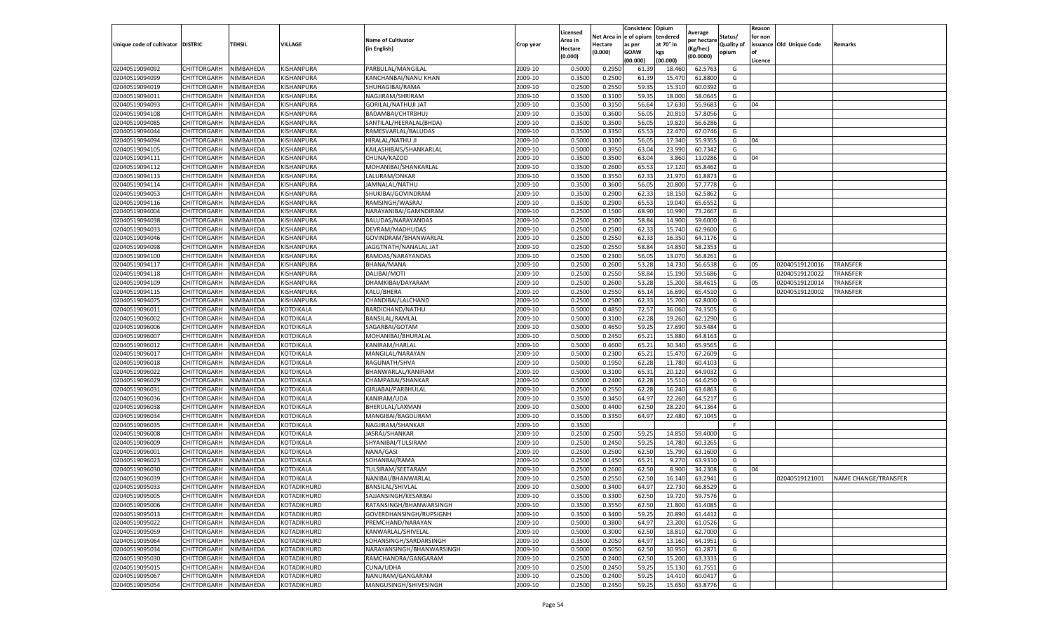| Unique code of cultivator | DISTRIC | TEHSIL | VILLAGE | Name of Cultivator (in English) | Crop year | Licensed Area in Hectare (0.000) | Net Area in Hectare (0.000) | Consistence of opium as per GOAW (00.000) | Opium tendered at 70° in kgs (00.000) | Average per hectare (Kg/hec) (00.0000) | Status/ Quality of opium | Reason for non issuance of Licence | Old Unique Code | Remarks |
|---|---|---|---|---|---|---|---|---|---|---|---|---|---|---|
| 02040519094092 | CHITTORGARH | NIMBAHEDA | KISHANPURA | PARBULAL/MANGILAL | 2009-10 | 0.5000 | 0.2950 | 61.39 | 18.460 | 62.5763 | G | | | |
| 02040519094099 | CHITTORGARH | NIMBAHEDA | KISHANPURA | KANCHANBAI/NANU KHAN | 2009-10 | 0.3500 | 0.2500 | 61.39 | 15.470 | 61.8800 | G | | | |
| 02040519094019 | CHITTORGARH | NIMBAHEDA | KISHANPURA | SHUHAGIBAI/RAMA | 2009-10 | 0.2500 | 0.2550 | 59.35 | 15.310 | 60.0392 | G | | | |
| 02040519094011 | CHITTORGARH | NIMBAHEDA | KISHANPURA | NAGJIRAM/SHRIRAM | 2009-10 | 0.3500 | 0.3100 | 59.35 | 18.000 | 58.0645 | G | | | |
| 02040519094093 | CHITTORGARH | NIMBAHEDA | KISHANPURA | GORILAL/NATHUJI JAT | 2009-10 | 0.3500 | 0.3150 | 56.64 | 17.630 | 55.9683 | G | 04 | | |
| 02040519094108 | CHITTORGARH | NIMBAHEDA | KISHANPURA | BADAMBAI/CHTRBHUJ | 2009-10 | 0.3500 | 0.3600 | 56.05 | 20.810 | 57.8056 | G | | | |
| 02040519094085 | CHITTORGARH | NIMBAHEDA | KISHANPURA | SANTILAL/HEERALAL(BHDA) | 2009-10 | 0.3500 | 0.3500 | 56.05 | 19.820 | 56.6286 | G | | | |
| 02040519094044 | CHITTORGARH | NIMBAHEDA | KISHANPURA | RAMESVARLAL/BALUDAS | 2009-10 | 0.3500 | 0.3350 | 65.53 | 22.470 | 67.0746 | G | | | |
| 02040519094094 | CHITTORGARH | NIMBAHEDA | KISHANPURA | HIRALAL/NATHU JI | 2009-10 | 0.5000 | 0.3100 | 56.05 | 17.340 | 55.9355 | G | 04 | | |
| 02040519094105 | CHITTORGARH | NIMBAHEDA | KISHANPURA | KAILASHIBAIS/SHANKARLAL | 2009-10 | 0.5000 | 0.3950 | 63.04 | 23.990 | 60.7342 | G | | | |
| 02040519094111 | CHITTORGARH | NIMBAHEDA | KISHANPURA | CHUNA/KAZOD | 2009-10 | 0.3500 | 0.3500 | 63.04 | 3.860 | 11.0286 | G | 04 | | |
| 02040519094112 | CHITTORGARH | NIMBAHEDA | KISHANPURA | MOHANIBAI/SHANKARLAL | 2009-10 | 0.3500 | 0.2600 | 65.53 | 17.120 | 65.8462 | G | | | |
| 02040519094113 | CHITTORGARH | NIMBAHEDA | KISHANPURA | LALURAM/ONKAR | 2009-10 | 0.3500 | 0.3550 | 62.33 | 21.970 | 61.8873 | G | | | |
| 02040519094114 | CHITTORGARH | NIMBAHEDA | KISHANPURA | JAMNALAL/NATHU | 2009-10 | 0.3500 | 0.3600 | 56.05 | 20.800 | 57.7778 | G | | | |
| 02040519094053 | CHITTORGARH | NIMBAHEDA | KISHANPURA | SHUKIBAI/GOVINDRAM | 2009-10 | 0.3500 | 0.2900 | 62.33 | 18.150 | 62.5862 | G | | | |
| 02040519094116 | CHITTORGARH | NIMBAHEDA | KISHANPURA | RAMSINGH/WASRAJ | 2009-10 | 0.3500 | 0.2900 | 65.53 | 19.040 | 65.6552 | G | | | |
| 02040519094004 | CHITTORGARH | NIMBAHEDA | KISHANPURA | NARAYANIBAI/GAMNDIRAM | 2009-10 | 0.2500 | 0.1500 | 68.90 | 10.990 | 73.2667 | G | | | |
| 02040519094038 | CHITTORGARH | NIMBAHEDA | KISHANPURA | BALUDAS/NARAYANDAS | 2009-10 | 0.2500 | 0.2500 | 58.84 | 14.900 | 59.6000 | G | | | |
| 02040519094033 | CHITTORGARH | NIMBAHEDA | KISHANPURA | DEVRAM/MADHUDAS | 2009-10 | 0.2500 | 0.2500 | 62.33 | 15.740 | 62.9600 | G | | | |
| 02040519094046 | CHITTORGARH | NIMBAHEDA | KISHANPURA | GOVINDRAM/BHANWARLAL | 2009-10 | 0.2500 | 0.2550 | 62.33 | 16.350 | 64.1176 | G | | | |
| 02040519094098 | CHITTORGARH | NIMBAHEDA | KISHANPURA | JAGGTNATH/NANALAL JAT | 2009-10 | 0.2500 | 0.2550 | 58.84 | 14.850 | 58.2353 | G | | | |
| 02040519094100 | CHITTORGARH | NIMBAHEDA | KISHANPURA | RAMDAS/NARAYANDAS | 2009-10 | 0.2500 | 0.2300 | 56.05 | 13.070 | 56.8261 | G | | | |
| 02040519094117 | CHITTORGARH | NIMBAHEDA | KISHANPURA | BHANA/NANA | 2009-10 | 0.2500 | 0.2600 | 53.28 | 14.730 | 56.6538 | G | 05 | 02040519120016 | TRANSFER |
| 02040519094118 | CHITTORGARH | NIMBAHEDA | KISHANPURA | DALIBAI/MOTI | 2009-10 | 0.2500 | 0.2550 | 58.84 | 15.190 | 59.5686 | G | | 02040519120022 | TRANSFER |
| 02040519094109 | CHITTORGARH | NIMBAHEDA | KISHANPURA | DHAMKIBAI/DAYARAM | 2009-10 | 0.2500 | 0.2600 | 53.28 | 15.200 | 58.4615 | G | 05 | 02040519120014 | TRANSFER |
| 02040519094115 | CHITTORGARH | NIMBAHEDA | KISHANPURA | KALU/BHERA | 2009-10 | 0.2500 | 0.2550 | 65.14 | 16.690 | 65.4510 | G | | 02040519120002 | TRANSFER |
| 02040519094075 | CHITTORGARH | NIMBAHEDA | KISHANPURA | CHANDIBAI/LALCHAND | 2009-10 | 0.2500 | 0.2500 | 62.33 | 15.700 | 62.8000 | G | | | |
| 02040519096011 | CHITTORGARH | NIMBAHEDA | KOTDIKALA | BARDICHAND/NATHU | 2009-10 | 0.5000 | 0.4850 | 72.57 | 36.060 | 74.3505 | G | | | |
| 02040519096002 | CHITTORGARH | NIMBAHEDA | KOTDIKALA | BANSILAL/RAMLAL | 2009-10 | 0.5000 | 0.3100 | 62.28 | 19.260 | 62.1290 | G | | | |
| 02040519096006 | CHITTORGARH | NIMBAHEDA | KOTDIKALA | SAGARBAI/GOTAM | 2009-10 | 0.5000 | 0.4650 | 59.25 | 27.690 | 59.5484 | G | | | |
| 02040519096007 | CHITTORGARH | NIMBAHEDA | KOTDIKALA | MOHANIBAI/BHURALAL | 2009-10 | 0.5000 | 0.2450 | 65.21 | 15.880 | 64.8163 | G | | | |
| 02040519096012 | CHITTORGARH | NIMBAHEDA | KOTDIKALA | KANIRAM/HARLAL | 2009-10 | 0.5000 | 0.4600 | 65.21 | 30.340 | 65.9565 | G | | | |
| 02040519096017 | CHITTORGARH | NIMBAHEDA | KOTDIKALA | MANGILAL/NARAYAN | 2009-10 | 0.5000 | 0.2300 | 65.21 | 15.470 | 67.2609 | G | | | |
| 02040519096018 | CHITTORGARH | NIMBAHEDA | KOTDIKALA | RAGUNATH/SHVA | 2009-10 | 0.5000 | 0.1950 | 62.28 | 11.780 | 60.4103 | G | | | |
| 02040519096022 | CHITTORGARH | NIMBAHEDA | KOTDIKALA | BHANWARLAL/KANIRAM | 2009-10 | 0.5000 | 0.3100 | 65.31 | 20.120 | 64.9032 | G | | | |
| 02040519096029 | CHITTORGARH | NIMBAHEDA | KOTDIKALA | CHAMPABAI/SHANKAR | 2009-10 | 0.5000 | 0.2400 | 62.28 | 15.510 | 64.6250 | G | | | |
| 02040519096031 | CHITTORGARH | NIMBAHEDA | KOTDIKALA | GIRJABAI/PARBHULAL | 2009-10 | 0.2500 | 0.2550 | 62.28 | 16.240 | 63.6863 | G | | | |
| 02040519096036 | CHITTORGARH | NIMBAHEDA | KOTDIKALA | KANIRAM/UDA | 2009-10 | 0.3500 | 0.3450 | 64.97 | 22.260 | 64.5217 | G | | | |
| 02040519096038 | CHITTORGARH | NIMBAHEDA | KOTDIKALA | BHERULAL/LAXMAN | 2009-10 | 0.5000 | 0.4400 | 62.50 | 28.220 | 64.1364 | G | | | |
| 02040519096034 | CHITTORGARH | NIMBAHEDA | KOTDIKALA | MANGIBAI/BAGDURAM | 2009-10 | 0.3500 | 0.3350 | 64.97 | 22.480 | 67.1045 | G | | | |
| 02040519096035 | CHITTORGARH | NIMBAHEDA | KOTDIKALA | NAGJIRAM/SHANKAR | 2009-10 | 0.3500 | | | | | F | | | |
| 02040519096008 | CHITTORGARH | NIMBAHEDA | KOTDIKALA | JASRAJ/SHANKAR | 2009-10 | 0.2500 | 0.2500 | 59.25 | 14.850 | 59.4000 | G | | | |
| 02040519096009 | CHITTORGARH | NIMBAHEDA | KOTDIKALA | SHYANIBAI/TULSIRAM | 2009-10 | 0.2500 | 0.2450 | 59.25 | 14.780 | 60.3265 | G | | | |
| 02040519096001 | CHITTORGARH | NIMBAHEDA | KOTDIKALA | NANA/GASI | 2009-10 | 0.2500 | 0.2500 | 62.50 | 15.790 | 63.1600 | G | | | |
| 02040519096023 | CHITTORGARH | NIMBAHEDA | KOTDIKALA | SOHANBAI/RAMA | 2009-10 | 0.2500 | 0.1450 | 65.21 | 9.270 | 63.9310 | G | | | |
| 02040519096030 | CHITTORGARH | NIMBAHEDA | KOTDIKALA | TULSIRAM/SEETARAM | 2009-10 | 0.2500 | 0.2600 | 62.50 | 8.900 | 34.2308 | G | 04 | | |
| 02040519096039 | CHITTORGARH | NIMBAHEDA | KOTDIKALA | NANIBAI/BHANWARLAL | 2009-10 | 0.2500 | 0.2550 | 62.50 | 16.140 | 63.2941 | G | | 02040519121001 | NAME CHANGE/TRANSFER |
| 02040519095033 | CHITTORGARH | NIMBAHEDA | KOTADIKHURD | BANSILAL/SHIVLAL | 2009-10 | 0.5000 | 0.3400 | 64.97 | 22.730 | 66.8529 | G | | | |
| 02040519095005 | CHITTORGARH | NIMBAHEDA | KOTADIKHURD | SAJJANSINGH/KESARBAI | 2009-10 | 0.3500 | 0.3300 | 62.50 | 19.720 | 59.7576 | G | | | |
| 02040519095006 | CHITTORGARH | NIMBAHEDA | KOTADIKHURD | RATANSINGH/BHANWARSINGH | 2009-10 | 0.3500 | 0.3550 | 62.50 | 21.800 | 61.4085 | G | | | |
| 02040519095013 | CHITTORGARH | NIMBAHEDA | KOTADIKHURD | GOVERDHANSINGH/RUPSIGNH | 2009-10 | 0.3500 | 0.3400 | 59.25 | 20.890 | 61.4412 | G | | | |
| 02040519095022 | CHITTORGARH | NIMBAHEDA | KOTADIKHURD | PREMCHAND/NARAYAN | 2009-10 | 0.5000 | 0.3800 | 64.97 | 23.200 | 61.0526 | G | | | |
| 02040519095059 | CHITTORGARH | NIMBAHEDA | KOTADIKHURD | KANWARLAL/SHIVELAL | 2009-10 | 0.5000 | 0.3000 | 62.50 | 18.810 | 62.7000 | G | | | |
| 02040519095064 | CHITTORGARH | NIMBAHEDA | KOTADIKHURD | SOHANSINGH/SARDARSINGH | 2009-10 | 0.3500 | 0.2050 | 64.97 | 13.160 | 64.1951 | G | | | |
| 02040519095034 | CHITTORGARH | NIMBAHEDA | KOTADIKHURD | NARAYANSINGH/BHANWARSINGH | 2009-10 | 0.5000 | 0.5050 | 62.50 | 30.950 | 61.2871 | G | | | |
| 02040519095030 | CHITTORGARH | NIMBAHEDA | KOTADIKHURD | RAMCHANDRA/GANGARAM | 2009-10 | 0.2500 | 0.2400 | 62.50 | 15.200 | 63.3333 | G | | | |
| 02040519095015 | CHITTORGARH | NIMBAHEDA | KOTADIKHURD | CUNA/UDHA | 2009-10 | 0.2500 | 0.2450 | 59.25 | 15.130 | 61.7551 | G | | | |
| 02040519095067 | CHITTORGARH | NIMBAHEDA | KOTADIKHURD | NANURAM/GANGARAM | 2009-10 | 0.2500 | 0.2400 | 59.25 | 14.410 | 60.0417 | G | | | |
| 02040519095054 | CHITTORGARH | NIMBAHEDA | KOTADIKHURD | MANGUSINGH/SHIVESINGH | 2009-10 | 0.2500 | 0.2450 | 59.25 | 15.650 | 63.8776 | G | | | |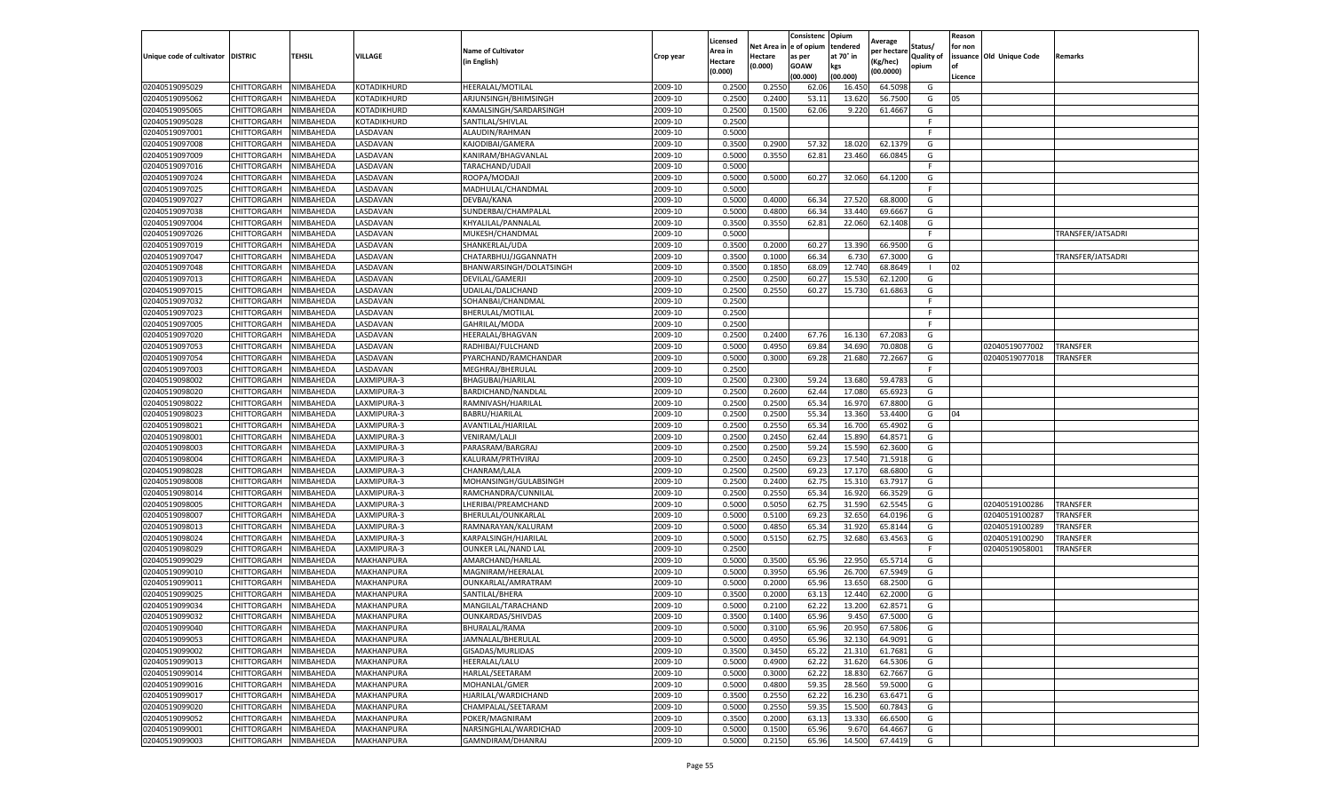| Unique code of cultivator | DISTRIC | TEHSIL | VILLAGE | Name of Cultivator (in English) | Crop year | Licensed Area in Hectare (0.000) | Net Area in Hectare (0.000) | Consistence of opium as per GOAW (00.000) | Opium tendered at 70˚ in kgs (00.000) | Average per hectare (Kg/hec) (00.0000) | Status/ Quality of opium | Reason for non issuance of Licence | Old Unique Code | Remarks |
|---|---|---|---|---|---|---|---|---|---|---|---|---|---|---|
| 02040519095029 | CHITTORGARH | NIMBAHEDA | KOTADIKHURD | HEERALAL/MOTILAL | 2009-10 | 0.2500 | 0.2550 | 62.06 | 16.450 | 64.5098 | G | | | |
| 02040519095062 | CHITTORGARH | NIMBAHEDA | KOTADIKHURD | ARJUNSINGH/BHIMSINGH | 2009-10 | 0.2500 | 0.2400 | 53.11 | 13.620 | 56.7500 | G | 05 | | |
| 02040519095065 | CHITTORGARH | NIMBAHEDA | KOTADIKHURD | KAMALSINGH/SARDARSINGH | 2009-10 | 0.2500 | 0.1500 | 62.06 | 9.220 | 61.4667 | G | | | |
| 02040519095028 | CHITTORGARH | NIMBAHEDA | KOTADIKHURD | SANTILAL/SHIVLAL | 2009-10 | 0.2500 | | | | | F | | | |
| 02040519097001 | CHITTORGARH | NIMBAHEDA | LASDAVAN | ALAUDIN/RAHMAN | 2009-10 | 0.5000 | | | | | F | | | |
| 02040519097008 | CHITTORGARH | NIMBAHEDA | LASDAVAN | KAJODIBAI/GAMERA | 2009-10 | 0.3500 | 0.2900 | 57.32 | 18.020 | 62.1379 | G | | | |
| 02040519097009 | CHITTORGARH | NIMBAHEDA | LASDAVAN | KANIRAM/BHAGVANLAL | 2009-10 | 0.5000 | 0.3550 | 62.81 | 23.460 | 66.0845 | G | | | |
| 02040519097016 | CHITTORGARH | NIMBAHEDA | LASDAVAN | TARACHAND/UDAJI | 2009-10 | 0.5000 | | | | | F | | | |
| 02040519097024 | CHITTORGARH | NIMBAHEDA | LASDAVAN | ROOPA/MODAJI | 2009-10 | 0.5000 | 0.5000 | 60.27 | 32.060 | 64.1200 | G | | | |
| 02040519097025 | CHITTORGARH | NIMBAHEDA | LASDAVAN | MADHULAL/CHANDMAL | 2009-10 | 0.5000 | | | | | F | | | |
| 02040519097027 | CHITTORGARH | NIMBAHEDA | LASDAVAN | DEVBAI/KANA | 2009-10 | 0.5000 | 0.4000 | 66.34 | 27.520 | 68.8000 | G | | | |
| 02040519097038 | CHITTORGARH | NIMBAHEDA | LASDAVAN | SUNDERBAI/CHAMPALAL | 2009-10 | 0.5000 | 0.4800 | 66.34 | 33.440 | 69.6667 | G | | | |
| 02040519097004 | CHITTORGARH | NIMBAHEDA | LASDAVAN | KHYALILAL/PANNALAL | 2009-10 | 0.3500 | 0.3550 | 62.81 | 22.060 | 62.1408 | G | | | |
| 02040519097026 | CHITTORGARH | NIMBAHEDA | LASDAVAN | MUKESH/CHANDMAL | 2009-10 | 0.5000 | | | | | F | | | TRANSFER/JATSADRI |
| 02040519097019 | CHITTORGARH | NIMBAHEDA | LASDAVAN | SHANKERLAL/UDA | 2009-10 | 0.3500 | 0.2000 | 60.27 | 13.390 | 66.9500 | G | | | |
| 02040519097047 | CHITTORGARH | NIMBAHEDA | LASDAVAN | CHATARBHUJ/JGGANNATH | 2009-10 | 0.3500 | 0.1000 | 66.34 | 6.730 | 67.3000 | G | | | TRANSFER/JATSADRI |
| 02040519097048 | CHITTORGARH | NIMBAHEDA | LASDAVAN | BHANWARSINGH/DOLATSINGH | 2009-10 | 0.3500 | 0.1850 | 68.09 | 12.740 | 68.8649 | I | 02 | | |
| 02040519097013 | CHITTORGARH | NIMBAHEDA | LASDAVAN | DEVILAL/GAMERJI | 2009-10 | 0.2500 | 0.2500 | 60.27 | 15.530 | 62.1200 | G | | | |
| 02040519097015 | CHITTORGARH | NIMBAHEDA | LASDAVAN | UDAILAL/DALICHAND | 2009-10 | 0.2500 | 0.2550 | 60.27 | 15.730 | 61.6863 | G | | | |
| 02040519097032 | CHITTORGARH | NIMBAHEDA | LASDAVAN | SOHANBAI/CHANDMAL | 2009-10 | 0.2500 | | | | | F | | | |
| 02040519097023 | CHITTORGARH | NIMBAHEDA | LASDAVAN | BHERULAL/MOTILAL | 2009-10 | 0.2500 | | | | | F | | | |
| 02040519097005 | CHITTORGARH | NIMBAHEDA | LASDAVAN | GAHRILAL/MODA | 2009-10 | 0.2500 | | | | | F | | | |
| 02040519097020 | CHITTORGARH | NIMBAHEDA | LASDAVAN | HEERALAL/BHAGVAN | 2009-10 | 0.2500 | 0.2400 | 67.76 | 16.130 | 67.2083 | G | | | |
| 02040519097053 | CHITTORGARH | NIMBAHEDA | LASDAVAN | RADHIBAI/FULCHAND | 2009-10 | 0.5000 | 0.4950 | 69.84 | 34.690 | 70.0808 | G | | 02040519077002 | TRANSFER |
| 02040519097054 | CHITTORGARH | NIMBAHEDA | LASDAVAN | PYARCHAND/RAMCHANDAR | 2009-10 | 0.5000 | 0.3000 | 69.28 | 21.680 | 72.2667 | G | | 02040519077018 | TRANSFER |
| 02040519097003 | CHITTORGARH | NIMBAHEDA | LASDAVAN | MEGHRAJ/BHERULAL | 2009-10 | 0.2500 | | | | | F | | | |
| 02040519098002 | CHITTORGARH | NIMBAHEDA | LAXMIPURA-3 | BHAGUBAI/HJARILAL | 2009-10 | 0.2500 | 0.2300 | 59.24 | 13.680 | 59.4783 | G | | | |
| 02040519098020 | CHITTORGARH | NIMBAHEDA | LAXMIPURA-3 | BARDICHAND/NANDLAL | 2009-10 | 0.2500 | 0.2600 | 62.44 | 17.080 | 65.6923 | G | | | |
| 02040519098022 | CHITTORGARH | NIMBAHEDA | LAXMIPURA-3 | RAMNIVASH/HJARILAL | 2009-10 | 0.2500 | 0.2500 | 65.34 | 16.970 | 67.8800 | G | | | |
| 02040519098023 | CHITTORGARH | NIMBAHEDA | LAXMIPURA-3 | BABRU/HJARILAL | 2009-10 | 0.2500 | 0.2500 | 55.34 | 13.360 | 53.4400 | G | 04 | | |
| 02040519098021 | CHITTORGARH | NIMBAHEDA | LAXMIPURA-3 | AVANTILAL/HJARILAL | 2009-10 | 0.2500 | 0.2550 | 65.34 | 16.700 | 65.4902 | G | | | |
| 02040519098001 | CHITTORGARH | NIMBAHEDA | LAXMIPURA-3 | VENIRAM/LALJI | 2009-10 | 0.2500 | 0.2450 | 62.44 | 15.890 | 64.8571 | G | | | |
| 02040519098003 | CHITTORGARH | NIMBAHEDA | LAXMIPURA-3 | PARASRAM/BARGRAJ | 2009-10 | 0.2500 | 0.2500 | 59.24 | 15.590 | 62.3600 | G | | | |
| 02040519098004 | CHITTORGARH | NIMBAHEDA | LAXMIPURA-3 | KALURAM/PRTHVIRAJ | 2009-10 | 0.2500 | 0.2450 | 69.23 | 17.540 | 71.5918 | G | | | |
| 02040519098028 | CHITTORGARH | NIMBAHEDA | LAXMIPURA-3 | CHANRAM/LALA | 2009-10 | 0.2500 | 0.2500 | 69.23 | 17.170 | 68.6800 | G | | | |
| 02040519098008 | CHITTORGARH | NIMBAHEDA | LAXMIPURA-3 | MOHANSINGH/GULABSINGH | 2009-10 | 0.2500 | 0.2400 | 62.75 | 15.310 | 63.7917 | G | | | |
| 02040519098014 | CHITTORGARH | NIMBAHEDA | LAXMIPURA-3 | RAMCHANDRA/CUNNILAL | 2009-10 | 0.2500 | 0.2550 | 65.34 | 16.920 | 66.3529 | G | | | |
| 02040519098005 | CHITTORGARH | NIMBAHEDA | LAXMIPURA-3 | LHERIBAI/PREAMCHAND | 2009-10 | 0.5000 | 0.5050 | 62.75 | 31.590 | 62.5545 | G | | 02040519100286 | TRANSFER |
| 02040519098007 | CHITTORGARH | NIMBAHEDA | LAXMIPURA-3 | BHERULAL/OUNKARLAL | 2009-10 | 0.5000 | 0.5100 | 69.23 | 32.650 | 64.0196 | G | | 02040519100287 | TRANSFER |
| 02040519098013 | CHITTORGARH | NIMBAHEDA | LAXMIPURA-3 | RAMNARAYAN/KALURAM | 2009-10 | 0.5000 | 0.4850 | 65.34 | 31.920 | 65.8144 | G | | 02040519100289 | TRANSFER |
| 02040519098024 | CHITTORGARH | NIMBAHEDA | LAXMIPURA-3 | KARPALSINGH/HJARILAL | 2009-10 | 0.5000 | 0.5150 | 62.75 | 32.680 | 63.4563 | G | | 02040519100290 | TRANSFER |
| 02040519098029 | CHITTORGARH | NIMBAHEDA | LAXMIPURA-3 | OUNKER LAL/NAND LAL | 2009-10 | 0.2500 | | | | | F | | 02040519058001 | TRANSFER |
| 02040519099029 | CHITTORGARH | NIMBAHEDA | MAKHANPURA | AMARCHAND/HARLAL | 2009-10 | 0.5000 | 0.3500 | 65.96 | 22.950 | 65.5714 | G | | | |
| 02040519099010 | CHITTORGARH | NIMBAHEDA | MAKHANPURA | MAGNIRAM/HEERALAL | 2009-10 | 0.5000 | 0.3950 | 65.96 | 26.700 | 67.5949 | G | | | |
| 02040519099011 | CHITTORGARH | NIMBAHEDA | MAKHANPURA | OUNKARLAL/AMRATRAM | 2009-10 | 0.5000 | 0.2000 | 65.96 | 13.650 | 68.2500 | G | | | |
| 02040519099025 | CHITTORGARH | NIMBAHEDA | MAKHANPURA | SANTILAL/BHERA | 2009-10 | 0.3500 | 0.2000 | 63.13 | 12.440 | 62.2000 | G | | | |
| 02040519099034 | CHITTORGARH | NIMBAHEDA | MAKHANPURA | MANGILAL/TARACHAND | 2009-10 | 0.5000 | 0.2100 | 62.22 | 13.200 | 62.8571 | G | | | |
| 02040519099032 | CHITTORGARH | NIMBAHEDA | MAKHANPURA | OUNKARDAS/SHIVDAS | 2009-10 | 0.3500 | 0.1400 | 65.96 | 9.450 | 67.5000 | G | | | |
| 02040519099040 | CHITTORGARH | NIMBAHEDA | MAKHANPURA | BHURALAL/RAMA | 2009-10 | 0.5000 | 0.3100 | 65.96 | 20.950 | 67.5806 | G | | | |
| 02040519099053 | CHITTORGARH | NIMBAHEDA | MAKHANPURA | JAMNALAL/BHERULAL | 2009-10 | 0.5000 | 0.4950 | 65.96 | 32.130 | 64.9091 | G | | | |
| 02040519099002 | CHITTORGARH | NIMBAHEDA | MAKHANPURA | GISADAS/MURLIDAS | 2009-10 | 0.3500 | 0.3450 | 65.22 | 21.310 | 61.7681 | G | | | |
| 02040519099013 | CHITTORGARH | NIMBAHEDA | MAKHANPURA | HEERALAL/LALU | 2009-10 | 0.5000 | 0.4900 | 62.22 | 31.620 | 64.5306 | G | | | |
| 02040519099014 | CHITTORGARH | NIMBAHEDA | MAKHANPURA | HARLAL/SEETARAM | 2009-10 | 0.5000 | 0.3000 | 62.22 | 18.830 | 62.7667 | G | | | |
| 02040519099016 | CHITTORGARH | NIMBAHEDA | MAKHANPURA | MOHANLAL/GMER | 2009-10 | 0.5000 | 0.4800 | 59.35 | 28.560 | 59.5000 | G | | | |
| 02040519099017 | CHITTORGARH | NIMBAHEDA | MAKHANPURA | HJARILAL/WARDICHAND | 2009-10 | 0.3500 | 0.2550 | 62.22 | 16.230 | 63.6471 | G | | | |
| 02040519099020 | CHITTORGARH | NIMBAHEDA | MAKHANPURA | CHAMPALAL/SEETARAM | 2009-10 | 0.5000 | 0.2550 | 59.35 | 15.500 | 60.7843 | G | | | |
| 02040519099052 | CHITTORGARH | NIMBAHEDA | MAKHANPURA | POKER/MAGNIRAM | 2009-10 | 0.3500 | 0.2000 | 63.13 | 13.330 | 66.6500 | G | | | |
| 02040519099001 | CHITTORGARH | NIMBAHEDA | MAKHANPURA | NARSINGHLAL/WARDICHAD | 2009-10 | 0.5000 | 0.1500 | 65.96 | 9.670 | 64.4667 | G | | | |
| 02040519099003 | CHITTORGARH | NIMBAHEDA | MAKHANPURA | GAMNDIRAM/DHANRAJ | 2009-10 | 0.5000 | 0.2150 | 65.96 | 14.500 | 67.4419 | G | | | |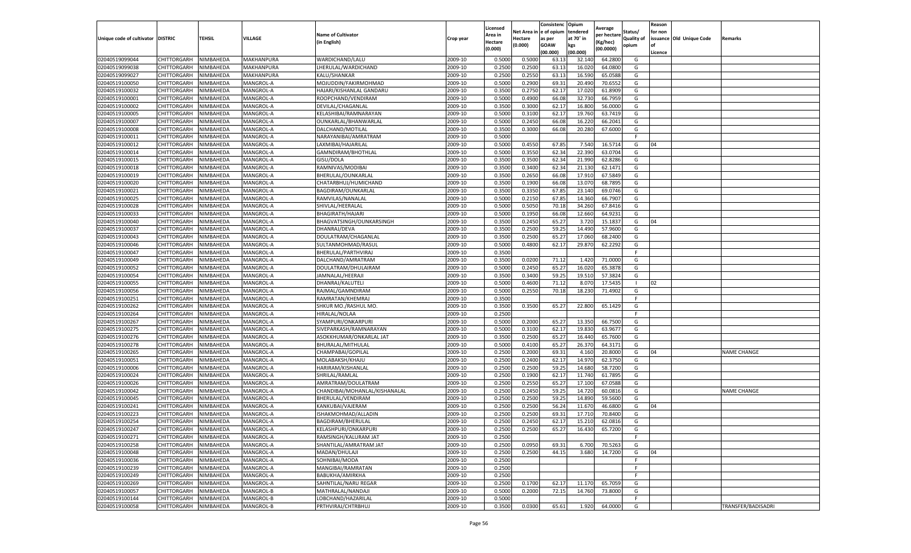| Unique code of cultivator | DISTRIC | TEHSIL | VILLAGE | Name of Cultivator (in English) | Crop year | Licensed Area in Hectare (0.000) | Net Area in Hectare (0.000) | Consistence of opium as per GOAW (00.000) | Opium tendered at 70° in kgs (00.000) | Average per hectare (Kg/hec) (00.0000) | Status/ Quality of opium | Reason for non issuance of Licence | Old Unique Code | Remarks |
|---|---|---|---|---|---|---|---|---|---|---|---|---|---|---|
| 02040519099044 | CHITTORGARH | NIMBAHEDA | MAKHANPURA | WARDICHAND/LALU | 2009-10 | 0.5000 | 0.5000 | 63.13 | 32.140 | 64.2800 | G | | | |
| 02040519099038 | CHITTORGARH | NIMBAHEDA | MAKHANPURA | LHERULAL/WARDICHAND | 2009-10 | 0.2500 | 0.2500 | 63.13 | 16.020 | 64.0800 | G | | | |
| 02040519099027 | CHITTORGARH | NIMBAHEDA | MAKHANPURA | KALU/SHANKAR | 2009-10 | 0.2500 | 0.2550 | 63.13 | 16.590 | 65.0588 | G | | | |
| 02040519100050 | CHITTORGARH | NIMBAHEDA | MANGROL-A | MOJUDDIN/FAKIRMOHMAD | 2009-10 | 0.5000 | 0.2900 | 69.31 | 20.490 | 70.6552 | G | | | |
| 02040519100032 | CHITTORGARH | NIMBAHEDA | MANGROL-A | HAJARI/KISHANLAL GANDARU | 2009-10 | 0.3500 | 0.2750 | 62.17 | 17.020 | 61.8909 | G | | | |
| 02040519100001 | CHITTORGARH | NIMBAHEDA | MANGROL-A | ROOPCHAND/VENDIRAM | 2009-10 | 0.5000 | 0.4900 | 66.08 | 32.730 | 66.7959 | G | | | |
| 02040519100002 | CHITTORGARH | NIMBAHEDA | MANGROL-A | DEVILAL/CHAGANLAL | 2009-10 | 0.3500 | 0.3000 | 62.17 | 16.800 | 56.0000 | G | | | |
| 02040519100005 | CHITTORGARH | NIMBAHEDA | MANGROL-A | KELASHIBAI/RAMNARAYAN | 2009-10 | 0.5000 | 0.3100 | 62.17 | 19.760 | 63.7419 | G | | | |
| 02040519100007 | CHITTORGARH | NIMBAHEDA | MANGROL-A | OUNKARLAL/BHANWARLAL | 2009-10 | 0.5000 | 0.2450 | 66.08 | 16.220 | 66.2041 | G | | | |
| 02040519100008 | CHITTORGARH | NIMBAHEDA | MANGROL-A | DALCHAND/MOTILAL | 2009-10 | 0.3500 | 0.3000 | 66.08 | 20.280 | 67.6000 | G | | | |
| 02040519100011 | CHITTORGARH | NIMBAHEDA | MANGROL-A | NARAYANIBAI/AMRATRAM | 2009-10 | 0.5000 | | | | | F | | | |
| 02040519100012 | CHITTORGARH | NIMBAHEDA | MANGROL-A | LAXMIBAI/HAJARILAL | 2009-10 | 0.5000 | 0.4550 | 67.85 | 7.540 | 16.5714 | G | 04 | | |
| 02040519100014 | CHITTORGARH | NIMBAHEDA | MANGROL-A | GAMNDIRAM/BHOTHLAL | 2009-10 | 0.5000 | 0.3550 | 62.34 | 22.390 | 63.0704 | G | | | |
| 02040519100015 | CHITTORGARH | NIMBAHEDA | MANGROL-A | GISU/DOLA | 2009-10 | 0.3500 | 0.3500 | 62.34 | 21.990 | 62.8286 | G | | | |
| 02040519100018 | CHITTORGARH | NIMBAHEDA | MANGROL-A | RAMNIVAS/MODIBAI | 2009-10 | 0.3500 | 0.3400 | 62.34 | 21.130 | 62.1471 | G | | | |
| 02040519100019 | CHITTORGARH | NIMBAHEDA | MANGROL-A | BHERULAL/OUNKARLAL | 2009-10 | 0.3500 | 0.2650 | 66.08 | 17.910 | 67.5849 | G | | | |
| 02040519100020 | CHITTORGARH | NIMBAHEDA | MANGROL-A | CHATARBHUJ/HUMICHAND | 2009-10 | 0.3500 | 0.1900 | 66.08 | 13.070 | 68.7895 | G | | | |
| 02040519100021 | CHITTORGARH | NIMBAHEDA | MANGROL-A | BAGDIRAM/OUNKARLAL | 2009-10 | 0.3500 | 0.3350 | 67.85 | 23.140 | 69.0746 | G | | | |
| 02040519100025 | CHITTORGARH | NIMBAHEDA | MANGROL-A | RAMVILAS/NANALAL | 2009-10 | 0.5000 | 0.2150 | 67.85 | 14.360 | 66.7907 | G | | | |
| 02040519100028 | CHITTORGARH | NIMBAHEDA | MANGROL-A | SHIVLAL/HEERALAL | 2009-10 | 0.5000 | 0.5050 | 70.18 | 34.260 | 67.8416 | G | | | |
| 02040519100033 | CHITTORGARH | NIMBAHEDA | MANGROL-A | BHAGIRATH/HAJARI | 2009-10 | 0.5000 | 0.1950 | 66.08 | 12.660 | 64.9231 | G | | | |
| 02040519100040 | CHITTORGARH | NIMBAHEDA | MANGROL-A | BHAGVATSINGH/OUNKARSINGH | 2009-10 | 0.3500 | 0.2450 | 65.27 | 3.720 | 15.1837 | G | 04 | | |
| 02040519100037 | CHITTORGARH | NIMBAHEDA | MANGROL-A | DHANRAJ/DEVA | 2009-10 | 0.3500 | 0.2500 | 59.25 | 14.490 | 57.9600 | G | | | |
| 02040519100043 | CHITTORGARH | NIMBAHEDA | MANGROL-A | DOULATRAM/CHAGANLAL | 2009-10 | 0.3500 | 0.2500 | 65.27 | 17.060 | 68.2400 | G | | | |
| 02040519100046 | CHITTORGARH | NIMBAHEDA | MANGROL-A | SULTANMOHMAD/RASUL | 2009-10 | 0.5000 | 0.4800 | 62.17 | 29.870 | 62.2292 | G | | | |
| 02040519100047 | CHITTORGARH | NIMBAHEDA | MANGROL-A | BHERULAL/PARTHVIRAJ | 2009-10 | 0.3500 | | | | | F | | | |
| 02040519100049 | CHITTORGARH | NIMBAHEDA | MANGROL-A | DALCHAND/AMRATRAM | 2009-10 | 0.3500 | 0.0200 | 71.12 | 1.420 | 71.0000 | G | | | |
| 02040519100052 | CHITTORGARH | NIMBAHEDA | MANGROL-A | DOULATRAM/DHULAIRAM | 2009-10 | 0.5000 | 0.2450 | 65.27 | 16.020 | 65.3878 | G | | | |
| 02040519100054 | CHITTORGARH | NIMBAHEDA | MANGROL-A | JAMNALAL/HEERAJI | 2009-10 | 0.3500 | 0.3400 | 59.25 | 19.510 | 57.3824 | G | | | |
| 02040519100055 | CHITTORGARH | NIMBAHEDA | MANGROL-A | DHANRAJ/KALUTELI | 2009-10 | 0.5000 | 0.4600 | 71.12 | 8.070 | 17.5435 | I | 02 | | |
| 02040519100056 | CHITTORGARH | NIMBAHEDA | MANGROL-A | RAJMAL/GAMNDIRAM | 2009-10 | 0.5000 | 0.2550 | 70.18 | 18.230 | 71.4902 | G | | | |
| 02040519100251 | CHITTORGARH | NIMBAHEDA | MANGROL-A | RAMRATAN/KHEMRAJ | 2009-10 | 0.3500 | | | | | F | | | |
| 02040519100262 | CHITTORGARH | NIMBAHEDA | MANGROL-A | SHKUR MO./RASHUL MO. | 2009-10 | 0.3500 | 0.3500 | 65.27 | 22.800 | 65.1429 | G | | | |
| 02040519100264 | CHITTORGARH | NIMBAHEDA | MANGROL-A | HIRALAL/NOLAA | 2009-10 | 0.2500 | | | | | F | | | |
| 02040519100267 | CHITTORGARH | NIMBAHEDA | MANGROL-A | SYAMPURI/ONKARPURI | 2009-10 | 0.5000 | 0.2000 | 65.27 | 13.350 | 66.7500 | G | | | |
| 02040519100275 | CHITTORGARH | NIMBAHEDA | MANGROL-A | SIVEPARKASH/RAMNARAYAN | 2009-10 | 0.5000 | 0.3100 | 62.17 | 19.830 | 63.9677 | G | | | |
| 02040519100276 | CHITTORGARH | NIMBAHEDA | MANGROL-A | ASOKKHUMAR/ONKARLAL JAT | 2009-10 | 0.3500 | 0.2500 | 65.27 | 16.440 | 65.7600 | G | | | |
| 02040519100278 | CHITTORGARH | NIMBAHEDA | MANGROL-A | BHURALAL/MITHULAL | 2009-10 | 0.5000 | 0.4100 | 65.27 | 26.370 | 64.3171 | G | | | |
| 02040519100265 | CHITTORGARH | NIMBAHEDA | MANGROL-A | CHAMPABAI/GOPILAL | 2009-10 | 0.2500 | 0.2000 | 69.31 | 4.160 | 20.8000 | G | 04 | | NAME CHANGE |
| 02040519100051 | CHITTORGARH | NIMBAHEDA | MANGROL-A | MOLABAKSH/KHAJU | 2009-10 | 0.2500 | 0.2400 | 62.17 | 14.970 | 62.3750 | G | | | |
| 02040519100006 | CHITTORGARH | NIMBAHEDA | MANGROL-A | HARIRAM/KISHANLAL | 2009-10 | 0.2500 | 0.2500 | 59.25 | 14.680 | 58.7200 | G | | | |
| 02040519100024 | CHITTORGARH | NIMBAHEDA | MANGROL-A | SHRILAL/RAMLAL | 2009-10 | 0.2500 | 0.1900 | 62.17 | 11.740 | 61.7895 | G | | | |
| 02040519100026 | CHITTORGARH | NIMBAHEDA | MANGROL-A | AMRATRAM/DOULATRAM | 2009-10 | 0.2500 | 0.2550 | 65.27 | 17.100 | 67.0588 | G | | | |
| 02040519100042 | CHITTORGARH | NIMBAHEDA | MANGROL-A | CHANDIBAI/MOHANLAL/KISHANALAL | 2009-10 | 0.2500 | 0.2450 | 59.25 | 14.720 | 60.0816 | G | | | NAME CHANGE |
| 02040519100045 | CHITTORGARH | NIMBAHEDA | MANGROL-A | BHERULAL/VENDIRAM | 2009-10 | 0.2500 | 0.2500 | 59.25 | 14.890 | 59.5600 | G | | | |
| 02040519100241 | CHITTORGARH | NIMBAHEDA | MANGROL-A | KANKUBAI/VAJERAM | 2009-10 | 0.2500 | 0.2500 | 56.24 | 11.670 | 46.6800 | G | 04 | | |
| 02040519100223 | CHITTORGARH | NIMBAHEDA | MANGROL-A | ISHAKMOHMAD/ALLADIN | 2009-10 | 0.2500 | 0.2500 | 69.31 | 17.710 | 70.8400 | G | | | |
| 02040519100254 | CHITTORGARH | NIMBAHEDA | MANGROL-A | BAGDIRAM/BHERULAL | 2009-10 | 0.2500 | 0.2450 | 62.17 | 15.210 | 62.0816 | G | | | |
| 02040519100247 | CHITTORGARH | NIMBAHEDA | MANGROL-A | KELASHPURI/ONKARPURI | 2009-10 | 0.2500 | 0.2500 | 65.27 | 16.430 | 65.7200 | G | | | |
| 02040519100271 | CHITTORGARH | NIMBAHEDA | MANGROL-A | RAMSINGH/KALURAM JAT | 2009-10 | 0.2500 | | | | | F | | | |
| 02040519100258 | CHITTORGARH | NIMBAHEDA | MANGROL-A | SHANTILAL/AMRATRAM JAT | 2009-10 | 0.2500 | 0.0950 | 69.31 | 6.700 | 70.5263 | G | | | |
| 02040519100048 | CHITTORGARH | NIMBAHEDA | MANGROL-A | MADAN/DHULAJI | 2009-10 | 0.2500 | 0.2500 | 44.15 | 3.680 | 14.7200 | G | 04 | | |
| 02040519100036 | CHITTORGARH | NIMBAHEDA | MANGROL-A | SOHNIBAI/MODA | 2009-10 | 0.2500 | | | | | F | | | |
| 02040519100239 | CHITTORGARH | NIMBAHEDA | MANGROL-A | MANGIBAI/RAMRATAN | 2009-10 | 0.2500 | | | | | F | | | |
| 02040519100249 | CHITTORGARH | NIMBAHEDA | MANGROL-A | BABUKHA/AMIRKHA | 2009-10 | 0.2500 | | | | | F | | | |
| 02040519100269 | CHITTORGARH | NIMBAHEDA | MANGROL-A | SAHNTILAL/NARU REGAR | 2009-10 | 0.2500 | 0.1700 | 62.17 | 11.170 | 65.7059 | G | | | |
| 02040519100057 | CHITTORGARH | NIMBAHEDA | MANGROL-B | MATHRALAL/NANDAJI | 2009-10 | 0.5000 | 0.2000 | 72.15 | 14.760 | 73.8000 | G | | | |
| 02040519100144 | CHITTORGARH | NIMBAHEDA | MANGROL-B | LOBCHAND/HAZARILAL | 2009-10 | 0.5000 | | | | | F | | | |
| 02040519100058 | CHITTORGARH | NIMBAHEDA | MANGROL-B | PRTHVIRAJ/CHTRBHUJ | 2009-10 | 0.3500 | 0.0300 | 65.61 | 1.920 | 64.0000 | G | | | TRANSFER/BADISADRI |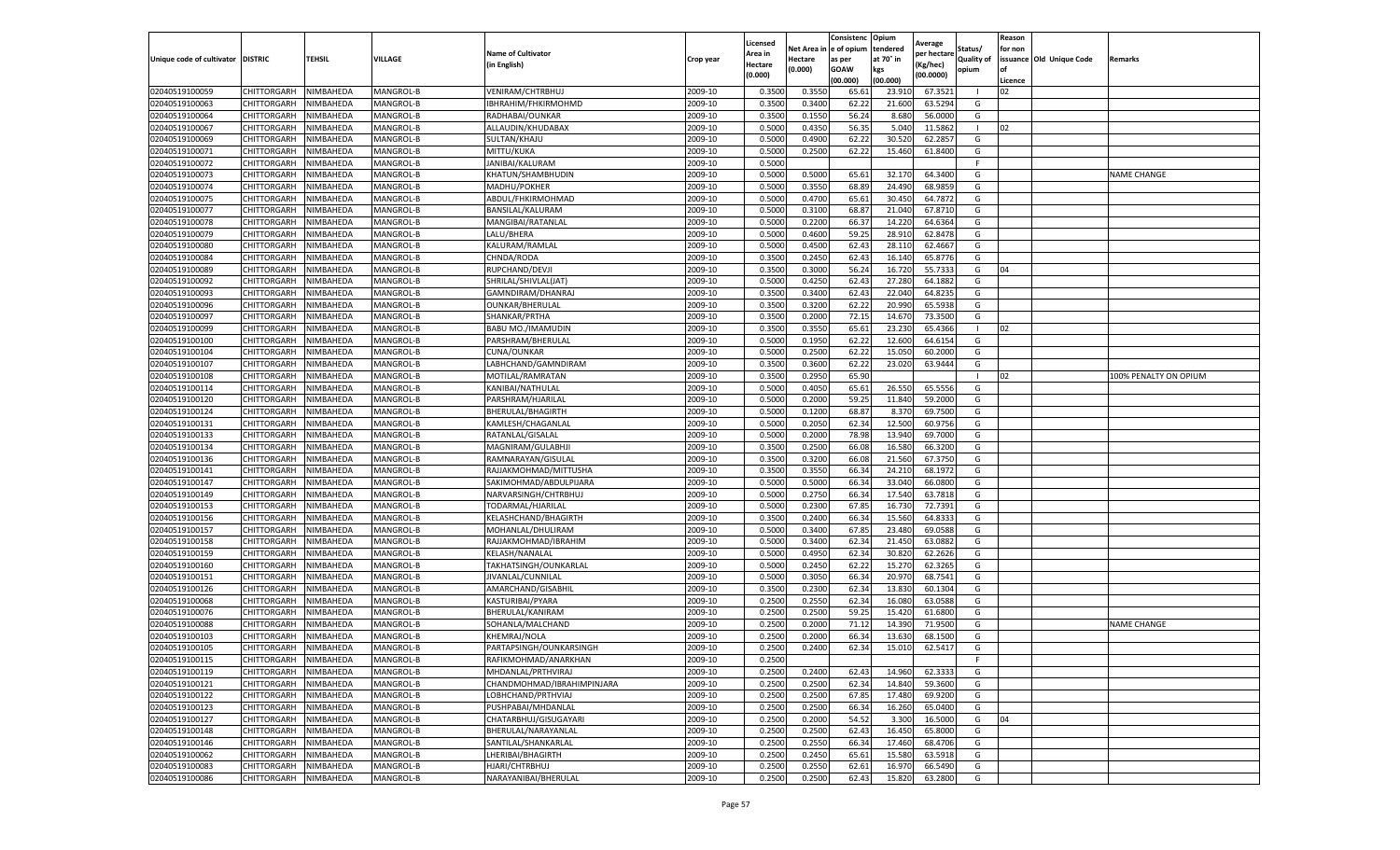| Unique code of cultivator | DISTRIC | TEHSIL | VILLAGE | Name of Cultivator (in English) | Crop year | Licensed Area in Hectare (0.000) | Net Area in Hectare (0.000) | Consistenc e of opium as per GOAW (00.000) | Opium tendered at 70° in kgs (00.000) | Average per hectare (Kg/hec) (00.0000) | Status/ Quality of opium | Reason for non issuance of Licence | Old Unique Code | Remarks |
|---|---|---|---|---|---|---|---|---|---|---|---|---|---|---|
| 02040519100059 | CHITTORGARH | NIMBAHEDA | MANGROL-B | VENIRAM/CHTRBHUJ | 2009-10 | 0.3500 | 0.3550 | 65.61 | 23.910 | 67.3521 | I | 02 | | |
| 02040519100063 | CHITTORGARH | NIMBAHEDA | MANGROL-B | IBHRAHIM/FHKIRMOHMD | 2009-10 | 0.3500 | 0.3400 | 62.22 | 21.600 | 63.5294 | G | | | |
| 02040519100064 | CHITTORGARH | NIMBAHEDA | MANGROL-B | RADHABAI/OUNKAR | 2009-10 | 0.3500 | 0.1550 | 56.24 | 8.680 | 56.0000 | G | | | |
| 02040519100067 | CHITTORGARH | NIMBAHEDA | MANGROL-B | ALLAUDIN/KHUDABAX | 2009-10 | 0.5000 | 0.4350 | 56.35 | 5.040 | 11.5862 | I | 02 | | |
| 02040519100069 | CHITTORGARH | NIMBAHEDA | MANGROL-B | SULTAN/KHAJU | 2009-10 | 0.5000 | 0.4900 | 62.22 | 30.520 | 62.2857 | G | | | |
| 02040519100071 | CHITTORGARH | NIMBAHEDA | MANGROL-B | MITTU/KUKA | 2009-10 | 0.5000 | 0.2500 | 62.22 | 15.460 | 61.8400 | G | | | |
| 02040519100072 | CHITTORGARH | NIMBAHEDA | MANGROL-B | JANIBAI/KALURAM | 2009-10 | 0.5000 | | | | | F | | | |
| 02040519100073 | CHITTORGARH | NIMBAHEDA | MANGROL-B | KHATUN/SHAMBHUDIN | 2009-10 | 0.5000 | 0.5000 | 65.61 | 32.170 | 64.3400 | G | | | NAME CHANGE |
| 02040519100074 | CHITTORGARH | NIMBAHEDA | MANGROL-B | MADHU/POKHER | 2009-10 | 0.5000 | 0.3550 | 68.89 | 24.490 | 68.9859 | G | | | |
| 02040519100075 | CHITTORGARH | NIMBAHEDA | MANGROL-B | ABDUL/FHKIRMOHMAD | 2009-10 | 0.5000 | 0.4700 | 65.61 | 30.450 | 64.7872 | G | | | |
| 02040519100077 | CHITTORGARH | NIMBAHEDA | MANGROL-B | BANSILAL/KALURAM | 2009-10 | 0.5000 | 0.3100 | 68.87 | 21.040 | 67.8710 | G | | | |
| 02040519100078 | CHITTORGARH | NIMBAHEDA | MANGROL-B | MANGIBAI/RATANLAL | 2009-10 | 0.5000 | 0.2200 | 66.37 | 14.220 | 64.6364 | G | | | |
| 02040519100079 | CHITTORGARH | NIMBAHEDA | MANGROL-B | LALU/BHERA | 2009-10 | 0.5000 | 0.4600 | 59.25 | 28.910 | 62.8478 | G | | | |
| 02040519100080 | CHITTORGARH | NIMBAHEDA | MANGROL-B | KALURAM/RAMLAL | 2009-10 | 0.5000 | 0.4500 | 62.43 | 28.110 | 62.4667 | G | | | |
| 02040519100084 | CHITTORGARH | NIMBAHEDA | MANGROL-B | CHNDA/RODA | 2009-10 | 0.3500 | 0.2450 | 62.43 | 16.140 | 65.8776 | G | | | |
| 02040519100089 | CHITTORGARH | NIMBAHEDA | MANGROL-B | RUPCHAND/DEVJI | 2009-10 | 0.3500 | 0.3000 | 56.24 | 16.720 | 55.7333 | G | 04 | | |
| 02040519100092 | CHITTORGARH | NIMBAHEDA | MANGROL-B | SHRILAL/SHIVLAL(JAT) | 2009-10 | 0.5000 | 0.4250 | 62.43 | 27.280 | 64.1882 | G | | | |
| 02040519100093 | CHITTORGARH | NIMBAHEDA | MANGROL-B | GAMNDIRAM/DHANRAJ | 2009-10 | 0.3500 | 0.3400 | 62.43 | 22.040 | 64.8235 | G | | | |
| 02040519100096 | CHITTORGARH | NIMBAHEDA | MANGROL-B | OUNKAR/BHERULAL | 2009-10 | 0.3500 | 0.3200 | 62.22 | 20.990 | 65.5938 | G | | | |
| 02040519100097 | CHITTORGARH | NIMBAHEDA | MANGROL-B | SHANKAR/PRTHA | 2009-10 | 0.3500 | 0.2000 | 72.15 | 14.670 | 73.3500 | G | | | |
| 02040519100099 | CHITTORGARH | NIMBAHEDA | MANGROL-B | BABU MO./IMAMUDIN | 2009-10 | 0.3500 | 0.3550 | 65.61 | 23.230 | 65.4366 | I | 02 | | |
| 02040519100100 | CHITTORGARH | NIMBAHEDA | MANGROL-B | PARSHRAM/BHERULAL | 2009-10 | 0.5000 | 0.1950 | 62.22 | 12.600 | 64.6154 | G | | | |
| 02040519100104 | CHITTORGARH | NIMBAHEDA | MANGROL-B | CUNA/OUNKAR | 2009-10 | 0.5000 | 0.2500 | 62.22 | 15.050 | 60.2000 | G | | | |
| 02040519100107 | CHITTORGARH | NIMBAHEDA | MANGROL-B | LABHCHAND/GAMNDIRAM | 2009-10 | 0.3500 | 0.3600 | 62.22 | 23.020 | 63.9444 | G | | | |
| 02040519100108 | CHITTORGARH | NIMBAHEDA | MANGROL-B | MOTILAL/RAMRATAN | 2009-10 | 0.3500 | 0.2950 | 65.90 | | | I | 02 | | 100% PENALTY ON OPIUM |
| 02040519100114 | CHITTORGARH | NIMBAHEDA | MANGROL-B | KANIBAI/NATHULAL | 2009-10 | 0.5000 | 0.4050 | 65.61 | 26.550 | 65.5556 | G | | | |
| 02040519100120 | CHITTORGARH | NIMBAHEDA | MANGROL-B | PARSHRAM/HJARILAL | 2009-10 | 0.5000 | 0.2000 | 59.25 | 11.840 | 59.2000 | G | | | |
| 02040519100124 | CHITTORGARH | NIMBAHEDA | MANGROL-B | BHERULAL/BHAGIRTH | 2009-10 | 0.5000 | 0.1200 | 68.87 | 8.370 | 69.7500 | G | | | |
| 02040519100131 | CHITTORGARH | NIMBAHEDA | MANGROL-B | KAMLESH/CHAGANLAL | 2009-10 | 0.5000 | 0.2050 | 62.34 | 12.500 | 60.9756 | G | | | |
| 02040519100133 | CHITTORGARH | NIMBAHEDA | MANGROL-B | RATANLAL/GISALAL | 2009-10 | 0.5000 | 0.2000 | 78.98 | 13.940 | 69.7000 | G | | | |
| 02040519100134 | CHITTORGARH | NIMBAHEDA | MANGROL-B | MAGNIRAM/GULABHJI | 2009-10 | 0.3500 | 0.2500 | 66.08 | 16.580 | 66.3200 | G | | | |
| 02040519100136 | CHITTORGARH | NIMBAHEDA | MANGROL-B | RAMNARAYAN/GISULAL | 2009-10 | 0.3500 | 0.3200 | 66.08 | 21.560 | 67.3750 | G | | | |
| 02040519100141 | CHITTORGARH | NIMBAHEDA | MANGROL-B | RAJJAKMOHMAD/MITTUSHA | 2009-10 | 0.3500 | 0.3550 | 66.34 | 24.210 | 68.1972 | G | | | |
| 02040519100147 | CHITTORGARH | NIMBAHEDA | MANGROL-B | SAKIMOHMAD/ABDULPIJARA | 2009-10 | 0.5000 | 0.5000 | 66.34 | 33.040 | 66.0800 | G | | | |
| 02040519100149 | CHITTORGARH | NIMBAHEDA | MANGROL-B | NARVARSINGH/CHTRBHUJ | 2009-10 | 0.5000 | 0.2750 | 66.34 | 17.540 | 63.7818 | G | | | |
| 02040519100153 | CHITTORGARH | NIMBAHEDA | MANGROL-B | TODARMAL/HJARILAL | 2009-10 | 0.5000 | 0.2300 | 67.85 | 16.730 | 72.7391 | G | | | |
| 02040519100156 | CHITTORGARH | NIMBAHEDA | MANGROL-B | KELASHCHAND/BHAGIRTH | 2009-10 | 0.3500 | 0.2400 | 66.34 | 15.560 | 64.8333 | G | | | |
| 02040519100157 | CHITTORGARH | NIMBAHEDA | MANGROL-B | MOHANLAL/DHULIRAM | 2009-10 | 0.5000 | 0.3400 | 67.85 | 23.480 | 69.0588 | G | | | |
| 02040519100158 | CHITTORGARH | NIMBAHEDA | MANGROL-B | RAJJAKMOHMAD/IBRAHIM | 2009-10 | 0.5000 | 0.3400 | 62.34 | 21.450 | 63.0882 | G | | | |
| 02040519100159 | CHITTORGARH | NIMBAHEDA | MANGROL-B | KELASH/NANALAL | 2009-10 | 0.5000 | 0.4950 | 62.34 | 30.820 | 62.2626 | G | | | |
| 02040519100160 | CHITTORGARH | NIMBAHEDA | MANGROL-B | TAKHATSINGH/OUNKARLAL | 2009-10 | 0.5000 | 0.2450 | 62.22 | 15.270 | 62.3265 | G | | | |
| 02040519100151 | CHITTORGARH | NIMBAHEDA | MANGROL-B | JIVANLAL/CUNNILAL | 2009-10 | 0.5000 | 0.3050 | 66.34 | 20.970 | 68.7541 | G | | | |
| 02040519100126 | CHITTORGARH | NIMBAHEDA | MANGROL-B | AMARCHAND/GISABHIL | 2009-10 | 0.3500 | 0.2300 | 62.34 | 13.830 | 60.1304 | G | | | |
| 02040519100068 | CHITTORGARH | NIMBAHEDA | MANGROL-B | KASTURIBAI/PYARA | 2009-10 | 0.2500 | 0.2550 | 62.34 | 16.080 | 63.0588 | G | | | |
| 02040519100076 | CHITTORGARH | NIMBAHEDA | MANGROL-B | BHERULAL/KANIRAM | 2009-10 | 0.2500 | 0.2500 | 59.25 | 15.420 | 61.6800 | G | | | |
| 02040519100088 | CHITTORGARH | NIMBAHEDA | MANGROL-B | SOHANLA/MALCHAND | 2009-10 | 0.2500 | 0.2000 | 71.12 | 14.390 | 71.9500 | G | | | NAME CHANGE |
| 02040519100103 | CHITTORGARH | NIMBAHEDA | MANGROL-B | KHEMRAJ/NOLA | 2009-10 | 0.2500 | 0.2000 | 66.34 | 13.630 | 68.1500 | G | | | |
| 02040519100105 | CHITTORGARH | NIMBAHEDA | MANGROL-B | PARTAPSINGH/OUNKARSINGH | 2009-10 | 0.2500 | 0.2400 | 62.34 | 15.010 | 62.5417 | G | | | |
| 02040519100115 | CHITTORGARH | NIMBAHEDA | MANGROL-B | RAFIKMOHMAD/ANARKHAN | 2009-10 | 0.2500 | | | | | F | | | |
| 02040519100119 | CHITTORGARH | NIMBAHEDA | MANGROL-B | MHDANLAL/PRTHVIRAJ | 2009-10 | 0.2500 | 0.2400 | 62.43 | 14.960 | 62.3333 | G | | | |
| 02040519100121 | CHITTORGARH | NIMBAHEDA | MANGROL-B | CHANDMOHMAD/IBRAHIMPINJARA | 2009-10 | 0.2500 | 0.2500 | 62.34 | 14.840 | 59.3600 | G | | | |
| 02040519100122 | CHITTORGARH | NIMBAHEDA | MANGROL-B | LOBHCHAND/PRTHVIAJ | 2009-10 | 0.2500 | 0.2500 | 67.85 | 17.480 | 69.9200 | G | | | |
| 02040519100123 | CHITTORGARH | NIMBAHEDA | MANGROL-B | PUSHPABAI/MHDANLAL | 2009-10 | 0.2500 | 0.2500 | 66.34 | 16.260 | 65.0400 | G | | | |
| 02040519100127 | CHITTORGARH | NIMBAHEDA | MANGROL-B | CHATARBHUJ/GISUGAYARI | 2009-10 | 0.2500 | 0.2000 | 54.52 | 3.300 | 16.5000 | G | 04 | | |
| 02040519100148 | CHITTORGARH | NIMBAHEDA | MANGROL-B | BHERULAL/NARAYANLAL | 2009-10 | 0.2500 | 0.2500 | 62.43 | 16.450 | 65.8000 | G | | | |
| 02040519100146 | CHITTORGARH | NIMBAHEDA | MANGROL-B | SANTILAL/SHANKARLAL | 2009-10 | 0.2500 | 0.2550 | 66.34 | 17.460 | 68.4706 | G | | | |
| 02040519100062 | CHITTORGARH | NIMBAHEDA | MANGROL-B | LHERIBAI/BHAGIRTH | 2009-10 | 0.2500 | 0.2450 | 65.61 | 15.580 | 63.5918 | G | | | |
| 02040519100083 | CHITTORGARH | NIMBAHEDA | MANGROL-B | HJARI/CHTRBHUJ | 2009-10 | 0.2500 | 0.2550 | 62.61 | 16.970 | 66.5490 | G | | | |
| 02040519100086 | CHITTORGARH | NIMBAHEDA | MANGROL-B | NARAYANIBAI/BHERULAL | 2009-10 | 0.2500 | 0.2500 | 62.43 | 15.820 | 63.2800 | G | | | |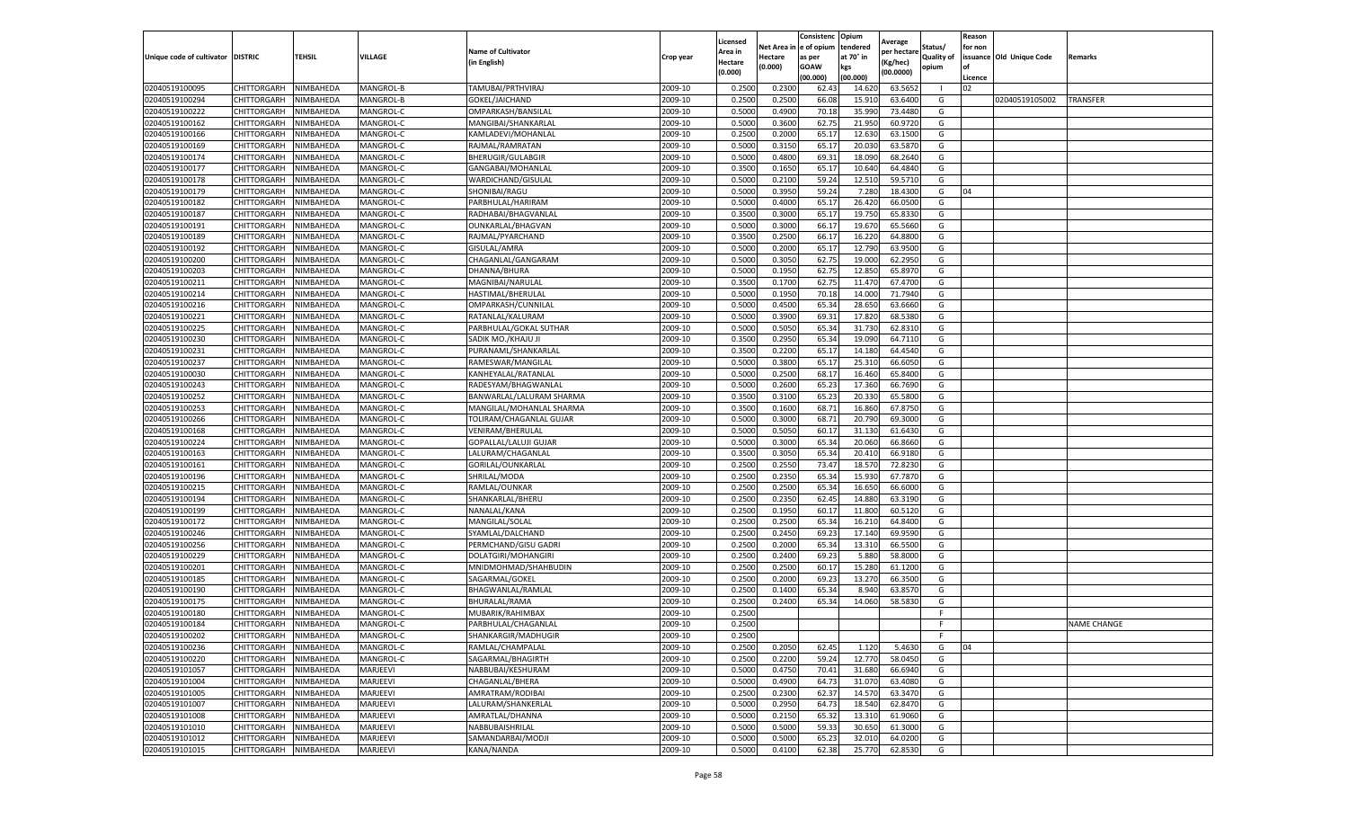| Unique code of cultivator | DISTRIC | TEHSIL | VILLAGE | Name of Cultivator (in English) | Crop year | Licensed Area in Hectare (0.000) | Net Area in Hectare (0.000) | Consistenc e of opium as per GOAW (00.000) | Opium tendered at 70° in kgs (00.000) | Average per hectare (Kg/hec) (00.0000) | Status/ Quality of opium | Reason for non issuance of Licence | Old Unique Code | Remarks |
|---|---|---|---|---|---|---|---|---|---|---|---|---|---|---|
| 02040519100095 | CHITTORGARH | NIMBAHEDA | MANGROL-B | TAMUBAI/PRTHVIRAJ | 2009-10 | 0.2500 | 0.2300 | 62.43 | 14.620 | 63.5652 | I | 02 | | |
| 02040519100294 | CHITTORGARH | NIMBAHEDA | MANGROL-B | GOKEL/JAICHAND | 2009-10 | 0.2500 | 0.2500 | 66.08 | 15.910 | 63.6400 | G | | 02040519105002 | TRANSFER |
| 02040519100222 | CHITTORGARH | NIMBAHEDA | MANGROL-C | OMPARKASH/BANSILAL | 2009-10 | 0.5000 | 0.4900 | 70.18 | 35.990 | 73.4480 | G | | | |
| 02040519100162 | CHITTORGARH | NIMBAHEDA | MANGROL-C | MANGIBAI/SHANKARLAL | 2009-10 | 0.5000 | 0.3600 | 62.75 | 21.950 | 60.9720 | G | | | |
| 02040519100166 | CHITTORGARH | NIMBAHEDA | MANGROL-C | KAMLADEVI/MOHANLAL | 2009-10 | 0.2500 | 0.2000 | 65.17 | 12.630 | 63.1500 | G | | | |
| 02040519100169 | CHITTORGARH | NIMBAHEDA | MANGROL-C | RAJMAL/RAMRATAN | 2009-10 | 0.5000 | 0.3150 | 65.17 | 20.030 | 63.5870 | G | | | |
| 02040519100174 | CHITTORGARH | NIMBAHEDA | MANGROL-C | BHERUGIR/GULABGIR | 2009-10 | 0.5000 | 0.4800 | 69.31 | 18.090 | 68.2640 | G | | | |
| 02040519100177 | CHITTORGARH | NIMBAHEDA | MANGROL-C | GANGABAI/MOHANLAL | 2009-10 | 0.3500 | 0.1650 | 65.17 | 10.640 | 64.4840 | G | | | |
| 02040519100178 | CHITTORGARH | NIMBAHEDA | MANGROL-C | WARDICHAND/GISULAL | 2009-10 | 0.5000 | 0.2100 | 59.24 | 12.510 | 59.5710 | G | | | |
| 02040519100179 | CHITTORGARH | NIMBAHEDA | MANGROL-C | SHONIBAI/RAGU | 2009-10 | 0.5000 | 0.3950 | 59.24 | 7.280 | 18.4300 | G | 04 | | |
| 02040519100182 | CHITTORGARH | NIMBAHEDA | MANGROL-C | PARBHULAL/HARIRAM | 2009-10 | 0.5000 | 0.4000 | 65.17 | 26.420 | 66.0500 | G | | | |
| 02040519100187 | CHITTORGARH | NIMBAHEDA | MANGROL-C | RADHABAI/BHAGVANLAL | 2009-10 | 0.3500 | 0.3000 | 65.17 | 19.750 | 65.8330 | G | | | |
| 02040519100191 | CHITTORGARH | NIMBAHEDA | MANGROL-C | OUNKARLAL/BHAGVAN | 2009-10 | 0.5000 | 0.3000 | 66.17 | 19.670 | 65.5660 | G | | | |
| 02040519100189 | CHITTORGARH | NIMBAHEDA | MANGROL-C | RAJMAL/PYARCHAND | 2009-10 | 0.3500 | 0.2500 | 66.17 | 16.220 | 64.8800 | G | | | |
| 02040519100192 | CHITTORGARH | NIMBAHEDA | MANGROL-C | GISULAL/AMRA | 2009-10 | 0.5000 | 0.2000 | 65.17 | 12.790 | 63.9500 | G | | | |
| 02040519100200 | CHITTORGARH | NIMBAHEDA | MANGROL-C | CHAGANLAL/GANGARAM | 2009-10 | 0.5000 | 0.3050 | 62.75 | 19.000 | 62.2950 | G | | | |
| 02040519100203 | CHITTORGARH | NIMBAHEDA | MANGROL-C | DHANNA/BHURA | 2009-10 | 0.5000 | 0.1950 | 62.75 | 12.850 | 65.8970 | G | | | |
| 02040519100211 | CHITTORGARH | NIMBAHEDA | MANGROL-C | MAGNIBAI/NARULAL | 2009-10 | 0.3500 | 0.1700 | 62.75 | 11.470 | 67.4700 | G | | | |
| 02040519100214 | CHITTORGARH | NIMBAHEDA | MANGROL-C | HASTIMAL/BHERULAL | 2009-10 | 0.5000 | 0.1950 | 70.18 | 14.000 | 71.7940 | G | | | |
| 02040519100216 | CHITTORGARH | NIMBAHEDA | MANGROL-C | OMPARKASH/CUNNILAL | 2009-10 | 0.5000 | 0.4500 | 65.34 | 28.650 | 63.6660 | G | | | |
| 02040519100221 | CHITTORGARH | NIMBAHEDA | MANGROL-C | RATANLAL/KALURAM | 2009-10 | 0.5000 | 0.3900 | 69.31 | 17.820 | 68.5380 | G | | | |
| 02040519100225 | CHITTORGARH | NIMBAHEDA | MANGROL-C | PARBHULAL/GOKAL SUTHAR | 2009-10 | 0.5000 | 0.5050 | 65.34 | 31.730 | 62.8310 | G | | | |
| 02040519100230 | CHITTORGARH | NIMBAHEDA | MANGROL-C | SADIK MO./KHAJU JI | 2009-10 | 0.3500 | 0.2950 | 65.34 | 19.090 | 64.7110 | G | | | |
| 02040519100231 | CHITTORGARH | NIMBAHEDA | MANGROL-C | PURANAML/SHANKARLAL | 2009-10 | 0.3500 | 0.2200 | 65.17 | 14.180 | 64.4540 | G | | | |
| 02040519100237 | CHITTORGARH | NIMBAHEDA | MANGROL-C | RAMESWAR/MANGILAL | 2009-10 | 0.5000 | 0.3800 | 65.17 | 25.310 | 66.6050 | G | | | |
| 02040519100030 | CHITTORGARH | NIMBAHEDA | MANGROL-C | KANHEYALAL/RATANLAL | 2009-10 | 0.5000 | 0.2500 | 68.17 | 16.460 | 65.8400 | G | | | |
| 02040519100243 | CHITTORGARH | NIMBAHEDA | MANGROL-C | RADESYAM/BHAGWANLAL | 2009-10 | 0.5000 | 0.2600 | 65.23 | 17.360 | 66.7690 | G | | | |
| 02040519100252 | CHITTORGARH | NIMBAHEDA | MANGROL-C | BANWARLAL/LALURAM SHARMA | 2009-10 | 0.3500 | 0.3100 | 65.23 | 20.330 | 65.5800 | G | | | |
| 02040519100253 | CHITTORGARH | NIMBAHEDA | MANGROL-C | MANGILAL/MOHANLAL SHARMA | 2009-10 | 0.3500 | 0.1600 | 68.71 | 16.860 | 67.8750 | G | | | |
| 02040519100266 | CHITTORGARH | NIMBAHEDA | MANGROL-C | TOLIRAM/CHAGANLAL GUJAR | 2009-10 | 0.5000 | 0.3000 | 68.71 | 20.790 | 69.3000 | G | | | |
| 02040519100168 | CHITTORGARH | NIMBAHEDA | MANGROL-C | VENIRAM/BHERULAL | 2009-10 | 0.5000 | 0.5050 | 60.17 | 31.130 | 61.6430 | G | | | |
| 02040519100224 | CHITTORGARH | NIMBAHEDA | MANGROL-C | GOPALLAL/LALUJI GUJAR | 2009-10 | 0.5000 | 0.3000 | 65.34 | 20.060 | 66.8660 | G | | | |
| 02040519100163 | CHITTORGARH | NIMBAHEDA | MANGROL-C | LALURAM/CHAGANLAL | 2009-10 | 0.3500 | 0.3050 | 65.34 | 20.410 | 66.9180 | G | | | |
| 02040519100161 | CHITTORGARH | NIMBAHEDA | MANGROL-C | GORILAL/OUNKARLAL | 2009-10 | 0.2500 | 0.2550 | 73.47 | 18.570 | 72.8230 | G | | | |
| 02040519100196 | CHITTORGARH | NIMBAHEDA | MANGROL-C | SHRILAL/MODA | 2009-10 | 0.2500 | 0.2350 | 65.34 | 15.930 | 67.7870 | G | | | |
| 02040519100215 | CHITTORGARH | NIMBAHEDA | MANGROL-C | RAMLAL/OUNKAR | 2009-10 | 0.2500 | 0.2500 | 65.34 | 16.650 | 66.6000 | G | | | |
| 02040519100194 | CHITTORGARH | NIMBAHEDA | MANGROL-C | SHANKARLAL/BHERU | 2009-10 | 0.2500 | 0.2350 | 62.45 | 14.880 | 63.3190 | G | | | |
| 02040519100199 | CHITTORGARH | NIMBAHEDA | MANGROL-C | NANALAL/KANA | 2009-10 | 0.2500 | 0.1950 | 60.17 | 11.800 | 60.5120 | G | | | |
| 02040519100172 | CHITTORGARH | NIMBAHEDA | MANGROL-C | MANGILAL/SOLAL | 2009-10 | 0.2500 | 0.2500 | 65.34 | 16.210 | 64.8400 | G | | | |
| 02040519100246 | CHITTORGARH | NIMBAHEDA | MANGROL-C | SYAMLAL/DALCHAND | 2009-10 | 0.2500 | 0.2450 | 69.23 | 17.140 | 69.9590 | G | | | |
| 02040519100256 | CHITTORGARH | NIMBAHEDA | MANGROL-C | PERMCHAND/GISU GADRI | 2009-10 | 0.2500 | 0.2000 | 65.34 | 13.310 | 66.5500 | G | | | |
| 02040519100229 | CHITTORGARH | NIMBAHEDA | MANGROL-C | DOLATGIRI/MOHANGIRI | 2009-10 | 0.2500 | 0.2400 | 69.23 | 5.880 | 58.8000 | G | | | |
| 02040519100201 | CHITTORGARH | NIMBAHEDA | MANGROL-C | MNIDMOHMAD/SHAHBUDIN | 2009-10 | 0.2500 | 0.2500 | 60.17 | 15.280 | 61.1200 | G | | | |
| 02040519100185 | CHITTORGARH | NIMBAHEDA | MANGROL-C | SAGARMAL/GOKEL | 2009-10 | 0.2500 | 0.2000 | 69.23 | 13.270 | 66.3500 | G | | | |
| 02040519100190 | CHITTORGARH | NIMBAHEDA | MANGROL-C | BHAGWANLAL/RAMLAL | 2009-10 | 0.2500 | 0.1400 | 65.34 | 8.940 | 63.8570 | G | | | |
| 02040519100175 | CHITTORGARH | NIMBAHEDA | MANGROL-C | BHURALAL/RAMA | 2009-10 | 0.2500 | 0.2400 | 65.34 | 14.060 | 58.5830 | G | | | |
| 02040519100180 | CHITTORGARH | NIMBAHEDA | MANGROL-C | MUBARIK/RAHIMBAX | 2009-10 | 0.2500 | | | | | F | | | |
| 02040519100184 | CHITTORGARH | NIMBAHEDA | MANGROL-C | PARBHULAL/CHAGANLAL | 2009-10 | 0.2500 | | | | | F | | | NAME CHANGE |
| 02040519100202 | CHITTORGARH | NIMBAHEDA | MANGROL-C | SHANKARGIR/MADHUGIR | 2009-10 | 0.2500 | | | | | F | | | |
| 02040519100236 | CHITTORGARH | NIMBAHEDA | MANGROL-C | RAMLAL/CHAMPALAL | 2009-10 | 0.2500 | 0.2050 | 62.45 | 1.120 | 5.4630 | G | 04 | | |
| 02040519100220 | CHITTORGARH | NIMBAHEDA | MANGROL-C | SAGARMAL/BHAGIRTH | 2009-10 | 0.2500 | 0.2200 | 59.24 | 12.770 | 58.0450 | G | | | |
| 02040519101057 | CHITTORGARH | NIMBAHEDA | MARJEEVI | NABBUBAI/KESHURAM | 2009-10 | 0.5000 | 0.4750 | 70.41 | 31.680 | 66.6940 | G | | | |
| 02040519101004 | CHITTORGARH | NIMBAHEDA | MARJEEVI | CHAGANLAL/BHERA | 2009-10 | 0.5000 | 0.4900 | 64.73 | 31.070 | 63.4080 | G | | | |
| 02040519101005 | CHITTORGARH | NIMBAHEDA | MARJEEVI | AMRATRAM/RODIBAI | 2009-10 | 0.2500 | 0.2300 | 62.37 | 14.570 | 63.3470 | G | | | |
| 02040519101007 | CHITTORGARH | NIMBAHEDA | MARJEEVI | LALURAM/SHANKERLAL | 2009-10 | 0.5000 | 0.2950 | 64.73 | 18.540 | 62.8470 | G | | | |
| 02040519101008 | CHITTORGARH | NIMBAHEDA | MARJEEVI | AMRATLAL/DHANNA | 2009-10 | 0.5000 | 0.2150 | 65.32 | 13.310 | 61.9060 | G | | | |
| 02040519101010 | CHITTORGARH | NIMBAHEDA | MARJEEVI | NABBUBAISHRILAL | 2009-10 | 0.5000 | 0.5000 | 59.33 | 30.650 | 61.3000 | G | | | |
| 02040519101012 | CHITTORGARH | NIMBAHEDA | MARJEEVI | SAMANDARBAI/MODJI | 2009-10 | 0.5000 | 0.5000 | 65.23 | 32.010 | 64.0200 | G | | | |
| 02040519101015 | CHITTORGARH | NIMBAHEDA | MARJEEVI | KANA/NANDA | 2009-10 | 0.5000 | 0.4100 | 62.38 | 25.770 | 62.8530 | G | | | |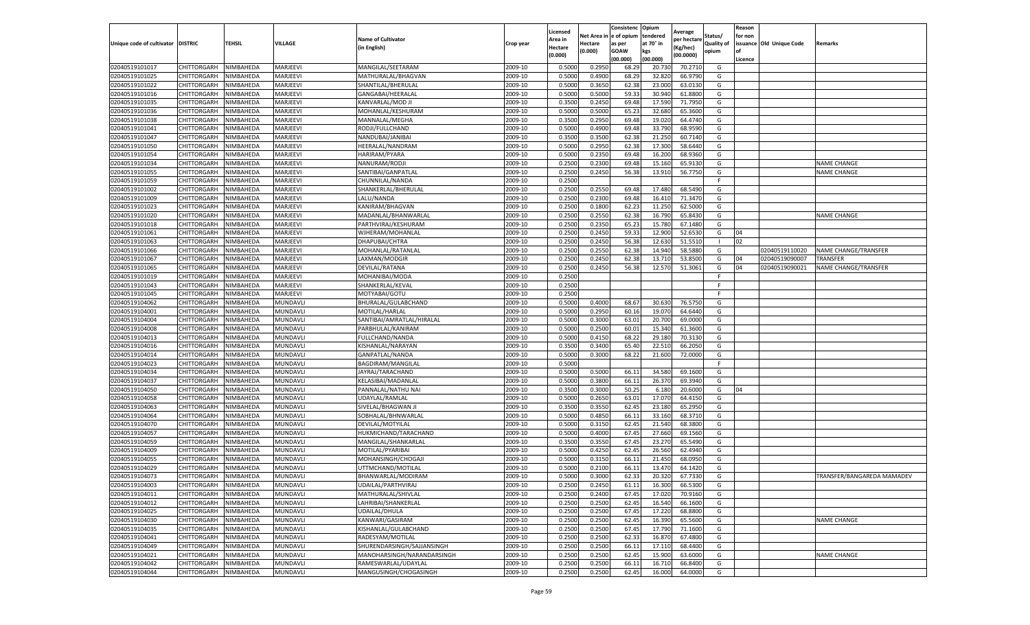| Unique code of cultivator | DISTRIC | TEHSIL | VILLAGE | Name of Cultivator (in English) | Crop year | Licensed Area in Hectare (0.000) | Net Area in Hectare (0.000) | Consistenc e of opium as per GOAW (00.000) | Opium tendered at 70° in kgs (00.000) | Average per hectare (Kg/hec) (00.0000) | Status/ Quality of opium | Reason for non issuance of Licence | Old Unique Code | Remarks |
|---|---|---|---|---|---|---|---|---|---|---|---|---|---|---|
| 02040519101017 | CHITTORGARH | NIMBAHEDA | MARJEEVI | MANGILAL/SEETARAM | 2009-10 | 0.5000 | 0.2950 | 68.29 | 20.730 | 70.2710 | G | | | |
| 02040519101025 | CHITTORGARH | NIMBAHEDA | MARJEEVI | MATHURALAL/BHAGVAN | 2009-10 | 0.5000 | 0.4900 | 68.29 | 32.820 | 66.9790 | G | | | |
| 02040519101022 | CHITTORGARH | NIMBAHEDA | MARJEEVI | SHANTILAL/BHERULAL | 2009-10 | 0.5000 | 0.3650 | 62.38 | 23.000 | 63.0130 | G | | | |
| 02040519101016 | CHITTORGARH | NIMBAHEDA | MARJEEVI | GANGABAI/HEERALAL | 2009-10 | 0.5000 | 0.5000 | 59.33 | 30.940 | 61.8800 | G | | | |
| 02040519101035 | CHITTORGARH | NIMBAHEDA | MARJEEVI | KANVARLAL/MOD JI | 2009-10 | 0.3500 | 0.2450 | 69.48 | 17.590 | 71.7950 | G | | | |
| 02040519101036 | CHITTORGARH | NIMBAHEDA | MARJEEVI | MOHANLAL/KESHURAM | 2009-10 | 0.5000 | 0.5000 | 65.23 | 32.680 | 65.3600 | G | | | |
| 02040519101038 | CHITTORGARH | NIMBAHEDA | MARJEEVI | MANNALAL/MEGHA | 2009-10 | 0.3500 | 0.2950 | 69.48 | 19.020 | 64.4740 | G | | | |
| 02040519101041 | CHITTORGARH | NIMBAHEDA | MARJEEVI | RODJI/FULLCHAND | 2009-10 | 0.5000 | 0.4900 | 69.48 | 33.790 | 68.9590 | G | | | |
| 02040519101047 | CHITTORGARH | NIMBAHEDA | MARJEEVI | NANDUBAI/JANIBAI | 2009-10 | 0.3500 | 0.3500 | 62.38 | 21.250 | 60.7140 | G | | | |
| 02040519101050 | CHITTORGARH | NIMBAHEDA | MARJEEVI | HEERALAL/NANDRAM | 2009-10 | 0.5000 | 0.2950 | 62.38 | 17.300 | 58.6440 | G | | | |
| 02040519101054 | CHITTORGARH | NIMBAHEDA | MARJEEVI | HARIRAM/PYARA | 2009-10 | 0.5000 | 0.2350 | 69.48 | 16.200 | 68.9360 | G | | | |
| 02040519101034 | CHITTORGARH | NIMBAHEDA | MARJEEVI | NANURAM/RODJI | 2009-10 | 0.2500 | 0.2300 | 69.48 | 15.160 | 65.9130 | G | | | NAME CHANGE |
| 02040519101055 | CHITTORGARH | NIMBAHEDA | MARJEEVI | SANTIBAI/GANPATLAL | 2009-10 | 0.2500 | 0.2450 | 56.38 | 13.910 | 56.7750 | G | | | NAME CHANGE |
| 02040519101059 | CHITTORGARH | NIMBAHEDA | MARJEEVI | CHUNNILAL/NANDA | 2009-10 | 0.2500 | | | | | F | | | |
| 02040519101002 | CHITTORGARH | NIMBAHEDA | MARJEEVI | SHANKERLAL/BHERULAL | 2009-10 | 0.2500 | 0.2550 | 69.48 | 17.480 | 68.5490 | G | | | |
| 02040519101009 | CHITTORGARH | NIMBAHEDA | MARJEEVI | LALU/NANDA | 2009-10 | 0.2500 | 0.2300 | 69.48 | 16.410 | 71.3470 | G | | | |
| 02040519101023 | CHITTORGARH | NIMBAHEDA | MARJEEVI | KANIRAM/BHAGVAN | 2009-10 | 0.2500 | 0.1800 | 62.23 | 11.250 | 62.5000 | G | | | |
| 02040519101020 | CHITTORGARH | NIMBAHEDA | MARJEEVI | MADANLAL/BHANWARLAL | 2009-10 | 0.2500 | 0.2550 | 62.38 | 16.790 | 65.8430 | G | | | NAME CHANGE |
| 02040519101018 | CHITTORGARH | NIMBAHEDA | MARJEEVI | PARTHVIRAJ/KESHURAM | 2009-10 | 0.2500 | 0.2350 | 65.23 | 15.780 | 67.1480 | G | | | |
| 02040519101061 | CHITTORGARH | NIMBAHEDA | MARJEEVI | WJHERAM/MOHANLAL | 2009-10 | 0.2500 | 0.2450 | 59.33 | 12.900 | 52.6530 | G | 04 | | |
| 02040519101063 | CHITTORGARH | NIMBAHEDA | MARJEEVI | DHAPUBAI/CHTRA | 2009-10 | 0.2500 | 0.2450 | 56.38 | 12.630 | 51.5510 | I | 02 | | |
| 02040519101066 | CHITTORGARH | NIMBAHEDA | MARJEEVI | MOHANLAL/RATANLAL | 2009-10 | 0.2500 | 0.2550 | 62.38 | 14.940 | 58.5880 | G | | 02040519110020 | NAME CHANGE/TRANSFER |
| 02040519101067 | CHITTORGARH | NIMBAHEDA | MARJEEVI | LAXMAN/MODGIR | 2009-10 | 0.2500 | 0.2450 | 62.38 | 13.710 | 53.8500 | G | 04 | 02040519090007 | TRANSFER |
| 02040519101065 | CHITTORGARH | NIMBAHEDA | MARJEEVI | DEVILAL/RATANA | 2009-10 | 0.2500 | 0.2450 | 56.38 | 12.570 | 51.3061 | G | 04 | 02040519090021 | NAME CHANGE/TRANSFER |
| 02040519101019 | CHITTORGARH | NIMBAHEDA | MARJEEVI | MOHANIBAI/MODA | 2009-10 | 0.2500 | | | | | F | | | |
| 02040519101043 | CHITTORGARH | NIMBAHEDA | MARJEEVI | SHANKERLAL/KEVAL | 2009-10 | 0.2500 | | | | | F | | | |
| 02040519101045 | CHITTORGARH | NIMBAHEDA | MARJEEVI | MOTYABAI/GOTU | 2009-10 | 0.2500 | | | | | F | | | |
| 02040519104062 | CHITTORGARH | NIMBAHEDA | MUNDAVLI | BHURALAL/GULABCHAND | 2009-10 | 0.5000 | 0.4000 | 68.67 | 30.630 | 76.5750 | G | | | |
| 02040519104001 | CHITTORGARH | NIMBAHEDA | MUNDAVLI | MOTILAL/HARLAL | 2009-10 | 0.5000 | 0.2950 | 60.16 | 19.070 | 64.6440 | G | | | |
| 02040519104004 | CHITTORGARH | NIMBAHEDA | MUNDAVLI | SANTIBAI/AMRATLAL/HIRALAL | 2009-10 | 0.5000 | 0.3000 | 63.01 | 20.700 | 69.0000 | G | | | |
| 02040519104008 | CHITTORGARH | NIMBAHEDA | MUNDAVLI | PARBHULAL/KANIRAM | 2009-10 | 0.5000 | 0.2500 | 60.01 | 15.340 | 61.3600 | G | | | |
| 02040519104013 | CHITTORGARH | NIMBAHEDA | MUNDAVLI | FULLCHAND/NANDA | 2009-10 | 0.5000 | 0.4150 | 68.22 | 29.180 | 70.3130 | G | | | |
| 02040519104016 | CHITTORGARH | NIMBAHEDA | MUNDAVLI | KISHANLAL/NARAYAN | 2009-10 | 0.3500 | 0.3400 | 65.40 | 22.510 | 66.2050 | G | | | |
| 02040519104014 | CHITTORGARH | NIMBAHEDA | MUNDAVLI | GANPATLAL/NANDA | 2009-10 | 0.5000 | 0.3000 | 68.22 | 21.600 | 72.0000 | G | | | |
| 02040519104023 | CHITTORGARH | NIMBAHEDA | MUNDAVLI | BAGDIRAM/MANGILAL | 2009-10 | 0.5000 | | | | | F | | | |
| 02040519104034 | CHITTORGARH | NIMBAHEDA | MUNDAVLI | JAYRAJ/TARACHAND | 2009-10 | 0.5000 | 0.5000 | 66.11 | 34.580 | 69.1600 | G | | | |
| 02040519104037 | CHITTORGARH | NIMBAHEDA | MUNDAVLI | KELASIBAI/MADANLAL | 2009-10 | 0.5000 | 0.3800 | 66.11 | 26.370 | 69.3940 | G | | | |
| 02040519104050 | CHITTORGARH | NIMBAHEDA | MUNDAVLI | PANNALAL/NATHU NAI | 2009-10 | 0.3500 | 0.3000 | 50.25 | 6.180 | 20.6000 | G | 04 | | |
| 02040519104058 | CHITTORGARH | NIMBAHEDA | MUNDAVLI | UDAYLAL/RAMLAL | 2009-10 | 0.5000 | 0.2650 | 63.01 | 17.070 | 64.4150 | G | | | |
| 02040519104063 | CHITTORGARH | NIMBAHEDA | MUNDAVLI | SIVELAL/BHAGWAN JI | 2009-10 | 0.3500 | 0.3550 | 62.45 | 23.180 | 65.2950 | G | | | |
| 02040519104064 | CHITTORGARH | NIMBAHEDA | MUNDAVLI | SOBHALAL/BHNWARLAL | 2009-10 | 0.5000 | 0.4850 | 66.11 | 33.160 | 68.3710 | G | | | |
| 02040519104070 | CHITTORGARH | NIMBAHEDA | MUNDAVLI | DEVILAL/MOTYILAL | 2009-10 | 0.5000 | 0.3150 | 62.45 | 21.540 | 68.3800 | G | | | |
| 02040519104057 | CHITTORGARH | NIMBAHEDA | MUNDAVLI | HUKMICHAND/TARACHAND | 2009-10 | 0.5000 | 0.4000 | 67.45 | 27.660 | 69.1560 | G | | | |
| 02040519104059 | CHITTORGARH | NIMBAHEDA | MUNDAVLI | MANGILAL/SHANKARLAL | 2009-10 | 0.3500 | 0.3550 | 67.45 | 23.270 | 65.5490 | G | | | |
| 02040519104009 | CHITTORGARH | NIMBAHEDA | MUNDAVLI | MOTILAL/PYARIBAI | 2009-10 | 0.5000 | 0.4250 | 62.45 | 26.560 | 62.4940 | G | | | |
| 02040519104055 | CHITTORGARH | NIMBAHEDA | MUNDAVLI | MOHANSINGH/CHOGAJI | 2009-10 | 0.5000 | 0.3150 | 66.11 | 21.450 | 68.0950 | G | | | |
| 02040519104029 | CHITTORGARH | NIMBAHEDA | MUNDAVLI | UTTMCHAND/MOTILAL | 2009-10 | 0.5000 | 0.2100 | 66.11 | 13.470 | 64.1420 | G | | | |
| 02040519104073 | CHITTORGARH | NIMBAHEDA | MUNDAVLI | BHANWARLAL/MODIRAM | 2009-10 | 0.5000 | 0.3000 | 62.33 | 20.320 | 67.7330 | G | | | TRANSFER/BANGAREDA MAMADEV |
| 02040519104003 | CHITTORGARH | NIMBAHEDA | MUNDAVLI | UDAILAL/PARTHVIRAJ | 2009-10 | 0.2500 | 0.2450 | 61.11 | 16.300 | 66.5300 | G | | | |
| 02040519104011 | CHITTORGARH | NIMBAHEDA | MUNDAVLI | MATHURALAL/SHIVLAL | 2009-10 | 0.2500 | 0.2400 | 67.45 | 17.020 | 70.9160 | G | | | |
| 02040519104012 | CHITTORGARH | NIMBAHEDA | MUNDAVLI | LAHRIBAI/SHANKERLAL | 2009-10 | 0.2500 | 0.2500 | 62.45 | 16.540 | 66.1600 | G | | | |
| 02040519104025 | CHITTORGARH | NIMBAHEDA | MUNDAVLI | UDAILAL/DHULA | 2009-10 | 0.2500 | 0.2500 | 67.45 | 17.220 | 68.8800 | G | | | |
| 02040519104030 | CHITTORGARH | NIMBAHEDA | MUNDAVLI | KANWARI/GASIRAM | 2009-10 | 0.2500 | 0.2500 | 62.45 | 16.390 | 65.5600 | G | | | NAME CHANGE |
| 02040519104035 | CHITTORGARH | NIMBAHEDA | MUNDAVLI | KISHANLAL/GULABCHAND | 2009-10 | 0.2500 | 0.2500 | 67.45 | 17.790 | 71.1600 | G | | | |
| 02040519104041 | CHITTORGARH | NIMBAHEDA | MUNDAVLI | RADESYAM/MOTILAL | 2009-10 | 0.2500 | 0.2500 | 62.33 | 16.870 | 67.4800 | G | | | |
| 02040519104049 | CHITTORGARH | NIMBAHEDA | MUNDAVLI | SHURENDARSINGH/SAJJANSINGH | 2009-10 | 0.2500 | 0.2500 | 66.11 | 17.110 | 68.4400 | G | | | |
| 02040519104021 | CHITTORGARH | NIMBAHEDA | MUNDAVLI | MANOHARSINGH/NARANDARSINGH | 2009-10 | 0.2500 | 0.2500 | 62.45 | 15.900 | 63.6000 | G | | | NAME CHANGE |
| 02040519104042 | CHITTORGARH | NIMBAHEDA | MUNDAVLI | RAMESWARLAL/UDAYLAL | 2009-10 | 0.2500 | 0.2500 | 66.11 | 16.710 | 66.8400 | G | | | |
| 02040519104044 | CHITTORGARH | NIMBAHEDA | MUNDAVLI | MANGUSINGH/CHOGASINGH | 2009-10 | 0.2500 | 0.2500 | 62.45 | 16.000 | 64.0000 | G | | | |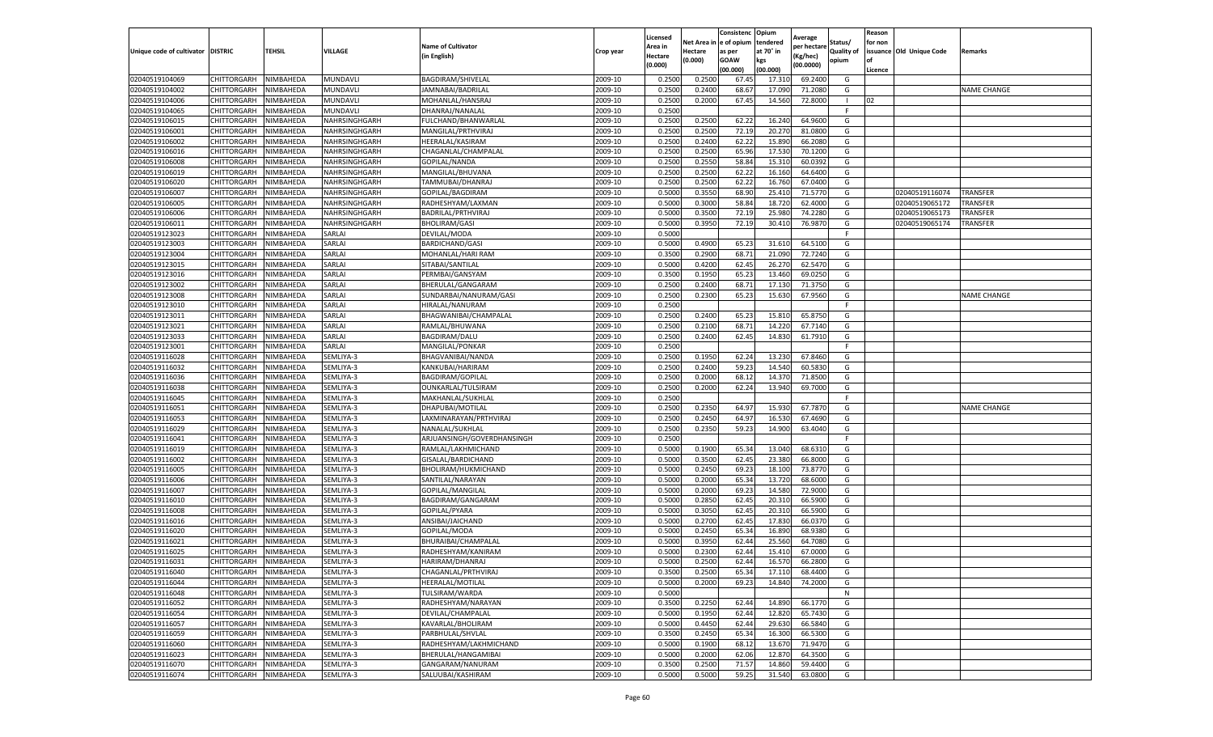| Unique code of cultivator | DISTRIC | TEHSIL | VILLAGE | Name of Cultivator (in English) | Crop year | Licensed Area in Hectare (0.000) | Net Area in Hectare (0.000) | Consistenc e of opium as per GOAW (00.000) | Opium tendered at 70° in kgs (00.000) | Average per hectare (Kg/hec) (00.0000) | Status/ Quality of opium | Reason for non issuance of Licence | Old Unique Code | Remarks |
|---|---|---|---|---|---|---|---|---|---|---|---|---|---|---|
| 02040519104069 | CHITTORGARH | NIMBAHEDA | MUNDAVLI | BAGDIRAM/SHIVELAL | 2009-10 | 0.2500 | 0.2500 | 67.45 | 17.310 | 69.2400 | G | | | |
| 02040519104002 | CHITTORGARH | NIMBAHEDA | MUNDAVLI | JAMNABAI/BADRILAL | 2009-10 | 0.2500 | 0.2400 | 68.67 | 17.090 | 71.2080 | G | | | NAME CHANGE |
| 02040519104006 | CHITTORGARH | NIMBAHEDA | MUNDAVLI | MOHANLAL/HANSRAJ | 2009-10 | 0.2500 | 0.2000 | 67.45 | 14.560 | 72.8000 | I | 02 | | |
| 02040519104065 | CHITTORGARH | NIMBAHEDA | MUNDAVLI | DHANRAJ/NANALAL | 2009-10 | 0.2500 | | | | | F | | | |
| 02040519106015 | CHITTORGARH | NIMBAHEDA | NAHRSINGHGARH | FULCHAND/BHANWARLAL | 2009-10 | 0.2500 | 0.2500 | 62.22 | 16.240 | 64.9600 | G | | | |
| 02040519106001 | CHITTORGARH | NIMBAHEDA | NAHRSINGHGARH | MANGILAL/PRTHVIRAJ | 2009-10 | 0.2500 | 0.2500 | 72.19 | 20.270 | 81.0800 | G | | | |
| 02040519106002 | CHITTORGARH | NIMBAHEDA | NAHRSINGHGARH | HEERALAL/KASIRAM | 2009-10 | 0.2500 | 0.2400 | 62.22 | 15.890 | 66.2080 | G | | | |
| 02040519106016 | CHITTORGARH | NIMBAHEDA | NAHRSINGHGARH | CHAGANLAL/CHAMPALAL | 2009-10 | 0.2500 | 0.2500 | 65.96 | 17.530 | 70.1200 | G | | | |
| 02040519106008 | CHITTORGARH | NIMBAHEDA | NAHRSINGHGARH | GOPILAL/NANDA | 2009-10 | 0.2500 | 0.2550 | 58.84 | 15.310 | 60.0392 | G | | | |
| 02040519106019 | CHITTORGARH | NIMBAHEDA | NAHRSINGHGARH | MANGILAL/BHUVANA | 2009-10 | 0.2500 | 0.2500 | 62.22 | 16.160 | 64.6400 | G | | | |
| 02040519106020 | CHITTORGARH | NIMBAHEDA | NAHRSINGHGARH | TAMMUBAI/DHANRAJ | 2009-10 | 0.2500 | 0.2500 | 62.22 | 16.760 | 67.0400 | G | | | |
| 02040519106007 | CHITTORGARH | NIMBAHEDA | NAHRSINGHGARH | GOPILAL/BAGDIRAM | 2009-10 | 0.5000 | 0.3550 | 68.90 | 25.410 | 71.5770 | G | | 02040519116074 | TRANSFER |
| 02040519106005 | CHITTORGARH | NIMBAHEDA | NAHRSINGHGARH | RADHESHYAM/LAXMAN | 2009-10 | 0.5000 | 0.3000 | 58.84 | 18.720 | 62.4000 | G | | 02040519065172 | TRANSFER |
| 02040519106006 | CHITTORGARH | NIMBAHEDA | NAHRSINGHGARH | BADRILAL/PRTHVIRAJ | 2009-10 | 0.5000 | 0.3500 | 72.19 | 25.980 | 74.2280 | G | | 02040519065173 | TRANSFER |
| 02040519106011 | CHITTORGARH | NIMBAHEDA | NAHRSINGHGARH | BHOLIRAM/GASI | 2009-10 | 0.5000 | 0.3950 | 72.19 | 30.410 | 76.9870 | G | | 02040519065174 | TRANSFER |
| 02040519123023 | CHITTORGARH | NIMBAHEDA | SARLAI | DEVILAL/MODA | 2009-10 | 0.5000 | | | | | F | | | |
| 02040519123003 | CHITTORGARH | NIMBAHEDA | SARLAI | BARDICHAND/GASI | 2009-10 | 0.5000 | 0.4900 | 65.23 | 31.610 | 64.5100 | G | | | |
| 02040519123004 | CHITTORGARH | NIMBAHEDA | SARLAI | MOHANLAL/HARI RAM | 2009-10 | 0.3500 | 0.2900 | 68.71 | 21.090 | 72.7240 | G | | | |
| 02040519123015 | CHITTORGARH | NIMBAHEDA | SARLAI | SITABAI/SANTILAL | 2009-10 | 0.5000 | 0.4200 | 62.45 | 26.270 | 62.5470 | G | | | |
| 02040519123016 | CHITTORGARH | NIMBAHEDA | SARLAI | PERMBAI/GANSYAM | 2009-10 | 0.3500 | 0.1950 | 65.23 | 13.460 | 69.0250 | G | | | |
| 02040519123002 | CHITTORGARH | NIMBAHEDA | SARLAI | BHERULAL/GANGARAM | 2009-10 | 0.2500 | 0.2400 | 68.71 | 17.130 | 71.3750 | G | | | |
| 02040519123008 | CHITTORGARH | NIMBAHEDA | SARLAI | SUNDARBAI/NANURAM/GASI | 2009-10 | 0.2500 | 0.2300 | 65.23 | 15.630 | 67.9560 | G | | | NAME CHANGE |
| 02040519123010 | CHITTORGARH | NIMBAHEDA | SARLAI | HIRALAL/NANURAM | 2009-10 | 0.2500 | | | | | F | | | |
| 02040519123011 | CHITTORGARH | NIMBAHEDA | SARLAI | BHAGWANIBAI/CHAMPALAL | 2009-10 | 0.2500 | 0.2400 | 65.23 | 15.810 | 65.8750 | G | | | |
| 02040519123021 | CHITTORGARH | NIMBAHEDA | SARLAI | RAMLAL/BHUWANA | 2009-10 | 0.2500 | 0.2100 | 68.71 | 14.220 | 67.7140 | G | | | |
| 02040519123033 | CHITTORGARH | NIMBAHEDA | SARLAI | BAGDIRAM/DALU | 2009-10 | 0.2500 | 0.2400 | 62.45 | 14.830 | 61.7910 | G | | | |
| 02040519123001 | CHITTORGARH | NIMBAHEDA | SARLAI | MANGILAL/PONKAR | 2009-10 | 0.2500 | | | | | F | | | |
| 02040519116028 | CHITTORGARH | NIMBAHEDA | SEMLIYA-3 | BHAGVANIBAI/NANDA | 2009-10 | 0.2500 | 0.1950 | 62.24 | 13.230 | 67.8460 | G | | | |
| 02040519116032 | CHITTORGARH | NIMBAHEDA | SEMLIYA-3 | KANKUBAI/HARIRAM | 2009-10 | 0.2500 | 0.2400 | 59.23 | 14.540 | 60.5830 | G | | | |
| 02040519116036 | CHITTORGARH | NIMBAHEDA | SEMLIYA-3 | BAGDIRAM/GOPILAL | 2009-10 | 0.2500 | 0.2000 | 68.12 | 14.370 | 71.8500 | G | | | |
| 02040519116038 | CHITTORGARH | NIMBAHEDA | SEMLIYA-3 | OUNKARLAL/TULSIRAM | 2009-10 | 0.2500 | 0.2000 | 62.24 | 13.940 | 69.7000 | G | | | |
| 02040519116045 | CHITTORGARH | NIMBAHEDA | SEMLIYA-3 | MAKHANLAL/SUKHLAL | 2009-10 | 0.2500 | | | | | F | | | |
| 02040519116051 | CHITTORGARH | NIMBAHEDA | SEMLIYA-3 | DHAPUBAI/MOTILAL | 2009-10 | 0.2500 | 0.2350 | 64.97 | 15.930 | 67.7870 | G | | | NAME CHANGE |
| 02040519116053 | CHITTORGARH | NIMBAHEDA | SEMLIYA-3 | LAXMINARAYAN/PRTHVIRAJ | 2009-10 | 0.2500 | 0.2450 | 64.97 | 16.530 | 67.4690 | G | | | |
| 02040519116029 | CHITTORGARH | NIMBAHEDA | SEMLIYA-3 | NANALAL/SUKHLAL | 2009-10 | 0.2500 | 0.2350 | 59.23 | 14.900 | 63.4040 | G | | | |
| 02040519116041 | CHITTORGARH | NIMBAHEDA | SEMLIYA-3 | ARJUANSINGH/GOVERDHANSINGH | 2009-10 | 0.2500 | | | | | F | | | |
| 02040519116019 | CHITTORGARH | NIMBAHEDA | SEMLIYA-3 | RAMLAL/LAKHMICHAND | 2009-10 | 0.5000 | 0.1900 | 65.34 | 13.040 | 68.6310 | G | | | |
| 02040519116002 | CHITTORGARH | NIMBAHEDA | SEMLIYA-3 | GISALAL/BARDICHAND | 2009-10 | 0.5000 | 0.3500 | 62.45 | 23.380 | 66.8000 | G | | | |
| 02040519116005 | CHITTORGARH | NIMBAHEDA | SEMLIYA-3 | BHOLIRAM/HUKMICHAND | 2009-10 | 0.5000 | 0.2450 | 69.23 | 18.100 | 73.8770 | G | | | |
| 02040519116006 | CHITTORGARH | NIMBAHEDA | SEMLIYA-3 | SANTILAL/NARAYAN | 2009-10 | 0.5000 | 0.2000 | 65.34 | 13.720 | 68.6000 | G | | | |
| 02040519116007 | CHITTORGARH | NIMBAHEDA | SEMLIYA-3 | GOPILAL/MANGILAL | 2009-10 | 0.5000 | 0.2000 | 69.23 | 14.580 | 72.9000 | G | | | |
| 02040519116010 | CHITTORGARH | NIMBAHEDA | SEMLIYA-3 | BAGDIRAM/GANGARAM | 2009-10 | 0.5000 | 0.2850 | 62.45 | 20.310 | 66.5900 | G | | | |
| 02040519116008 | CHITTORGARH | NIMBAHEDA | SEMLIYA-3 | GOPILAL/PYARA | 2009-10 | 0.5000 | 0.3050 | 62.45 | 20.310 | 66.5900 | G | | | |
| 02040519116016 | CHITTORGARH | NIMBAHEDA | SEMLIYA-3 | ANSIBAI/JAICHAND | 2009-10 | 0.5000 | 0.2700 | 62.45 | 17.830 | 66.0370 | G | | | |
| 02040519116020 | CHITTORGARH | NIMBAHEDA | SEMLIYA-3 | GOPILAL/MODA | 2009-10 | 0.5000 | 0.2450 | 65.34 | 16.890 | 68.9380 | G | | | |
| 02040519116021 | CHITTORGARH | NIMBAHEDA | SEMLIYA-3 | BHURAIBAI/CHAMPALAL | 2009-10 | 0.5000 | 0.3950 | 62.44 | 25.560 | 64.7080 | G | | | |
| 02040519116025 | CHITTORGARH | NIMBAHEDA | SEMLIYA-3 | RADHESHYAM/KANIRAM | 2009-10 | 0.5000 | 0.2300 | 62.44 | 15.410 | 67.0000 | G | | | |
| 02040519116031 | CHITTORGARH | NIMBAHEDA | SEMLIYA-3 | HARIRAM/DHANRAJ | 2009-10 | 0.5000 | 0.2500 | 62.44 | 16.570 | 66.2800 | G | | | |
| 02040519116040 | CHITTORGARH | NIMBAHEDA | SEMLIYA-3 | CHAGANLAL/PRTHVIRAJ | 2009-10 | 0.3500 | 0.2500 | 65.34 | 17.110 | 68.4400 | G | | | |
| 02040519116044 | CHITTORGARH | NIMBAHEDA | SEMLIYA-3 | HEERALAL/MOTILAL | 2009-10 | 0.5000 | 0.2000 | 69.23 | 14.840 | 74.2000 | G | | | |
| 02040519116048 | CHITTORGARH | NIMBAHEDA | SEMLIYA-3 | TULSIRAM/WARDA | 2009-10 | 0.5000 | | | | | N | | | |
| 02040519116052 | CHITTORGARH | NIMBAHEDA | SEMLIYA-3 | RADHESHYAM/NARAYAN | 2009-10 | 0.3500 | 0.2250 | 62.44 | 14.890 | 66.1770 | G | | | |
| 02040519116054 | CHITTORGARH | NIMBAHEDA | SEMLIYA-3 | DEVILAL/CHAMPALAL | 2009-10 | 0.5000 | 0.1950 | 62.44 | 12.820 | 65.7430 | G | | | |
| 02040519116057 | CHITTORGARH | NIMBAHEDA | SEMLIYA-3 | KAVARLAL/BHOLIRAM | 2009-10 | 0.5000 | 0.4450 | 62.44 | 29.630 | 66.5840 | G | | | |
| 02040519116059 | CHITTORGARH | NIMBAHEDA | SEMLIYA-3 | PARBHULAL/SHVLAL | 2009-10 | 0.3500 | 0.2450 | 65.34 | 16.300 | 66.5300 | G | | | |
| 02040519116060 | CHITTORGARH | NIMBAHEDA | SEMLIYA-3 | RADHESHYAM/LAKHMICHAND | 2009-10 | 0.5000 | 0.1900 | 68.12 | 13.670 | 71.9470 | G | | | |
| 02040519116023 | CHITTORGARH | NIMBAHEDA | SEMLIYA-3 | BHERULAL/HANGAMIBAI | 2009-10 | 0.5000 | 0.2000 | 62.06 | 12.870 | 64.3500 | G | | | |
| 02040519116070 | CHITTORGARH | NIMBAHEDA | SEMLIYA-3 | GANGARAM/NANURAM | 2009-10 | 0.3500 | 0.2500 | 71.57 | 14.860 | 59.4400 | G | | | |
| 02040519116074 | CHITTORGARH | NIMBAHEDA | SEMLIYA-3 | SALUUBAI/KASHIRAM | 2009-10 | 0.5000 | 0.5000 | 59.25 | 31.540 | 63.0800 | G | | | |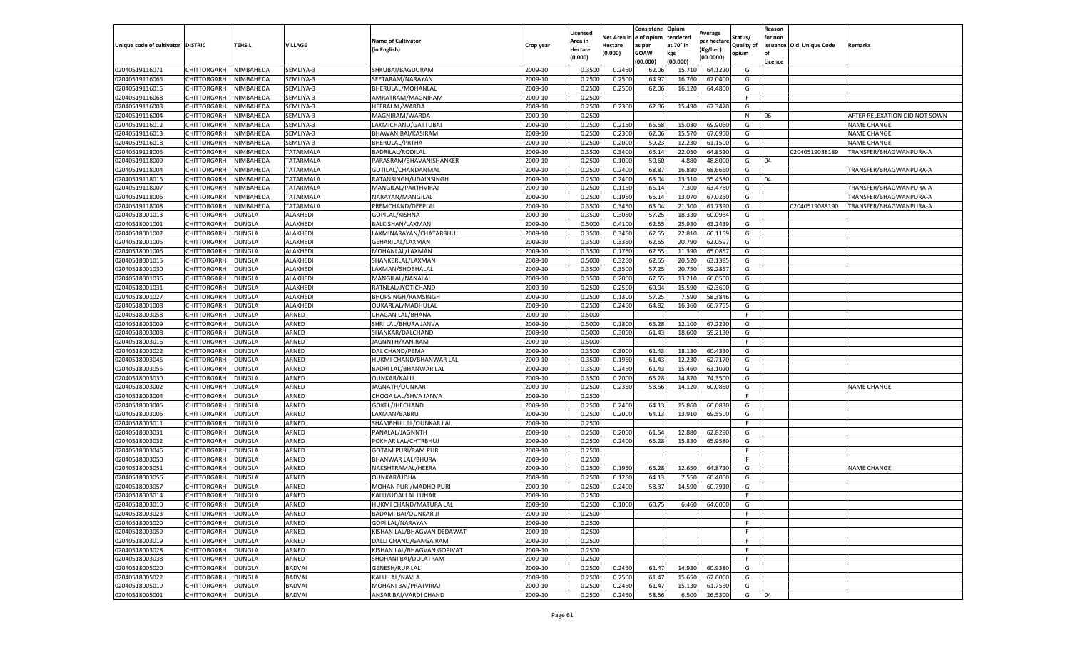| Unique code of cultivator | DISTRIC | TEHSIL | VILLAGE | Name of Cultivator (in English) | Crop year | Licensed Area in Hectare (0.000) | Net Area in Hectare (0.000) | Consistenc e of opium as per GOAW (00.000) | Opium tendered at 70° in kgs (00.000) | Average per hectare (Kg/hec) (00.0000) | Status/ Quality of opium | Reason for non issuance of Licence | Old Unique Code | Remarks |
|---|---|---|---|---|---|---|---|---|---|---|---|---|---|---|
| 02040519116071 | CHITTORGARH | NIMBAHEDA | SEMLIYA-3 | SHKUBAI/BAGDURAM | 2009-10 | 0.3500 | 0.2450 | 62.06 | 15.710 | 64.1220 | G | | | |
| 02040519116065 | CHITTORGARH | NIMBAHEDA | SEMLIYA-3 | SEETARAM/NARAYAN | 2009-10 | 0.2500 | 0.2500 | 64.97 | 16.760 | 67.0400 | G | | | |
| 02040519116015 | CHITTORGARH | NIMBAHEDA | SEMLIYA-3 | BHERULAL/MOHANLAL | 2009-10 | 0.2500 | 0.2500 | 62.06 | 16.120 | 64.4800 | G | | | |
| 02040519116068 | CHITTORGARH | NIMBAHEDA | SEMLIYA-3 | AMRATRAM/MAGNIRAM | 2009-10 | 0.2500 | | | | | F | | | |
| 02040519116003 | CHITTORGARH | NIMBAHEDA | SEMLIYA-3 | HEERALAL/WARDA | 2009-10 | 0.2500 | 0.2300 | 62.06 | 15.490 | 67.3470 | G | | | |
| 02040519116004 | CHITTORGARH | NIMBAHEDA | SEMLIYA-3 | MAGNIRAM/WARDA | 2009-10 | 0.2500 | | | | | N | 06 | | AFTER RELEXATION DID NOT SOWN |
| 02040519116012 | CHITTORGARH | NIMBAHEDA | SEMLIYA-3 | LAKMICHAND/GATTUBAI | 2009-10 | 0.2500 | 0.2150 | 65.58 | 15.030 | 69.9060 | G | | | NAME CHANGE |
| 02040519116013 | CHITTORGARH | NIMBAHEDA | SEMLIYA-3 | BHAWANIBAI/KASIRAM | 2009-10 | 0.2500 | 0.2300 | 62.06 | 15.570 | 67.6950 | G | | | NAME CHANGE |
| 02040519116018 | CHITTORGARH | NIMBAHEDA | SEMLIYA-3 | BHERULAL/PRTHA | 2009-10 | 0.2500 | 0.2000 | 59.23 | 12.230 | 61.1500 | G | | | NAME CHANGE |
| 02040519118005 | CHITTORGARH | NIMBAHEDA | TATARMALA | BADRILAL/RODILAL | 2009-10 | 0.3500 | 0.3400 | 65.14 | 22.050 | 64.8520 | G | | 02040519088189 | TRANSFER/BHAGWANPURA-A |
| 02040519118009 | CHITTORGARH | NIMBAHEDA | TATARMALA | PARASRAM/BHAVANISHANKER | 2009-10 | 0.2500 | 0.1000 | 50.60 | 4.880 | 48.8000 | G | 04 | | |
| 02040519118004 | CHITTORGARH | NIMBAHEDA | TATARMALA | GOTILAL/CHANDANMAL | 2009-10 | 0.2500 | 0.2400 | 68.87 | 16.880 | 68.6660 | G | | | TRANSFER/BHAGWANPURA-A |
| 02040519118015 | CHITTORGARH | NIMBAHEDA | TATARMALA | RATANSINGH/UDAINSINGH | 2009-10 | 0.2500 | 0.2400 | 63.04 | 13.310 | 55.4580 | G | 04 | | |
| 02040519118007 | CHITTORGARH | NIMBAHEDA | TATARMALA | MANGILAL/PARTHVIRAJ | 2009-10 | 0.2500 | 0.1150 | 65.14 | 7.300 | 63.4780 | G | | | TRANSFER/BHAGWANPURA-A |
| 02040519118006 | CHITTORGARH | NIMBAHEDA | TATARMALA | NARAYAN/MANGILAL | 2009-10 | 0.2500 | 0.1950 | 65.14 | 13.070 | 67.0250 | G | | | TRANSFER/BHAGWANPURA-A |
| 02040519118008 | CHITTORGARH | NIMBAHEDA | TATARMALA | PREMCHAND/DEEPLAL | 2009-10 | 0.3500 | 0.3450 | 63.04 | 21.300 | 61.7390 | G | | 02040519088190 | TRANSFER/BHAGWANPURA-A |
| 02040518001013 | CHITTORGARH | DUNGLA | ALAKHEDI | GOPILAL/KISHNA | 2009-10 | 0.3500 | 0.3050 | 57.25 | 18.330 | 60.0984 | G | | | |
| 02040518001001 | CHITTORGARH | DUNGLA | ALAKHEDI | BALKISHAN/LAXMAN | 2009-10 | 0.5000 | 0.4100 | 62.55 | 25.930 | 63.2439 | G | | | |
| 02040518001002 | CHITTORGARH | DUNGLA | ALAKHEDI | LAXMINARAYAN/CHATARBHUJ | 2009-10 | 0.3500 | 0.3450 | 62.55 | 22.810 | 66.1159 | G | | | |
| 02040518001005 | CHITTORGARH | DUNGLA | ALAKHEDI | GEHARILAL/LAXMAN | 2009-10 | 0.3500 | 0.3350 | 62.55 | 20.790 | 62.0597 | G | | | |
| 02040518001006 | CHITTORGARH | DUNGLA | ALAKHEDI | MOHANLAL/LAXMAN | 2009-10 | 0.3500 | 0.1750 | 62.55 | 11.390 | 65.0857 | G | | | |
| 02040518001015 | CHITTORGARH | DUNGLA | ALAKHEDI | SHANKERLAL/LAXMAN | 2009-10 | 0.5000 | 0.3250 | 62.55 | 20.520 | 63.1385 | G | | | |
| 02040518001030 | CHITTORGARH | DUNGLA | ALAKHEDI | LAXMAN/SHOBHALAL | 2009-10 | 0.3500 | 0.3500 | 57.25 | 20.750 | 59.2857 | G | | | |
| 02040518001036 | CHITTORGARH | DUNGLA | ALAKHEDI | MANGILAL/NANALAL | 2009-10 | 0.3500 | 0.2000 | 62.55 | 13.210 | 66.0500 | G | | | |
| 02040518001031 | CHITTORGARH | DUNGLA | ALAKHEDI | RATNLAL/JYOTICHAND | 2009-10 | 0.2500 | 0.2500 | 60.04 | 15.590 | 62.3600 | G | | | |
| 02040518001027 | CHITTORGARH | DUNGLA | ALAKHEDI | BHOPSINGH/RAMSINGH | 2009-10 | 0.2500 | 0.1300 | 57.25 | 7.590 | 58.3846 | G | | | |
| 02040518001008 | CHITTORGARH | DUNGLA | ALAKHEDI | OUKARLAL/MADHULAL | 2009-10 | 0.2500 | 0.2450 | 64.82 | 16.360 | 66.7755 | G | | | |
| 02040518003058 | CHITTORGARH | DUNGLA | ARNED | CHAGAN LAL/BHANA | 2009-10 | 0.5000 | | | | | F | | | |
| 02040518003009 | CHITTORGARH | DUNGLA | ARNED | SHRI LAL/BHURA JANVA | 2009-10 | 0.5000 | 0.1800 | 65.28 | 12.100 | 67.2220 | G | | | |
| 02040518003008 | CHITTORGARH | DUNGLA | ARNED | SHANKAR/DALCHAND | 2009-10 | 0.5000 | 0.3050 | 61.43 | 18.600 | 59.2130 | G | | | |
| 02040518003016 | CHITTORGARH | DUNGLA | ARNED | JAGNNTH/KANIRAM | 2009-10 | 0.5000 | | | | | F | | | |
| 02040518003022 | CHITTORGARH | DUNGLA | ARNED | DAL CHAND/PEMA | 2009-10 | 0.3500 | 0.3000 | 61.43 | 18.130 | 60.4330 | G | | | |
| 02040518003045 | CHITTORGARH | DUNGLA | ARNED | HUKMI CHAND/BHANWAR LAL | 2009-10 | 0.3500 | 0.1950 | 61.43 | 12.230 | 62.7170 | G | | | |
| 02040518003055 | CHITTORGARH | DUNGLA | ARNED | BADRI LAL/BHANWAR LAL | 2009-10 | 0.3500 | 0.2450 | 61.43 | 15.460 | 63.1020 | G | | | |
| 02040518003030 | CHITTORGARH | DUNGLA | ARNED | OUNKAR/KALU | 2009-10 | 0.3500 | 0.2000 | 65.28 | 14.870 | 74.3500 | G | | | |
| 02040518003002 | CHITTORGARH | DUNGLA | ARNED | JAGNATH/OUNKAR | 2009-10 | 0.2500 | 0.2350 | 58.56 | 14.120 | 60.0850 | G | | | NAME CHANGE |
| 02040518003004 | CHITTORGARH | DUNGLA | ARNED | CHOGA LAL/SHVA JANVA | 2009-10 | 0.2500 | | | | | F | | | |
| 02040518003005 | CHITTORGARH | DUNGLA | ARNED | GOKEL/JHECHAND | 2009-10 | 0.2500 | 0.2400 | 64.13 | 15.860 | 66.0830 | G | | | |
| 02040518003006 | CHITTORGARH | DUNGLA | ARNED | LAXMAN/BABRU | 2009-10 | 0.2500 | 0.2000 | 64.13 | 13.910 | 69.5500 | G | | | |
| 02040518003011 | CHITTORGARH | DUNGLA | ARNED | SHAMBHU LAL/OUNKAR LAL | 2009-10 | 0.2500 | | | | | F | | | |
| 02040518003031 | CHITTORGARH | DUNGLA | ARNED | PANALAL/JAGNNTH | 2009-10 | 0.2500 | 0.2050 | 61.54 | 12.880 | 62.8290 | G | | | |
| 02040518003032 | CHITTORGARH | DUNGLA | ARNED | POKHAR LAL/CHTRBHUJ | 2009-10 | 0.2500 | 0.2400 | 65.28 | 15.830 | 65.9580 | G | | | |
| 02040518003046 | CHITTORGARH | DUNGLA | ARNED | GOTAM PURI/RAM PURI | 2009-10 | 0.2500 | | | | | F | | | |
| 02040518003050 | CHITTORGARH | DUNGLA | ARNED | BHANWAR LAL/BHURA | 2009-10 | 0.2500 | | | | | F | | | |
| 02040518003051 | CHITTORGARH | DUNGLA | ARNED | NAKSHTRAMAL/HEERA | 2009-10 | 0.2500 | 0.1950 | 65.28 | 12.650 | 64.8710 | G | | | NAME CHANGE |
| 02040518003056 | CHITTORGARH | DUNGLA | ARNED | OUNKAR/UDHA | 2009-10 | 0.2500 | 0.1250 | 64.13 | 7.550 | 60.4000 | G | | | |
| 02040518003057 | CHITTORGARH | DUNGLA | ARNED | MOHAN PURI/MADHO PURI | 2009-10 | 0.2500 | 0.2400 | 58.37 | 14.590 | 60.7910 | G | | | |
| 02040518003014 | CHITTORGARH | DUNGLA | ARNED | KALU/UDAI LAL LUHAR | 2009-10 | 0.2500 | | | | | F | | | |
| 02040518003010 | CHITTORGARH | DUNGLA | ARNED | HUKMI CHAND/MATURA LAL | 2009-10 | 0.2500 | 0.1000 | 60.75 | 6.460 | 64.6000 | G | | | |
| 02040518003023 | CHITTORGARH | DUNGLA | ARNED | BADAMI BAI/OUNKAR JI | 2009-10 | 0.2500 | | | | | F | | | |
| 02040518003020 | CHITTORGARH | DUNGLA | ARNED | GOPI LAL/NARAYAN | 2009-10 | 0.2500 | | | | | F | | | |
| 02040518003059 | CHITTORGARH | DUNGLA | ARNED | KISHAN LAL/BHAGVAN DEDAWAT | 2009-10 | 0.2500 | | | | | F | | | |
| 02040518003019 | CHITTORGARH | DUNGLA | ARNED | DALLI CHAND/GANGA RAM | 2009-10 | 0.2500 | | | | | F | | | |
| 02040518003028 | CHITTORGARH | DUNGLA | ARNED | KISHAN LAL/BHAGVAN GOPIVAT | 2009-10 | 0.2500 | | | | | F | | | |
| 02040518003038 | CHITTORGARH | DUNGLA | ARNED | SHOHANI BAI/DOLATRAM | 2009-10 | 0.2500 | | | | | F | | | |
| 02040518005020 | CHITTORGARH | DUNGLA | BADVAI | GENESH/RUP LAL | 2009-10 | 0.2500 | 0.2450 | 61.47 | 14.930 | 60.9380 | G | | | |
| 02040518005022 | CHITTORGARH | DUNGLA | BADVAI | KALU LAL/NAVLA | 2009-10 | 0.2500 | 0.2500 | 61.47 | 15.650 | 62.6000 | G | | | |
| 02040518005019 | CHITTORGARH | DUNGLA | BADVAI | MOHANI BAI/PRATVIRAJ | 2009-10 | 0.2500 | 0.2450 | 61.47 | 15.130 | 61.7550 | G | | | |
| 02040518005001 | CHITTORGARH | DUNGLA | BADVAI | ANSAR BAI/VARDI CHAND | 2009-10 | 0.2500 | 0.2450 | 58.56 | 6.500 | 26.5300 | G | 04 | | |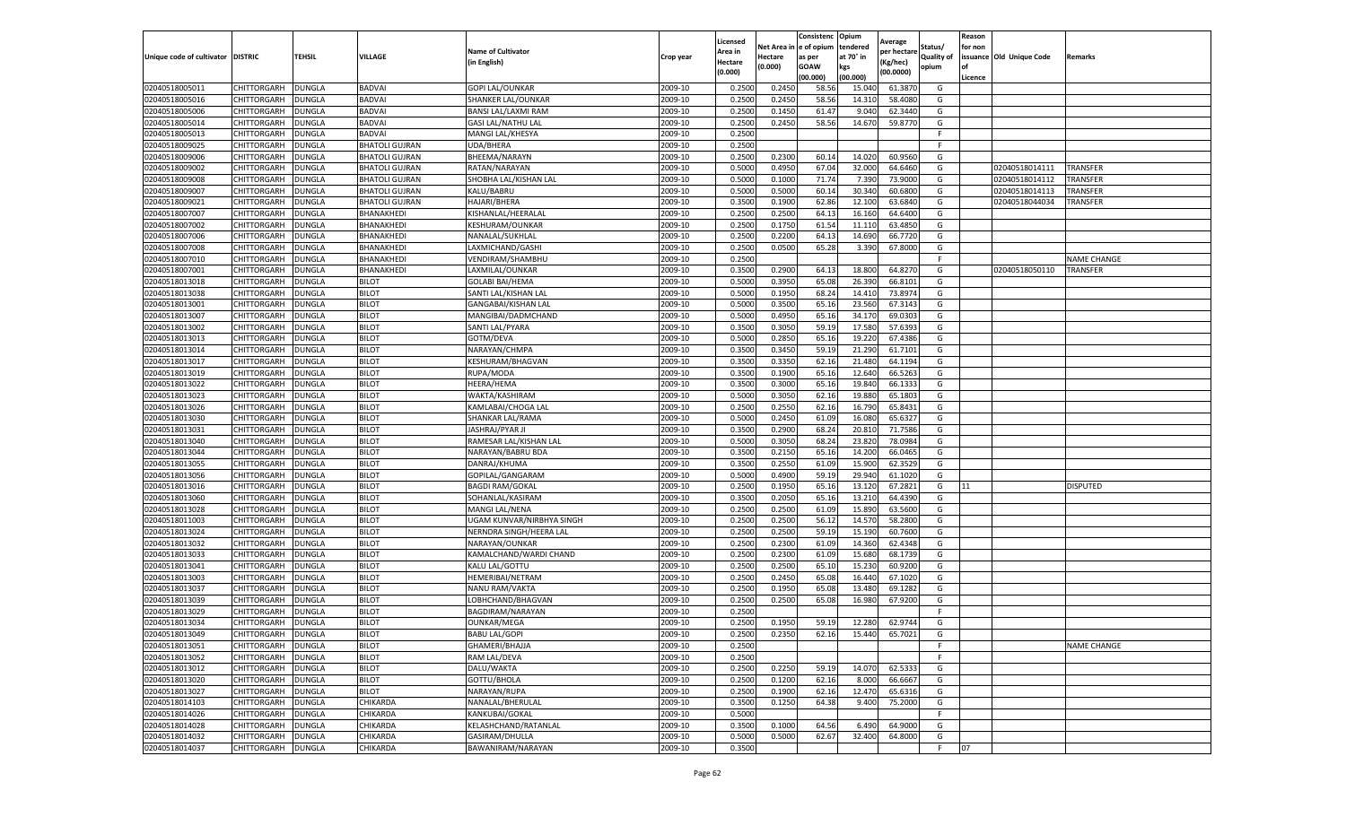| Unique code of cultivator | DISTRIC | TEHSIL | VILLAGE | Name of Cultivator (in English) | Crop year | Licensed Area in Hectare (0.000) | Net Area in Hectare (0.000) | Consistenc e of opium as per GOAW (00.000) | Opium tendered at 70° in kgs (00.000) | Average per hectare (Kg/hec) (00.0000) | Status/ Quality of opium | Reason for non issuance of Licence | Old Unique Code | Remarks |
|---|---|---|---|---|---|---|---|---|---|---|---|---|---|---|
| 02040518005011 | CHITTORGARH | DUNGLA | BADVAI | GOPI LAL/OUNKAR | 2009-10 | 0.2500 | 0.2450 | 58.56 | 15.040 | 61.3870 | G | | | |
| 02040518005016 | CHITTORGARH | DUNGLA | BADVAI | SHANKER LAL/OUNKAR | 2009-10 | 0.2500 | 0.2450 | 58.56 | 14.310 | 58.4080 | G | | | |
| 02040518005006 | CHITTORGARH | DUNGLA | BADVAI | BANSI LAL/LAXMI RAM | 2009-10 | 0.2500 | 0.1450 | 61.47 | 9.040 | 62.3440 | G | | | |
| 02040518005014 | CHITTORGARH | DUNGLA | BADVAI | GASI LAL/NATHU LAL | 2009-10 | 0.2500 | 0.2450 | 58.56 | 14.670 | 59.8770 | G | | | |
| 02040518005013 | CHITTORGARH | DUNGLA | BADVAI | MANGI LAL/KHESYA | 2009-10 | 0.2500 | | | | | F | | | |
| 02040518009025 | CHITTORGARH | DUNGLA | BHATOLI GUJRAN | UDA/BHERA | 2009-10 | 0.2500 | | | | | F | | | |
| 02040518009006 | CHITTORGARH | DUNGLA | BHATOLI GUJRAN | BHEEMA/NARAYN | 2009-10 | 0.2500 | 0.2300 | 60.14 | 14.020 | 60.9560 | G | | | |
| 02040518009002 | CHITTORGARH | DUNGLA | BHATOLI GUJRAN | RATAN/NARAYAN | 2009-10 | 0.5000 | 0.4950 | 67.04 | 32.000 | 64.6460 | G | | 02040518014111 | TRANSFER |
| 02040518009008 | CHITTORGARH | DUNGLA | BHATOLI GUJRAN | SHOBHA LAL/KISHAN LAL | 2009-10 | 0.5000 | 0.1000 | 71.74 | 7.390 | 73.9000 | G | | 02040518014112 | TRANSFER |
| 02040518009007 | CHITTORGARH | DUNGLA | BHATOLI GUJRAN | KALU/BABRU | 2009-10 | 0.5000 | 0.5000 | 60.14 | 30.340 | 60.6800 | G | | 02040518014113 | TRANSFER |
| 02040518009021 | CHITTORGARH | DUNGLA | BHATOLI GUJRAN | HAJARI/BHERA | 2009-10 | 0.3500 | 0.1900 | 62.86 | 12.100 | 63.6840 | G | | 02040518044034 | TRANSFER |
| 02040518007007 | CHITTORGARH | DUNGLA | BHANAKHEDI | KISHANLAL/HEERALAL | 2009-10 | 0.2500 | 0.2500 | 64.13 | 16.160 | 64.6400 | G | | | |
| 02040518007002 | CHITTORGARH | DUNGLA | BHANAKHEDI | KESHURAM/OUNKAR | 2009-10 | 0.2500 | 0.1750 | 61.54 | 11.110 | 63.4850 | G | | | |
| 02040518007006 | CHITTORGARH | DUNGLA | BHANAKHEDI | NANALAL/SUKHLAL | 2009-10 | 0.2500 | 0.2200 | 64.13 | 14.690 | 66.7720 | G | | | |
| 02040518007008 | CHITTORGARH | DUNGLA | BHANAKHEDI | LAXMICHAND/GASHI | 2009-10 | 0.2500 | 0.0500 | 65.28 | 3.390 | 67.8000 | G | | | |
| 02040518007010 | CHITTORGARH | DUNGLA | BHANAKHEDI | VENDIRAM/SHAMBHU | 2009-10 | 0.2500 | | | | | F | | | NAME CHANGE |
| 02040518007001 | CHITTORGARH | DUNGLA | BHANAKHEDI | LAXMILAL/OUNKAR | 2009-10 | 0.3500 | 0.2900 | 64.13 | 18.800 | 64.8270 | G | | 02040518050110 | TRANSFER |
| 02040518013018 | CHITTORGARH | DUNGLA | BILOT | GOLABI BAI/HEMA | 2009-10 | 0.5000 | 0.3950 | 65.08 | 26.390 | 66.8101 | G | | | |
| 02040518013038 | CHITTORGARH | DUNGLA | BILOT | SANTI LAL/KISHAN LAL | 2009-10 | 0.5000 | 0.1950 | 68.24 | 14.410 | 73.8974 | G | | | |
| 02040518013001 | CHITTORGARH | DUNGLA | BILOT | GANGABAI/KISHAN LAL | 2009-10 | 0.5000 | 0.3500 | 65.16 | 23.560 | 67.3143 | G | | | |
| 02040518013007 | CHITTORGARH | DUNGLA | BILOT | MANGIBAI/DADMCHAND | 2009-10 | 0.5000 | 0.4950 | 65.16 | 34.170 | 69.0303 | G | | | |
| 02040518013002 | CHITTORGARH | DUNGLA | BILOT | SANTI LAL/PYARA | 2009-10 | 0.3500 | 0.3050 | 59.19 | 17.580 | 57.6393 | G | | | |
| 02040518013013 | CHITTORGARH | DUNGLA | BILOT | GOTM/DEVA | 2009-10 | 0.5000 | 0.2850 | 65.16 | 19.220 | 67.4386 | G | | | |
| 02040518013014 | CHITTORGARH | DUNGLA | BILOT | NARAYAN/CHMPA | 2009-10 | 0.3500 | 0.3450 | 59.19 | 21.290 | 61.7101 | G | | | |
| 02040518013017 | CHITTORGARH | DUNGLA | BILOT | KESHURAM/BHAGVAN | 2009-10 | 0.3500 | 0.3350 | 62.16 | 21.480 | 64.1194 | G | | | |
| 02040518013019 | CHITTORGARH | DUNGLA | BILOT | RUPA/MODA | 2009-10 | 0.3500 | 0.1900 | 65.16 | 12.640 | 66.5263 | G | | | |
| 02040518013022 | CHITTORGARH | DUNGLA | BILOT | HEERA/HEMA | 2009-10 | 0.3500 | 0.3000 | 65.16 | 19.840 | 66.1333 | G | | | |
| 02040518013023 | CHITTORGARH | DUNGLA | BILOT | WAKTA/KASHIRAM | 2009-10 | 0.5000 | 0.3050 | 62.16 | 19.880 | 65.1803 | G | | | |
| 02040518013026 | CHITTORGARH | DUNGLA | BILOT | KAMLABAI/CHOGA LAL | 2009-10 | 0.2500 | 0.2550 | 62.16 | 16.790 | 65.8431 | G | | | |
| 02040518013030 | CHITTORGARH | DUNGLA | BILOT | SHANKAR LAL/RAMA | 2009-10 | 0.5000 | 0.2450 | 61.09 | 16.080 | 65.6327 | G | | | |
| 02040518013031 | CHITTORGARH | DUNGLA | BILOT | JASHRAJ/PYAR JI | 2009-10 | 0.3500 | 0.2900 | 68.24 | 20.810 | 71.7586 | G | | | |
| 02040518013040 | CHITTORGARH | DUNGLA | BILOT | RAMESAR LAL/KISHAN LAL | 2009-10 | 0.5000 | 0.3050 | 68.24 | 23.820 | 78.0984 | G | | | |
| 02040518013044 | CHITTORGARH | DUNGLA | BILOT | NARAYAN/BABRU BDA | 2009-10 | 0.3500 | 0.2150 | 65.16 | 14.200 | 66.0465 | G | | | |
| 02040518013055 | CHITTORGARH | DUNGLA | BILOT | DANRAJ/KHUMA | 2009-10 | 0.3500 | 0.2550 | 61.09 | 15.900 | 62.3529 | G | | | |
| 02040518013056 | CHITTORGARH | DUNGLA | BILOT | GOPILAL/GANGARAM | 2009-10 | 0.5000 | 0.4900 | 59.19 | 29.940 | 61.1020 | G | | | |
| 02040518013016 | CHITTORGARH | DUNGLA | BILOT | BAGDI RAM/GOKAL | 2009-10 | 0.2500 | 0.1950 | 65.16 | 13.120 | 67.2821 | G | 11 | | DISPUTED |
| 02040518013060 | CHITTORGARH | DUNGLA | BILOT | SOHANLAL/KASIRAM | 2009-10 | 0.3500 | 0.2050 | 65.16 | 13.210 | 64.4390 | G | | | |
| 02040518013028 | CHITTORGARH | DUNGLA | BILOT | MANGI LAL/NENA | 2009-10 | 0.2500 | 0.2500 | 61.09 | 15.890 | 63.5600 | G | | | |
| 02040518011003 | CHITTORGARH | DUNGLA | BILOT | UGAM KUNVAR/NIRBHYA SINGH | 2009-10 | 0.2500 | 0.2500 | 56.12 | 14.570 | 58.2800 | G | | | |
| 02040518013024 | CHITTORGARH | DUNGLA | BILOT | NERNDRA SINGH/HEERA LAL | 2009-10 | 0.2500 | 0.2500 | 59.19 | 15.190 | 60.7600 | G | | | |
| 02040518013032 | CHITTORGARH | DUNGLA | BILOT | NARAYAN/OUNKAR | 2009-10 | 0.2500 | 0.2300 | 61.09 | 14.360 | 62.4348 | G | | | |
| 02040518013033 | CHITTORGARH | DUNGLA | BILOT | KAMALCHAND/WARDI CHAND | 2009-10 | 0.2500 | 0.2300 | 61.09 | 15.680 | 68.1739 | G | | | |
| 02040518013041 | CHITTORGARH | DUNGLA | BILOT | KALU LAL/GOTTU | 2009-10 | 0.2500 | 0.2500 | 65.10 | 15.230 | 60.9200 | G | | | |
| 02040518013003 | CHITTORGARH | DUNGLA | BILOT | HEMERIBAI/NETRAM | 2009-10 | 0.2500 | 0.2450 | 65.08 | 16.440 | 67.1020 | G | | | |
| 02040518013037 | CHITTORGARH | DUNGLA | BILOT | NANU RAM/VAKTA | 2009-10 | 0.2500 | 0.1950 | 65.08 | 13.480 | 69.1282 | G | | | |
| 02040518013039 | CHITTORGARH | DUNGLA | BILOT | LOBHCHAND/BHAGVAN | 2009-10 | 0.2500 | 0.2500 | 65.08 | 16.980 | 67.9200 | G | | | |
| 02040518013029 | CHITTORGARH | DUNGLA | BILOT | BAGDIRAM/NARAYAN | 2009-10 | 0.2500 | | | | | F | | | |
| 02040518013034 | CHITTORGARH | DUNGLA | BILOT | OUNKAR/MEGA | 2009-10 | 0.2500 | 0.1950 | 59.19 | 12.280 | 62.9744 | G | | | |
| 02040518013049 | CHITTORGARH | DUNGLA | BILOT | BABU LAL/GOPI | 2009-10 | 0.2500 | 0.2350 | 62.16 | 15.440 | 65.7021 | G | | | |
| 02040518013051 | CHITTORGARH | DUNGLA | BILOT | GHAMERI/BHAJJA | 2009-10 | 0.2500 | | | | | F | | | NAME CHANGE |
| 02040518013052 | CHITTORGARH | DUNGLA | BILOT | RAM LAL/DEVA | 2009-10 | 0.2500 | | | | | F | | | |
| 02040518013012 | CHITTORGARH | DUNGLA | BILOT | DALU/WAKTA | 2009-10 | 0.2500 | 0.2250 | 59.19 | 14.070 | 62.5333 | G | | | |
| 02040518013020 | CHITTORGARH | DUNGLA | BILOT | GOTTU/BHOLA | 2009-10 | 0.2500 | 0.1200 | 62.16 | 8.000 | 66.6667 | G | | | |
| 02040518013027 | CHITTORGARH | DUNGLA | BILOT | NARAYAN/RUPA | 2009-10 | 0.2500 | 0.1900 | 62.16 | 12.470 | 65.6316 | G | | | |
| 02040518014103 | CHITTORGARH | DUNGLA | CHIKARDA | NANALAL/BHERULAL | 2009-10 | 0.3500 | 0.1250 | 64.38 | 9.400 | 75.2000 | G | | | |
| 02040518014026 | CHITTORGARH | DUNGLA | CHIKARDA | KANKUBAI/GOKAL | 2009-10 | 0.5000 | | | | | F | | | |
| 02040518014028 | CHITTORGARH | DUNGLA | CHIKARDA | KELASHCHAND/RATANLAL | 2009-10 | 0.3500 | 0.1000 | 64.56 | 6.490 | 64.9000 | G | | | |
| 02040518014032 | CHITTORGARH | DUNGLA | CHIKARDA | GASIRAM/DHULLA | 2009-10 | 0.5000 | 0.5000 | 62.67 | 32.400 | 64.8000 | G | | | |
| 02040518014037 | CHITTORGARH | DUNGLA | CHIKARDA | BAWANIRAM/NARAYAN | 2009-10 | 0.3500 | | | | | F | 07 | | |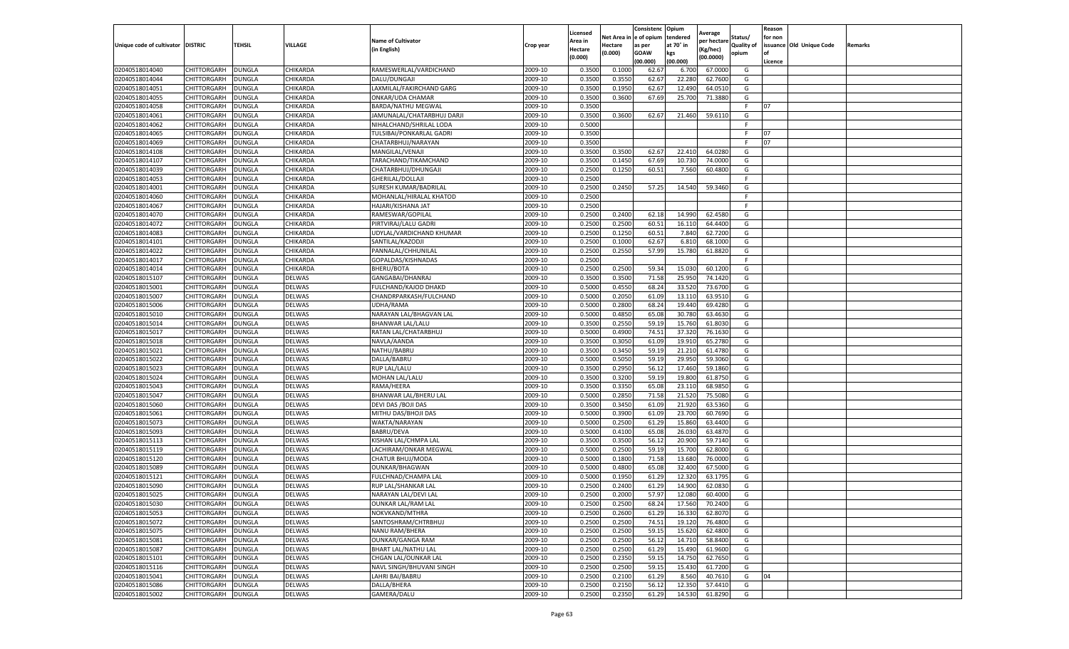| Unique code of cultivator | DISTRIC | TEHSIL | VILLAGE | Name of Cultivator (in English) | Crop year | Licensed Area in Hectare (0.000) | Net Area in Hectare (0.000) | Consistenc e of opium as per GOAW (00.000) | Opium tendered at 70° in kgs (00.000) | Average per hectare (Kg/hec) (00.0000) | Status/ Quality of opium | Reason for non issuance of Licence | Old Unique Code | Remarks |
|---|---|---|---|---|---|---|---|---|---|---|---|---|---|---|
| 02040518014040 | CHITTORGARH | DUNGLA | CHIKARDA | RAMESWERLAL/VARDICHAND | 2009-10 | 0.3500 | 0.1000 | 62.67 | 6.700 | 67.0000 | G | | | |
| 02040518014044 | CHITTORGARH | DUNGLA | CHIKARDA | DALU/DUNGAJI | 2009-10 | 0.3500 | 0.3550 | 62.67 | 22.280 | 62.7600 | G | | | |
| 02040518014051 | CHITTORGARH | DUNGLA | CHIKARDA | LAXMILAL/FAKIRCHAND GARG | 2009-10 | 0.3500 | 0.1950 | 62.67 | 12.490 | 64.0510 | G | | | |
| 02040518014055 | CHITTORGARH | DUNGLA | CHIKARDA | ONKAR/UDA CHAMAR | 2009-10 | 0.3500 | 0.3600 | 67.69 | 25.700 | 71.3880 | G | | | |
| 02040518014058 | CHITTORGARH | DUNGLA | CHIKARDA | BARDA/NATHU MEGWAL | 2009-10 | 0.3500 | | | | | F | 07 | | |
| 02040518014061 | CHITTORGARH | DUNGLA | CHIKARDA | JAMUNALAL/CHATARBHUJ DARJI | 2009-10 | 0.3500 | 0.3600 | 62.67 | 21.460 | 59.6110 | G | | | |
| 02040518014062 | CHITTORGARH | DUNGLA | CHIKARDA | NIHALCHAND/SHRILAL LODA | 2009-10 | 0.5000 | | | | | F | | | |
| 02040518014065 | CHITTORGARH | DUNGLA | CHIKARDA | TULSIBAI/PONKARLAL GADRI | 2009-10 | 0.3500 | | | | | F | 07 | | |
| 02040518014069 | CHITTORGARH | DUNGLA | CHIKARDA | CHATARBHUJ/NARAYAN | 2009-10 | 0.3500 | | | | | F | 07 | | |
| 02040518014108 | CHITTORGARH | DUNGLA | CHIKARDA | MANGILAL/VENAJI | 2009-10 | 0.3500 | 0.3500 | 62.67 | 22.410 | 64.0280 | G | | | |
| 02040518014107 | CHITTORGARH | DUNGLA | CHIKARDA | TARACHAND/TIKAMCHAND | 2009-10 | 0.3500 | 0.1450 | 67.69 | 10.730 | 74.0000 | G | | | |
| 02040518014039 | CHITTORGARH | DUNGLA | CHIKARDA | CHATARBHUJ/DHUNGAJI | 2009-10 | 0.2500 | 0.1250 | 60.51 | 7.560 | 60.4800 | G | | | |
| 02040518014053 | CHITTORGARH | DUNGLA | CHIKARDA | GHERILAL/DOLLAJI | 2009-10 | 0.2500 | | | | | F | | | |
| 02040518014001 | CHITTORGARH | DUNGLA | CHIKARDA | SURESH KUMAR/BADRILAL | 2009-10 | 0.2500 | 0.2450 | 57.25 | 14.540 | 59.3460 | G | | | |
| 02040518014060 | CHITTORGARH | DUNGLA | CHIKARDA | MOHANLAL/HIRALAL KHATOD | 2009-10 | 0.2500 | | | | | F | | | |
| 02040518014067 | CHITTORGARH | DUNGLA | CHIKARDA | HAJARI/KISHANA JAT | 2009-10 | 0.2500 | | | | | F | | | |
| 02040518014070 | CHITTORGARH | DUNGLA | CHIKARDA | RAMESWAR/GOPILAL | 2009-10 | 0.2500 | 0.2400 | 62.18 | 14.990 | 62.4580 | G | | | |
| 02040518014072 | CHITTORGARH | DUNGLA | CHIKARDA | PIRTVIRAJ/LALU GADRI | 2009-10 | 0.2500 | 0.2500 | 60.51 | 16.110 | 64.4400 | G | | | |
| 02040518014083 | CHITTORGARH | DUNGLA | CHIKARDA | UDYLAL/VARDICHAND KHUMAR | 2009-10 | 0.2500 | 0.1250 | 60.51 | 7.840 | 62.7200 | G | | | |
| 02040518014101 | CHITTORGARH | DUNGLA | CHIKARDA | SANTILAL/KAZODJI | 2009-10 | 0.2500 | 0.1000 | 62.67 | 6.810 | 68.1000 | G | | | |
| 02040518014022 | CHITTORGARH | DUNGLA | CHIKARDA | PANNALAL/CHHUNILAL | 2009-10 | 0.2500 | 0.2550 | 57.99 | 15.780 | 61.8820 | G | | | |
| 02040518014017 | CHITTORGARH | DUNGLA | CHIKARDA | GOPALDAS/KISHNADAS | 2009-10 | 0.2500 | | | | | F | | | |
| 02040518014014 | CHITTORGARH | DUNGLA | CHIKARDA | BHERU/BOTA | 2009-10 | 0.2500 | 0.2500 | 59.34 | 15.030 | 60.1200 | G | | | |
| 02040518015107 | CHITTORGARH | DUNGLA | DELWAS | GANGABAI/DHANRAJ | 2009-10 | 0.3500 | 0.3500 | 71.58 | 25.950 | 74.1420 | G | | | |
| 02040518015001 | CHITTORGARH | DUNGLA | DELWAS | FULCHAND/KAJOD DHAKD | 2009-10 | 0.5000 | 0.4550 | 68.24 | 33.520 | 73.6700 | G | | | |
| 02040518015007 | CHITTORGARH | DUNGLA | DELWAS | CHANDRPARKASH/FULCHAND | 2009-10 | 0.5000 | 0.2050 | 61.09 | 13.110 | 63.9510 | G | | | |
| 02040518015006 | CHITTORGARH | DUNGLA | DELWAS | UDHA/RAMA | 2009-10 | 0.5000 | 0.2800 | 68.24 | 19.440 | 69.4280 | G | | | |
| 02040518015010 | CHITTORGARH | DUNGLA | DELWAS | NARAYAN LAL/BHAGVAN LAL | 2009-10 | 0.5000 | 0.4850 | 65.08 | 30.780 | 63.4630 | G | | | |
| 02040518015014 | CHITTORGARH | DUNGLA | DELWAS | BHANWAR LAL/LALU | 2009-10 | 0.3500 | 0.2550 | 59.19 | 15.760 | 61.8030 | G | | | |
| 02040518015017 | CHITTORGARH | DUNGLA | DELWAS | RATAN LAL/CHATARBHUJ | 2009-10 | 0.5000 | 0.4900 | 74.51 | 37.320 | 76.1630 | G | | | |
| 02040518015018 | CHITTORGARH | DUNGLA | DELWAS | NAVLA/AANDA | 2009-10 | 0.3500 | 0.3050 | 61.09 | 19.910 | 65.2780 | G | | | |
| 02040518015021 | CHITTORGARH | DUNGLA | DELWAS | NATHU/BABRU | 2009-10 | 0.3500 | 0.3450 | 59.19 | 21.210 | 61.4780 | G | | | |
| 02040518015022 | CHITTORGARH | DUNGLA | DELWAS | DALLA/BABRU | 2009-10 | 0.5000 | 0.5050 | 59.19 | 29.950 | 59.3060 | G | | | |
| 02040518015023 | CHITTORGARH | DUNGLA | DELWAS | RUP LAL/LALU | 2009-10 | 0.3500 | 0.2950 | 56.12 | 17.460 | 59.1860 | G | | | |
| 02040518015024 | CHITTORGARH | DUNGLA | DELWAS | MOHAN LAL/LALU | 2009-10 | 0.3500 | 0.3200 | 59.19 | 19.800 | 61.8750 | G | | | |
| 02040518015043 | CHITTORGARH | DUNGLA | DELWAS | RAMA/HEERA | 2009-10 | 0.3500 | 0.3350 | 65.08 | 23.110 | 68.9850 | G | | | |
| 02040518015047 | CHITTORGARH | DUNGLA | DELWAS | BHANWAR LAL/BHERU LAL | 2009-10 | 0.5000 | 0.2850 | 71.58 | 21.520 | 75.5080 | G | | | |
| 02040518015060 | CHITTORGARH | DUNGLA | DELWAS | DEVI DAS /BOJI DAS | 2009-10 | 0.3500 | 0.3450 | 61.09 | 21.920 | 63.5360 | G | | | |
| 02040518015061 | CHITTORGARH | DUNGLA | DELWAS | MITHU DAS/BHOJI DAS | 2009-10 | 0.5000 | 0.3900 | 61.09 | 23.700 | 60.7690 | G | | | |
| 02040518015073 | CHITTORGARH | DUNGLA | DELWAS | WAKTA/NARAYAN | 2009-10 | 0.5000 | 0.2500 | 61.29 | 15.860 | 63.4400 | G | | | |
| 02040518015093 | CHITTORGARH | DUNGLA | DELWAS | BABRU/DEVA | 2009-10 | 0.5000 | 0.4100 | 65.08 | 26.030 | 63.4870 | G | | | |
| 02040518015113 | CHITTORGARH | DUNGLA | DELWAS | KISHAN LAL/CHMPA LAL | 2009-10 | 0.3500 | 0.3500 | 56.12 | 20.900 | 59.7140 | G | | | |
| 02040518015119 | CHITTORGARH | DUNGLA | DELWAS | LACHIRAM/ONKAR MEGWAL | 2009-10 | 0.5000 | 0.2500 | 59.19 | 15.700 | 62.8000 | G | | | |
| 02040518015120 | CHITTORGARH | DUNGLA | DELWAS | CHATUR BHUJ/MODA | 2009-10 | 0.5000 | 0.1800 | 71.58 | 13.680 | 76.0000 | G | | | |
| 02040518015089 | CHITTORGARH | DUNGLA | DELWAS | OUNKAR/BHAGWAN | 2009-10 | 0.5000 | 0.4800 | 65.08 | 32.400 | 67.5000 | G | | | |
| 02040518015121 | CHITTORGARH | DUNGLA | DELWAS | FULCHNAD/CHAMPA LAL | 2009-10 | 0.5000 | 0.1950 | 61.29 | 12.320 | 63.1795 | G | | | |
| 02040518015090 | CHITTORGARH | DUNGLA | DELWAS | RUP LAL/SHANKAR LAL | 2009-10 | 0.2500 | 0.2400 | 61.29 | 14.900 | 62.0830 | G | | | |
| 02040518015025 | CHITTORGARH | DUNGLA | DELWAS | NARAYAN LAL/DEVI LAL | 2009-10 | 0.2500 | 0.2000 | 57.97 | 12.080 | 60.4000 | G | | | |
| 02040518015030 | CHITTORGARH | DUNGLA | DELWAS | OUNKAR LAL/RAM LAL | 2009-10 | 0.2500 | 0.2500 | 68.24 | 17.560 | 70.2400 | G | | | |
| 02040518015053 | CHITTORGARH | DUNGLA | DELWAS | NOKVKAND/MTHRA | 2009-10 | 0.2500 | 0.2600 | 61.29 | 16.330 | 62.8070 | G | | | |
| 02040518015072 | CHITTORGARH | DUNGLA | DELWAS | SANTOSHRAM/CHTRBHUJ | 2009-10 | 0.2500 | 0.2500 | 74.51 | 19.120 | 76.4800 | G | | | |
| 02040518015075 | CHITTORGARH | DUNGLA | DELWAS | NANU RAM/BHERA | 2009-10 | 0.2500 | 0.2500 | 59.15 | 15.620 | 62.4800 | G | | | |
| 02040518015081 | CHITTORGARH | DUNGLA | DELWAS | OUNKAR/GANGA RAM | 2009-10 | 0.2500 | 0.2500 | 56.12 | 14.710 | 58.8400 | G | | | |
| 02040518015087 | CHITTORGARH | DUNGLA | DELWAS | BHART LAL/NATHU LAL | 2009-10 | 0.2500 | 0.2500 | 61.29 | 15.490 | 61.9600 | G | | | |
| 02040518015101 | CHITTORGARH | DUNGLA | DELWAS | CHGAN LAL/OUNKAR LAL | 2009-10 | 0.2500 | 0.2350 | 59.15 | 14.750 | 62.7650 | G | | | |
| 02040518015116 | CHITTORGARH | DUNGLA | DELWAS | NAVL SINGH/BHUVANI SINGH | 2009-10 | 0.2500 | 0.2500 | 59.15 | 15.430 | 61.7200 | G | | | |
| 02040518015041 | CHITTORGARH | DUNGLA | DELWAS | LAHRI BAI/BABRU | 2009-10 | 0.2500 | 0.2100 | 61.29 | 8.560 | 40.7610 | G | 04 | | |
| 02040518015086 | CHITTORGARH | DUNGLA | DELWAS | DALLA/BHERA | 2009-10 | 0.2500 | 0.2150 | 56.12 | 12.350 | 57.4410 | G | | | |
| 02040518015002 | CHITTORGARH | DUNGLA | DELWAS | GAMERA/DALU | 2009-10 | 0.2500 | 0.2350 | 61.29 | 14.530 | 61.8290 | G | | | |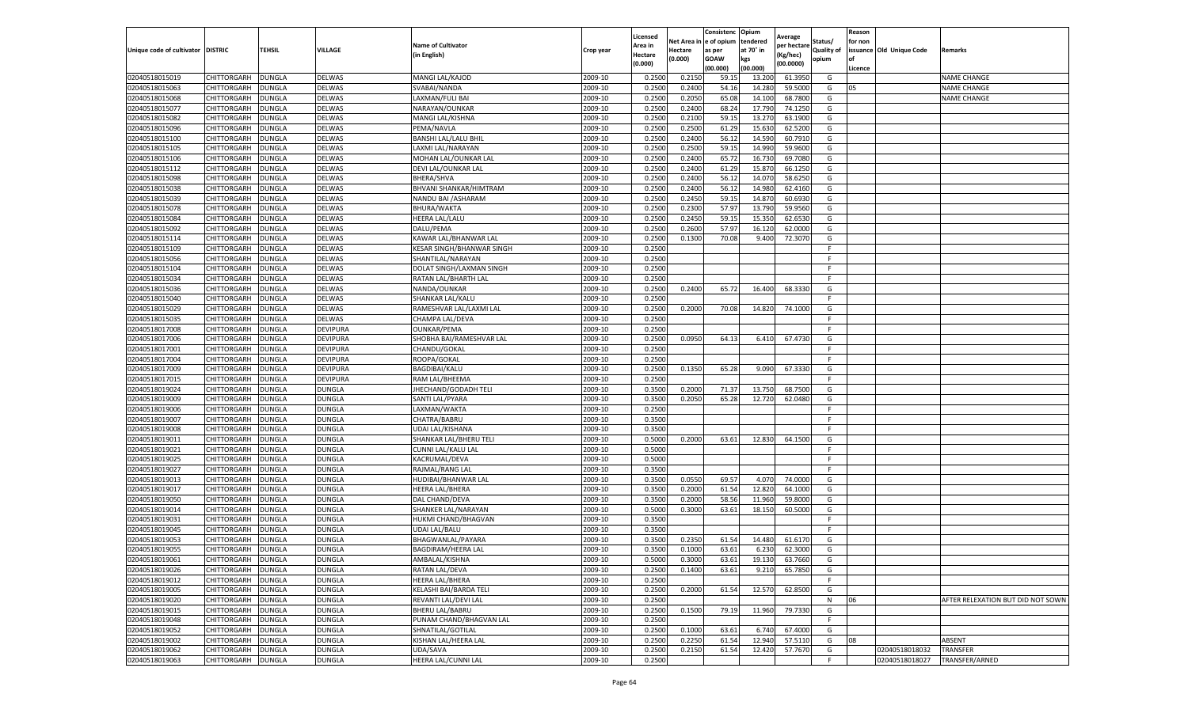| Unique code of cultivator | DISTRIC | TEHSIL | VILLAGE | Name of Cultivator (in English) | Crop year | Licensed Area in Hectare (0.000) | Net Area in Hectare (0.000) | Consistence of opium as per GOAW (00.000) | Opium tendered at 70° in kgs (00.000) | Average per hectare (Kg/hec) (00.0000) | Status/ Quality of opium | Reason for non issuance of Licence | Old Unique Code | Remarks |
|---|---|---|---|---|---|---|---|---|---|---|---|---|---|---|
| 02040518015019 | CHITTORGARH | DUNGLA | DELWAS | MANGI LAL/KAJOD | 2009-10 | 0.2500 | 0.2150 | 59.15 | 13.200 | 61.3950 | G | | | NAME CHANGE |
| 02040518015063 | CHITTORGARH | DUNGLA | DELWAS | SVABAI/NANDA | 2009-10 | 0.2500 | 0.2400 | 54.16 | 14.280 | 59.5000 | G | 05 | | NAME CHANGE |
| 02040518015068 | CHITTORGARH | DUNGLA | DELWAS | LAXMAN/FULI BAI | 2009-10 | 0.2500 | 0.2050 | 65.08 | 14.100 | 68.7800 | G | | | NAME CHANGE |
| 02040518015077 | CHITTORGARH | DUNGLA | DELWAS | NARAYAN/OUNKAR | 2009-10 | 0.2500 | 0.2400 | 68.24 | 17.790 | 74.1250 | G | | | |
| 02040518015082 | CHITTORGARH | DUNGLA | DELWAS | MANGI LAL/KISHNA | 2009-10 | 0.2500 | 0.2100 | 59.15 | 13.270 | 63.1900 | G | | | |
| 02040518015096 | CHITTORGARH | DUNGLA | DELWAS | PEMA/NAVLA | 2009-10 | 0.2500 | 0.2500 | 61.29 | 15.630 | 62.5200 | G | | | |
| 02040518015100 | CHITTORGARH | DUNGLA | DELWAS | BANSHI LAL/LALU BHIL | 2009-10 | 0.2500 | 0.2400 | 56.12 | 14.590 | 60.7910 | G | | | |
| 02040518015105 | CHITTORGARH | DUNGLA | DELWAS | LAXMI LAL/NARAYAN | 2009-10 | 0.2500 | 0.2500 | 59.15 | 14.990 | 59.9600 | G | | | |
| 02040518015106 | CHITTORGARH | DUNGLA | DELWAS | MOHAN LAL/OUNKAR LAL | 2009-10 | 0.2500 | 0.2400 | 65.72 | 16.730 | 69.7080 | G | | | |
| 02040518015112 | CHITTORGARH | DUNGLA | DELWAS | DEVI LAL/OUNKAR LAL | 2009-10 | 0.2500 | 0.2400 | 61.29 | 15.870 | 66.1250 | G | | | |
| 02040518015098 | CHITTORGARH | DUNGLA | DELWAS | BHERA/SHVA | 2009-10 | 0.2500 | 0.2400 | 56.12 | 14.070 | 58.6250 | G | | | |
| 02040518015038 | CHITTORGARH | DUNGLA | DELWAS | BHVANI SHANKAR/HIMTRAM | 2009-10 | 0.2500 | 0.2400 | 56.12 | 14.980 | 62.4160 | G | | | |
| 02040518015039 | CHITTORGARH | DUNGLA | DELWAS | NANDU BAI /ASHARAM | 2009-10 | 0.2500 | 0.2450 | 59.15 | 14.870 | 60.6930 | G | | | |
| 02040518015078 | CHITTORGARH | DUNGLA | DELWAS | BHURA/WAKTA | 2009-10 | 0.2500 | 0.2300 | 57.97 | 13.790 | 59.9560 | G | | | |
| 02040518015084 | CHITTORGARH | DUNGLA | DELWAS | HEERA LAL/LALU | 2009-10 | 0.2500 | 0.2450 | 59.15 | 15.350 | 62.6530 | G | | | |
| 02040518015092 | CHITTORGARH | DUNGLA | DELWAS | DALU/PEMA | 2009-10 | 0.2500 | 0.2600 | 57.97 | 16.120 | 62.0000 | G | | | |
| 02040518015114 | CHITTORGARH | DUNGLA | DELWAS | KAWAR LAL/BHANWAR LAL | 2009-10 | 0.2500 | 0.1300 | 70.08 | 9.400 | 72.3070 | G | | | |
| 02040518015109 | CHITTORGARH | DUNGLA | DELWAS | KESAR SINGH/BHANWAR SINGH | 2009-10 | 0.2500 | | | | | F | | | |
| 02040518015056 | CHITTORGARH | DUNGLA | DELWAS | SHANTILAL/NARAYAN | 2009-10 | 0.2500 | | | | | F | | | |
| 02040518015104 | CHITTORGARH | DUNGLA | DELWAS | DOLAT SINGH/LAXMAN SINGH | 2009-10 | 0.2500 | | | | | F | | | |
| 02040518015034 | CHITTORGARH | DUNGLA | DELWAS | RATAN LAL/BHARTH LAL | 2009-10 | 0.2500 | | | | | F | | | |
| 02040518015036 | CHITTORGARH | DUNGLA | DELWAS | NANDA/OUNKAR | 2009-10 | 0.2500 | 0.2400 | 65.72 | 16.400 | 68.3330 | G | | | |
| 02040518015040 | CHITTORGARH | DUNGLA | DELWAS | SHANKAR LAL/KALU | 2009-10 | 0.2500 | | | | | F | | | |
| 02040518015029 | CHITTORGARH | DUNGLA | DELWAS | RAMESHVAR LAL/LAXMI LAL | 2009-10 | 0.2500 | 0.2000 | 70.08 | 14.820 | 74.1000 | G | | | |
| 02040518015035 | CHITTORGARH | DUNGLA | DELWAS | CHAMPA LAL/DEVA | 2009-10 | 0.2500 | | | | | F | | | |
| 02040518017008 | CHITTORGARH | DUNGLA | DEVIPURA | OUNKAR/PEMA | 2009-10 | 0.2500 | | | | | F | | | |
| 02040518017006 | CHITTORGARH | DUNGLA | DEVIPURA | SHOBHA BAI/RAMESHVAR LAL | 2009-10 | 0.2500 | 0.0950 | 64.13 | 6.410 | 67.4730 | G | | | |
| 02040518017001 | CHITTORGARH | DUNGLA | DEVIPURA | CHANDU/GOKAL | 2009-10 | 0.2500 | | | | | F | | | |
| 02040518017004 | CHITTORGARH | DUNGLA | DEVIPURA | ROOPA/GOKAL | 2009-10 | 0.2500 | | | | | F | | | |
| 02040518017009 | CHITTORGARH | DUNGLA | DEVIPURA | BAGDIBAI/KALU | 2009-10 | 0.2500 | 0.1350 | 65.28 | 9.090 | 67.3330 | G | | | |
| 02040518017015 | CHITTORGARH | DUNGLA | DEVIPURA | RAM LAL/BHEEMA | 2009-10 | 0.2500 | | | | | F | | | |
| 02040518019024 | CHITTORGARH | DUNGLA | DUNGLA | JHECHAND/GODADH TELI | 2009-10 | 0.3500 | 0.2000 | 71.37 | 13.750 | 68.7500 | G | | | |
| 02040518019009 | CHITTORGARH | DUNGLA | DUNGLA | SANTI LAL/PYARA | 2009-10 | 0.3500 | 0.2050 | 65.28 | 12.720 | 62.0480 | G | | | |
| 02040518019006 | CHITTORGARH | DUNGLA | DUNGLA | LAXMAN/WAKTA | 2009-10 | 0.2500 | | | | | F | | | |
| 02040518019007 | CHITTORGARH | DUNGLA | DUNGLA | CHATRA/BABRU | 2009-10 | 0.3500 | | | | | F | | | |
| 02040518019008 | CHITTORGARH | DUNGLA | DUNGLA | UDAI LAL/KISHANA | 2009-10 | 0.3500 | | | | | F | | | |
| 02040518019011 | CHITTORGARH | DUNGLA | DUNGLA | SHANKAR LAL/BHERU TELI | 2009-10 | 0.5000 | 0.2000 | 63.61 | 12.830 | 64.1500 | G | | | |
| 02040518019021 | CHITTORGARH | DUNGLA | DUNGLA | CUNNI LAL/KALU LAL | 2009-10 | 0.5000 | | | | | F | | | |
| 02040518019025 | CHITTORGARH | DUNGLA | DUNGLA | KACRUMAL/DEVA | 2009-10 | 0.5000 | | | | | F | | | |
| 02040518019027 | CHITTORGARH | DUNGLA | DUNGLA | RAJMAL/RANG LAL | 2009-10 | 0.3500 | | | | | F | | | |
| 02040518019013 | CHITTORGARH | DUNGLA | DUNGLA | HUDIBAI/BHANWAR LAL | 2009-10 | 0.3500 | 0.0550 | 69.57 | 4.070 | 74.0000 | G | | | |
| 02040518019017 | CHITTORGARH | DUNGLA | DUNGLA | HEERA LAL/BHERA | 2009-10 | 0.3500 | 0.2000 | 61.54 | 12.820 | 64.1000 | G | | | |
| 02040518019050 | CHITTORGARH | DUNGLA | DUNGLA | DAL CHAND/DEVA | 2009-10 | 0.3500 | 0.2000 | 58.56 | 11.960 | 59.8000 | G | | | |
| 02040518019014 | CHITTORGARH | DUNGLA | DUNGLA | SHANKER LAL/NARAYAN | 2009-10 | 0.5000 | 0.3000 | 63.61 | 18.150 | 60.5000 | G | | | |
| 02040518019031 | CHITTORGARH | DUNGLA | DUNGLA | HUKMI CHAND/BHAGVAN | 2009-10 | 0.3500 | | | | | F | | | |
| 02040518019045 | CHITTORGARH | DUNGLA | DUNGLA | UDAI LAL/BALU | 2009-10 | 0.3500 | | | | | F | | | |
| 02040518019053 | CHITTORGARH | DUNGLA | DUNGLA | BHAGWANLAL/PAYARA | 2009-10 | 0.3500 | 0.2350 | 61.54 | 14.480 | 61.6170 | G | | | |
| 02040518019055 | CHITTORGARH | DUNGLA | DUNGLA | BAGDIRAM/HEERA LAL | 2009-10 | 0.3500 | 0.1000 | 63.61 | 6.230 | 62.3000 | G | | | |
| 02040518019061 | CHITTORGARH | DUNGLA | DUNGLA | AMBALAL/KISHNA | 2009-10 | 0.5000 | 0.3000 | 63.61 | 19.130 | 63.7660 | G | | | |
| 02040518019026 | CHITTORGARH | DUNGLA | DUNGLA | RATAN LAL/DEVA | 2009-10 | 0.2500 | 0.1400 | 63.61 | 9.210 | 65.7850 | G | | | |
| 02040518019012 | CHITTORGARH | DUNGLA | DUNGLA | HEERA LAL/BHERA | 2009-10 | 0.2500 | | | | | F | | | |
| 02040518019005 | CHITTORGARH | DUNGLA | DUNGLA | KELASHI BAI/BARDA TELI | 2009-10 | 0.2500 | 0.2000 | 61.54 | 12.570 | 62.8500 | G | | | |
| 02040518019020 | CHITTORGARH | DUNGLA | DUNGLA | REVANTI LAL/DEVI LAL | 2009-10 | 0.2500 | | | | | N | 06 | | AFTER RELEXATION BUT DID NOT SOWN |
| 02040518019015 | CHITTORGARH | DUNGLA | DUNGLA | BHERU LAL/BABRU | 2009-10 | 0.2500 | 0.1500 | 79.19 | 11.960 | 79.7330 | G | | | |
| 02040518019048 | CHITTORGARH | DUNGLA | DUNGLA | PUNAM CHAND/BHAGVAN LAL | 2009-10 | 0.2500 | | | | | F | | | |
| 02040518019052 | CHITTORGARH | DUNGLA | DUNGLA | SHNATILAL/GOTILAL | 2009-10 | 0.2500 | 0.1000 | 63.61 | 6.740 | 67.4000 | G | | | |
| 02040518019002 | CHITTORGARH | DUNGLA | DUNGLA | KISHAN LAL/HEERA LAL | 2009-10 | 0.2500 | 0.2250 | 61.54 | 12.940 | 57.5110 | G | 08 | | ABSENT |
| 02040518019062 | CHITTORGARH | DUNGLA | DUNGLA | UDA/SAVA | 2009-10 | 0.2500 | 0.2150 | 61.54 | 12.420 | 57.7670 | G | | 02040518018032 | TRANSFER |
| 02040518019063 | CHITTORGARH | DUNGLA | DUNGLA | HEERA LAL/CUNNI LAL | 2009-10 | 0.2500 | | | | | F | | 02040518018027 | TRANSFER/ARNED |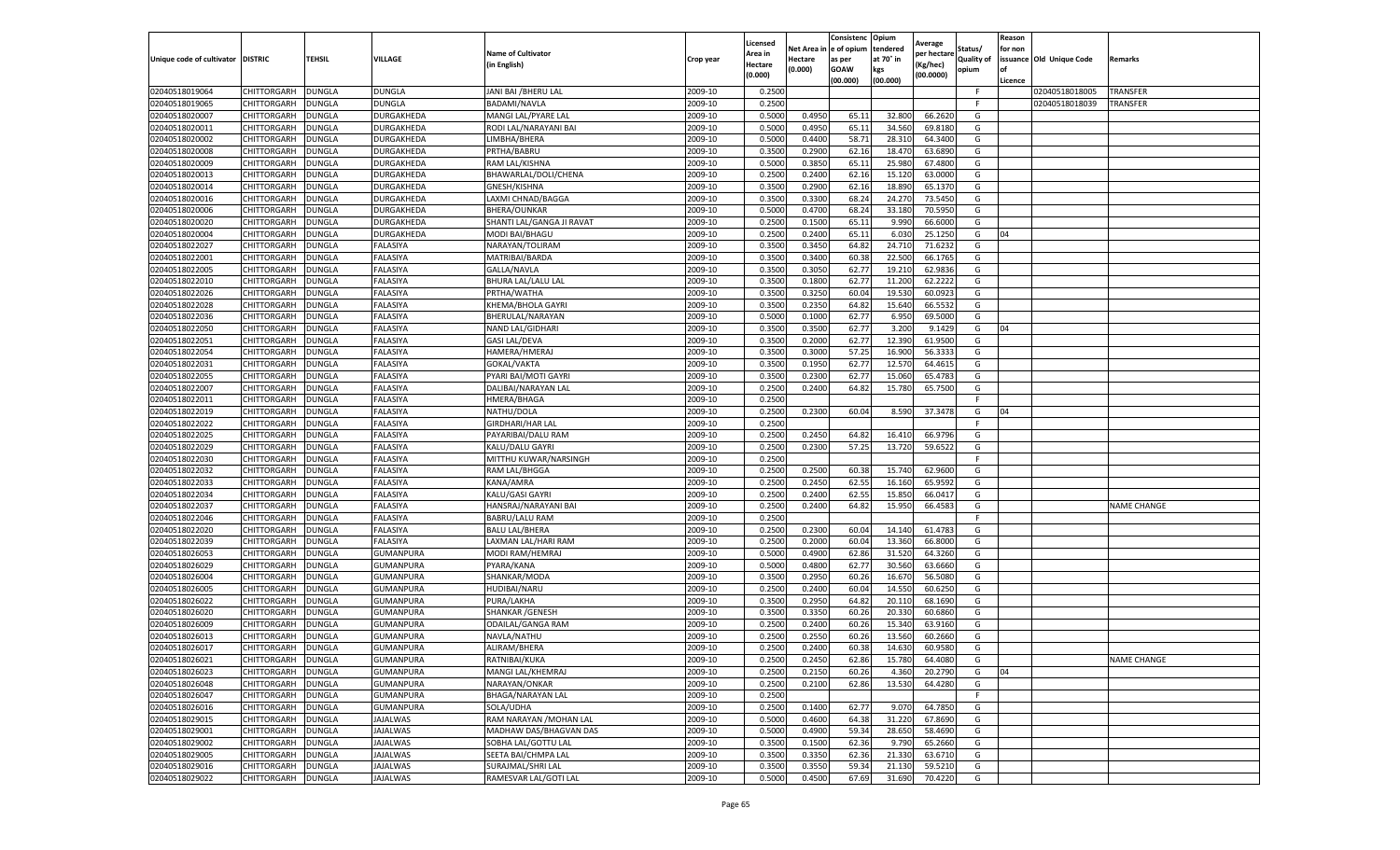| Unique code of cultivator | DISTRIC | TEHSIL | VILLAGE | Name of Cultivator (in English) | Crop year | Licensed Area in Hectare (0.000) | Net Area in Hectare (0.000) | Consistenc e of opium as per GOAW (00.000) | Opium tendered at 70° in kgs (00.000) | Average per hectare (Kg/hec) (00.0000) | Status/ Quality of opium | Reason for non issuance of Licence | Old Unique Code | Remarks |
|---|---|---|---|---|---|---|---|---|---|---|---|---|---|---|
| 02040518019064 | CHITTORGARH | DUNGLA | DUNGLA | JANI BAI /BHERU LAL | 2009-10 | 0.2500 | | | | | F | | 02040518018005 | TRANSFER |
| 02040518019065 | CHITTORGARH | DUNGLA | DUNGLA | BADAMI/NAVLA | 2009-10 | 0.2500 | | | | | F | | 02040518018039 | TRANSFER |
| 02040518020007 | CHITTORGARH | DUNGLA | DURGAKHEDA | MANGI LAL/PYARE LAL | 2009-10 | 0.5000 | 0.4950 | 65.11 | 32.800 | 66.2620 | G | | | |
| 02040518020011 | CHITTORGARH | DUNGLA | DURGAKHEDA | RODI LAL/NARAYANI BAI | 2009-10 | 0.5000 | 0.4950 | 65.11 | 34.560 | 69.8180 | G | | | |
| 02040518020002 | CHITTORGARH | DUNGLA | DURGAKHEDA | LIMBHA/BHERA | 2009-10 | 0.5000 | 0.4400 | 58.71 | 28.310 | 64.3400 | G | | | |
| 02040518020008 | CHITTORGARH | DUNGLA | DURGAKHEDA | PRTHA/BABRU | 2009-10 | 0.3500 | 0.2900 | 62.16 | 18.470 | 63.6890 | G | | | |
| 02040518020009 | CHITTORGARH | DUNGLA | DURGAKHEDA | RAM LAL/KISHNA | 2009-10 | 0.5000 | 0.3850 | 65.11 | 25.980 | 67.4800 | G | | | |
| 02040518020013 | CHITTORGARH | DUNGLA | DURGAKHEDA | BHAWARLAL/DOLI/CHENA | 2009-10 | 0.2500 | 0.2400 | 62.16 | 15.120 | 63.0000 | G | | | |
| 02040518020014 | CHITTORGARH | DUNGLA | DURGAKHEDA | GNESH/KISHNA | 2009-10 | 0.3500 | 0.2900 | 62.16 | 18.890 | 65.1370 | G | | | |
| 02040518020016 | CHITTORGARH | DUNGLA | DURGAKHEDA | LAXMI CHNAD/BAGGA | 2009-10 | 0.3500 | 0.3300 | 68.24 | 24.270 | 73.5450 | G | | | |
| 02040518020006 | CHITTORGARH | DUNGLA | DURGAKHEDA | BHERA/OUNKAR | 2009-10 | 0.5000 | 0.4700 | 68.24 | 33.180 | 70.5950 | G | | | |
| 02040518020020 | CHITTORGARH | DUNGLA | DURGAKHEDA | SHANTI LAL/GANGA JI RAVAT | 2009-10 | 0.2500 | 0.1500 | 65.11 | 9.990 | 66.6000 | G | | | |
| 02040518020004 | CHITTORGARH | DUNGLA | DURGAKHEDA | MODI BAI/BHAGU | 2009-10 | 0.2500 | 0.2400 | 65.11 | 6.030 | 25.1250 | G | 04 | | |
| 02040518022027 | CHITTORGARH | DUNGLA | FALASIYA | NARAYAN/TOLIRAM | 2009-10 | 0.3500 | 0.3450 | 64.82 | 24.710 | 71.6232 | G | | | |
| 02040518022001 | CHITTORGARH | DUNGLA | FALASIYA | MATRIBAI/BARDA | 2009-10 | 0.3500 | 0.3400 | 60.38 | 22.500 | 66.1765 | G | | | |
| 02040518022005 | CHITTORGARH | DUNGLA | FALASIYA | GALLA/NAVLA | 2009-10 | 0.3500 | 0.3050 | 62.77 | 19.210 | 62.9836 | G | | | |
| 02040518022010 | CHITTORGARH | DUNGLA | FALASIYA | BHURA LAL/LALU LAL | 2009-10 | 0.3500 | 0.1800 | 62.77 | 11.200 | 62.2222 | G | | | |
| 02040518022026 | CHITTORGARH | DUNGLA | FALASIYA | PRTHA/WATHA | 2009-10 | 0.3500 | 0.3250 | 60.04 | 19.530 | 60.0923 | G | | | |
| 02040518022028 | CHITTORGARH | DUNGLA | FALASIYA | KHEMA/BHOLA GAYRI | 2009-10 | 0.3500 | 0.2350 | 64.82 | 15.640 | 66.5532 | G | | | |
| 02040518022036 | CHITTORGARH | DUNGLA | FALASIYA | BHERULAL/NARAYAN | 2009-10 | 0.5000 | 0.1000 | 62.77 | 6.950 | 69.5000 | G | | | |
| 02040518022050 | CHITTORGARH | DUNGLA | FALASIYA | NAND LAL/GIDHARI | 2009-10 | 0.3500 | 0.3500 | 62.77 | 3.200 | 9.1429 | G | 04 | | |
| 02040518022051 | CHITTORGARH | DUNGLA | FALASIYA | GASI LAL/DEVA | 2009-10 | 0.3500 | 0.2000 | 62.77 | 12.390 | 61.9500 | G | | | |
| 02040518022054 | CHITTORGARH | DUNGLA | FALASIYA | HAMERA/HMERAJ | 2009-10 | 0.3500 | 0.3000 | 57.25 | 16.900 | 56.3333 | G | | | |
| 02040518022031 | CHITTORGARH | DUNGLA | FALASIYA | GOKAL/VAKTA | 2009-10 | 0.3500 | 0.1950 | 62.77 | 12.570 | 64.4615 | G | | | |
| 02040518022055 | CHITTORGARH | DUNGLA | FALASIYA | PYARI BAI/MOTI GAYRI | 2009-10 | 0.3500 | 0.2300 | 62.77 | 15.060 | 65.4783 | G | | | |
| 02040518022007 | CHITTORGARH | DUNGLA | FALASIYA | DALIBAI/NARAYAN LAL | 2009-10 | 0.2500 | 0.2400 | 64.82 | 15.780 | 65.7500 | G | | | |
| 02040518022011 | CHITTORGARH | DUNGLA | FALASIYA | HMERA/BHAGA | 2009-10 | 0.2500 | | | | | F | | | |
| 02040518022019 | CHITTORGARH | DUNGLA | FALASIYA | NATHU/DOLA | 2009-10 | 0.2500 | 0.2300 | 60.04 | 8.590 | 37.3478 | G | 04 | | |
| 02040518022022 | CHITTORGARH | DUNGLA | FALASIYA | GIRDHARI/HAR LAL | 2009-10 | 0.2500 | | | | | F | | | |
| 02040518022025 | CHITTORGARH | DUNGLA | FALASIYA | PAYARIBAI/DALU RAM | 2009-10 | 0.2500 | 0.2450 | 64.82 | 16.410 | 66.9796 | G | | | |
| 02040518022029 | CHITTORGARH | DUNGLA | FALASIYA | KALU/DALU GAYRI | 2009-10 | 0.2500 | 0.2300 | 57.25 | 13.720 | 59.6522 | G | | | |
| 02040518022030 | CHITTORGARH | DUNGLA | FALASIYA | MITTHU KUWAR/NARSINGH | 2009-10 | 0.2500 | | | | | F | | | |
| 02040518022032 | CHITTORGARH | DUNGLA | FALASIYA | RAM LAL/BHGGA | 2009-10 | 0.2500 | 0.2500 | 60.38 | 15.740 | 62.9600 | G | | | |
| 02040518022033 | CHITTORGARH | DUNGLA | FALASIYA | KANA/AMRA | 2009-10 | 0.2500 | 0.2450 | 62.55 | 16.160 | 65.9592 | G | | | |
| 02040518022034 | CHITTORGARH | DUNGLA | FALASIYA | KALU/GASI GAYRI | 2009-10 | 0.2500 | 0.2400 | 62.55 | 15.850 | 66.0417 | G | | | |
| 02040518022037 | CHITTORGARH | DUNGLA | FALASIYA | HANSRAJ/NARAYANI BAI | 2009-10 | 0.2500 | 0.2400 | 64.82 | 15.950 | 66.4583 | G | | | NAME CHANGE |
| 02040518022046 | CHITTORGARH | DUNGLA | FALASIYA | BABRU/LALU RAM | 2009-10 | 0.2500 | | | | | F | | | |
| 02040518022020 | CHITTORGARH | DUNGLA | FALASIYA | BALU LAL/BHERA | 2009-10 | 0.2500 | 0.2300 | 60.04 | 14.140 | 61.4783 | G | | | |
| 02040518022039 | CHITTORGARH | DUNGLA | FALASIYA | LAXMAN LAL/HARI RAM | 2009-10 | 0.2500 | 0.2000 | 60.04 | 13.360 | 66.8000 | G | | | |
| 02040518026053 | CHITTORGARH | DUNGLA | GUMANPURA | MODI RAM/HEMRAJ | 2009-10 | 0.5000 | 0.4900 | 62.86 | 31.520 | 64.3260 | G | | | |
| 02040518026029 | CHITTORGARH | DUNGLA | GUMANPURA | PYARA/KANA | 2009-10 | 0.5000 | 0.4800 | 62.77 | 30.560 | 63.6660 | G | | | |
| 02040518026004 | CHITTORGARH | DUNGLA | GUMANPURA | SHANKAR/MODA | 2009-10 | 0.3500 | 0.2950 | 60.26 | 16.670 | 56.5080 | G | | | |
| 02040518026005 | CHITTORGARH | DUNGLA | GUMANPURA | HUDIBAI/NARU | 2009-10 | 0.2500 | 0.2400 | 60.04 | 14.550 | 60.6250 | G | | | |
| 02040518026022 | CHITTORGARH | DUNGLA | GUMANPURA | PURA/LAKHA | 2009-10 | 0.3500 | 0.2950 | 64.82 | 20.110 | 68.1690 | G | | | |
| 02040518026020 | CHITTORGARH | DUNGLA | GUMANPURA | SHANKAR /GENESH | 2009-10 | 0.3500 | 0.3350 | 60.26 | 20.330 | 60.6860 | G | | | |
| 02040518026009 | CHITTORGARH | DUNGLA | GUMANPURA | ODAILAL/GANGA RAM | 2009-10 | 0.2500 | 0.2400 | 60.26 | 15.340 | 63.9160 | G | | | |
| 02040518026013 | CHITTORGARH | DUNGLA | GUMANPURA | NAVLA/NATHU | 2009-10 | 0.2500 | 0.2550 | 60.26 | 13.560 | 60.2660 | G | | | |
| 02040518026017 | CHITTORGARH | DUNGLA | GUMANPURA | ALIRAM/BHERA | 2009-10 | 0.2500 | 0.2400 | 60.38 | 14.630 | 60.9580 | G | | | |
| 02040518026021 | CHITTORGARH | DUNGLA | GUMANPURA | RATNIBAI/KUKA | 2009-10 | 0.2500 | 0.2450 | 62.86 | 15.780 | 64.4080 | G | | | NAME CHANGE |
| 02040518026023 | CHITTORGARH | DUNGLA | GUMANPURA | MANGI LAL/KHEMRAJ | 2009-10 | 0.2500 | 0.2150 | 60.26 | 4.360 | 20.2790 | G | 04 | | |
| 02040518026048 | CHITTORGARH | DUNGLA | GUMANPURA | NARAYAN/ONKAR | 2009-10 | 0.2500 | 0.2100 | 62.86 | 13.530 | 64.4280 | G | | | |
| 02040518026047 | CHITTORGARH | DUNGLA | GUMANPURA | BHAGA/NARAYAN LAL | 2009-10 | 0.2500 | | | | | F | | | |
| 02040518026016 | CHITTORGARH | DUNGLA | GUMANPURA | SOLA/UDHA | 2009-10 | 0.2500 | 0.1400 | 62.77 | 9.070 | 64.7850 | G | | | |
| 02040518029015 | CHITTORGARH | DUNGLA | JAJALWAS | RAM NARAYAN /MOHAN LAL | 2009-10 | 0.5000 | 0.4600 | 64.38 | 31.220 | 67.8690 | G | | | |
| 02040518029001 | CHITTORGARH | DUNGLA | JAJALWAS | MADHAW DAS/BHAGVAN DAS | 2009-10 | 0.5000 | 0.4900 | 59.34 | 28.650 | 58.4690 | G | | | |
| 02040518029002 | CHITTORGARH | DUNGLA | JAJALWAS | SOBHA LAL/GOTTU LAL | 2009-10 | 0.3500 | 0.1500 | 62.36 | 9.790 | 65.2660 | G | | | |
| 02040518029005 | CHITTORGARH | DUNGLA | JAJALWAS | SEETA BAI/CHMPA LAL | 2009-10 | 0.3500 | 0.3350 | 62.36 | 21.330 | 63.6710 | G | | | |
| 02040518029016 | CHITTORGARH | DUNGLA | JAJALWAS | SURAJMAL/SHRI LAL | 2009-10 | 0.3500 | 0.3550 | 59.34 | 21.130 | 59.5210 | G | | | |
| 02040518029022 | CHITTORGARH | DUNGLA | JAJALWAS | RAMESVAR LAL/GOTI LAL | 2009-10 | 0.5000 | 0.4500 | 67.69 | 31.690 | 70.4220 | G | | | |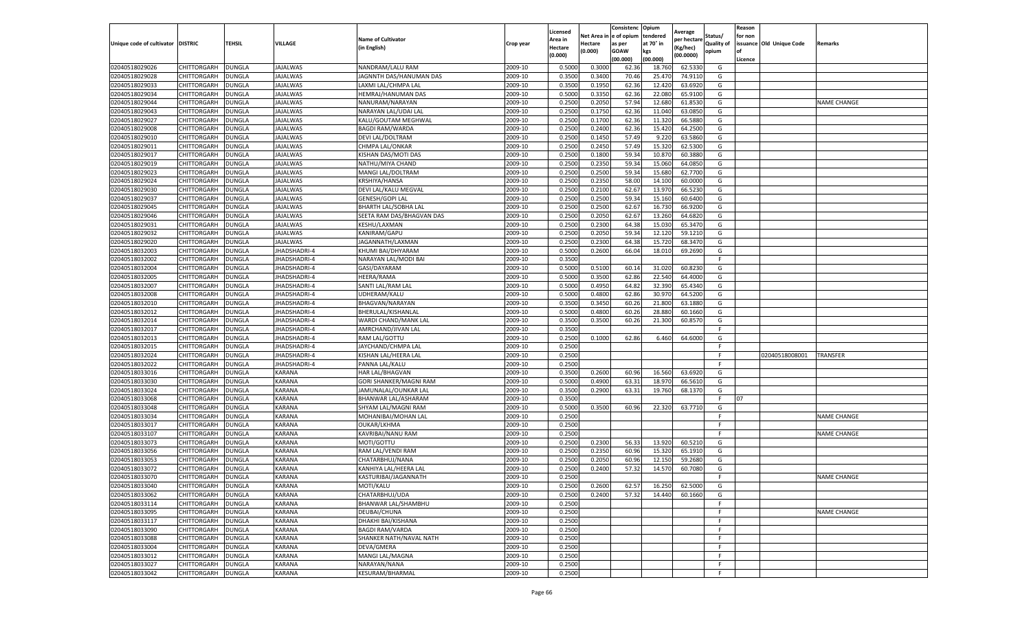| Unique code of cultivator | DISTRIC | TEHSIL | VILLAGE | Name of Cultivator (in English) | Crop year | Licensed Area in Hectare (0.000) | Net Area in Hectare (0.000) | Consistence of opium as per GOAW (00.000) | Opium tendered at 70° in kgs (00.000) | Average per hectare (Kg/hec) (00.0000) | Status/ Quality of opium | Reason for non issuance of Licence | Old Unique Code | Remarks |
|---|---|---|---|---|---|---|---|---|---|---|---|---|---|---|
| 02040518029026 | CHITTORGARH | DUNGLA | JAJALWAS | NANDRAM/LALU RAM | 2009-10 | 0.5000 | 0.3000 | 62.36 | 18.760 | 62.5330 | G | | | |
| 02040518029028 | CHITTORGARH | DUNGLA | JAJALWAS | JAGNNTH DAS/HANUMAN DAS | 2009-10 | 0.3500 | 0.3400 | 70.46 | 25.470 | 74.9110 | G | | | |
| 02040518029033 | CHITTORGARH | DUNGLA | JAJALWAS | LAXMI LAL/CHMPA LAL | 2009-10 | 0.3500 | 0.1950 | 62.36 | 12.420 | 63.6920 | G | | | |
| 02040518029034 | CHITTORGARH | DUNGLA | JAJALWAS | HEMRAJ/HANUMAN DAS | 2009-10 | 0.5000 | 0.3350 | 62.36 | 22.080 | 65.9100 | G | | | |
| 02040518029044 | CHITTORGARH | DUNGLA | JAJALWAS | NANURAM/NARAYAN | 2009-10 | 0.2500 | 0.2050 | 57.94 | 12.680 | 61.8530 | G | | | NAME CHANGE |
| 02040518029043 | CHITTORGARH | DUNGLA | JAJALWAS | NARAYAN LAL/UDAI LAL | 2009-10 | 0.2500 | 0.1750 | 62.36 | 11.040 | 63.0850 | G | | | |
| 02040518029027 | CHITTORGARH | DUNGLA | JAJALWAS | KALU/GOUTAM MEGHWAL | 2009-10 | 0.2500 | 0.1700 | 62.36 | 11.320 | 66.5880 | G | | | |
| 02040518029008 | CHITTORGARH | DUNGLA | JAJALWAS | BAGDI RAM/WARDA | 2009-10 | 0.2500 | 0.2400 | 62.36 | 15.420 | 64.2500 | G | | | |
| 02040518029010 | CHITTORGARH | DUNGLA | JAJALWAS | DEVI LAL/DOLTRAM | 2009-10 | 0.2500 | 0.1450 | 57.49 | 9.220 | 63.5860 | G | | | |
| 02040518029011 | CHITTORGARH | DUNGLA | JAJALWAS | CHMPA LAL/ONKAR | 2009-10 | 0.2500 | 0.2450 | 57.49 | 15.320 | 62.5300 | G | | | |
| 02040518029017 | CHITTORGARH | DUNGLA | JAJALWAS | KISHAN DAS/MOTI DAS | 2009-10 | 0.2500 | 0.1800 | 59.34 | 10.870 | 60.3880 | G | | | |
| 02040518029019 | CHITTORGARH | DUNGLA | JAJALWAS | NATHU/MIYA CHAND | 2009-10 | 0.2500 | 0.2350 | 59.34 | 15.060 | 64.0850 | G | | | |
| 02040518029023 | CHITTORGARH | DUNGLA | JAJALWAS | MANGI LAL/DOLTRAM | 2009-10 | 0.2500 | 0.2500 | 59.34 | 15.680 | 62.7700 | G | | | |
| 02040518029024 | CHITTORGARH | DUNGLA | JAJALWAS | KRSHIYA/HANSA | 2009-10 | 0.2500 | 0.2350 | 58.00 | 14.100 | 60.0000 | G | | | |
| 02040518029030 | CHITTORGARH | DUNGLA | JAJALWAS | DEVI LAL/KALU MEGVAL | 2009-10 | 0.2500 | 0.2100 | 62.67 | 13.970 | 66.5230 | G | | | |
| 02040518029037 | CHITTORGARH | DUNGLA | JAJALWAS | GENESH/GOPI LAL | 2009-10 | 0.2500 | 0.2500 | 59.34 | 15.160 | 60.6400 | G | | | |
| 02040518029045 | CHITTORGARH | DUNGLA | JAJALWAS | BHARTH LAL/SOBHA LAL | 2009-10 | 0.2500 | 0.2500 | 62.67 | 16.730 | 66.9200 | G | | | |
| 02040518029046 | CHITTORGARH | DUNGLA | JAJALWAS | SEETA RAM DAS/BHAGVAN DAS | 2009-10 | 0.2500 | 0.2050 | 62.67 | 13.260 | 64.6820 | G | | | |
| 02040518029031 | CHITTORGARH | DUNGLA | JAJALWAS | KESHU/LAXMAN | 2009-10 | 0.2500 | 0.2300 | 64.38 | 15.030 | 65.3470 | G | | | |
| 02040518029032 | CHITTORGARH | DUNGLA | JAJALWAS | KANIRAM/GAPU | 2009-10 | 0.2500 | 0.2050 | 59.34 | 12.120 | 59.1210 | G | | | |
| 02040518029020 | CHITTORGARH | DUNGLA | JAJALWAS | JAGANNATH/LAXMAN | 2009-10 | 0.2500 | 0.2300 | 64.38 | 15.720 | 68.3470 | G | | | |
| 02040518032003 | CHITTORGARH | DUNGLA | JHADSHADRI-4 | KHUMI BAI/DHYARAM | 2009-10 | 0.5000 | 0.2600 | 66.04 | 18.010 | 69.2690 | G | | | |
| 02040518032002 | CHITTORGARH | DUNGLA | JHADSHADRI-4 | NARAYAN LAL/MODI BAI | 2009-10 | 0.3500 | | | | | F | | | |
| 02040518032004 | CHITTORGARH | DUNGLA | JHADSHADRI-4 | GASI/DAYARAM | 2009-10 | 0.5000 | 0.5100 | 60.14 | 31.020 | 60.8230 | G | | | |
| 02040518032005 | CHITTORGARH | DUNGLA | JHADSHADRI-4 | HEERA/RAMA | 2009-10 | 0.5000 | 0.3500 | 62.86 | 22.540 | 64.4000 | G | | | |
| 02040518032007 | CHITTORGARH | DUNGLA | JHADSHADRI-4 | SANTI LAL/RAM LAL | 2009-10 | 0.5000 | 0.4950 | 64.82 | 32.390 | 65.4340 | G | | | |
| 02040518032008 | CHITTORGARH | DUNGLA | JHADSHADRI-4 | UDHERAM/KALU | 2009-10 | 0.5000 | 0.4800 | 62.86 | 30.970 | 64.5200 | G | | | |
| 02040518032010 | CHITTORGARH | DUNGLA | JHADSHADRI-4 | BHAGVAN/NARAYAN | 2009-10 | 0.3500 | 0.3450 | 60.26 | 21.800 | 63.1880 | G | | | |
| 02040518032012 | CHITTORGARH | DUNGLA | JHADSHADRI-4 | BHERULAL/KISHANLAL | 2009-10 | 0.5000 | 0.4800 | 60.26 | 28.880 | 60.1660 | G | | | |
| 02040518032014 | CHITTORGARH | DUNGLA | JHADSHADRI-4 | WARDI CHAND/MANK LAL | 2009-10 | 0.3500 | 0.3500 | 60.26 | 21.300 | 60.8570 | G | | | |
| 02040518032017 | CHITTORGARH | DUNGLA | JHADSHADRI-4 | AMRCHAND/JIVAN LAL | 2009-10 | 0.3500 | | | | | F | | | |
| 02040518032013 | CHITTORGARH | DUNGLA | JHADSHADRI-4 | RAM LAL/GOTTU | 2009-10 | 0.2500 | 0.1000 | 62.86 | 6.460 | 64.6000 | G | | | |
| 02040518032015 | CHITTORGARH | DUNGLA | JHADSHADRI-4 | JAYCHAND/CHMPA LAL | 2009-10 | 0.2500 | | | | | F | | | |
| 02040518032024 | CHITTORGARH | DUNGLA | JHADSHADRI-4 | KISHAN LAL/HEERA LAL | 2009-10 | 0.2500 | | | | | F | | 02040518008001 | TRANSFER |
| 02040518032022 | CHITTORGARH | DUNGLA | JHADSHADRI-4 | PANNA LAL/KALU | 2009-10 | 0.2500 | | | | | F | | | |
| 02040518033016 | CHITTORGARH | DUNGLA | KARANA | HAR LAL/BHAGVAN | 2009-10 | 0.3500 | 0.2600 | 60.96 | 16.560 | 63.6920 | G | | | |
| 02040518033030 | CHITTORGARH | DUNGLA | KARANA | GORI SHANKER/MAGNI RAM | 2009-10 | 0.5000 | 0.4900 | 63.31 | 18.970 | 66.5610 | G | | | |
| 02040518033024 | CHITTORGARH | DUNGLA | KARANA | JAMUNALAL/OUNKAR LAL | 2009-10 | 0.3500 | 0.2900 | 63.31 | 19.760 | 68.1370 | G | | | |
| 02040518033068 | CHITTORGARH | DUNGLA | KARANA | BHANWAR LAL/ASHARAM | 2009-10 | 0.3500 | | | | | F | 07 | | |
| 02040518033048 | CHITTORGARH | DUNGLA | KARANA | SHYAM LAL/MAGNI RAM | 2009-10 | 0.5000 | 0.3500 | 60.96 | 22.320 | 63.7710 | G | | | |
| 02040518033034 | CHITTORGARH | DUNGLA | KARANA | MOHANIBAI/MOHAN LAL | 2009-10 | 0.2500 | | | | | F | | | NAME CHANGE |
| 02040518033017 | CHITTORGARH | DUNGLA | KARANA | OUKAR/LKHMA | 2009-10 | 0.2500 | | | | | F | | | |
| 02040518033107 | CHITTORGARH | DUNGLA | KARANA | KAVRIBAI/NANU RAM | 2009-10 | 0.2500 | | | | | F | | | NAME CHANGE |
| 02040518033073 | CHITTORGARH | DUNGLA | KARANA | MOTI/GOTTU | 2009-10 | 0.2500 | 0.2300 | 56.33 | 13.920 | 60.5210 | G | | | |
| 02040518033056 | CHITTORGARH | DUNGLA | KARANA | RAM LAL/VENDI RAM | 2009-10 | 0.2500 | 0.2350 | 60.96 | 15.320 | 65.1910 | G | | | |
| 02040518033053 | CHITTORGARH | DUNGLA | KARANA | CHATARBHUJ/NANA | 2009-10 | 0.2500 | 0.2050 | 60.96 | 12.150 | 59.2680 | G | | | |
| 02040518033072 | CHITTORGARH | DUNGLA | KARANA | KANHIYA LAL/HEERA LAL | 2009-10 | 0.2500 | 0.2400 | 57.32 | 14.570 | 60.7080 | G | | | |
| 02040518033070 | CHITTORGARH | DUNGLA | KARANA | KASTURIBAI/JAGANNATH | 2009-10 | 0.2500 | | | | | F | | | NAME CHANGE |
| 02040518033040 | CHITTORGARH | DUNGLA | KARANA | MOTI/KALU | 2009-10 | 0.2500 | 0.2600 | 62.57 | 16.250 | 62.5000 | G | | | |
| 02040518033062 | CHITTORGARH | DUNGLA | KARANA | CHATARBHUJ/UDA | 2009-10 | 0.2500 | 0.2400 | 57.32 | 14.440 | 60.1660 | G | | | |
| 02040518033114 | CHITTORGARH | DUNGLA | KARANA | BHANWAR LAL/SHAMBHU | 2009-10 | 0.2500 | | | | | F | | | |
| 02040518033095 | CHITTORGARH | DUNGLA | KARANA | DEUBAI/CHUNA | 2009-10 | 0.2500 | | | | | F | | | NAME CHANGE |
| 02040518033117 | CHITTORGARH | DUNGLA | KARANA | DHAKHI BAI/KISHANA | 2009-10 | 0.2500 | | | | | F | | | |
| 02040518033090 | CHITTORGARH | DUNGLA | KARANA | BAGDI RAM/VARDA | 2009-10 | 0.2500 | | | | | F | | | |
| 02040518033088 | CHITTORGARH | DUNGLA | KARANA | SHANKER NATH/NAVAL NATH | 2009-10 | 0.2500 | | | | | F | | | |
| 02040518033004 | CHITTORGARH | DUNGLA | KARANA | DEVA/GMERA | 2009-10 | 0.2500 | | | | | F | | | |
| 02040518033012 | CHITTORGARH | DUNGLA | KARANA | MANGI LAL/MAGNA | 2009-10 | 0.2500 | | | | | F | | | |
| 02040518033027 | CHITTORGARH | DUNGLA | KARANA | NARAYAN/NANA | 2009-10 | 0.2500 | | | | | F | | | |
| 02040518033042 | CHITTORGARH | DUNGLA | KARANA | KESURAM/BHARMAL | 2009-10 | 0.2500 | | | | | F | | | |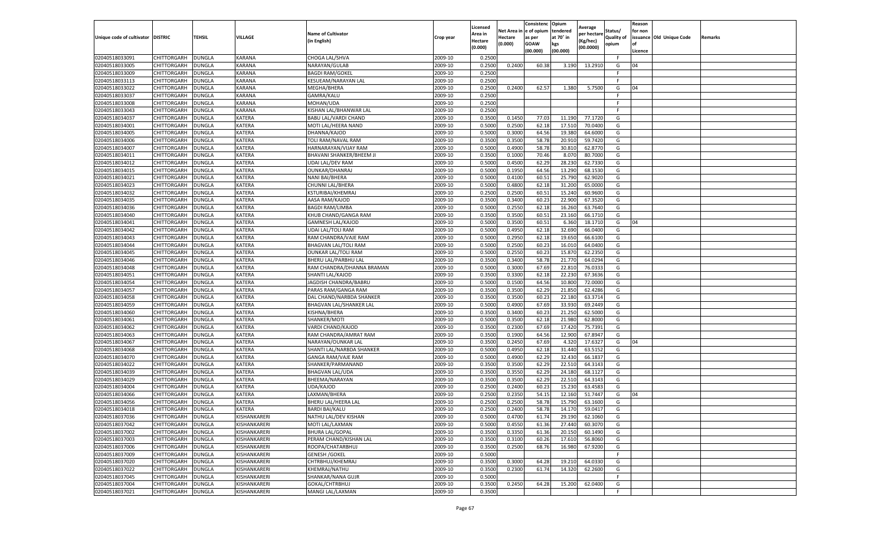| Unique code of cultivator | DISTRIC | TEHSIL | VILLAGE | Name of Cultivator (in English) | Crop year | Licensed Area in Hectare (0.000) | Net Area in Hectare (0.000) | Consistenc e of opium as per GOAW (00.000) | Opium tendered at 70° in kgs (00.000) | Average per hectare (Kg/hec) (00.0000) | Status/ Quality of opium | Reason for non issuance of Licence | Old Unique Code | Remarks |
|---|---|---|---|---|---|---|---|---|---|---|---|---|---|---|
| 02040518033091 | CHITTORGARH | DUNGLA | KARANA | CHOGA LAL/SHVA | 2009-10 | 0.2500 | | | | | F | | | |
| 02040518033005 | CHITTORGARH | DUNGLA | KARANA | NARAYAN/GULAB | 2009-10 | 0.2500 | 0.2400 | 60.38 | 3.190 | 13.2910 | G | 04 | | |
| 02040518033009 | CHITTORGARH | DUNGLA | KARANA | BAGDI RAM/GOKEL | 2009-10 | 0.2500 | | | | | F | | | |
| 02040518033113 | CHITTORGARH | DUNGLA | KARANA | KESUEAM/NARAYAN LAL | 2009-10 | 0.2500 | | | | | F | | | |
| 02040518033022 | CHITTORGARH | DUNGLA | KARANA | MEGHA/BHERA | 2009-10 | 0.2500 | 0.2400 | 62.57 | 1.380 | 5.7500 | G | 04 | | |
| 02040518033037 | CHITTORGARH | DUNGLA | KARANA | GAMRA/KALU | 2009-10 | 0.2500 | | | | | F | | | |
| 02040518033008 | CHITTORGARH | DUNGLA | KARANA | MOHAN/UDA | 2009-10 | 0.2500 | | | | | F | | | |
| 02040518033043 | CHITTORGARH | DUNGLA | KARANA | KISHAN LAL/BHANWAR LAL | 2009-10 | 0.2500 | | | | | F | | | |
| 02040518034037 | CHITTORGARH | DUNGLA | KATERA | BABU LAL/VARDI CHAND | 2009-10 | 0.3500 | 0.1450 | 77.03 | 11.190 | 77.1720 | G | | | |
| 02040518034001 | CHITTORGARH | DUNGLA | KATERA | MOTI LAL/HEERA NAND | 2009-10 | 0.5000 | 0.2500 | 62.18 | 17.510 | 70.0400 | G | | | |
| 02040518034005 | CHITTORGARH | DUNGLA | KATERA | DHANNA/KAJOD | 2009-10 | 0.5000 | 0.3000 | 64.56 | 19.380 | 64.6000 | G | | | |
| 02040518034006 | CHITTORGARH | DUNGLA | KATERA | TOLI RAM/NAVAL RAM | 2009-10 | 0.3500 | 0.3500 | 58.78 | 20.910 | 59.7420 | G | | | |
| 02040518034007 | CHITTORGARH | DUNGLA | KATERA | HARNARAYAN/VIJAY RAM | 2009-10 | 0.5000 | 0.4900 | 58.78 | 30.810 | 62.8770 | G | | | |
| 02040518034011 | CHITTORGARH | DUNGLA | KATERA | BHAVANI SHANKER/BHEEM JI | 2009-10 | 0.3500 | 0.1000 | 70.46 | 8.070 | 80.7000 | G | | | |
| 02040518034012 | CHITTORGARH | DUNGLA | KATERA | UDAI LAL/DEV RAM | 2009-10 | 0.5000 | 0.4500 | 62.29 | 28.230 | 62.7330 | G | | | |
| 02040518034015 | CHITTORGARH | DUNGLA | KATERA | OUNKAR/DHANRAJ | 2009-10 | 0.5000 | 0.1950 | 64.56 | 13.290 | 68.1530 | G | | | |
| 02040518034021 | CHITTORGARH | DUNGLA | KATERA | NANI BAI/BHERA | 2009-10 | 0.5000 | 0.4100 | 60.51 | 25.790 | 62.9020 | G | | | |
| 02040518034023 | CHITTORGARH | DUNGLA | KATERA | CHUNNI LAL/BHERA | 2009-10 | 0.5000 | 0.4800 | 62.18 | 31.200 | 65.0000 | G | | | |
| 02040518034032 | CHITTORGARH | DUNGLA | KATERA | KSTURIBAI/KHEMRAJ | 2009-10 | 0.2500 | 0.2500 | 60.51 | 15.240 | 60.9600 | G | | | |
| 02040518034035 | CHITTORGARH | DUNGLA | KATERA | AASA RAM/KAJOD | 2009-10 | 0.3500 | 0.3400 | 60.23 | 22.900 | 67.3520 | G | | | |
| 02040518034036 | CHITTORGARH | DUNGLA | KATERA | BAGDI RAM/LIMBA | 2009-10 | 0.5000 | 0.2550 | 62.18 | 16.260 | 63.7640 | G | | | |
| 02040518034040 | CHITTORGARH | DUNGLA | KATERA | KHUB CHAND/GANGA RAM | 2009-10 | 0.3500 | 0.3500 | 60.51 | 23.160 | 66.1710 | G | | | |
| 02040518034041 | CHITTORGARH | DUNGLA | KATERA | GAMNESH LAL/KAJOD | 2009-10 | 0.5000 | 0.3500 | 60.51 | 6.360 | 18.1710 | G | 04 | | |
| 02040518034042 | CHITTORGARH | DUNGLA | KATERA | UDAI LAL/TOLI RAM | 2009-10 | 0.5000 | 0.4950 | 62.18 | 32.690 | 66.0400 | G | | | |
| 02040518034043 | CHITTORGARH | DUNGLA | KATERA | RAM CHANDRA/VAJE RAM | 2009-10 | 0.5000 | 0.2950 | 62.18 | 19.650 | 66.6100 | G | | | |
| 02040518034044 | CHITTORGARH | DUNGLA | KATERA | BHAGVAN LAL/TOLI RAM | 2009-10 | 0.5000 | 0.2500 | 60.23 | 16.010 | 64.0400 | G | | | |
| 02040518034045 | CHITTORGARH | DUNGLA | KATERA | OUNKAR LAL/TOLI RAM | 2009-10 | 0.5000 | 0.2550 | 60.23 | 15.870 | 62.2350 | G | | | |
| 02040518034046 | CHITTORGARH | DUNGLA | KATERA | BHERU LAL/PARBHU LAL | 2009-10 | 0.3500 | 0.3400 | 58.78 | 21.770 | 64.0294 | G | | | |
| 02040518034048 | CHITTORGARH | DUNGLA | KATERA | RAM CHANDRA/DHANNA BRAMAN | 2009-10 | 0.5000 | 0.3000 | 67.69 | 22.810 | 76.0333 | G | | | |
| 02040518034051 | CHITTORGARH | DUNGLA | KATERA | SHANTI LAL/KAJOD | 2009-10 | 0.3500 | 0.3300 | 62.18 | 22.230 | 67.3636 | G | | | |
| 02040518034054 | CHITTORGARH | DUNGLA | KATERA | JAGDISH CHANDRA/BABRU | 2009-10 | 0.5000 | 0.1500 | 64.56 | 10.800 | 72.0000 | G | | | |
| 02040518034057 | CHITTORGARH | DUNGLA | KATERA | PARAS RAM/GANGA RAM | 2009-10 | 0.3500 | 0.3500 | 62.29 | 21.850 | 62.4286 | G | | | |
| 02040518034058 | CHITTORGARH | DUNGLA | KATERA | DAL CHAND/NARBDA SHANKER | 2009-10 | 0.3500 | 0.3500 | 60.23 | 22.180 | 63.3714 | G | | | |
| 02040518034059 | CHITTORGARH | DUNGLA | KATERA | BHAGVAN LAL/SHANKER LAL | 2009-10 | 0.5000 | 0.4900 | 67.69 | 33.930 | 69.2449 | G | | | |
| 02040518034060 | CHITTORGARH | DUNGLA | KATERA | KISHNA/BHERA | 2009-10 | 0.3500 | 0.3400 | 60.23 | 21.250 | 62.5000 | G | | | |
| 02040518034061 | CHITTORGARH | DUNGLA | KATERA | SHANKER/MOTI | 2009-10 | 0.5000 | 0.3500 | 62.18 | 21.980 | 62.8000 | G | | | |
| 02040518034062 | CHITTORGARH | DUNGLA | KATERA | VARDI CHAND/KAJOD | 2009-10 | 0.3500 | 0.2300 | 67.69 | 17.420 | 75.7391 | G | | | |
| 02040518034063 | CHITTORGARH | DUNGLA | KATERA | RAM CHANDRA/AMRAT RAM | 2009-10 | 0.3500 | 0.1900 | 64.56 | 12.900 | 67.8947 | G | | | |
| 02040518034067 | CHITTORGARH | DUNGLA | KATERA | NARAYAN/OUNKAR LAL | 2009-10 | 0.3500 | 0.2450 | 67.69 | 4.320 | 17.6327 | G | 04 | | |
| 02040518034068 | CHITTORGARH | DUNGLA | KATERA | SHANTI LAL/NARBDA SHANKER | 2009-10 | 0.5000 | 0.4950 | 62.18 | 31.440 | 63.5152 | G | | | |
| 02040518034070 | CHITTORGARH | DUNGLA | KATERA | GANGA RAM/VAJE RAM | 2009-10 | 0.5000 | 0.4900 | 62.29 | 32.430 | 66.1837 | G | | | |
| 02040518034022 | CHITTORGARH | DUNGLA | KATERA | SHANKER/PARMANAND | 2009-10 | 0.3500 | 0.3500 | 62.29 | 22.510 | 64.3143 | G | | | |
| 02040518034039 | CHITTORGARH | DUNGLA | KATERA | BHAGVAN LAL/UDA | 2009-10 | 0.3500 | 0.3550 | 62.29 | 24.180 | 68.1127 | G | | | |
| 02040518034029 | CHITTORGARH | DUNGLA | KATERA | BHEEMA/NARAYAN | 2009-10 | 0.3500 | 0.3500 | 62.29 | 22.510 | 64.3143 | G | | | |
| 02040518034004 | CHITTORGARH | DUNGLA | KATERA | UDA/KAJOD | 2009-10 | 0.2500 | 0.2400 | 60.23 | 15.230 | 63.4583 | G | | | |
| 02040518034066 | CHITTORGARH | DUNGLA | KATERA | LAXMAN/BHERA | 2009-10 | 0.2500 | 0.2350 | 54.15 | 12.160 | 51.7447 | G | 04 | | |
| 02040518034056 | CHITTORGARH | DUNGLA | KATERA | BHERU LAL/HEERA LAL | 2009-10 | 0.2500 | 0.2500 | 58.78 | 15.790 | 63.1600 | G | | | |
| 02040518034018 | CHITTORGARH | DUNGLA | KATERA | BARDI BAI/KALU | 2009-10 | 0.2500 | 0.2400 | 58.78 | 14.170 | 59.0417 | G | | | |
| 02040518037036 | CHITTORGARH | DUNGLA | KISHANKARERI | NATHU LAL/DEV KISHAN | 2009-10 | 0.5000 | 0.4700 | 61.74 | 29.190 | 62.1060 | G | | | |
| 02040518037042 | CHITTORGARH | DUNGLA | KISHANKARERI | MOTI LAL/LAXMAN | 2009-10 | 0.5000 | 0.4550 | 61.36 | 27.440 | 60.3070 | G | | | |
| 02040518037002 | CHITTORGARH | DUNGLA | KISHANKARERI | BHURA LAL/GOPAL | 2009-10 | 0.3500 | 0.3350 | 61.36 | 20.150 | 60.1490 | G | | | |
| 02040518037003 | CHITTORGARH | DUNGLA | KISHANKARERI | PERAM CHAND/KISHAN LAL | 2009-10 | 0.3500 | 0.3100 | 60.26 | 17.610 | 56.8060 | G | | | |
| 02040518037006 | CHITTORGARH | DUNGLA | KISHANKARERI | ROOPA/CHATARBHUJ | 2009-10 | 0.3500 | 0.2500 | 68.76 | 16.980 | 67.9200 | G | | | |
| 02040518037009 | CHITTORGARH | DUNGLA | KISHANKARERI | GENESH /GOKEL | 2009-10 | 0.5000 | | | | | F | | | |
| 02040518037020 | CHITTORGARH | DUNGLA | KISHANKARERI | CHTRBHUJ/KHEMRAJ | 2009-10 | 0.3500 | 0.3000 | 64.28 | 19.210 | 64.0330 | G | | | |
| 02040518037022 | CHITTORGARH | DUNGLA | KISHANKARERI | KHEMRAJ/NATHU | 2009-10 | 0.3500 | 0.2300 | 61.74 | 14.320 | 62.2600 | G | | | |
| 02040518037045 | CHITTORGARH | DUNGLA | KISHANKARERI | SHANKAR/NANA GUJR | 2009-10 | 0.5000 | | | | | F | | | |
| 02040518037004 | CHITTORGARH | DUNGLA | KISHANKARERI | GOKAL/CHTRBHUJ | 2009-10 | 0.3500 | 0.2450 | 64.28 | 15.200 | 62.0400 | G | | | |
| 02040518037021 | CHITTORGARH | DUNGLA | KISHANKARERI | MANGI LAL/LAXMAN | 2009-10 | 0.3500 | | | | | F | | | |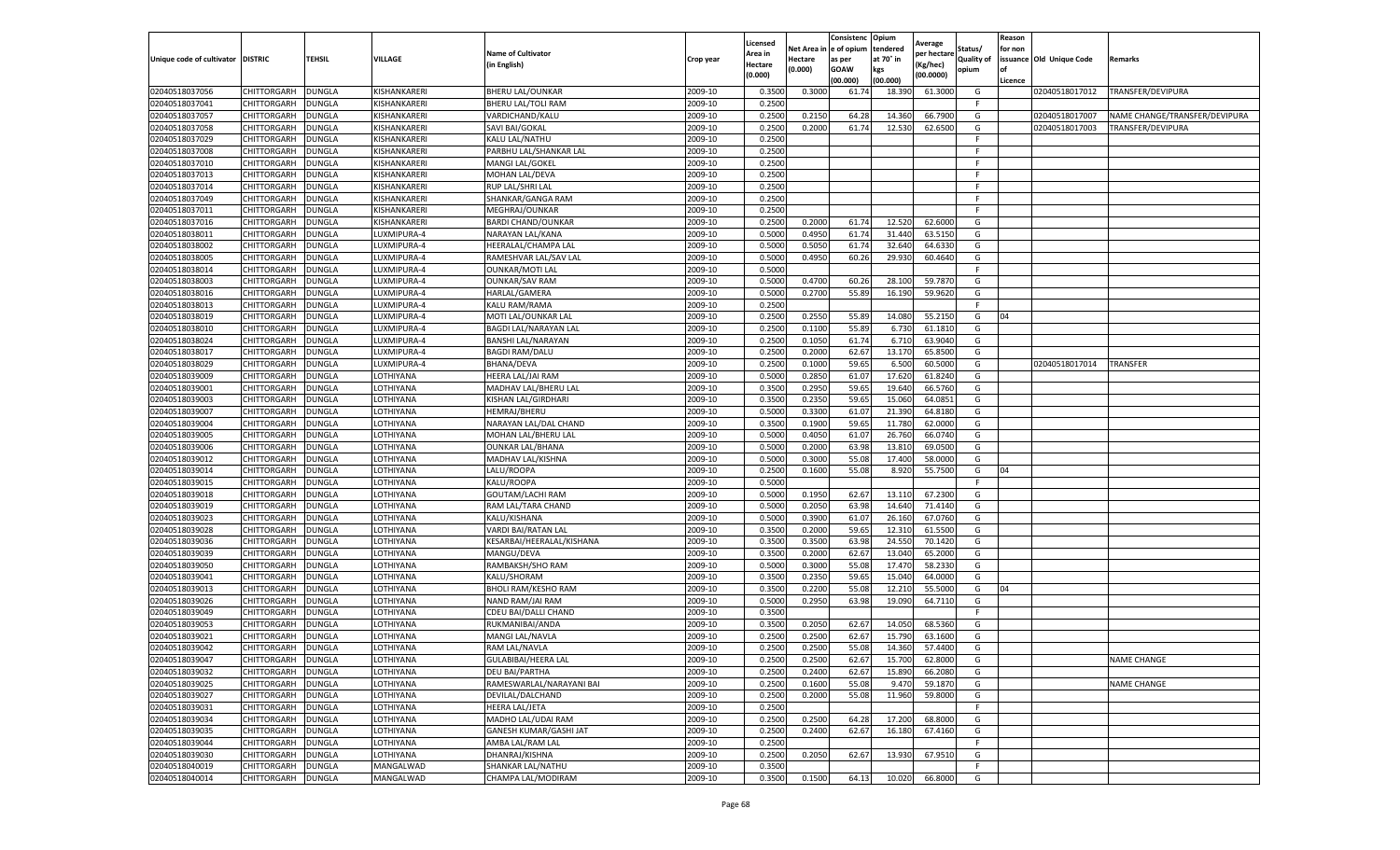| Unique code of cultivator | DISTRIC | TEHSIL | VILLAGE | Name of Cultivator (in English) | Crop year | Licensed Area in Hectare (0.000) | Net Area in Hectare (0.000) | Consistenc e of opium as per GOAW (00.000) | Opium tendered at 70˚ in kgs (00.000) | Average per hectare (Kg/hec) (00.0000) | Status/ Quality of opium | Reason for non issuance of Licence | Old Unique Code | Remarks |
|---|---|---|---|---|---|---|---|---|---|---|---|---|---|---|
| 02040518037056 | CHITTORGARH | DUNGLA | KISHANKARERI | BHERU LAL/OUNKAR | 2009-10 | 0.3500 | 0.3000 | 61.74 | 18.390 | 61.3000 | G | | 02040518017012 | TRANSFER/DEVIPURA |
| 02040518037041 | CHITTORGARH | DUNGLA | KISHANKARERI | BHERU LAL/TOLI RAM | 2009-10 | 0.2500 | | | | | F | | | |
| 02040518037057 | CHITTORGARH | DUNGLA | KISHANKARERI | VARDICHAND/KALU | 2009-10 | 0.2500 | 0.2150 | 64.28 | 14.360 | 66.7900 | G | | 02040518017007 | NAME CHANGE/TRANSFER/DEVIPURA |
| 02040518037058 | CHITTORGARH | DUNGLA | KISHANKARERI | SAVI BAI/GOKAL | 2009-10 | 0.2500 | 0.2000 | 61.74 | 12.530 | 62.6500 | G | | 02040518017003 | TRANSFER/DEVIPURA |
| 02040518037029 | CHITTORGARH | DUNGLA | KISHANKARERI | KALU LAL/NATHU | 2009-10 | 0.2500 | | | | | F | | | |
| 02040518037008 | CHITTORGARH | DUNGLA | KISHANKARERI | PARBHU LAL/SHANKAR LAL | 2009-10 | 0.2500 | | | | | F | | | |
| 02040518037010 | CHITTORGARH | DUNGLA | KISHANKARERI | MANGI LAL/GOKEL | 2009-10 | 0.2500 | | | | | F | | | |
| 02040518037013 | CHITTORGARH | DUNGLA | KISHANKARERI | MOHAN LAL/DEVA | 2009-10 | 0.2500 | | | | | F | | | |
| 02040518037014 | CHITTORGARH | DUNGLA | KISHANKARERI | RUP LAL/SHRI LAL | 2009-10 | 0.2500 | | | | | F | | | |
| 02040518037049 | CHITTORGARH | DUNGLA | KISHANKARERI | SHANKAR/GANGA RAM | 2009-10 | 0.2500 | | | | | F | | | |
| 02040518037011 | CHITTORGARH | DUNGLA | KISHANKARERI | MEGHRAJ/OUNKAR | 2009-10 | 0.2500 | | | | | F | | | |
| 02040518037016 | CHITTORGARH | DUNGLA | KISHANKARERI | BARDI CHAND/OUNKAR | 2009-10 | 0.2500 | 0.2000 | 61.74 | 12.520 | 62.6000 | G | | | |
| 02040518038011 | CHITTORGARH | DUNGLA | LUXMIPURA-4 | NARAYAN LAL/KANA | 2009-10 | 0.5000 | 0.4950 | 61.74 | 31.440 | 63.5150 | G | | | |
| 02040518038002 | CHITTORGARH | DUNGLA | LUXMIPURA-4 | HEERALAL/CHAMPA LAL | 2009-10 | 0.5000 | 0.5050 | 61.74 | 32.640 | 64.6330 | G | | | |
| 02040518038005 | CHITTORGARH | DUNGLA | LUXMIPURA-4 | RAMESHVAR LAL/SAV LAL | 2009-10 | 0.5000 | 0.4950 | 60.26 | 29.930 | 60.4640 | G | | | |
| 02040518038014 | CHITTORGARH | DUNGLA | LUXMIPURA-4 | OUNKAR/MOTI LAL | 2009-10 | 0.5000 | | | | | F | | | |
| 02040518038003 | CHITTORGARH | DUNGLA | LUXMIPURA-4 | OUNKAR/SAV RAM | 2009-10 | 0.5000 | 0.4700 | 60.26 | 28.100 | 59.7870 | G | | | |
| 02040518038016 | CHITTORGARH | DUNGLA | LUXMIPURA-4 | HARLAL/GAMERA | 2009-10 | 0.5000 | 0.2700 | 55.89 | 16.190 | 59.9620 | G | | | |
| 02040518038013 | CHITTORGARH | DUNGLA | LUXMIPURA-4 | KALU RAM/RAMA | 2009-10 | 0.2500 | | | | | F | | | |
| 02040518038019 | CHITTORGARH | DUNGLA | LUXMIPURA-4 | MOTI LAL/OUNKAR LAL | 2009-10 | 0.2500 | 0.2550 | 55.89 | 14.080 | 55.2150 | G | 04 | | |
| 02040518038010 | CHITTORGARH | DUNGLA | LUXMIPURA-4 | BAGDI LAL/NARAYAN LAL | 2009-10 | 0.2500 | 0.1100 | 55.89 | 6.730 | 61.1810 | G | | | |
| 02040518038024 | CHITTORGARH | DUNGLA | LUXMIPURA-4 | BANSHI LAL/NARAYAN | 2009-10 | 0.2500 | 0.1050 | 61.74 | 6.710 | 63.9040 | G | | | |
| 02040518038017 | CHITTORGARH | DUNGLA | LUXMIPURA-4 | BAGDI RAM/DALU | 2009-10 | 0.2500 | 0.2000 | 62.67 | 13.170 | 65.8500 | G | | | |
| 02040518038029 | CHITTORGARH | DUNGLA | LUXMIPURA-4 | BHANA/DEVA | 2009-10 | 0.2500 | 0.1000 | 59.65 | 6.500 | 60.5000 | G | | 02040518017014 | TRANSFER |
| 02040518039009 | CHITTORGARH | DUNGLA | LOTHIYANA | HEERA LAL/JAI RAM | 2009-10 | 0.5000 | 0.2850 | 61.07 | 17.620 | 61.8240 | G | | | |
| 02040518039001 | CHITTORGARH | DUNGLA | LOTHIYANA | MADHAV LAL/BHERU LAL | 2009-10 | 0.3500 | 0.2950 | 59.65 | 19.640 | 66.5760 | G | | | |
| 02040518039003 | CHITTORGARH | DUNGLA | LOTHIYANA | KISHAN LAL/GIRDHARI | 2009-10 | 0.3500 | 0.2350 | 59.65 | 15.060 | 64.0851 | G | | | |
| 02040518039007 | CHITTORGARH | DUNGLA | LOTHIYANA | HEMRAJ/BHERU | 2009-10 | 0.5000 | 0.3300 | 61.07 | 21.390 | 64.8180 | G | | | |
| 02040518039004 | CHITTORGARH | DUNGLA | LOTHIYANA | NARAYAN LAL/DAL CHAND | 2009-10 | 0.3500 | 0.1900 | 59.65 | 11.780 | 62.0000 | G | | | |
| 02040518039005 | CHITTORGARH | DUNGLA | LOTHIYANA | MOHAN LAL/BHERU LAL | 2009-10 | 0.5000 | 0.4050 | 61.07 | 26.760 | 66.0740 | G | | | |
| 02040518039006 | CHITTORGARH | DUNGLA | LOTHIYANA | OUNKAR LAL/BHANA | 2009-10 | 0.5000 | 0.2000 | 63.98 | 13.810 | 69.0500 | G | | | |
| 02040518039012 | CHITTORGARH | DUNGLA | LOTHIYANA | MADHAV LAL/KISHNA | 2009-10 | 0.5000 | 0.3000 | 55.08 | 17.400 | 58.0000 | G | | | |
| 02040518039014 | CHITTORGARH | DUNGLA | LOTHIYANA | LALU/ROOPA | 2009-10 | 0.2500 | 0.1600 | 55.08 | 8.920 | 55.7500 | G | 04 | | |
| 02040518039015 | CHITTORGARH | DUNGLA | LOTHIYANA | KALU/ROOPA | 2009-10 | 0.5000 | | | | | F | | | |
| 02040518039018 | CHITTORGARH | DUNGLA | LOTHIYANA | GOUTAM/LACHI RAM | 2009-10 | 0.5000 | 0.1950 | 62.67 | 13.110 | 67.2300 | G | | | |
| 02040518039019 | CHITTORGARH | DUNGLA | LOTHIYANA | RAM LAL/TARA CHAND | 2009-10 | 0.5000 | 0.2050 | 63.98 | 14.640 | 71.4140 | G | | | |
| 02040518039023 | CHITTORGARH | DUNGLA | LOTHIYANA | KALU/KISHANA | 2009-10 | 0.5000 | 0.3900 | 61.07 | 26.160 | 67.0760 | G | | | |
| 02040518039028 | CHITTORGARH | DUNGLA | LOTHIYANA | VARDI BAI/RATAN LAL | 2009-10 | 0.3500 | 0.2000 | 59.65 | 12.310 | 61.5500 | G | | | |
| 02040518039036 | CHITTORGARH | DUNGLA | LOTHIYANA | KESARBAI/HEERALAL/KISHANA | 2009-10 | 0.3500 | 0.3500 | 63.98 | 24.550 | 70.1420 | G | | | |
| 02040518039039 | CHITTORGARH | DUNGLA | LOTHIYANA | MANGU/DEVA | 2009-10 | 0.3500 | 0.2000 | 62.67 | 13.040 | 65.2000 | G | | | |
| 02040518039050 | CHITTORGARH | DUNGLA | LOTHIYANA | RAMBAKSH/SHO RAM | 2009-10 | 0.5000 | 0.3000 | 55.08 | 17.470 | 58.2330 | G | | | |
| 02040518039041 | CHITTORGARH | DUNGLA | LOTHIYANA | KALU/SHORAM | 2009-10 | 0.3500 | 0.2350 | 59.65 | 15.040 | 64.0000 | G | | | |
| 02040518039013 | CHITTORGARH | DUNGLA | LOTHIYANA | BHOLI RAM/KESHO RAM | 2009-10 | 0.3500 | 0.2200 | 55.08 | 12.210 | 55.5000 | G | 04 | | |
| 02040518039026 | CHITTORGARH | DUNGLA | LOTHIYANA | NAND RAM/JAI RAM | 2009-10 | 0.5000 | 0.2950 | 63.98 | 19.090 | 64.7110 | G | | | |
| 02040518039049 | CHITTORGARH | DUNGLA | LOTHIYANA | CDEU BAI/DALLI CHAND | 2009-10 | 0.3500 | | | | | F | | | |
| 02040518039053 | CHITTORGARH | DUNGLA | LOTHIYANA | RUKMANIBAI/ANDA | 2009-10 | 0.3500 | 0.2050 | 62.67 | 14.050 | 68.5360 | G | | | |
| 02040518039021 | CHITTORGARH | DUNGLA | LOTHIYANA | MANGI LAL/NAVLA | 2009-10 | 0.2500 | 0.2500 | 62.67 | 15.790 | 63.1600 | G | | | |
| 02040518039042 | CHITTORGARH | DUNGLA | LOTHIYANA | RAM LAL/NAVLA | 2009-10 | 0.2500 | 0.2500 | 55.08 | 14.360 | 57.4400 | G | | | |
| 02040518039047 | CHITTORGARH | DUNGLA | LOTHIYANA | GULABIBAI/HEERA LAL | 2009-10 | 0.2500 | 0.2500 | 62.67 | 15.700 | 62.8000 | G | | | NAME CHANGE |
| 02040518039032 | CHITTORGARH | DUNGLA | LOTHIYANA | DEU BAI/PARTHA | 2009-10 | 0.2500 | 0.2400 | 62.67 | 15.890 | 66.2080 | G | | | |
| 02040518039025 | CHITTORGARH | DUNGLA | LOTHIYANA | RAMESWARLAL/NARAYANI BAI | 2009-10 | 0.2500 | 0.1600 | 55.08 | 9.470 | 59.1870 | G | | | NAME CHANGE |
| 02040518039027 | CHITTORGARH | DUNGLA | LOTHIYANA | DEVILAL/DALCHAND | 2009-10 | 0.2500 | 0.2000 | 55.08 | 11.960 | 59.8000 | G | | | |
| 02040518039031 | CHITTORGARH | DUNGLA | LOTHIYANA | HEERA LAL/JETA | 2009-10 | 0.2500 | | | | | F | | | |
| 02040518039034 | CHITTORGARH | DUNGLA | LOTHIYANA | MADHO LAL/UDAI RAM | 2009-10 | 0.2500 | 0.2500 | 64.28 | 17.200 | 68.8000 | G | | | |
| 02040518039035 | CHITTORGARH | DUNGLA | LOTHIYANA | GANESH KUMAR/GASHI JAT | 2009-10 | 0.2500 | 0.2400 | 62.67 | 16.180 | 67.4160 | G | | | |
| 02040518039044 | CHITTORGARH | DUNGLA | LOTHIYANA | AMBA LAL/RAM LAL | 2009-10 | 0.2500 | | | | | F | | | |
| 02040518039030 | CHITTORGARH | DUNGLA | LOTHIYANA | DHANRAJ/KISHNA | 2009-10 | 0.2500 | 0.2050 | 62.67 | 13.930 | 67.9510 | G | | | |
| 02040518040019 | CHITTORGARH | DUNGLA | MANGALWAD | SHANKAR LAL/NATHU | 2009-10 | 0.3500 | | | | | F | | | |
| 02040518040014 | CHITTORGARH | DUNGLA | MANGALWAD | CHAMPA LAL/MODIRAM | 2009-10 | 0.3500 | 0.1500 | 64.13 | 10.020 | 66.8000 | G | | | |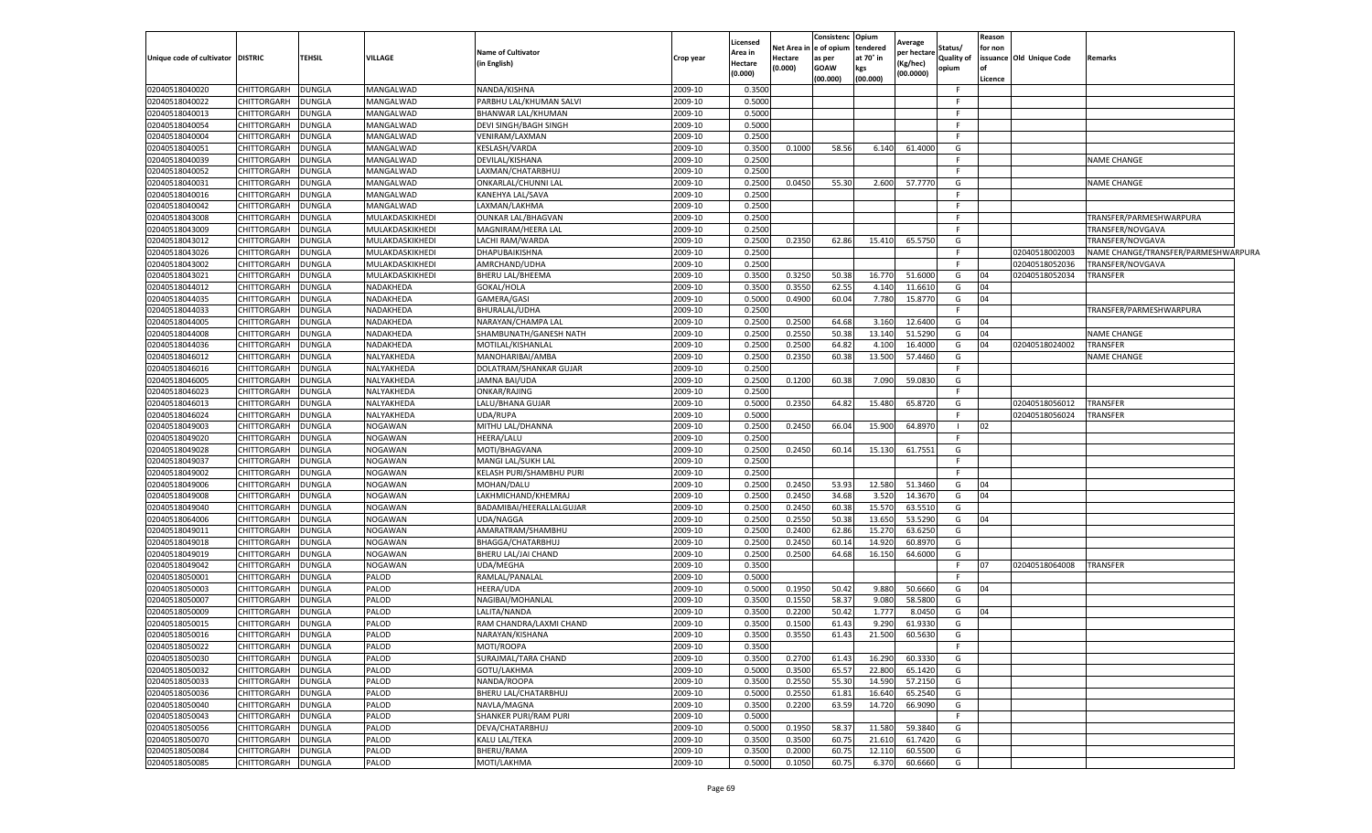| Unique code of cultivator | DISTRIC | TEHSIL | VILLAGE | Name of Cultivator (in English) | Crop year | Licensed Area in Hectare (0.000) | Net Area in Hectare (0.000) | Consistenc e of opium as per GOAW (00.000) | Opium tendered at 70° in kgs (00.000) | Average per hectare (Kg/hec) (00.0000) | Status/ Quality of opium | Reason for non issuance of Licence | Old Unique Code | Remarks |
|---|---|---|---|---|---|---|---|---|---|---|---|---|---|---|
| 02040518040020 | CHITTORGARH | DUNGLA | MANGALWAD | NANDA/KISHNA | 2009-10 | 0.3500 | | | | | F | | | |
| 02040518040022 | CHITTORGARH | DUNGLA | MANGALWAD | PARBHU LAL/KHUMAN SALVI | 2009-10 | 0.5000 | | | | | F | | | |
| 02040518040013 | CHITTORGARH | DUNGLA | MANGALWAD | BHANWAR LAL/KHUMAN | 2009-10 | 0.5000 | | | | | F | | | |
| 02040518040054 | CHITTORGARH | DUNGLA | MANGALWAD | DEVI SINGH/BAGH SINGH | 2009-10 | 0.5000 | | | | | F | | | |
| 02040518040004 | CHITTORGARH | DUNGLA | MANGALWAD | VENIRAM/LAXMAN | 2009-10 | 0.2500 | | | | | F | | | |
| 02040518040051 | CHITTORGARH | DUNGLA | MANGALWAD | KESLASH/VARDA | 2009-10 | 0.3500 | 0.1000 | 58.56 | 6.140 | 61.4000 | G | | | |
| 02040518040039 | CHITTORGARH | DUNGLA | MANGALWAD | DEVILAL/KISHANA | 2009-10 | 0.2500 | | | | | F | | | NAME CHANGE |
| 02040518040052 | CHITTORGARH | DUNGLA | MANGALWAD | LAXMAN/CHATARBHUJ | 2009-10 | 0.2500 | | | | | F | | | |
| 02040518040031 | CHITTORGARH | DUNGLA | MANGALWAD | ONKARLAL/CHUNNI LAL | 2009-10 | 0.2500 | 0.0450 | 55.30 | 2.600 | 57.7770 | G | | | NAME CHANGE |
| 02040518040016 | CHITTORGARH | DUNGLA | MANGALWAD | KANEHYA LAL/SAVA | 2009-10 | 0.2500 | | | | | F | | | |
| 02040518040042 | CHITTORGARH | DUNGLA | MANGALWAD | LAXMAN/LAKHMA | 2009-10 | 0.2500 | | | | | F | | | |
| 02040518043008 | CHITTORGARH | DUNGLA | MULAKDASKIKHEDI | OUNKAR LAL/BHAGVAN | 2009-10 | 0.2500 | | | | | F | | | TRANSFER/PARMESHWARPURA |
| 02040518043009 | CHITTORGARH | DUNGLA | MULAKDASKIKHEDI | MAGNIRAM/HEERA LAL | 2009-10 | 0.2500 | | | | | F | | | TRANSFER/NOVGAVA |
| 02040518043012 | CHITTORGARH | DUNGLA | MULAKDASKIKHEDI | LACHI RAM/WARDA | 2009-10 | 0.2500 | 0.2350 | 62.86 | 15.410 | 65.5750 | G | | | TRANSFER/NOVGAVA |
| 02040518043026 | CHITTORGARH | DUNGLA | MULAKDASKIKHEDI | DHAPUBAIKISHNA | 2009-10 | 0.2500 | | | | | F | | 02040518002003 | NAME CHANGE/TRANSFER/PARMESHWARPURA |
| 02040518043002 | CHITTORGARH | DUNGLA | MULAKDASKIKHEDI | AMRCHAND/UDHA | 2009-10 | 0.2500 | | | | | F | | 02040518052036 | TRANSFER/NOVGAVA |
| 02040518043021 | CHITTORGARH | DUNGLA | MULAKDASKIKHEDI | BHERU LAL/BHEEMA | 2009-10 | 0.3500 | 0.3250 | 50.38 | 16.770 | 51.6000 | G | 04 | 02040518052034 | TRANSFER |
| 02040518044012 | CHITTORGARH | DUNGLA | NADAKHEDA | GOKAL/HOLA | 2009-10 | 0.3500 | 0.3550 | 62.55 | 4.140 | 11.6610 | G | 04 | | |
| 02040518044035 | CHITTORGARH | DUNGLA | NADAKHEDA | GAMERA/GASI | 2009-10 | 0.5000 | 0.4900 | 60.04 | 7.780 | 15.8770 | G | 04 | | |
| 02040518044033 | CHITTORGARH | DUNGLA | NADAKHEDA | BHURALAL/UDHA | 2009-10 | 0.2500 | | | | | F | | | TRANSFER/PARMESHWARPURA |
| 02040518044005 | CHITTORGARH | DUNGLA | NADAKHEDA | NARAYAN/CHAMPA LAL | 2009-10 | 0.2500 | 0.2500 | 64.68 | 3.160 | 12.6400 | G | 04 | | |
| 02040518044008 | CHITTORGARH | DUNGLA | NADAKHEDA | SHAMBUNATH/GANESH NATH | 2009-10 | 0.2500 | 0.2550 | 50.38 | 13.140 | 51.5290 | G | 04 | | NAME CHANGE |
| 02040518044036 | CHITTORGARH | DUNGLA | NADAKHEDA | MOTILAL/KISHANLAL | 2009-10 | 0.2500 | 0.2500 | 64.82 | 4.100 | 16.4000 | G | 04 | 02040518024002 | TRANSFER |
| 02040518046012 | CHITTORGARH | DUNGLA | NALYAKHEDA | MANOHARIBAI/AMBA | 2009-10 | 0.2500 | 0.2350 | 60.38 | 13.500 | 57.4460 | G | | | NAME CHANGE |
| 02040518046016 | CHITTORGARH | DUNGLA | NALYAKHEDA | DOLATRAM/SHANKAR GUJAR | 2009-10 | 0.2500 | | | | | F | | | |
| 02040518046005 | CHITTORGARH | DUNGLA | NALYAKHEDA | JAMNA BAI/UDA | 2009-10 | 0.2500 | 0.1200 | 60.38 | 7.090 | 59.0830 | G | | | |
| 02040518046023 | CHITTORGARH | DUNGLA | NALYAKHEDA | ONKAR/RAJING | 2009-10 | 0.2500 | | | | | F | | | |
| 02040518046013 | CHITTORGARH | DUNGLA | NALYAKHEDA | LALU/BHANA GUJAR | 2009-10 | 0.5000 | 0.2350 | 64.82 | 15.480 | 65.8720 | G | | 02040518056012 | TRANSFER |
| 02040518046024 | CHITTORGARH | DUNGLA | NALYAKHEDA | UDA/RUPA | 2009-10 | 0.5000 | | | | | F | | 02040518056024 | TRANSFER |
| 02040518049003 | CHITTORGARH | DUNGLA | NOGAWAN | MITHU LAL/DHANNA | 2009-10 | 0.2500 | 0.2450 | 66.04 | 15.900 | 64.8970 | I | 02 | | |
| 02040518049020 | CHITTORGARH | DUNGLA | NOGAWAN | HEERA/LALU | 2009-10 | 0.2500 | | | | | F | | | |
| 02040518049028 | CHITTORGARH | DUNGLA | NOGAWAN | MOTI/BHAGVANA | 2009-10 | 0.2500 | 0.2450 | 60.14 | 15.130 | 61.7551 | G | | | |
| 02040518049037 | CHITTORGARH | DUNGLA | NOGAWAN | MANGI LAL/SUKH LAL | 2009-10 | 0.2500 | | | | | F | | | |
| 02040518049002 | CHITTORGARH | DUNGLA | NOGAWAN | KELASH PURI/SHAMBHU PURI | 2009-10 | 0.2500 | | | | | F | | | |
| 02040518049006 | CHITTORGARH | DUNGLA | NOGAWAN | MOHAN/DALU | 2009-10 | 0.2500 | 0.2450 | 53.93 | 12.580 | 51.3460 | G | 04 | | |
| 02040518049008 | CHITTORGARH | DUNGLA | NOGAWAN | LAKHMICHAND/KHEMRAJ | 2009-10 | 0.2500 | 0.2450 | 34.68 | 3.520 | 14.3670 | G | 04 | | |
| 02040518049040 | CHITTORGARH | DUNGLA | NOGAWAN | BADAMIBAI/HEERALLALGUJAR | 2009-10 | 0.2500 | 0.2450 | 60.38 | 15.570 | 63.5510 | G | | | |
| 02040518064006 | CHITTORGARH | DUNGLA | NOGAWAN | UDA/NAGGA | 2009-10 | 0.2500 | 0.2550 | 50.38 | 13.650 | 53.5290 | G | 04 | | |
| 02040518049011 | CHITTORGARH | DUNGLA | NOGAWAN | AMARATRAM/SHAMBHU | 2009-10 | 0.2500 | 0.2400 | 62.86 | 15.270 | 63.6250 | G | | | |
| 02040518049018 | CHITTORGARH | DUNGLA | NOGAWAN | BHAGGA/CHATARBHUJ | 2009-10 | 0.2500 | 0.2450 | 60.14 | 14.920 | 60.8970 | G | | | |
| 02040518049019 | CHITTORGARH | DUNGLA | NOGAWAN | BHERU LAL/JAI CHAND | 2009-10 | 0.2500 | 0.2500 | 64.68 | 16.150 | 64.6000 | G | | | |
| 02040518049042 | CHITTORGARH | DUNGLA | NOGAWAN | UDA/MEGHA | 2009-10 | 0.3500 | | | | | F | 07 | 02040518064008 | TRANSFER |
| 02040518050001 | CHITTORGARH | DUNGLA | PALOD | RAMLAL/PANALAL | 2009-10 | 0.5000 | | | | | F | | | |
| 02040518050003 | CHITTORGARH | DUNGLA | PALOD | HEERA/UDA | 2009-10 | 0.5000 | 0.1950 | 50.42 | 9.880 | 50.6660 | G | 04 | | |
| 02040518050007 | CHITTORGARH | DUNGLA | PALOD | NAGIBAI/MOHANLAL | 2009-10 | 0.3500 | 0.1550 | 58.37 | 9.080 | 58.5800 | G | | | |
| 02040518050009 | CHITTORGARH | DUNGLA | PALOD | LALITA/NANDA | 2009-10 | 0.3500 | 0.2200 | 50.42 | 1.777 | 8.0450 | G | 04 | | |
| 02040518050015 | CHITTORGARH | DUNGLA | PALOD | RAM CHANDRA/LAXMI CHAND | 2009-10 | 0.3500 | 0.1500 | 61.43 | 9.290 | 61.9330 | G | | | |
| 02040518050016 | CHITTORGARH | DUNGLA | PALOD | NARAYAN/KISHANA | 2009-10 | 0.3500 | 0.3550 | 61.43 | 21.500 | 60.5630 | G | | | |
| 02040518050022 | CHITTORGARH | DUNGLA | PALOD | MOTI/ROOPA | 2009-10 | 0.3500 | | | | | F | | | |
| 02040518050030 | CHITTORGARH | DUNGLA | PALOD | SURAJMAL/TARA CHAND | 2009-10 | 0.3500 | 0.2700 | 61.43 | 16.290 | 60.3330 | G | | | |
| 02040518050032 | CHITTORGARH | DUNGLA | PALOD | GOTU/LAKHMA | 2009-10 | 0.5000 | 0.3500 | 65.57 | 22.800 | 65.1420 | G | | | |
| 02040518050033 | CHITTORGARH | DUNGLA | PALOD | NANDA/ROOPA | 2009-10 | 0.3500 | 0.2550 | 55.30 | 14.590 | 57.2150 | G | | | |
| 02040518050036 | CHITTORGARH | DUNGLA | PALOD | BHERU LAL/CHATARBHUJ | 2009-10 | 0.5000 | 0.2550 | 61.81 | 16.640 | 65.2540 | G | | | |
| 02040518050040 | CHITTORGARH | DUNGLA | PALOD | NAVLA/MAGNA | 2009-10 | 0.3500 | 0.2200 | 63.59 | 14.720 | 66.9090 | G | | | |
| 02040518050043 | CHITTORGARH | DUNGLA | PALOD | SHANKER PURI/RAM PURI | 2009-10 | 0.5000 | | | | | F | | | |
| 02040518050056 | CHITTORGARH | DUNGLA | PALOD | DEVA/CHATARBHUJ | 2009-10 | 0.5000 | 0.1950 | 58.37 | 11.580 | 59.3840 | G | | | |
| 02040518050070 | CHITTORGARH | DUNGLA | PALOD | KALU LAL/TEKA | 2009-10 | 0.3500 | 0.3500 | 60.75 | 21.610 | 61.7420 | G | | | |
| 02040518050084 | CHITTORGARH | DUNGLA | PALOD | BHERU/RAMA | 2009-10 | 0.3500 | 0.2000 | 60.75 | 12.110 | 60.5500 | G | | | |
| 02040518050085 | CHITTORGARH | DUNGLA | PALOD | MOTI/LAKHMA | 2009-10 | 0.5000 | 0.1050 | 60.75 | 6.370 | 60.6660 | G | | | |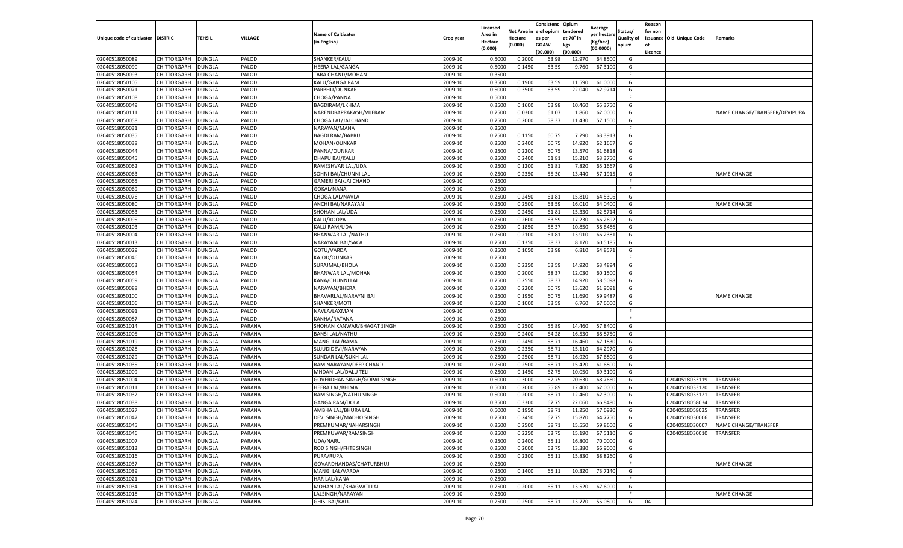| Unique code of cultivator | DISTRIC | TEHSIL | VILLAGE | Name of Cultivator (in English) | Crop year | Licensed Area in Hectare (0.000) | Net Area in Hectare (0.000) | Consistenc e of opium as per GOAW (00.000) | Opium tendered at 70° in kgs (00.000) | Average per hectare (Kg/hec) (00.0000) | Status/ Quality of opium | Reason for non issuance of Licence | Old Unique Code | Remarks |
|---|---|---|---|---|---|---|---|---|---|---|---|---|---|---|
| 02040518050089 | CHITTORGARH | DUNGLA | PALOD | SHANKER/KALU | 2009-10 | 0.5000 | 0.2000 | 63.98 | 12.970 | 64.8500 | G | | | |
| 02040518050090 | CHITTORGARH | DUNGLA | PALOD | HEERA LAL/GANGA | 2009-10 | 0.5000 | 0.1450 | 63.59 | 9.760 | 67.3100 | G | | | |
| 02040518050093 | CHITTORGARH | DUNGLA | PALOD | TARA CHAND/MOHAN | 2009-10 | 0.3500 | | | | | F | | | |
| 02040518050105 | CHITTORGARH | DUNGLA | PALOD | KALU/GANGA RAM | 2009-10 | 0.3500 | 0.1900 | 63.59 | 11.590 | 61.0000 | G | | | |
| 02040518050071 | CHITTORGARH | DUNGLA | PALOD | PARBHU/OUNKAR | 2009-10 | 0.5000 | 0.3500 | 63.59 | 22.040 | 62.9714 | G | | | |
| 02040518050108 | CHITTORGARH | DUNGLA | PALOD | CHOGA/PANNA | 2009-10 | 0.5000 | | | | | F | | | |
| 02040518050049 | CHITTORGARH | DUNGLA | PALOD | BAGDIRAM/LKHMA | 2009-10 | 0.3500 | 0.1600 | 63.98 | 10.460 | 65.3750 | G | | | |
| 02040518050111 | CHITTORGARH | DUNGLA | PALOD | NARENDRAPRAKASH/VIJERAM | 2009-10 | 0.2500 | 0.0300 | 61.07 | 1.860 | 62.0000 | G | | | NAME CHANGE/TRANSFER/DEVIPURA |
| 02040518050058 | CHITTORGARH | DUNGLA | PALOD | CHOGA LAL/JAI CHAND | 2009-10 | 0.2500 | 0.2000 | 58.37 | 11.430 | 57.1500 | G | | | |
| 02040518050031 | CHITTORGARH | DUNGLA | PALOD | NARAYAN/MANA | 2009-10 | 0.2500 | | | | | F | | | |
| 02040518050035 | CHITTORGARH | DUNGLA | PALOD | BAGDI RAM/BABRU | 2009-10 | 0.2500 | 0.1150 | 60.75 | 7.290 | 63.3913 | G | | | |
| 02040518050038 | CHITTORGARH | DUNGLA | PALOD | MOHAN/OUNKAR | 2009-10 | 0.2500 | 0.2400 | 60.75 | 14.920 | 62.1667 | G | | | |
| 02040518050044 | CHITTORGARH | DUNGLA | PALOD | PANNA/OUNKAR | 2009-10 | 0.2500 | 0.2200 | 60.75 | 13.570 | 61.6818 | G | | | |
| 02040518050045 | CHITTORGARH | DUNGLA | PALOD | DHAPU BAI/KALU | 2009-10 | 0.2500 | 0.2400 | 61.81 | 15.210 | 63.3750 | G | | | |
| 02040518050062 | CHITTORGARH | DUNGLA | PALOD | RAMESHVAR LAL/UDA | 2009-10 | 0.2500 | 0.1200 | 61.81 | 7.820 | 65.1667 | G | | | |
| 02040518050063 | CHITTORGARH | DUNGLA | PALOD | SOHNI BAI/CHUNNI LAL | 2009-10 | 0.2500 | 0.2350 | 55.30 | 13.440 | 57.1915 | G | | | NAME CHANGE |
| 02040518050065 | CHITTORGARH | DUNGLA | PALOD | GAMERI BAI/JAI CHAND | 2009-10 | 0.2500 | | | | | F | | | |
| 02040518050069 | CHITTORGARH | DUNGLA | PALOD | GOKAL/NANA | 2009-10 | 0.2500 | | | | | F | | | |
| 02040518050076 | CHITTORGARH | DUNGLA | PALOD | CHOGA LAL/NAVLA | 2009-10 | 0.2500 | 0.2450 | 61.81 | 15.810 | 64.5306 | G | | | |
| 02040518050080 | CHITTORGARH | DUNGLA | PALOD | ANCHI BAI/NARAYAN | 2009-10 | 0.2500 | 0.2500 | 63.59 | 16.010 | 64.0400 | G | | | NAME CHANGE |
| 02040518050083 | CHITTORGARH | DUNGLA | PALOD | SHOHAN LAL/UDA | 2009-10 | 0.2500 | 0.2450 | 61.81 | 15.330 | 62.5714 | G | | | |
| 02040518050095 | CHITTORGARH | DUNGLA | PALOD | KALU/ROOPA | 2009-10 | 0.2500 | 0.2600 | 63.59 | 17.230 | 66.2692 | G | | | |
| 02040518050103 | CHITTORGARH | DUNGLA | PALOD | KALU RAM/UDA | 2009-10 | 0.2500 | 0.1850 | 58.37 | 10.850 | 58.6486 | G | | | |
| 02040518050004 | CHITTORGARH | DUNGLA | PALOD | BHANWAR LAL/NATHU | 2009-10 | 0.2500 | 0.2100 | 61.81 | 13.910 | 66.2381 | G | | | |
| 02040518050013 | CHITTORGARH | DUNGLA | PALOD | NARAYANI BAI/SACA | 2009-10 | 0.2500 | 0.1350 | 58.37 | 8.170 | 60.5185 | G | | | |
| 02040518050029 | CHITTORGARH | DUNGLA | PALOD | GOTU/VARDA | 2009-10 | 0.2500 | 0.1050 | 63.98 | 6.810 | 64.8571 | G | | | |
| 02040518050046 | CHITTORGARH | DUNGLA | PALOD | KAJOD/OUNKAR | 2009-10 | 0.2500 | | | | | F | | | |
| 02040518050053 | CHITTORGARH | DUNGLA | PALOD | SURAJMAL/BHOLA | 2009-10 | 0.2500 | 0.2350 | 63.59 | 14.920 | 63.4894 | G | | | |
| 02040518050054 | CHITTORGARH | DUNGLA | PALOD | BHANWAR LAL/MOHAN | 2009-10 | 0.2500 | 0.2000 | 58.37 | 12.030 | 60.1500 | G | | | |
| 02040518050059 | CHITTORGARH | DUNGLA | PALOD | KANA/CHUNNI LAL | 2009-10 | 0.2500 | 0.2550 | 58.37 | 14.920 | 58.5098 | G | | | |
| 02040518050088 | CHITTORGARH | DUNGLA | PALOD | NARAYAN/BHERA | 2009-10 | 0.2500 | 0.2200 | 60.75 | 13.620 | 61.9091 | G | | | |
| 02040518050100 | CHITTORGARH | DUNGLA | PALOD | BHAVARLAL/NARAYNI BAI | 2009-10 | 0.2500 | 0.1950 | 60.75 | 11.690 | 59.9487 | G | | | NAME CHANGE |
| 02040518050106 | CHITTORGARH | DUNGLA | PALOD | SHANKER/MOTI | 2009-10 | 0.2500 | 0.1000 | 63.59 | 6.760 | 67.6000 | G | | | |
| 02040518050091 | CHITTORGARH | DUNGLA | PALOD | NAVLA/LAXMAN | 2009-10 | 0.2500 | | | | | F | | | |
| 02040518050087 | CHITTORGARH | DUNGLA | PALOD | KANHA/RATANA | 2009-10 | 0.2500 | | | | | F | | | |
| 02040518051014 | CHITTORGARH | DUNGLA | PARANA | SHOHAN KANWAR/BHAGAT SINGH | 2009-10 | 0.2500 | 0.2500 | 55.89 | 14.460 | 57.8400 | G | | | |
| 02040518051005 | CHITTORGARH | DUNGLA | PARANA | BANSI LAL/NATHU | 2009-10 | 0.2500 | 0.2400 | 64.28 | 16.530 | 68.8750 | G | | | |
| 02040518051019 | CHITTORGARH | DUNGLA | PARANA | MANGI LAL/RAMA | 2009-10 | 0.2500 | 0.2450 | 58.71 | 16.460 | 67.1830 | G | | | |
| 02040518051028 | CHITTORGARH | DUNGLA | PARANA | SUJUDIDEVI/NARAYAN | 2009-10 | 0.2500 | 0.2350 | 58.71 | 15.110 | 64.2970 | G | | | |
| 02040518051029 | CHITTORGARH | DUNGLA | PARANA | SUNDAR LAL/SUKH LAL | 2009-10 | 0.2500 | 0.2500 | 58.71 | 16.920 | 67.6800 | G | | | |
| 02040518051035 | CHITTORGARH | DUNGLA | PARANA | RAM NARAYAN/DEEP CHAND | 2009-10 | 0.2500 | 0.2500 | 58.71 | 15.420 | 61.6800 | G | | | |
| 02040518051009 | CHITTORGARH | DUNGLA | PARANA | MHDAN LAL/DALU TELI | 2009-10 | 0.2500 | 0.1450 | 62.75 | 10.050 | 69.3100 | G | | | |
| 02040518051004 | CHITTORGARH | DUNGLA | PARANA | GOVERDHAN SINGH/GOPAL SINGH | 2009-10 | 0.5000 | 0.3000 | 62.75 | 20.630 | 68.7660 | G | | 02040518033119 | TRANSFER |
| 02040518051011 | CHITTORGARH | DUNGLA | PARANA | HEERA LAL/BHIMA | 2009-10 | 0.5000 | 0.2000 | 55.89 | 12.400 | 62.0000 | G | | 02040518033120 | TRANSFER |
| 02040518051032 | CHITTORGARH | DUNGLA | PARANA | RAM SINGH/NATHU SINGH | 2009-10 | 0.5000 | 0.2000 | 58.71 | 12.460 | 62.3000 | G | | 02040518033121 | TRANSFER |
| 02040518051038 | CHITTORGARH | DUNGLA | PARANA | GANGA RAM/DOLA | 2009-10 | 0.3500 | 0.3300 | 62.75 | 22.060 | 66.8480 | G | | 02040518058034 | TRANSFER |
| 02040518051027 | CHITTORGARH | DUNGLA | PARANA | AMBHA LAL/BHURA LAL | 2009-10 | 0.5000 | 0.1950 | 58.71 | 11.250 | 57.6920 | G | | 02040518058035 | TRANSFER |
| 02040518051047 | CHITTORGARH | DUNGLA | PARANA | DEVI SINGH/MADHO SINGH | 2009-10 | 0.2500 | 0.2450 | 62.75 | 15.870 | 64.7750 | G | | 02040518030006 | TRANSFER |
| 02040518051045 | CHITTORGARH | DUNGLA | PARANA | PREMKUMAR/NAHARSINGH | 2009-10 | 0.2500 | 0.2500 | 58.71 | 15.550 | 59.8600 | G | | 02040518030007 | NAME CHANGE/TRANSFER |
| 02040518051046 | CHITTORGARH | DUNGLA | PARANA | PREMKUWAR/RAMSINGH | 2009-10 | 0.2500 | 0.2250 | 62.75 | 15.190 | 67.5110 | G | | 02040518030010 | TRANSFER |
| 02040518051007 | CHITTORGARH | DUNGLA | PARANA | UDA/NARU | 2009-10 | 0.2500 | 0.2400 | 65.11 | 16.800 | 70.0000 | G | | | |
| 02040518051012 | CHITTORGARH | DUNGLA | PARANA | ROD SINGH/FHTE SINGH | 2009-10 | 0.2500 | 0.2000 | 62.75 | 13.380 | 66.9000 | G | | | |
| 02040518051016 | CHITTORGARH | DUNGLA | PARANA | PURA/RUPA | 2009-10 | 0.2500 | 0.2300 | 65.11 | 15.830 | 68.8260 | G | | | |
| 02040518051037 | CHITTORGARH | DUNGLA | PARANA | GOVARDHANDAS/CHATURBHUJ | 2009-10 | 0.2500 | | | | | F | | | NAME CHANGE |
| 02040518051039 | CHITTORGARH | DUNGLA | PARANA | MANGI LAL/VARDA | 2009-10 | 0.2500 | 0.1400 | 65.11 | 10.320 | 73.7140 | G | | | |
| 02040518051021 | CHITTORGARH | DUNGLA | PARANA | HAR LAL/KANA | 2009-10 | 0.2500 | | | | | F | | | |
| 02040518051034 | CHITTORGARH | DUNGLA | PARANA | MOHAN LAL/BHAGVATI LAL | 2009-10 | 0.2500 | 0.2000 | 65.11 | 13.520 | 67.6000 | G | | | |
| 02040518051018 | CHITTORGARH | DUNGLA | PARANA | LALSINGH/NARAYAN | 2009-10 | 0.2500 | | | | | F | | | NAME CHANGE |
| 02040518051024 | CHITTORGARH | DUNGLA | PARANA | GHISI BAI/KALU | 2009-10 | 0.2500 | 0.2500 | 58.71 | 13.770 | 55.0800 | G | 04 | | |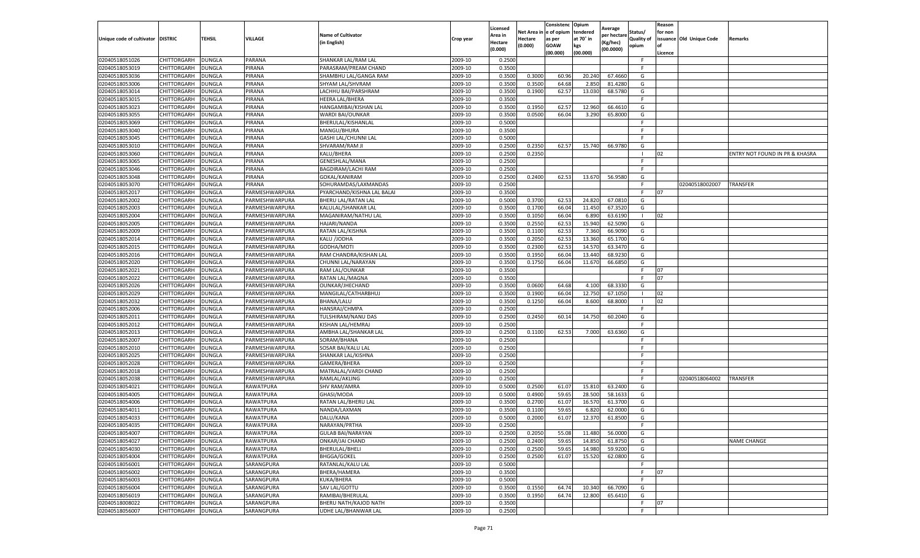| Unique code of cultivator | DISTRIC | TEHSIL | VILLAGE | Name of Cultivator (in English) | Crop year | Licensed Area in Hectare (0.000) | Net Area in Hectare (0.000) | Consistenc e of opium as per GOAW (00.000) | Opium tendered at 70° in kgs (00.000) | Average per hectare (Kg/hec) (00.0000) | Status/ Quality of opium | Reason for non issuance of Licence | Old Unique Code | Remarks |
|---|---|---|---|---|---|---|---|---|---|---|---|---|---|---|
| 02040518051026 | CHITTORGARH | DUNGLA | PARANA | SHANKAR LAL/RAM LAL | 2009-10 | 0.2500 | | | | | F | | | |
| 02040518053019 | CHITTORGARH | DUNGLA | PIRANA | PARASRAM/PREAM CHAND | 2009-10 | 0.3500 | | | | | F | | | |
| 02040518053036 | CHITTORGARH | DUNGLA | PIRANA | SHAMBHU LAL/GANGA RAM | 2009-10 | 0.3500 | 0.3000 | 60.96 | 20.240 | 67.4660 | G | | | |
| 02040518053006 | CHITTORGARH | DUNGLA | PIRANA | SHYAM LAL/SHVRAM | 2009-10 | 0.3500 | 0.3500 | 64.68 | 2.850 | 81.4280 | G | | | |
| 02040518053014 | CHITTORGARH | DUNGLA | PIRANA | LACHHU BAI/PARSHRAM | 2009-10 | 0.3500 | 0.1900 | 62.57 | 13.030 | 68.5780 | G | | | |
| 02040518053015 | CHITTORGARH | DUNGLA | PIRANA | HEERA LAL/BHERA | 2009-10 | 0.3500 | | | | | F | | | |
| 02040518053023 | CHITTORGARH | DUNGLA | PIRANA | HANGAMIBAI/KISHAN LAL | 2009-10 | 0.3500 | 0.1950 | 62.57 | 12.960 | 66.4610 | G | | | |
| 02040518053055 | CHITTORGARH | DUNGLA | PIRANA | WARDI BAI/OUNKAR | 2009-10 | 0.3500 | 0.0500 | 66.04 | 3.290 | 65.8000 | G | | | |
| 02040518053069 | CHITTORGARH | DUNGLA | PIRANA | BHERULAL/KISHANLAL | 2009-10 | 0.5000 | | | | | F | | | |
| 02040518053040 | CHITTORGARH | DUNGLA | PIRANA | MANGU/BHURA | 2009-10 | 0.3500 | | | | | F | | | |
| 02040518053045 | CHITTORGARH | DUNGLA | PIRANA | GASHI LAL/CHUNNI LAL | 2009-10 | 0.5000 | | | | | F | | | |
| 02040518053010 | CHITTORGARH | DUNGLA | PIRANA | SHVARAM/RAM JI | 2009-10 | 0.2500 | 0.2350 | 62.57 | 15.740 | 66.9780 | G | | | |
| 02040518053060 | CHITTORGARH | DUNGLA | PIRANA | KALU/BHERA | 2009-10 | 0.2500 | 0.2350 | | | | I | 02 | | ENTRY NOT FOUND IN PR & KHASRA |
| 02040518053065 | CHITTORGARH | DUNGLA | PIRANA | GENESHLAL/MANA | 2009-10 | 0.2500 | | | | | F | | | |
| 02040518053046 | CHITTORGARH | DUNGLA | PIRANA | BAGDIRAM/LACHI RAM | 2009-10 | 0.2500 | | | | | F | | | |
| 02040518053048 | CHITTORGARH | DUNGLA | PIRANA | GOKAL/KANIRAM | 2009-10 | 0.2500 | 0.2400 | 62.53 | 13.670 | 56.9580 | G | | | |
| 02040518053070 | CHITTORGARH | DUNGLA | PIRANA | SOHURAMDAS/LAXMANDAS | 2009-10 | 0.2500 | | | | | F | | 02040518002007 | TRANSFER |
| 02040518052017 | CHITTORGARH | DUNGLA | PARMESHWARPURA | PYARCHAND/KISHNA LAL BALAI | 2009-10 | 0.3500 | | | | | F | 07 | | |
| 02040518052002 | CHITTORGARH | DUNGLA | PARMESHWARPURA | BHERU LAL/RATAN LAL | 2009-10 | 0.5000 | 0.3700 | 62.53 | 24.820 | 67.0810 | G | | | |
| 02040518052003 | CHITTORGARH | DUNGLA | PARMESHWARPURA | KALULAL/SHANKAR LAL | 2009-10 | 0.3500 | 0.1700 | 66.04 | 11.450 | 67.3520 | G | | | |
| 02040518052004 | CHITTORGARH | DUNGLA | PARMESHWARPURA | MAGANIRAM/NATHU LAL | 2009-10 | 0.3500 | 0.1050 | 66.04 | 6.890 | 63.6190 | I | 02 | | |
| 02040518052005 | CHITTORGARH | DUNGLA | PARMESHWARPURA | HAJARI/NANDA | 2009-10 | 0.3500 | 0.2550 | 62.53 | 15.940 | 62.5090 | G | | | |
| 02040518052009 | CHITTORGARH | DUNGLA | PARMESHWARPURA | RATAN LAL/KISHNA | 2009-10 | 0.3500 | 0.1100 | 62.53 | 7.360 | 66.9090 | G | | | |
| 02040518052014 | CHITTORGARH | DUNGLA | PARMESHWARPURA | KALU /JODHA | 2009-10 | 0.3500 | 0.2050 | 62.53 | 13.360 | 65.1700 | G | | | |
| 02040518052015 | CHITTORGARH | DUNGLA | PARMESHWARPURA | GODHA/MOTI | 2009-10 | 0.3500 | 0.2300 | 62.53 | 14.570 | 63.3470 | G | | | |
| 02040518052016 | CHITTORGARH | DUNGLA | PARMESHWARPURA | RAM CHANDRA/KISHAN LAL | 2009-10 | 0.3500 | 0.1950 | 66.04 | 13.440 | 68.9230 | G | | | |
| 02040518052020 | CHITTORGARH | DUNGLA | PARMESHWARPURA | CHUNNI LAL/NARAYAN | 2009-10 | 0.3500 | 0.1750 | 66.04 | 11.670 | 66.6850 | G | | | |
| 02040518052021 | CHITTORGARH | DUNGLA | PARMESHWARPURA | RAM LAL/OUNKAR | 2009-10 | 0.3500 | | | | | F | 07 | | |
| 02040518052022 | CHITTORGARH | DUNGLA | PARMESHWARPURA | RATAN LAL/MAGNA | 2009-10 | 0.3500 | | | | | F | 07 | | |
| 02040518052026 | CHITTORGARH | DUNGLA | PARMESHWARPURA | OUNKAR/JHECHAND | 2009-10 | 0.3500 | 0.0600 | 64.68 | 4.100 | 68.3330 | G | | | |
| 02040518052029 | CHITTORGARH | DUNGLA | PARMESHWARPURA | MANGILAL/CATHARBHUJ | 2009-10 | 0.3500 | 0.1900 | 66.04 | 12.750 | 67.1050 | I | 02 | | |
| 02040518052032 | CHITTORGARH | DUNGLA | PARMESHWARPURA | BHANA/LALU | 2009-10 | 0.3500 | 0.1250 | 66.04 | 8.600 | 68.8000 | I | 02 | | |
| 02040518052006 | CHITTORGARH | DUNGLA | PARMESHWARPURA | HANSRAJ/CHMPA | 2009-10 | 0.2500 | | | | | F | | | |
| 02040518052011 | CHITTORGARH | DUNGLA | PARMESHWARPURA | TULSHIRAM/NANU DAS | 2009-10 | 0.2500 | 0.2450 | 60.14 | 14.750 | 60.2040 | G | | | |
| 02040518052012 | CHITTORGARH | DUNGLA | PARMESHWARPURA | KISHAN LAL/HEMRAJ | 2009-10 | 0.2500 | | | | | F | | | |
| 02040518052013 | CHITTORGARH | DUNGLA | PARMESHWARPURA | AMBHA LAL/SHANKAR LAL | 2009-10 | 0.2500 | 0.1100 | 62.53 | 7.000 | 63.6360 | G | | | |
| 02040518052007 | CHITTORGARH | DUNGLA | PARMESHWARPURA | SORAM/BHANA | 2009-10 | 0.2500 | | | | | F | | | |
| 02040518052010 | CHITTORGARH | DUNGLA | PARMESHWARPURA | SOSAR BAI/KALU LAL | 2009-10 | 0.2500 | | | | | F | | | |
| 02040518052025 | CHITTORGARH | DUNGLA | PARMESHWARPURA | SHANKAR LAL/KISHNA | 2009-10 | 0.2500 | | | | | F | | | |
| 02040518052028 | CHITTORGARH | DUNGLA | PARMESHWARPURA | GAMERA/BHERA | 2009-10 | 0.2500 | | | | | F | | | |
| 02040518052018 | CHITTORGARH | DUNGLA | PARMESHWARPURA | MATRALAL/VARDI CHAND | 2009-10 | 0.2500 | | | | | F | | | |
| 02040518052038 | CHITTORGARH | DUNGLA | PARMESHWARPURA | RAMLAL/AKLING | 2009-10 | 0.2500 | | | | | F | | 02040518064002 | TRANSFER |
| 02040518054021 | CHITTORGARH | DUNGLA | RAWATPURA | SHV RAM/AMRA | 2009-10 | 0.5000 | 0.2500 | 61.07 | 15.810 | 63.2400 | G | | | |
| 02040518054005 | CHITTORGARH | DUNGLA | RAWATPURA | GHASI/MODA | 2009-10 | 0.5000 | 0.4900 | 59.65 | 28.500 | 58.1633 | G | | | |
| 02040518054006 | CHITTORGARH | DUNGLA | RAWATPURA | RATAN LAL/BHERU LAL | 2009-10 | 0.3500 | 0.2700 | 61.07 | 16.570 | 61.3700 | G | | | |
| 02040518054011 | CHITTORGARH | DUNGLA | RAWATPURA | NANDA/LAXMAN | 2009-10 | 0.3500 | 0.1100 | 59.65 | 6.820 | 62.0000 | G | | | |
| 02040518054033 | CHITTORGARH | DUNGLA | RAWATPURA | DALU/KANA | 2009-10 | 0.5000 | 0.2000 | 61.07 | 12.370 | 61.8500 | G | | | |
| 02040518054035 | CHITTORGARH | DUNGLA | RAWATPURA | NARAYAN/PRTHA | 2009-10 | 0.2500 | | | | | F | | | |
| 02040518054007 | CHITTORGARH | DUNGLA | RAWATPURA | GULAB BAI/NARAYAN | 2009-10 | 0.2500 | 0.2050 | 55.08 | 11.480 | 56.0000 | G | | | |
| 02040518054027 | CHITTORGARH | DUNGLA | RAWATPURA | ONKAR/JAI CHAND | 2009-10 | 0.2500 | 0.2400 | 59.65 | 14.850 | 61.8750 | G | | | NAME CHANGE |
| 02040518054030 | CHITTORGARH | DUNGLA | RAWATPURA | BHERULAL/BHELI | 2009-10 | 0.2500 | 0.2500 | 59.65 | 14.980 | 59.9200 | G | | | |
| 02040518054004 | CHITTORGARH | DUNGLA | RAWATPURA | BHGGA/GOKEL | 2009-10 | 0.2500 | 0.2500 | 61.07 | 15.520 | 62.0800 | G | | | |
| 02040518056001 | CHITTORGARH | DUNGLA | SARANGPURA | RATANLAL/KALU LAL | 2009-10 | 0.5000 | | | | | F | | | |
| 02040518056002 | CHITTORGARH | DUNGLA | SARANGPURA | BHERA/HAMERA | 2009-10 | 0.3500 | | | | | F | 07 | | |
| 02040518056003 | CHITTORGARH | DUNGLA | SARANGPURA | KUKA/BHERA | 2009-10 | 0.5000 | | | | | F | | | |
| 02040518056004 | CHITTORGARH | DUNGLA | SARANGPURA | SAV LAL/GOTTU | 2009-10 | 0.3500 | 0.1550 | 64.74 | 10.340 | 66.7090 | G | | | |
| 02040518056019 | CHITTORGARH | DUNGLA | SARANGPURA | RAMIBAI/BHERULAL | 2009-10 | 0.3500 | 0.1950 | 64.74 | 12.800 | 65.6410 | G | | | |
| 02040518008022 | CHITTORGARH | DUNGLA | SARANGPURA | BHERU NATH/KAJOD NATH | 2009-10 | 0.3500 | | | | | F | 07 | | |
| 02040518056007 | CHITTORGARH | DUNGLA | SARANGPURA | UDHE LAL/BHANWAR LAL | 2009-10 | 0.2500 | | | | | F | | | |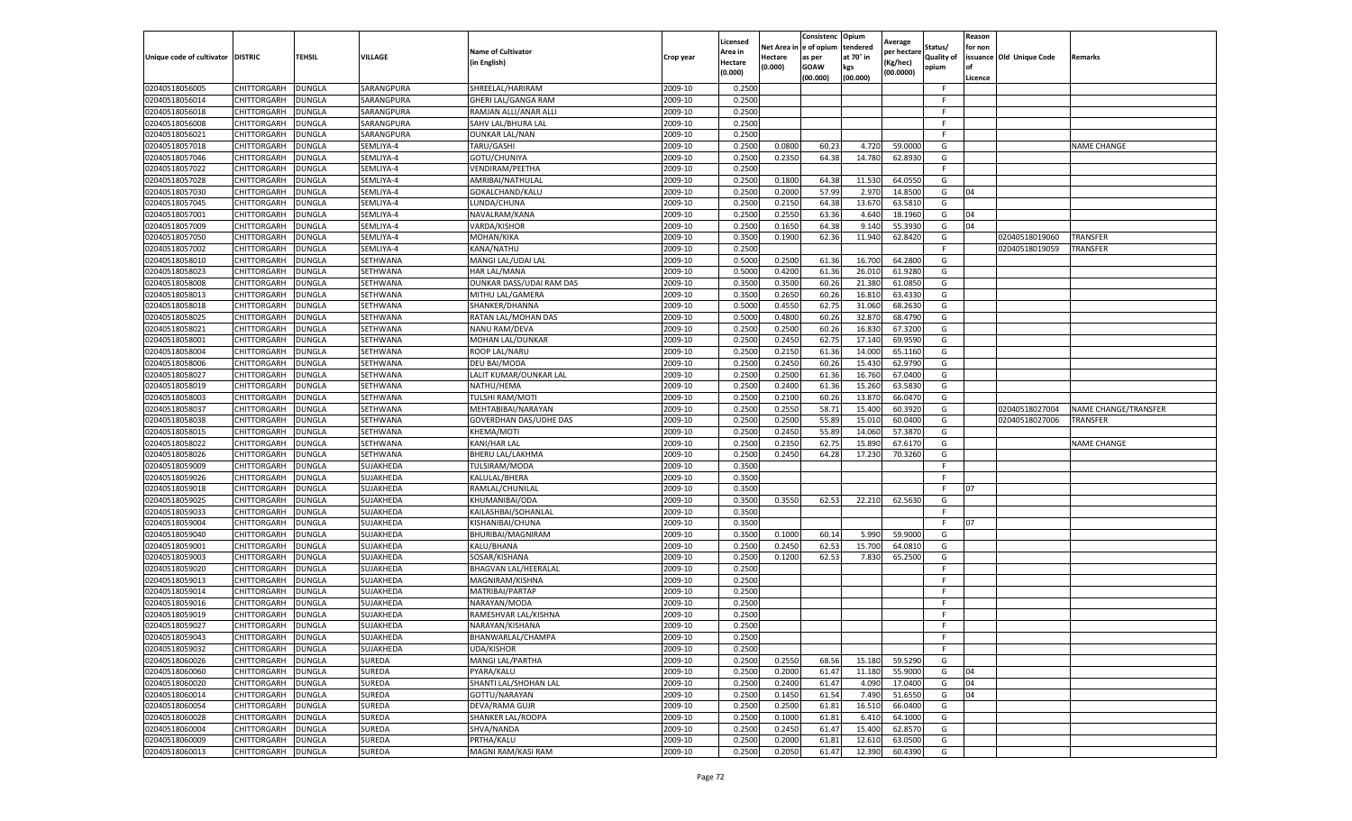| Unique code of cultivator | DISTRIC | TEHSIL | VILLAGE | Name of Cultivator (in English) | Crop year | Licensed Area in Hectare (0.000) | Net Area in Hectare (0.000) | Consistence of opium as per GOAW (00.000) | Opium tendered at 70° in kgs (00.000) | Average per hectare (Kg/hec) (00.0000) | Status/ Quality of opium | Reason for non issuance of Licence | Old Unique Code | Remarks |
|---|---|---|---|---|---|---|---|---|---|---|---|---|---|---|
| 02040518056005 | CHITTORGARH | DUNGLA | SARANGPURA | SHREELAL/HARIRAM | 2009-10 | 0.2500 | | | | | F | | | |
| 02040518056014 | CHITTORGARH | DUNGLA | SARANGPURA | GHERI LAL/GANGA RAM | 2009-10 | 0.2500 | | | | | F | | | |
| 02040518056018 | CHITTORGARH | DUNGLA | SARANGPURA | RAMJAN ALLI/ANAR ALLI | 2009-10 | 0.2500 | | | | | F | | | |
| 02040518056008 | CHITTORGARH | DUNGLA | SARANGPURA | SAHV LAL/BHURA LAL | 2009-10 | 0.2500 | | | | | F | | | |
| 02040518056021 | CHITTORGARH | DUNGLA | SARANGPURA | OUNKAR LAL/NAN | 2009-10 | 0.2500 | | | | | F | | | |
| 02040518057018 | CHITTORGARH | DUNGLA | SEMLIYA-4 | TARU/GASHI | 2009-10 | 0.2500 | 0.0800 | 60.23 | 4.720 | 59.0000 | G | | | NAME CHANGE |
| 02040518057046 | CHITTORGARH | DUNGLA | SEMLIYA-4 | GOTU/CHUNIYA | 2009-10 | 0.2500 | 0.2350 | 64.38 | 14.780 | 62.8930 | G | | | |
| 02040518057022 | CHITTORGARH | DUNGLA | SEMLIYA-4 | VENDIRAM/PEETHA | 2009-10 | 0.2500 | | | | | F | | | |
| 02040518057028 | CHITTORGARH | DUNGLA | SEMLIYA-4 | AMRIBAI/NATHULAL | 2009-10 | 0.2500 | 0.1800 | 64.38 | 11.530 | 64.0550 | G | | | |
| 02040518057030 | CHITTORGARH | DUNGLA | SEMLIYA-4 | GOKALCHAND/KALU | 2009-10 | 0.2500 | 0.2000 | 57.99 | 2.970 | 14.8500 | G | 04 | | |
| 02040518057045 | CHITTORGARH | DUNGLA | SEMLIYA-4 | LUNDA/CHUNA | 2009-10 | 0.2500 | 0.2150 | 64.38 | 13.670 | 63.5810 | G | | | |
| 02040518057001 | CHITTORGARH | DUNGLA | SEMLIYA-4 | NAVALRAM/KANA | 2009-10 | 0.2500 | 0.2550 | 63.36 | 4.640 | 18.1960 | G | 04 | | |
| 02040518057009 | CHITTORGARH | DUNGLA | SEMLIYA-4 | VARDA/KISHOR | 2009-10 | 0.2500 | 0.1650 | 64.38 | 9.140 | 55.3930 | G | 04 | | |
| 02040518057050 | CHITTORGARH | DUNGLA | SEMLIYA-4 | MOHAN/KIKA | 2009-10 | 0.3500 | 0.1900 | 62.36 | 11.940 | 62.8420 | G | | 02040518019060 | TRANSFER |
| 02040518057002 | CHITTORGARH | DUNGLA | SEMLIYA-4 | KANA/NATHU | 2009-10 | 0.2500 | | | | | F | | 02040518019059 | TRANSFER |
| 02040518058010 | CHITTORGARH | DUNGLA | SETHWANA | MANGI LAL/UDAI LAL | 2009-10 | 0.5000 | 0.2500 | 61.36 | 16.700 | 64.2800 | G | | | |
| 02040518058023 | CHITTORGARH | DUNGLA | SETHWANA | HAR LAL/MANA | 2009-10 | 0.5000 | 0.4200 | 61.36 | 26.010 | 61.9280 | G | | | |
| 02040518058008 | CHITTORGARH | DUNGLA | SETHWANA | OUNKAR DASS/UDAI RAM DAS | 2009-10 | 0.3500 | 0.3500 | 60.26 | 21.380 | 61.0850 | G | | | |
| 02040518058013 | CHITTORGARH | DUNGLA | SETHWANA | MITHU LAL/GAMERA | 2009-10 | 0.3500 | 0.2650 | 60.26 | 16.810 | 63.4330 | G | | | |
| 02040518058018 | CHITTORGARH | DUNGLA | SETHWANA | SHANKER/DHANNA | 2009-10 | 0.5000 | 0.4550 | 62.75 | 31.060 | 68.2630 | G | | | |
| 02040518058025 | CHITTORGARH | DUNGLA | SETHWANA | RATAN LAL/MOHAN DAS | 2009-10 | 0.5000 | 0.4800 | 60.26 | 32.870 | 68.4790 | G | | | |
| 02040518058021 | CHITTORGARH | DUNGLA | SETHWANA | NANU RAM/DEVA | 2009-10 | 0.2500 | 0.2500 | 60.26 | 16.830 | 67.3200 | G | | | |
| 02040518058001 | CHITTORGARH | DUNGLA | SETHWANA | MOHAN LAL/OUNKAR | 2009-10 | 0.2500 | 0.2450 | 62.75 | 17.140 | 69.9590 | G | | | |
| 02040518058004 | CHITTORGARH | DUNGLA | SETHWANA | ROOP LAL/NARU | 2009-10 | 0.2500 | 0.2150 | 61.36 | 14.000 | 65.1160 | G | | | |
| 02040518058006 | CHITTORGARH | DUNGLA | SETHWANA | DEU BAI/MODA | 2009-10 | 0.2500 | 0.2450 | 60.26 | 15.430 | 62.9790 | G | | | |
| 02040518058027 | CHITTORGARH | DUNGLA | SETHWANA | LALIT KUMAR/OUNKAR LAL | 2009-10 | 0.2500 | 0.2500 | 61.36 | 16.760 | 67.0400 | G | | | |
| 02040518058019 | CHITTORGARH | DUNGLA | SETHWANA | NATHU/HEMA | 2009-10 | 0.2500 | 0.2400 | 61.36 | 15.260 | 63.5830 | G | | | |
| 02040518058003 | CHITTORGARH | DUNGLA | SETHWANA | TULSHI RAM/MOTI | 2009-10 | 0.2500 | 0.2100 | 60.26 | 13.870 | 66.0470 | G | | | |
| 02040518058037 | CHITTORGARH | DUNGLA | SETHWANA | MEHTABIBAI/NARAYAN | 2009-10 | 0.2500 | 0.2550 | 58.71 | 15.400 | 60.3920 | G | | 02040518027004 | NAME CHANGE/TRANSFER |
| 02040518058038 | CHITTORGARH | DUNGLA | SETHWANA | GOVERDHAN DAS/UDHE DAS | 2009-10 | 0.2500 | 0.2500 | 55.89 | 15.010 | 60.0400 | G | | 02040518027006 | TRANSFER |
| 02040518058015 | CHITTORGARH | DUNGLA | SETHWANA | KHEMA/MOTI | 2009-10 | 0.2500 | 0.2450 | 55.89 | 14.060 | 57.3870 | G | | | |
| 02040518058022 | CHITTORGARH | DUNGLA | SETHWANA | KANI/HAR LAL | 2009-10 | 0.2500 | 0.2350 | 62.75 | 15.890 | 67.6170 | G | | | NAME CHANGE |
| 02040518058026 | CHITTORGARH | DUNGLA | SETHWANA | BHERU LAL/LAKHMA | 2009-10 | 0.2500 | 0.2450 | 64.28 | 17.230 | 70.3260 | G | | | |
| 02040518059009 | CHITTORGARH | DUNGLA | SUJAKHEDA | TULSIRAM/MODA | 2009-10 | 0.3500 | | | | | F | | | |
| 02040518059026 | CHITTORGARH | DUNGLA | SUJAKHEDA | KALULAL/BHERA | 2009-10 | 0.3500 | | | | | F | | | |
| 02040518059018 | CHITTORGARH | DUNGLA | SUJAKHEDA | RAMLAL/CHUNILAL | 2009-10 | 0.3500 | | | | | F | 07 | | |
| 02040518059025 | CHITTORGARH | DUNGLA | SUJAKHEDA | KHUMANIBAI/ODA | 2009-10 | 0.3500 | 0.3550 | 62.53 | 22.210 | 62.5630 | G | | | |
| 02040518059033 | CHITTORGARH | DUNGLA | SUJAKHEDA | KAILASHBAI/SOHANLAL | 2009-10 | 0.3500 | | | | | F | | | |
| 02040518059004 | CHITTORGARH | DUNGLA | SUJAKHEDA | KISHANIBAI/CHUNA | 2009-10 | 0.3500 | | | | | F | 07 | | |
| 02040518059040 | CHITTORGARH | DUNGLA | SUJAKHEDA | BHURIBAI/MAGNIRAM | 2009-10 | 0.3500 | 0.1000 | 60.14 | 5.990 | 59.9000 | G | | | |
| 02040518059001 | CHITTORGARH | DUNGLA | SUJAKHEDA | KALU/BHANA | 2009-10 | 0.2500 | 0.2450 | 62.53 | 15.700 | 64.0810 | G | | | |
| 02040518059003 | CHITTORGARH | DUNGLA | SUJAKHEDA | SOSAR/KISHANA | 2009-10 | 0.2500 | 0.1200 | 62.53 | 7.830 | 65.2500 | G | | | |
| 02040518059020 | CHITTORGARH | DUNGLA | SUJAKHEDA | BHAGVAN LAL/HEERALAL | 2009-10 | 0.2500 | | | | | F | | | |
| 02040518059013 | CHITTORGARH | DUNGLA | SUJAKHEDA | MAGNIRAM/KISHNA | 2009-10 | 0.2500 | | | | | F | | | |
| 02040518059014 | CHITTORGARH | DUNGLA | SUJAKHEDA | MATRIBAI/PARTAP | 2009-10 | 0.2500 | | | | | F | | | |
| 02040518059016 | CHITTORGARH | DUNGLA | SUJAKHEDA | NARAYAN/MODA | 2009-10 | 0.2500 | | | | | F | | | |
| 02040518059019 | CHITTORGARH | DUNGLA | SUJAKHEDA | RAMESHVAR LAL/KISHNA | 2009-10 | 0.2500 | | | | | F | | | |
| 02040518059027 | CHITTORGARH | DUNGLA | SUJAKHEDA | NARAYAN/KISHANA | 2009-10 | 0.2500 | | | | | F | | | |
| 02040518059043 | CHITTORGARH | DUNGLA | SUJAKHEDA | BHANWARLAL/CHAMPA | 2009-10 | 0.2500 | | | | | F | | | |
| 02040518059032 | CHITTORGARH | DUNGLA | SUJAKHEDA | UDA/KISHOR | 2009-10 | 0.2500 | | | | | F | | | |
| 02040518060026 | CHITTORGARH | DUNGLA | SUREDA | MANGI LAL/PARTHA | 2009-10 | 0.2500 | 0.2550 | 68.56 | 15.180 | 59.5290 | G | | | |
| 02040518060060 | CHITTORGARH | DUNGLA | SUREDA | PYARA/KALU | 2009-10 | 0.2500 | 0.2000 | 61.47 | 11.180 | 55.9000 | G | 04 | | |
| 02040518060020 | CHITTORGARH | DUNGLA | SUREDA | SHANTI LAL/SHOHAN LAL | 2009-10 | 0.2500 | 0.2400 | 61.47 | 4.090 | 17.0400 | G | 04 | | |
| 02040518060014 | CHITTORGARH | DUNGLA | SUREDA | GOTTU/NARAYAN | 2009-10 | 0.2500 | 0.1450 | 61.54 | 7.490 | 51.6550 | G | 04 | | |
| 02040518060054 | CHITTORGARH | DUNGLA | SUREDA | DEVA/RAMA GUJR | 2009-10 | 0.2500 | 0.2500 | 61.81 | 16.510 | 66.0400 | G | | | |
| 02040518060028 | CHITTORGARH | DUNGLA | SUREDA | SHANKER LAL/ROOPA | 2009-10 | 0.2500 | 0.1000 | 61.81 | 6.410 | 64.1000 | G | | | |
| 02040518060004 | CHITTORGARH | DUNGLA | SUREDA | SHVA/NANDA | 2009-10 | 0.2500 | 0.2450 | 61.47 | 15.400 | 62.8570 | G | | | |
| 02040518060009 | CHITTORGARH | DUNGLA | SUREDA | PRTHA/KALU | 2009-10 | 0.2500 | 0.2000 | 61.81 | 12.610 | 63.0500 | G | | | |
| 02040518060013 | CHITTORGARH | DUNGLA | SUREDA | MAGNI RAM/KASI RAM | 2009-10 | 0.2500 | 0.2050 | 61.47 | 12.390 | 60.4390 | G | | | |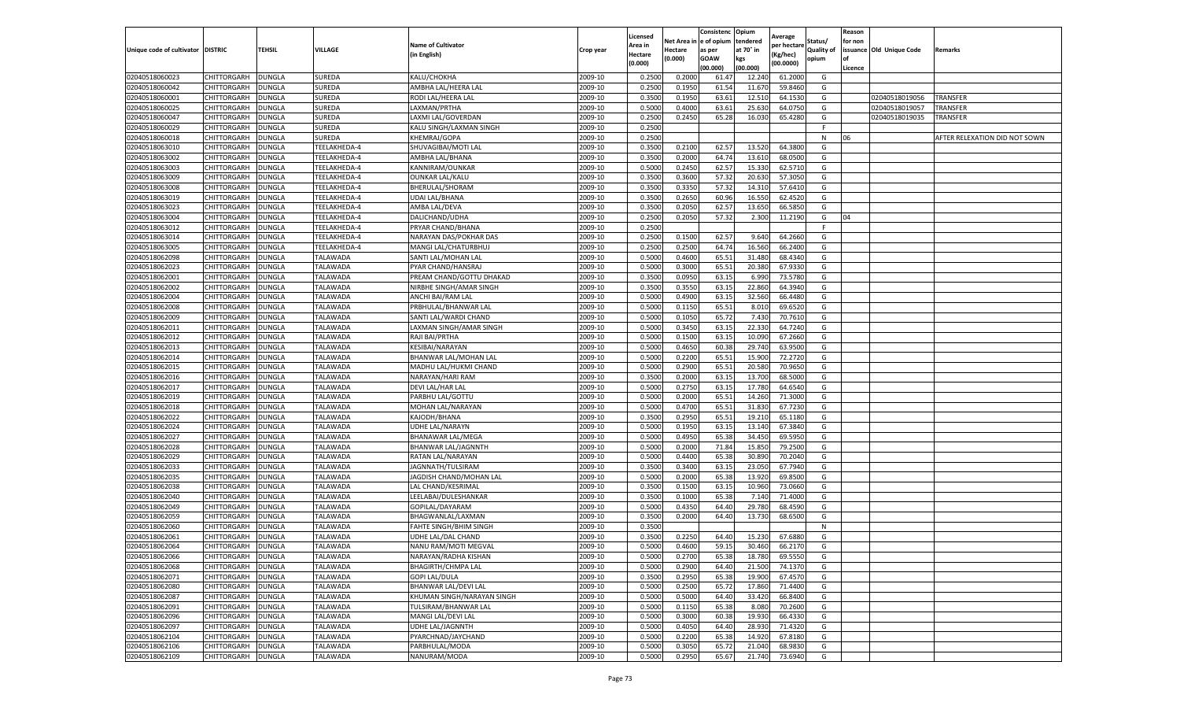| Unique code of cultivator | DISTRIC | TEHSIL | VILLAGE | Name of Cultivator (in English) | Crop year | Licensed Area in Hectare (0.000) | Net Area in Hectare (0.000) | Consistenc e of opium as per GOAW (00.000) | Opium tendered at 70° in kgs (00.000) | Average per hectare (Kg/hec) (00.0000) | Status/ Quality of opium | Reason for non issuance of Licence | Old Unique Code | Remarks |
|---|---|---|---|---|---|---|---|---|---|---|---|---|---|---|
| 02040518060023 | CHITTORGARH | DUNGLA | SUREDA | KALU/CHOKHA | 2009-10 | 0.2500 | 0.2000 | 61.47 | 12.240 | 61.2000 | G | | | |
| 02040518060042 | CHITTORGARH | DUNGLA | SUREDA | AMBHA LAL/HEERA LAL | 2009-10 | 0.2500 | 0.1950 | 61.54 | 11.670 | 59.8460 | G | | | |
| 02040518060001 | CHITTORGARH | DUNGLA | SUREDA | RODI LAL/HEERA LAL | 2009-10 | 0.3500 | 0.1950 | 63.61 | 12.510 | 64.1530 | G | | 02040518019056 | TRANSFER |
| 02040518060025 | CHITTORGARH | DUNGLA | SUREDA | LAXMAN/PRTHA | 2009-10 | 0.5000 | 0.4000 | 63.61 | 25.630 | 64.0750 | G | | 02040518019057 | TRANSFER |
| 02040518060047 | CHITTORGARH | DUNGLA | SUREDA | LAXMI LAL/GOVERDAN | 2009-10 | 0.2500 | 0.2450 | 65.28 | 16.030 | 65.4280 | G | | 02040518019035 | TRANSFER |
| 02040518060029 | CHITTORGARH | DUNGLA | SUREDA | KALU SINGH/LAXMAN SINGH | 2009-10 | 0.2500 | | | | | F | | | |
| 02040518060018 | CHITTORGARH | DUNGLA | SUREDA | KHEMRAJ/GOPA | 2009-10 | 0.2500 | | | | | N | 06 | | AFTER RELEXATION DID NOT SOWN |
| 02040518063010 | CHITTORGARH | DUNGLA | TEELAKHEDA-4 | SHUVAGIBAI/MOTI LAL | 2009-10 | 0.3500 | 0.2100 | 62.57 | 13.520 | 64.3800 | G | | | |
| 02040518063002 | CHITTORGARH | DUNGLA | TEELAKHEDA-4 | AMBHA LAL/BHANA | 2009-10 | 0.3500 | 0.2000 | 64.74 | 13.610 | 68.0500 | G | | | |
| 02040518063003 | CHITTORGARH | DUNGLA | TEELAKHEDA-4 | KANNIRAM/OUNKAR | 2009-10 | 0.5000 | 0.2450 | 62.57 | 15.330 | 62.5710 | G | | | |
| 02040518063009 | CHITTORGARH | DUNGLA | TEELAKHEDA-4 | OUNKAR LAL/KALU | 2009-10 | 0.3500 | 0.3600 | 57.32 | 20.630 | 57.3050 | G | | | |
| 02040518063008 | CHITTORGARH | DUNGLA | TEELAKHEDA-4 | BHERULAL/SHORAM | 2009-10 | 0.3500 | 0.3350 | 57.32 | 14.310 | 57.6410 | G | | | |
| 02040518063019 | CHITTORGARH | DUNGLA | TEELAKHEDA-4 | UDAI LAL/BHANA | 2009-10 | 0.3500 | 0.2650 | 60.96 | 16.550 | 62.4520 | G | | | |
| 02040518063023 | CHITTORGARH | DUNGLA | TEELAKHEDA-4 | AMBA LAL/DEVA | 2009-10 | 0.3500 | 0.2050 | 62.57 | 13.650 | 66.5850 | G | | | |
| 02040518063004 | CHITTORGARH | DUNGLA | TEELAKHEDA-4 | DALICHAND/UDHA | 2009-10 | 0.2500 | 0.2050 | 57.32 | 2.300 | 11.2190 | G | 04 | | |
| 02040518063012 | CHITTORGARH | DUNGLA | TEELAKHEDA-4 | PRYAR CHAND/BHANA | 2009-10 | 0.2500 | | | | | F | | | |
| 02040518063014 | CHITTORGARH | DUNGLA | TEELAKHEDA-4 | NARAYAN DAS/POKHAR DAS | 2009-10 | 0.2500 | 0.1500 | 62.57 | 9.640 | 64.2660 | G | | | |
| 02040518063005 | CHITTORGARH | DUNGLA | TEELAKHEDA-4 | MANGI LAL/CHATURBHUJ | 2009-10 | 0.2500 | 0.2500 | 64.74 | 16.560 | 66.2400 | G | | | |
| 02040518062098 | CHITTORGARH | DUNGLA | TALAWADA | SANTI LAL/MOHAN LAL | 2009-10 | 0.5000 | 0.4600 | 65.51 | 31.480 | 68.4340 | G | | | |
| 02040518062023 | CHITTORGARH | DUNGLA | TALAWADA | PYAR CHAND/HANSRAJ | 2009-10 | 0.5000 | 0.3000 | 65.51 | 20.380 | 67.9330 | G | | | |
| 02040518062001 | CHITTORGARH | DUNGLA | TALAWADA | PREAM CHAND/GOTTU DHAKAD | 2009-10 | 0.3500 | 0.0950 | 63.15 | 6.990 | 73.5780 | G | | | |
| 02040518062002 | CHITTORGARH | DUNGLA | TALAWADA | NIRBHE SINGH/AMAR SINGH | 2009-10 | 0.3500 | 0.3550 | 63.15 | 22.860 | 64.3940 | G | | | |
| 02040518062004 | CHITTORGARH | DUNGLA | TALAWADA | ANCHI BAI/RAM LAL | 2009-10 | 0.5000 | 0.4900 | 63.15 | 32.560 | 66.4480 | G | | | |
| 02040518062008 | CHITTORGARH | DUNGLA | TALAWADA | PRBHULAL/BHANWAR LAL | 2009-10 | 0.5000 | 0.1150 | 65.51 | 8.010 | 69.6520 | G | | | |
| 02040518062009 | CHITTORGARH | DUNGLA | TALAWADA | SANTI LAL/WARDI CHAND | 2009-10 | 0.5000 | 0.1050 | 65.72 | 7.430 | 70.7610 | G | | | |
| 02040518062011 | CHITTORGARH | DUNGLA | TALAWADA | LAXMAN SINGH/AMAR SINGH | 2009-10 | 0.5000 | 0.3450 | 63.15 | 22.330 | 64.7240 | G | | | |
| 02040518062012 | CHITTORGARH | DUNGLA | TALAWADA | RAJI BAI/PRTHA | 2009-10 | 0.5000 | 0.1500 | 63.15 | 10.090 | 67.2660 | G | | | |
| 02040518062013 | CHITTORGARH | DUNGLA | TALAWADA | KESIBAI/NARAYAN | 2009-10 | 0.5000 | 0.4650 | 60.38 | 29.740 | 63.9500 | G | | | |
| 02040518062014 | CHITTORGARH | DUNGLA | TALAWADA | BHANWAR LAL/MOHAN LAL | 2009-10 | 0.5000 | 0.2200 | 65.51 | 15.900 | 72.2720 | G | | | |
| 02040518062015 | CHITTORGARH | DUNGLA | TALAWADA | MADHU LAL/HUKMI CHAND | 2009-10 | 0.5000 | 0.2900 | 65.51 | 20.580 | 70.9650 | G | | | |
| 02040518062016 | CHITTORGARH | DUNGLA | TALAWADA | NARAYAN/HARI RAM | 2009-10 | 0.3500 | 0.2000 | 63.15 | 13.700 | 68.5000 | G | | | |
| 02040518062017 | CHITTORGARH | DUNGLA | TALAWADA | DEVI LAL/HAR LAL | 2009-10 | 0.5000 | 0.2750 | 63.15 | 17.780 | 64.6540 | G | | | |
| 02040518062019 | CHITTORGARH | DUNGLA | TALAWADA | PARBHU LAL/GOTTU | 2009-10 | 0.5000 | 0.2000 | 65.51 | 14.260 | 71.3000 | G | | | |
| 02040518062018 | CHITTORGARH | DUNGLA | TALAWADA | MOHAN LAL/NARAYAN | 2009-10 | 0.5000 | 0.4700 | 65.51 | 31.830 | 67.7230 | G | | | |
| 02040518062022 | CHITTORGARH | DUNGLA | TALAWADA | KAJODH/BHANA | 2009-10 | 0.3500 | 0.2950 | 65.51 | 19.210 | 65.1180 | G | | | |
| 02040518062024 | CHITTORGARH | DUNGLA | TALAWADA | UDHE LAL/NARAYN | 2009-10 | 0.5000 | 0.1950 | 63.15 | 13.140 | 67.3840 | G | | | |
| 02040518062027 | CHITTORGARH | DUNGLA | TALAWADA | BHANAWAR LAL/MEGA | 2009-10 | 0.5000 | 0.4950 | 65.38 | 34.450 | 69.5950 | G | | | |
| 02040518062028 | CHITTORGARH | DUNGLA | TALAWADA | BHANWAR LAL/JAGNNTH | 2009-10 | 0.5000 | 0.2000 | 71.84 | 15.850 | 79.2500 | G | | | |
| 02040518062029 | CHITTORGARH | DUNGLA | TALAWADA | RATAN LAL/NARAYAN | 2009-10 | 0.5000 | 0.4400 | 65.38 | 30.890 | 70.2040 | G | | | |
| 02040518062033 | CHITTORGARH | DUNGLA | TALAWADA | JAGNNATH/TULSIRAM | 2009-10 | 0.3500 | 0.3400 | 63.15 | 23.050 | 67.7940 | G | | | |
| 02040518062035 | CHITTORGARH | DUNGLA | TALAWADA | JAGDISH CHAND/MOHAN LAL | 2009-10 | 0.5000 | 0.2000 | 65.38 | 13.920 | 69.8500 | G | | | |
| 02040518062038 | CHITTORGARH | DUNGLA | TALAWADA | LAL CHAND/KESRIMAL | 2009-10 | 0.3500 | 0.1500 | 63.15 | 10.960 | 73.0660 | G | | | |
| 02040518062040 | CHITTORGARH | DUNGLA | TALAWADA | LEELABAI/DULESHANKAR | 2009-10 | 0.3500 | 0.1000 | 65.38 | 7.140 | 71.4000 | G | | | |
| 02040518062049 | CHITTORGARH | DUNGLA | TALAWADA | GOPILAL/DAYARAM | 2009-10 | 0.5000 | 0.4350 | 64.40 | 29.780 | 68.4590 | G | | | |
| 02040518062059 | CHITTORGARH | DUNGLA | TALAWADA | BHAGWANLAL/LAXMAN | 2009-10 | 0.3500 | 0.2000 | 64.40 | 13.730 | 68.6500 | G | | | |
| 02040518062060 | CHITTORGARH | DUNGLA | TALAWADA | FAHTE SINGH/BHIM SINGH | 2009-10 | 0.3500 | | | | | N | | | |
| 02040518062061 | CHITTORGARH | DUNGLA | TALAWADA | UDHE LAL/DAL CHAND | 2009-10 | 0.3500 | 0.2250 | 64.40 | 15.230 | 67.6880 | G | | | |
| 02040518062064 | CHITTORGARH | DUNGLA | TALAWADA | NANU RAM/MOTI MEGVAL | 2009-10 | 0.5000 | 0.4600 | 59.15 | 30.460 | 66.2170 | G | | | |
| 02040518062066 | CHITTORGARH | DUNGLA | TALAWADA | NARAYAN/RADHA KISHAN | 2009-10 | 0.5000 | 0.2700 | 65.38 | 18.780 | 69.5550 | G | | | |
| 02040518062068 | CHITTORGARH | DUNGLA | TALAWADA | BHAGIRTH/CHMPA LAL | 2009-10 | 0.5000 | 0.2900 | 64.40 | 21.500 | 74.1370 | G | | | |
| 02040518062071 | CHITTORGARH | DUNGLA | TALAWADA | GOPI LAL/DULA | 2009-10 | 0.3500 | 0.2950 | 65.38 | 19.900 | 67.4570 | G | | | |
| 02040518062080 | CHITTORGARH | DUNGLA | TALAWADA | BHANWAR LAL/DEVI LAL | 2009-10 | 0.5000 | 0.2500 | 65.72 | 17.860 | 71.4400 | G | | | |
| 02040518062087 | CHITTORGARH | DUNGLA | TALAWADA | KHUMAN SINGH/NARAYAN SINGH | 2009-10 | 0.5000 | 0.5000 | 64.40 | 33.420 | 66.8400 | G | | | |
| 02040518062091 | CHITTORGARH | DUNGLA | TALAWADA | TULSIRAM/BHANWAR LAL | 2009-10 | 0.5000 | 0.1150 | 65.38 | 8.080 | 70.2600 | G | | | |
| 02040518062096 | CHITTORGARH | DUNGLA | TALAWADA | MANGI LAL/DEVI LAL | 2009-10 | 0.5000 | 0.3000 | 60.38 | 19.930 | 66.4330 | G | | | |
| 02040518062097 | CHITTORGARH | DUNGLA | TALAWADA | UDHE LAL/JAGNNTH | 2009-10 | 0.5000 | 0.4050 | 64.40 | 28.930 | 71.4320 | G | | | |
| 02040518062104 | CHITTORGARH | DUNGLA | TALAWADA | PYARCHNAD/JAYCHAND | 2009-10 | 0.5000 | 0.2200 | 65.38 | 14.920 | 67.8180 | G | | | |
| 02040518062106 | CHITTORGARH | DUNGLA | TALAWADA | PARBHULAL/MODA | 2009-10 | 0.5000 | 0.3050 | 65.72 | 21.040 | 68.9830 | G | | | |
| 02040518062109 | CHITTORGARH | DUNGLA | TALAWADA | NANURAM/MODA | 2009-10 | 0.5000 | 0.2950 | 65.67 | 21.740 | 73.6940 | G | | | |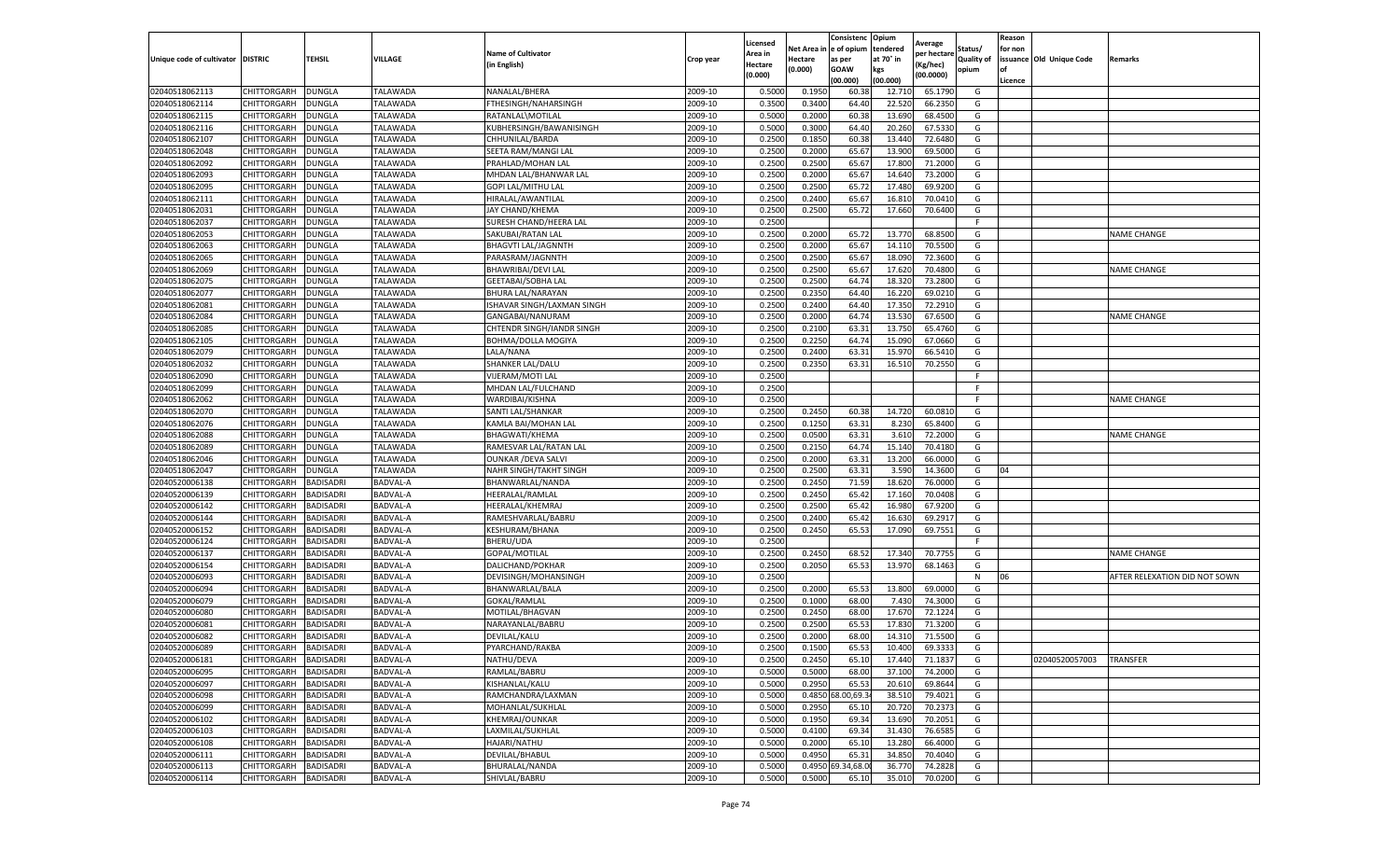| Unique code of cultivator | DISTRIC | TEHSIL | VILLAGE | Name of Cultivator (in English) | Crop year | Licensed Area in Hectare (0.000) | Net Area in Hectare (0.000) | Consistence of opium as per GOAW (00.000) | Opium tendered at 70° in kgs (00.000) | Average per hectare (Kg/hec) (00.0000) | Status/ Quality of opium | Reason for non issuance of Licence | Old Unique Code | Remarks |
|---|---|---|---|---|---|---|---|---|---|---|---|---|---|---|
| 02040518062113 | CHITTORGARH | DUNGLA | TALAWADA | NANALAL/BHERA | 2009-10 | 0.5000 | 0.1950 | 60.38 | 12.710 | 65.1790 | G | | | |
| 02040518062114 | CHITTORGARH | DUNGLA | TALAWADA | FTHESINGH/NAHARSINGH | 2009-10 | 0.3500 | 0.3400 | 64.40 | 22.520 | 66.2350 | G | | | |
| 02040518062115 | CHITTORGARH | DUNGLA | TALAWADA | RATANLAL\MOTILAL | 2009-10 | 0.5000 | 0.2000 | 60.38 | 13.690 | 68.4500 | G | | | |
| 02040518062116 | CHITTORGARH | DUNGLA | TALAWADA | KUBHERSINGH/BAWANISINGH | 2009-10 | 0.5000 | 0.3000 | 64.40 | 20.260 | 67.5330 | G | | | |
| 02040518062107 | CHITTORGARH | DUNGLA | TALAWADA | CHHUNILAL/BARDA | 2009-10 | 0.2500 | 0.1850 | 60.38 | 13.440 | 72.6480 | G | | | |
| 02040518062048 | CHITTORGARH | DUNGLA | TALAWADA | SEETA RAM/MANGI LAL | 2009-10 | 0.2500 | 0.2000 | 65.67 | 13.900 | 69.5000 | G | | | |
| 02040518062092 | CHITTORGARH | DUNGLA | TALAWADA | PRAHLAD/MOHAN LAL | 2009-10 | 0.2500 | 0.2500 | 65.67 | 17.800 | 71.2000 | G | | | |
| 02040518062093 | CHITTORGARH | DUNGLA | TALAWADA | MHDAN LAL/BHANWAR LAL | 2009-10 | 0.2500 | 0.2000 | 65.67 | 14.640 | 73.2000 | G | | | |
| 02040518062095 | CHITTORGARH | DUNGLA | TALAWADA | GOPI LAL/MITHU LAL | 2009-10 | 0.2500 | 0.2500 | 65.72 | 17.480 | 69.9200 | G | | | |
| 02040518062111 | CHITTORGARH | DUNGLA | TALAWADA | HIRALAL/AWANTILAL | 2009-10 | 0.2500 | 0.2400 | 65.67 | 16.810 | 70.0410 | G | | | |
| 02040518062031 | CHITTORGARH | DUNGLA | TALAWADA | JAY CHAND/KHEMA | 2009-10 | 0.2500 | 0.2500 | 65.72 | 17.660 | 70.6400 | G | | | |
| 02040518062037 | CHITTORGARH | DUNGLA | TALAWADA | SURESH CHAND/HEERA LAL | 2009-10 | 0.2500 | | | | | F | | | |
| 02040518062053 | CHITTORGARH | DUNGLA | TALAWADA | SAKUBAI/RATAN LAL | 2009-10 | 0.2500 | 0.2000 | 65.72 | 13.770 | 68.8500 | G | | | NAME CHANGE |
| 02040518062063 | CHITTORGARH | DUNGLA | TALAWADA | BHAGVTI LAL/JAGNNTH | 2009-10 | 0.2500 | 0.2000 | 65.67 | 14.110 | 70.5500 | G | | | |
| 02040518062065 | CHITTORGARH | DUNGLA | TALAWADA | PARASRAM/JAGNNTH | 2009-10 | 0.2500 | 0.2500 | 65.67 | 18.090 | 72.3600 | G | | | |
| 02040518062069 | CHITTORGARH | DUNGLA | TALAWADA | BHAWRIBAI/DEVI LAL | 2009-10 | 0.2500 | 0.2500 | 65.67 | 17.620 | 70.4800 | G | | | NAME CHANGE |
| 02040518062075 | CHITTORGARH | DUNGLA | TALAWADA | GEETABAI/SOBHA LAL | 2009-10 | 0.2500 | 0.2500 | 64.74 | 18.320 | 73.2800 | G | | | |
| 02040518062077 | CHITTORGARH | DUNGLA | TALAWADA | BHURA LAL/NARAYAN | 2009-10 | 0.2500 | 0.2350 | 64.40 | 16.220 | 69.0210 | G | | | |
| 02040518062081 | CHITTORGARH | DUNGLA | TALAWADA | ISHAVAR SINGH/LAXMAN SINGH | 2009-10 | 0.2500 | 0.2400 | 64.40 | 17.350 | 72.2910 | G | | | |
| 02040518062084 | CHITTORGARH | DUNGLA | TALAWADA | GANGABAI/NANURAM | 2009-10 | 0.2500 | 0.2000 | 64.74 | 13.530 | 67.6500 | G | | | NAME CHANGE |
| 02040518062085 | CHITTORGARH | DUNGLA | TALAWADA | CHTENDR SINGH/IANDR SINGH | 2009-10 | 0.2500 | 0.2100 | 63.31 | 13.750 | 65.4760 | G | | | |
| 02040518062105 | CHITTORGARH | DUNGLA | TALAWADA | BOHMA/DOLLA MOGIYA | 2009-10 | 0.2500 | 0.2250 | 64.74 | 15.090 | 67.0660 | G | | | |
| 02040518062079 | CHITTORGARH | DUNGLA | TALAWADA | LALA/NANA | 2009-10 | 0.2500 | 0.2400 | 63.31 | 15.970 | 66.5410 | G | | | |
| 02040518062032 | CHITTORGARH | DUNGLA | TALAWADA | SHANKER LAL/DALU | 2009-10 | 0.2500 | 0.2350 | 63.31 | 16.510 | 70.2550 | G | | | |
| 02040518062090 | CHITTORGARH | DUNGLA | TALAWADA | VIJERAM/MOTI LAL | 2009-10 | 0.2500 | | | | | F | | | |
| 02040518062099 | CHITTORGARH | DUNGLA | TALAWADA | MHDAN LAL/FULCHAND | 2009-10 | 0.2500 | | | | | F | | | |
| 02040518062062 | CHITTORGARH | DUNGLA | TALAWADA | WARDIBAI/KISHNA | 2009-10 | 0.2500 | | | | | F | | | NAME CHANGE |
| 02040518062070 | CHITTORGARH | DUNGLA | TALAWADA | SANTI LAL/SHANKAR | 2009-10 | 0.2500 | 0.2450 | 60.38 | 14.720 | 60.0810 | G | | | |
| 02040518062076 | CHITTORGARH | DUNGLA | TALAWADA | KAMLA BAI/MOHAN LAL | 2009-10 | 0.2500 | 0.1250 | 63.31 | 8.230 | 65.8400 | G | | | |
| 02040518062088 | CHITTORGARH | DUNGLA | TALAWADA | BHAGWATI/KHEMA | 2009-10 | 0.2500 | 0.0500 | 63.31 | 3.610 | 72.2000 | G | | | NAME CHANGE |
| 02040518062089 | CHITTORGARH | DUNGLA | TALAWADA | RAMESVAR LAL/RATAN LAL | 2009-10 | 0.2500 | 0.2150 | 64.74 | 15.140 | 70.4180 | G | | | |
| 02040518062046 | CHITTORGARH | DUNGLA | TALAWADA | OUNKAR /DEVA SALVI | 2009-10 | 0.2500 | 0.2000 | 63.31 | 13.200 | 66.0000 | G | | | |
| 02040518062047 | CHITTORGARH | DUNGLA | TALAWADA | NAHR SINGH/TAKHT SINGH | 2009-10 | 0.2500 | 0.2500 | 63.31 | 3.590 | 14.3600 | G | 04 | | |
| 02040520006138 | CHITTORGARH | BADISADRI | BADVAL-A | BHANWARLAL/NANDA | 2009-10 | 0.2500 | 0.2450 | 71.59 | 18.620 | 76.0000 | G | | | |
| 02040520006139 | CHITTORGARH | BADISADRI | BADVAL-A | HEERALAL/RAMLAL | 2009-10 | 0.2500 | 0.2450 | 65.42 | 17.160 | 70.0408 | G | | | |
| 02040520006142 | CHITTORGARH | BADISADRI | BADVAL-A | HEERALAL/KHEMRAJ | 2009-10 | 0.2500 | 0.2500 | 65.42 | 16.980 | 67.9200 | G | | | |
| 02040520006144 | CHITTORGARH | BADISADRI | BADVAL-A | RAMESHVARLAL/BABRU | 2009-10 | 0.2500 | 0.2400 | 65.42 | 16.630 | 69.2917 | G | | | |
| 02040520006152 | CHITTORGARH | BADISADRI | BADVAL-A | KESHURAM/BHANA | 2009-10 | 0.2500 | 0.2450 | 65.53 | 17.090 | 69.7551 | G | | | |
| 02040520006124 | CHITTORGARH | BADISADRI | BADVAL-A | BHERU/UDA | 2009-10 | 0.2500 | | | | | F | | | |
| 02040520006137 | CHITTORGARH | BADISADRI | BADVAL-A | GOPAL/MOTILAL | 2009-10 | 0.2500 | 0.2450 | 68.52 | 17.340 | 70.7755 | G | | | NAME CHANGE |
| 02040520006154 | CHITTORGARH | BADISADRI | BADVAL-A | DALICHAND/POKHAR | 2009-10 | 0.2500 | 0.2050 | 65.53 | 13.970 | 68.1463 | G | | | |
| 02040520006093 | CHITTORGARH | BADISADRI | BADVAL-A | DEVISINGH/MOHANSINGH | 2009-10 | 0.2500 | | | | | N | 06 | | AFTER RELEXATION DID NOT SOWN |
| 02040520006094 | CHITTORGARH | BADISADRI | BADVAL-A | BHANWARLAL/BALA | 2009-10 | 0.2500 | 0.2000 | 65.53 | 13.800 | 69.0000 | G | | | |
| 02040520006079 | CHITTORGARH | BADISADRI | BADVAL-A | GOKAL/RAMLAL | 2009-10 | 0.2500 | 0.1000 | 68.00 | 7.430 | 74.3000 | G | | | |
| 02040520006080 | CHITTORGARH | BADISADRI | BADVAL-A | MOTILAL/BHAGVAN | 2009-10 | 0.2500 | 0.2450 | 68.00 | 17.670 | 72.1224 | G | | | |
| 02040520006081 | CHITTORGARH | BADISADRI | BADVAL-A | NARAYANLAL/BABRU | 2009-10 | 0.2500 | 0.2500 | 65.53 | 17.830 | 71.3200 | G | | | |
| 02040520006082 | CHITTORGARH | BADISADRI | BADVAL-A | DEVILAL/KALU | 2009-10 | 0.2500 | 0.2000 | 68.00 | 14.310 | 71.5500 | G | | | |
| 02040520006089 | CHITTORGARH | BADISADRI | BADVAL-A | PYARCHAND/RAKBA | 2009-10 | 0.2500 | 0.1500 | 65.53 | 10.400 | 69.3333 | G | | | |
| 02040520006181 | CHITTORGARH | BADISADRI | BADVAL-A | NATHU/DEVA | 2009-10 | 0.2500 | 0.2450 | 65.10 | 17.440 | 71.1837 | G | | 02040520057003 | TRANSFER |
| 02040520006095 | CHITTORGARH | BADISADRI | BADVAL-A | RAMLAL/BABRU | 2009-10 | 0.5000 | 0.5000 | 68.00 | 37.100 | 74.2000 | G | | | |
| 02040520006097 | CHITTORGARH | BADISADRI | BADVAL-A | KISHANLAL/KALU | 2009-10 | 0.5000 | 0.2950 | 65.53 | 20.610 | 69.8644 | G | | | |
| 02040520006098 | CHITTORGARH | BADISADRI | BADVAL-A | RAMCHANDRA/LAXMAN | 2009-10 | 0.5000 | 0.4850 | 68.00,69.3 | 38.510 | 79.4021 | G | | | |
| 02040520006099 | CHITTORGARH | BADISADRI | BADVAL-A | MOHANLAL/SUKHLAL | 2009-10 | 0.5000 | 0.2950 | 65.10 | 20.720 | 70.2373 | G | | | |
| 02040520006102 | CHITTORGARH | BADISADRI | BADVAL-A | KHEMRAJ/OUNKAR | 2009-10 | 0.5000 | 0.1950 | 69.34 | 13.690 | 70.2051 | G | | | |
| 02040520006103 | CHITTORGARH | BADISADRI | BADVAL-A | LAXMILAL/SUKHLAL | 2009-10 | 0.5000 | 0.4100 | 69.34 | 31.430 | 76.6585 | G | | | |
| 02040520006108 | CHITTORGARH | BADISADRI | BADVAL-A | HAJARI/NATHU | 2009-10 | 0.5000 | 0.2000 | 65.10 | 13.280 | 66.4000 | G | | | |
| 02040520006111 | CHITTORGARH | BADISADRI | BADVAL-A | DEVILAL/BHABUL | 2009-10 | 0.5000 | 0.4950 | 65.31 | 34.850 | 70.4040 | G | | | |
| 02040520006113 | CHITTORGARH | BADISADRI | BADVAL-A | BHURALAL/NANDA | 2009-10 | 0.5000 | 0.4950 | 69.34,68.0 | 36.770 | 74.2828 | G | | | |
| 02040520006114 | CHITTORGARH | BADISADRI | BADVAL-A | SHIVLAL/BABRU | 2009-10 | 0.5000 | 0.5000 | 65.10 | 35.010 | 70.0200 | G | | | |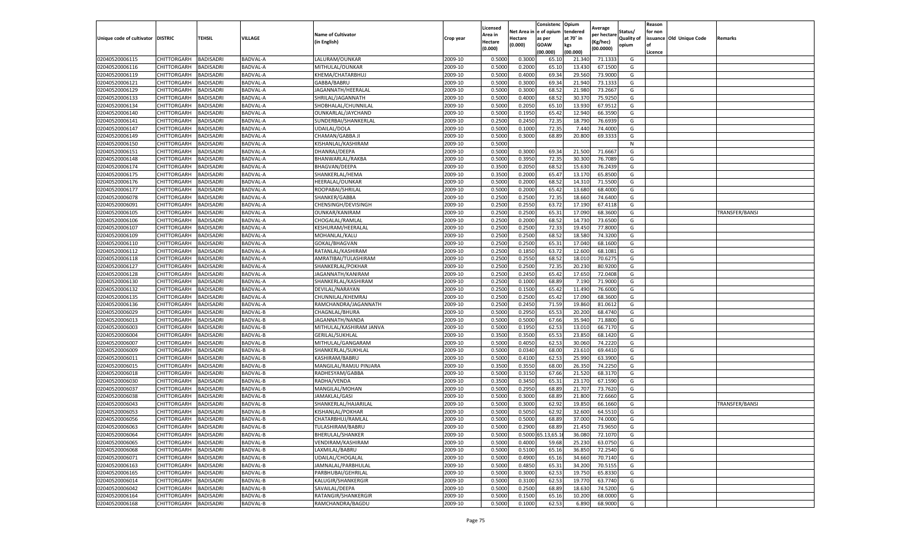| Unique code of cultivator | DISTRIC | TEHSIL | VILLAGE | Name of Cultivator (in English) | Crop year | Licensed Area in Hectare (0.000) | Net Area in Hectare (0.000) | Consistenc e of opium as per GOAW (00.000) | Opium tendered at 70° in kgs (00.000) | Average per hectare (Kg/hec) (00.0000) | Status/ Quality of opium | Reason for non issuance of Licence | Old Unique Code | Remarks |
|---|---|---|---|---|---|---|---|---|---|---|---|---|---|---|
| 02040520006115 | CHITTORGARH | BADISADRI | BADVAL-A | LALURAM/OUNKAR | 2009-10 | 0.5000 | 0.3000 | 65.10 | 21.340 | 71.1333 | G | | | |
| 02040520006116 | CHITTORGARH | BADISADRI | BADVAL-A | MITHULAL/OUNKAR | 2009-10 | 0.5000 | 0.2000 | 65.10 | 13.430 | 67.1500 | G | | | |
| 02040520006119 | CHITTORGARH | BADISADRI | BADVAL-A | KHEMA/CHATARBHUJ | 2009-10 | 0.5000 | 0.4000 | 69.34 | 29.560 | 73.9000 | G | | | |
| 02040520006121 | CHITTORGARH | BADISADRI | BADVAL-A | GABBA/BABRU | 2009-10 | 0.5000 | 0.3000 | 69.34 | 21.940 | 73.1333 | G | | | |
| 02040520006129 | CHITTORGARH | BADISADRI | BADVAL-A | JAGANNATH/HEERALAL | 2009-10 | 0.5000 | 0.3000 | 68.52 | 21.980 | 73.2667 | G | | | |
| 02040520006133 | CHITTORGARH | BADISADRI | BADVAL-A | SHRILAL/JAGANNATH | 2009-10 | 0.5000 | 0.4000 | 68.52 | 30.370 | 75.9250 | G | | | |
| 02040520006134 | CHITTORGARH | BADISADRI | BADVAL-A | SHOBHALAL/CHUNNILAL | 2009-10 | 0.5000 | 0.2050 | 65.10 | 13.930 | 67.9512 | G | | | |
| 02040520006140 | CHITTORGARH | BADISADRI | BADVAL-A | OUNKARLAL/JAYCHAND | 2009-10 | 0.5000 | 0.1950 | 65.42 | 12.940 | 66.3590 | G | | | |
| 02040520006141 | CHITTORGARH | BADISADRI | BADVAL-A | SUNDERBAI/SHANKERLAL | 2009-10 | 0.2500 | 0.2450 | 72.35 | 18.790 | 76.6939 | G | | | |
| 02040520006147 | CHITTORGARH | BADISADRI | BADVAL-A | UDAILAL/DOLA | 2009-10 | 0.5000 | 0.1000 | 72.35 | 7.440 | 74.4000 | G | | | |
| 02040520006149 | CHITTORGARH | BADISADRI | BADVAL-A | CHAMAN/GABBA JI | 2009-10 | 0.5000 | 0.3000 | 68.89 | 20.800 | 69.3333 | G | | | |
| 02040520006150 | CHITTORGARH | BADISADRI | BADVAL-A | KISHANLAL/KASHIRAM | 2009-10 | 0.5000 | | | | | N | | | |
| 02040520006151 | CHITTORGARH | BADISADRI | BADVAL-A | DHANRAJ/DEEPA | 2009-10 | 0.5000 | 0.3000 | 69.34 | 21.500 | 71.6667 | G | | | |
| 02040520006148 | CHITTORGARH | BADISADRI | BADVAL-A | BHANWARLAL/RAKBA | 2009-10 | 0.5000 | 0.3950 | 72.35 | 30.300 | 76.7089 | G | | | |
| 02040520006174 | CHITTORGARH | BADISADRI | BADVAL-A | BHAGVAN/DEEPA | 2009-10 | 0.3500 | 0.2050 | 68.52 | 15.630 | 76.2439 | G | | | |
| 02040520006175 | CHITTORGARH | BADISADRI | BADVAL-A | SHANKERLAL/HEMA | 2009-10 | 0.3500 | 0.2000 | 65.47 | 13.170 | 65.8500 | G | | | |
| 02040520006176 | CHITTORGARH | BADISADRI | BADVAL-A | HEERALAL/OUNKAR | 2009-10 | 0.5000 | 0.2000 | 68.52 | 14.310 | 71.5500 | G | | | |
| 02040520006177 | CHITTORGARH | BADISADRI | BADVAL-A | ROOPABAI/SHRILAL | 2009-10 | 0.5000 | 0.2000 | 65.42 | 13.680 | 68.4000 | G | | | |
| 02040520006078 | CHITTORGARH | BADISADRI | BADVAL-A | SHANKER/GABBA | 2009-10 | 0.2500 | 0.2500 | 72.35 | 18.660 | 74.6400 | G | | | |
| 02040520006091 | CHITTORGARH | BADISADRI | BADVAL-A | CHENSINGH/DEVISINGH | 2009-10 | 0.2500 | 0.2550 | 63.72 | 17.190 | 67.4118 | G | | | |
| 02040520006105 | CHITTORGARH | BADISADRI | BADVAL-A | OUNKAR/KANIRAM | 2009-10 | 0.2500 | 0.2500 | 65.31 | 17.090 | 68.3600 | G | | | TRANSFER/BANSI |
| 02040520006106 | CHITTORGARH | BADISADRI | BADVAL-A | CHOGALAL/RAMLAL | 2009-10 | 0.2500 | 0.2000 | 68.52 | 14.730 | 73.6500 | G | | | |
| 02040520006107 | CHITTORGARH | BADISADRI | BADVAL-A | KESHURAM/HEERALAL | 2009-10 | 0.2500 | 0.2500 | 72.33 | 19.450 | 77.8000 | G | | | |
| 02040520006109 | CHITTORGARH | BADISADRI | BADVAL-A | MOHANLAL/KALU | 2009-10 | 0.2500 | 0.2500 | 68.52 | 18.580 | 74.3200 | G | | | |
| 02040520006110 | CHITTORGARH | BADISADRI | BADVAL-A | GOKAL/BHAGVAN | 2009-10 | 0.2500 | 0.2500 | 65.31 | 17.040 | 68.1600 | G | | | |
| 02040520006112 | CHITTORGARH | BADISADRI | BADVAL-A | RATANLAL/KASHIRAM | 2009-10 | 0.2500 | 0.1850 | 63.72 | 12.600 | 68.1081 | G | | | |
| 02040520006118 | CHITTORGARH | BADISADRI | BADVAL-A | AMRATIBAI/TULASHIRAM | 2009-10 | 0.2500 | 0.2550 | 68.52 | 18.010 | 70.6275 | G | | | |
| 02040520006127 | CHITTORGARH | BADISADRI | BADVAL-A | SHANKERLAL/POKHAR | 2009-10 | 0.2500 | 0.2500 | 72.35 | 20.230 | 80.9200 | G | | | |
| 02040520006128 | CHITTORGARH | BADISADRI | BADVAL-A | JAGANNATH/KANIRAM | 2009-10 | 0.2500 | 0.2450 | 65.42 | 17.650 | 72.0408 | G | | | |
| 02040520006130 | CHITTORGARH | BADISADRI | BADVAL-A | SHANKERLAL/KASHIRAM | 2009-10 | 0.2500 | 0.1000 | 68.89 | 7.190 | 71.9000 | G | | | |
| 02040520006132 | CHITTORGARH | BADISADRI | BADVAL-A | DEVILAL/NARAYAN | 2009-10 | 0.2500 | 0.1500 | 65.42 | 11.490 | 76.6000 | G | | | |
| 02040520006135 | CHITTORGARH | BADISADRI | BADVAL-A | CHUNNILAL/KHEMRAJ | 2009-10 | 0.2500 | 0.2500 | 65.42 | 17.090 | 68.3600 | G | | | |
| 02040520006136 | CHITTORGARH | BADISADRI | BADVAL-A | RAMCHANDRA/JAGANNATH | 2009-10 | 0.2500 | 0.2450 | 71.59 | 19.860 | 81.0612 | G | | | |
| 02040520006029 | CHITTORGARH | BADISADRI | BADVAL-B | CHAGNLAL/BHURA | 2009-10 | 0.5000 | 0.2950 | 65.53 | 20.200 | 68.4740 | G | | | |
| 02040520006013 | CHITTORGARH | BADISADRI | BADVAL-B | JAGANNATH/NANDA | 2009-10 | 0.5000 | 0.5000 | 67.66 | 35.940 | 71.8800 | G | | | |
| 02040520006003 | CHITTORGARH | BADISADRI | BADVAL-B | MITHULAL/KASHIRAM JANVA | 2009-10 | 0.5000 | 0.1950 | 62.53 | 13.010 | 66.7170 | G | | | |
| 02040520006004 | CHITTORGARH | BADISADRI | BADVAL-B | GERILAL/SUKHLAL | 2009-10 | 0.3500 | 0.3500 | 65.53 | 23.850 | 68.1420 | G | | | |
| 02040520006007 | CHITTORGARH | BADISADRI | BADVAL-B | MITHULAL/GANGARAM | 2009-10 | 0.5000 | 0.4050 | 62.53 | 30.060 | 74.2220 | G | | | |
| 02040520006009 | CHITTORGARH | BADISADRI | BADVAL-B | SHANKERLAL/SUKHLAL | 2009-10 | 0.5000 | 0.0340 | 68.00 | 23.610 | 69.4410 | G | | | |
| 02040520006011 | CHITTORGARH | BADISADRI | BADVAL-B | KASHIRAM/BABRU | 2009-10 | 0.5000 | 0.4100 | 62.53 | 25.990 | 63.3900 | G | | | |
| 02040520006015 | CHITTORGARH | BADISADRI | BADVAL-B | MANGILAL/RAMJU PINJARA | 2009-10 | 0.3500 | 0.3550 | 68.00 | 26.350 | 74.2250 | G | | | |
| 02040520006018 | CHITTORGARH | BADISADRI | BADVAL-B | RADHESYAM/GABBA | 2009-10 | 0.5000 | 0.3150 | 67.66 | 21.520 | 68.3170 | G | | | |
| 02040520006030 | CHITTORGARH | BADISADRI | BADVAL-B | RADHA/VENDA | 2009-10 | 0.3500 | 0.3450 | 65.31 | 23.170 | 67.1590 | G | | | |
| 02040520006037 | CHITTORGARH | BADISADRI | BADVAL-B | MANGILAL/MOHAN | 2009-10 | 0.5000 | 0.2950 | 68.89 | 21.707 | 73.7620 | G | | | |
| 02040520006038 | CHITTORGARH | BADISADRI | BADVAL-B | JAMAKLAL/GASI | 2009-10 | 0.5000 | 0.3000 | 68.89 | 21.800 | 72.6660 | G | | | |
| 02040520006043 | CHITTORGARH | BADISADRI | BADVAL-B | SHANKERLAL/HAJARILAL | 2009-10 | 0.5000 | 0.3000 | 62.92 | 19.850 | 66.1660 | G | | | TRANSFER/BANSI |
| 02040520006053 | CHITTORGARH | BADISADRI | BADVAL-B | KISHANLAL/POKHAR | 2009-10 | 0.5000 | 0.5050 | 62.92 | 32.600 | 64.5510 | G | | | |
| 02040520006056 | CHITTORGARH | BADISADRI | BADVAL-B | CHATARBHUJ/RAMLAL | 2009-10 | 0.5000 | 0.5000 | 68.89 | 37.000 | 74.0000 | G | | | |
| 02040520006063 | CHITTORGARH | BADISADRI | BADVAL-B | TULASHIRAM/BABRU | 2009-10 | 0.5000 | 0.2900 | 68.89 | 21.450 | 73.9650 | G | | | |
| 02040520006064 | CHITTORGARH | BADISADRI | BADVAL-B | BHERULAL/SHANKER | 2009-10 | 0.5000 | 0.5000 | 65.13,65.1 | 36.080 | 72.1070 | G | | | |
| 02040520006065 | CHITTORGARH | BADISADRI | BADVAL-B | VENDIRAM/KASHIRAM | 2009-10 | 0.5000 | 0.4000 | 59.68 | 25.230 | 63.0750 | G | | | |
| 02040520006068 | CHITTORGARH | BADISADRI | BADVAL-B | LAXMILAL/BABRU | 2009-10 | 0.5000 | 0.5100 | 65.16 | 36.850 | 72.2540 | G | | | |
| 02040520006071 | CHITTORGARH | BADISADRI | BADVAL-B | UDAILAL/CHOGALAL | 2009-10 | 0.5000 | 0.4900 | 65.16 | 34.660 | 70.7140 | G | | | |
| 02040520006163 | CHITTORGARH | BADISADRI | BADVAL-B | JAMNALAL/PARBHULAL | 2009-10 | 0.5000 | 0.4850 | 65.31 | 34.200 | 70.5155 | G | | | |
| 02040520006165 | CHITTORGARH | BADISADRI | BADVAL-B | PARBHUBAI/GEHRILAL | 2009-10 | 0.5000 | 0.3000 | 62.53 | 19.750 | 65.8330 | G | | | |
| 02040520006014 | CHITTORGARH | BADISADRI | BADVAL-B | KALUGIR/SHANKERGIR | 2009-10 | 0.5000 | 0.3100 | 62.53 | 19.770 | 63.7740 | G | | | |
| 02040520006042 | CHITTORGARH | BADISADRI | BADVAL-B | SAVAILAL/DEEPA | 2009-10 | 0.5000 | 0.2500 | 68.89 | 18.630 | 74.5200 | G | | | |
| 02040520006164 | CHITTORGARH | BADISADRI | BADVAL-B | RATANGIR/SHANKERGIR | 2009-10 | 0.5000 | 0.1500 | 65.16 | 10.200 | 68.0000 | G | | | |
| 02040520006168 | CHITTORGARH | BADISADRI | BADVAL-B | RAMCHANDRA/BAGDU | 2009-10 | 0.5000 | 0.1000 | 62.53 | 6.890 | 68.9000 | G | | | |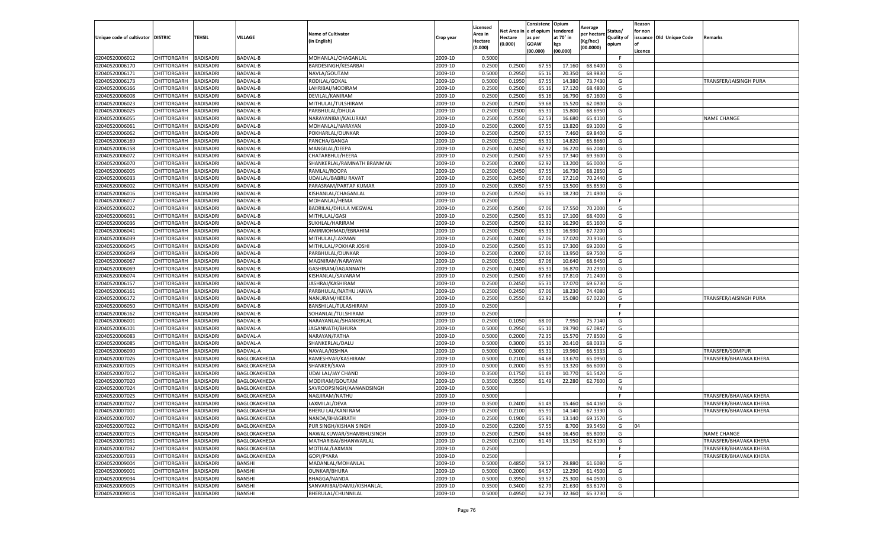| Unique code of cultivator | DISTRIC | TEHSIL | VILLAGE | Name of Cultivator (in English) | Crop year | Licensed Area in Hectare (0.000) | Net Area in Hectare (0.000) | Consistence of opium as per GOAW (00.000) | Opium tendered at 70° in kgs (00.000) | Average per hectare (Kg/hec) (00.0000) | Status/ Quality of opium | Reason for non issuance of Licence | Old Unique Code | Remarks |
|---|---|---|---|---|---|---|---|---|---|---|---|---|---|---|
| 02040520006012 | CHITTORGARH | BADISADRI | BADVAL-B | MOHANLAL/CHAGANLAL | 2009-10 | 0.5000 | | | | | F | | | |
| 02040520006170 | CHITTORGARH | BADISADRI | BADVAL-B | BARDESINGH/KESARBAI | 2009-10 | 0.2500 | 0.2500 | 67.55 | 17.160 | 68.6400 | G | | | |
| 02040520006171 | CHITTORGARH | BADISADRI | BADVAL-B | NAVLA/GOUTAM | 2009-10 | 0.5000 | 0.2950 | 65.16 | 20.350 | 68.9830 | G | | | |
| 02040520006173 | CHITTORGARH | BADISADRI | BADVAL-B | RODILAL/GOKAL | 2009-10 | 0.5000 | 0.1950 | 67.55 | 14.380 | 73.7430 | G | | | TRANSFER/JAISINGH PURA |
| 02040520006166 | CHITTORGARH | BADISADRI | BADVAL-B | LAHRIBAI/MODIRAM | 2009-10 | 0.2500 | 0.2500 | 65.16 | 17.120 | 68.4800 | G | | | |
| 02040520006008 | CHITTORGARH | BADISADRI | BADVAL-B | DEVILAL/KANIRAM | 2009-10 | 0.2500 | 0.2500 | 65.16 | 16.790 | 67.1600 | G | | | |
| 02040520006023 | CHITTORGARH | BADISADRI | BADVAL-B | MITHULAL/TULSHIRAM | 2009-10 | 0.2500 | 0.2500 | 59.68 | 15.520 | 62.0800 | G | | | |
| 02040520006025 | CHITTORGARH | BADISADRI | BADVAL-B | PARBHULAL/DHULA | 2009-10 | 0.2500 | 0.2300 | 65.31 | 15.800 | 68.6950 | G | | | |
| 02040520006055 | CHITTORGARH | BADISADRI | BADVAL-B | NARAYANIBAI/KALURAM | 2009-10 | 0.2500 | 0.2550 | 62.53 | 16.680 | 65.4110 | G | | | NAME CHANGE |
| 02040520006061 | CHITTORGARH | BADISADRI | BADVAL-B | MOHANLAL/NARAYAN | 2009-10 | 0.2500 | 0.2000 | 67.55 | 13.820 | 69.1000 | G | | | |
| 02040520006062 | CHITTORGARH | BADISADRI | BADVAL-B | POKHARLAL/OUNKAR | 2009-10 | 0.2500 | 0.2500 | 67.55 | 7.460 | 69.8400 | G | | | |
| 02040520006169 | CHITTORGARH | BADISADRI | BADVAL-B | PANCHA/GANGA | 2009-10 | 0.2500 | 0.2250 | 65.31 | 14.820 | 65.8660 | G | | | |
| 02040520006158 | CHITTORGARH | BADISADRI | BADVAL-B | MANGILAL/DEEPA | 2009-10 | 0.2500 | 0.2450 | 62.92 | 16.220 | 66.2040 | G | | | |
| 02040520006072 | CHITTORGARH | BADISADRI | BADVAL-B | CHATARBHUJ/HEERA | 2009-10 | 0.2500 | 0.2500 | 67.55 | 17.340 | 69.3600 | G | | | |
| 02040520006070 | CHITTORGARH | BADISADRI | BADVAL-B | SHANKERLAL/RAMNATH BRANMAN | 2009-10 | 0.2500 | 0.2000 | 62.92 | 13.200 | 66.0000 | G | | | |
| 02040520006005 | CHITTORGARH | BADISADRI | BADVAL-B | RAMLAL/ROOPA | 2009-10 | 0.2500 | 0.2450 | 67.55 | 16.730 | 68.2850 | G | | | |
| 02040520006033 | CHITTORGARH | BADISADRI | BADVAL-B | UDAILAL/BABRU RAVAT | 2009-10 | 0.2500 | 0.2450 | 67.06 | 17.210 | 70.2440 | G | | | |
| 02040520006002 | CHITTORGARH | BADISADRI | BADVAL-B | PARASRAM/PARTAP KUMAR | 2009-10 | 0.2500 | 0.2050 | 67.55 | 13.500 | 65.8530 | G | | | |
| 02040520006016 | CHITTORGARH | BADISADRI | BADVAL-B | KISHANLAL/CHAGANLAL | 2009-10 | 0.2500 | 0.2550 | 65.31 | 18.230 | 71.4900 | G | | | |
| 02040520006017 | CHITTORGARH | BADISADRI | BADVAL-B | MOHANLAL/HEMA | 2009-10 | 0.2500 | | | | | F | | | |
| 02040520006022 | CHITTORGARH | BADISADRI | BADVAL-B | BADRILAL/DHULA MEGWAL | 2009-10 | 0.2500 | 0.2500 | 67.06 | 17.550 | 70.2000 | G | | | |
| 02040520006031 | CHITTORGARH | BADISADRI | BADVAL-B | MITHULAL/GASI | 2009-10 | 0.2500 | 0.2500 | 65.31 | 17.100 | 68.4000 | G | | | |
| 02040520006036 | CHITTORGARH | BADISADRI | BADVAL-B | SUKHLAL/HARIRAM | 2009-10 | 0.2500 | 0.2500 | 62.92 | 16.290 | 65.1600 | G | | | |
| 02040520006041 | CHITTORGARH | BADISADRI | BADVAL-B | AMIRMOHMAD/EBRAHIM | 2009-10 | 0.2500 | 0.2500 | 65.31 | 16.930 | 67.7200 | G | | | |
| 02040520006039 | CHITTORGARH | BADISADRI | BADVAL-B | MITHULAL/LAXMAN | 2009-10 | 0.2500 | 0.2400 | 67.06 | 17.020 | 70.9160 | G | | | |
| 02040520006045 | CHITTORGARH | BADISADRI | BADVAL-B | MITHULAL/POKHAR JOSHI | 2009-10 | 0.2500 | 0.2500 | 65.31 | 17.300 | 69.2000 | G | | | |
| 02040520006049 | CHITTORGARH | BADISADRI | BADVAL-B | PARBHULAL/OUNKAR | 2009-10 | 0.2500 | 0.2000 | 67.06 | 13.950 | 69.7500 | G | | | |
| 02040520006067 | CHITTORGARH | BADISADRI | BADVAL-B | MAGNIRAM/NARAYAN | 2009-10 | 0.2500 | 0.1550 | 67.06 | 10.640 | 68.6450 | G | | | |
| 02040520006069 | CHITTORGARH | BADISADRI | BADVAL-B | GASHIRAM/JAGANNATH | 2009-10 | 0.2500 | 0.2400 | 65.31 | 16.870 | 70.2910 | G | | | |
| 02040520006074 | CHITTORGARH | BADISADRI | BADVAL-B | KISHANLAL/SAVARAM | 2009-10 | 0.2500 | 0.2500 | 67.66 | 17.810 | 71.2400 | G | | | |
| 02040520006157 | CHITTORGARH | BADISADRI | BADVAL-B | JASHRAJ/KASHIRAM | 2009-10 | 0.2500 | 0.2450 | 65.31 | 17.070 | 69.6730 | G | | | |
| 02040520006161 | CHITTORGARH | BADISADRI | BADVAL-B | PARBHULAL/NATHU JANVA | 2009-10 | 0.2500 | 0.2450 | 67.06 | 18.230 | 74.4080 | G | | | |
| 02040520006172 | CHITTORGARH | BADISADRI | BADVAL-B | NANURAM/HEERA | 2009-10 | 0.2500 | 0.2550 | 62.92 | 15.080 | 67.0220 | G | | | TRANSFER/JAISINGH PURA |
| 02040520006050 | CHITTORGARH | BADISADRI | BADVAL-B | BANSHILAL/TULASHIRAM | 2009-10 | 0.2500 | | | | | F | | | |
| 02040520006162 | CHITTORGARH | BADISADRI | BADVAL-B | SOHANLAL/TULSHIRAM | 2009-10 | 0.2500 | | | | | F | | | |
| 02040520006001 | CHITTORGARH | BADISADRI | BADVAL-B | NARAYANLAL/SHANKERLAL | 2009-10 | 0.2500 | 0.1050 | 68.00 | 7.950 | 75.7140 | G | | | |
| 02040520006101 | CHITTORGARH | BADISADRI | BADVAL-A | JAGANNATH/BHURA | 2009-10 | 0.5000 | 0.2950 | 65.10 | 19.790 | 67.0847 | G | | | |
| 02040520006083 | CHITTORGARH | BADISADRI | BADVAL-A | NARAYAN/FATHA | 2009-10 | 0.5000 | 0.2000 | 72.35 | 15.570 | 77.8500 | G | | | |
| 02040520006085 | CHITTORGARH | BADISADRI | BADVAL-A | SHANKERLAL/DALU | 2009-10 | 0.5000 | 0.3000 | 65.10 | 20.410 | 68.0333 | G | | | |
| 02040520006090 | CHITTORGARH | BADISADRI | BADVAL-A | NAVALA/KISHNA | 2009-10 | 0.5000 | 0.3000 | 65.31 | 19.960 | 66.5333 | G | | | TRANSFER/SOMPUR |
| 02040520007026 | CHITTORGARH | BADISADRI | BAGLOKAKHEDA | RAMESHVAR/KASHIRAM | 2009-10 | 0.5000 | 0.2100 | 64.68 | 13.670 | 65.0950 | G | | | TRANSFER/BHAVAKA KHERA |
| 02040520007005 | CHITTORGARH | BADISADRI | BAGLOKAKHEDA | SHANKER/SAVA | 2009-10 | 0.5000 | 0.2000 | 65.91 | 13.320 | 66.6000 | G | | | |
| 02040520007012 | CHITTORGARH | BADISADRI | BAGLOKAKHEDA | UDAI LAL/JAY CHAND | 2009-10 | 0.3500 | 0.1750 | 61.49 | 10.770 | 61.5420 | G | | | |
| 02040520007020 | CHITTORGARH | BADISADRI | BAGLOKAKHEDA | MODIRAM/GOUTAM | 2009-10 | 0.3500 | 0.3550 | 61.49 | 22.280 | 62.7600 | G | | | |
| 02040520007024 | CHITTORGARH | BADISADRI | BAGLOKAKHEDA | SAVROOPSINGH/AANANDSINGH | 2009-10 | 0.5000 | | | | | N | | | |
| 02040520007025 | CHITTORGARH | BADISADRI | BAGLOKAKHEDA | NAGJIRAM/NATHU | 2009-10 | 0.5000 | | | | | F | | | TRANSFER/BHAVAKA KHERA |
| 02040520007027 | CHITTORGARH | BADISADRI | BAGLOKAKHEDA | LAXMILAL/DEVA | 2009-10 | 0.3500 | 0.2400 | 61.49 | 15.460 | 64.4160 | G | | | TRANSFER/BHAVAKA KHERA |
| 02040520007001 | CHITTORGARH | BADISADRI | BAGLOKAKHEDA | BHERU LAL/KANI RAM | 2009-10 | 0.2500 | 0.2100 | 65.91 | 14.140 | 67.3330 | G | | | TRANSFER/BHAVAKA KHERA |
| 02040520007007 | CHITTORGARH | BADISADRI | BAGLOKAKHEDA | NANDA/BHAGIRATH | 2009-10 | 0.2500 | 0.1900 | 65.91 | 13.140 | 69.1570 | G | | | |
| 02040520007022 | CHITTORGARH | BADISADRI | BAGLOKAKHEDA | PUR SINGH/KISHAN SINGH | 2009-10 | 0.2500 | 0.2200 | 57.55 | 8.700 | 39.5450 | G | 04 | | |
| 02040520007015 | CHITTORGARH | BADISADRI | BAGLOKAKHEDA | NAWALKUWAR/SHAMBHUSINGH | 2009-10 | 0.2500 | 0.2500 | 64.68 | 16.450 | 65.8000 | G | | | NAME CHANGE |
| 02040520007031 | CHITTORGARH | BADISADRI | BAGLOKAKHEDA | MATHARIBAI/BHANWARLAL | 2009-10 | 0.2500 | 0.2100 | 61.49 | 13.150 | 62.6190 | G | | | TRANSFER/BHAVAKA KHERA |
| 02040520007032 | CHITTORGARH | BADISADRI | BAGLOKAKHEDA | MOTILAL/LAXMAN | 2009-10 | 0.2500 | | | | | F | | | TRANSFER/BHAVAKA KHERA |
| 02040520007033 | CHITTORGARH | BADISADRI | BAGLOKAKHEDA | GOPI/PYARA | 2009-10 | 0.2500 | | | | | F | | | TRANSFER/BHAVAKA KHERA |
| 02040520009004 | CHITTORGARH | BADISADRI | BANSHI | MADANLAL/MOHANLAL | 2009-10 | 0.5000 | 0.4850 | 59.57 | 29.880 | 61.6080 | G | | | |
| 02040520009001 | CHITTORGARH | BADISADRI | BANSHI | OUNKAR/BHURA | 2009-10 | 0.5000 | 0.2000 | 64.57 | 12.290 | 61.4500 | G | | | |
| 02040520009034 | CHITTORGARH | BADISADRI | BANSHI | BHAGGA/NANDA | 2009-10 | 0.5000 | 0.3950 | 59.57 | 25.300 | 64.0500 | G | | | |
| 02040520009005 | CHITTORGARH | BADISADRI | BANSHI | SANVARIBAI/DAMU/KISHANLAL | 2009-10 | 0.3500 | 0.3400 | 62.79 | 21.630 | 63.6170 | G | | | |
| 02040520009014 | CHITTORGARH | BADISADRI | BANSHI | BHERULAL/CHUNNILAL | 2009-10 | 0.5000 | 0.4950 | 62.79 | 32.360 | 65.3730 | G | | | |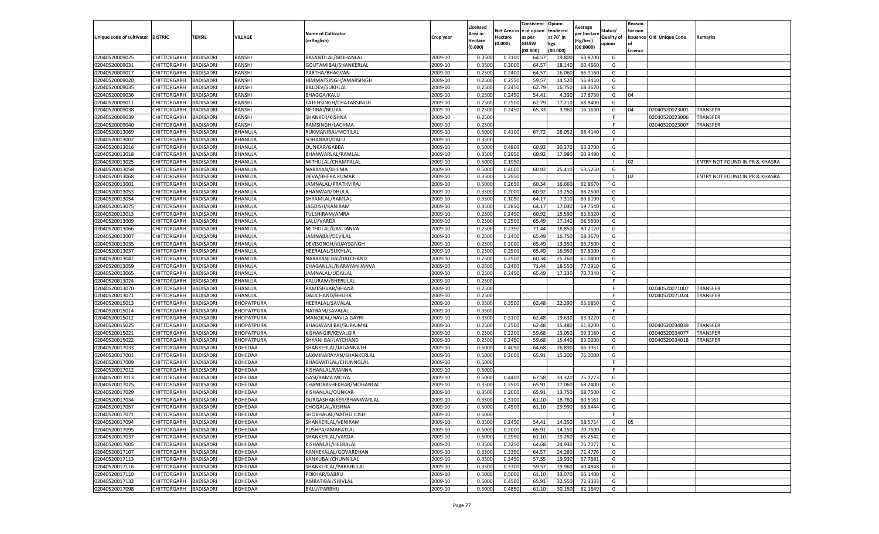| Unique code of cultivator | DISTRIC | TEHSIL | VILLAGE | Name of Cultivator (in English) | Crop year | Licensed Area in Hectare (0.000) | Net Area in Hectare (0.000) | Consistenc e of opium as per GOAW (00.000) | Opium tendered at 70° in kgs (00.000) | Average per hectare (Kg/hec) (00.0000) | Status/ Quality of opium | Reason for non issuance of Licence | Old Unique Code | Remarks |
|---|---|---|---|---|---|---|---|---|---|---|---|---|---|---|
| 02040520009025 | CHITTORGARH | BADISADRI | BANSHI | BASANTILAL/MOHANLAL | 2009-10 | 0.3500 | 0.3100 | 64.57 | 19.800 | 63.8700 | G | | | |
| 02040520009031 | CHITTORGARH | BADISADRI | BANSHI | GOUTAMIBAI/SHANKERLAL | 2009-10 | 0.3500 | 0.3000 | 64.57 | 18.140 | 60.4660 | G | | | |
| 02040520009017 | CHITTORGARH | BADISADRI | BANSHI | PARTHA/BHAGVAN | 2009-10 | 0.2500 | 0.2400 | 64.57 | 16.060 | 66.9160 | G | | | |
| 02040520009020 | CHITTORGARH | BADISADRI | BANSHI | HIMMATSINGH/AMARSINGH | 2009-10 | 0.2500 | 0.2550 | 59.57 | 14.520 | 56.9410 | G | | | |
| 02040520009035 | CHITTORGARH | BADISADRI | BANSHI | BALDEV/SUKHLAL | 2009-10 | 0.2500 | 0.2450 | 62.79 | 16.750 | 68.3670 | G | | | |
| 02040520009036 | CHITTORGARH | BADISADRI | BANSHI | BHAGGA/KALU | 2009-10 | 0.2500 | 0.2450 | 54.41 | 4.330 | 17.6730 | G | 04 | | |
| 02040520009011 | CHITTORGARH | BADISADRI | BANSHI | FATEHSINGH/CHATARSINGH | 2009-10 | 0.2500 | 0.2500 | 62.79 | 17.210 | 68.8400 | G | | | |
| 02040520009038 | CHITTORGARH | BADISADRI | BANSHI | NETIBAI/BELIYA | 2009-10 | 0.2500 | 0.2450 | 65.33 | 3.960 | 16.1630 | G | 04 | 02040520023001 | TRANSFER |
| 02040520009039 | CHITTORGARH | BADISADRI | BANSHI | SHANKER/KISHNA | 2009-10 | 0.2500 | | | | | F | | 02040520023006 | TRANSFER |
| 02040520009040 | CHITTORGARH | BADISADRI | BANSHI | RAMSINGH/LACHMA | 2009-10 | 0.2500 | | | | | F | | 02040520023007 | TRANSFER |
| 02040520013069 | CHITTORGARH | BADISADRI | BHANUJA | RUKMANIBAI/MOTILAL | 2009-10 | 0.5000 | 0.4100 | 67.72 | 28.052 | 68.4140 | G | | | |
| 02040520013002 | CHITTORGARH | BADISADRI | BHANUJA | SOHANBAI/DALU | 2009-10 | 0.3500 | | | | | F | | | |
| 02040520013016 | CHITTORGARH | BADISADRI | BHANUJA | OUNKAR/GABBA | 2009-10 | 0.5000 | 0.4800 | 60.92 | 30.370 | 63.2700 | G | | | |
| 02040520013018 | CHITTORGARH | BADISADRI | BHANUJA | BHANWARLAL/RAMLAL | 2009-10 | 0.3500 | 0.2950 | 60.92 | 17.980 | 60.9490 | G | | | |
| 02040520013025 | CHITTORGARH | BADISADRI | BHANUJA | MITHULAL/CHAMPALAL | 2009-10 | 0.5000 | 0.1950 | | | | I | 02 | | ENTRY NOT FOUND IN PR & KHASRA |
| 02040520013058 | CHITTORGARH | BADISADRI | BHANUJA | NARAYAN/KHEMA | 2009-10 | 0.5000 | 0.4000 | 60.92 | 25.410 | 63.5250 | G | | | |
| 02040520013068 | CHITTORGARH | BADISADRI | BHANUJA | DEVA/BHERA KUMAR | 2009-10 | 0.3500 | 0.2950 | | | | I | 02 | | ENTRY NOT FOUND IN PR & KHASRA |
| 02040520013001 | CHITTORGARH | BADISADRI | BHANUJA | JAMNALAL/PRATHVIRAJ | 2009-10 | 0.5000 | 0.2650 | 60.34 | 16.660 | 62.8670 | G | | | |
| 02040520013053 | CHITTORGARH | BADISADRI | BHANUJA | BHANWAR/DHULA | 2009-10 | 0.3500 | 0.2000 | 60.92 | 13.250 | 66.2500 | G | | | |
| 02040520013054 | CHITTORGARH | BADISADRI | BHANUJA | SHYAMLAL/RAMLAL | 2009-10 | 0.3500 | 0.1050 | 64.17 | 7.310 | 69.6190 | G | | | |
| 02040520013075 | CHITTORGARH | BADISADRI | BHANUJA | JAGDISH/KANIRAM | 2009-10 | 0.3500 | 0.2850 | 64.17 | 17.030 | 59.7540 | G | | | |
| 02040520013013 | CHITTORGARH | BADISADRI | BHANUJA | TULSHIRAM/AMRA | 2009-10 | 0.2500 | 0.2450 | 60.92 | 15.590 | 63.6320 | G | | | |
| 02040520013009 | CHITTORGARH | BADISADRI | BHANUJA | LALU/VARDA | 2009-10 | 0.2500 | 0.2500 | 65.49 | 17.140 | 68.5600 | G | | | |
| 02040520013066 | CHITTORGARH | BADISADRI | BHANUJA | MITHULAL/GASI JANVA | 2009-10 | 0.2500 | 0.2350 | 71.44 | 18.850 | 80.2120 | G | | | |
| 02040520013007 | CHITTORGARH | BADISADRI | BHANUJA | JAMNABAI/DEVILAL | 2009-10 | 0.2500 | 0.2450 | 65.49 | 16.750 | 68.3670 | G | | | |
| 02040520013035 | CHITTORGARH | BADISADRI | BHANUJA | DEVISGNGH/VIJAYSGNGH | 2009-10 | 0.2500 | 0.2000 | 65.49 | 13.350 | 66.7500 | G | | | |
| 02040520013037 | CHITTORGARH | BADISADRI | BHANUJA | HEERALAL/SUKHLAL | 2009-10 | 0.2500 | 0.2500 | 65.49 | 16.950 | 67.8000 | G | | | |
| 02040520013042 | CHITTORGARH | BADISADRI | BHANUJA | NARAYANI BAI/DALCHAND | 2009-10 | 0.2500 | 0.2500 | 60.34 | 25.260 | 61.0400 | G | | | |
| 02040520013059 | CHITTORGARH | BADISADRI | BHANUJA | CHAGANLAL/NARAYAN JANVA | 2009-10 | 0.2500 | 0.2400 | 71.44 | 18.550 | 77.2910 | G | | | |
| 02040520013065 | CHITTORGARH | BADISADRI | BHANUJA | JAMNALAL/UDAILAL | 2009-10 | 0.2500 | 0.2450 | 65.49 | 17.330 | 70.7340 | G | | | |
| 02040520013024 | CHITTORGARH | BADISADRI | BHANUJA | KALURAM/BHERULAL | 2009-10 | 0.2500 | | | | | F | | | |
| 02040520013070 | CHITTORGARH | BADISADRI | BHANUJA | RAMESHVAR/BHANA | 2009-10 | 0.2500 | | | | | F | | 02040520071007 | TRANSFER |
| 02040520013071 | CHITTORGARH | BADISADRI | BHANUJA | DALICHAND/BHURA | 2009-10 | 0.2500 | | | | | F | | 02040520071024 | TRANSFER |
| 02040520015013 | CHITTORGARH | BADISADRI | BHOPATPURA | HEERALAL/SAVALAL | 2009-10 | 0.3500 | 0.3500 | 62.48 | 22.290 | 63.6850 | G | | | |
| 02040520015014 | CHITTORGARH | BADISADRI | BHOPATPURA | NATRAM/SAVALAL | 2009-10 | 0.3500 | | | | | F | | | |
| 02040520015012 | CHITTORGARH | BADISADRI | BHOPATPURA | MANGILAL/NAVLA GAYRI | 2009-10 | 0.3500 | 0.3100 | 62.48 | 19.630 | 63.3220 | G | | | |
| 02040520015025 | CHITTORGARH | BADISADRI | BHOPATPURA | BHAGWANI BAI/SURAJMAL | 2009-10 | 0.2500 | 0.2500 | 62.48 | 15.480 | 61.9200 | G | | 02040520034039 | TRANSFER |
| 02040520015021 | CHITTORGARH | BADISADRI | BHOPATPURA | KISHANGIR/KEVALGIR | 2009-10 | 0.2500 | 0.2200 | 59.68 | 13.050 | 59.3180 | G | | 02040520034077 | TRANSFER |
| 02040520015022 | CHITTORGARH | BADISADRI | BHOPATPURA | SHYANI BAI/JAYCHAND | 2009-10 | 0.2500 | 0.2450 | 59.68 | 15.440 | 63.0200 | G | | 02040520034018 | TRANSFER |
| 02040520017033 | CHITTORGARH | BADISADRI | BOHEDAA | SHANKERLAL/JAGANNATH | 2009-10 | 0.5000 | 0.4050 | 64.68 | 26.890 | 66.3951 | G | | | |
| 02040520017001 | CHITTORGARH | BADISADRI | BOHEDAA | LAXMINARAYAN/SHANKERLAL | 2009-10 | 0.5000 | 0.2000 | 65.91 | 15.200 | 76.0000 | G | | | |
| 02040520017009 | CHITTORGARH | BADISADRI | BOHEDAA | BHAGVATILAL/CHUNNGLAL | 2009-10 | 0.5000 | | | | | F | | | |
| 02040520017012 | CHITTORGARH | BADISADRI | BOHEDAA | KISHANLAL/MANNA | 2009-10 | 0.5000 | | | | | F | | | |
| 02040520017013 | CHITTORGARH | BADISADRI | BOHEDAA | GASI/RAMA MOIYA | 2009-10 | 0.5000 | 0.4400 | 67.58 | 33.320 | 75.7273 | G | | | |
| 02040520017025 | CHITTORGARH | BADISADRI | BOHEDAA | CHANDRASHEKHAR/MOHANLAL | 2009-10 | 0.3500 | 0.2500 | 65.91 | 17.060 | 68.2400 | G | | | |
| 02040520017029 | CHITTORGARH | BADISADRI | BOHEDAA | KISHANLAL/OUNKAR | 2009-10 | 0.3500 | 0.2000 | 65.91 | 13.750 | 68.7500 | G | | | |
| 02040520017034 | CHITTORGARH | BADISADRI | BOHEDAA | DURGASHANKER/BHANWARLAL | 2009-10 | 0.3500 | 0.3100 | 61.10 | 18.760 | 60.5161 | G | | | |
| 02040520017057 | CHITTORGARH | BADISADRI | BOHEDAA | CHOGALAL/KISHNA | 2009-10 | 0.5000 | 0.4500 | 61.10 | 29.990 | 66.6444 | G | | | |
| 02040520017071 | CHITTORGARH | BADISADRI | BOHEDAA | SHOBHALAL/NATHU JOSHI | 2009-10 | 0.5000 | | | | | F | | | |
| 02040520017094 | CHITTORGARH | BADISADRI | BOHEDAA | SHANKERLAL/VENIRAM | 2009-10 | 0.3500 | 0.2450 | 54.41 | 14.350 | 58.5714 | G | 05 | | |
| 02040520017095 | CHITTORGARH | BADISADRI | BOHEDAA | PUSHPA/AMARATLAL | 2009-10 | 0.5000 | 0.2000 | 65.91 | 14.150 | 70.7500 | G | | | |
| 02040520017037 | CHITTORGARH | BADISADRI | BOHEDAA | SHANKERLAL/VARDA | 2009-10 | 0.5000 | 0.2950 | 61.10 | 19.250 | 65.2542 | G | | | |
| 02040520017005 | CHITTORGARH | BADISADRI | BOHEDAA | KISHANLAL/HEERALAL | 2009-10 | 0.3500 | 0.3250 | 64.68 | 24.930 | 76.7077 | G | | | |
| 02040520017107 | CHITTORGARH | BADISADRI | BOHEDAA | KANHEYALAL/GOVARDHAN | 2009-10 | 0.3500 | 0.3350 | 64.57 | 24.280 | 72.4776 | G | | | |
| 02040520017113 | CHITTORGARH | BADISADRI | BOHEDAA | KANKUBAI/CHUNNILAL | 2009-10 | 0.3500 | 0.3450 | 57.55 | 19.930 | 57.7681 | G | | | |
| 02040520017116 | CHITTORGARH | BADISADRI | BOHEDAA | SHANKERLAL/PARBHULAL | 2009-10 | 0.3500 | 0.3300 | 59.57 | 19.960 | 60.4848 | G | | | |
| 02040520017110 | CHITTORGARH | BADISADRI | BOHEDAA | POKHAR/BABRU | 2009-10 | 0.5000 | 0.5000 | 61.10 | 33.070 | 66.1400 | G | | | |
| 02040520017132 | CHITTORGARH | BADISADRI | BOHEDAA | AMRATIBAI/SHIVLAL | 2009-10 | 0.5000 | 0.4500 | 65.91 | 32.550 | 72.3333 | G | | | |
| 02040520017098 | CHITTORGARH | BADISADRI | BOHEDAA | BALU/PARBHU | 2009-10 | 0.5000 | 0.4850 | 61.10 | 30.150 | 62.1649 | G | | | |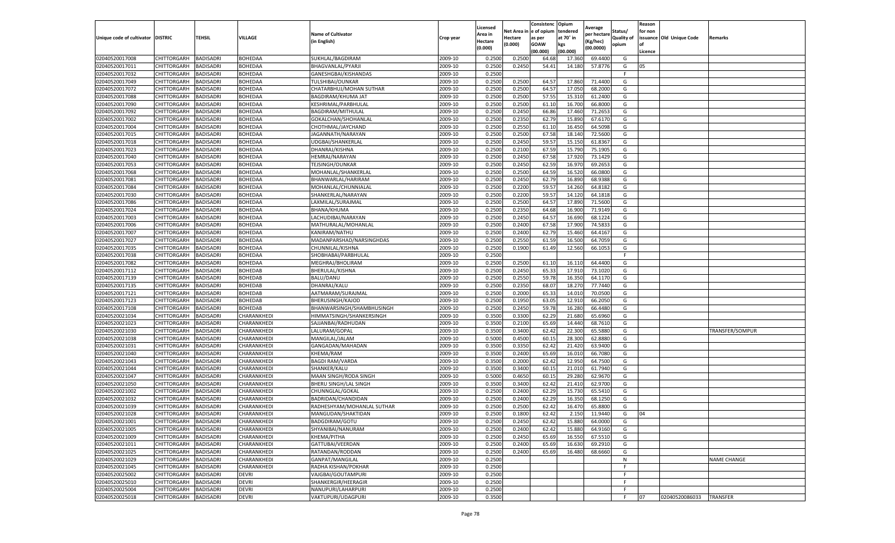| Unique code of cultivator | DISTRIC | TEHSIL | VILLAGE | Name of Cultivator (in English) | Crop year | Licensed Area in Hectare (0.000) | Net Area in Hectare (0.000) | Consistenc e of opium as per GOAW (00.000) | Opium tendered at 70° in kgs (00.000) | Average per hectare (Kg/hec) (00.0000) | Status/ Quality of opium | Reason for non issuance of Licence | Old Unique Code | Remarks |
|---|---|---|---|---|---|---|---|---|---|---|---|---|---|---|
| 02040520017008 | CHITTORGARH | BADISADRI | BOHEDAA | SUKHLAL/BAGDIRAM | 2009-10 | 0.2500 | 0.2500 | 64.68 | 17.360 | 69.4400 | G | | | |
| 02040520017011 | CHITTORGARH | BADISADRI | BOHEDAA | BHAGVANLAL/PYARJI | 2009-10 | 0.2500 | 0.2450 | 54.41 | 14.180 | 57.8776 | G | 05 | | |
| 02040520017032 | CHITTORGARH | BADISADRI | BOHEDAA | GANESHGBAI/KISHANDAS | 2009-10 | 0.2500 | | | | | F | | | |
| 02040520017049 | CHITTORGARH | BADISADRI | BOHEDAA | TULSHIBAI/OUNKAR | 2009-10 | 0.2500 | 0.2500 | 64.57 | 17.860 | 71.4400 | G | | | |
| 02040520017072 | CHITTORGARH | BADISADRI | BOHEDAA | CHATARBHUJ/MOHAN SUTHAR | 2009-10 | 0.2500 | 0.2500 | 64.57 | 17.050 | 68.2000 | G | | | |
| 02040520017088 | CHITTORGARH | BADISADRI | BOHEDAA | BAGDIRAM/KHUMA JAT | 2009-10 | 0.2500 | 0.2500 | 57.55 | 15.310 | 61.2400 | G | | | |
| 02040520017090 | CHITTORGARH | BADISADRI | BOHEDAA | KESHRIMAL/PARBHULAL | 2009-10 | 0.2500 | 0.2500 | 61.10 | 16.700 | 66.8000 | G | | | |
| 02040520017092 | CHITTORGARH | BADISADRI | BOHEDAA | BAGDIRAM/MITHULAL | 2009-10 | 0.2500 | 0.2450 | 66.86 | 17.460 | 71.2653 | G | | | |
| 02040520017002 | CHITTORGARH | BADISADRI | BOHEDAA | GOKALCHAN/SHOHANLAL | 2009-10 | 0.2500 | 0.2350 | 62.79 | 15.890 | 67.6170 | G | | | |
| 02040520017004 | CHITTORGARH | BADISADRI | BOHEDAA | CHOTHMAL/JAYCHAND | 2009-10 | 0.2500 | 0.2550 | 61.10 | 16.450 | 64.5098 | G | | | |
| 02040520017015 | CHITTORGARH | BADISADRI | BOHEDAA | JAGANNATH/NARAYAN | 2009-10 | 0.2500 | 0.2500 | 67.58 | 18.140 | 72.5600 | G | | | |
| 02040520017018 | CHITTORGARH | BADISADRI | BOHEDAA | UDGBAI/SHANKERLAL | 2009-10 | 0.2500 | 0.2450 | 59.57 | 15.150 | 61.8367 | G | | | |
| 02040520017023 | CHITTORGARH | BADISADRI | BOHEDAA | DHANRAJ/KISHNA | 2009-10 | 0.2500 | 0.2100 | 67.59 | 15.790 | 75.1905 | G | | | |
| 02040520017040 | CHITTORGARH | BADISADRI | BOHEDAA | HEMRAJ/NARAYAN | 2009-10 | 0.2500 | 0.2450 | 67.58 | 17.920 | 73.1429 | G | | | |
| 02040520017053 | CHITTORGARH | BADISADRI | BOHEDAA | TEJSINGH/OUNKAR | 2009-10 | 0.2500 | 0.2450 | 62.59 | 16.970 | 69.2653 | G | | | |
| 02040520017068 | CHITTORGARH | BADISADRI | BOHEDAA | MOHANLAL/SHANKERLAL | 2009-10 | 0.2500 | 0.2500 | 64.59 | 16.520 | 66.0800 | G | | | |
| 02040520017081 | CHITTORGARH | BADISADRI | BOHEDAA | BHANWARLAL/HARIRAM | 2009-10 | 0.2500 | 0.2450 | 62.79 | 16.890 | 68.9388 | G | | | |
| 02040520017084 | CHITTORGARH | BADISADRI | BOHEDAA | MOHANLAL/CHUNNIALAL | 2009-10 | 0.2500 | 0.2200 | 59.57 | 14.260 | 64.8182 | G | | | |
| 02040520017030 | CHITTORGARH | BADISADRI | BOHEDAA | SHANKERLAL/NARAYAN | 2009-10 | 0.2500 | 0.2200 | 59.57 | 14.120 | 64.1818 | G | | | |
| 02040520017086 | CHITTORGARH | BADISADRI | BOHEDAA | LAXMILAL/SURAJMAL | 2009-10 | 0.2500 | 0.2500 | 64.57 | 17.890 | 71.5600 | G | | | |
| 02040520017024 | CHITTORGARH | BADISADRI | BOHEDAA | BHANA/KHUMA | 2009-10 | 0.2500 | 0.2350 | 64.68 | 16.900 | 71.9149 | G | | | |
| 02040520017003 | CHITTORGARH | BADISADRI | BOHEDAA | LACHUDIBAI/NARAYAN | 2009-10 | 0.2500 | 0.2450 | 64.57 | 16.690 | 68.1224 | G | | | |
| 02040520017006 | CHITTORGARH | BADISADRI | BOHEDAA | MATHURALAL/MOHANLAL | 2009-10 | 0.2500 | 0.2400 | 67.58 | 17.900 | 74.5833 | G | | | |
| 02040520017007 | CHITTORGARH | BADISADRI | BOHEDAA | KANIRAM/NATHU | 2009-10 | 0.2500 | 0.2400 | 62.79 | 15.460 | 64.4167 | G | | | |
| 02040520017027 | CHITTORGARH | BADISADRI | BOHEDAA | MADANPARSHAD/NARSINGHDAS | 2009-10 | 0.2500 | 0.2550 | 61.59 | 16.500 | 64.7059 | G | | | |
| 02040520017035 | CHITTORGARH | BADISADRI | BOHEDAA | CHUNNILAL/KISHNA | 2009-10 | 0.2500 | 0.1900 | 61.49 | 12.560 | 66.1053 | G | | | |
| 02040520017038 | CHITTORGARH | BADISADRI | BOHEDAA | SHOBHABAI/PARBHULAL | 2009-10 | 0.2500 | | | | | F | | | |
| 02040520017082 | CHITTORGARH | BADISADRI | BOHEDAA | MEGHRAJ/BHOLIRAM | 2009-10 | 0.2500 | 0.2500 | 61.10 | 16.110 | 64.4400 | G | | | |
| 02040520017112 | CHITTORGARH | BADISADRI | BOHEDAB | BHERULAL/KISHNA | 2009-10 | 0.2500 | 0.2450 | 65.33 | 17.910 | 73.1020 | G | | | |
| 02040520017139 | CHITTORGARH | BADISADRI | BOHEDAB | BALU/DANU | 2009-10 | 0.2500 | 0.2550 | 59.78 | 16.350 | 64.1170 | G | | | |
| 02040520017135 | CHITTORGARH | BADISADRI | BOHEDAB | DHANRAJ/KALU | 2009-10 | 0.2500 | 0.2350 | 68.07 | 18.270 | 77.7440 | G | | | |
| 02040520017121 | CHITTORGARH | BADISADRI | BOHEDAB | AATMARAM/SURAJMAL | 2009-10 | 0.2500 | 0.2000 | 65.33 | 14.010 | 70.0500 | G | | | |
| 02040520017123 | CHITTORGARH | BADISADRI | BOHEDAB | BHERUSINGH/KAJOD | 2009-10 | 0.2500 | 0.1950 | 63.05 | 12.910 | 66.2050 | G | | | |
| 02040520017108 | CHITTORGARH | BADISADRI | BOHEDAB | BHANWARSINGH/SHAMBHUSINGH | 2009-10 | 0.2500 | 0.2450 | 59.78 | 16.280 | 66.4480 | G | | | |
| 02040520021034 | CHITTORGARH | BADISADRI | CHARANKHEDI | HIMMATSINGH/SHANKERSINGH | 2009-10 | 0.3500 | 0.3300 | 62.29 | 21.680 | 65.6960 | G | | | |
| 02040520021023 | CHITTORGARH | BADISADRI | CHARANKHEDI | SAJJANBAI/RADHUDAN | 2009-10 | 0.3500 | 0.2100 | 65.69 | 14.440 | 68.7610 | G | | | |
| 02040520021030 | CHITTORGARH | BADISADRI | CHARANKHEDI | LALURAM/GOPAL | 2009-10 | 0.3500 | 0.3400 | 62.42 | 22.300 | 65.5880 | G | | | TRANSFER/SOMPUR |
| 02040520021038 | CHITTORGARH | BADISADRI | CHARANKHEDI | MANGILAL/JALAM | 2009-10 | 0.5000 | 0.4500 | 60.15 | 28.300 | 62.8880 | G | | | |
| 02040520021031 | CHITTORGARH | BADISADRI | CHARANKHEDI | GANGADAN/MAHADAN | 2009-10 | 0.3500 | 0.3350 | 62.42 | 21.420 | 63.9400 | G | | | |
| 02040520021040 | CHITTORGARH | BADISADRI | CHARANKHEDI | KHEMA/RAM | 2009-10 | 0.3500 | 0.2400 | 65.69 | 16.010 | 66.7080 | G | | | |
| 02040520021043 | CHITTORGARH | BADISADRI | CHARANKHEDI | BAGDI RAM/VARDA | 2009-10 | 0.3500 | 0.2000 | 62.42 | 12.950 | 64.7500 | G | | | |
| 02040520021044 | CHITTORGARH | BADISADRI | CHARANKHEDI | SHANKER/KALU | 2009-10 | 0.3500 | 0.3400 | 60.15 | 21.010 | 61.7940 | G | | | |
| 02040520021047 | CHITTORGARH | BADISADRI | CHARANKHEDI | MAAN SINGH/RODA SINGH | 2009-10 | 0.5000 | 0.4650 | 60.15 | 29.280 | 62.9670 | G | | | |
| 02040520021050 | CHITTORGARH | BADISADRI | CHARANKHEDI | BHERU SINGH/LAL SINGH | 2009-10 | 0.3500 | 0.3400 | 62.42 | 21.410 | 62.9700 | G | | | |
| 02040520021002 | CHITTORGARH | BADISADRI | CHARANKHEDI | CHUNNGLAL/GOKAL | 2009-10 | 0.2500 | 0.2400 | 62.29 | 15.730 | 65.5410 | G | | | |
| 02040520021032 | CHITTORGARH | BADISADRI | CHARANKHEDI | BADRIDAN/CHANDIDAN | 2009-10 | 0.2500 | 0.2400 | 62.29 | 16.350 | 68.1250 | G | | | |
| 02040520021039 | CHITTORGARH | BADISADRI | CHARANKHEDI | RADHESHYAM/MOHANLAL SUTHAR | 2009-10 | 0.2500 | 0.2500 | 62.42 | 16.470 | 65.8800 | G | | | |
| 02040520021028 | CHITTORGARH | BADISADRI | CHARANKHEDI | MANGUDAN/SHAKTIDAN | 2009-10 | 0.2500 | 0.1800 | 62.42 | 2.150 | 11.9440 | G | 04 | | |
| 02040520021001 | CHITTORGARH | BADISADRI | CHARANKHEDI | BADGDIRAM/GOTU | 2009-10 | 0.2500 | 0.2450 | 62.42 | 15.880 | 64.0000 | G | | | |
| 02040520021005 | CHITTORGARH | BADISADRI | CHARANKHEDI | SHYANIBAI/NANURAM | 2009-10 | 0.2500 | 0.2400 | 62.42 | 15.880 | 64.9160 | G | | | |
| 02040520021009 | CHITTORGARH | BADISADRI | CHARANKHEDI | KHEMA/PITHA | 2009-10 | 0.2500 | 0.2450 | 65.69 | 16.550 | 67.5510 | G | | | |
| 02040520021011 | CHITTORGARH | BADISADRI | CHARANKHEDI | GATTUBAI/VEERDAN | 2009-10 | 0.2500 | 0.2400 | 65.69 | 16.630 | 69.2910 | G | | | |
| 02040520021025 | CHITTORGARH | BADISADRI | CHARANKHEDI | RATANDAN/RODDAN | 2009-10 | 0.2500 | 0.2400 | 65.69 | 16.480 | 68.6660 | G | | | |
| 02040520021029 | CHITTORGARH | BADISADRI | CHARANKHEDI | GANPAT/MANGILAL | 2009-10 | 0.2500 | | | | | N | | | NAME CHANGE |
| 02040520021045 | CHITTORGARH | BADISADRI | CHARANKHEDI | RADHA KISHAN/POKHAR | 2009-10 | 0.2500 | | | | | F | | | |
| 02040520025002 | CHITTORGARH | BADISADRI | DEVRI | VAJGBAI/GOUTAMPURI | 2009-10 | 0.2500 | | | | | F | | | |
| 02040520025010 | CHITTORGARH | BADISADRI | DEVRI | SHANKERGIR/HEERAGIR | 2009-10 | 0.2500 | | | | | F | | | |
| 02040520025004 | CHITTORGARH | BADISADRI | DEVRI | NANUPURI/LAHARPURI | 2009-10 | 0.2500 | | | | | F | | | |
| 02040520025018 | CHITTORGARH | BADISADRI | DEVRI | VAKTUPURI/UDAGPURI | 2009-10 | 0.3500 | | | | | F | 07 | 02040520086033 | TRANSFER |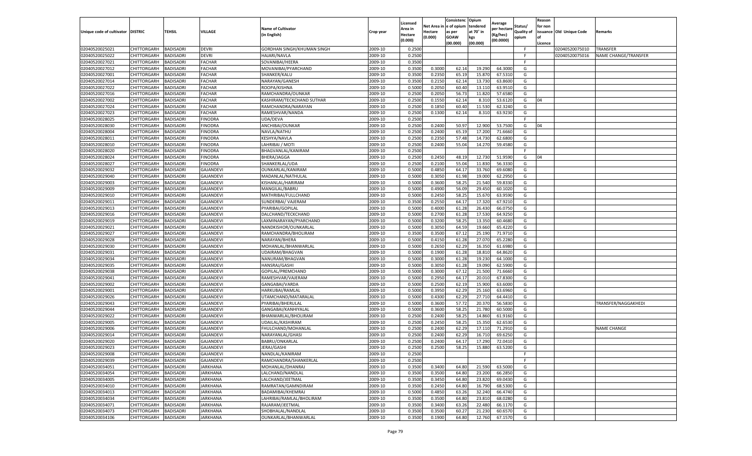| Unique code of cultivator | DISTRIC | TEHSIL | VILLAGE | Name of Cultivator (in English) | Crop year | Licensed Area in Hectare (0.000) | Net Area in Hectare (0.000) | Consistenc e of opium as per GOAW (00.000) | Opium tendered at 70° in kgs (00.000) | Average per hectare (Kg/hec) (00.0000) | Status/ Quality of opium | Reason for non issuance of Licence | Old Unique Code | Remarks |
|---|---|---|---|---|---|---|---|---|---|---|---|---|---|---|
| 02040520025021 | CHITTORGARH | BADISADRI | DEVRI | GORDHAN SINGH/KHUMAN SINGH | 2009-10 | 0.2500 | | | | | F | | 02040520075010 | TRANSFER |
| 02040520025022 | CHITTORGARH | BADISADRI | DEVRI | HAJARI/NAVLA | 2009-10 | 0.2500 | | | | | F | | 02040520075016 | NAME CHANGE/TRANSFER |
| 02040520027021 | CHITTORGARH | BADISADRI | FACHAR | SOVANIBAI/HEERA | 2009-10 | 0.3500 | | | | | F | | | |
| 02040520027012 | CHITTORGARH | BADISADRI | FACHAR | MOVANIBAI/PYARCHAND | 2009-10 | 0.3500 | 0.3000 | 62.14 | 19.290 | 64.3000 | G | | | |
| 02040520027001 | CHITTORGARH | BADISADRI | FACHAR | SHANKER/KALU | 2009-10 | 0.3500 | 0.2350 | 65.19 | 15.870 | 67.5310 | G | | | |
| 02040520027014 | CHITTORGARH | BADISADRI | FACHAR | NARAYAN/GANESH | 2009-10 | 0.3500 | 0.2150 | 62.14 | 13.730 | 63.8600 | G | | | |
| 02040520027022 | CHITTORGARH | BADISADRI | FACHAR | ROOPA/KISHNA | 2009-10 | 0.5000 | 0.2050 | 60.40 | 13.110 | 63.9510 | G | | | |
| 02040520027016 | CHITTORGARH | BADISADRI | FACHAR | RAMCHANDRA/OUNKAR | 2009-10 | 0.2500 | 0.2050 | 56.73 | 11.820 | 57.6580 | G | | | |
| 02040520027002 | CHITTORGARH | BADISADRI | FACHAR | KASHIRAM/TECKCHAND SUTHAR | 2009-10 | 0.2500 | 0.1550 | 62.14 | 8.310 | 53.6120 | G | 04 | | |
| 02040520027024 | CHITTORGARH | BADISADRI | FACHAR | RAMCHANDRA/NARAYAN | 2009-10 | 0.2500 | 0.1850 | 60.40 | 11.530 | 62.3240 | G | | | |
| 02040520027023 | CHITTORGARH | BADISADRI | FACHAR | RAMESHVAR/NANDA | 2009-10 | 0.2500 | 0.1300 | 62.14 | 8.310 | 63.9230 | G | | | |
| 02040520028025 | CHITTORGARH | BADISADRI | FINODRA | UDA/DEVA | 2009-10 | 0.2500 | | | | | F | | | |
| 02040520028030 | CHITTORGARH | BADISADRI | FINODRA | ANCHIBAI/OUNKAR | 2009-10 | 0.2500 | 0.2400 | 50.97 | 12.900 | 53.7500 | G | 04 | | |
| 02040520028004 | CHITTORGARH | BADISADRI | FINODRA | NAVLA/NATHU | 2009-10 | 0.2500 | 0.2400 | 65.19 | 17.200 | 71.6660 | G | | | |
| 02040520028011 | CHITTORGARH | BADISADRI | FINODRA | KESHYA/NAVLA | 2009-10 | 0.2500 | 0.2350 | 57.48 | 14.730 | 62.6800 | G | | | |
| 02040520028010 | CHITTORGARH | BADISADRI | FINODRA | LAHRIBAI / MOTI | 2009-10 | 0.2500 | 0.2400 | 55.04 | 14.270 | 59.4580 | G | | | |
| 02040520028020 | CHITTORGARH | BADISADRI | FINODRA | BHAGVANLAL/KANIRAM | 2009-10 | 0.2500 | | | | | F | | | |
| 02040520028024 | CHITTORGARH | BADISADRI | FINODRA | BHERA/JAGGA | 2009-10 | 0.2500 | 0.2450 | 48.19 | 12.730 | 51.9590 | G | 04 | | |
| 02040520028027 | CHITTORGARH | BADISADRI | FINODRA | SHANKERLAL/UDA | 2009-10 | 0.2500 | 0.2100 | 55.04 | 11.830 | 56.3330 | G | | | |
| 02040520029032 | CHITTORGARH | BADISADRI | GAJANDEVI | OUNKARLAL/KANIRAM | 2009-10 | 0.5000 | 0.4850 | 64.17 | 33.760 | 69.6080 | G | | | |
| 02040520029040 | CHITTORGARH | BADISADRI | GAJANDEVI | MADANLAL/NATHULAL | 2009-10 | 0.5000 | 0.3050 | 61.98 | 19.000 | 62.2950 | G | | | |
| 02040520029003 | CHITTORGARH | BADISADRI | GAJANDEVI | KISHANLAL/HARIRAM | 2009-10 | 0.5000 | 0.3600 | 58.25 | 21.540 | 59.8330 | G | | | |
| 02040520029009 | CHITTORGARH | BADISADRI | GAJANDEVI | MANGILAL/BABRU | 2009-10 | 0.5000 | 0.4900 | 56.09 | 29.450 | 60.1020 | G | | | |
| 02040520029010 | CHITTORGARH | BADISADRI | GAJANDEVI | MATHRIBAI/FULLCHAND | 2009-10 | 0.5000 | 0.2450 | 58.25 | 15.670 | 63.9590 | G | | | |
| 02040520029011 | CHITTORGARH | BADISADRI | GAJANDEVI | SUNDERBAI/ VAJERAM | 2009-10 | 0.3500 | 0.2550 | 64.17 | 17.320 | 67.9210 | G | | | |
| 02040520029013 | CHITTORGARH | BADISADRI | GAJANDEVI | PYARIBAI/GOPILAL | 2009-10 | 0.5000 | 0.4000 | 61.28 | 26.430 | 66.0750 | G | | | |
| 02040520029016 | CHITTORGARH | BADISADRI | GAJANDEVI | DALCHAND/TECKCHAND | 2009-10 | 0.5000 | 0.2700 | 61.28 | 17.530 | 64.9250 | G | | | |
| 02040520029019 | CHITTORGARH | BADISADRI | GAJANDEVI | LAXMINARAYAN/PYARCHAND | 2009-10 | 0.5000 | 0.3200 | 58.25 | 13.350 | 60.4680 | G | | | |
| 02040520029021 | CHITTORGARH | BADISADRI | GAJANDEVI | NANDKISHOR/OUNKARLAL | 2009-10 | 0.5000 | 0.3050 | 64.59 | 19.660 | 65.4220 | G | | | |
| 02040520029027 | CHITTORGARH | BADISADRI | GAJANDEVI | RAMCHANDRA/BHOLIRAM | 2009-10 | 0.3500 | 0.3500 | 67.12 | 25.190 | 71.9710 | G | | | |
| 02040520029028 | CHITTORGARH | BADISADRI | GAJANDEVI | NARAYAN/BHERA | 2009-10 | 0.5000 | 0.4150 | 61.28 | 27.070 | 65.2280 | G | | | |
| 02040520029030 | CHITTORGARH | BADISADRI | GAJANDEVI | MOHANLAL/BHANWARLAL | 2009-10 | 0.5000 | 0.2650 | 62.29 | 16.350 | 61.6980 | G | | | |
| 02040520029031 | CHITTORGARH | BADISADRI | GAJANDEVI | UDAIRAM/BHAGVAN | 2009-10 | 0.5000 | 0.1900 | 61.28 | 18.810 | 64.8620 | G | | | |
| 02040520029034 | CHITTORGARH | BADISADRI | GAJANDEVI | NANURAM/BHAGVAN | 2009-10 | 0.5000 | 0.3000 | 61.28 | 19.230 | 64.1000 | G | | | |
| 02040520029035 | CHITTORGARH | BADISADRI | GAJANDEVI | HANSRAJ/GASHI | 2009-10 | 0.5000 | 0.3050 | 61.28 | 19.090 | 62.5900 | G | | | |
| 02040520029038 | CHITTORGARH | BADISADRI | GAJANDEVI | GOPILAL/PREMCHAND | 2009-10 | 0.5000 | 0.3000 | 67.12 | 21.500 | 71.6660 | G | | | |
| 02040520029041 | CHITTORGARH | BADISADRI | GAJANDEVI | RAMESHVAR/VAJERAM | 2009-10 | 0.5000 | 0.2950 | 64.17 | 20.010 | 67.8300 | G | | | |
| 02040520029002 | CHITTORGARH | BADISADRI | GAJANDEVI | GANGABAI/VARDA | 2009-10 | 0.5000 | 0.2500 | 62.19 | 15.900 | 63.6000 | G | | | |
| 02040520029001 | CHITTORGARH | BADISADRI | GAJANDEVI | HARKUBAI/RAMLAL | 2009-10 | 0.5000 | 0.3950 | 62.29 | 25.160 | 63.6960 | G | | | |
| 02040520029026 | CHITTORGARH | BADISADRI | GAJANDEVI | UTAMCHAND/MATARALAL | 2009-10 | 0.5000 | 0.4300 | 62.29 | 27.710 | 64.4410 | G | | | |
| 02040520029043 | CHITTORGARH | BADISADRI | GAJANDEVI | PYARIBAI/BHERULAL | 2009-10 | 0.5000 | 0.3600 | 57.72 | 20.370 | 56.5830 | G | | | TRANSFER/NAGGAKHEDI |
| 02040520029044 | CHITTORGARH | BADISADRI | GAJANDEVI | GANGABAI/KANHIYALAL | 2009-10 | 0.5000 | 0.3600 | 58.25 | 21.780 | 60.5000 | G | | | |
| 02040520029022 | CHITTORGARH | BADISADRI | GAJANDEVI | BHANWARLAL/BHOLIRAM | 2009-10 | 0.2500 | 0.2400 | 58.25 | 14.860 | 61.9160 | G | | | |
| 02040520029005 | CHITTORGARH | BADISADRI | GAJANDEVI | UDAILAL/KASHIRAM | 2009-10 | 0.2500 | 0.2450 | 58.25 | 15.350 | 62.6530 | G | | | |
| 02040520029006 | CHITTORGARH | BADISADRI | GAJANDEVI | FHULCHAND/MOHANLAL | 2009-10 | 0.2500 | 0.2400 | 62.29 | 17.110 | 71.2910 | G | | | NAME CHANGE |
| 02040520029014 | CHITTORGARH | BADISADRI | GAJANDEVI | NARAYANLAL/GHASI | 2009-10 | 0.2500 | 0.2400 | 62.29 | 16.710 | 69.6250 | G | | | |
| 02040520029020 | CHITTORGARH | BADISADRI | GAJANDEVI | BABRU/ONKARLAL | 2009-10 | 0.2500 | 0.2400 | 64.17 | 17.290 | 72.0410 | G | | | |
| 02040520029023 | CHITTORGARH | BADISADRI | GAJANDEVI | JERAJ/GASHI | 2009-10 | 0.2500 | 0.2500 | 58.25 | 15.880 | 63.5200 | G | | | |
| 02040520029008 | CHITTORGARH | BADISADRI | GAJANDEVI | NANDLAL/KANIRAM | 2009-10 | 0.2500 | | | | | F | | | |
| 02040520029039 | CHITTORGARH | BADISADRI | GAJANDEVI | RAMCHANDRA/SHANKERLAL | 2009-10 | 0.2500 | | | | | F | | | |
| 02040520034051 | CHITTORGARH | BADISADRI | JARKHANA | MOHANLAL/DHANRAJ | 2009-10 | 0.3500 | 0.3400 | 64.80 | 21.590 | 63.5000 | G | | | |
| 02040520034054 | CHITTORGARH | BADISADRI | JARKHANA | LALCHAND/NANDLAL | 2009-10 | 0.3500 | 0.3500 | 64.80 | 23.200 | 66.2850 | G | | | |
| 02040520034005 | CHITTORGARH | BADISADRI | JARKHANA | LALCHAND/JEETMAL | 2009-10 | 0.3500 | 0.3450 | 64.80 | 23.820 | 69.0430 | G | | | |
| 02040520034010 | CHITTORGARH | BADISADRI | JARKHANA | RAMRATAN/GAMNDIRAM | 2009-10 | 0.3500 | 0.2450 | 64.80 | 16.790 | 68.5300 | G | | | |
| 02040520034013 | CHITTORGARH | BADISADRI | JARKHANA | BADAMIBAI/KHEMRAJ | 2009-10 | 0.5000 | 0.4850 | 63.26 | 32.240 | 66.4740 | G | | | |
| 02040520034034 | CHITTORGARH | BADISADRI | JARKHANA | LAHRIBAI/RAMLAL/BHOLIRAM | 2009-10 | 0.3500 | 0.3500 | 64.80 | 23.810 | 68.0280 | G | | | |
| 02040520034071 | CHITTORGARH | BADISADRI | JARKHANA | RAJARAM/JEETMAL | 2009-10 | 0.3500 | 0.3400 | 63.26 | 22.480 | 66.1170 | G | | | |
| 02040520034073 | CHITTORGARH | BADISADRI | JARKHANA | SHOBHALAL/NANDLAL | 2009-10 | 0.3500 | 0.3500 | 60.27 | 21.230 | 60.6570 | G | | | |
| 02040520034106 | CHITTORGARH | BADISADRI | JARKHANA | OUNKARLAL/BHANWARLAL | 2009-10 | 0.3500 | 0.1900 | 64.80 | 12.760 | 67.1570 | G | | | |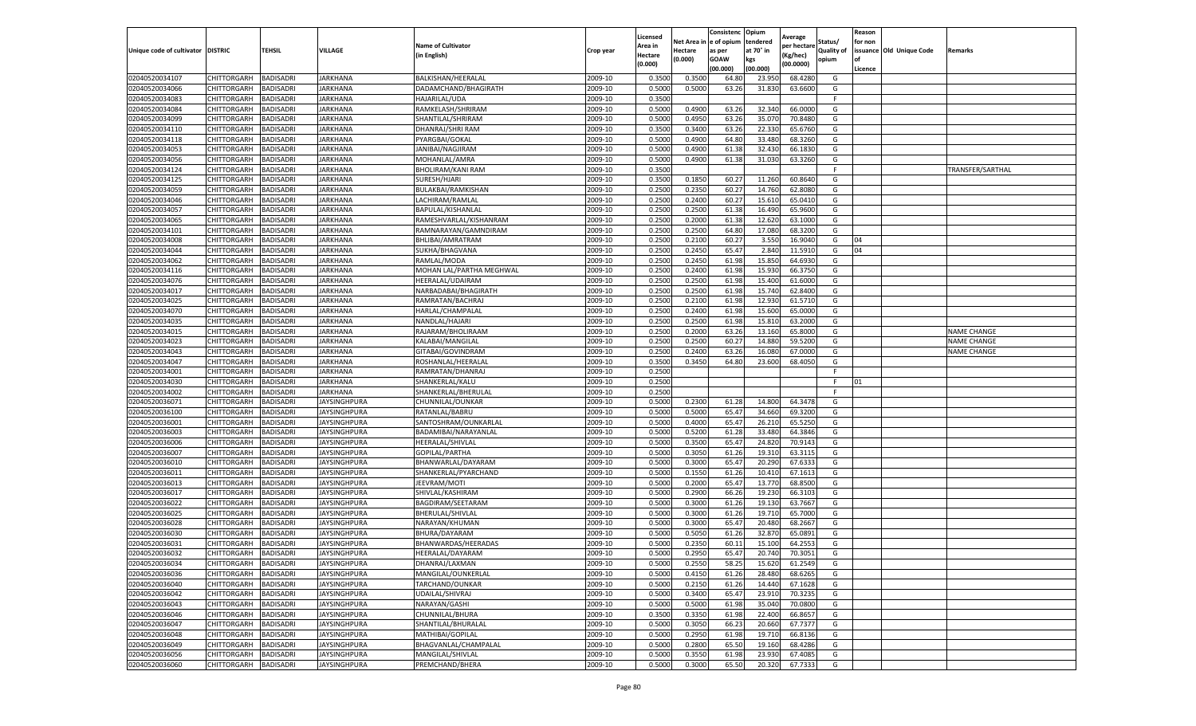| Unique code of cultivator | DISTRIC | TEHSIL | VILLAGE | Name of Cultivator (in English) | Crop year | Licensed Area in Hectare (0.000) | Net Area in Hectare (0.000) | Consistence of opium as per GOAW (00.000) | Opium tendered at 70° in kgs (00.000) | Average per hectare (Kg/hec) (00.0000) | Status/ Quality of opium | Reason for non issuance of Licence | Old Unique Code | Remarks |
|---|---|---|---|---|---|---|---|---|---|---|---|---|---|---|
| 02040520034107 | CHITTORGARH | BADISADRI | JARKHANA | BALKISHAN/HEERALAL | 2009-10 | 0.3500 | 0.3500 | 64.80 | 23.950 | 68.4280 | G | | | |
| 02040520034066 | CHITTORGARH | BADISADRI | JARKHANA | DADAMCHAND/BHAGIRATH | 2009-10 | 0.5000 | 0.5000 | 63.26 | 31.830 | 63.6600 | G | | | |
| 02040520034083 | CHITTORGARH | BADISADRI | JARKHANA | HAJARILAL/UDA | 2009-10 | 0.3500 | | | | | F | | | |
| 02040520034084 | CHITTORGARH | BADISADRI | JARKHANA | RAMKELASH/SHRIRAM | 2009-10 | 0.5000 | 0.4900 | 63.26 | 32.340 | 66.0000 | G | | | |
| 02040520034099 | CHITTORGARH | BADISADRI | JARKHANA | SHANTILAL/SHRIRAM | 2009-10 | 0.5000 | 0.4950 | 63.26 | 35.070 | 70.8480 | G | | | |
| 02040520034110 | CHITTORGARH | BADISADRI | JARKHANA | DHANRAJ/SHRI RAM | 2009-10 | 0.3500 | 0.3400 | 63.26 | 22.330 | 65.6760 | G | | | |
| 02040520034118 | CHITTORGARH | BADISADRI | JARKHANA | PYARGBAI/GOKAL | 2009-10 | 0.5000 | 0.4900 | 64.80 | 33.480 | 68.3260 | G | | | |
| 02040520034053 | CHITTORGARH | BADISADRI | JARKHANA | JANIBAI/NAGJIRAM | 2009-10 | 0.5000 | 0.4900 | 61.38 | 32.430 | 66.1830 | G | | | |
| 02040520034056 | CHITTORGARH | BADISADRI | JARKHANA | MOHANLAL/AMRA | 2009-10 | 0.5000 | 0.4900 | 61.38 | 31.030 | 63.3260 | G | | | |
| 02040520034124 | CHITTORGARH | BADISADRI | JARKHANA | BHOLIRAM/KANI RAM | 2009-10 | 0.3500 | | | | | F | | | TRANSFER/SARTHAL |
| 02040520034125 | CHITTORGARH | BADISADRI | JARKHANA | SURESH/HJARI | 2009-10 | 0.3500 | 0.1850 | 60.27 | 11.260 | 60.8640 | G | | | |
| 02040520034059 | CHITTORGARH | BADISADRI | JARKHANA | BULAKBAI/RAMKISHAN | 2009-10 | 0.2500 | 0.2350 | 60.27 | 14.760 | 62.8080 | G | | | |
| 02040520034046 | CHITTORGARH | BADISADRI | JARKHANA | LACHIRAM/RAMLAL | 2009-10 | 0.2500 | 0.2400 | 60.27 | 15.610 | 65.0410 | G | | | |
| 02040520034057 | CHITTORGARH | BADISADRI | JARKHANA | BAPULAL/KISHANLAL | 2009-10 | 0.2500 | 0.2500 | 61.38 | 16.490 | 65.9600 | G | | | |
| 02040520034065 | CHITTORGARH | BADISADRI | JARKHANA | RAMESHVARLAL/KISHANRAM | 2009-10 | 0.2500 | 0.2000 | 61.38 | 12.620 | 63.1000 | G | | | |
| 02040520034101 | CHITTORGARH | BADISADRI | JARKHANA | RAMNARAYAN/GAMNDIRAM | 2009-10 | 0.2500 | 0.2500 | 64.80 | 17.080 | 68.3200 | G | | | |
| 02040520034008 | CHITTORGARH | BADISADRI | JARKHANA | BHLIBAI/AMRATRAM | 2009-10 | 0.2500 | 0.2100 | 60.27 | 3.550 | 16.9040 | G | 04 | | |
| 02040520034044 | CHITTORGARH | BADISADRI | JARKHANA | SUKHA/BHAGVANA | 2009-10 | 0.2500 | 0.2450 | 65.47 | 2.840 | 11.5910 | G | 04 | | |
| 02040520034062 | CHITTORGARH | BADISADRI | JARKHANA | RAMLAL/MODA | 2009-10 | 0.2500 | 0.2450 | 61.98 | 15.850 | 64.6930 | G | | | |
| 02040520034116 | CHITTORGARH | BADISADRI | JARKHANA | MOHAN LAL/PARTHA MEGHWAL | 2009-10 | 0.2500 | 0.2400 | 61.98 | 15.930 | 66.3750 | G | | | |
| 02040520034076 | CHITTORGARH | BADISADRI | JARKHANA | HEERALAL/UDAIRAM | 2009-10 | 0.2500 | 0.2500 | 61.98 | 15.400 | 61.6000 | G | | | |
| 02040520034017 | CHITTORGARH | BADISADRI | JARKHANA | NARBADABAI/BHAGIRATH | 2009-10 | 0.2500 | 0.2500 | 61.98 | 15.740 | 62.8400 | G | | | |
| 02040520034025 | CHITTORGARH | BADISADRI | JARKHANA | RAMRATAN/BACHRAJ | 2009-10 | 0.2500 | 0.2100 | 61.98 | 12.930 | 61.5710 | G | | | |
| 02040520034070 | CHITTORGARH | BADISADRI | JARKHANA | HARLAL/CHAMPALAL | 2009-10 | 0.2500 | 0.2400 | 61.98 | 15.600 | 65.0000 | G | | | |
| 02040520034035 | CHITTORGARH | BADISADRI | JARKHANA | NANDLAL/HAJARI | 2009-10 | 0.2500 | 0.2500 | 61.98 | 15.810 | 63.2000 | G | | | |
| 02040520034015 | CHITTORGARH | BADISADRI | JARKHANA | RAJARAM/BHOLIRAAM | 2009-10 | 0.2500 | 0.2000 | 63.26 | 13.160 | 65.8000 | G | | | NAME CHANGE |
| 02040520034023 | CHITTORGARH | BADISADRI | JARKHANA | KALABAI/MANGILAL | 2009-10 | 0.2500 | 0.2500 | 60.27 | 14.880 | 59.5200 | G | | | NAME CHANGE |
| 02040520034043 | CHITTORGARH | BADISADRI | JARKHANA | GITABAI/GOVINDRAM | 2009-10 | 0.2500 | 0.2400 | 63.26 | 16.080 | 67.0000 | G | | | NAME CHANGE |
| 02040520034047 | CHITTORGARH | BADISADRI | JARKHANA | ROSHANLAL/HEERALAL | 2009-10 | 0.3500 | 0.3450 | 64.80 | 23.600 | 68.4050 | G | | | |
| 02040520034001 | CHITTORGARH | BADISADRI | JARKHANA | RAMRATAN/DHANRAJ | 2009-10 | 0.2500 | | | | | F | | | |
| 02040520034030 | CHITTORGARH | BADISADRI | JARKHANA | SHANKERLAL/KALU | 2009-10 | 0.2500 | | | | | F | 01 | | |
| 02040520034002 | CHITTORGARH | BADISADRI | JARKHANA | SHANKERLAL/BHERULAL | 2009-10 | 0.2500 | | | | | F | | | |
| 02040520036071 | CHITTORGARH | BADISADRI | JAYSINGHPURA | CHUNNILAL/OUNKAR | 2009-10 | 0.5000 | 0.2300 | 61.28 | 14.800 | 64.3478 | G | | | |
| 02040520036100 | CHITTORGARH | BADISADRI | JAYSINGHPURA | RATANLAL/BABRU | 2009-10 | 0.5000 | 0.5000 | 65.47 | 34.660 | 69.3200 | G | | | |
| 02040520036001 | CHITTORGARH | BADISADRI | JAYSINGHPURA | SANTOSHRAM/OUNKARLAL | 2009-10 | 0.5000 | 0.4000 | 65.47 | 26.210 | 65.5250 | G | | | |
| 02040520036003 | CHITTORGARH | BADISADRI | JAYSINGHPURA | BADAMIBAI/NARAYANLAL | 2009-10 | 0.5000 | 0.5200 | 61.28 | 33.480 | 64.3846 | G | | | |
| 02040520036006 | CHITTORGARH | BADISADRI | JAYSINGHPURA | HEERALAL/SHIVLAL | 2009-10 | 0.5000 | 0.3500 | 65.47 | 24.820 | 70.9143 | G | | | |
| 02040520036007 | CHITTORGARH | BADISADRI | JAYSINGHPURA | GOPILAL/PARTHA | 2009-10 | 0.5000 | 0.3050 | 61.26 | 19.310 | 63.3115 | G | | | |
| 02040520036010 | CHITTORGARH | BADISADRI | JAYSINGHPURA | BHANWARLAL/DAYARAM | 2009-10 | 0.5000 | 0.3000 | 65.47 | 20.290 | 67.6333 | G | | | |
| 02040520036011 | CHITTORGARH | BADISADRI | JAYSINGHPURA | SHANKERLAL/PYARCHAND | 2009-10 | 0.5000 | 0.1550 | 61.26 | 10.410 | 67.1613 | G | | | |
| 02040520036013 | CHITTORGARH | BADISADRI | JAYSINGHPURA | JEEVRAM/MOTI | 2009-10 | 0.5000 | 0.2000 | 65.47 | 13.770 | 68.8500 | G | | | |
| 02040520036017 | CHITTORGARH | BADISADRI | JAYSINGHPURA | SHIVLAL/KASHIRAM | 2009-10 | 0.5000 | 0.2900 | 66.26 | 19.230 | 66.3103 | G | | | |
| 02040520036022 | CHITTORGARH | BADISADRI | JAYSINGHPURA | BAGDIRAM/SEETARAM | 2009-10 | 0.5000 | 0.3000 | 61.26 | 19.130 | 63.7667 | G | | | |
| 02040520036025 | CHITTORGARH | BADISADRI | JAYSINGHPURA | BHERULAL/SHIVLAL | 2009-10 | 0.5000 | 0.3000 | 61.26 | 19.710 | 65.7000 | G | | | |
| 02040520036028 | CHITTORGARH | BADISADRI | JAYSINGHPURA | NARAYAN/KHUMAN | 2009-10 | 0.5000 | 0.3000 | 65.47 | 20.480 | 68.2667 | G | | | |
| 02040520036030 | CHITTORGARH | BADISADRI | JAYSINGHPURA | BHURA/DAYARAM | 2009-10 | 0.5000 | 0.5050 | 61.26 | 32.870 | 65.0891 | G | | | |
| 02040520036031 | CHITTORGARH | BADISADRI | JAYSINGHPURA | BHANWARDAS/HEERADAS | 2009-10 | 0.5000 | 0.2350 | 60.11 | 15.100 | 64.2553 | G | | | |
| 02040520036032 | CHITTORGARH | BADISADRI | JAYSINGHPURA | HEERALAL/DAYARAM | 2009-10 | 0.5000 | 0.2950 | 65.47 | 20.740 | 70.3051 | G | | | |
| 02040520036034 | CHITTORGARH | BADISADRI | JAYSINGHPURA | DHANRAJ/LAXMAN | 2009-10 | 0.5000 | 0.2550 | 58.25 | 15.620 | 61.2549 | G | | | |
| 02040520036036 | CHITTORGARH | BADISADRI | JAYSINGHPURA | MANGILAL/OUNKERLAL | 2009-10 | 0.5000 | 0.4150 | 61.26 | 28.480 | 68.6265 | G | | | |
| 02040520036040 | CHITTORGARH | BADISADRI | JAYSINGHPURA | TARCHAND/OUNKAR | 2009-10 | 0.5000 | 0.2150 | 61.26 | 14.440 | 67.1628 | G | | | |
| 02040520036042 | CHITTORGARH | BADISADRI | JAYSINGHPURA | UDAILAL/SHIVRAJ | 2009-10 | 0.5000 | 0.3400 | 65.47 | 23.910 | 70.3235 | G | | | |
| 02040520036043 | CHITTORGARH | BADISADRI | JAYSINGHPURA | NARAYAN/GASHI | 2009-10 | 0.5000 | 0.5000 | 61.98 | 35.040 | 70.0800 | G | | | |
| 02040520036046 | CHITTORGARH | BADISADRI | JAYSINGHPURA | CHUNNILAL/BHURA | 2009-10 | 0.3500 | 0.3350 | 61.98 | 22.400 | 66.8657 | G | | | |
| 02040520036047 | CHITTORGARH | BADISADRI | JAYSINGHPURA | SHANTILAL/BHURALAL | 2009-10 | 0.5000 | 0.3050 | 66.23 | 20.660 | 67.7377 | G | | | |
| 02040520036048 | CHITTORGARH | BADISADRI | JAYSINGHPURA | MATHIBAI/GOPILAL | 2009-10 | 0.5000 | 0.2950 | 61.98 | 19.710 | 66.8136 | G | | | |
| 02040520036049 | CHITTORGARH | BADISADRI | JAYSINGHPURA | BHAGVANLAL/CHAMPALAL | 2009-10 | 0.5000 | 0.2800 | 65.50 | 19.160 | 68.4286 | G | | | |
| 02040520036056 | CHITTORGARH | BADISADRI | JAYSINGHPURA | MANGILAL/SHIVLAL | 2009-10 | 0.5000 | 0.3550 | 61.98 | 23.930 | 67.4085 | G | | | |
| 02040520036060 | CHITTORGARH | BADISADRI | JAYSINGHPURA | PREMCHAND/BHERA | 2009-10 | 0.5000 | 0.3000 | 65.50 | 20.320 | 67.7333 | G | | | |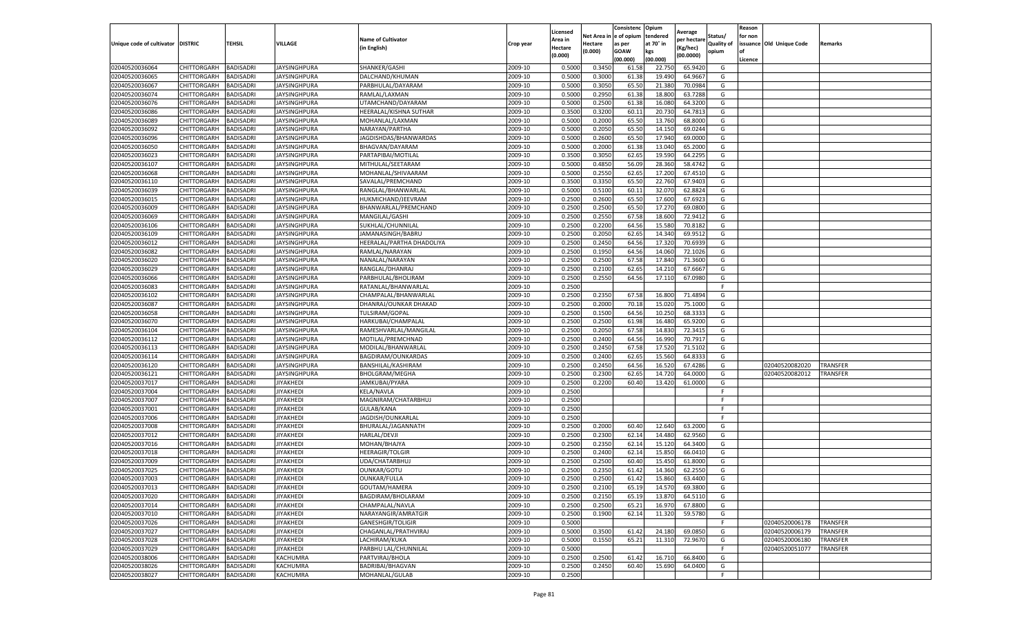| Unique code of cultivator | DISTRIC | TEHSIL | VILLAGE | Name of Cultivator (in English) | Crop year | Licensed Area in Hectare (0.000) | Net Area in Hectare (0.000) | Consistence of opium as per GOAW (00.000) | Opium tendered at 70° in kgs (00.000) | Average per hectare (Kg/hec) (00.0000) | Status/ Quality of opium | Reason for non issuance of Licence | Old Unique Code | Remarks |
|---|---|---|---|---|---|---|---|---|---|---|---|---|---|---|
| 02040520036064 | CHITTORGARH | BADISADRI | JAYSINGHPURA | SHANKER/GASHI | 2009-10 | 0.5000 | 0.3450 | 61.58 | 22.750 | 65.9420 | G | | | |
| 02040520036065 | CHITTORGARH | BADISADRI | JAYSINGHPURA | DALCHAND/KHUMAN | 2009-10 | 0.5000 | 0.3000 | 61.38 | 19.490 | 64.9667 | G | | | |
| 02040520036067 | CHITTORGARH | BADISADRI | JAYSINGHPURA | PARBHULAL/DAYARAM | 2009-10 | 0.5000 | 0.3050 | 65.50 | 21.380 | 70.0984 | G | | | |
| 02040520036074 | CHITTORGARH | BADISADRI | JAYSINGHPURA | RAMLAL/LAXMAN | 2009-10 | 0.5000 | 0.2950 | 61.38 | 18.800 | 63.7288 | G | | | |
| 02040520036076 | CHITTORGARH | BADISADRI | JAYSINGHPURA | UTAMCHAND/DAYARAM | 2009-10 | 0.5000 | 0.2500 | 61.38 | 16.080 | 64.3200 | G | | | |
| 02040520036086 | CHITTORGARH | BADISADRI | JAYSINGHPURA | HEERALAL/KISHNA SUTHAR | 2009-10 | 0.3500 | 0.3200 | 60.11 | 20.730 | 64.7813 | G | | | |
| 02040520036089 | CHITTORGARH | BADISADRI | JAYSINGHPURA | MOHANLAL/LAXMAN | 2009-10 | 0.5000 | 0.2000 | 65.50 | 13.760 | 68.8000 | G | | | |
| 02040520036092 | CHITTORGARH | BADISADRI | JAYSINGHPURA | NARAYAN/PARTHA | 2009-10 | 0.5000 | 0.2050 | 65.50 | 14.150 | 69.0244 | G | | | |
| 02040520036096 | CHITTORGARH | BADISADRI | JAYSINGHPURA | JAGDISHDAS/BHANWARDAS | 2009-10 | 0.5000 | 0.2600 | 65.50 | 17.940 | 69.0000 | G | | | |
| 02040520036050 | CHITTORGARH | BADISADRI | JAYSINGHPURA | BHAGVAN/DAYARAM | 2009-10 | 0.5000 | 0.2000 | 61.38 | 13.040 | 65.2000 | G | | | |
| 02040520036023 | CHITTORGARH | BADISADRI | JAYSINGHPURA | PARTAPIBAI/MOTILAL | 2009-10 | 0.3500 | 0.3050 | 62.65 | 19.590 | 64.2295 | G | | | |
| 02040520036107 | CHITTORGARH | BADISADRI | JAYSINGHPURA | MITHULAL/SEETARAM | 2009-10 | 0.5000 | 0.4850 | 56.09 | 28.360 | 58.4742 | G | | | |
| 02040520036068 | CHITTORGARH | BADISADRI | JAYSINGHPURA | MOHANLAL/SHIVAARAM | 2009-10 | 0.5000 | 0.2550 | 62.65 | 17.200 | 67.4510 | G | | | |
| 02040520036110 | CHITTORGARH | BADISADRI | JAYSINGHPURA | SAVALAL/PREMCHAND | 2009-10 | 0.3500 | 0.3350 | 65.50 | 22.760 | 67.9403 | G | | | |
| 02040520036039 | CHITTORGARH | BADISADRI | JAYSINGHPURA | RANGLAL/BHANWARLAL | 2009-10 | 0.5000 | 0.5100 | 60.11 | 32.070 | 62.8824 | G | | | |
| 02040520036015 | CHITTORGARH | BADISADRI | JAYSINGHPURA | HUKMICHAND/JEEVRAM | 2009-10 | 0.2500 | 0.2600 | 65.50 | 17.600 | 67.6923 | G | | | |
| 02040520036009 | CHITTORGARH | BADISADRI | JAYSINGHPURA | BHANWARLAL/PREMCHAND | 2009-10 | 0.2500 | 0.2500 | 65.50 | 17.270 | 69.0800 | G | | | |
| 02040520036069 | CHITTORGARH | BADISADRI | JAYSINGHPURA | MANGILAL/GASHI | 2009-10 | 0.2500 | 0.2550 | 67.58 | 18.600 | 72.9412 | G | | | |
| 02040520036106 | CHITTORGARH | BADISADRI | JAYSINGHPURA | SUKHLAL/CHUNNILAL | 2009-10 | 0.2500 | 0.2200 | 64.56 | 15.580 | 70.8182 | G | | | |
| 02040520036109 | CHITTORGARH | BADISADRI | JAYSINGHPURA | JAMANASINGH/BABRU | 2009-10 | 0.2500 | 0.2050 | 62.65 | 14.340 | 69.9512 | G | | | |
| 02040520036012 | CHITTORGARH | BADISADRI | JAYSINGHPURA | HEERALAL/PARTHA DHADOLIYA | 2009-10 | 0.2500 | 0.2450 | 64.56 | 17.320 | 70.6939 | G | | | |
| 02040520036082 | CHITTORGARH | BADISADRI | JAYSINGHPURA | RAMLAL/NARAYAN | 2009-10 | 0.2500 | 0.1950 | 64.56 | 14.060 | 72.1026 | G | | | |
| 02040520036020 | CHITTORGARH | BADISADRI | JAYSINGHPURA | NANALAL/NARAYAN | 2009-10 | 0.2500 | 0.2500 | 67.58 | 17.840 | 71.3600 | G | | | |
| 02040520036029 | CHITTORGARH | BADISADRI | JAYSINGHPURA | RANGLAL/DHANRAJ | 2009-10 | 0.2500 | 0.2100 | 62.65 | 14.210 | 67.6667 | G | | | |
| 02040520036066 | CHITTORGARH | BADISADRI | JAYSINGHPURA | PARBHULAL/BHOLIRAM | 2009-10 | 0.2500 | 0.2550 | 64.56 | 17.110 | 67.0980 | G | | | |
| 02040520036083 | CHITTORGARH | BADISADRI | JAYSINGHPURA | RATANLAL/BHANWARLAL | 2009-10 | 0.2500 | | | | | F | | | |
| 02040520036102 | CHITTORGARH | BADISADRI | JAYSINGHPURA | CHAMPALAL/BHANWARLAL | 2009-10 | 0.2500 | 0.2350 | 67.58 | 16.800 | 71.4894 | G | | | |
| 02040520036087 | CHITTORGARH | BADISADRI | JAYSINGHPURA | DHANRAJ/OUNKAR DHAKAD | 2009-10 | 0.2500 | 0.2000 | 70.18 | 15.020 | 75.1000 | G | | | |
| 02040520036058 | CHITTORGARH | BADISADRI | JAYSINGHPURA | TULSIRAM/GOPAL | 2009-10 | 0.2500 | 0.1500 | 64.56 | 10.250 | 68.3333 | G | | | |
| 02040520036070 | CHITTORGARH | BADISADRI | JAYSINGHPURA | HARKUBAI/CHAMPALAL | 2009-10 | 0.2500 | 0.2500 | 61.98 | 16.480 | 65.9200 | G | | | |
| 02040520036104 | CHITTORGARH | BADISADRI | JAYSINGHPURA | RAMESHVARLAL/MANGILAL | 2009-10 | 0.2500 | 0.2050 | 67.58 | 14.830 | 72.3415 | G | | | |
| 02040520036112 | CHITTORGARH | BADISADRI | JAYSINGHPURA | MOTILAL/PREMCHNAD | 2009-10 | 0.2500 | 0.2400 | 64.56 | 16.990 | 70.7917 | G | | | |
| 02040520036113 | CHITTORGARH | BADISADRI | JAYSINGHPURA | MODILAL/BHANWARLAL | 2009-10 | 0.2500 | 0.2450 | 67.58 | 17.520 | 71.5102 | G | | | |
| 02040520036114 | CHITTORGARH | BADISADRI | JAYSINGHPURA | BAGDIRAM/OUNKARDAS | 2009-10 | 0.2500 | 0.2400 | 62.65 | 15.560 | 64.8333 | G | | | |
| 02040520036120 | CHITTORGARH | BADISADRI | JAYSINGHPURA | BANSHILAL/KASHIRAM | 2009-10 | 0.2500 | 0.2450 | 64.56 | 16.520 | 67.4286 | G | | 02040520082020 | TRANSFER |
| 02040520036121 | CHITTORGARH | BADISADRI | JAYSINGHPURA | BHOLGRAM/MEGHA | 2009-10 | 0.2500 | 0.2300 | 62.65 | 14.720 | 64.0000 | G | | 02040520082012 | TRANSFER |
| 02040520037017 | CHITTORGARH | BADISADRI | JIYAKHEDI | JAMKUBAI/PYARA | 2009-10 | 0.2500 | 0.2200 | 60.40 | 13.420 | 61.0000 | G | | | |
| 02040520037004 | CHITTORGARH | BADISADRI | JIYAKHEDI | KELA/NAVLA | 2009-10 | 0.2500 | | | | | F | | | |
| 02040520037007 | CHITTORGARH | BADISADRI | JIYAKHEDI | MAGNIRAM/CHATARBHUJ | 2009-10 | 0.2500 | | | | | F | | | |
| 02040520037001 | CHITTORGARH | BADISADRI | JIYAKHEDI | GULAB/KANA | 2009-10 | 0.2500 | | | | | F | | | |
| 02040520037006 | CHITTORGARH | BADISADRI | JIYAKHEDI | JAGDISH/OUNKARLAL | 2009-10 | 0.2500 | | | | | F | | | |
| 02040520037008 | CHITTORGARH | BADISADRI | JIYAKHEDI | BHURALAL/JAGANNATH | 2009-10 | 0.2500 | 0.2000 | 60.40 | 12.640 | 63.2000 | G | | | |
| 02040520037012 | CHITTORGARH | BADISADRI | JIYAKHEDI | HARLAL/DEVJI | 2009-10 | 0.2500 | 0.2300 | 62.14 | 14.480 | 62.9560 | G | | | |
| 02040520037016 | CHITTORGARH | BADISADRI | JIYAKHEDI | MOHAN/BHAJYA | 2009-10 | 0.2500 | 0.2350 | 62.14 | 15.120 | 64.3400 | G | | | |
| 02040520037018 | CHITTORGARH | BADISADRI | JIYAKHEDI | HEERAGIR/TOLGIR | 2009-10 | 0.2500 | 0.2400 | 62.14 | 15.850 | 66.0410 | G | | | |
| 02040520037009 | CHITTORGARH | BADISADRI | JIYAKHEDI | UDA/CHATARBHUJ | 2009-10 | 0.2500 | 0.2500 | 60.40 | 15.450 | 61.8000 | G | | | |
| 02040520037025 | CHITTORGARH | BADISADRI | JIYAKHEDI | OUNKAR/GOTU | 2009-10 | 0.2500 | 0.2350 | 61.42 | 14.360 | 62.2550 | G | | | |
| 02040520037003 | CHITTORGARH | BADISADRI | JIYAKHEDI | OUNKAR/FULLA | 2009-10 | 0.2500 | 0.2500 | 61.42 | 15.860 | 63.4400 | G | | | |
| 02040520037013 | CHITTORGARH | BADISADRI | JIYAKHEDI | GOUTAM/HAMERA | 2009-10 | 0.2500 | 0.2100 | 65.19 | 14.570 | 69.3800 | G | | | |
| 02040520037020 | CHITTORGARH | BADISADRI | JIYAKHEDI | BAGDIRAM/BHOLARAM | 2009-10 | 0.2500 | 0.2150 | 65.19 | 13.870 | 64.5110 | G | | | |
| 02040520037014 | CHITTORGARH | BADISADRI | JIYAKHEDI | CHAMPALAL/NAVLA | 2009-10 | 0.2500 | 0.2500 | 65.21 | 16.970 | 67.8800 | G | | | |
| 02040520037010 | CHITTORGARH | BADISADRI | JIYAKHEDI | NARAYANGIR/AMRATGIR | 2009-10 | 0.2500 | 0.1900 | 62.14 | 11.320 | 59.5780 | G | | | |
| 02040520037026 | CHITTORGARH | BADISADRI | JIYAKHEDI | GANESHGIR/TOLIGIR | 2009-10 | 0.5000 | | | | | F | | 02040520006178 | TRANSFER |
| 02040520037027 | CHITTORGARH | BADISADRI | JIYAKHEDI | CHAGANLAL/PRATHVIRAJ | 2009-10 | 0.5000 | 0.3500 | 61.42 | 24.180 | 69.0850 | G | | 02040520006179 | TRANSFER |
| 02040520037028 | CHITTORGARH | BADISADRI | JIYAKHEDI | LACHIRAM/KUKA | 2009-10 | 0.5000 | 0.1550 | 65.21 | 11.310 | 72.9670 | G | | 02040520006180 | TRANSFER |
| 02040520037029 | CHITTORGARH | BADISADRI | JIYAKHEDI | PARBHU LAL/CHUNNILAL | 2009-10 | 0.5000 | | | | | F | | 02040520051077 | TRANSFER |
| 02040520038006 | CHITTORGARH | BADISADRI | KACHUMRA | PARTVIRAJ/BHOLA | 2009-10 | 0.2500 | 0.2500 | 61.42 | 16.710 | 66.8400 | G | | | |
| 02040520038026 | CHITTORGARH | BADISADRI | KACHUMRA | BADRIBAI/BHAGVAN | 2009-10 | 0.2500 | 0.2450 | 60.40 | 15.690 | 64.0400 | G | | | |
| 02040520038027 | CHITTORGARH | BADISADRI | KACHUMRA | MOHANLAL/GULAB | 2009-10 | 0.2500 | | | | | F | | | |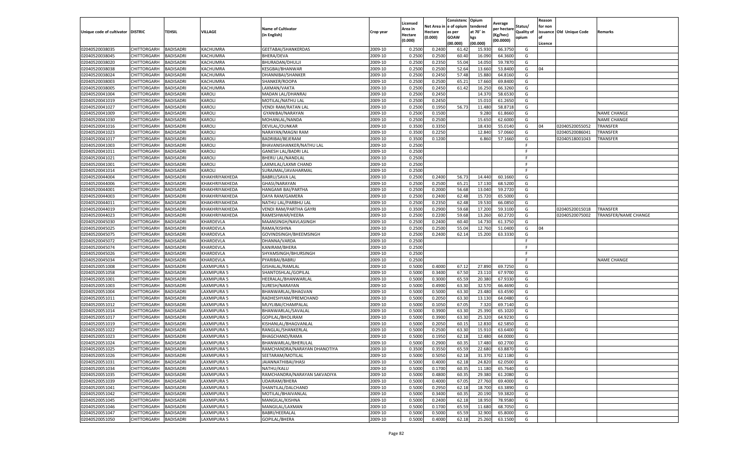| Unique code of cultivator | DISTRIC | TEHSIL | VILLAGE | Name of Cultivator (in English) | Crop year | Licensed Area in Hectare (0.000) | Net Area in Hectare (0.000) | Consistenc e of opium as per GOAW (00.000) | Opium tendered at 70° in kgs (00.000) | Average per hectare (Kg/hec) (00.0000) | Status/ Quality of opium | Reason for non issuance of Licence | Old Unique Code | Remarks |
|---|---|---|---|---|---|---|---|---|---|---|---|---|---|---|
| 02040520038035 | CHITTORGARH | BADISADRI | KACHUMRA | GEETABAI/SHANKERDAS | 2009-10 | 0.2500 | 0.2400 | 61.42 | 15.930 | 66.3750 | G | | | |
| 02040520038045 | CHITTORGARH | BADISADRI | KACHUMRA | BHERA/DEVA | 2009-10 | 0.2500 | 0.2500 | 60.40 | 16.090 | 64.3600 | G | | | |
| 02040520038020 | CHITTORGARH | BADISADRI | KACHUMRA | BHURADAN/DHULJI | 2009-10 | 0.2500 | 0.2350 | 55.04 | 14.050 | 59.7870 | G | | | |
| 02040520038038 | CHITTORGARH | BADISADRI | KACHUMRA | KESGBAI/BHANWAR | 2009-10 | 0.2500 | 0.2500 | 52.64 | 13.660 | 53.8400 | G | 04 | | |
| 02040520038024 | CHITTORGARH | BADISADRI | KACHUMRA | DHANNIBAI/SHANKER | 2009-10 | 0.2500 | 0.2450 | 57.48 | 15.880 | 64.8160 | G | | | |
| 02040520038003 | CHITTORGARH | BADISADRI | KACHUMRA | SHANKER/ROOPA | 2009-10 | 0.2500 | 0.2500 | 65.21 | 17.660 | 69.8400 | G | | | |
| 02040520038005 | CHITTORGARH | BADISADRI | KACHUMRA | LAXMAN/VAKTA | 2009-10 | 0.2500 | 0.2450 | 61.42 | 16.250 | 66.3260 | G | | | |
| 02040520041004 | CHITTORGARH | BADISADRI | KAROLI | MADAN LAL/DHANRAJ | 2009-10 | 0.2500 | 0.2450 | | 14.370 | 58.6530 | G | | | |
| 02040520041019 | CHITTORGARH | BADISADRI | KAROLI | MOTILAL/NATHU LAL | 2009-10 | 0.2500 | 0.2450 | | 15.010 | 61.2650 | G | | | |
| 02040520041027 | CHITTORGARH | BADISADRI | KAROLI | VENDI RAM/RATAN LAL | 2009-10 | 0.2500 | 0.1950 | 56.73 | 11.480 | 58.8718 | G | | | |
| 02040520041009 | CHITTORGARH | BADISADRI | KAROLI | GYANIBAI/NARAYAN | 2009-10 | 0.2500 | 0.1500 | | 9.280 | 61.8660 | G | | | NAME CHANGE |
| 02040520041030 | CHITTORGARH | BADISADRI | KAROLI | MOHANLAL/NANDA | 2009-10 | 0.2500 | 0.2500 | | 15.650 | 62.6000 | G | | | NAME CHANGE |
| 02040520041016 | CHITTORGARH | BADISADRI | KAROLI | DEVILAL/OUNKAR | 2009-10 | 0.3500 | 0.3350 | | 18.430 | 55.0140 | G | 04 | 02040520055052 | TRANSFER |
| 02040520041023 | CHITTORGARH | BADISADRI | KAROLI | NARAYAN/MAGNI RAM | 2009-10 | 0.3500 | 0.2250 | | 12.840 | 57.0660 | G | | 02040520086041 | TRANSFER |
| 02040520041017 | CHITTORGARH | BADISADRI | KAROLI | BADRIBAI/BEJERAM | 2009-10 | 0.3500 | 0.1200 | | 6.860 | 57.1660 | G | | 02040518001043 | TRANSFER |
| 02040520041003 | CHITTORGARH | BADISADRI | KAROLI | BHAVANISHANKER/NATHU LAL | 2009-10 | 0.2500 | | | | | F | | | |
| 02040520041011 | CHITTORGARH | BADISADRI | KAROLI | GANESH LAL/BADRI LAL | 2009-10 | 0.2500 | | | | | F | | | |
| 02040520041021 | CHITTORGARH | BADISADRI | KAROLI | BHERU LAL/NANDLAL | 2009-10 | 0.2500 | | | | | F | | | |
| 02040520041001 | CHITTORGARH | BADISADRI | KAROLI | LAXMILAL/LAXMI CHAND | 2009-10 | 0.2500 | | | | | F | | | |
| 02040520041014 | CHITTORGARH | BADISADRI | KAROLI | SURAJMAL/JAVAHARMAL | 2009-10 | 0.2500 | | | | | F | | | |
| 02040520044004 | CHITTORGARH | BADISADRI | KHAKHRIYAKHEDA | BABRU/SAVA LAL | 2009-10 | 0.2500 | 0.2400 | 56.73 | 14.440 | 60.1660 | G | | | |
| 02040520044006 | CHITTORGARH | BADISADRI | KHAKHRIYAKHEDA | GHASI/NARAYAN | 2009-10 | 0.2500 | 0.2500 | 65.21 | 17.130 | 68.5200 | G | | | |
| 02040520044001 | CHITTORGARH | BADISADRI | KHAKHRIYAKHEDA | HANGAMI BAI/PARTHA | 2009-10 | 0.2500 | 0.2000 | 56.68 | 13.040 | 59.2720 | G | | | |
| 02040520044003 | CHITTORGARH | BADISADRI | KHAKHRIYAKHEDA | DAYA RAM/GAMERA | 2009-10 | 0.2500 | 0.2400 | 62.48 | 15.720 | 65.5000 | G | | | |
| 02040520044011 | CHITTORGARH | BADISADRI | KHAKHRIYAKHEDA | NATHU LAL/PARBHU LAL | 2009-10 | 0.2500 | 0.2350 | 62.48 | 19.530 | 66.0850 | G | | | |
| 02040520044019 | CHITTORGARH | BADISADRI | KHAKHRIYAKHEDA | VENDI RAM/PARTHA GAYRI | 2009-10 | 0.3500 | 0.2900 | 59.68 | 17.200 | 59.3100 | G | | 02040520015018 | TRANSFER |
| 02040520044023 | CHITTORGARH | BADISADRI | KHAKHRIYAKHEDA | RAMESHWAR/HEERA | 2009-10 | 0.2500 | 0.2200 | 59.68 | 13.260 | 60.2720 | G | | 02040520075002 | TRANSFER/NAME CHANGE |
| 02040520045030 | CHITTORGARH | BADISADRI | KHARDEVLA | MAANSINGH/NAVLASINGH | 2009-10 | 0.2500 | 0.2400 | 60.40 | 14.730 | 61.3750 | G | | | |
| 02040520045025 | CHITTORGARH | BADISADRI | KHARDEVLA | RAMA/KISHNA | 2009-10 | 0.2500 | 0.2500 | 55.04 | 12.760 | 51.0400 | G | 04 | | |
| 02040520045075 | CHITTORGARH | BADISADRI | KHARDEVLA | GOVINDSINGH/BHEEMSINGH | 2009-10 | 0.2500 | 0.2400 | 62.14 | 15.200 | 63.3330 | G | | | |
| 02040520045072 | CHITTORGARH | BADISADRI | KHARDEVLA | DHANNA/VARDA | 2009-10 | 0.2500 | | | | | F | | | |
| 02040520045074 | CHITTORGARH | BADISADRI | KHARDEVLA | KANIRAM/BHERA | 2009-10 | 0.2500 | | | | | F | | | |
| 02040520045026 | CHITTORGARH | BADISADRI | KHARDEVLA | SHYAMSINGH/BHURSINGH | 2009-10 | 0.2500 | | | | | F | | | |
| 02040520045034 | CHITTORGARH | BADISADRI | KHARDEVLA | PYARIBAI/BABRU | 2009-10 | 0.2500 | | | | | F | | | NAME CHANGE |
| 02040520051008 | CHITTORGARH | BADISADRI | LAXMIPURA 5 | GISHALAL/RAMLAL | 2009-10 | 0.5000 | 0.4000 | 67.12 | 27.890 | 69.7250 | G | | | |
| 02040520051058 | CHITTORGARH | BADISADRI | LAXMIPURA 5 | SHANTOSHLAL/GOPILAL | 2009-10 | 0.5000 | 0.3400 | 67.50 | 23.110 | 67.9700 | G | | | |
| 02040520051001 | CHITTORGARH | BADISADRI | LAXMIPURA 5 | HEERALAL/BHANWARLAL | 2009-10 | 0.5000 | 0.3000 | 65.59 | 20.380 | 67.9330 | G | | | |
| 02040520051003 | CHITTORGARH | BADISADRI | LAXMIPURA 5 | SURESH/NARAYAN | 2009-10 | 0.5000 | 0.4900 | 63.30 | 32.570 | 66.4690 | G | | | |
| 02040520051004 | CHITTORGARH | BADISADRI | LAXMIPURA 5 | BHANWARLAL/BHAGVAN | 2009-10 | 0.5000 | 0.5000 | 63.30 | 23.480 | 63.4590 | G | | | |
| 02040520051011 | CHITTORGARH | BADISADRI | LAXMIPURA 5 | RADHESHYAM/PREMCHAND | 2009-10 | 0.5000 | 0.2050 | 63.30 | 13.130 | 64.0480 | G | | | |
| 02040520051012 | CHITTORGARH | BADISADRI | LAXMIPURA 5 | MUYLIBAI/CHAMPALAL | 2009-10 | 0.5000 | 0.1050 | 67.05 | 7.320 | 69.7140 | G | | | |
| 02040520051014 | CHITTORGARH | BADISADRI | LAXMIPURA 5 | BHANWARLAL/SAVALAL | 2009-10 | 0.5000 | 0.3900 | 63.30 | 25.390 | 65.1020 | G | | | |
| 02040520051017 | CHITTORGARH | BADISADRI | LAXMIPURA 5 | GOPILAL/BHOLIRAM | 2009-10 | 0.5000 | 0.3900 | 63.30 | 25.320 | 64.9230 | G | | | |
| 02040520051019 | CHITTORGARH | BADISADRI | LAXMIPURA 5 | KISHANLAL/BHAGVANLAL | 2009-10 | 0.5000 | 0.2050 | 60.15 | 12.830 | 62.5850 | G | | | |
| 02040520051022 | CHITTORGARH | BADISADRI | LAXMIPURA 5 | RANGLAL/SHANKERLAL | 2009-10 | 0.5000 | 0.2500 | 63.30 | 15.910 | 63.6400 | G | | | |
| 02040520051023 | CHITTORGARH | BADISADRI | LAXMIPURA 5 | BHAGCHAND/RAMA | 2009-10 | 0.5000 | 0.1950 | 62.18 | 12.480 | 64.0000 | G | | | |
| 02040520051024 | CHITTORGARH | BADISADRI | LAXMIPURA 5 | BHANWARLAL/BHERULAL | 2009-10 | 0.5000 | 0.2900 | 60.35 | 17.480 | 60.2700 | G | | | |
| 02040520051025 | CHITTORGARH | BADISADRI | LAXMIPURA 5 | RAMCHANDRA/NARAYAN DHANOTIYA | 2009-10 | 0.3500 | 0.3550 | 65.59 | 22.680 | 63.8870 | G | | | |
| 02040520051026 | CHITTORGARH | BADISADRI | LAXMIPURA 5 | SEETARAM/MOTILAL | 2009-10 | 0.5000 | 0.5050 | 62.18 | 31.370 | 62.1180 | G | | | |
| 02040520051031 | CHITTORGARH | BADISADRI | LAXMIPURA 5 | JAIANNATHIBAI/IHASI | 2009-10 | 0.5000 | 0.4000 | 62.18 | 24.820 | 62.0500 | G | | | |
| 02040520051034 | CHITTORGARH | BADISADRI | LAXMIPURA 5 | NATHU/KALU | 2009-10 | 0.5000 | 0.1700 | 60.35 | 11.180 | 65.7640 | G | | | |
| 02040520051035 | CHITTORGARH | BADISADRI | LAXMIPURA 5 | RAMCHANDRA/NARAYAN SAKVADIYA | 2009-10 | 0.5000 | 0.4800 | 60.35 | 29.380 | 61.2080 | G | | | |
| 02040520051039 | CHITTORGARH | BADISADRI | LAXMIPURA 5 | UDAIRAM/BHERA | 2009-10 | 0.5000 | 0.4000 | 67.05 | 27.760 | 69.4000 | G | | | |
| 02040520051041 | CHITTORGARH | BADISADRI | LAXMIPURA 5 | SHANTILAL/DALCHAND | 2009-10 | 0.5000 | 0.2950 | 62.18 | 18.700 | 63.3890 | G | | | |
| 02040520051042 | CHITTORGARH | BADISADRI | LAXMIPURA 5 | MOTILAL/BHAIVANLAL | 2009-10 | 0.5000 | 0.3400 | 60.35 | 20.190 | 59.3820 | G | | | |
| 02040520051045 | CHITTORGARH | BADISADRI | LAXMIPURA 5 | MANGILAL/KISHNA | 2009-10 | 0.5000 | 0.2400 | 62.18 | 18.950 | 78.9580 | G | | | |
| 02040520051046 | CHITTORGARH | BADISADRI | LAXMIPURA 5 | MANGILAL/LAXMAN | 2009-10 | 0.5000 | 0.1700 | 65.59 | 11.680 | 68.7050 | G | | | |
| 02040520051047 | CHITTORGARH | BADISADRI | LAXMIPURA 5 | BABRI/HEERALAL | 2009-10 | 0.5000 | 0.5000 | 65.59 | 32.900 | 65.8000 | G | | | |
| 02040520051050 | CHITTORGARH | BADISADRI | LAXMIPURA 5 | GOPILAL/BHERA | 2009-10 | 0.5000 | 0.4000 | 62.18 | 25.260 | 63.1500 | G | | | |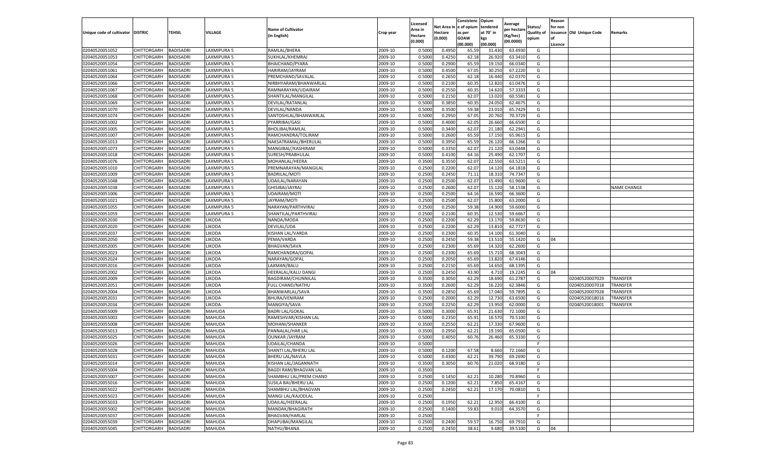| Unique code of cultivator | DISTRIC | TEHSIL | VILLAGE | Name of Cultivator (in English) | Crop year | Licensed Area in Hectare (0.000) | Net Area in Hectare (0.000) | Consistence of opium as per GOAW (00.000) | Opium tendered at 70° in kgs (00.000) | Average per hectare (Kg/hec) (00.0000) | Status/ Quality of opium | Reason for non issuance of Licence | Old Unique Code | Remarks |
|---|---|---|---|---|---|---|---|---|---|---|---|---|---|---|
| 02040520051052 | CHITTORGARH | BADISADRI | LAXMIPURA 5 | RAMLAL/BHERA | 2009-10 | 0.5000 | 0.4950 | 65.59 | 31.430 | 63.4930 | G | | | |
| 02040520051053 | CHITTORGARH | BADISADRI | LAXMIPURA 5 | SUKHLAL/KHEMRAJ | 2009-10 | 0.5000 | 0.4250 | 62.18 | 26.920 | 63.3410 | G | | | |
| 02040520051054 | CHITTORGARH | BADISADRI | LAXMIPURA 5 | BHAICHAND/PYARA | 2009-10 | 0.5000 | 0.2900 | 65.59 | 19.150 | 66.0340 | G | | | |
| 02040520051061 | CHITTORGARH | BADISADRI | LAXMIPURA 5 | HARIRAM/JAYRAM | 2009-10 | 0.5000 | 0.4500 | 67.05 | 30.250 | 67.2220 | G | | | |
| 02040520051064 | CHITTORGARH | BADISADRI | LAXMIPURA 5 | PREMCHAND/SAVALAL | 2009-10 | 0.5000 | 0.2650 | 62.18 | 16.440 | 62.0370 | G | | | |
| 02040520051066 | CHITTORGARH | BADISADRI | LAXMIPURA 5 | NIRBHYARAM/BHANWARLAL | 2009-10 | 0.5000 | 0.2100 | 60.35 | 12.820 | 61.0476 | G | | | |
| 02040520051067 | CHITTORGARH | BADISADRI | LAXMIPURA 5 | RAMNARAYAN/UDAIRAM | 2009-10 | 0.5000 | 0.2550 | 60.35 | 14.620 | 57.3333 | G | | | |
| 02040520051068 | CHITTORGARH | BADISADRI | LAXMIPURA 5 | SHANTILAL/MANGILAL | 2009-10 | 0.5000 | 0.2150 | 62.07 | 13.020 | 60.5581 | G | | | |
| 02040520051069 | CHITTORGARH | BADISADRI | LAXMIPURA 5 | DEVILAL/RATANLAL | 2009-10 | 0.5000 | 0.3850 | 60.35 | 24.050 | 62.4675 | G | | | |
| 02040520051070 | CHITTORGARH | BADISADRI | LAXMIPURA 5 | DEVILAL/NANDA | 2009-10 | 0.5000 | 0.3500 | 59.38 | 23.010 | 65.7429 | G | | | |
| 02040520051074 | CHITTORGARH | BADISADRI | LAXMIPURA 5 | SANTOSHLAL/BHANWARLAL | 2009-10 | 0.5000 | 0.2950 | 67.05 | 20.760 | 70.3729 | G | | | |
| 02040520051002 | CHITTORGARH | BADISADRI | LAXMIPURA 5 | PYARRIBAI/GASI | 2009-10 | 0.5000 | 0.4000 | 62.05 | 26.660 | 66.6500 | G | | | |
| 02040520051005 | CHITTORGARH | BADISADRI | LAXMIPURA 5 | BHOLIBAI/RAMLAL | 2009-10 | 0.5000 | 0.3400 | 62.07 | 21.180 | 62.2941 | G | | | |
| 02040520051007 | CHITTORGARH | BADISADRI | LAXMIPURA 5 | RAMCHANDRA/TOLIRAM | 2009-10 | 0.5000 | 0.2600 | 65.59 | 17.150 | 65.9615 | G | | | |
| 02040520051013 | CHITTORGARH | BADISADRI | LAXMIPURA 5 | NAKSATRAMAL/BHERULAL | 2009-10 | 0.5000 | 0.3950 | 65.59 | 26.120 | 66.1266 | G | | | |
| 02040520051073 | CHITTORGARH | BADISADRI | LAXMIPURA 5 | MANGIBAI//KASHIRAM | 2009-10 | 0.5000 | 0.3350 | 62.07 | 21.120 | 63.0448 | G | | | |
| 02040520051018 | CHITTORGARH | BADISADRI | LAXMIPURA 5 | SURESH/PRABHULAL | 2009-10 | 0.5000 | 0.4100 | 64.16 | 25.490 | 62.1707 | G | | | |
| 02040520051076 | CHITTORGARH | BADISADRI | LAXMIPURA 5 | MOHANLAL/HEERA | 2009-10 | 0.3500 | 0.3550 | 62.07 | 22.550 | 63.5211 | G | | | |
| 02040520051010 | CHITTORGARH | BADISADRI | LAXMIPURA 5 | PREMNARAYAN/MANGILAL | 2009-10 | 0.2500 | 0.2200 | 62.07 | 14.120 | 64.1818 | G | | | |
| 02040520051009 | CHITTORGARH | BADISADRI | LAXMIPURA 5 | BADRILAL/MOTI | 2009-10 | 0.2500 | 0.2450 | 71.11 | 18.310 | 74.7347 | G | | | |
| 02040520051048 | CHITTORGARH | BADISADRI | LAXMIPURA 5 | UDAILAL/NARAYAN | 2009-10 | 0.2500 | 0.2500 | 62.07 | 15.490 | 61.9600 | G | | | |
| 02040520051038 | CHITTORGARH | BADISADRI | LAXMIPURA 5 | GHISIBAI/JAYRAJ | 2009-10 | 0.2500 | 0.2600 | 62.07 | 15.120 | 58.1538 | G | | | NAME CHANGE |
| 02040520051006 | CHITTORGARH | BADISADRI | LAXMIPURA 5 | UDAIRAM/MOTI | 2009-10 | 0.2500 | 0.2500 | 64.16 | 16.590 | 66.3600 | G | | | |
| 02040520051021 | CHITTORGARH | BADISADRI | LAXMIPURA 5 | JAYRAM/MOTI | 2009-10 | 0.2500 | 0.2500 | 62.07 | 15.800 | 63.2000 | G | | | |
| 02040520051055 | CHITTORGARH | BADISADRI | LAXMIPURA 5 | NARAYAN/PARTHVIRAJ | 2009-10 | 0.2500 | 0.2500 | 59.38 | 14.900 | 59.6000 | G | | | |
| 02040520051059 | CHITTORGARH | BADISADRI | LAXMIPURA 5 | SHANTILAL/PARTHVIRAJ | 2009-10 | 0.2500 | 0.2100 | 60.35 | 12.530 | 59.6667 | G | | | |
| 02040520052030 | CHITTORGARH | BADISADRI | LIKODA | NANDA/MODA | 2009-10 | 0.2500 | 0.2200 | 62.29 | 13.170 | 59.8630 | G | | | |
| 02040520052020 | CHITTORGARH | BADISADRI | LIKODA | DEVILAL/UDA | 2009-10 | 0.2500 | 0.2200 | 62.29 | 13.810 | 62.7727 | G | | | |
| 02040520052037 | CHITTORGARH | BADISADRI | LIKODA | KISHAN LAL/VARDA | 2009-10 | 0.2500 | 0.2300 | 60.35 | 14.100 | 61.3040 | G | | | |
| 02040520052050 | CHITTORGARH | BADISADRI | LIKODA | PEMA/VARDA | 2009-10 | 0.2500 | 0.2450 | 59.38 | 13.510 | 55.1420 | G | 04 | | |
| 02040520052005 | CHITTORGARH | BADISADRI | LIKODA | BHAGVAN/SAVA | 2009-10 | 0.2500 | 0.2300 | 65.69 | 14.320 | 62.2600 | G | | | |
| 02040520052023 | CHITTORGARH | BADISADRI | LIKODA | RAMCHANDRA/GOPAL | 2009-10 | 0.2500 | 0.2300 | 65.69 | 15.710 | 68.3043 | G | | | |
| 02040520052024 | CHITTORGARH | BADISADRI | LIKODA | NARAYAN/GOPAL | 2009-10 | 0.2500 | 0.2050 | 65.69 | 13.820 | 67.4146 | G | | | |
| 02040520052016 | CHITTORGARH | BADISADRI | LIKODA | LAXMAN/BALU | 2009-10 | 0.2500 | 0.2150 | 65.69 | 14.650 | 68.1395 | G | | | |
| 02040520052002 | CHITTORGARH | BADISADRI | LIKODA | HEERALAL/KALU DANGI | 2009-10 | 0.2500 | 0.2450 | 43.90 | 4.710 | 19.2245 | G | 04 | | |
| 02040520052009 | CHITTORGARH | BADISADRI | LIKODA | BAGDIRAM/CHUNNILAL | 2009-10 | 0.3500 | 0.3050 | 62.29 | 18.690 | 61.2787 | G | | 02040520007029 | TRANSFER |
| 02040520052051 | CHITTORGARH | BADISADRI | LIKODA | FULL CHAND/NATHU | 2009-10 | 0.3500 | 0.2600 | 62.29 | 16.220 | 62.3846 | G | | 02040520007018 | TRANSFER |
| 02040520052004 | CHITTORGARH | BADISADRI | LIKODA | BHANWARLAL/SAVA | 2009-10 | 0.3500 | 0.2850 | 65.69 | 17.040 | 59.7895 | G | | 02040520007028 | TRANSFER |
| 02040520052031 | CHITTORGARH | BADISADRI | LIKODA | BHURA/VENIRAM | 2009-10 | 0.2500 | 0.2000 | 62.29 | 12.730 | 63.6500 | G | | 02040520018016 | TRANSFER |
| 02040520052034 | CHITTORGARH | BADISADRI | LIKODA | MANGIYA/SAVA | 2009-10 | 0.2500 | 0.2250 | 62.29 | 13.950 | 62.0000 | G | | 02040520018001 | TRANSFER |
| 02040520055009 | CHITTORGARH | BADISADRI | MAHUDA | BADRI LAL/GOKAL | 2009-10 | 0.5000 | 0.3000 | 65.91 | 21.630 | 72.1000 | G | | | |
| 02040520055003 | CHITTORGARH | BADISADRI | MAHUDA | RAMESHVAR/KISHAN LAL | 2009-10 | 0.5000 | 0.2350 | 65.91 | 16.570 | 70.5100 | G | | | |
| 02040520055008 | CHITTORGARH | BADISADRI | MAHUDA | MOHANI/SHANKER | 2009-10 | 0.3500 | 0.2550 | 62.21 | 17.330 | 67.9600 | G | | | |
| 02040520055013 | CHITTORGARH | BADISADRI | MAHUDA | PANNALAL/HAR LAL | 2009-10 | 0.3500 | 0.2950 | 62.21 | 19.190 | 65.0500 | G | | | |
| 02040520055025 | CHITTORGARH | BADISADRI | MAHUDA | OUNKAR /JAYRAM | 2009-10 | 0.5000 | 0.4050 | 60.76 | 26.460 | 65.3330 | G | | | |
| 02040520055026 | CHITTORGARH | BADISADRI | MAHUDA | UDAILAL/CHANDA | 2009-10 | 0.5000 | | | | | F | | | |
| 02040520055028 | CHITTORGARH | BADISADRI | MAHUDA | SHANTI LAL/BHERU LAL | 2009-10 | 0.5000 | 0.1200 | 67.58 | 8.660 | 72.1660 | G | | | |
| 02040520055031 | CHITTORGARH | BADISADRI | MAHUDA | BHERU LAL/NAVLA | 2009-10 | 0.5000 | 0.4300 | 62.21 | 39.790 | 69.2690 | G | | | |
| 02040520055014 | CHITTORGARH | BADISADRI | MAHUDA | KISHAN LAL/JAGANNATH | 2009-10 | 0.3500 | 0.3050 | 60.76 | 21.020 | 68.9180 | G | | | |
| 02040520055004 | CHITTORGARH | BADISADRI | MAHUDA | BAGDI RAM/BHAGVAN LAL | 2009-10 | 0.3500 | | | | | F | | | |
| 02040520055007 | CHITTORGARH | BADISADRI | MAHUDA | SHAMBHU LAL/PREM CHAND | 2009-10 | 0.2500 | 0.1450 | 62.21 | 10.280 | 70.8960 | G | | | |
| 02040520055016 | CHITTORGARH | BADISADRI | MAHUDA | SUSILA BAI/BHERU LAL | 2009-10 | 0.2500 | 0.1200 | 62.21 | 7.850 | 65.4167 | G | | | |
| 02040520055022 | CHITTORGARH | BADISADRI | MAHUDA | SHAMBHU LAL/BHAGVAN | 2009-10 | 0.2500 | 0.2450 | 62.21 | 17.170 | 70.0810 | G | | | |
| 02040520055023 | CHITTORGARH | BADISADRI | MAHUDA | MANGI LAL/KAJODLAL | 2009-10 | 0.2500 | | | | | F | | | |
| 02040520055033 | CHITTORGARH | BADISADRI | MAHUDA | UDAILAL/HEERALAL | 2009-10 | 0.2500 | 0.1950 | 62.21 | 12.950 | 66.4100 | G | | | |
| 02040520055002 | CHITTORGARH | BADISADRI | MAHUDA | MANDAK/BHAGIRATH | 2009-10 | 0.2500 | 0.1400 | 59.83 | 9.010 | 64.3570 | G | | | |
| 02040520055037 | CHITTORGARH | BADISADRI | MAHUDA | BHAGVAN/HARLAL | 2009-10 | 0.2500 | | | | | F | | | |
| 02040520055039 | CHITTORGARH | BADISADRI | MAHUDA | DHAPUBAI/MANGILAL | 2009-10 | 0.2500 | 0.2400 | 59.57 | 16.750 | 69.7910 | G | | | |
| 02040520055045 | CHITTORGARH | BADISADRI | MAHUDA | NATHU/BHANA | 2009-10 | 0.2500 | 0.2450 | 38.61 | 9.680 | 39.5100 | G | 04 | | |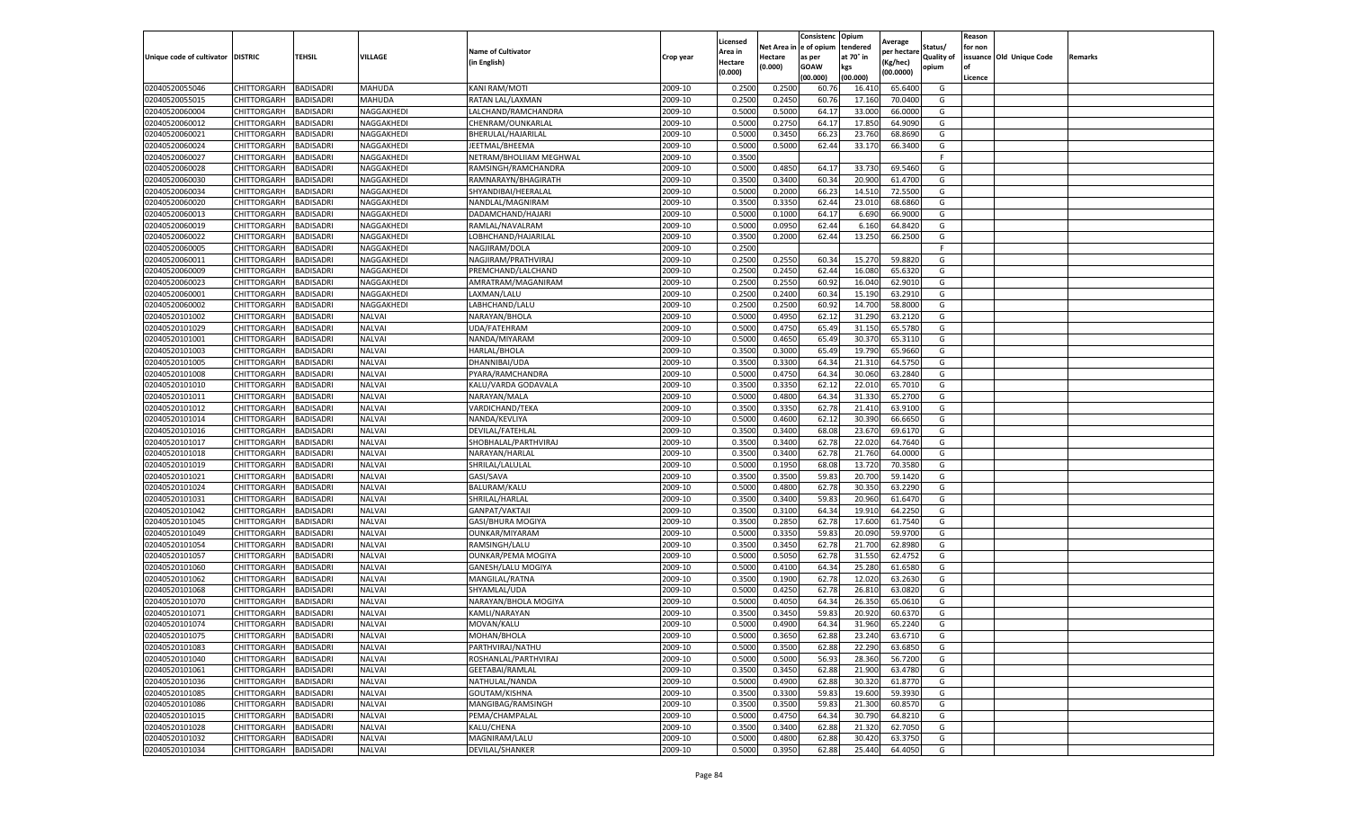| Unique code of cultivator | DISTRIC | TEHSIL | VILLAGE | Name of Cultivator (in English) | Crop year | Licensed Area in Hectare (0.000) | Net Area in Hectare (0.000) | Consistenc e of opium as per GOAW (00.000) | Opium tendered at 70° in kgs (00.000) | Average per hectare (Kg/hec) (00.0000) | Status/ Quality of opium | Reason for non issuance of Licence | Old Unique Code | Remarks |
|---|---|---|---|---|---|---|---|---|---|---|---|---|---|---|
| 02040520055046 | CHITTORGARH | BADISADRI | MAHUDA | KANI RAM/MOTI | 2009-10 | 0.2500 | 0.2500 | 60.76 | 16.410 | 65.6400 | G | | | |
| 02040520055015 | CHITTORGARH | BADISADRI | MAHUDA | RATAN LAL/LAXMAN | 2009-10 | 0.2500 | 0.2450 | 60.76 | 17.160 | 70.0400 | G | | | |
| 02040520060004 | CHITTORGARH | BADISADRI | NAGGAKHEDI | LALCHAND/RAMCHANDRA | 2009-10 | 0.5000 | 0.5000 | 64.17 | 33.000 | 66.0000 | G | | | |
| 02040520060012 | CHITTORGARH | BADISADRI | NAGGAKHEDI | CHENRAM/OUNKARLAL | 2009-10 | 0.5000 | 0.2750 | 64.17 | 17.850 | 64.9090 | G | | | |
| 02040520060021 | CHITTORGARH | BADISADRI | NAGGAKHEDI | BHERULAL/HAJARILAL | 2009-10 | 0.5000 | 0.3450 | 66.23 | 23.760 | 68.8690 | G | | | |
| 02040520060024 | CHITTORGARH | BADISADRI | NAGGAKHEDI | JEETMAL/BHEEMA | 2009-10 | 0.5000 | 0.5000 | 62.44 | 33.170 | 66.3400 | G | | | |
| 02040520060027 | CHITTORGARH | BADISADRI | NAGGAKHEDI | NETRAM/BHOLIIAM MEGHWAL | 2009-10 | 0.3500 | | | | | F | | | |
| 02040520060028 | CHITTORGARH | BADISADRI | NAGGAKHEDI | RAMSINGH/RAMCHANDRA | 2009-10 | 0.5000 | 0.4850 | 64.17 | 33.730 | 69.5460 | G | | | |
| 02040520060030 | CHITTORGARH | BADISADRI | NAGGAKHEDI | RAMNARAYN/BHAGIRATH | 2009-10 | 0.3500 | 0.3400 | 60.34 | 20.900 | 61.4700 | G | | | |
| 02040520060034 | CHITTORGARH | BADISADRI | NAGGAKHEDI | SHYANDIBAI/HEERALAL | 2009-10 | 0.5000 | 0.2000 | 66.23 | 14.510 | 72.5500 | G | | | |
| 02040520060020 | CHITTORGARH | BADISADRI | NAGGAKHEDI | NANDLAL/MAGNIRAM | 2009-10 | 0.3500 | 0.3350 | 62.44 | 23.010 | 68.6860 | G | | | |
| 02040520060013 | CHITTORGARH | BADISADRI | NAGGAKHEDI | DADAMCHAND/HAJARI | 2009-10 | 0.5000 | 0.1000 | 64.17 | 6.690 | 66.9000 | G | | | |
| 02040520060019 | CHITTORGARH | BADISADRI | NAGGAKHEDI | RAMLAL/NAVALRAM | 2009-10 | 0.5000 | 0.0950 | 62.44 | 6.160 | 64.8420 | G | | | |
| 02040520060022 | CHITTORGARH | BADISADRI | NAGGAKHEDI | LOBHCHAND/HAJARILAL | 2009-10 | 0.3500 | 0.2000 | 62.44 | 13.250 | 66.2500 | G | | | |
| 02040520060005 | CHITTORGARH | BADISADRI | NAGGAKHEDI | NAGJIRAM/DOLA | 2009-10 | 0.2500 | | | | | F | | | |
| 02040520060011 | CHITTORGARH | BADISADRI | NAGGAKHEDI | NAGJIRAM/PRATHVIRAJ | 2009-10 | 0.2500 | 0.2550 | 60.34 | 15.270 | 59.8820 | G | | | |
| 02040520060009 | CHITTORGARH | BADISADRI | NAGGAKHEDI | PREMCHAND/LALCHAND | 2009-10 | 0.2500 | 0.2450 | 62.44 | 16.080 | 65.6320 | G | | | |
| 02040520060023 | CHITTORGARH | BADISADRI | NAGGAKHEDI | AMRATRAM/MAGANIRAM | 2009-10 | 0.2500 | 0.2550 | 60.92 | 16.040 | 62.9010 | G | | | |
| 02040520060001 | CHITTORGARH | BADISADRI | NAGGAKHEDI | LAXMAN/LALU | 2009-10 | 0.2500 | 0.2400 | 60.34 | 15.190 | 63.2910 | G | | | |
| 02040520060002 | CHITTORGARH | BADISADRI | NAGGAKHEDI | LABHCHAND/LALU | 2009-10 | 0.2500 | 0.2500 | 60.92 | 14.700 | 58.8000 | G | | | |
| 02040520101002 | CHITTORGARH | BADISADRI | NALVAI | NARAYAN/BHOLA | 2009-10 | 0.5000 | 0.4950 | 62.12 | 31.290 | 63.2120 | G | | | |
| 02040520101029 | CHITTORGARH | BADISADRI | NALVAI | UDA/FATEHRAM | 2009-10 | 0.5000 | 0.4750 | 65.49 | 31.150 | 65.5780 | G | | | |
| 02040520101001 | CHITTORGARH | BADISADRI | NALVAI | NANDA/MIYARAM | 2009-10 | 0.5000 | 0.4650 | 65.49 | 30.370 | 65.3110 | G | | | |
| 02040520101003 | CHITTORGARH | BADISADRI | NALVAI | HARLAL/BHOLA | 2009-10 | 0.3500 | 0.3000 | 65.49 | 19.790 | 65.9660 | G | | | |
| 02040520101005 | CHITTORGARH | BADISADRI | NALVAI | DHANNIBAI/UDA | 2009-10 | 0.3500 | 0.3300 | 64.34 | 21.310 | 64.5750 | G | | | |
| 02040520101008 | CHITTORGARH | BADISADRI | NALVAI | PYARA/RAMCHANDRA | 2009-10 | 0.5000 | 0.4750 | 64.34 | 30.060 | 63.2840 | G | | | |
| 02040520101010 | CHITTORGARH | BADISADRI | NALVAI | KALU/VARDA GODAVALA | 2009-10 | 0.3500 | 0.3350 | 62.12 | 22.010 | 65.7010 | G | | | |
| 02040520101011 | CHITTORGARH | BADISADRI | NALVAI | NARAYAN/MALA | 2009-10 | 0.5000 | 0.4800 | 64.34 | 31.330 | 65.2700 | G | | | |
| 02040520101012 | CHITTORGARH | BADISADRI | NALVAI | VARDICHAND/TEKA | 2009-10 | 0.3500 | 0.3350 | 62.78 | 21.410 | 63.9100 | G | | | |
| 02040520101014 | CHITTORGARH | BADISADRI | NALVAI | NANDA/KEVLIYA | 2009-10 | 0.5000 | 0.4600 | 62.12 | 30.390 | 66.6650 | G | | | |
| 02040520101016 | CHITTORGARH | BADISADRI | NALVAI | DEVILAL/FATEHLAL | 2009-10 | 0.3500 | 0.3400 | 68.08 | 23.670 | 69.6170 | G | | | |
| 02040520101017 | CHITTORGARH | BADISADRI | NALVAI | SHOBHALAL/PARTHVIRAJ | 2009-10 | 0.3500 | 0.3400 | 62.78 | 22.020 | 64.7640 | G | | | |
| 02040520101018 | CHITTORGARH | BADISADRI | NALVAI | NARAYAN/HARLAL | 2009-10 | 0.3500 | 0.3400 | 62.78 | 21.760 | 64.0000 | G | | | |
| 02040520101019 | CHITTORGARH | BADISADRI | NALVAI | SHRILAL/LALULAL | 2009-10 | 0.5000 | 0.1950 | 68.08 | 13.720 | 70.3580 | G | | | |
| 02040520101021 | CHITTORGARH | BADISADRI | NALVAI | GASI/SAVA | 2009-10 | 0.3500 | 0.3500 | 59.83 | 20.700 | 59.1420 | G | | | |
| 02040520101024 | CHITTORGARH | BADISADRI | NALVAI | BALURAM/KALU | 2009-10 | 0.5000 | 0.4800 | 62.78 | 30.350 | 63.2290 | G | | | |
| 02040520101031 | CHITTORGARH | BADISADRI | NALVAI | SHRILAL/HARLAL | 2009-10 | 0.3500 | 0.3400 | 59.83 | 20.960 | 61.6470 | G | | | |
| 02040520101042 | CHITTORGARH | BADISADRI | NALVAI | GANPAT/VAKTAJI | 2009-10 | 0.3500 | 0.3100 | 64.34 | 19.910 | 64.2250 | G | | | |
| 02040520101045 | CHITTORGARH | BADISADRI | NALVAI | GASI/BHURA MOGIYA | 2009-10 | 0.3500 | 0.2850 | 62.78 | 17.600 | 61.7540 | G | | | |
| 02040520101049 | CHITTORGARH | BADISADRI | NALVAI | OUNKAR/MIYARAM | 2009-10 | 0.5000 | 0.3350 | 59.83 | 20.090 | 59.9700 | G | | | |
| 02040520101054 | CHITTORGARH | BADISADRI | NALVAI | RAMSINGH/LALU | 2009-10 | 0.3500 | 0.3450 | 62.78 | 21.700 | 62.8980 | G | | | |
| 02040520101057 | CHITTORGARH | BADISADRI | NALVAI | OUNKAR/PEMA MOGIYA | 2009-10 | 0.5000 | 0.5050 | 62.78 | 31.550 | 62.4752 | G | | | |
| 02040520101060 | CHITTORGARH | BADISADRI | NALVAI | GANESH/LALU MOGIYA | 2009-10 | 0.5000 | 0.4100 | 64.34 | 25.280 | 61.6580 | G | | | |
| 02040520101062 | CHITTORGARH | BADISADRI | NALVAI | MANGILAL/RATNA | 2009-10 | 0.3500 | 0.1900 | 62.78 | 12.020 | 63.2630 | G | | | |
| 02040520101068 | CHITTORGARH | BADISADRI | NALVAI | SHYAMLAL/UDA | 2009-10 | 0.5000 | 0.4250 | 62.78 | 26.810 | 63.0820 | G | | | |
| 02040520101070 | CHITTORGARH | BADISADRI | NALVAI | NARAYAN/BHOLA MOGIYA | 2009-10 | 0.5000 | 0.4050 | 64.34 | 26.350 | 65.0610 | G | | | |
| 02040520101071 | CHITTORGARH | BADISADRI | NALVAI | KAMLI/NARAYAN | 2009-10 | 0.3500 | 0.3450 | 59.83 | 20.920 | 60.6370 | G | | | |
| 02040520101074 | CHITTORGARH | BADISADRI | NALVAI | MOVAN/KALU | 2009-10 | 0.5000 | 0.4900 | 64.34 | 31.960 | 65.2240 | G | | | |
| 02040520101075 | CHITTORGARH | BADISADRI | NALVAI | MOHAN/BHOLA | 2009-10 | 0.5000 | 0.3650 | 62.88 | 23.240 | 63.6710 | G | | | |
| 02040520101083 | CHITTORGARH | BADISADRI | NALVAI | PARTHVIRAJ/NATHU | 2009-10 | 0.5000 | 0.3500 | 62.88 | 22.290 | 63.6850 | G | | | |
| 02040520101040 | CHITTORGARH | BADISADRI | NALVAI | ROSHANLAL/PARTHVIRAJ | 2009-10 | 0.5000 | 0.5000 | 56.93 | 28.360 | 56.7200 | G | | | |
| 02040520101061 | CHITTORGARH | BADISADRI | NALVAI | GEETABAI/RAMLAL | 2009-10 | 0.3500 | 0.3450 | 62.88 | 21.900 | 63.4780 | G | | | |
| 02040520101036 | CHITTORGARH | BADISADRI | NALVAI | NATHULAL/NANDA | 2009-10 | 0.5000 | 0.4900 | 62.88 | 30.320 | 61.8770 | G | | | |
| 02040520101085 | CHITTORGARH | BADISADRI | NALVAI | GOUTAM/KISHNA | 2009-10 | 0.3500 | 0.3300 | 59.83 | 19.600 | 59.3930 | G | | | |
| 02040520101086 | CHITTORGARH | BADISADRI | NALVAI | MANGIBAG/RAMSINGH | 2009-10 | 0.3500 | 0.3500 | 59.83 | 21.300 | 60.8570 | G | | | |
| 02040520101015 | CHITTORGARH | BADISADRI | NALVAI | PEMA/CHAMPALAL | 2009-10 | 0.5000 | 0.4750 | 64.34 | 30.790 | 64.8210 | G | | | |
| 02040520101028 | CHITTORGARH | BADISADRI | NALVAI | KALU/CHENA | 2009-10 | 0.3500 | 0.3400 | 62.88 | 21.320 | 62.7050 | G | | | |
| 02040520101032 | CHITTORGARH | BADISADRI | NALVAI | MAGNIRAM/LALU | 2009-10 | 0.5000 | 0.4800 | 62.88 | 30.420 | 63.3750 | G | | | |
| 02040520101034 | CHITTORGARH | BADISADRI | NALVAI | DEVILAL/SHANKER | 2009-10 | 0.5000 | 0.3950 | 62.88 | 25.440 | 64.4050 | G | | | |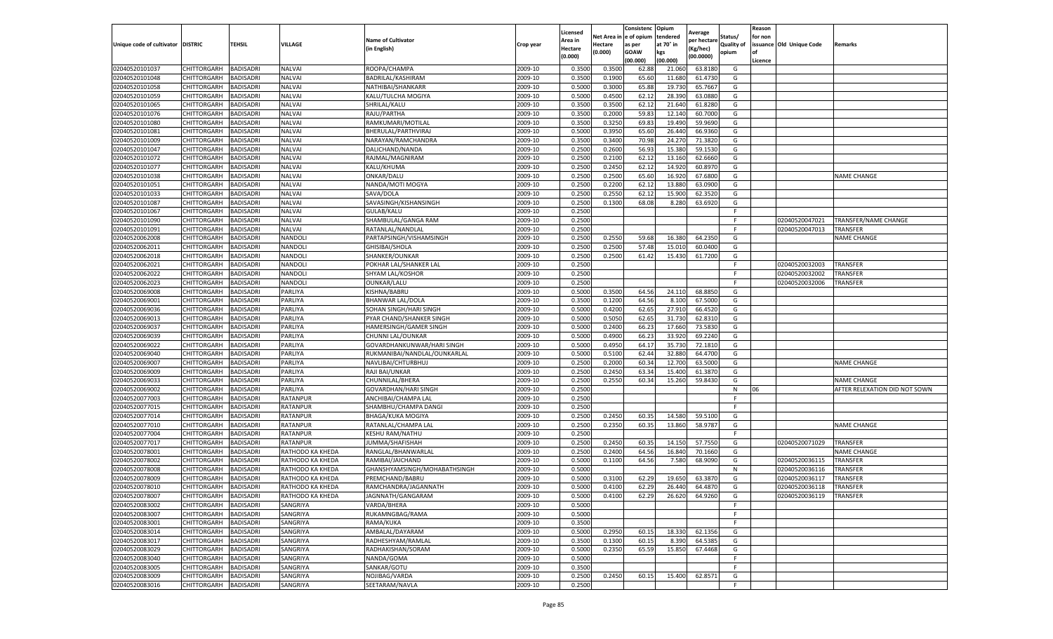| Unique code of cultivator | DISTRIC | TEHSIL | VILLAGE | Name of Cultivator (in English) | Crop year | Licensed Area in Hectare (0.000) | Net Area in Hectare (0.000) | Consistenc e of opium as per GOAW (00.000) | Opium tendered at 70° in kgs (00.000) | Average per hectare (Kg/hec) (00.0000) | Status/ Quality of opium | Reason for non issuance of Licence | Old Unique Code | Remarks |
|---|---|---|---|---|---|---|---|---|---|---|---|---|---|---|
| 02040520101037 | CHITTORGARH | BADISADRI | NALVAI | ROOPA/CHAMPA | 2009-10 | 0.3500 | 0.3500 | 62.88 | 21.060 | 63.8180 | G | | | |
| 02040520101048 | CHITTORGARH | BADISADRI | NALVAI | BADRILAL/KASHIRAM | 2009-10 | 0.3500 | 0.1900 | 65.60 | 11.680 | 61.4730 | G | | | |
| 02040520101058 | CHITTORGARH | BADISADRI | NALVAI | NATHIBAI/SHANKARR | 2009-10 | 0.5000 | 0.3000 | 65.88 | 19.730 | 65.7667 | G | | | |
| 02040520101059 | CHITTORGARH | BADISADRI | NALVAI | KALU/TULCHA MOGIYA | 2009-10 | 0.5000 | 0.4500 | 62.12 | 28.390 | 63.0880 | G | | | |
| 02040520101065 | CHITTORGARH | BADISADRI | NALVAI | SHRILAL/KALU | 2009-10 | 0.3500 | 0.3500 | 62.12 | 21.640 | 61.8280 | G | | | |
| 02040520101076 | CHITTORGARH | BADISADRI | NALVAI | RAJU/PARTHA | 2009-10 | 0.3500 | 0.2000 | 59.83 | 12.140 | 60.7000 | G | | | |
| 02040520101080 | CHITTORGARH | BADISADRI | NALVAI | RAMKUMARI/MOTILAL | 2009-10 | 0.3500 | 0.3250 | 69.83 | 19.490 | 59.9690 | G | | | |
| 02040520101081 | CHITTORGARH | BADISADRI | NALVAI | BHERULAL/PARTHVIRAJ | 2009-10 | 0.5000 | 0.3950 | 65.60 | 26.440 | 66.9360 | G | | | |
| 02040520101009 | CHITTORGARH | BADISADRI | NALVAI | NARAYAN/RAMCHANDRA | 2009-10 | 0.3500 | 0.3400 | 70.98 | 24.270 | 71.3820 | G | | | |
| 02040520101047 | CHITTORGARH | BADISADRI | NALVAI | DALICHAND/NANDA | 2009-10 | 0.2500 | 0.2600 | 56.93 | 15.380 | 59.1530 | G | | | |
| 02040520101072 | CHITTORGARH | BADISADRI | NALVAI | RAJMAL/MAGNIRAM | 2009-10 | 0.2500 | 0.2100 | 62.12 | 13.160 | 62.6660 | G | | | |
| 02040520101077 | CHITTORGARH | BADISADRI | NALVAI | KALU/KHUMA | 2009-10 | 0.2500 | 0.2450 | 62.12 | 14.920 | 60.8970 | G | | | |
| 02040520101038 | CHITTORGARH | BADISADRI | NALVAI | ONKAR/DALU | 2009-10 | 0.2500 | 0.2500 | 65.60 | 16.920 | 67.6800 | G | | | NAME CHANGE |
| 02040520101051 | CHITTORGARH | BADISADRI | NALVAI | NANDA/MOTI MOGYA | 2009-10 | 0.2500 | 0.2200 | 62.12 | 13.880 | 63.0900 | G | | | |
| 02040520101033 | CHITTORGARH | BADISADRI | NALVAI | SAVA/DOLA | 2009-10 | 0.2500 | 0.2550 | 62.12 | 15.900 | 62.3520 | G | | | |
| 02040520101087 | CHITTORGARH | BADISADRI | NALVAI | SAVASINGH/KISHANSINGH | 2009-10 | 0.2500 | 0.1300 | 68.08 | 8.280 | 63.6920 | G | | | |
| 02040520101067 | CHITTORGARH | BADISADRI | NALVAI | GULAB/KALU | 2009-10 | 0.2500 | | | | | F | | | |
| 02040520101090 | CHITTORGARH | BADISADRI | NALVAI | SHAMBULAL/GANGA RAM | 2009-10 | 0.2500 | | | | | F | | 02040520047021 | TRANSFER/NAME CHANGE |
| 02040520101091 | CHITTORGARH | BADISADRI | NALVAI | RATANLAL/NANDLAL | 2009-10 | 0.2500 | | | | | F | | 02040520047013 | TRANSFER |
| 02040520062008 | CHITTORGARH | BADISADRI | NANDOLI | PARTAPSINGH/VISHAMSINGH | 2009-10 | 0.2500 | 0.2550 | 59.68 | 16.380 | 64.2350 | G | | | NAME CHANGE |
| 02040520062011 | CHITTORGARH | BADISADRI | NANDOLI | GHISIBAI/SHOLA | 2009-10 | 0.2500 | 0.2500 | 57.48 | 15.010 | 60.0400 | G | | | |
| 02040520062018 | CHITTORGARH | BADISADRI | NANDOLI | SHANKER/OUNKAR | 2009-10 | 0.2500 | 0.2500 | 61.42 | 15.430 | 61.7200 | G | | | |
| 02040520062021 | CHITTORGARH | BADISADRI | NANDOLI | POKHAR LAL/SHANKER LAL | 2009-10 | 0.2500 | | | | | F | | 02040520032003 | TRANSFER |
| 02040520062022 | CHITTORGARH | BADISADRI | NANDOLI | SHYAM LAL/KOSHOR | 2009-10 | 0.2500 | | | | | F | | 02040520032002 | TRANSFER |
| 02040520062023 | CHITTORGARH | BADISADRI | NANDOLI | OUNKAR/LALU | 2009-10 | 0.2500 | | | | | F | | 02040520032006 | TRANSFER |
| 02040520069008 | CHITTORGARH | BADISADRI | PARLIYA | KISHNA/BABRU | 2009-10 | 0.5000 | 0.3500 | 64.56 | 24.110 | 68.8850 | G | | | |
| 02040520069001 | CHITTORGARH | BADISADRI | PARLIYA | BHANWAR LAL/DOLA | 2009-10 | 0.3500 | 0.1200 | 64.56 | 8.100 | 67.5000 | G | | | |
| 02040520069036 | CHITTORGARH | BADISADRI | PARLIYA | SOHAN SINGH/HARI SINGH | 2009-10 | 0.5000 | 0.4200 | 62.65 | 27.910 | 66.4520 | G | | | |
| 02040520069013 | CHITTORGARH | BADISADRI | PARLIYA | PYAR CHAND/SHANKER SINGH | 2009-10 | 0.5000 | 0.5050 | 62.65 | 31.730 | 62.8310 | G | | | |
| 02040520069037 | CHITTORGARH | BADISADRI | PARLIYA | HAMERSINGH/GAMER SINGH | 2009-10 | 0.5000 | 0.2400 | 66.23 | 17.660 | 73.5830 | G | | | |
| 02040520069039 | CHITTORGARH | BADISADRI | PARLIYA | CHUNNI LAL/OUNKAR | 2009-10 | 0.5000 | 0.4900 | 66.23 | 33.920 | 69.2240 | G | | | |
| 02040520069022 | CHITTORGARH | BADISADRI | PARLIYA | GOVARDHANKUNWAR/HARI SINGH | 2009-10 | 0.5000 | 0.4950 | 64.17 | 35.730 | 72.1810 | G | | | |
| 02040520069040 | CHITTORGARH | BADISADRI | PARLIYA | RUKMANIBAI/NANDLAL/OUNKARLAL | 2009-10 | 0.5000 | 0.5100 | 62.44 | 32.880 | 64.4700 | G | | | |
| 02040520069007 | CHITTORGARH | BADISADRI | PARLIYA | NAVLIBAI/CHTURBHUJ | 2009-10 | 0.2500 | 0.2000 | 60.34 | 12.700 | 63.5000 | G | | | NAME CHANGE |
| 02040520069009 | CHITTORGARH | BADISADRI | PARLIYA | RAJI BAI/UNKAR | 2009-10 | 0.2500 | 0.2450 | 63.34 | 15.400 | 61.3870 | G | | | |
| 02040520069033 | CHITTORGARH | BADISADRI | PARLIYA | CHUNNILAL/BHERA | 2009-10 | 0.2500 | 0.2550 | 60.34 | 15.260 | 59.8430 | G | | | NAME CHANGE |
| 02040520069002 | CHITTORGARH | BADISADRI | PARLIYA | GOVARDHAN/HARI SINGH | 2009-10 | 0.2500 | | | | | N | 06 | | AFTER RELEXATION DID NOT SOWN |
| 02040520077003 | CHITTORGARH | BADISADRI | RATANPUR | ANCHIBAI/CHAMPA LAL | 2009-10 | 0.2500 | | | | | F | | | |
| 02040520077015 | CHITTORGARH | BADISADRI | RATANPUR | SHAMBHU/CHAMPA DANGI | 2009-10 | 0.2500 | | | | | F | | | |
| 02040520077014 | CHITTORGARH | BADISADRI | RATANPUR | BHAGA/KUKA MOGIYA | 2009-10 | 0.2500 | 0.2450 | 60.35 | 14.580 | 59.5100 | G | | | |
| 02040520077010 | CHITTORGARH | BADISADRI | RATANPUR | RATANLAL/CHAMPA LAL | 2009-10 | 0.2500 | 0.2350 | 60.35 | 13.860 | 58.9787 | G | | | NAME CHANGE |
| 02040520077004 | CHITTORGARH | BADISADRI | RATANPUR | KESHU RAM/NATHU | 2009-10 | 0.2500 | | | | | F | | | |
| 02040520077017 | CHITTORGARH | BADISADRI | RATANPUR | JUMMA/SHAFISHAH | 2009-10 | 0.2500 | 0.2450 | 60.35 | 14.150 | 57.7550 | G | | 02040520071029 | TRANSFER |
| 02040520078001 | CHITTORGARH | BADISADRI | RATHODO KA KHEDA | RANGLAL/BHANWARLAL | 2009-10 | 0.2500 | 0.2400 | 64.56 | 16.840 | 70.1660 | G | | | NAME CHANGE |
| 02040520078002 | CHITTORGARH | BADISADRI | RATHODO KA KHEDA | RAMIBAI/JAICHAND | 2009-10 | 0.5000 | 0.1100 | 64.56 | 7.580 | 68.9090 | G | | 02040520036115 | TRANSFER |
| 02040520078008 | CHITTORGARH | BADISADRI | RATHODO KA KHEDA | GHANSHYAMSINGH/MOHABATHSINGH | 2009-10 | 0.5000 | | | | | N | | 02040520036116 | TRANSFER |
| 02040520078009 | CHITTORGARH | BADISADRI | RATHODO KA KHEDA | PREMCHAND/BABRU | 2009-10 | 0.5000 | 0.3100 | 62.29 | 19.650 | 63.3870 | G | | 02040520036117 | TRANSFER |
| 02040520078010 | CHITTORGARH | BADISADRI | RATHODO KA KHEDA | RAMCHANDRA/JAGANNATH | 2009-10 | 0.5000 | 0.4100 | 62.29 | 26.440 | 64.4870 | G | | 02040520036118 | TRANSFER |
| 02040520078007 | CHITTORGARH | BADISADRI | RATHODO KA KHEDA | JAGNNATH/GANGARAM | 2009-10 | 0.5000 | 0.4100 | 62.29 | 26.620 | 64.9260 | G | | 02040520036119 | TRANSFER |
| 02040520083002 | CHITTORGARH | BADISADRI | SANGRIYA | VARDA/BHERA | 2009-10 | 0.5000 | | | | | F | | | |
| 02040520083007 | CHITTORGARH | BADISADRI | SANGRIYA | RUKAMNGBAG/RAMA | 2009-10 | 0.5000 | | | | | F | | | |
| 02040520083001 | CHITTORGARH | BADISADRI | SANGRIYA | RAMA/KUKA | 2009-10 | 0.3500 | | | | | F | | | |
| 02040520083014 | CHITTORGARH | BADISADRI | SANGRIYA | AMBALAL/DAYARAM | 2009-10 | 0.5000 | 0.2950 | 60.15 | 18.330 | 62.1356 | G | | | |
| 02040520083017 | CHITTORGARH | BADISADRI | SANGRIYA | RADHESHYAM/RAMLAL | 2009-10 | 0.3500 | 0.1300 | 60.15 | 8.390 | 64.5385 | G | | | |
| 02040520083029 | CHITTORGARH | BADISADRI | SANGRIYA | RADHAKISHAN/SORAM | 2009-10 | 0.5000 | 0.2350 | 65.59 | 15.850 | 67.4468 | G | | | |
| 02040520083040 | CHITTORGARH | BADISADRI | SANGRIYA | NANDA/GOMA | 2009-10 | 0.5000 | | | | | F | | | |
| 02040520083005 | CHITTORGARH | BADISADRI | SANGRIYA | SANKAR/GOTU | 2009-10 | 0.3500 | | | | | F | | | |
| 02040520083009 | CHITTORGARH | BADISADRI | SANGRIYA | NOJIBAG/VARDA | 2009-10 | 0.2500 | 0.2450 | 60.15 | 15.400 | 62.8571 | G | | | |
| 02040520083016 | CHITTORGARH | BADISADRI | SANGRIYA | SEETARAM/NAVLA | 2009-10 | 0.2500 | | | | | F | | | |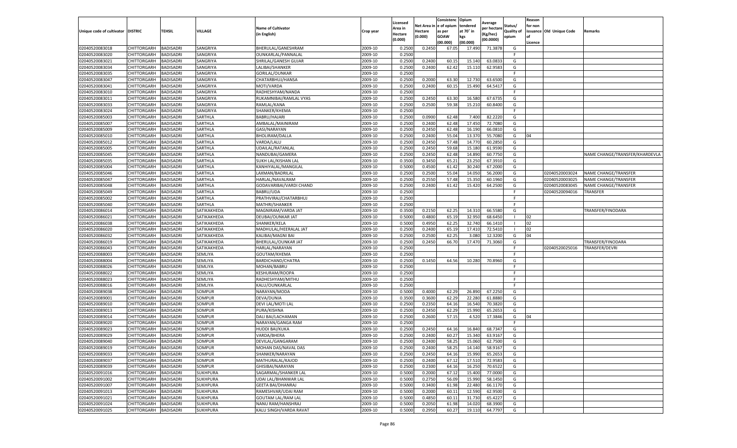| Unique code of cultivator | DISTRIC | TEHSIL | VILLAGE | Name of Cultivator (in English) | Crop year | Licensed Area in Hectare (0.000) | Net Area in Hectare (0.000) | Consistenc e of opium as per GOAW (00.000) | Opium tendered at 70° in kgs (00.000) | Average per hectare (Kg/hec) (00.0000) | Status/ Quality of opium | Reason for non issuance of Licence | Old Unique Code | Remarks |
|---|---|---|---|---|---|---|---|---|---|---|---|---|---|---|
| 02040520083018 | CHITTORGARH | BADISADRI | SANGRIYA | BHERULAL/GANESHRAM | 2009-10 | 0.2500 | 0.2450 | 67.05 | 17.490 | 71.3878 | G | | | |
| 02040520083020 | CHITTORGARH | BADISADRI | SANGRIYA | OUNKARLAL/PANNALAL | 2009-10 | 0.2500 | | | | | F | | | |
| 02040520083021 | CHITTORGARH | BADISADRI | SANGRIYA | SHRILAL/GANESH GUJAR | 2009-10 | 0.2500 | 0.2400 | 60.15 | 15.140 | 63.0833 | G | | | |
| 02040520083034 | CHITTORGARH | BADISADRI | SANGRIYA | LALIBAI/SHANKER | 2009-10 | 0.2500 | 0.2400 | 62.42 | 15.110 | 62.9583 | G | | | |
| 02040520083035 | CHITTORGARH | BADISADRI | SANGRIYA | GORILAL/OUNKAR | 2009-10 | 0.2500 | | | | | F | | | |
| 02040520083047 | CHITTORGARH | BADISADRI | SANGRIYA | CHATARBHUJ/HANSA | 2009-10 | 0.2500 | 0.2000 | 63.30 | 12.730 | 63.6500 | G | | | |
| 02040520083041 | CHITTORGARH | BADISADRI | SANGRIYA | MOTI/VARDA | 2009-10 | 0.2500 | 0.2400 | 60.15 | 15.490 | 64.5417 | G | | | |
| 02040520083010 | CHITTORGARH | BADISADRI | SANGRIYA | RADHESHYAM/NANDA | 2009-10 | 0.2500 | | | | | F | | | |
| 02040520083011 | CHITTORGARH | BADISADRI | SANGRIYA | RUKAMNIBAI/RAMLAL VYAS | 2009-10 | 0.2500 | 0.2450 | 63.30 | 16.580 | 67.6735 | G | | | |
| 02040520083033 | CHITTORGARH | BADISADRI | SANGRIYA | RAMLAL/KANA | 2009-10 | 0.2500 | 0.2500 | 59.38 | 15.210 | 60.8400 | G | | | |
| 02040520083024 | CHITTORGARH | BADISADRI | SANGRIYA | SHANKER/KHEMA | 2009-10 | 0.2500 | | | | | F | | | |
| 02040520085003 | CHITTORGARH | BADISADRI | SARTHLA | BABRU/HAJARI | 2009-10 | 0.2500 | 0.0900 | 62.48 | 7.400 | 82.2220 | G | | | |
| 02040520085007 | CHITTORGARH | BADISADRI | SARTHLA | AMBALAL/MAINIRAM | 2009-10 | 0.2500 | 0.2400 | 62.48 | 17.450 | 72.7080 | G | | | |
| 02040520085009 | CHITTORGARH | BADISADRI | SARTHLA | GASI/NARAYAN | 2009-10 | 0.2500 | 0.2450 | 62.48 | 16.190 | 66.0810 | G | | | |
| 02040520085010 | CHITTORGARH | BADISADRI | SARTHLA | BHOLIRAM/DALLA | 2009-10 | 0.2500 | 0.2400 | 55.04 | 13.370 | 55.7080 | G | 04 | | |
| 02040520085012 | CHITTORGARH | BADISADRI | SARTHLA | VARDA/LALU | 2009-10 | 0.2500 | 0.2450 | 57.48 | 14.770 | 60.2850 | G | | | |
| 02040520085005 | CHITTORGARH | BADISADRI | SARTHLA | UDAILAL/RATANLAL | 2009-10 | 0.2500 | 0.2450 | 59.68 | 15.180 | 61.9590 | G | | | |
| 02040520085045 | CHITTORGARH | BADISADRI | SARTHLA | NANDUBAI/GAMERA | 2009-10 | 0.2500 | 0.2450 | 62.48 | 14.890 | 60.7750 | G | | | NAME CHANGE/TRANSFER/KHARDEVLA |
| 02040520085035 | CHITTORGARH | BADISADRI | SARTHLA | SUKH LAL/KISHAN LAL | 2009-10 | 0.3500 | 0.3450 | 65.21 | 23.250 | 67.3910 | G | | | |
| 02040520085004 | CHITTORGARH | BADISADRI | SARTHLA | KANHIYALAL/MANGILAL | 2009-10 | 0.5000 | 0.4500 | 61.42 | 30.240 | 67.2000 | G | | | |
| 02040520085046 | CHITTORGARH | BADISADRI | SARTHLA | LAXMAN/BADRILAL | 2009-10 | 0.2500 | 0.2500 | 55.04 | 14.050 | 56.2000 | G | | 02040520003024 | NAME CHANGE/TRANSFER |
| 02040520085047 | CHITTORGARH | BADISADRI | SARTHLA | HARLAL/NAVALRAM | 2009-10 | 0.2500 | 0.2550 | 57.48 | 15.350 | 60.1960 | G | | 02040520003025 | NAME CHANGE/TRANSFER |
| 02040520085048 | CHITTORGARH | BADISADRI | SARTHLA | GODAVARIBAI/VARDI CHAND | 2009-10 | 0.2500 | 0.2400 | 61.42 | 15.420 | 64.2500 | G | | 02040520083045 | NAME CHANGE/TRANSFER |
| 02040520085049 | CHITTORGARH | BADISADRI | SARTHLA | BABRU/UDA | 2009-10 | 0.2500 | | | | | F | | 02040520094016 | TRANSFER |
| 02040520085002 | CHITTORGARH | BADISADRI | SARTHLA | PRATHVIRAJ/CHATARBHUJ | 2009-10 | 0.2500 | | | | | F | | | |
| 02040520085040 | CHITTORGARH | BADISADRI | SARTHLA | MATHRI/SHANKER | 2009-10 | 0.2500 | | | | | F | | | |
| 02040520086014 | CHITTORGARH | BADISADRI | SATIKAKHEDA | MAGNIRAM/VARDA JAT | 2009-10 | 0.3500 | 0.2150 | 62.25 | 14.310 | 66.5580 | G | | | TRANSFER/FINODARA |
| 02040520086021 | CHITTORGARH | BADISADRI | SATIKAKHEDA | DEUBAI/OUNKAR JAT | 2009-10 | 0.5000 | 0.4800 | 65.19 | 32.950 | 68.6450 | I | 02 | | |
| 02040520086038 | CHITTORGARH | BADISADRI | SATIKAKHEDA | SHANKER/KELA | 2009-10 | 0.5000 | 0.4950 | 62.25 | 32.740 | 66.1410 | I | 02 | | |
| 02040520086020 | CHITTORGARH | BADISADRI | SATIKAKHEDA | MADHULAL/HEERALAL JAT | 2009-10 | 0.2500 | 0.2400 | 65.19 | 17.410 | 72.5410 | I | 02 | | |
| 02040520086032 | CHITTORGARH | BADISADRI | SATIKAKHEDA | KALIBAI/MAGNI BAI | 2009-10 | 0.2500 | 0.2500 | 62.25 | 3.080 | 12.3200 | G | 04 | | |
| 02040520086019 | CHITTORGARH | BADISADRI | SATIKAKHEDA | BHERULAL/OUNKAR JAT | 2009-10 | 0.2500 | 0.2450 | 66.70 | 17.470 | 71.3060 | G | | | TRANSFER/FINODARA |
| 02040520086043 | CHITTORGARH | BADISADRI | SATIKAKHEDA | HARLAL/NARAYAN | 2009-10 | 0.2500 | | | | | F | | 02040520025016 | TRANSFER/DEVRI |
| 02040520088003 | CHITTORGARH | BADISADRI | SEMLIYA | GOUTAM/KHEMA | 2009-10 | 0.2500 | | | | | F | | | |
| 02040520088004 | CHITTORGARH | BADISADRI | SEMLIYA | BARDICHAND/CHATRA | 2009-10 | 0.2500 | 0.1450 | 64.56 | 10.280 | 70.8960 | G | | | |
| 02040520088026 | CHITTORGARH | BADISADRI | SEMLIYA | MOHAN/BABRU | 2009-10 | 0.2500 | | | | | F | | | |
| 02040520088022 | CHITTORGARH | BADISADRI | SEMLIYA | KESHURAM/ROOPA | 2009-10 | 0.2500 | | | | | F | | | |
| 02040520088023 | CHITTORGARH | BADISADRI | SEMLIYA | RADHESHYAM/MITHU | 2009-10 | 0.2500 | | | | | F | | | |
| 02040520088016 | CHITTORGARH | BADISADRI | SEMLIYA | KALU/OUNKARLAL | 2009-10 | 0.2500 | | | | | F | | | |
| 02040520089038 | CHITTORGARH | BADISADRI | SOMPUR | NARAYAN/MODA | 2009-10 | 0.5000 | 0.4000 | 62.29 | 26.890 | 67.2250 | G | | | |
| 02040520089001 | CHITTORGARH | BADISADRI | SOMPUR | DEVA/DUNIA | 2009-10 | 0.3500 | 0.3600 | 62.29 | 22.280 | 61.8880 | G | | | |
| 02040520089010 | CHITTORGARH | BADISADRI | SOMPUR | DEVI LAL/MOTI LAL | 2009-10 | 0.2500 | 0.2350 | 64.16 | 16.540 | 70.3820 | G | | | |
| 02040520089013 | CHITTORGARH | BADISADRI | SOMPUR | PURA/KISHNA | 2009-10 | 0.2500 | 0.2450 | 62.29 | 15.990 | 65.2653 | G | | | |
| 02040520089014 | CHITTORGARH | BADISADRI | SOMPUR | DALI BAI/LACHAMAN | 2009-10 | 0.2500 | 0.2600 | 57.15 | 4.520 | 17.3846 | G | 04 | | |
| 02040520089020 | CHITTORGARH | BADISADRI | SOMPUR | NARAYAN/GANGA RAM | 2009-10 | 0.2500 | | | | | F | | | |
| 02040520089023 | CHITTORGARH | BADISADRI | SOMPUR | HUDDI BAI/KUKA | 2009-10 | 0.2500 | 0.2450 | 64.16 | 16.840 | 68.7347 | G | | | |
| 02040520089029 | CHITTORGARH | BADISADRI | SOMPUR | VARDA/BHERA | 2009-10 | 0.2500 | 0.2400 | 60.27 | 15.340 | 63.9167 | G | | | |
| 02040520089040 | CHITTORGARH | BADISADRI | SOMPUR | DEVILAL/GANGARAM | 2009-10 | 0.2500 | 0.2400 | 58.25 | 15.060 | 62.7500 | G | | | |
| 02040520089019 | CHITTORGARH | BADISADRI | SOMPUR | MOHAN DAS/NAVAL DAS | 2009-10 | 0.2500 | 0.2400 | 58.25 | 14.140 | 58.9167 | G | | | |
| 02040520089033 | CHITTORGARH | BADISADRI | SOMPUR | SHANKER/NARAYAN | 2009-10 | 0.2500 | 0.2450 | 64.16 | 15.990 | 65.2653 | G | | | |
| 02040520089037 | CHITTORGARH | BADISADRI | SOMPUR | MATHURALAL/KAJOD | 2009-10 | 0.2500 | 0.2400 | 67.12 | 17.510 | 72.9583 | G | | | |
| 02040520089039 | CHITTORGARH | BADISADRI | SOMPUR | GHISIBAI/NARAYAN | 2009-10 | 0.2500 | 0.2300 | 64.16 | 16.250 | 70.6522 | G | | | |
| 02040520091016 | CHITTORGARH | BADISADRI | SUKHPURA | SAGARMAL/SHANKER LAL | 2009-10 | 0.5000 | 0.2000 | 67.12 | 15.400 | 77.0000 | G | | | |
| 02040520091002 | CHITTORGARH | BADISADRI | SUKHPURA | UDAI LAL/BHANWAR LAL | 2009-10 | 0.5000 | 0.2750 | 56.09 | 15.990 | 58.1450 | G | | | |
| 02040520091007 | CHITTORGARH | BADISADRI | SUKHPURA | GEETA BAI/DHANRAJ | 2009-10 | 0.5000 | 0.3400 | 61.98 | 22.480 | 66.1170 | G | | | |
| 02040520091013 | CHITTORGARH | BADISADRI | SUKHPURA | RAMESHVAR/UDAI RAM | 2009-10 | 0.5000 | 0.2000 | 60.11 | 12.590 | 62.9500 | G | | | |
| 02040520091021 | CHITTORGARH | BADISADRI | SUKHPURA | GOUTAM LAL/RAM LAL | 2009-10 | 0.5000 | 0.4850 | 60.11 | 31.730 | 65.4227 | G | | | |
| 02040520091024 | CHITTORGARH | BADISADRI | SUKHPURA | NANU RAM/HANSHRAJ | 2009-10 | 0.5000 | 0.2050 | 61.98 | 14.020 | 68.3900 | G | | | |
| 02040520091025 | CHITTORGARH | BADISADRI | SUKHPURA | KALU SINGH/VARDA RAVAT | 2009-10 | 0.5000 | 0.2950 | 60.27 | 19.110 | 64.7797 | G | | | |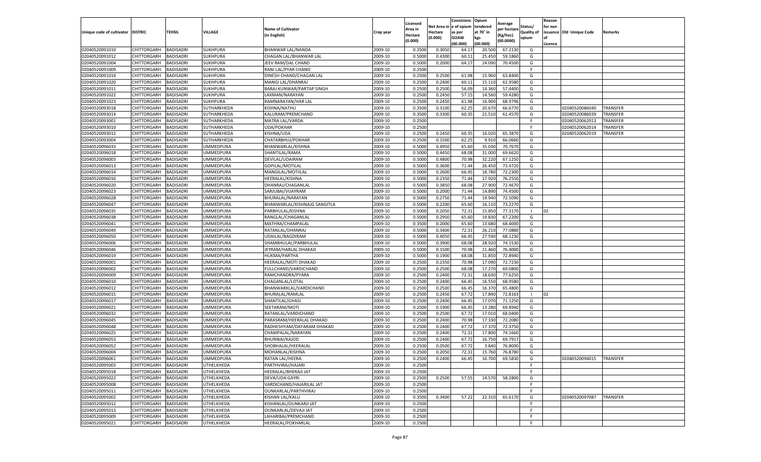| Unique code of cultivator | DISTRIC | TEHSIL | VILLAGE | Name of Cultivator (in English) | Crop year | Licensed Area in Hectare (0.000) | Net Area in Hectare (0.000) | Consistence of opium as per GOAW (00.000) | Opium tendered at 70° in kgs (00.000) | Average per hectare (Kg/hec) (00.0000) | Status/ Quality of opium | Reason for non issuance of Licence | Old Unique Code | Remarks |
|---|---|---|---|---|---|---|---|---|---|---|---|---|---|---|
| 02040520091010 | CHITTORGARH | BADISADRI | SUKHPURA | BHANWAR LAL/NANDA | 2009-10 | 0.3500 | 0.3050 | 64.17 | 20.500 | 67.2130 | G | | | |
| 02040520091012 | CHITTORGARH | BADISADRI | SUKHPURA | CHAGAN LAL/BHANWAR LAL | 2009-10 | 0.5000 | 0.4300 | 60.11 | 25.450 | 59.1860 | G | | | |
| 02040520091004 | CHITTORGARH | BADISADRI | SUKHPURA | JEEV RAM/DAL CHAND | 2009-10 | 0.5000 | 0.2000 | 64.17 | 14.090 | 70.4500 | G | | | |
| 02040520091009 | CHITTORGARH | BADISADRI | SUKHPURA | RANI LAL/PYAR CHAND | 2009-10 | 0.2500 | | | | | F | | | |
| 02040520091014 | CHITTORGARH | BADISADRI | SUKHPURA | DINESH CHAND/CHAGAN LAL | 2009-10 | 0.2500 | 0.2500 | 61.98 | 15.960 | 63.8400 | G | | | |
| 02040520091020 | CHITTORGARH | BADISADRI | SUKHPURA | MANGI LAL/DHANRAJ | 2009-10 | 0.2500 | 0.2400 | 60.11 | 15.110 | 62.9580 | G | | | |
| 02040520091011 | CHITTORGARH | BADISADRI | SUKHPURA | BARAJ KUNWAR/PARTAP SINGH | 2009-10 | 0.2500 | 0.2500 | 56.09 | 14.360 | 57.4400 | G | | | |
| 02040520091022 | CHITTORGARH | BADISADRI | SUKHPURA | LAXMAN/NARAYAN | 2009-10 | 0.2500 | 0.2450 | 57.15 | 14.560 | 59.4280 | G | | | |
| 02040520091023 | CHITTORGARH | BADISADRI | SUKHPURA | RAMNARAYAN/HAR LAL | 2009-10 | 0.2500 | 0.2450 | 61.98 | 16.900 | 68.9796 | G | | | |
| 02040520093018 | CHITTORGARH | BADISADRI | SUTHARKHEDA | KISHNA/NATHU | 2009-10 | 0.3500 | 0.3100 | 62.25 | 20.670 | 66.6770 | G | | 02040520086040 | TRANSFER |
| 02040520093014 | CHITTORGARH | BADISADRI | SUTHARKHEDA | KALURAM/PREMCHAND | 2009-10 | 0.3500 | 0.3300 | 60.35 | 21.510 | 61.4570 | G | | 02040520086039 | TRANSFER |
| 02040520093001 | CHITTORGARH | BADISADRI | SUTHARKHEDA | MATRA LAL/VARDA | 2009-10 | 0.2500 | | | | | F | | 02040520062013 | TRANSFER |
| 02040520093010 | CHITTORGARH | BADISADRI | SUTHARKHEDA | UDA/POKHAR | 2009-10 | 0.2500 | | | | | F | | 02040520062014 | TRANSFER |
| 02040520093012 | CHITTORGARH | BADISADRI | SUTHARKHEDA | KISHNA/UDA | 2009-10 | 0.2500 | 0.2450 | 60.35 | 16.020 | 65.3870 | G | | 02040520062019 | TRANSFER |
| 02040520093004 | CHITTORGARH | BADISADRI | SUTHARKHEDA | CHATARBHUJ/POKHAR | 2009-10 | 0.2500 | 0.1500 | 62.25 | 9.910 | 66.0660 | G | | | |
| 02040520096033 | CHITTORGARH | BADISADRI | UMMEDPURA | BHANWARLAL/KISHNA | 2009-10 | 0.5000 | 0.4950 | 65.60 | 35.030 | 70.7670 | G | | | |
| 02040520096018 | CHITTORGARH | BADISADRI | UMMEDPURA | SHANTILAL/RAMA | 2009-10 | 0.5000 | 0.4450 | 68.08 | 31.000 | 69.6620 | G | | | |
| 02040520096003 | CHITTORGARH | BADISADRI | UMMEDPURA | DEVILAL/UDAIRAM | 2009-10 | 0.5000 | 0.4800 | 70.98 | 32.220 | 67.1250 | G | | | |
| 02040520096013 | CHITTORGARH | BADISADRI | UMMEDPURA | GOPILAL/MOTILAL | 2009-10 | 0.5000 | 0.3600 | 71.44 | 26.450 | 73.4720 | G | | | |
| 02040520096014 | CHITTORGARH | BADISADRI | UMMEDPURA | MANGILAL/MOTIILAL | 2009-10 | 0.5000 | 0.2600 | 66.45 | 18.780 | 72.2300 | G | | | |
| 02040520096016 | CHITTORGARH | BADISADRI | UMMEDPURA | HEERALAL/KISHNA | 2009-10 | 0.5000 | 0.2350 | 71.44 | 17.920 | 76.2550 | G | | | |
| 02040520096020 | CHITTORGARH | BADISADRI | UMMEDPURA | DHANRAJ/CHAGANLAL | 2009-10 | 0.5000 | 0.3850 | 68.08 | 27.900 | 72.4670 | G | | | |
| 02040520096023 | CHITTORGARH | BADISADRI | UMMEDPURA | SARJUBAI/VIJAYRAM | 2009-10 | 0.5000 | 0.2000 | 71.44 | 14.890 | 74.4500 | G | | | |
| 02040520096028 | CHITTORGARH | BADISADRI | UMMEDPURA | BHURALAL/NARAYAN | 2009-10 | 0.5000 | 0.2750 | 71.44 | 19.940 | 72.5090 | G | | | |
| 02040520096047 | CHITTORGARH | BADISADRI | UMMEDPURA | BHANWARLAL/KISHNAJG SANGITLA | 2009-10 | 0.5000 | 0.2200 | 65.60 | 16.110 | 73.2270 | G | | | |
| 02040520096035 | CHITTORGARH | BADISADRI | UMMEDPURA | PARBHULAL/KISHNA | 2009-10 | 0.5000 | 0.2050 | 72.31 | 15.850 | 77.3170 | I | 02 | | |
| 02040520096038 | CHITTORGARH | BADISADRI | UMMEDPURA | RANGLAL/CHAGANLAL | 2009-10 | 0.5000 | 0.2950 | 65.60 | 19.830 | 67.2200 | G | | | |
| 02040520096041 | CHITTORGARH | BADISADRI | UMMEDPURA | MATHRA/CHAMPALAL | 2009-10 | 0.3500 | 0.2000 | 65.60 | 13.680 | 68.4000 | G | | | |
| 02040520096049 | CHITTORGARH | BADISADRI | UMMEDPURA | RATANLAL/DHANRAJ | 2009-10 | 0.5000 | 0.3400 | 72.31 | 26.210 | 77.0880 | G | | | |
| 02040520096050 | CHITTORGARH | BADISADRI | UMMEDPURA | UDAILAL/BAGDIRAM | 2009-10 | 0.5000 | 0.4050 | 66.45 | 27.590 | 68.1230 | G | | | |
| 02040520096006 | CHITTORGARH | BADISADRI | UMMEDPURA | SHAMBHULAL/PARBHULAL | 2009-10 | 0.5000 | 0.3900 | 68.08 | 28.920 | 74.1530 | G | | | |
| 02040520096046 | CHITTORGARH | BADISADRI | UMMEDPURA | JEYRAM/HARLAL DHAKAD | 2009-10 | 0.5000 | 0.1500 | 70.98 | 11.460 | 76.4000 | G | | | |
| 02040520096019 | CHITTORGARH | BADISADRI | UMMEDPURA | HUKMA/PARTHA | 2009-10 | 0.5000 | 0.1900 | 68.08 | 13.850 | 72.8940 | G | | | |
| 02040520096001 | CHITTORGARH | BADISADRI | UMMEDPURA | HEERALAL/MOTI DHAKAD | 2009-10 | 0.2500 | 0.2350 | 70.98 | 17.090 | 72.7230 | G | | | |
| 02040520096002 | CHITTORGARH | BADISADRI | UMMEDPURA | FULLCHAND/VARDICHAND | 2009-10 | 0.2500 | 0.2500 | 68.08 | 17.270 | 69.0800 | G | | | |
| 02040520096009 | CHITTORGARH | BADISADRI | UMMEDPURA | RAMCHANDRA/PYARA | 2009-10 | 0.2500 | 0.2400 | 72.31 | 18.630 | 77.6250 | G | | | |
| 02040520096010 | CHITTORGARH | BADISADRI | UMMEDPURA | CHAGANLAL/LOTAL | 2009-10 | 0.2500 | 0.2400 | 66.45 | 16.550 | 68.9580 | G | | | |
| 02040520096012 | CHITTORGARH | BADISADRI | UMMEDPURA | BHANWARKLAL/VARDICHAND | 2009-10 | 0.2500 | 0.2500 | 66.45 | 16.370 | 65.4800 | G | | | |
| 02040520096015 | CHITTORGARH | BADISADRI | UMMEDPURA | BHURALAL/RAMLAL | 2009-10 | 0.2500 | 0.2450 | 67.72 | 17.840 | 72.8163 | I | 02 | | |
| 02040520096017 | CHITTORGARH | BADISADRI | UMMEDPURA | SHANTILAL/GHASI | 2009-10 | 0.2500 | 0.2400 | 66.45 | 17.070 | 71.1250 | G | | | |
| 02040520096021 | CHITTORGARH | BADISADRI | UMMEDPURA | SEETARAM/MOTI | 2009-10 | 0.2500 | 0.1900 | 66.45 | 13.280 | 69.8940 | G | | | |
| 02040520096032 | CHITTORGARH | BADISADRI | UMMEDPURA | RATANLAL/VARDICHAND | 2009-10 | 0.2500 | 0.2500 | 67.72 | 17.010 | 68.0400 | G | | | |
| 02040520096045 | CHITTORGARH | BADISADRI | UMMEDPURA | PARASRAM/HEERALAL DHAKAD | 2009-10 | 0.2500 | 0.2400 | 70.98 | 17.330 | 72.2080 | G | | | |
| 02040520096048 | CHITTORGARH | BADISADRI | UMMEDPURA | RADHESHYAM/DAYARAM DHAKAD | 2009-10 | 0.2500 | 0.2400 | 67.72 | 17.370 | 72.3750 | G | | | |
| 02040520096025 | CHITTORGARH | BADISADRI | UMMEDPURA | CHAMPALAL/NARAYAN | 2009-10 | 0.2500 | 0.2400 | 72.31 | 17.800 | 74.1660 | G | | | |
| 02040520096053 | CHITTORGARH | BADISADRI | UMMEDPURA | BHURIBAI/KAJOD | 2009-10 | 0.2500 | 0.2400 | 67.72 | 16.750 | 69.7917 | G | | | |
| 02040520096052 | CHITTORGARH | BADISADRI | UMMEDPURA | SHOBHALAL/HEERALAL | 2009-10 | 0.2500 | 0.0500 | 67.72 | 3.840 | 76.8000 | G | | | |
| 02040520096004 | CHITTORGARH | BADISADRI | UMMEDPURA | MOHANLAL/KISHNA | 2009-10 | 0.2500 | 0.2050 | 72.31 | 15.760 | 76.8780 | G | | | |
| 02040520096061 | CHITTORGARH | BADISADRI | UMMEDPURA | RATAN LAL/HEERA | 2009-10 | 0.2500 | 0.2400 | 66.45 | 16.700 | 69.5830 | G | | 02040520094015 | TRANSFER |
| 02040520095003 | CHITTORGARH | BADISADRI | UTHELKHEDA | PARTHVIRAJ/HAJARI | 2009-10 | 0.2500 | | | | | F | | | |
| 02040520095018 | CHITTORGARH | BADISADRI | UTHELKHEDA | HEERALAL/BHERAJI JAT | 2009-10 | 0.2500 | | | | | F | | | |
| 02040520095022 | CHITTORGARH | BADISADRI | UTHELKHEDA | DEVA/UDA GAYRI | 2009-10 | 0.2500 | 0.2500 | 57.55 | 14.570 | 58.2800 | G | | | |
| 02040520095008 | CHITTORGARH | BADISADRI | UTHELKHEDA | VARDICHAND/HAJARILAL JAT | 2009-10 | 0.2500 | | | | | F | | | |
| 02040520095011 | CHITTORGARH | BADISADRI | UTHELKHEDA | OUNKARLAL/PARTHVIRAJ | 2009-10 | 0.2500 | | | | | F | | | |
| 02040520095002 | CHITTORGARH | BADISADRI | UTHELKHEDA | KISHAN LAL/KALU | 2009-10 | 0.3500 | 0.3400 | 57.22 | 22.310 | 65.6170 | G | | 02040520097087 | TRANSFER |
| 02040520095012 | CHITTORGARH | BADISADRI | UTHELKHEDA | KISHANLAL/OUNKARJI JAT | 2009-10 | 0.2500 | | | | | F | | | |
| 02040520095013 | CHITTORGARH | BADISADRI | UTHELKHEDA | OUNKARLAL/DEVAJI JAT | 2009-10 | 0.2500 | | | | | F | | | |
| 02040520095009 | CHITTORGARH | BADISADRI | UTHELKHEDA | LAHARIBAI/PREMCHAND | 2009-10 | 0.2500 | | | | | F | | | |
| 02040520095021 | CHITTORGARH | BADISADRI | UTHELKHEDA | HEERALAL/POKHARLAL | 2009-10 | 0.2500 | | | | | F | | | |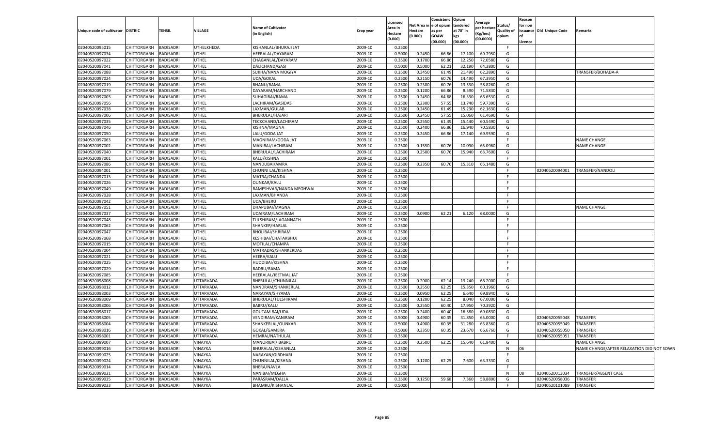| Unique code of cultivator | DISTRIC | TEHSIL | VILLAGE | Name of Cultivator (in English) | Crop year | Licensed Area in Hectare (0.000) | Net Area in Hectare (0.000) | Consistence of opium as per GOAW (00.000) | Opium tendered at 70° in kgs (00.000) | Average per hectare (Kg/hec) (00.0000) | Status/ Quality of opium | Reason for non issuance of Licence | Old Unique Code | Remarks |
|---|---|---|---|---|---|---|---|---|---|---|---|---|---|---|
| 02040520095015 | CHITTORGARH | BADISADRI | UTHELKHEDA | KISHANLAL/BHURAJI JAT | 2009-10 | 0.2500 | | | | | F | | | |
| 02040520097034 | CHITTORGARH | BADISADRI | UTHEL | HEERALAL/DAYARAM | 2009-10 | 0.5000 | 0.2450 | 66.86 | 17.100 | 69.7950 | G | | | |
| 02040520097022 | CHITTORGARH | BADISADRI | UTHEL | CHAGANLAL/DAYARAM | 2009-10 | 0.3500 | 0.1700 | 66.86 | 12.250 | 72.0580 | G | | | |
| 02040520097041 | CHITTORGARH | BADISADRI | UTHEL | DALICHAND/GASI | 2009-10 | 0.5000 | 0.5000 | 62.21 | 32.190 | 64.3800 | G | | | |
| 02040520097088 | CHITTORGARH | BADISADRI | UTHEL | SUKHA/NANA MOGIYA | 2009-10 | 0.3500 | 0.3450 | 61.49 | 21.490 | 62.2890 | G | | | TRANSFER/BOHADA-A |
| 02040520097024 | CHITTORGARH | BADISADRI | UTHEL | UDA/GOKAL | 2009-10 | 0.2500 | 0.2150 | 60.76 | 14.490 | 67.3950 | G | | | |
| 02040520097019 | CHITTORGARH | BADISADRI | UTHEL | BHANU/RAMA | 2009-10 | 0.2500 | 0.2300 | 60.76 | 13.530 | 58.8260 | G | | | |
| 02040520097079 | CHITTORGARH | BADISADRI | UTHEL | DAYARAM/HARCHAND | 2009-10 | 0.2500 | 0.1200 | 66.86 | 8.590 | 71.5830 | G | | | |
| 02040520097003 | CHITTORGARH | BADISADRI | UTHEL | SUHAGIBAI/RAMA | 2009-10 | 0.2500 | 0.2450 | 64.68 | 16.330 | 66.6530 | G | | | |
| 02040520097056 | CHITTORGARH | BADISADRI | UTHEL | LACHIRAM/GASIDAS | 2009-10 | 0.2500 | 0.2300 | 57.55 | 13.740 | 59.7390 | G | | | |
| 02040520097038 | CHITTORGARH | BADISADRI | UTHEL | LAXMAN/GULAB | 2009-10 | 0.2500 | 0.2450 | 61.49 | 15.230 | 62.1630 | G | | | |
| 02040520097006 | CHITTORGARH | BADISADRI | UTHEL | BHERULAL/HAJARI | 2009-10 | 0.2500 | 0.2450 | 57.55 | 15.060 | 61.4690 | G | | | |
| 02040520097035 | CHITTORGARH | BADISADRI | UTHEL | TECKCHAND/LACHIRAM | 2009-10 | 0.2500 | 0.2550 | 61.49 | 15.440 | 60.5490 | G | | | |
| 02040520097046 | CHITTORGARH | BADISADRI | UTHEL | KISHNA/MAGNA | 2009-10 | 0.2500 | 0.2400 | 66.86 | 16.940 | 70.5830 | G | | | |
| 02040520097050 | CHITTORGARH | BADISADRI | UTHEL | LALU/GODA JAT | 2009-10 | 0.2500 | 0.2450 | 66.86 | 17.140 | 69.9590 | G | | | |
| 02040520097063 | CHITTORGARH | BADISADRI | UTHEL | MAGNIRAM/GODA JAT | 2009-10 | 0.2500 | | | | | F | | | NAME CHANGE |
| 02040520097002 | CHITTORGARH | BADISADRI | UTHEL | MANIBAI/LACHIRAM | 2009-10 | 0.2500 | 0.1550 | 60.76 | 10.090 | 65.0960 | G | | | NAME CHANGE |
| 02040520097040 | CHITTORGARH | BADISADRI | UTHEL | BHERULAL/LACHIRAM | 2009-10 | 0.2500 | 0.2500 | 60.76 | 15.940 | 63.7600 | G | | | |
| 02040520097001 | CHITTORGARH | BADISADRI | UTHEL | KALU/KISHNA | 2009-10 | 0.2500 | | | | | F | | | |
| 02040520097086 | CHITTORGARH | BADISADRI | UTHEL | NANDUBAI/AMRA | 2009-10 | 0.2500 | 0.2350 | 60.76 | 15.310 | 65.1480 | G | | | |
| 02040520094001 | CHITTORGARH | BADISADRI | UTHEL | CHUNNI LAL/KISHNA | 2009-10 | 0.2500 | | | | | F | | 02040520094001 | TRANSFER/NANDOLI |
| 02040520097013 | CHITTORGARH | BADISADRI | UTHEL | MATRA/CHANDA | 2009-10 | 0.2500 | | | | | F | | | |
| 02040520097026 | CHITTORGARH | BADISADRI | UTHEL | OUNKAR/KALU | 2009-10 | 0.2500 | | | | | F | | | |
| 02040520097049 | CHITTORGARH | BADISADRI | UTHEL | RAMESHVAR/NANDA MEGHWAL | 2009-10 | 0.2500 | | | | | F | | | |
| 02040520097028 | CHITTORGARH | BADISADRI | UTHEL | LAXMAN/BHANDA | 2009-10 | 0.2500 | | | | | F | | | |
| 02040520097042 | CHITTORGARH | BADISADRI | UTHEL | UDA/BHERU | 2009-10 | 0.2500 | | | | | F | | | |
| 02040520097051 | CHITTORGARH | BADISADRI | UTHEL | DHAPUBAI/MAGNA | 2009-10 | 0.2500 | | | | | F | | | NAME CHANGE |
| 02040520097037 | CHITTORGARH | BADISADRI | UTHEL | UDAIRAM/LACHIRAM | 2009-10 | 0.2500 | 0.0900 | 62.21 | 6.120 | 68.0000 | G | | | |
| 02040520097048 | CHITTORGARH | BADISADRI | UTHEL | TULSHIRAM/JAGANNATH | 2009-10 | 0.2500 | | | | | F | | | |
| 02040520097062 | CHITTORGARH | BADISADRI | UTHEL | SHANKER/HARLAL | 2009-10 | 0.2500 | | | | | F | | | |
| 02040520097047 | CHITTORGARH | BADISADRI | UTHEL | BHOLIBAI/SHRIRAM | 2009-10 | 0.2500 | | | | | F | | | |
| 02040520097068 | CHITTORGARH | BADISADRI | UTHEL | KESHIBAI/CHATARBHUJ | 2009-10 | 0.2500 | | | | | F | | | |
| 02040520097015 | CHITTORGARH | BADISADRI | UTHEL | MOTILAL/CHAMPA | 2009-10 | 0.2500 | | | | | F | | | |
| 02040520097004 | CHITTORGARH | BADISADRI | UTHEL | MATRADAS/SHANKERDAS | 2009-10 | 0.2500 | | | | | F | | | |
| 02040520097021 | CHITTORGARH | BADISADRI | UTHEL | HEERA/KALU | 2009-10 | 0.2500 | | | | | F | | | |
| 02040520097025 | CHITTORGARH | BADISADRI | UTHEL | HUDDIBAI/KISHNA | 2009-10 | 0.2500 | | | | | F | | | |
| 02040520097029 | CHITTORGARH | BADISADRI | UTHEL | BADRU/RAMA | 2009-10 | 0.2500 | | | | | F | | | |
| 02040520097085 | CHITTORGARH | BADISADRI | UTHEL | HEERALAL/JEETMAL JAT | 2009-10 | 0.2500 | | | | | F | | | |
| 02040520098008 | CHITTORGARH | BADISADRI | UTTARVADA | BHERULAL/CHUNNILAL | 2009-10 | 0.2500 | 0.2000 | 62.14 | 13.240 | 66.2000 | G | | | |
| 02040520098012 | CHITTORGARH | BADISADRI | UTTARVADA | NANDRAM/SHANKERLAL | 2009-10 | 0.2500 | 0.2550 | 62.25 | 15.350 | 60.1960 | G | | | |
| 02040520098003 | CHITTORGARH | BADISADRI | UTTARVADA | NARAYAN/SHYAMA | 2009-10 | 0.2500 | 0.0950 | 62.25 | 6.640 | 69.8940 | G | | | |
| 02040520098009 | CHITTORGARH | BADISADRI | UTTARVADA | BHERULAL/TULSHIRAM | 2009-10 | 0.2500 | 0.1200 | 62.25 | 8.040 | 67.0000 | G | | | |
| 02040520098006 | CHITTORGARH | BADISADRI | UTTARVADA | BABRU/KALU | 2009-10 | 0.2500 | 0.2550 | 60.40 | 17.950 | 70.3920 | G | | | |
| 02040520098017 | CHITTORGARH | BADISADRI | UTTARVADA | GOUTAM BAI/UDA | 2009-10 | 0.2500 | 0.2400 | 60.40 | 16.580 | 69.0830 | G | | | |
| 02040520098005 | CHITTORGARH | BADISADRI | UTTARVADA | VENDIRAM/KANIRAM | 2009-10 | 0.5000 | 0.4900 | 60.35 | 31.850 | 65.0000 | G | | 02040520055048 | TRANSFER |
| 02040520098004 | CHITTORGARH | BADISADRI | UTTARVADA | SHANKERLAL/OUNKAR | 2009-10 | 0.5000 | 0.4900 | 60.35 | 31.280 | 63.8360 | G | | 02040520055049 | TRANSFER |
| 02040520098016 | CHITTORGARH | BADISADRI | UTTARVADA | GOKAL/GAMERA | 2009-10 | 0.5000 | 0.3350 | 60.35 | 23.670 | 66.6760 | G | | 02040520055050 | TRANSFER |
| 02040520098001 | CHITTORGARH | BADISADRI | UTTARVADA | HEMRAJ/NATHULAL | 2009-10 | 0.3500 | | | | | F | | 02040520055051 | TRANSFER |
| 02040520099007 | CHITTORGARH | BADISADRI | VINAYKA | MANORIBAI/ BABRU | 2009-10 | 0.2500 | 0.2500 | 62.25 | 15.640 | 61.8400 | G | | | NAME CHANGE |
| 02040520099016 | CHITTORGARH | BADISADRI | VINAYKA | BHURALAL/KISHANLAL | 2009-10 | 0.2500 | | | | | N | 06 | | NAME CHANGE/AFTER RELAXATION DID NOT SOWN |
| 02040520099025 | CHITTORGARH | BADISADRI | VINAYKA | NARAYAN/GIRDHARI | 2009-10 | 0.2500 | | | | | F | | | |
| 02040520099024 | CHITTORGARH | BADISADRI | VINAYKA | CHUNNILAL/KISHNA | 2009-10 | 0.2500 | 0.1200 | 62.25 | 7.600 | 63.3330 | G | | | |
| 02040520099014 | CHITTORGARH | BADISADRI | VINAYKA | BHERA/NAVLA | 2009-10 | 0.2500 | | | | | F | | | |
| 02040520099031 | CHITTORGARH | BADISADRI | VINAYKA | NANIBAI/MEGHA | 2009-10 | 0.3500 | | | | | N | 08 | 02040520013034 | TRANSFER/ABSENT CASE |
| 02040520099035 | CHITTORGARH | BADISADRI | VINAYKA | PARASRAM/DALLA | 2009-10 | 0.3500 | 0.1250 | 59.68 | 7.360 | 58.8800 | G | | 02040520058036 | TRANSFER |
| 02040520099033 | CHITTORGARH | BADISADRI | VINAYKA | BHAMRU/KISHANLAL | 2009-10 | 0.5000 | | | | | F | | 02040520101089 | TRANSFER |